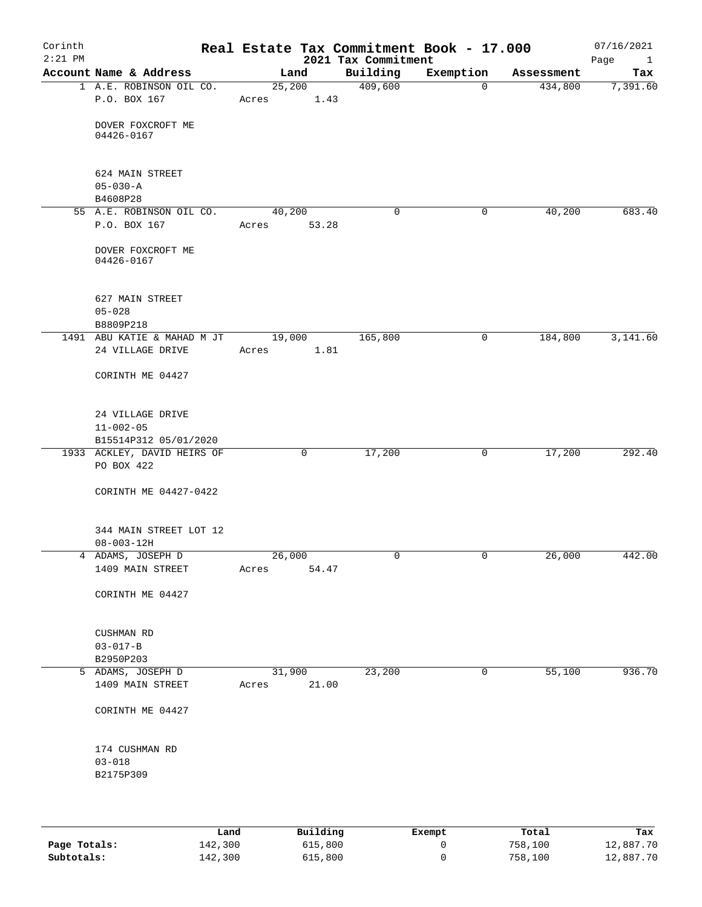Corinth 2:21 PM

# Real Estate Tax Commitment Book - 17.000

2021 Tax Commitment

07/16/2021

| Account | Name & Address | Land | Building | Exemption | Assessment | Tax |
|---|---|---|---|---|---|---|
| 1 | A.E. ROBINSON OIL CO.<br>P.O. BOX 167<br><br>DOVER FOXCROFT ME<br>04426-0167<br><br>624 MAIN STREET<br>05-030-A<br>B4608P28 | 25,200<br>Acres 1.43 | 409,600 | 0 | 434,800 | 7,391.60 |
| 55 | A.E. ROBINSON OIL CO.<br>P.O. BOX 167<br><br>DOVER FOXCROFT ME<br>04426-0167<br><br>627 MAIN STREET<br>05-028<br>B8809P218 | 40,200<br>Acres 53.28 | 0 | 0 | 40,200 | 683.40 |
| 1491 | ABU KATIE & MAHAD M JT<br>24 VILLAGE DRIVE<br><br>CORINTH ME 04427<br><br>24 VILLAGE DRIVE<br>11-002-05<br>B15514P312 05/01/2020 | 19,000<br>Acres 1.81 | 165,800 | 0 | 184,800 | 3,141.60 |
| 1933 | ACKLEY, DAVID HEIRS OF<br>PO BOX 422<br><br>CORINTH ME 04427-0422<br><br>344 MAIN STREET LOT 12<br>08-003-12H | 0 | 17,200 | 0 | 17,200 | 292.40 |
| 4 | ADAMS, JOSEPH D<br>1409 MAIN STREET<br><br>CORINTH ME 04427<br><br>CUSHMAN RD<br>03-017-B<br>B2950P203 | 26,000<br>Acres 54.47 | 0 | 0 | 26,000 | 442.00 |
| 5 | ADAMS, JOSEPH D<br>1409 MAIN STREET<br><br>CORINTH ME 04427<br><br>174 CUSHMAN RD<br>03-018<br>B2175P309 | 31,900<br>Acres 21.00 | 23,200 | 0 | 55,100 | 936.70 |

| | Land | Building | Exempt | Total | Tax |
|---|---|---|---|---|---|
| **Page Totals:** | 142,300 | 615,800 | 0 | 758,100 | 12,887.70 |
| **Subtotals:** | 142,300 | 615,800 | 0 | 758,100 | 12,887.70 |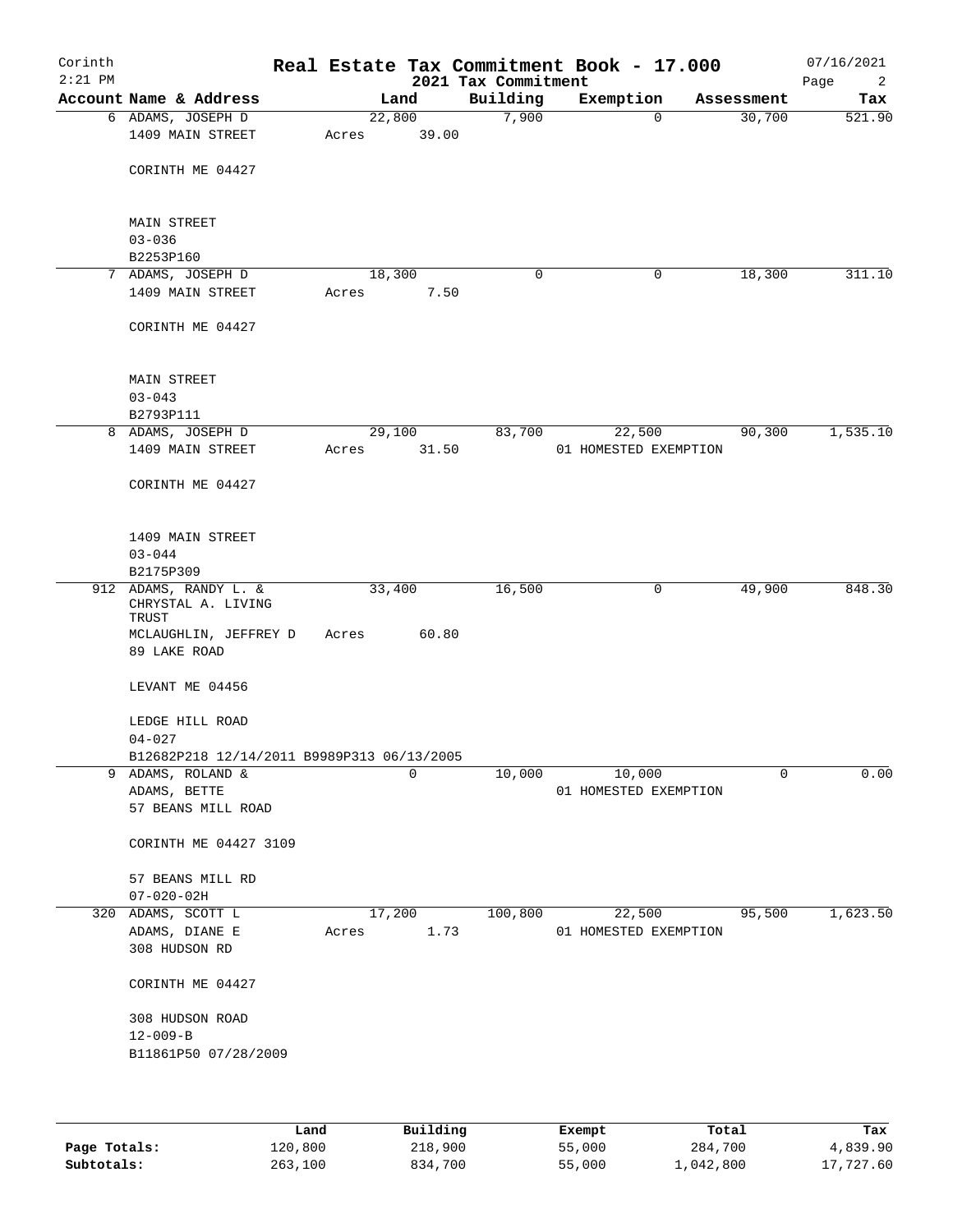Corinth
2:21 PM

# Real Estate Tax Commitment Book - 17.000

2021 Tax Commitment

07/16/2021

| Account Name & Address | Land | Building | Exemption | Assessment | Tax |
|---|---|---|---|---|---|
| 6 ADAMS, JOSEPH D<br>1409 MAIN STREET<br><br>CORINTH ME 04427<br><br>MAIN STREET<br>03-036<br>B2253P160 | 22,800<br>Acres 39.00 | 7,900 | 0 | 30,700 | 521.90 |
| 7 ADAMS, JOSEPH D<br>1409 MAIN STREET<br><br>CORINTH ME 04427<br><br>MAIN STREET<br>03-043<br>B2793P111 | 18,300<br>Acres 7.50 | 0 | 0 | 18,300 | 311.10 |
| 8 ADAMS, JOSEPH D<br>1409 MAIN STREET<br><br>CORINTH ME 04427<br><br>1409 MAIN STREET<br>03-044<br>B2175P309 | 29,100<br>Acres 31.50 | 83,700 | 22,500<br>01 HOMESTED EXEMPTION | 90,300 | 1,535.10 |
| 912 ADAMS, RANDY L. &<br>CHRYSTAL A. LIVING TRUST<br>MCLAUGHLIN, JEFFREY D<br>89 LAKE ROAD<br><br>LEVANT ME 04456<br><br>LEDGE HILL ROAD<br>04-027<br>B12682P218 12/14/2011 B9989P313 06/13/2005 | 33,400<br>Acres 60.80 | 16,500 | 0 | 49,900 | 848.30 |
| 9 ADAMS, ROLAND &<br>ADAMS, BETTE<br>57 BEANS MILL ROAD<br><br>CORINTH ME 04427 3109<br><br>57 BEANS MILL RD<br>07-020-02H | 0 | 10,000 | 10,000<br>01 HOMESTED EXEMPTION | 0 | 0.00 |
| 320 ADAMS, SCOTT L<br>ADAMS, DIANE E<br>308 HUDSON RD<br><br>CORINTH ME 04427<br><br>308 HUDSON ROAD<br>12-009-B<br>B11861P50 07/28/2009 | 17,200<br>Acres 1.73 | 100,800 | 22,500<br>01 HOMESTED EXEMPTION | 95,500 | 1,623.50 |

| | Land | Building | Exempt | Total | Tax |
|---|---|---|---|---|---|
| **Page Totals:** | 120,800 | 218,900 | 55,000 | 284,700 | 4,839.90 |
| **Subtotals:** | 263,100 | 834,700 | 55,000 | 1,042,800 | 17,727.60 |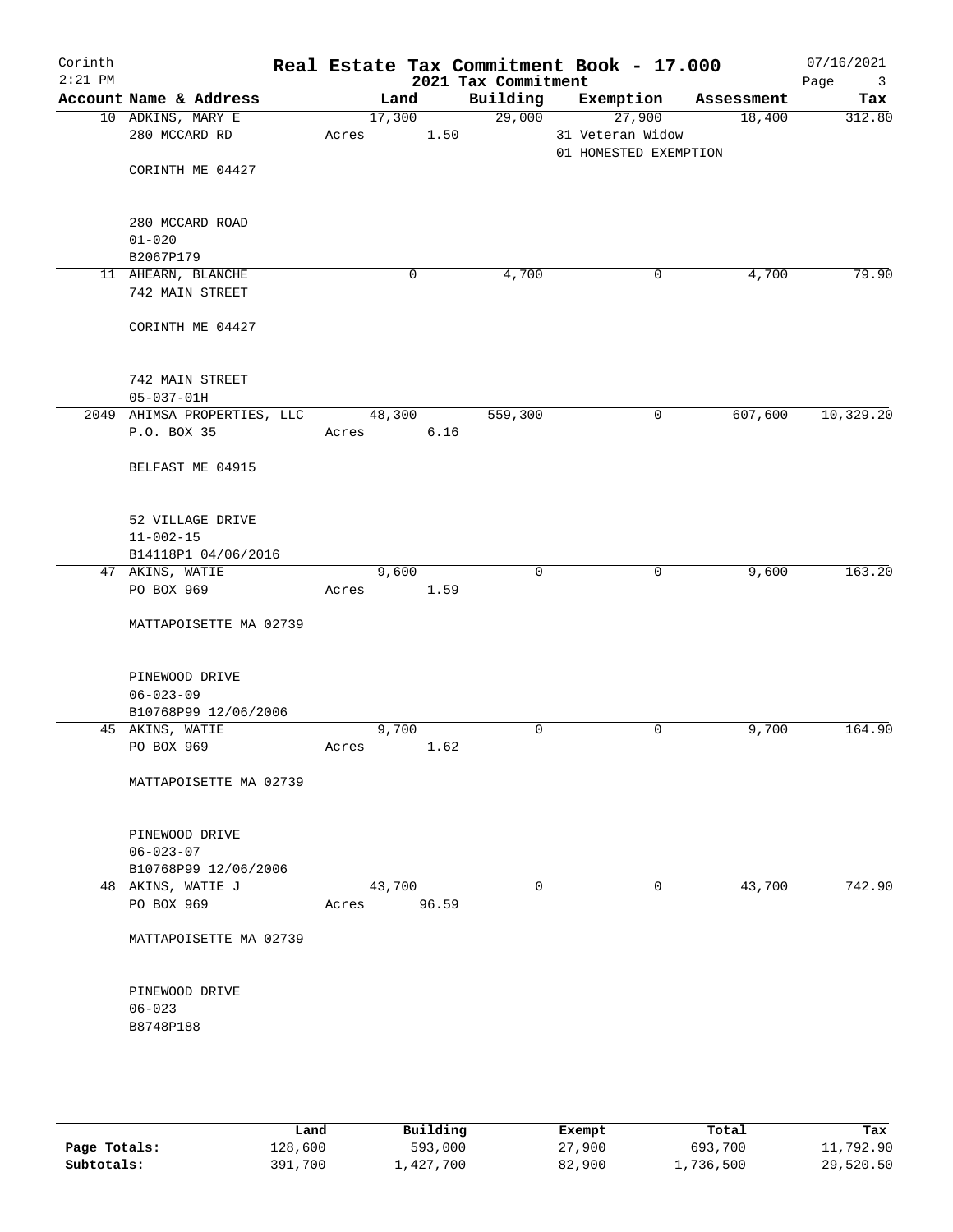# Corinth — Real Estate Tax Commitment Book - 17.000

2021 Tax Commitment

2:21 PM — 07/16/2021

| Account Name & Address | Land | Building | Exemption | Assessment | Tax |
|---|---|---|---|---|---|
| 10 ADKINS, MARY E<br>280 MCCARD RD<br><br>CORINTH ME 04427<br><br>280 MCCARD ROAD<br>01-020<br>B2067P179 | 17,300<br>Acres 1.50 | 29,000 | 27,900<br>31 Veteran Widow<br>01 HOMESTED EXEMPTION | 18,400 | 312.80 |
| 11 AHEARN, BLANCHE<br>742 MAIN STREET<br><br>CORINTH ME 04427<br><br>742 MAIN STREET<br>05-037-01H | 0 | 4,700 | 0 | 4,700 | 79.90 |
| 2049 AHIMSA PROPERTIES, LLC<br>P.O. BOX 35<br><br>BELFAST ME 04915<br><br>52 VILLAGE DRIVE<br>11-002-15<br>B14118P1 04/06/2016 | 48,300<br>Acres 6.16 | 559,300 | 0 | 607,600 | 10,329.20 |
| 47 AKINS, WATIE<br>PO BOX 969<br><br>MATTAPOISETTE MA 02739<br><br>PINEWOOD DRIVE<br>06-023-09<br>B10768P99 12/06/2006 | 9,600<br>Acres 1.59 | 0 | 0 | 9,600 | 163.20 |
| 45 AKINS, WATIE<br>PO BOX 969<br><br>MATTAPOISETTE MA 02739<br><br>PINEWOOD DRIVE<br>06-023-07<br>B10768P99 12/06/2006 | 9,700<br>Acres 1.62 | 0 | 0 | 9,700 | 164.90 |
| 48 AKINS, WATIE J<br>PO BOX 969<br><br>MATTAPOISETTE MA 02739<br><br>PINEWOOD DRIVE<br>06-023<br>B8748P188 | 43,700<br>Acres 96.59 | 0 | 0 | 43,700 | 742.90 |

| | Land | Building | Exempt | Total | Tax |
|---|---|---|---|---|---|
| **Page Totals:** | 128,600 | 593,000 | 27,900 | 693,700 | 11,792.90 |
| **Subtotals:** | 391,700 | 1,427,700 | 82,900 | 1,736,500 | 29,520.50 |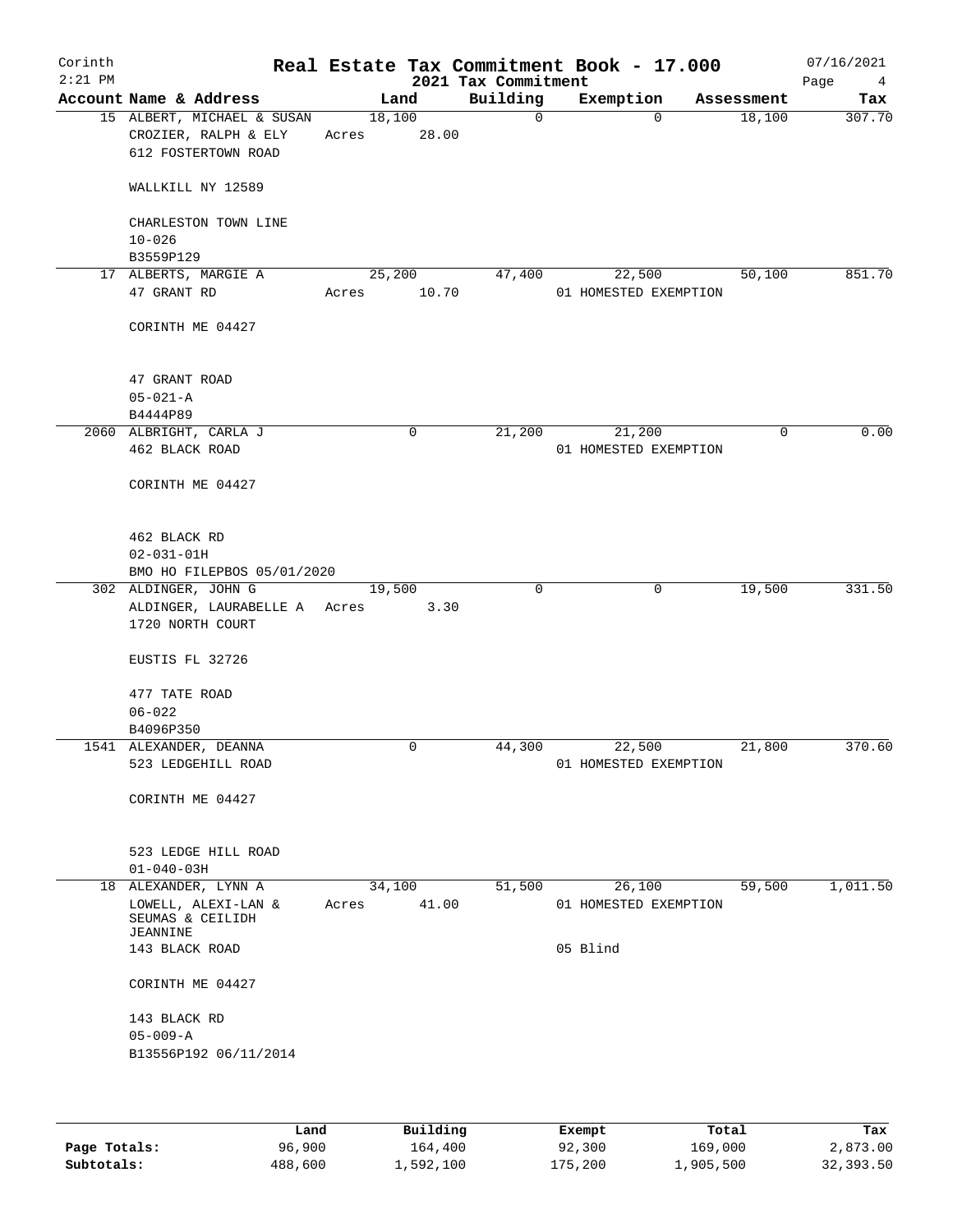# Real Estate Tax Commitment Book - 17.000

Corinth
2:21 PM

2021 Tax Commitment

07/16/2021

| Account Name & Address | Land | Building | Exemption | Assessment | Tax |
|---|---|---|---|---|---|
| 15 ALBERT, MICHAEL & SUSAN<br>CROZIER, RALPH & ELY<br>612 FOSTERTOWN ROAD<br><br>WALLKILL NY 12589<br><br>CHARLESTON TOWN LINE<br>10-026<br>B3559P129 | 18,100<br>Acres 28.00 | 0 | 0 | 18,100 | 307.70 |
| 17 ALBERTS, MARGIE A<br>47 GRANT RD<br><br>CORINTH ME 04427<br><br>47 GRANT ROAD<br>05-021-A<br>B4444P89 | 25,200<br>Acres 10.70 | 47,400 | 22,500<br>01 HOMESTED EXEMPTION | 50,100 | 851.70 |
| 2060 ALBRIGHT, CARLA J<br>462 BLACK ROAD<br><br>CORINTH ME 04427<br><br>462 BLACK RD<br>02-031-01H<br>BMO HO FILEPBOS 05/01/2020 | 0 | 21,200 | 21,200<br>01 HOMESTED EXEMPTION | 0 | 0.00 |
| 302 ALDINGER, JOHN G<br>ALDINGER, LAURABELLE A<br>1720 NORTH COURT<br><br>EUSTIS FL 32726<br><br>477 TATE ROAD<br>06-022<br>B4096P350 | 19,500<br>Acres 3.30 | 0 | 0 | 19,500 | 331.50 |
| 1541 ALEXANDER, DEANNA<br>523 LEDGEHILL ROAD<br><br>CORINTH ME 04427<br><br>523 LEDGE HILL ROAD<br>01-040-03H | 0 | 44,300 | 22,500<br>01 HOMESTED EXEMPTION | 21,800 | 370.60 |
| 18 ALEXANDER, LYNN A<br>LOWELL, ALEXI-LAN &<br>SEUMAS & CEILIDH<br>JEANNINE<br>143 BLACK ROAD<br><br>CORINTH ME 04427<br><br>143 BLACK RD<br>05-009-A<br>B13556P192 06/11/2014 | 34,100<br>Acres 41.00 | 51,500 | 26,100<br>01 HOMESTED EXEMPTION<br>05 Blind | 59,500 | 1,011.50 |

| | Land | Building | Exempt | Total | Tax |
|---|---|---|---|---|---|
| Page Totals: | 96,900 | 164,400 | 92,300 | 169,000 | 2,873.00 |
| Subtotals: | 488,600 | 1,592,100 | 175,200 | 1,905,500 | 32,393.50 |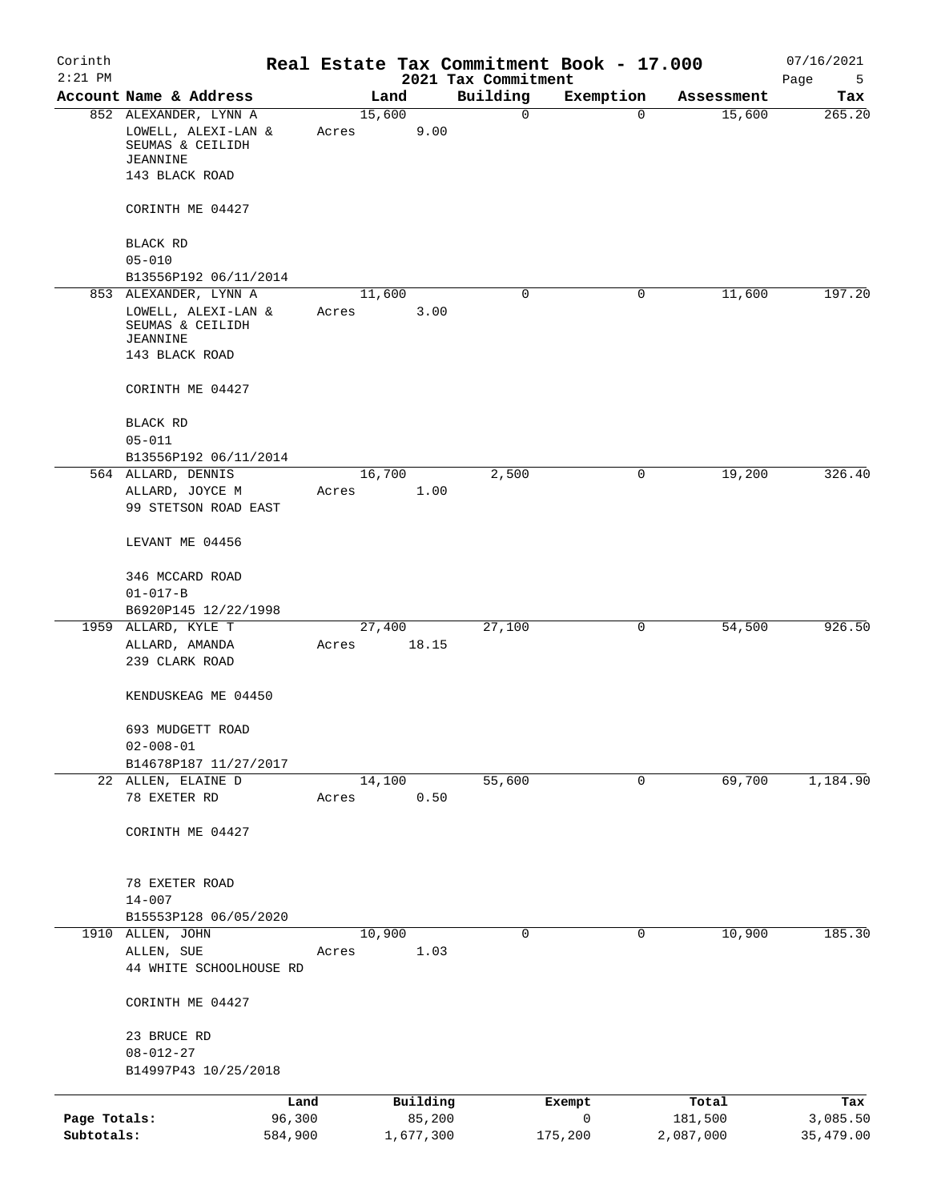Corinth 2:21 PM

# Real Estate Tax Commitment Book - 17.000

## 2021 Tax Commitment

07/16/2021

| Account Name & Address | Land | Building | Exemption | Assessment | Tax |
|---|---|---|---|---|---|
| 852 ALEXANDER, LYNN A<br>LOWELL, ALEXI-LAN & SEUMAS & CEILIDH JEANNINE<br>143 BLACK ROAD<br><br>CORINTH ME 04427<br><br>BLACK RD<br>05-010<br>B13556P192 06/11/2014 | 15,600<br>Acres 9.00 | 0 | 0 | 15,600 | 265.20 |
| 853 ALEXANDER, LYNN A<br>LOWELL, ALEXI-LAN & SEUMAS & CEILIDH JEANNINE<br>143 BLACK ROAD<br><br>CORINTH ME 04427<br><br>BLACK RD<br>05-011<br>B13556P192 06/11/2014 | 11,600<br>Acres 3.00 | 0 | 0 | 11,600 | 197.20 |
| 564 ALLARD, DENNIS<br>ALLARD, JOYCE M<br>99 STETSON ROAD EAST<br><br>LEVANT ME 04456<br><br>346 MCCARD ROAD<br>01-017-B<br>B6920P145 12/22/1998 | 16,700<br>Acres 1.00 | 2,500 | 0 | 19,200 | 326.40 |
| 1959 ALLARD, KYLE T<br>ALLARD, AMANDA<br>239 CLARK ROAD<br><br>KENDUSKEAG ME 04450<br><br>693 MUDGETT ROAD<br>02-008-01<br>B14678P187 11/27/2017 | 27,400<br>Acres 18.15 | 27,100 | 0 | 54,500 | 926.50 |
| 22 ALLEN, ELAINE D<br>78 EXETER RD<br><br>CORINTH ME 04427<br><br>78 EXETER ROAD<br>14-007<br>B15553P128 06/05/2020 | 14,100<br>Acres 0.50 | 55,600 | 0 | 69,700 | 1,184.90 |
| 1910 ALLEN, JOHN<br>ALLEN, SUE<br>44 WHITE SCHOOLHOUSE RD<br><br>CORINTH ME 04427<br><br>23 BRUCE RD<br>08-012-27<br>B14997P43 10/25/2018 | 10,900<br>Acres 1.03 | 0 | 0 | 10,900 | 185.30 |

| | Land | Building | Exempt | Total | Tax |
|---|---|---|---|---|---|
| Page Totals: | 96,300 | 85,200 | 0 | 181,500 | 3,085.50 |
| Subtotals: | 584,900 | 1,677,300 | 175,200 | 2,087,000 | 35,479.00 |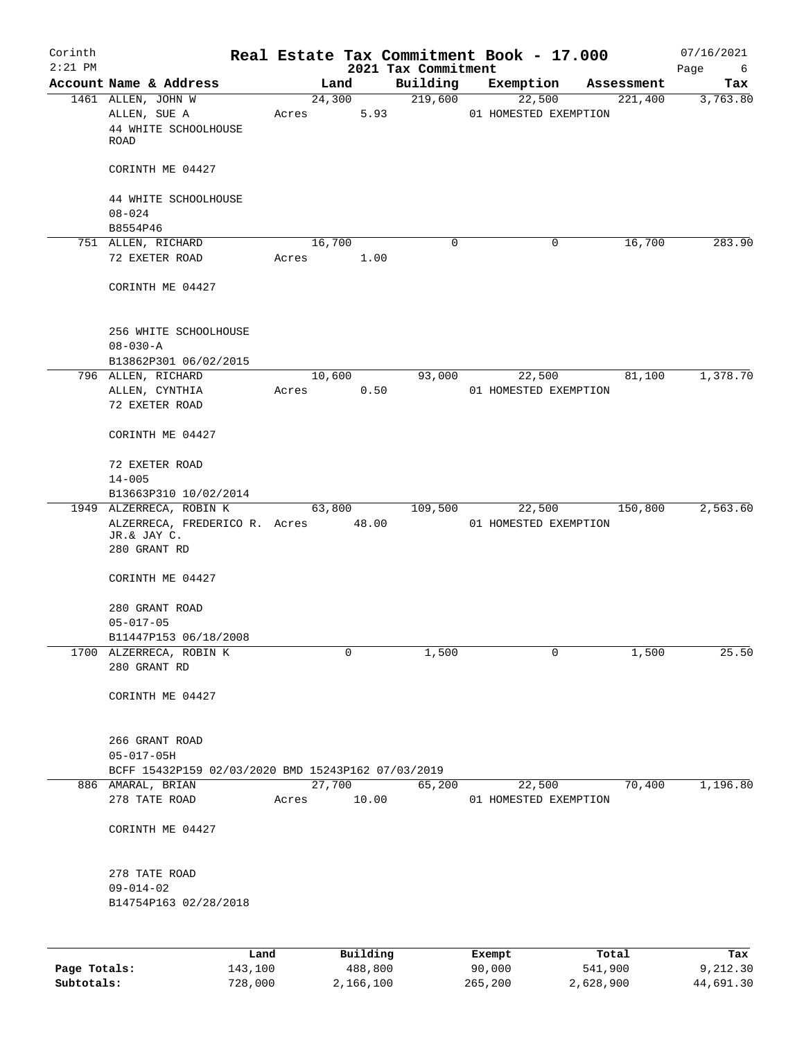# Corinth — Real Estate Tax Commitment Book - 17.000

2:21 PM — 2021 Tax Commitment — 07/16/2021

| Account | Name & Address | Land | Building | Exemption | Assessment | Tax |
|---|---|---|---|---|---|---|
| 1461 | ALLEN, JOHN W<br>ALLEN, SUE A<br>44 WHITE SCHOOLHOUSE ROAD<br><br>CORINTH ME 04427<br><br>44 WHITE SCHOOLHOUSE<br>08-024<br>B8554P46 | 24,300<br>Acres 5.93 | 219,600 | 22,500<br>01 HOMESTED EXEMPTION | 221,400 | 3,763.80 |
| 751 | ALLEN, RICHARD<br>72 EXETER ROAD<br><br>CORINTH ME 04427<br><br>256 WHITE SCHOOLHOUSE<br>08-030-A<br>B13862P301 06/02/2015 | 16,700<br>Acres 1.00 | 0 | 0 | 16,700 | 283.90 |
| 796 | ALLEN, RICHARD<br>ALLEN, CYNTHIA<br>72 EXETER ROAD<br><br>CORINTH ME 04427<br><br>72 EXETER ROAD<br>14-005<br>B13663P310 10/02/2014 | 10,600<br>Acres 0.50 | 93,000 | 22,500<br>01 HOMESTED EXEMPTION | 81,100 | 1,378.70 |
| 1949 | ALZERRECA, ROBIN K<br>ALZERRECA, FREDERICO R. JR.& JAY C.<br>280 GRANT RD<br><br>CORINTH ME 04427<br><br>280 GRANT ROAD<br>05-017-05<br>B11447P153 06/18/2008 | 63,800<br>Acres 48.00 | 109,500 | 22,500<br>01 HOMESTED EXEMPTION | 150,800 | 2,563.60 |
| 1700 | ALZERRECA, ROBIN K<br>280 GRANT RD<br><br>CORINTH ME 04427<br><br>266 GRANT ROAD<br>05-017-05H<br>BCFF 15432P159 02/03/2020 BMD 15243P162 07/03/2019 | 0 | 1,500 | 0 | 1,500 | 25.50 |
| 886 | AMARAL, BRIAN<br>278 TATE ROAD<br><br>CORINTH ME 04427<br><br>278 TATE ROAD<br>09-014-02<br>B14754P163 02/28/2018 | 27,700<br>Acres 10.00 | 65,200 | 22,500<br>01 HOMESTED EXEMPTION | 70,400 | 1,196.80 |

| | Land | Building | Exempt | Total | Tax |
|---|---|---|---|---|---|
| Page Totals: | 143,100 | 488,800 | 90,000 | 541,900 | 9,212.30 |
| Subtotals: | 728,000 | 2,166,100 | 265,200 | 2,628,900 | 44,691.30 |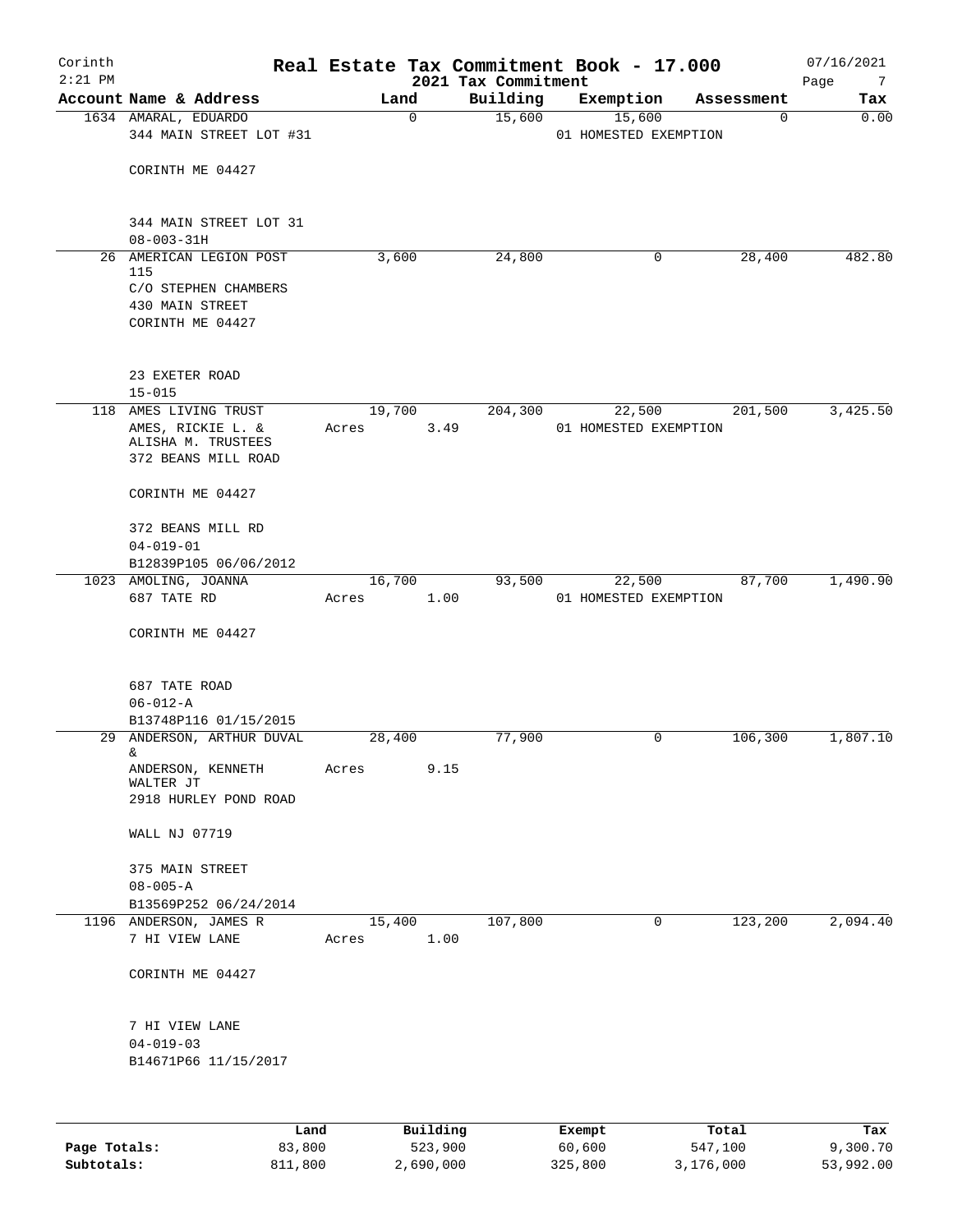Corinth 2:21 PM

# Real Estate Tax Commitment Book - 17.000

2021 Tax Commitment

07/16/2021

| Account | Name & Address | Land | Building | Exemption | Assessment | Tax |
|---|---|---|---|---|---|---|
| 1634 | AMARAL, EDUARDO<br>344 MAIN STREET LOT #31<br><br>CORINTH ME 04427<br><br>344 MAIN STREET LOT 31<br>08-003-31H | 0 | 15,600 | 15,600<br>01 HOMESTED EXEMPTION | 0 | 0.00 |
| 26 | AMERICAN LEGION POST 115<br>C/O STEPHEN CHAMBERS<br>430 MAIN STREET<br>CORINTH ME 04427<br><br>23 EXETER ROAD<br>15-015 | 3,600 | 24,800 | 0 | 28,400 | 482.80 |
| 118 | AMES LIVING TRUST<br>AMES, RICKIE L. &<br>ALISHA M. TRUSTEES<br>372 BEANS MILL ROAD<br><br>CORINTH ME 04427<br><br>372 BEANS MILL RD<br>04-019-01<br>B12839P105 06/06/2012 | 19,700<br>Acres 3.49 | 204,300 | 22,500<br>01 HOMESTED EXEMPTION | 201,500 | 3,425.50 |
| 1023 | AMOLING, JOANNA<br>687 TATE RD<br><br>CORINTH ME 04427<br><br>687 TATE ROAD<br>06-012-A<br>B13748P116 01/15/2015 | 16,700<br>Acres 1.00 | 93,500 | 22,500<br>01 HOMESTED EXEMPTION | 87,700 | 1,490.90 |
| 29 | ANDERSON, ARTHUR DUVAL &<br>ANDERSON, KENNETH WALTER JT<br>2918 HURLEY POND ROAD<br><br>WALL NJ 07719<br><br>375 MAIN STREET<br>08-005-A<br>B13569P252 06/24/2014 | 28,400<br>Acres 9.15 | 77,900 | 0 | 106,300 | 1,807.10 |
| 1196 | ANDERSON, JAMES R<br>7 HI VIEW LANE<br><br>CORINTH ME 04427<br><br>7 HI VIEW LANE<br>04-019-03<br>B14671P66 11/15/2017 | 15,400<br>Acres 1.00 | 107,800 | 0 | 123,200 | 2,094.40 |

| | Land | Building | Exempt | Total | Tax |
|---|---|---|---|---|---|
| Page Totals: | 83,800 | 523,900 | 60,600 | 547,100 | 9,300.70 |
| Subtotals: | 811,800 | 2,690,000 | 325,800 | 3,176,000 | 53,992.00 |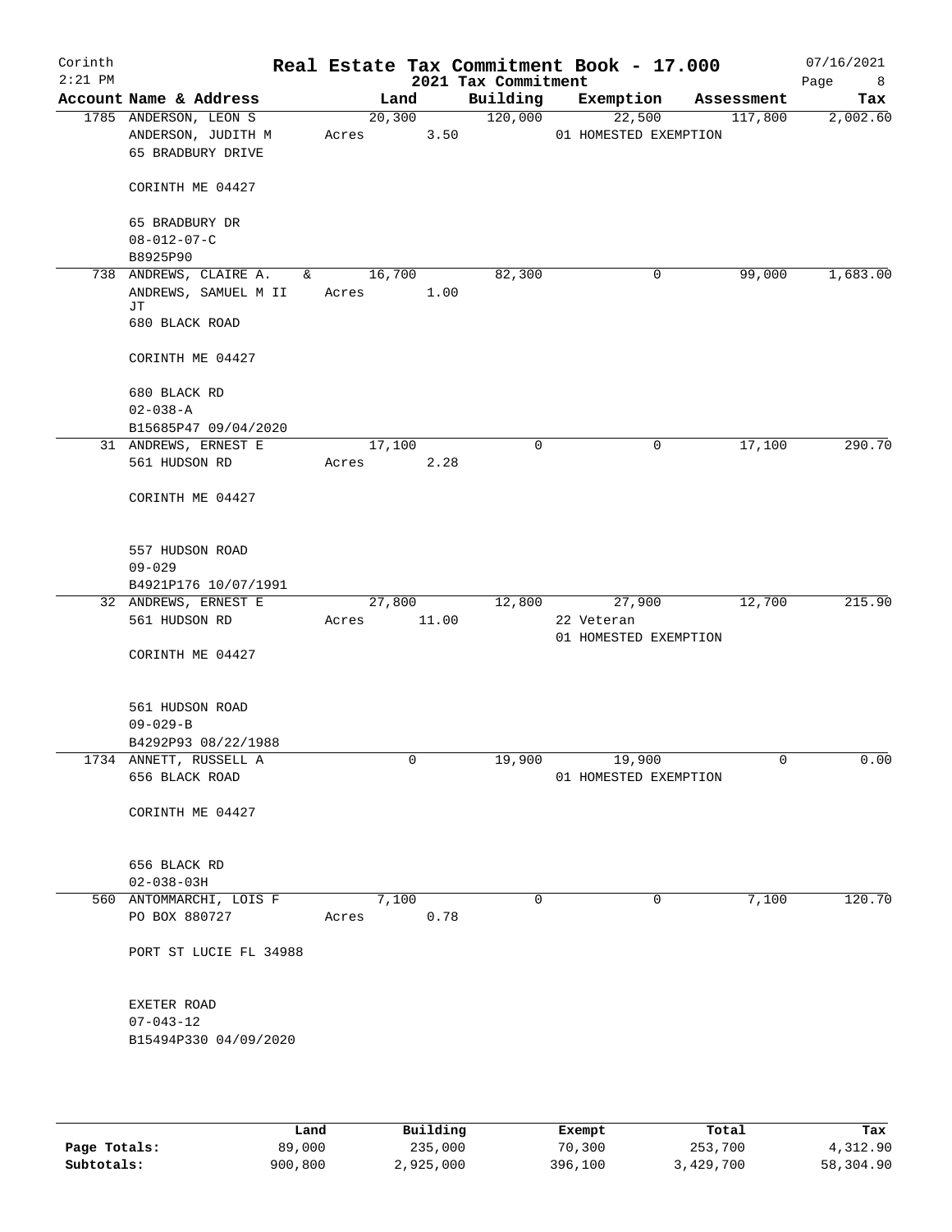# Real Estate Tax Commitment Book - 17.000

Corinth
2:21 PM

2021 Tax Commitment

07/16/2021

| Account Name & Address | Land | Building | Exemption | Assessment | Tax |
|---|---|---|---|---|---|
| 1785 ANDERSON, LEON S<br>ANDERSON, JUDITH M<br>65 BRADBURY DRIVE<br><br>CORINTH ME 04427<br><br>65 BRADBURY DR<br>08-012-07-C<br>B8925P90 | 20,300<br>Acres 3.50 | 120,000 | 22,500<br>01 HOMESTED EXEMPTION | 117,800 | 2,002.60 |
| 738 ANDREWS, CLAIRE A. &<br>ANDREWS, SAMUEL M II JT<br>680 BLACK ROAD<br><br>CORINTH ME 04427<br><br>680 BLACK RD<br>02-038-A<br>B15685P47 09/04/2020 | 16,700<br>Acres 1.00 | 82,300 | 0 | 99,000 | 1,683.00 |
| 31 ANDREWS, ERNEST E<br>561 HUDSON RD<br><br>CORINTH ME 04427<br><br>557 HUDSON ROAD<br>09-029<br>B4921P176 10/07/1991 | 17,100<br>Acres 2.28 | 0 | 0 | 17,100 | 290.70 |
| 32 ANDREWS, ERNEST E<br>561 HUDSON RD<br><br>CORINTH ME 04427<br><br>561 HUDSON ROAD<br>09-029-B<br>B4292P93 08/22/1988 | 27,800<br>Acres 11.00 | 12,800 | 27,900<br>22 Veteran<br>01 HOMESTED EXEMPTION | 12,700 | 215.90 |
| 1734 ANNETT, RUSSELL A<br>656 BLACK ROAD<br><br>CORINTH ME 04427<br><br>656 BLACK RD<br>02-038-03H | 0 | 19,900 | 19,900<br>01 HOMESTED EXEMPTION | 0 | 0.00 |
| 560 ANTOMMARCHI, LOIS F<br>PO BOX 880727<br><br>PORT ST LUCIE FL 34988<br><br>EXETER ROAD<br>07-043-12<br>B15494P330 04/09/2020 | 7,100<br>Acres 0.78 | 0 | 0 | 7,100 | 120.70 |

| | Land | Building | Exempt | Total | Tax |
|---|---|---|---|---|---|
| Page Totals: | 89,000 | 235,000 | 70,300 | 253,700 | 4,312.90 |
| Subtotals: | 900,800 | 2,925,000 | 396,100 | 3,429,700 | 58,304.90 |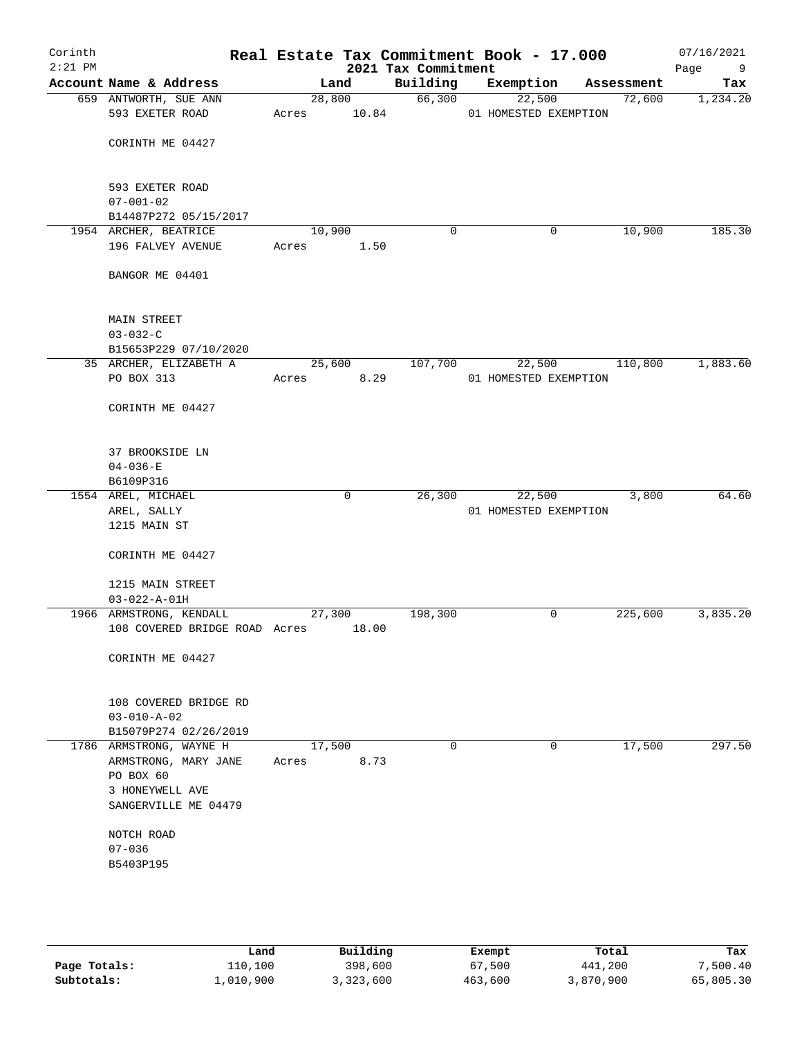# Real Estate Tax Commitment Book - 17.000

Corinth 2:21 PM — 2021 Tax Commitment — 07/16/2021

| Account | Name & Address | Land | Building | Exemption | Assessment | Tax |
|---|---|---|---|---|---|---|
| 659 | ANTWORTH, SUE ANN<br>593 EXETER ROAD<br><br>CORINTH ME 04427<br><br>593 EXETER ROAD<br>07-001-02<br>B14487P272 05/15/2017 | 28,800<br>Acres 10.84 | 66,300 | 22,500<br>01 HOMESTED EXEMPTION | 72,600 | 1,234.20 |
| 1954 | ARCHER, BEATRICE<br>196 FALVEY AVENUE<br><br>BANGOR ME 04401<br><br>MAIN STREET<br>03-032-C<br>B15653P229 07/10/2020 | 10,900<br>Acres 1.50 | 0 | 0 | 10,900 | 185.30 |
| 35 | ARCHER, ELIZABETH A<br>PO BOX 313<br><br>CORINTH ME 04427<br><br>37 BROOKSIDE LN<br>04-036-E<br>B6109P316 | 25,600<br>Acres 8.29 | 107,700 | 22,500<br>01 HOMESTED EXEMPTION | 110,800 | 1,883.60 |
| 1554 | AREL, MICHAEL<br>AREL, SALLY<br>1215 MAIN ST<br><br>CORINTH ME 04427<br><br>1215 MAIN STREET<br>03-022-A-01H | 0 | 26,300 | 22,500<br>01 HOMESTED EXEMPTION | 3,800 | 64.60 |
| 1966 | ARMSTRONG, KENDALL<br>108 COVERED BRIDGE ROAD<br><br>CORINTH ME 04427<br><br>108 COVERED BRIDGE RD<br>03-010-A-02<br>B15079P274 02/26/2019 | 27,300<br>Acres 18.00 | 198,300 | 0 | 225,600 | 3,835.20 |
| 1786 | ARMSTRONG, WAYNE H<br>ARMSTRONG, MARY JANE<br>PO BOX 60<br>3 HONEYWELL AVE<br>SANGERVILLE ME 04479<br><br>NOTCH ROAD<br>07-036<br>B5403P195 | 17,500<br>Acres 8.73 | 0 | 0 | 17,500 | 297.50 |

| | Land | Building | Exempt | Total | Tax |
|---|---|---|---|---|---|
| Page Totals: | 110,100 | 398,600 | 67,500 | 441,200 | 7,500.40 |
| Subtotals: | 1,010,900 | 3,323,600 | 463,600 | 3,870,900 | 65,805.30 |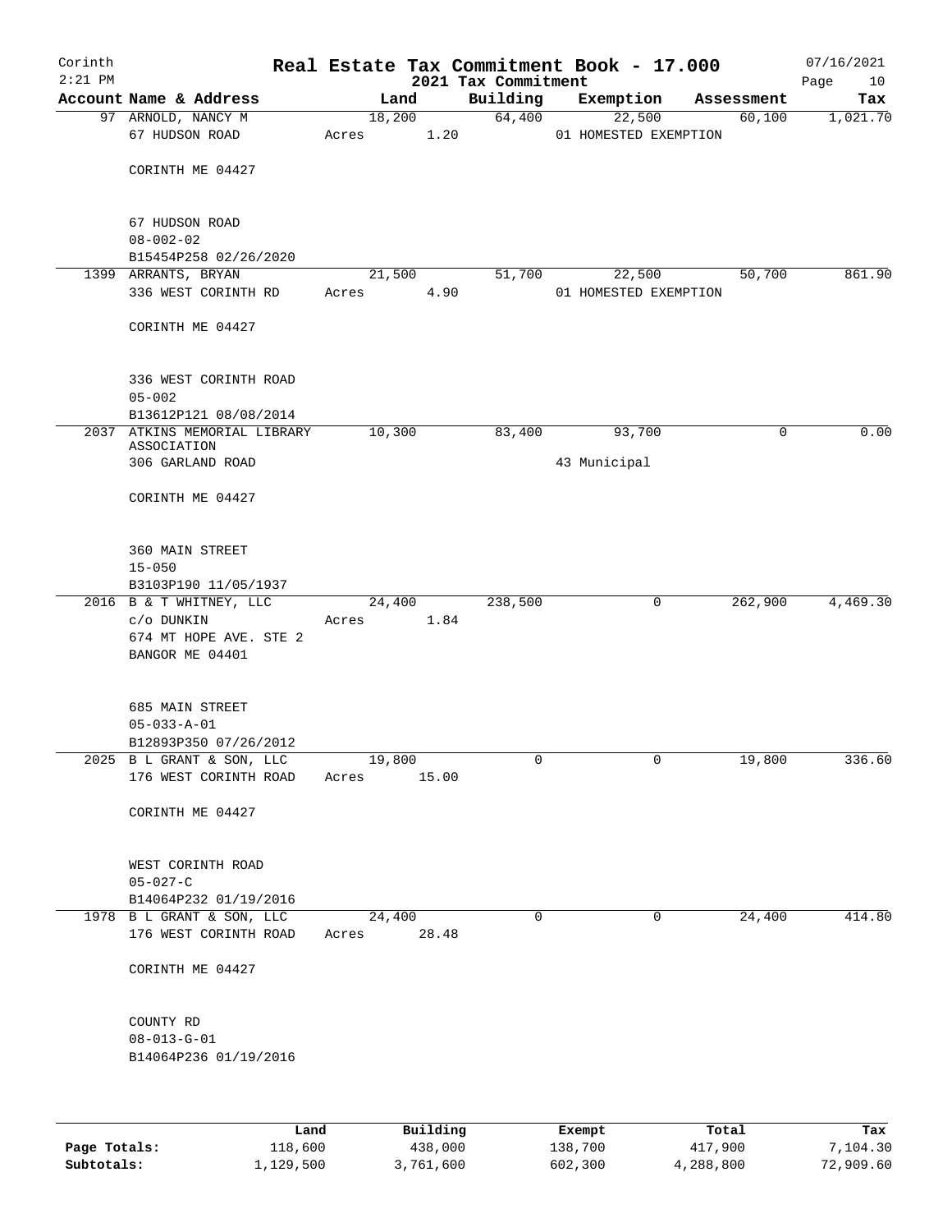# Real Estate Tax Commitment Book - 17.000

Corinth 2:21 PM — 2021 Tax Commitment — 07/16/2021

| Account | Name & Address | Land | Building | Exemption | Assessment | Tax |
|---|---|---|---|---|---|---|
| 97 | ARNOLD, NANCY M<br>67 HUDSON ROAD<br><br>CORINTH ME 04427<br><br>67 HUDSON ROAD<br>08-002-02<br>B15454P258 02/26/2020 | 18,200<br>Acres 1.20 | 64,400 | 22,500<br>01 HOMESTED EXEMPTION | 60,100 | 1,021.70 |
| 1399 | ARRANTS, BRYAN<br>336 WEST CORINTH RD<br><br>CORINTH ME 04427<br><br>336 WEST CORINTH ROAD<br>05-002<br>B13612P121 08/08/2014 | 21,500<br>Acres 4.90 | 51,700 | 22,500<br>01 HOMESTED EXEMPTION | 50,700 | 861.90 |
| 2037 | ATKINS MEMORIAL LIBRARY ASSOCIATION<br>306 GARLAND ROAD<br><br>CORINTH ME 04427<br><br>360 MAIN STREET<br>15-050<br>B3103P190 11/05/1937 | 10,300 | 83,400 | 93,700<br>43 Municipal | 0 | 0.00 |
| 2016 | B & T WHITNEY, LLC<br>c/o DUNKIN<br>674 MT HOPE AVE. STE 2<br>BANGOR ME 04401<br><br>685 MAIN STREET<br>05-033-A-01<br>B12893P350 07/26/2012 | 24,400<br>Acres 1.84 | 238,500 | 0 | 262,900 | 4,469.30 |
| 2025 | B L GRANT & SON, LLC<br>176 WEST CORINTH ROAD<br><br>CORINTH ME 04427<br><br>WEST CORINTH ROAD<br>05-027-C<br>B14064P232 01/19/2016 | 19,800<br>Acres 15.00 | 0 | 0 | 19,800 | 336.60 |
| 1978 | B L GRANT & SON, LLC<br>176 WEST CORINTH ROAD<br><br>CORINTH ME 04427<br><br>COUNTY RD<br>08-013-G-01<br>B14064P236 01/19/2016 | 24,400<br>Acres 28.48 | 0 | 0 | 24,400 | 414.80 |

| | Land | Building | Exempt | Total | Tax |
|---|---|---|---|---|---|
| Page Totals: | 118,600 | 438,000 | 138,700 | 417,900 | 7,104.30 |
| Subtotals: | 1,129,500 | 3,761,600 | 602,300 | 4,288,800 | 72,909.60 |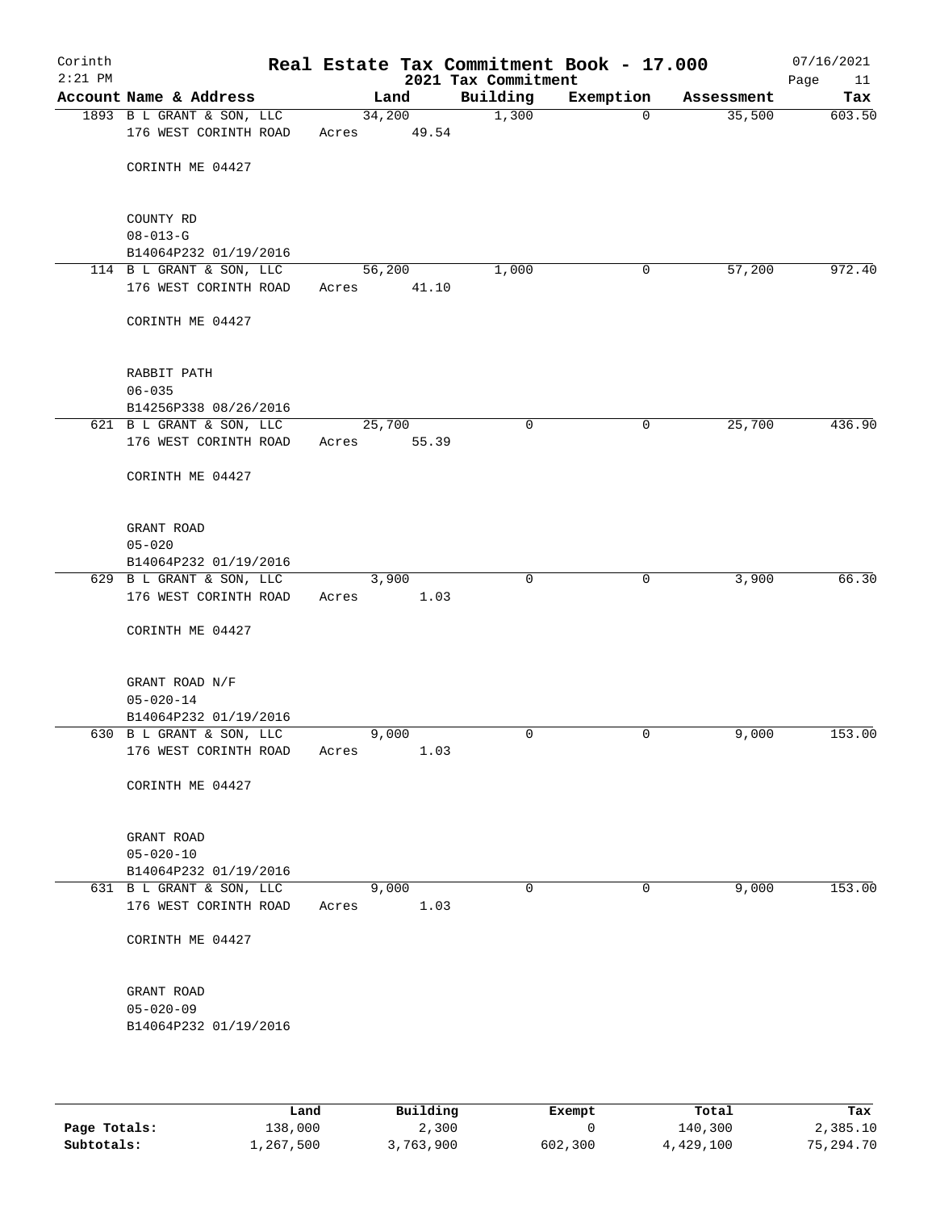Corinth 2:21 PM

# Real Estate Tax Commitment Book - 17.000

2021 Tax Commitment

07/16/2021

| Account | Name & Address | Land | Building | Exemption | Assessment | Tax |
|---|---|---|---|---|---|---|
| 1893 | B L GRANT & SON, LLC<br>176 WEST CORINTH ROAD<br>CORINTH ME 04427<br>COUNTY RD<br>08-013-G<br>B14064P232 01/19/2016 | 34,200<br>Acres 49.54 | 1,300 | 0 | 35,500 | 603.50 |
| 114 | B L GRANT & SON, LLC<br>176 WEST CORINTH ROAD<br>CORINTH ME 04427<br>RABBIT PATH<br>06-035<br>B14256P338 08/26/2016 | 56,200<br>Acres 41.10 | 1,000 | 0 | 57,200 | 972.40 |
| 621 | B L GRANT & SON, LLC<br>176 WEST CORINTH ROAD<br>CORINTH ME 04427<br>GRANT ROAD<br>05-020<br>B14064P232 01/19/2016 | 25,700<br>Acres 55.39 | 0 | 0 | 25,700 | 436.90 |
| 629 | B L GRANT & SON, LLC<br>176 WEST CORINTH ROAD<br>CORINTH ME 04427<br>GRANT ROAD N/F<br>05-020-14<br>B14064P232 01/19/2016 | 3,900<br>Acres 1.03 | 0 | 0 | 3,900 | 66.30 |
| 630 | B L GRANT & SON, LLC<br>176 WEST CORINTH ROAD<br>CORINTH ME 04427<br>GRANT ROAD<br>05-020-10<br>B14064P232 01/19/2016 | 9,000<br>Acres 1.03 | 0 | 0 | 9,000 | 153.00 |
| 631 | B L GRANT & SON, LLC<br>176 WEST CORINTH ROAD<br>CORINTH ME 04427<br>GRANT ROAD<br>05-020-09<br>B14064P232 01/19/2016 | 9,000<br>Acres 1.03 | 0 | 0 | 9,000 | 153.00 |

| | Land | Building | Exempt | Total | Tax |
|---|---|---|---|---|---|
| **Page Totals:** | 138,000 | 2,300 | 0 | 140,300 | 2,385.10 |
| **Subtotals:** | 1,267,500 | 3,763,900 | 602,300 | 4,429,100 | 75,294.70 |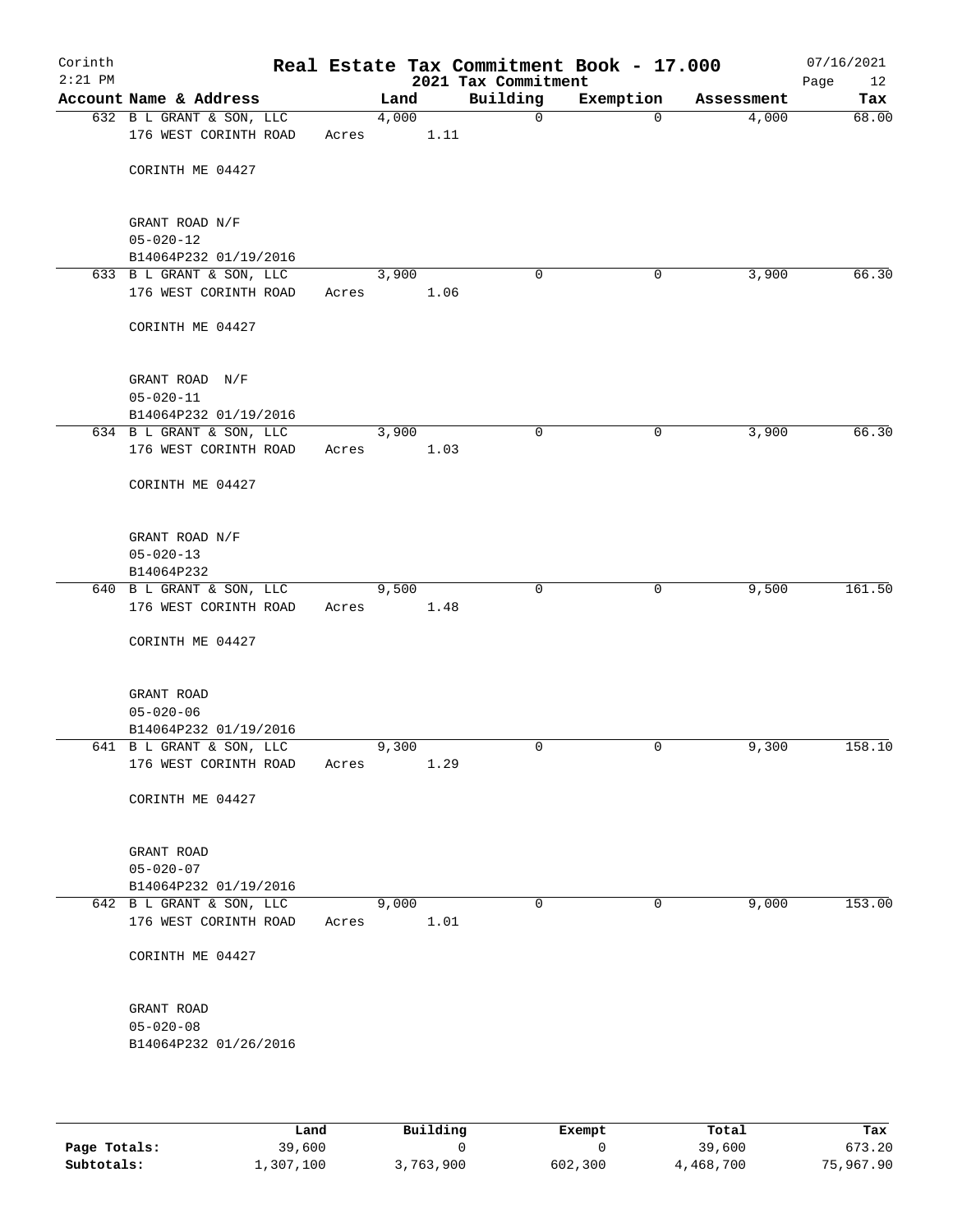# Real Estate Tax Commitment Book - 17.000

Corinth
2:21 PM

2021 Tax Commitment

07/16/2021

| Account Name & Address | Land | Building | Exemption | Assessment | Tax |
|---|---|---|---|---|---|
| 632 B L GRANT & SON, LLC<br>176 WEST CORINTH ROAD<br><br>CORINTH ME 04427<br><br>GRANT ROAD N/F<br>05-020-12<br>B14064P232 01/19/2016 | 4,000<br>Acres 1.11 | 0 | 0 | 4,000 | 68.00 |
| 633 B L GRANT & SON, LLC<br>176 WEST CORINTH ROAD<br><br>CORINTH ME 04427<br><br>GRANT ROAD N/F<br>05-020-11<br>B14064P232 01/19/2016 | 3,900<br>Acres 1.06 | 0 | 0 | 3,900 | 66.30 |
| 634 B L GRANT & SON, LLC<br>176 WEST CORINTH ROAD<br><br>CORINTH ME 04427<br><br>GRANT ROAD N/F<br>05-020-13<br>B14064P232 | 3,900<br>Acres 1.03 | 0 | 0 | 3,900 | 66.30 |
| 640 B L GRANT & SON, LLC<br>176 WEST CORINTH ROAD<br><br>CORINTH ME 04427<br><br>GRANT ROAD<br>05-020-06<br>B14064P232 01/19/2016 | 9,500<br>Acres 1.48 | 0 | 0 | 9,500 | 161.50 |
| 641 B L GRANT & SON, LLC<br>176 WEST CORINTH ROAD<br><br>CORINTH ME 04427<br><br>GRANT ROAD<br>05-020-07<br>B14064P232 01/19/2016 | 9,300<br>Acres 1.29 | 0 | 0 | 9,300 | 158.10 |
| 642 B L GRANT & SON, LLC<br>176 WEST CORINTH ROAD<br><br>CORINTH ME 04427<br><br>GRANT ROAD<br>05-020-08<br>B14064P232 01/26/2016 | 9,000<br>Acres 1.01 | 0 | 0 | 9,000 | 153.00 |

| | Land | Building | Exempt | Total | Tax |
|---|---|---|---|---|---|
| Page Totals: | 39,600 | 0 | 0 | 39,600 | 673.20 |
| Subtotals: | 1,307,100 | 3,763,900 | 602,300 | 4,468,700 | 75,967.90 |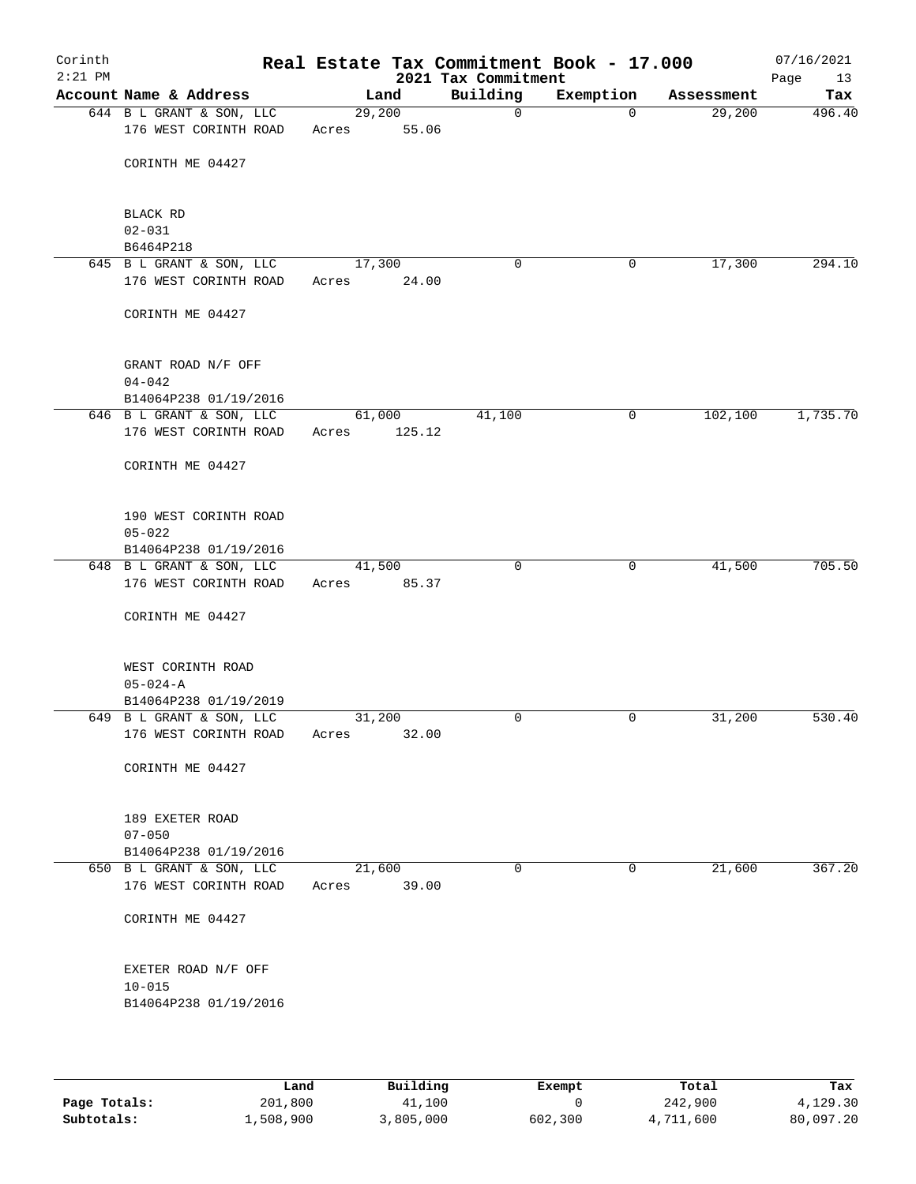# Corinth — Real Estate Tax Commitment Book - 17.000

2:21 PM — 2021 Tax Commitment — 07/16/2021

| Account Name & Address | Land | Building | Exemption | Assessment | Tax |
|---|---|---|---|---|---|
| 644 B L GRANT & SON, LLC<br>176 WEST CORINTH ROAD<br><br>CORINTH ME 04427<br><br>BLACK RD<br>02-031<br>B6464P218 | 29,200<br>Acres 55.06 | 0 | 0 | 29,200 | 496.40 |
| 645 B L GRANT & SON, LLC<br>176 WEST CORINTH ROAD<br><br>CORINTH ME 04427<br><br>GRANT ROAD N/F OFF<br>04-042<br>B14064P238 01/19/2016 | 17,300<br>Acres 24.00 | 0 | 0 | 17,300 | 294.10 |
| 646 B L GRANT & SON, LLC<br>176 WEST CORINTH ROAD<br><br>CORINTH ME 04427<br><br>190 WEST CORINTH ROAD<br>05-022<br>B14064P238 01/19/2016 | 61,000<br>Acres 125.12 | 41,100 | 0 | 102,100 | 1,735.70 |
| 648 B L GRANT & SON, LLC<br>176 WEST CORINTH ROAD<br><br>CORINTH ME 04427<br><br>WEST CORINTH ROAD<br>05-024-A<br>B14064P238 01/19/2019 | 41,500<br>Acres 85.37 | 0 | 0 | 41,500 | 705.50 |
| 649 B L GRANT & SON, LLC<br>176 WEST CORINTH ROAD<br><br>CORINTH ME 04427<br><br>189 EXETER ROAD<br>07-050<br>B14064P238 01/19/2016 | 31,200<br>Acres 32.00 | 0 | 0 | 31,200 | 530.40 |
| 650 B L GRANT & SON, LLC<br>176 WEST CORINTH ROAD<br><br>CORINTH ME 04427<br><br>EXETER ROAD N/F OFF<br>10-015<br>B14064P238 01/19/2016 | 21,600<br>Acres 39.00 | 0 | 0 | 21,600 | 367.20 |

| | Land | Building | Exempt | Total | Tax |
|---|---|---|---|---|---|
| **Page Totals:** | 201,800 | 41,100 | 0 | 242,900 | 4,129.30 |
| **Subtotals:** | 1,508,900 | 3,805,000 | 602,300 | 4,711,600 | 80,097.20 |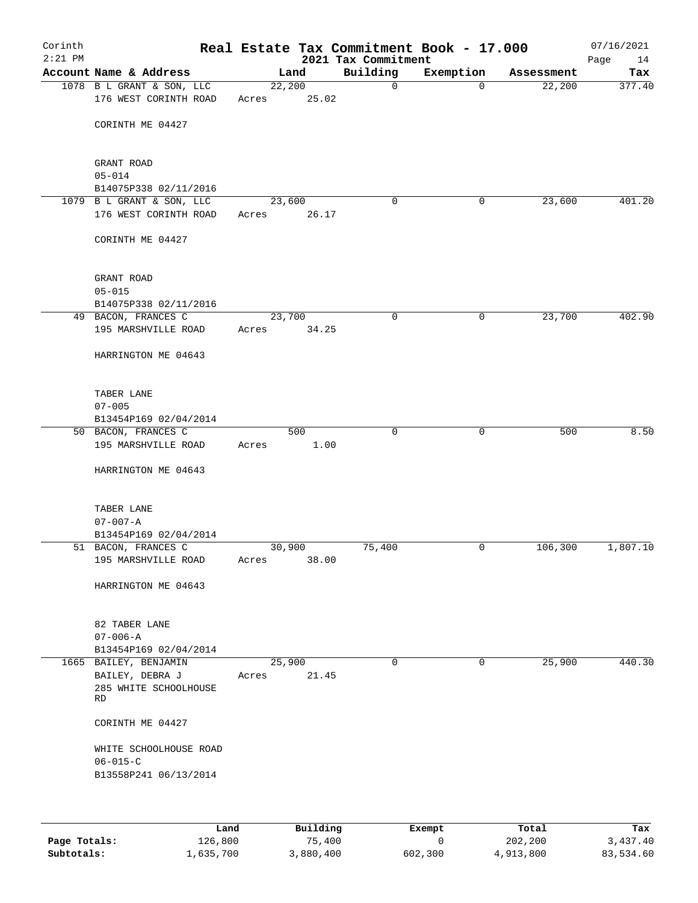Corinth
2:21 PM

# Real Estate Tax Commitment Book - 17.000

2021 Tax Commitment

07/16/2021

| Account | Name & Address | Land | Building | Exemption | Assessment | Tax |
|---|---|---|---|---|---|---|
| 1078 | B L GRANT & SON, LLC<br>176 WEST CORINTH ROAD<br><br>CORINTH ME 04427<br><br>GRANT ROAD<br>05-014<br>B14075P338 02/11/2016 | 22,200<br>Acres 25.02 | 0 | 0 | 22,200 | 377.40 |
| 1079 | B L GRANT & SON, LLC<br>176 WEST CORINTH ROAD<br><br>CORINTH ME 04427<br><br>GRANT ROAD<br>05-015<br>B14075P338 02/11/2016 | 23,600<br>Acres 26.17 | 0 | 0 | 23,600 | 401.20 |
| 49 | BACON, FRANCES C<br>195 MARSHVILLE ROAD<br><br>HARRINGTON ME 04643<br><br>TABER LANE<br>07-005<br>B13454P169 02/04/2014 | 23,700<br>Acres 34.25 | 0 | 0 | 23,700 | 402.90 |
| 50 | BACON, FRANCES C<br>195 MARSHVILLE ROAD<br><br>HARRINGTON ME 04643<br><br>TABER LANE<br>07-007-A<br>B13454P169 02/04/2014 | 500<br>Acres 1.00 | 0 | 0 | 500 | 8.50 |
| 51 | BACON, FRANCES C<br>195 MARSHVILLE ROAD<br><br>HARRINGTON ME 04643<br><br>82 TABER LANE<br>07-006-A<br>B13454P169 02/04/2014 | 30,900<br>Acres 38.00 | 75,400 | 0 | 106,300 | 1,807.10 |
| 1665 | BAILEY, BENJAMIN<br>BAILEY, DEBRA J<br>285 WHITE SCHOOLHOUSE RD<br><br>CORINTH ME 04427<br><br>WHITE SCHOOLHOUSE ROAD<br>06-015-C<br>B13558P241 06/13/2014 | 25,900<br>Acres 21.45 | 0 | 0 | 25,900 | 440.30 |

| | Land | Building | Exempt | Total | Tax |
|---|---|---|---|---|---|
| Page Totals: | 126,800 | 75,400 | 0 | 202,200 | 3,437.40 |
| Subtotals: | 1,635,700 | 3,880,400 | 602,300 | 4,913,800 | 83,534.60 |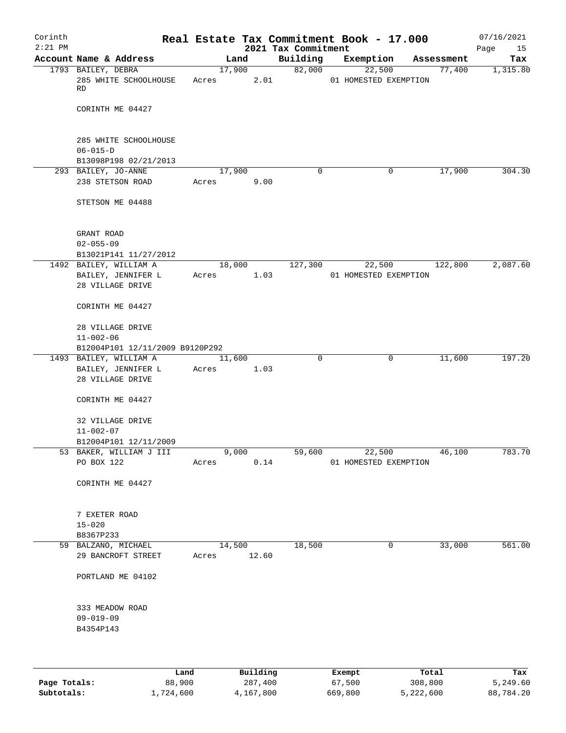Corinth
2:21 PM

# Real Estate Tax Commitment Book - 17.000

2021 Tax Commitment

07/16/2021

| Account Name & Address | Land | Building | Exemption | Assessment | Tax |
|---|---|---|---|---|---|
| 1793 BAILEY, DEBRA<br>285 WHITE SCHOOLHOUSE RD<br><br>CORINTH ME 04427<br><br>285 WHITE SCHOOLHOUSE<br>06-015-D<br>B13098P198 02/21/2013 | 17,900<br>Acres 2.01 | 82,000 | 22,500<br>01 HOMESTED EXEMPTION | 77,400 | 1,315.80 |
| 293 BAILEY, JO-ANNE<br>238 STETSON ROAD<br><br>STETSON ME 04488<br><br>GRANT ROAD<br>02-055-09<br>B13021P141 11/27/2012 | 17,900<br>Acres 9.00 | 0 | 0 | 17,900 | 304.30 |
| 1492 BAILEY, WILLIAM A<br>BAILEY, JENNIFER L<br>28 VILLAGE DRIVE<br><br>CORINTH ME 04427<br><br>28 VILLAGE DRIVE<br>11-002-06<br>B12004P101 12/11/2009 B9120P292 | 18,000<br>Acres 1.03 | 127,300 | 22,500<br>01 HOMESTED EXEMPTION | 122,800 | 2,087.60 |
| 1493 BAILEY, WILLIAM A<br>BAILEY, JENNIFER L<br>28 VILLAGE DRIVE<br><br>CORINTH ME 04427<br><br>32 VILLAGE DRIVE<br>11-002-07<br>B12004P101 12/11/2009 | 11,600<br>Acres 1.03 | 0 | 0 | 11,600 | 197.20 |
| 53 BAKER, WILLIAM J III<br>PO BOX 122<br><br>CORINTH ME 04427<br><br>7 EXETER ROAD<br>15-020<br>B8367P233 | 9,000<br>Acres 0.14 | 59,600 | 22,500<br>01 HOMESTED EXEMPTION | 46,100 | 783.70 |
| 59 BALZANO, MICHAEL<br>29 BANCROFT STREET<br><br>PORTLAND ME 04102<br><br>333 MEADOW ROAD<br>09-019-09<br>B4354P143 | 14,500<br>Acres 12.60 | 18,500 | 0 | 33,000 | 561.00 |

| | Land | Building | Exempt | Total | Tax |
|---|---|---|---|---|---|
| Page Totals: | 88,900 | 287,400 | 67,500 | 308,800 | 5,249.60 |
| Subtotals: | 1,724,600 | 4,167,800 | 669,800 | 5,222,600 | 88,784.20 |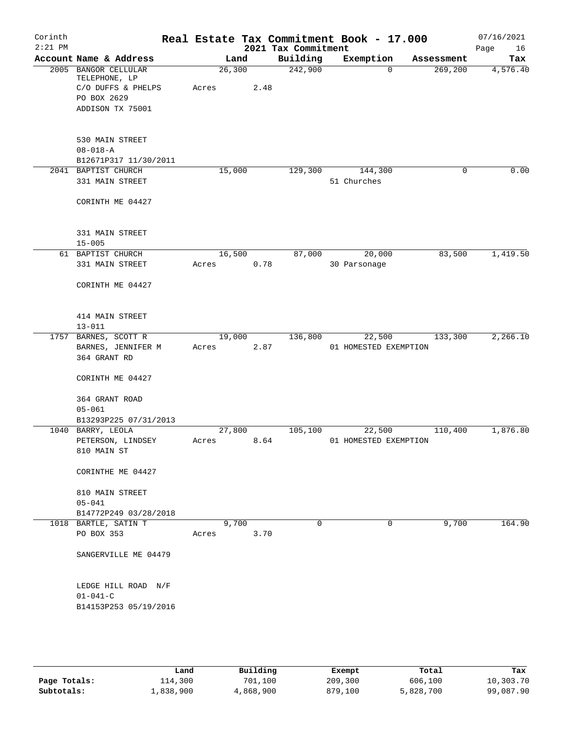Corinth 2:21 PM

# Real Estate Tax Commitment Book - 17.000

2021 Tax Commitment

07/16/2021

| Account | Name & Address | Land | Building | Exemption | Assessment | Tax |
|---|---|---|---|---|---|---|
| 2005 | BANGOR CELLULAR TELEPHONE, LP<br>C/O DUFFS & PHELPS<br>PO BOX 2629<br>ADDISON TX 75001<br><br>530 MAIN STREET<br>08-018-A<br>B12671P317 11/30/2011 | 26,300<br>Acres 2.48 | 242,900 | 0 | 269,200 | 4,576.40 |
| 2041 | BAPTIST CHURCH<br>331 MAIN STREET<br>CORINTH ME 04427<br><br>331 MAIN STREET<br>15-005 | 15,000 | 129,300 | 144,300<br>51 Churches | 0 | 0.00 |
| 61 | BAPTIST CHURCH<br>331 MAIN STREET<br>CORINTH ME 04427<br><br>414 MAIN STREET<br>13-011 | 16,500<br>Acres 0.78 | 87,000 | 20,000<br>30 Parsonage | 83,500 | 1,419.50 |
| 1757 | BARNES, SCOTT R<br>BARNES, JENNIFER M<br>364 GRANT RD<br>CORINTH ME 04427<br><br>364 GRANT ROAD<br>05-061<br>B13293P225 07/31/2013 | 19,000<br>Acres 2.87 | 136,800 | 22,500<br>01 HOMESTED EXEMPTION | 133,300 | 2,266.10 |
| 1040 | BARRY, LEOLA<br>PETERSON, LINDSEY<br>810 MAIN ST<br>CORINTHE ME 04427<br><br>810 MAIN STREET<br>05-041<br>B14772P249 03/28/2018 | 27,800<br>Acres 8.64 | 105,100 | 22,500<br>01 HOMESTED EXEMPTION | 110,400 | 1,876.80 |
| 1018 | BARTLE, SATIN T<br>PO BOX 353<br>SANGERVILLE ME 04479<br><br>LEDGE HILL ROAD N/F<br>01-041-C<br>B14153P253 05/19/2016 | 9,700<br>Acres 3.70 | 0 | 0 | 9,700 | 164.90 |

| | Land | Building | Exempt | Total | Tax |
|---|---|---|---|---|---|
| Page Totals: | 114,300 | 701,100 | 209,300 | 606,100 | 10,303.70 |
| Subtotals: | 1,838,900 | 4,868,900 | 879,100 | 5,828,700 | 99,087.90 |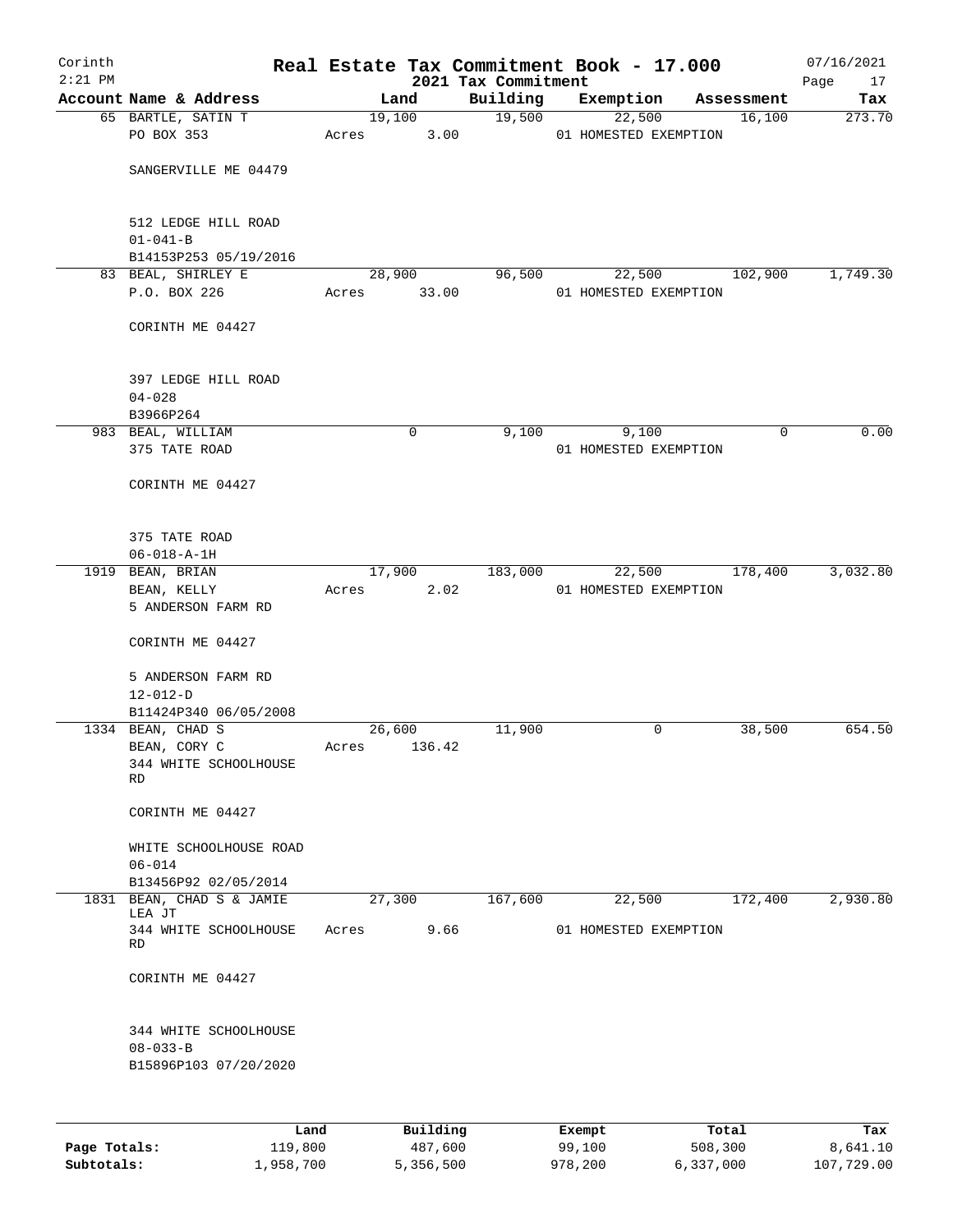# Real Estate Tax Commitment Book - 17.000

Corinth 2:21 PM — 2021 Tax Commitment — 07/16/2021

| Account Name & Address | Land | Building | Exemption | Assessment | Tax |
|---|---|---|---|---|---|
| 65 BARTLE, SATIN T<br>PO BOX 353<br><br>SANGERVILLE ME 04479<br><br>512 LEDGE HILL ROAD<br>01-041-B<br>B14153P253 05/19/2016 | 19,100<br>Acres 3.00 | 19,500 | 22,500<br>01 HOMESTED EXEMPTION | 16,100 | 273.70 |
| 83 BEAL, SHIRLEY E<br>P.O. BOX 226<br><br>CORINTH ME 04427<br><br>397 LEDGE HILL ROAD<br>04-028<br>B3966P264 | 28,900<br>Acres 33.00 | 96,500 | 22,500<br>01 HOMESTED EXEMPTION | 102,900 | 1,749.30 |
| 983 BEAL, WILLIAM<br>375 TATE ROAD<br><br>CORINTH ME 04427<br><br>375 TATE ROAD<br>06-018-A-1H | 0 | 9,100 | 9,100<br>01 HOMESTED EXEMPTION | 0 | 0.00 |
| 1919 BEAN, BRIAN<br>BEAN, KELLY<br>5 ANDERSON FARM RD<br><br>CORINTH ME 04427<br><br>5 ANDERSON FARM RD<br>12-012-D<br>B11424P340 06/05/2008 | 17,900<br>Acres 2.02 | 183,000 | 22,500<br>01 HOMESTED EXEMPTION | 178,400 | 3,032.80 |
| 1334 BEAN, CHAD S<br>BEAN, CORY C<br>344 WHITE SCHOOLHOUSE RD<br><br>CORINTH ME 04427<br><br>WHITE SCHOOLHOUSE ROAD<br>06-014<br>B13456P92 02/05/2014 | 26,600<br>Acres 136.42 | 11,900 | 0 | 38,500 | 654.50 |
| 1831 BEAN, CHAD S & JAMIE LEA JT<br>344 WHITE SCHOOLHOUSE RD<br><br>CORINTH ME 04427<br><br>344 WHITE SCHOOLHOUSE<br>08-033-B<br>B15896P103 07/20/2020 | 27,300<br>Acres 9.66 | 167,600 | 22,500<br>01 HOMESTED EXEMPTION | 172,400 | 2,930.80 |

| | Land | Building | Exempt | Total | Tax |
|---|---|---|---|---|---|
| Page Totals: | 119,800 | 487,600 | 99,100 | 508,300 | 8,641.10 |
| Subtotals: | 1,958,700 | 5,356,500 | 978,200 | 6,337,000 | 107,729.00 |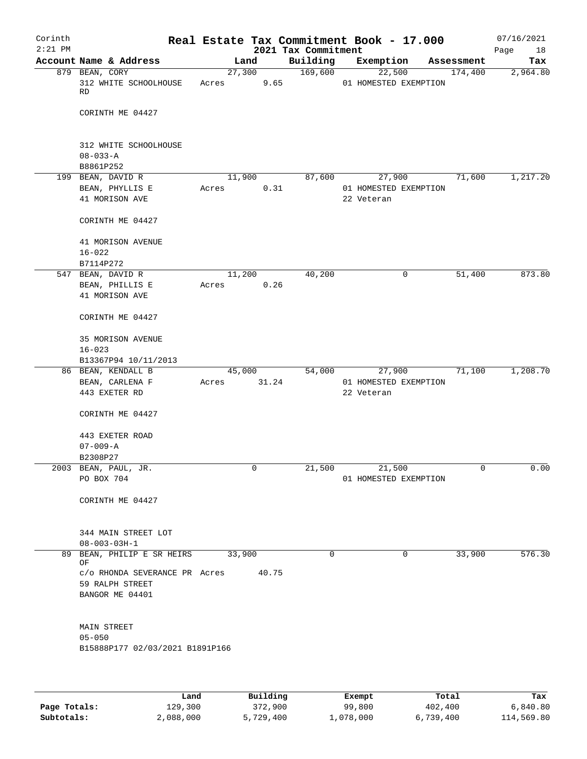# Real Estate Tax Commitment Book - 17.000

Corinth
2:21 PM

2021 Tax Commitment

07/16/2021

| Account Name & Address | Land | Building | Exemption | Assessment | Tax |
|---|---|---|---|---|---|
| 879 BEAN, CORY<br>312 WHITE SCHOOLHOUSE RD<br><br>CORINTH ME 04427<br><br>312 WHITE SCHOOLHOUSE<br>08-033-A<br>B8861P252 | 27,300<br>Acres 9.65 | 169,600 | 22,500<br>01 HOMESTED EXEMPTION | 174,400 | 2,964.80 |
| 199 BEAN, DAVID R<br>BEAN, PHYLLIS E<br>41 MORISON AVE<br><br>CORINTH ME 04427<br><br>41 MORISON AVENUE<br>16-022<br>B7114P272 | 11,900<br>Acres 0.31 | 87,600 | 27,900<br>01 HOMESTED EXEMPTION<br>22 Veteran | 71,600 | 1,217.20 |
| 547 BEAN, DAVID R<br>BEAN, PHILLIS E<br>41 MORISON AVE<br><br>CORINTH ME 04427<br><br>35 MORISON AVENUE<br>16-023<br>B13367P94 10/11/2013 | 11,200<br>Acres 0.26 | 40,200 | 0 | 51,400 | 873.80 |
| 86 BEAN, KENDALL B<br>BEAN, CARLENA F<br>443 EXETER RD<br><br>CORINTH ME 04427<br><br>443 EXETER ROAD<br>07-009-A<br>B2308P27 | 45,000<br>Acres 31.24 | 54,000 | 27,900<br>01 HOMESTED EXEMPTION<br>22 Veteran | 71,100 | 1,208.70 |
| 2003 BEAN, PAUL, JR.<br>PO BOX 704<br><br>CORINTH ME 04427<br><br>344 MAIN STREET LOT<br>08-003-03H-1 | 0 | 21,500 | 21,500<br>01 HOMESTED EXEMPTION | 0 | 0.00 |
| 89 BEAN, PHILIP E SR HEIRS OF<br>c/o RHONDA SEVERANCE PR<br>59 RALPH STREET<br>BANGOR ME 04401<br><br>MAIN STREET<br>05-050<br>B15888P177 02/03/2021 B1891P166 | 33,900<br>Acres 40.75 | 0 | 0 | 33,900 | 576.30 |

| | Land | Building | Exempt | Total | Tax |
|---|---|---|---|---|---|
| Page Totals: | 129,300 | 372,900 | 99,800 | 402,400 | 6,840.80 |
| Subtotals: | 2,088,000 | 5,729,400 | 1,078,000 | 6,739,400 | 114,569.80 |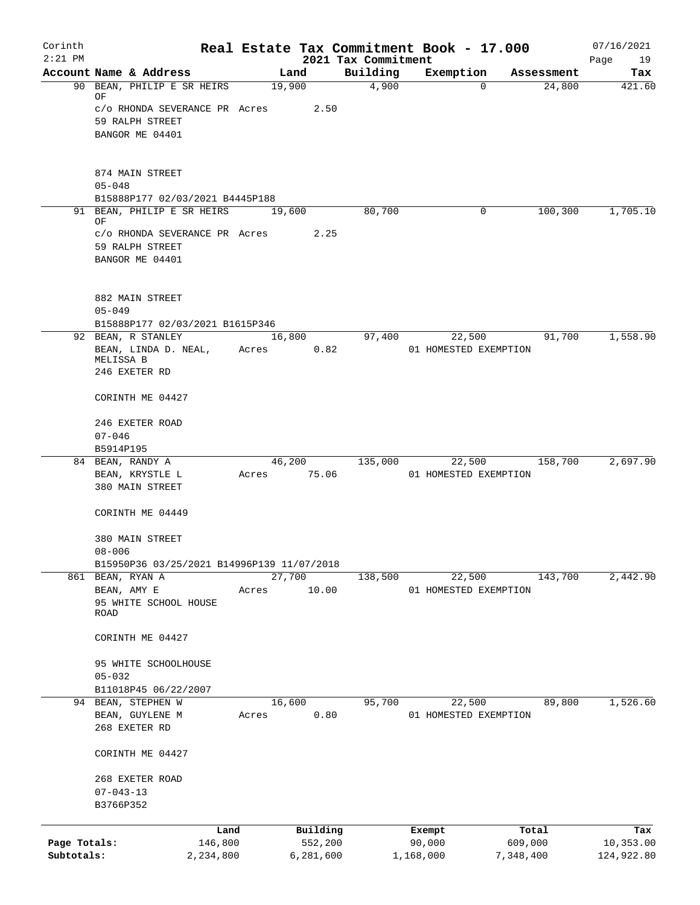Corinth
2:21 PM

# Real Estate Tax Commitment Book - 17.000

2021 Tax Commitment

07/16/2021

| Account Name & Address | Land | Building | Exemption | Assessment | Tax |
|---|---|---|---|---|---|
| 90 BEAN, PHILIP E SR HEIRS OF<br>c/o RHONDA SEVERANCE PR<br>59 RALPH STREET<br>BANGOR ME 04401<br><br>874 MAIN STREET<br>05-048<br>B15888P177 02/03/2021 B4445P188 | 19,900<br>Acres 2.50 | 4,900 | 0 | 24,800 | 421.60 |
| 91 BEAN, PHILIP E SR HEIRS OF<br>c/o RHONDA SEVERANCE PR<br>59 RALPH STREET<br>BANGOR ME 04401<br><br>882 MAIN STREET<br>05-049<br>B15888P177 02/03/2021 B1615P346 | 19,600<br>Acres 2.25 | 80,700 | 0 | 100,300 | 1,705.10 |
| 92 BEAN, R STANLEY<br>BEAN, LINDA D. NEAL, MELISSA B<br>246 EXETER RD<br>CORINTH ME 04427<br><br>246 EXETER ROAD<br>07-046<br>B5914P195 | 16,800<br>Acres 0.82 | 97,400 | 22,500<br>01 HOMESTED EXEMPTION | 91,700 | 1,558.90 |
| 84 BEAN, RANDY A<br>BEAN, KRYSTLE L<br>380 MAIN STREET<br>CORINTH ME 04449<br><br>380 MAIN STREET<br>08-006<br>B15950P36 03/25/2021 B14996P139 11/07/2018 | 46,200<br>Acres 75.06 | 135,000 | 22,500<br>01 HOMESTED EXEMPTION | 158,700 | 2,697.90 |
| 861 BEAN, RYAN A<br>BEAN, AMY E<br>95 WHITE SCHOOL HOUSE ROAD<br>CORINTH ME 04427<br><br>95 WHITE SCHOOLHOUSE<br>05-032<br>B11018P45 06/22/2007 | 27,700<br>Acres 10.00 | 138,500 | 22,500<br>01 HOMESTED EXEMPTION | 143,700 | 2,442.90 |
| 94 BEAN, STEPHEN W<br>BEAN, GUYLENE M<br>268 EXETER RD<br>CORINTH ME 04427<br><br>268 EXETER ROAD<br>07-043-13<br>B3766P352 | 16,600<br>Acres 0.80 | 95,700 | 22,500<br>01 HOMESTED EXEMPTION | 89,800 | 1,526.60 |

| | Land | Building | Exempt | Total | Tax |
|---|---|---|---|---|---|
| Page Totals: | 146,800 | 552,200 | 90,000 | 609,000 | 10,353.00 |
| Subtotals: | 2,234,800 | 6,281,600 | 1,168,000 | 7,348,400 | 124,922.80 |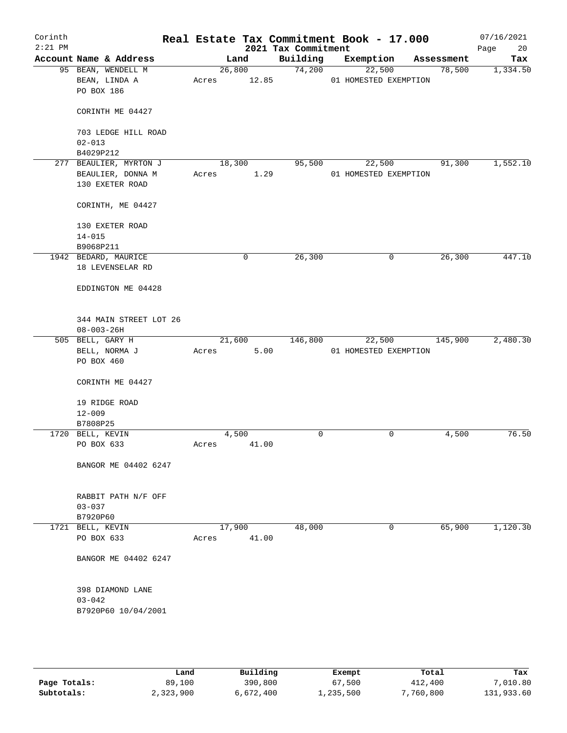Corinth
2:21 PM

# Real Estate Tax Commitment Book - 17.000

2021 Tax Commitment

07/16/2021

| Account Name & Address | Land | Building | Exemption | Assessment | Tax |
|---|---|---|---|---|---|
| 95 BEAN, WENDELL M<br>BEAN, LINDA A<br>PO BOX 186<br><br>CORINTH ME 04427<br><br>703 LEDGE HILL ROAD<br>02-013<br>B4029P212 | 26,800<br>Acres 12.85 | 74,200 | 22,500<br>01 HOMESTED EXEMPTION | 78,500 | 1,334.50 |
| 277 BEAULIER, MYRTON J<br>BEAULIER, DONNA M<br>130 EXETER ROAD<br><br>CORINTH, ME 04427<br><br>130 EXETER ROAD<br>14-015<br>B9068P211 | 18,300<br>Acres 1.29 | 95,500 | 22,500<br>01 HOMESTED EXEMPTION | 91,300 | 1,552.10 |
| 1942 BEDARD, MAURICE<br>18 LEVENSELAR RD<br><br>EDDINGTON ME 04428<br><br>344 MAIN STREET LOT 26<br>08-003-26H | 0 | 26,300 | 0 | 26,300 | 447.10 |
| 505 BELL, GARY H<br>BELL, NORMA J<br>PO BOX 460<br><br>CORINTH ME 04427<br><br>19 RIDGE ROAD<br>12-009<br>B7808P25 | 21,600<br>Acres 5.00 | 146,800 | 22,500<br>01 HOMESTED EXEMPTION | 145,900 | 2,480.30 |
| 1720 BELL, KEVIN<br>PO BOX 633<br><br>BANGOR ME 04402 6247<br><br>RABBIT PATH N/F OFF<br>03-037<br>B7920P60 | 4,500<br>Acres 41.00 | 0 | 0 | 4,500 | 76.50 |
| 1721 BELL, KEVIN<br>PO BOX 633<br><br>BANGOR ME 04402 6247<br><br>398 DIAMOND LANE<br>03-042<br>B7920P60 10/04/2001 | 17,900<br>Acres 41.00 | 48,000 | 0 | 65,900 | 1,120.30 |

| | Land | Building | Exempt | Total | Tax |
|---|---|---|---|---|---|
| Page Totals: | 89,100 | 390,800 | 67,500 | 412,400 | 7,010.80 |
| Subtotals: | 2,323,900 | 6,672,400 | 1,235,500 | 7,760,800 | 131,933.60 |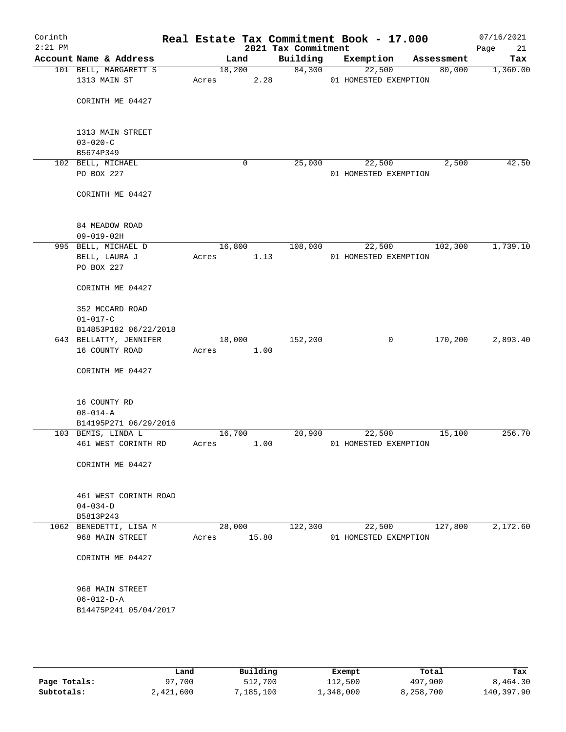# Real Estate Tax Commitment Book - 17.000

Corinth
2:21 PM

2021 Tax Commitment

07/16/2021

| Account | Name & Address | Land | Building | Exemption | Assessment | Tax |
|---|---|---|---|---|---|---|
| 101 | BELL, MARGARETT S<br>1313 MAIN ST<br><br>CORINTH ME 04427<br><br>1313 MAIN STREET<br>03-020-C<br>B5674P349 | 18,200<br>Acres 2.28 | 84,300 | 22,500<br>01 HOMESTED EXEMPTION | 80,000 | 1,360.00 |
| 102 | BELL, MICHAEL<br>PO BOX 227<br><br>CORINTH ME 04427<br><br>84 MEADOW ROAD<br>09-019-02H | 0 | 25,000 | 22,500<br>01 HOMESTED EXEMPTION | 2,500 | 42.50 |
| 995 | BELL, MICHAEL D<br>BELL, LAURA J<br>PO BOX 227<br><br>CORINTH ME 04427<br><br>352 MCCARD ROAD<br>01-017-C<br>B14853P182 06/22/2018 | 16,800<br>Acres 1.13 | 108,000 | 22,500<br>01 HOMESTED EXEMPTION | 102,300 | 1,739.10 |
| 643 | BELLATTY, JENNIFER<br>16 COUNTY ROAD<br><br>CORINTH ME 04427<br><br>16 COUNTY RD<br>08-014-A<br>B14195P271 06/29/2016 | 18,000<br>Acres 1.00 | 152,200 | 0 | 170,200 | 2,893.40 |
| 103 | BEMIS, LINDA L<br>461 WEST CORINTH RD<br><br>CORINTH ME 04427<br><br>461 WEST CORINTH ROAD<br>04-034-D<br>B5813P243 | 16,700<br>Acres 1.00 | 20,900 | 22,500<br>01 HOMESTED EXEMPTION | 15,100 | 256.70 |
| 1062 | BENEDETTI, LISA M<br>968 MAIN STREET<br><br>CORINTH ME 04427<br><br>968 MAIN STREET<br>06-012-D-A<br>B14475P241 05/04/2017 | 28,000<br>Acres 15.80 | 122,300 | 22,500<br>01 HOMESTED EXEMPTION | 127,800 | 2,172.60 |

| | Land | Building | Exempt | Total | Tax |
|---|---|---|---|---|---|
| Page Totals: | 97,700 | 512,700 | 112,500 | 497,900 | 8,464.30 |
| Subtotals: | 2,421,600 | 7,185,100 | 1,348,000 | 8,258,700 | 140,397.90 |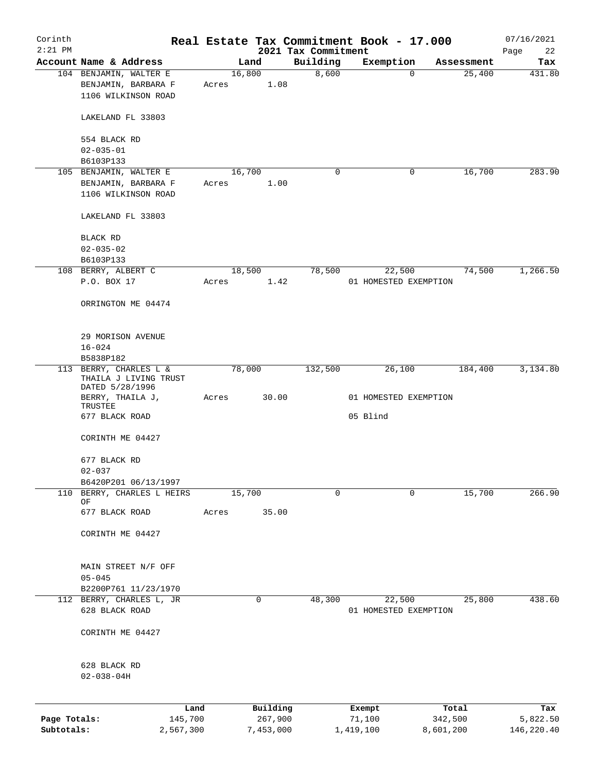# Real Estate Tax Commitment Book - 17.000

Corinth
2:21 PM

2021 Tax Commitment

07/16/2021

| Account Name & Address | Land | Building | Exemption | Assessment | Tax |
|---|---|---|---|---|---|
| 104 BENJAMIN, WALTER E<br>BENJAMIN, BARBARA F<br>1106 WILKINSON ROAD<br><br>LAKELAND FL 33803<br><br>554 BLACK RD<br>02-035-01<br>B6103P133 | 16,800<br>Acres 1.08 | 8,600 | 0 | 25,400 | 431.80 |
| 105 BENJAMIN, WALTER E<br>BENJAMIN, BARBARA F<br>1106 WILKINSON ROAD<br><br>LAKELAND FL 33803<br><br>BLACK RD<br>02-035-02<br>B6103P133 | 16,700<br>Acres 1.00 | 0 | 0 | 16,700 | 283.90 |
| 108 BERRY, ALBERT C<br>P.O. BOX 17<br><br>ORRINGTON ME 04474<br><br>29 MORISON AVENUE<br>16-024<br>B5838P182 | 18,500<br>Acres 1.42 | 78,500 | 22,500<br>01 HOMESTED EXEMPTION | 74,500 | 1,266.50 |
| 113 BERRY, CHARLES L &<br>THAILA J LIVING TRUST<br>DATED 5/28/1996<br>BERRY, THAILA J, TRUSTEE<br>677 BLACK ROAD<br><br>CORINTH ME 04427<br><br>677 BLACK RD<br>02-037<br>B6420P201 06/13/1997 | 78,000<br>Acres 30.00 | 132,500 | 26,100<br>01 HOMESTED EXEMPTION<br>05 Blind | 184,400 | 3,134.80 |
| 110 BERRY, CHARLES L HEIRS OF<br>677 BLACK ROAD<br><br>CORINTH ME 04427<br><br>MAIN STREET N/F OFF<br>05-045<br>B2200P761 11/23/1970 | 15,700<br>Acres 35.00 | 0 | 0 | 15,700 | 266.90 |
| 112 BERRY, CHARLES L, JR<br>628 BLACK ROAD<br><br>CORINTH ME 04427<br><br>628 BLACK RD<br>02-038-04H | 0 | 48,300 | 22,500<br>01 HOMESTED EXEMPTION | 25,800 | 438.60 |

| | Land | Building | Exempt | Total | Tax |
|---|---|---|---|---|---|
| Page Totals: | 145,700 | 267,900 | 71,100 | 342,500 | 5,822.50 |
| Subtotals: | 2,567,300 | 7,453,000 | 1,419,100 | 8,601,200 | 146,220.40 |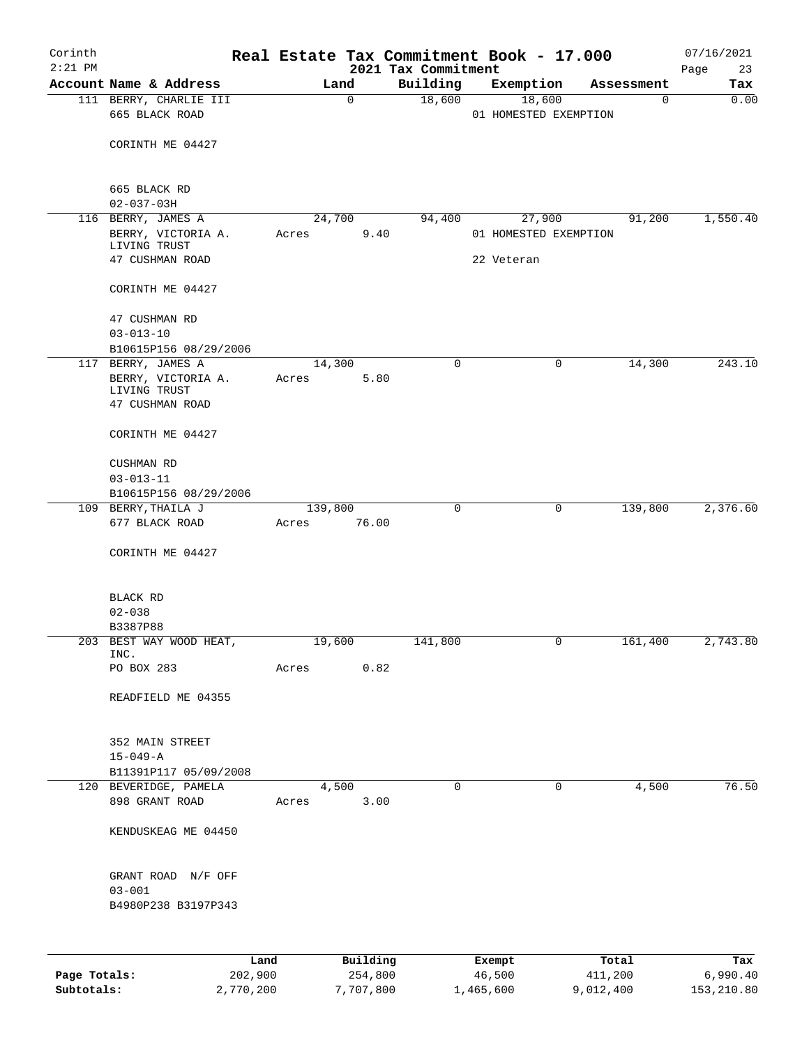Corinth 2:21 PM

# Real Estate Tax Commitment Book - 17.000
## 2021 Tax Commitment

07/16/2021

| Account Name & Address | Land | Building | Exemption | Assessment | Tax |
|---|---|---|---|---|---|
| 111 BERRY, CHARLIE III<br>665 BLACK ROAD<br><br>CORINTH ME 04427<br><br>665 BLACK RD<br>02-037-03H | 0 | 18,600 | 18,600<br>01 HOMESTED EXEMPTION | 0 | 0.00 |
| 116 BERRY, JAMES A<br>BERRY, VICTORIA A. LIVING TRUST<br>47 CUSHMAN ROAD<br><br>CORINTH ME 04427<br><br>47 CUSHMAN RD<br>03-013-10<br>B10615P156 08/29/2006 | 24,700<br>Acres 9.40 | 94,400 | 27,900<br>01 HOMESTED EXEMPTION<br>22 Veteran | 91,200 | 1,550.40 |
| 117 BERRY, JAMES A<br>BERRY, VICTORIA A. LIVING TRUST<br>47 CUSHMAN ROAD<br><br>CORINTH ME 04427<br><br>CUSHMAN RD<br>03-013-11<br>B10615P156 08/29/2006 | 14,300<br>Acres 5.80 | 0 | 0 | 14,300 | 243.10 |
| 109 BERRY,THAILA J<br>677 BLACK ROAD<br><br>CORINTH ME 04427<br><br>BLACK RD<br>02-038<br>B3387P88 | 139,800<br>Acres 76.00 | 0 | 0 | 139,800 | 2,376.60 |
| 203 BEST WAY WOOD HEAT, INC.<br>PO BOX 283<br><br>READFIELD ME 04355<br><br>352 MAIN STREET<br>15-049-A<br>B11391P117 05/09/2008 | 19,600<br>Acres 0.82 | 141,800 | 0 | 161,400 | 2,743.80 |
| 120 BEVERIDGE, PAMELA<br>898 GRANT ROAD<br><br>KENDUSKEAG ME 04450<br><br>GRANT ROAD N/F OFF<br>03-001<br>B4980P238 B3197P343 | 4,500<br>Acres 3.00 | 0 | 0 | 4,500 | 76.50 |

| | Land | Building | Exempt | Total | Tax |
|---|---|---|---|---|---|
| Page Totals: | 202,900 | 254,800 | 46,500 | 411,200 | 6,990.40 |
| Subtotals: | 2,770,200 | 7,707,800 | 1,465,600 | 9,012,400 | 153,210.80 |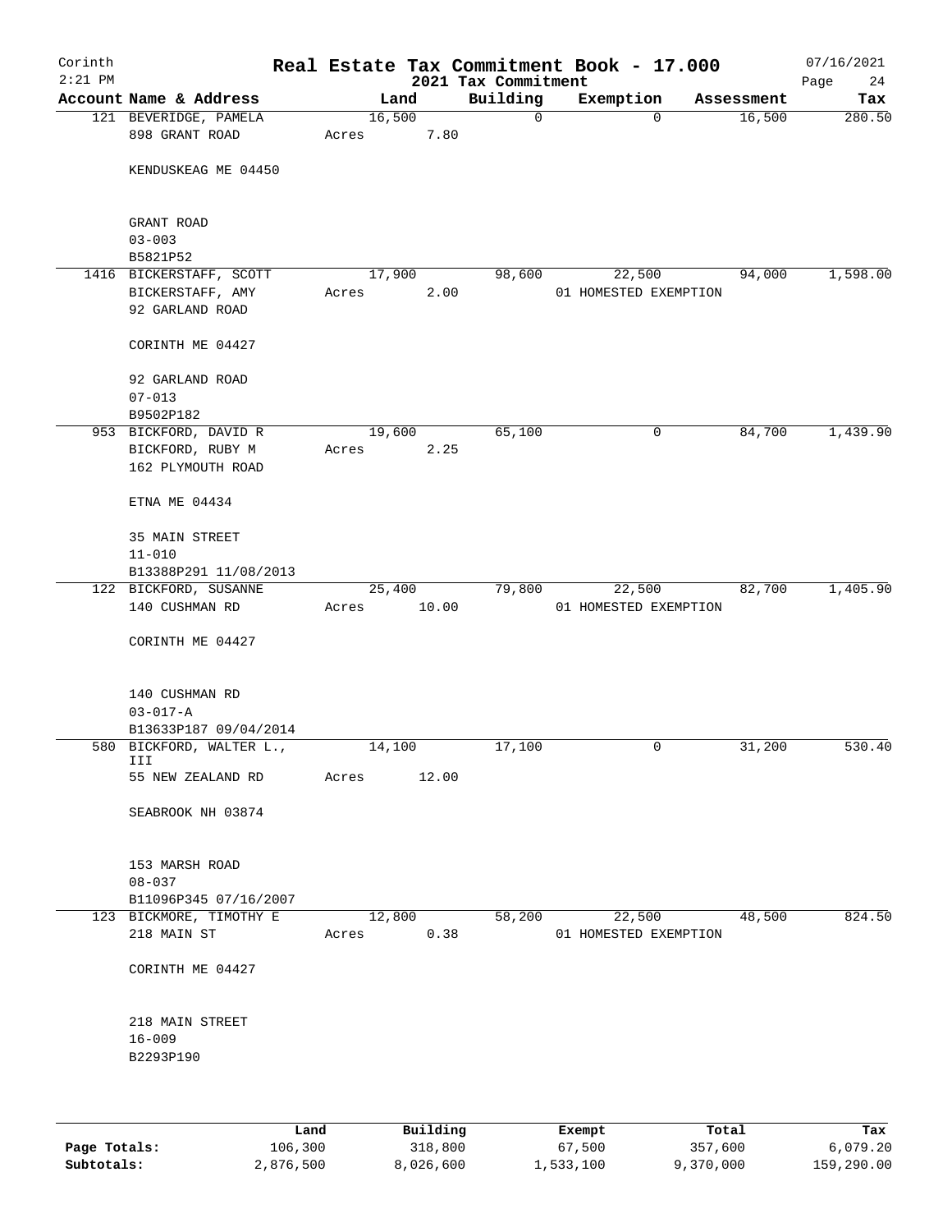# Real Estate Tax Commitment Book - 17.000

Corinth
2:21 PM

2021 Tax Commitment

07/16/2021

| Account Name & Address | Land | Building | Exemption | Assessment | Tax |
|---|---|---|---|---|---|
| 121 BEVERIDGE, PAMELA<br>898 GRANT ROAD<br><br>KENDUSKEAG ME 04450<br><br>GRANT ROAD<br>03-003<br>B5821P52 | 16,500<br>Acres 7.80 | 0 | 0 | 16,500 | 280.50 |
| 1416 BICKERSTAFF, SCOTT<br>BICKERSTAFF, AMY<br>92 GARLAND ROAD<br><br>CORINTH ME 04427<br><br>92 GARLAND ROAD<br>07-013<br>B9502P182 | 17,900<br>Acres 2.00 | 98,600 | 22,500<br>01 HOMESTED EXEMPTION | 94,000 | 1,598.00 |
| 953 BICKFORD, DAVID R<br>BICKFORD, RUBY M<br>162 PLYMOUTH ROAD<br><br>ETNA ME 04434<br><br>35 MAIN STREET<br>11-010<br>B13388P291 11/08/2013 | 19,600<br>Acres 2.25 | 65,100 | 0 | 84,700 | 1,439.90 |
| 122 BICKFORD, SUSANNE<br>140 CUSHMAN RD<br><br>CORINTH ME 04427<br><br>140 CUSHMAN RD<br>03-017-A<br>B13633P187 09/04/2014 | 25,400<br>Acres 10.00 | 79,800 | 22,500<br>01 HOMESTED EXEMPTION | 82,700 | 1,405.90 |
| 580 BICKFORD, WALTER L., III<br>55 NEW ZEALAND RD<br><br>SEABROOK NH 03874<br><br>153 MARSH ROAD<br>08-037<br>B11096P345 07/16/2007 | 14,100<br>Acres 12.00 | 17,100 | 0 | 31,200 | 530.40 |
| 123 BICKMORE, TIMOTHY E<br>218 MAIN ST<br><br>CORINTH ME 04427<br><br>218 MAIN STREET<br>16-009<br>B2293P190 | 12,800<br>Acres 0.38 | 58,200 | 22,500<br>01 HOMESTED EXEMPTION | 48,500 | 824.50 |

| | Land | Building | Exempt | Total | Tax |
|---|---|---|---|---|---|
| Page Totals: | 106,300 | 318,800 | 67,500 | 357,600 | 6,079.20 |
| Subtotals: | 2,876,500 | 8,026,600 | 1,533,100 | 9,370,000 | 159,290.00 |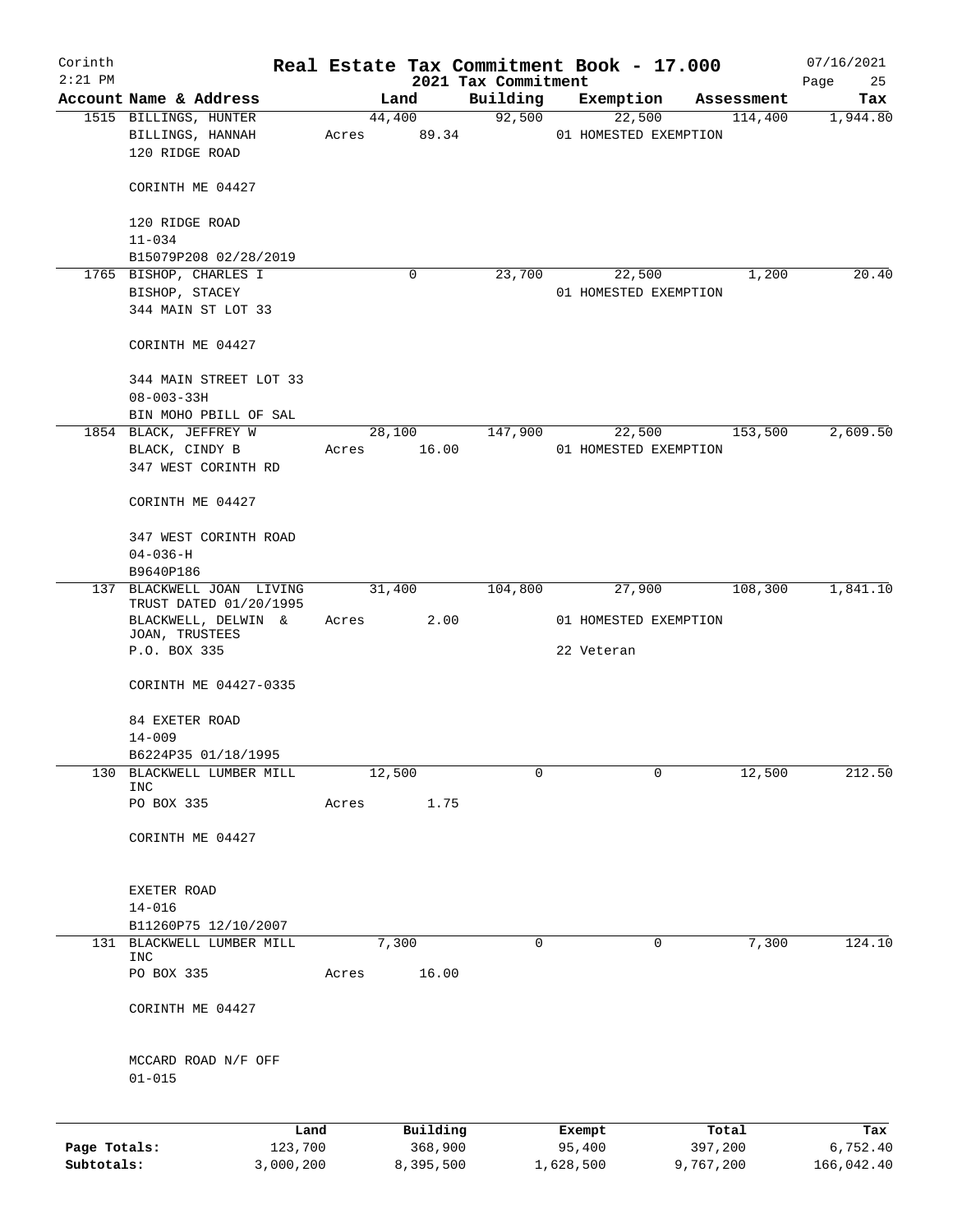Corinth
2:21 PM

# Real Estate Tax Commitment Book - 17.000

2021 Tax Commitment

07/16/2021

| Account | Name & Address | Land | Building | Exemption | Assessment | Tax |
|---|---|---|---|---|---|---|
| 1515 | BILLINGS, HUNTER<br>BILLINGS, HANNAH<br>120 RIDGE ROAD<br><br>CORINTH ME 04427<br><br>120 RIDGE ROAD<br>11-034<br>B15079P208 02/28/2019 | 44,400<br>Acres 89.34 | 92,500 | 22,500<br>01 HOMESTED EXEMPTION | 114,400 | 1,944.80 |
| 1765 | BISHOP, CHARLES I<br>BISHOP, STACEY<br>344 MAIN ST LOT 33<br><br>CORINTH ME 04427<br><br>344 MAIN STREET LOT 33<br>08-003-33H<br>BIN MOHO PBILL OF SAL | 0 | 23,700 | 22,500<br>01 HOMESTED EXEMPTION | 1,200 | 20.40 |
| 1854 | BLACK, JEFFREY W<br>BLACK, CINDY B<br>347 WEST CORINTH RD<br><br>CORINTH ME 04427<br><br>347 WEST CORINTH ROAD<br>04-036-H<br>B9640P186 | 28,100<br>Acres 16.00 | 147,900 | 22,500<br>01 HOMESTED EXEMPTION | 153,500 | 2,609.50 |
| 137 | BLACKWELL JOAN LIVING TRUST DATED 01/20/1995<br>BLACKWELL, DELWIN & JOAN, TRUSTEES<br>P.O. BOX 335<br><br>CORINTH ME 04427-0335<br><br>84 EXETER ROAD<br>14-009<br>B6224P35 01/18/1995 | 31,400<br>Acres 2.00 | 104,800 | 27,900<br>01 HOMESTED EXEMPTION<br>22 Veteran | 108,300 | 1,841.10 |
| 130 | BLACKWELL LUMBER MILL INC<br>PO BOX 335<br><br>CORINTH ME 04427<br><br>EXETER ROAD<br>14-016<br>B11260P75 12/10/2007 | 12,500<br>Acres 1.75 | 0 | 0 | 12,500 | 212.50 |
| 131 | BLACKWELL LUMBER MILL INC<br>PO BOX 335<br><br>CORINTH ME 04427<br><br>MCCARD ROAD N/F OFF<br>01-015 | 7,300<br>Acres 16.00 | 0 | 0 | 7,300 | 124.10 |

| | Land | Building | Exempt | Total | Tax |
|---|---|---|---|---|---|
| Page Totals: | 123,700 | 368,900 | 95,400 | 397,200 | 6,752.40 |
| Subtotals: | 3,000,200 | 8,395,500 | 1,628,500 | 9,767,200 | 166,042.40 |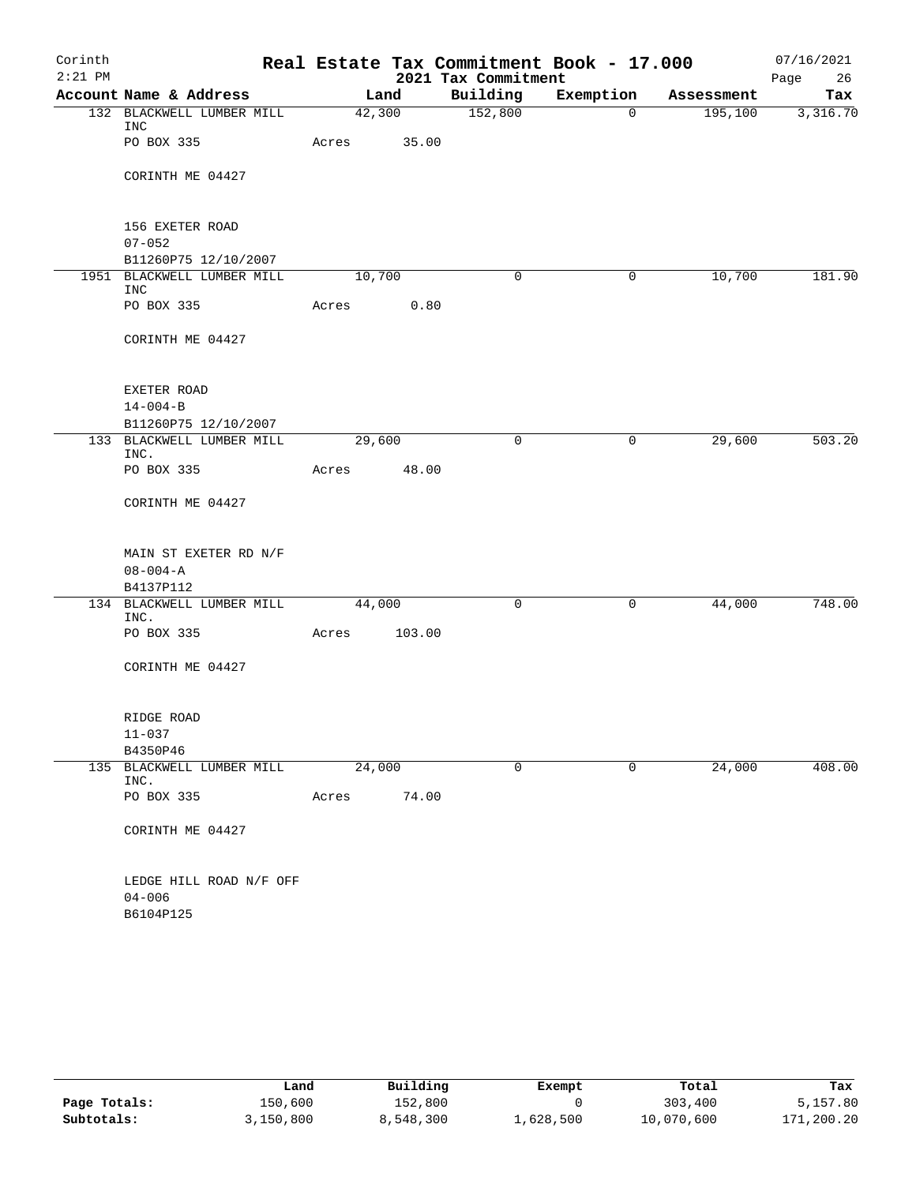Corinth 2:21 PM

# Real Estate Tax Commitment Book - 17.000

2021 Tax Commitment

07/16/2021

| Account Name & Address | Land | Building | Exemption | Assessment | Tax |
|---|---|---|---|---|---|
| 132 BLACKWELL LUMBER MILL INC | 42,300 | 152,800 | 0 | 195,100 | 3,316.70 |
| PO BOX 335 | Acres 35.00 | | | | |
| CORINTH ME 04427 | | | | | |
| 156 EXETER ROAD | | | | | |
| 07-052 | | | | | |
| B11260P75 12/10/2007 | | | | | |
| 1951 BLACKWELL LUMBER MILL INC | 10,700 | 0 | 0 | 10,700 | 181.90 |
| PO BOX 335 | Acres 0.80 | | | | |
| CORINTH ME 04427 | | | | | |
| EXETER ROAD | | | | | |
| 14-004-B | | | | | |
| B11260P75 12/10/2007 | | | | | |
| 133 BLACKWELL LUMBER MILL INC. | 29,600 | 0 | 0 | 29,600 | 503.20 |
| PO BOX 335 | Acres 48.00 | | | | |
| CORINTH ME 04427 | | | | | |
| MAIN ST EXETER RD N/F | | | | | |
| 08-004-A | | | | | |
| B4137P112 | | | | | |
| 134 BLACKWELL LUMBER MILL INC. | 44,000 | 0 | 0 | 44,000 | 748.00 |
| PO BOX 335 | Acres 103.00 | | | | |
| CORINTH ME 04427 | | | | | |
| RIDGE ROAD | | | | | |
| 11-037 | | | | | |
| B4350P46 | | | | | |
| 135 BLACKWELL LUMBER MILL INC. | 24,000 | 0 | 0 | 24,000 | 408.00 |
| PO BOX 335 | Acres 74.00 | | | | |
| CORINTH ME 04427 | | | | | |
| LEDGE HILL ROAD N/F OFF | | | | | |
| 04-006 | | | | | |
| B6104P125 | | | | | |

| | Land | Building | Exempt | Total | Tax |
|---|---|---|---|---|---|
| Page Totals: | 150,600 | 152,800 | 0 | 303,400 | 5,157.80 |
| Subtotals: | 3,150,800 | 8,548,300 | 1,628,500 | 10,070,600 | 171,200.20 |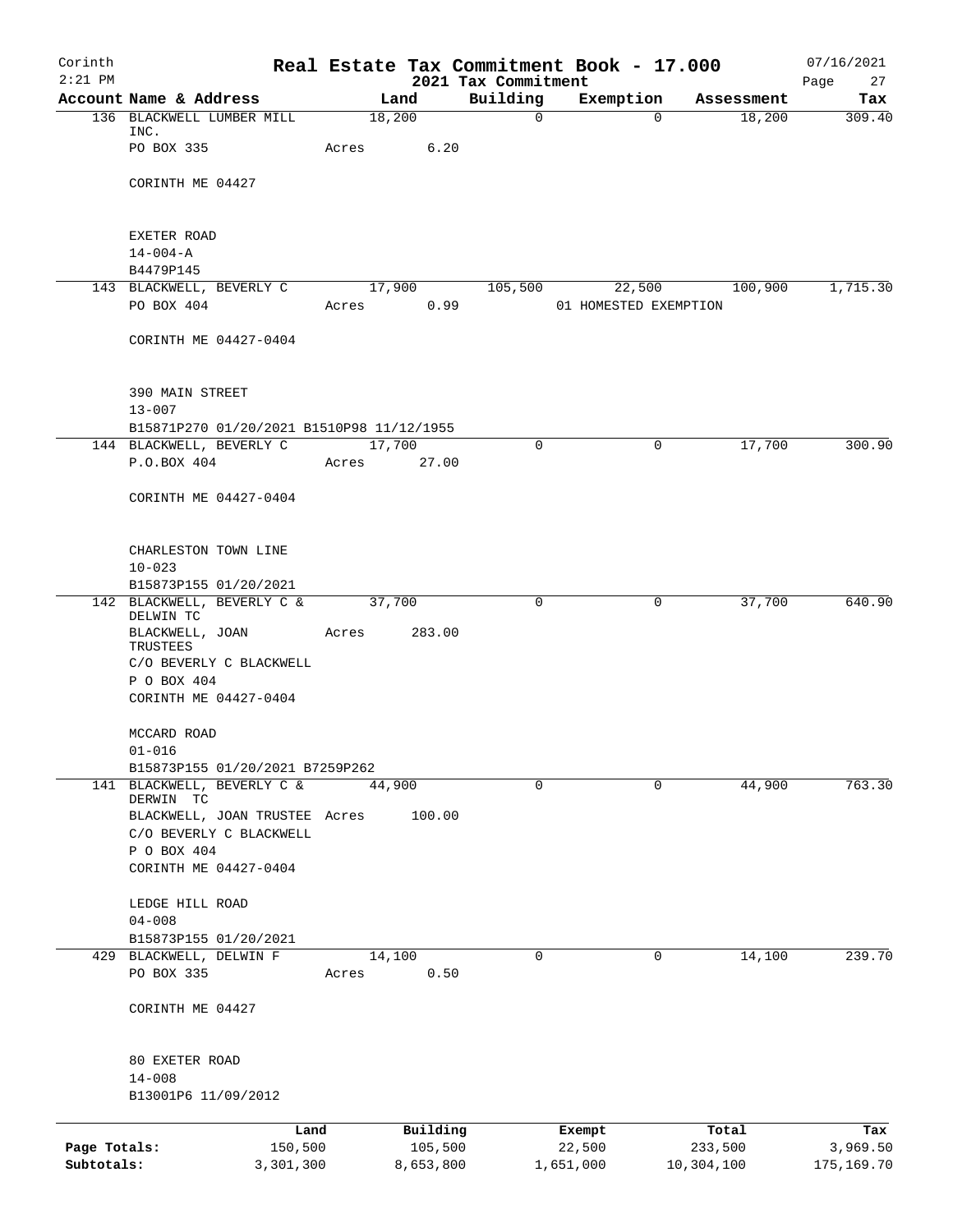# Real Estate Tax Commitment Book - 17.000

Corinth 2:21 PM — 2021 Tax Commitment — 07/16/2021

| Account Name & Address | Land | Building | Exemption | Assessment | Tax |
|---|---|---|---|---|---|
| 136 BLACKWELL LUMBER MILL INC.<br>PO BOX 335<br>CORINTH ME 04427<br><br>EXETER ROAD<br>14-004-A<br>B4479P145 | 18,200<br>Acres 6.20 | 0 | 0 | 18,200 | 309.40 |
| 143 BLACKWELL, BEVERLY C<br>PO BOX 404<br>CORINTH ME 04427-0404<br><br>390 MAIN STREET<br>13-007<br>B15871P270 01/20/2021 B1510P98 11/12/1955 | 17,900<br>Acres 0.99 | 105,500 | 22,500<br>01 HOMESTED EXEMPTION | 100,900 | 1,715.30 |
| 144 BLACKWELL, BEVERLY C<br>P.O.BOX 404<br>CORINTH ME 04427-0404<br><br>CHARLESTON TOWN LINE<br>10-023<br>B15873P155 01/20/2021 | 17,700<br>Acres 27.00 | 0 | 0 | 17,700 | 300.90 |
| 142 BLACKWELL, BEVERLY C & DELWIN TC<br>BLACKWELL, JOAN TRUSTEES<br>C/O BEVERLY C BLACKWELL<br>P O BOX 404<br>CORINTH ME 04427-0404<br><br>MCCARD ROAD<br>01-016<br>B15873P155 01/20/2021 B7259P262 | 37,700<br>Acres 283.00 | 0 | 0 | 37,700 | 640.90 |
| 141 BLACKWELL, BEVERLY C & DERWIN TC<br>BLACKWELL, JOAN TRUSTEE<br>C/O BEVERLY C BLACKWELL<br>P O BOX 404<br>CORINTH ME 04427-0404<br><br>LEDGE HILL ROAD<br>04-008<br>B15873P155 01/20/2021 | 44,900<br>Acres 100.00 | 0 | 0 | 44,900 | 763.30 |
| 429 BLACKWELL, DELWIN F<br>PO BOX 335<br>CORINTH ME 04427<br><br>80 EXETER ROAD<br>14-008<br>B13001P6 11/09/2012 | 14,100<br>Acres 0.50 | 0 | 0 | 14,100 | 239.70 |

| | Land | Building | Exempt | Total | Tax |
|---|---|---|---|---|---|
| Page Totals: | 150,500 | 105,500 | 22,500 | 233,500 | 3,969.50 |
| Subtotals: | 3,301,300 | 8,653,800 | 1,651,000 | 10,304,100 | 175,169.70 |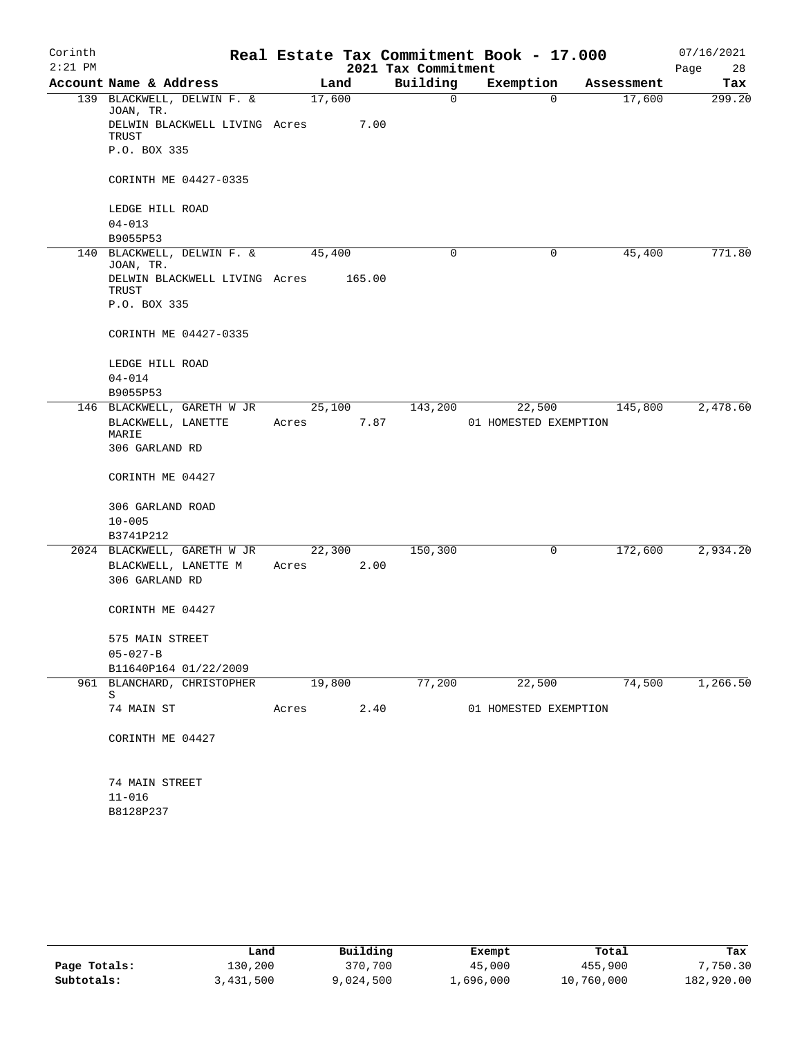Corinth 2:21 PM

# Real Estate Tax Commitment Book - 17.000

2021 Tax Commitment

07/16/2021

| Account Name & Address | Land | Building | Exemption | Assessment | Tax |
|---|---|---|---|---|---|
| 139 BLACKWELL, DELWIN F. & JOAN, TR. | 17,600 | 0 | 0 | 17,600 | 299.20 |
| DELWIN BLACKWELL LIVING TRUST | Acres 7.00 | | | | |
| P.O. BOX 335 | | | | | |
| CORINTH ME 04427-0335 | | | | | |
| LEDGE HILL ROAD | | | | | |
| 04-013 | | | | | |
| B9055P53 | | | | | |
| 140 BLACKWELL, DELWIN F. & JOAN, TR. | 45,400 | 0 | 0 | 45,400 | 771.80 |
| DELWIN BLACKWELL LIVING TRUST | Acres 165.00 | | | | |
| P.O. BOX 335 | | | | | |
| CORINTH ME 04427-0335 | | | | | |
| LEDGE HILL ROAD | | | | | |
| 04-014 | | | | | |
| B9055P53 | | | | | |
| 146 BLACKWELL, GARETH W JR | 25,100 | 143,200 | 22,500 | 145,800 | 2,478.60 |
| BLACKWELL, LANETTE MARIE | Acres 7.87 | | 01 HOMESTED EXEMPTION | | |
| 306 GARLAND RD | | | | | |
| CORINTH ME 04427 | | | | | |
| 306 GARLAND ROAD | | | | | |
| 10-005 | | | | | |
| B3741P212 | | | | | |
| 2024 BLACKWELL, GARETH W JR | 22,300 | 150,300 | 0 | 172,600 | 2,934.20 |
| BLACKWELL, LANETTE M | Acres 2.00 | | | | |
| 306 GARLAND RD | | | | | |
| CORINTH ME 04427 | | | | | |
| 575 MAIN STREET | | | | | |
| 05-027-B | | | | | |
| B11640P164 01/22/2009 | | | | | |
| 961 BLANCHARD, CHRISTOPHER S | 19,800 | 77,200 | 22,500 | 74,500 | 1,266.50 |
| 74 MAIN ST | Acres 2.40 | | 01 HOMESTED EXEMPTION | | |
| CORINTH ME 04427 | | | | | |
| 74 MAIN STREET | | | | | |
| 11-016 | | | | | |
| B8128P237 | | | | | |

| | Land | Building | Exempt | Total | Tax |
|---|---|---|---|---|---|
| Page Totals: | 130,200 | 370,700 | 45,000 | 455,900 | 7,750.30 |
| Subtotals: | 3,431,500 | 9,024,500 | 1,696,000 | 10,760,000 | 182,920.00 |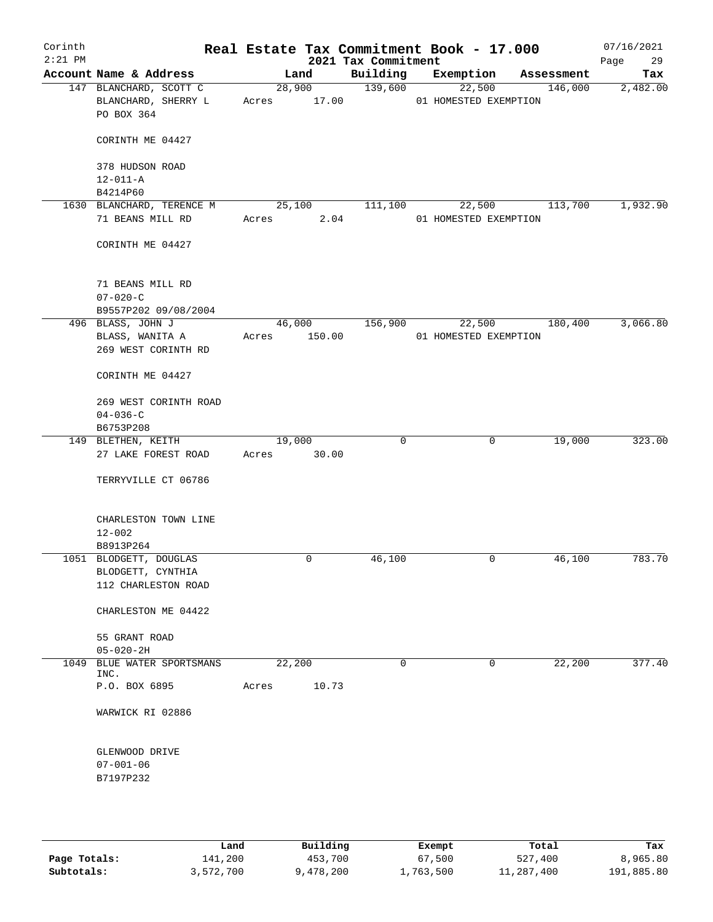# Real Estate Tax Commitment Book - 17.000

Corinth
2:21 PM

2021 Tax Commitment

07/16/2021

| Account Name & Address | Land | Building | Exemption | Assessment | Tax |
|---|---|---|---|---|---|
| 147 BLANCHARD, SCOTT C<br>BLANCHARD, SHERRY L<br>PO BOX 364<br><br>CORINTH ME 04427<br><br>378 HUDSON ROAD<br>12-011-A<br>B4214P60 | 28,900<br>Acres 17.00 | 139,600 | 22,500<br>01 HOMESTED EXEMPTION | 146,000 | 2,482.00 |
| 1630 BLANCHARD, TERENCE M<br>71 BEANS MILL RD<br><br>CORINTH ME 04427<br><br>71 BEANS MILL RD<br>07-020-C<br>B9557P202 09/08/2004 | 25,100<br>Acres 2.04 | 111,100 | 22,500<br>01 HOMESTED EXEMPTION | 113,700 | 1,932.90 |
| 496 BLASS, JOHN J<br>BLASS, WANITA A<br>269 WEST CORINTH RD<br><br>CORINTH ME 04427<br><br>269 WEST CORINTH ROAD<br>04-036-C<br>B6753P208 | 46,000<br>Acres 150.00 | 156,900 | 22,500<br>01 HOMESTED EXEMPTION | 180,400 | 3,066.80 |
| 149 BLETHEN, KEITH<br>27 LAKE FOREST ROAD<br><br>TERRYVILLE CT 06786<br><br>CHARLESTON TOWN LINE<br>12-002<br>B8913P264 | 19,000<br>Acres 30.00 | 0 | 0 | 19,000 | 323.00 |
| 1051 BLODGETT, DOUGLAS<br>BLODGETT, CYNTHIA<br>112 CHARLESTON ROAD<br><br>CHARLESTON ME 04422<br><br>55 GRANT ROAD<br>05-020-2H | 0 | 46,100 | 0 | 46,100 | 783.70 |
| 1049 BLUE WATER SPORTSMANS INC.<br>P.O. BOX 6895<br><br>WARWICK RI 02886<br><br>GLENWOOD DRIVE<br>07-001-06<br>B7197P232 | 22,200<br>Acres 10.73 | 0 | 0 | 22,200 | 377.40 |

| | Land | Building | Exempt | Total | Tax |
|---|---|---|---|---|---|
| Page Totals: | 141,200 | 453,700 | 67,500 | 527,400 | 8,965.80 |
| Subtotals: | 3,572,700 | 9,478,200 | 1,763,500 | 11,287,400 | 191,885.80 |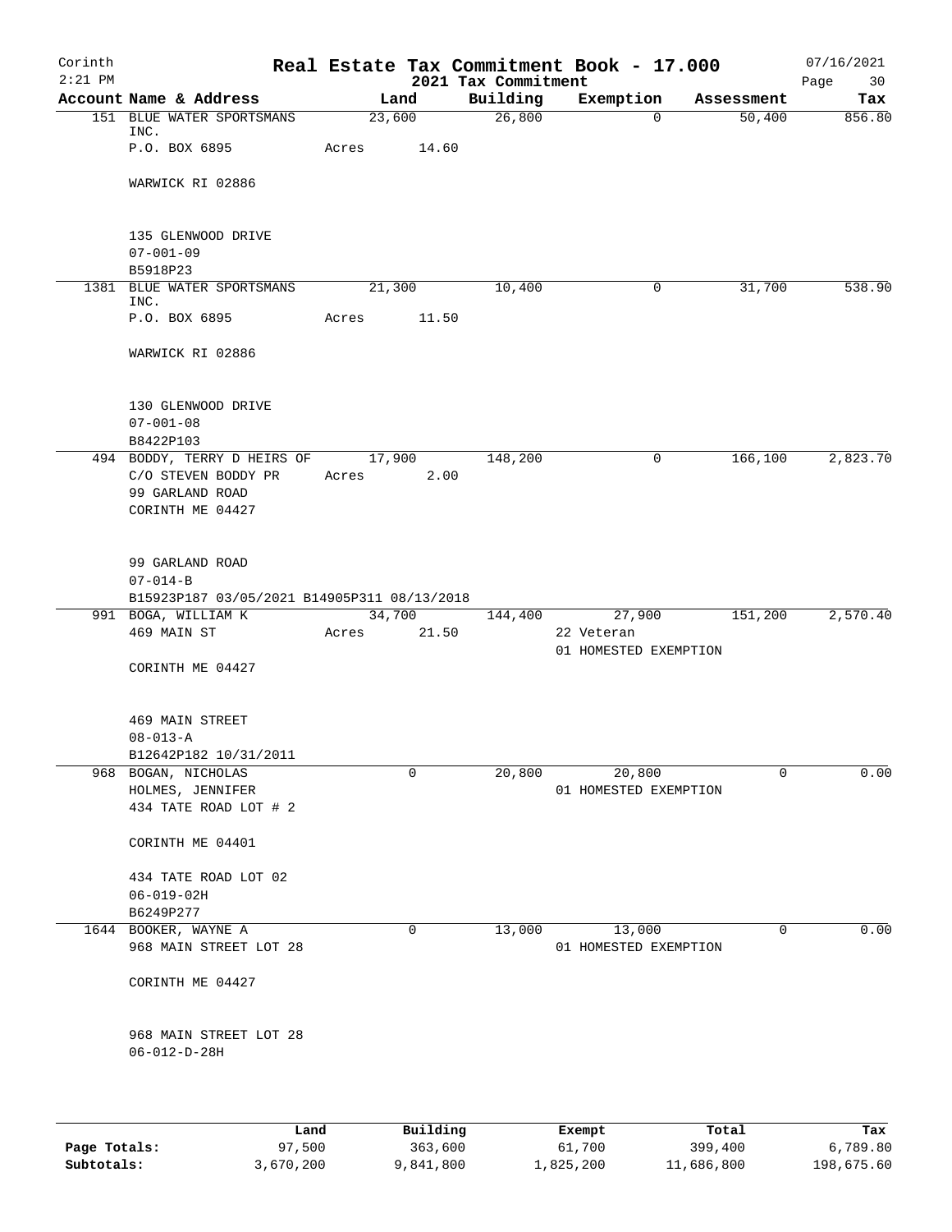Corinth 2:21 PM

# Real Estate Tax Commitment Book - 17.000

2021 Tax Commitment

07/16/2021

| Account Name & Address | Land | Building | Exemption | Assessment | Tax |
|---|---|---|---|---|---|
| 151 BLUE WATER SPORTSMANS INC. | 23,600 | 26,800 | 0 | 50,400 | 856.80 |
| P.O. BOX 6895 | Acres 14.60 | | | | |
| WARWICK RI 02886 | | | | | |
| 135 GLENWOOD DRIVE | | | | | |
| 07-001-09 | | | | | |
| B5918P23 | | | | | |
| 1381 BLUE WATER SPORTSMANS INC. | 21,300 | 10,400 | 0 | 31,700 | 538.90 |
| P.O. BOX 6895 | Acres 11.50 | | | | |
| WARWICK RI 02886 | | | | | |
| 130 GLENWOOD DRIVE | | | | | |
| 07-001-08 | | | | | |
| B8422P103 | | | | | |
| 494 BODDY, TERRY D HEIRS OF | 17,900 | 148,200 | 0 | 166,100 | 2,823.70 |
| C/O STEVEN BODDY PR | Acres 2.00 | | | | |
| 99 GARLAND ROAD | | | | | |
| CORINTH ME 04427 | | | | | |
| 99 GARLAND ROAD | | | | | |
| 07-014-B | | | | | |
| B15923P187 03/05/2021 B14905P311 08/13/2018 | | | | | |
| 991 BOGA, WILLIAM K | 34,700 | 144,400 | 27,900 | 151,200 | 2,570.40 |
| 469 MAIN ST | Acres 21.50 | | 22 Veteran | | |
| | | | 01 HOMESTED EXEMPTION | | |
| CORINTH ME 04427 | | | | | |
| 469 MAIN STREET | | | | | |
| 08-013-A | | | | | |
| B12642P182 10/31/2011 | | | | | |
| 968 BOGAN, NICHOLAS | 0 | 20,800 | 20,800 | 0 | 0.00 |
| HOLMES, JENNIFER | | | 01 HOMESTED EXEMPTION | | |
| 434 TATE ROAD LOT # 2 | | | | | |
| CORINTH ME 04401 | | | | | |
| 434 TATE ROAD LOT 02 | | | | | |
| 06-019-02H | | | | | |
| B6249P277 | | | | | |
| 1644 BOOKER, WAYNE A | 0 | 13,000 | 13,000 | 0 | 0.00 |
| 968 MAIN STREET LOT 28 | | | 01 HOMESTED EXEMPTION | | |
| CORINTH ME 04427 | | | | | |
| 968 MAIN STREET LOT 28 | | | | | |
| 06-012-D-28H | | | | | |

| | Land | Building | Exempt | Total | Tax |
|---|---|---|---|---|---|
| Page Totals: | 97,500 | 363,600 | 61,700 | 399,400 | 6,789.80 |
| Subtotals: | 3,670,200 | 9,841,800 | 1,825,200 | 11,686,800 | 198,675.60 |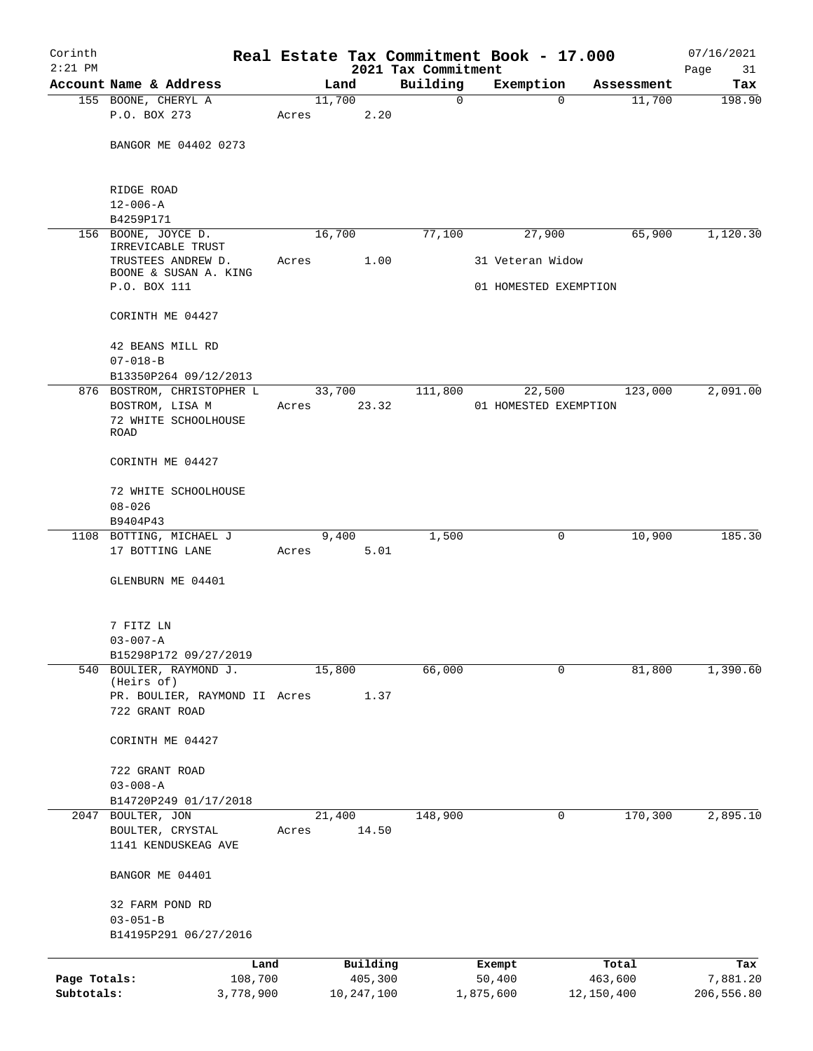Corinth 2:21 PM

# Real Estate Tax Commitment Book - 17.000

## 2021 Tax Commitment

07/16/2021

| Account | Name & Address | Land | Building | Exemption | Assessment | Tax |
|---|---|---|---|---|---|---|
| 155 | BOONE, CHERYL A<br>P.O. BOX 273<br>BANGOR ME 04402 0273<br>RIDGE ROAD<br>12-006-A<br>B4259P171 | 11,700<br>Acres 2.20 | 0 | 0 | 11,700 | 198.90 |
| 156 | BOONE, JOYCE D.<br>IRREVICABLE TRUST<br>TRUSTEES ANDREW D.<br>BOONE & SUSAN A. KING<br>P.O. BOX 111<br>CORINTH ME 04427<br>42 BEANS MILL RD<br>07-018-B<br>B13350P264 09/12/2013 | 16,700<br>Acres 1.00 | 77,100 | 27,900<br>31 Veteran Widow<br>01 HOMESTED EXEMPTION | 65,900 | 1,120.30 |
| 876 | BOSTROM, CHRISTOPHER L<br>BOSTROM, LISA M<br>72 WHITE SCHOOLHOUSE ROAD<br>CORINTH ME 04427<br>72 WHITE SCHOOLHOUSE<br>08-026<br>B9404P43 | 33,700<br>Acres 23.32 | 111,800 | 22,500<br>01 HOMESTED EXEMPTION | 123,000 | 2,091.00 |
| 1108 | BOTTING, MICHAEL J<br>17 BOTTING LANE<br>GLENBURN ME 04401<br>7 FITZ LN<br>03-007-A<br>B15298P172 09/27/2019 | 9,400<br>Acres 5.01 | 1,500 | 0 | 10,900 | 185.30 |
| 540 | BOULIER, RAYMOND J.<br>(Heirs of)<br>PR. BOULIER, RAYMOND II<br>722 GRANT ROAD<br>CORINTH ME 04427<br>722 GRANT ROAD<br>03-008-A<br>B14720P249 01/17/2018 | 15,800<br>Acres 1.37 | 66,000 | 0 | 81,800 | 1,390.60 |
| 2047 | BOULTER, JON<br>BOULTER, CRYSTAL<br>1141 KENDUSKEAG AVE<br>BANGOR ME 04401<br>32 FARM POND RD<br>03-051-B<br>B14195P291 06/27/2016 | 21,400<br>Acres 14.50 | 148,900 | 0 | 170,300 | 2,895.10 |

| | Land | Building | Exempt | Total | Tax |
|---|---|---|---|---|---|
| Page Totals: | 108,700 | 405,300 | 50,400 | 463,600 | 7,881.20 |
| Subtotals: | 3,778,900 | 10,247,100 | 1,875,600 | 12,150,400 | 206,556.80 |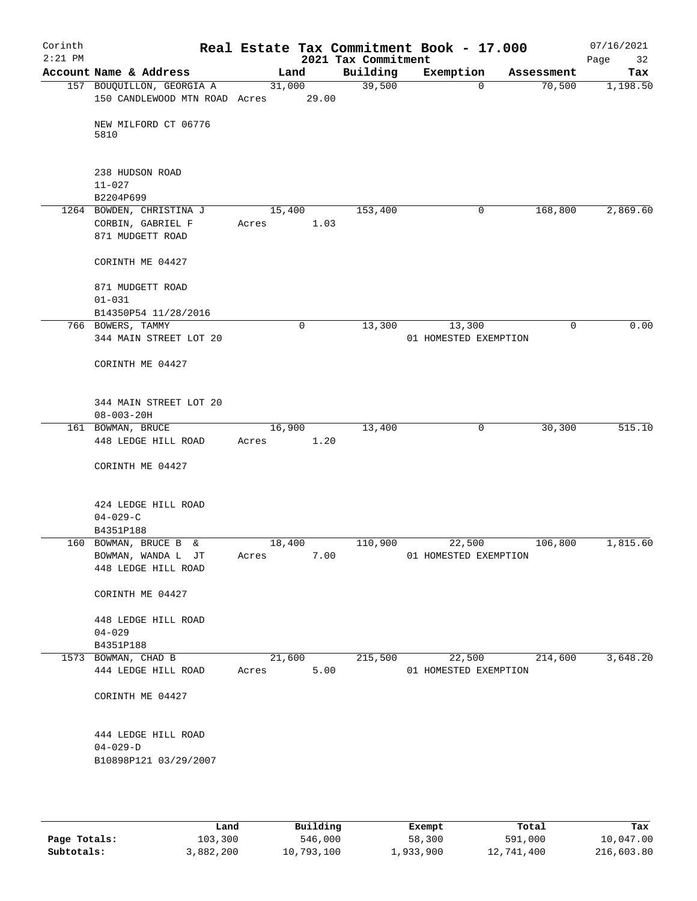# Real Estate Tax Commitment Book - 17.000

Corinth 2:21 PM — 2021 Tax Commitment — 07/16/2021

| Account Name & Address | Land | Building | Exemption | Assessment | Tax |
|---|---|---|---|---|---|
| 157 BOUQUILLON, GEORGIA A<br>150 CANDLEWOOD MTN ROAD<br><br>NEW MILFORD CT 06776<br>5810<br><br>238 HUDSON ROAD<br>11-027<br>B2204P699 | 31,000<br>Acres 29.00 | 39,500 | 0 | 70,500 | 1,198.50 |
| 1264 BOWDEN, CHRISTINA J<br>CORBIN, GABRIEL F<br>871 MUDGETT ROAD<br><br>CORINTH ME 04427<br><br>871 MUDGETT ROAD<br>01-031<br>B14350P54 11/28/2016 | 15,400<br>Acres 1.03 | 153,400 | 0 | 168,800 | 2,869.60 |
| 766 BOWERS, TAMMY<br>344 MAIN STREET LOT 20<br><br>CORINTH ME 04427<br><br>344 MAIN STREET LOT 20<br>08-003-20H | 0 | 13,300 | 13,300<br>01 HOMESTED EXEMPTION | 0 | 0.00 |
| 161 BOWMAN, BRUCE<br>448 LEDGE HILL ROAD<br><br>CORINTH ME 04427<br><br>424 LEDGE HILL ROAD<br>04-029-C<br>B4351P188 | 16,900<br>Acres 1.20 | 13,400 | 0 | 30,300 | 515.10 |
| 160 BOWMAN, BRUCE B &<br>BOWMAN, WANDA L JT<br>448 LEDGE HILL ROAD<br><br>CORINTH ME 04427<br><br>448 LEDGE HILL ROAD<br>04-029<br>B4351P188 | 18,400<br>Acres 7.00 | 110,900 | 22,500<br>01 HOMESTED EXEMPTION | 106,800 | 1,815.60 |
| 1573 BOWMAN, CHAD B<br>444 LEDGE HILL ROAD<br><br>CORINTH ME 04427<br><br>444 LEDGE HILL ROAD<br>04-029-D<br>B10898P121 03/29/2007 | 21,600<br>Acres 5.00 | 215,500 | 22,500<br>01 HOMESTED EXEMPTION | 214,600 | 3,648.20 |

| | Land | Building | Exempt | Total | Tax |
|---|---|---|---|---|---|
| Page Totals: | 103,300 | 546,000 | 58,300 | 591,000 | 10,047.00 |
| Subtotals: | 3,882,200 | 10,793,100 | 1,933,900 | 12,741,400 | 216,603.80 |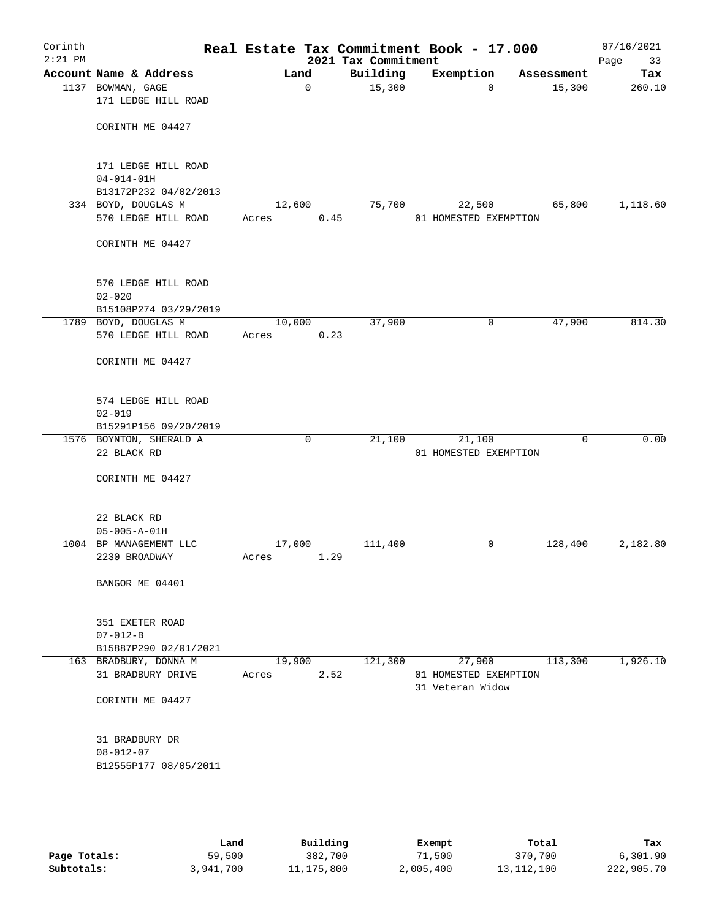# Real Estate Tax Commitment Book - 17.000

Corinth
2:21 PM

2021 Tax Commitment

07/16/2021

| Account | Name & Address | Land | Building | Exemption | Assessment | Tax |
|---|---|---|---|---|---|---|
| 1137 | BOWMAN, GAGE<br>171 LEDGE HILL ROAD<br><br>CORINTH ME 04427<br><br>171 LEDGE HILL ROAD<br>04-014-01H<br>B13172P232 04/02/2013 | 0 | 15,300 | 0 | 15,300 | 260.10 |
| 334 | BOYD, DOUGLAS M<br>570 LEDGE HILL ROAD<br><br>CORINTH ME 04427<br><br>570 LEDGE HILL ROAD<br>02-020<br>B15108P274 03/29/2019 | 12,600<br>Acres 0.45 | 75,700 | 22,500<br>01 HOMESTED EXEMPTION | 65,800 | 1,118.60 |
| 1789 | BOYD, DOUGLAS M<br>570 LEDGE HILL ROAD<br><br>CORINTH ME 04427<br><br>574 LEDGE HILL ROAD<br>02-019<br>B15291P156 09/20/2019 | 10,000<br>Acres 0.23 | 37,900 | 0 | 47,900 | 814.30 |
| 1576 | BOYNTON, SHERALD A<br>22 BLACK RD<br><br>CORINTH ME 04427<br><br>22 BLACK RD<br>05-005-A-01H | 0 | 21,100 | 21,100<br>01 HOMESTED EXEMPTION | 0 | 0.00 |
| 1004 | BP MANAGEMENT LLC<br>2230 BROADWAY<br><br>BANGOR ME 04401<br><br>351 EXETER ROAD<br>07-012-B<br>B15887P290 02/01/2021 | 17,000<br>Acres 1.29 | 111,400 | 0 | 128,400 | 2,182.80 |
| 163 | BRADBURY, DONNA M<br>31 BRADBURY DRIVE<br><br>CORINTH ME 04427<br><br>31 BRADBURY DR<br>08-012-07<br>B12555P177 08/05/2011 | 19,900<br>Acres 2.52 | 121,300 | 27,900<br>01 HOMESTED EXEMPTION<br>31 Veteran Widow | 113,300 | 1,926.10 |

| | Land | Building | Exempt | Total | Tax |
|---|---|---|---|---|---|
| Page Totals: | 59,500 | 382,700 | 71,500 | 370,700 | 6,301.90 |
| Subtotals: | 3,941,700 | 11,175,800 | 2,005,400 | 13,112,100 | 222,905.70 |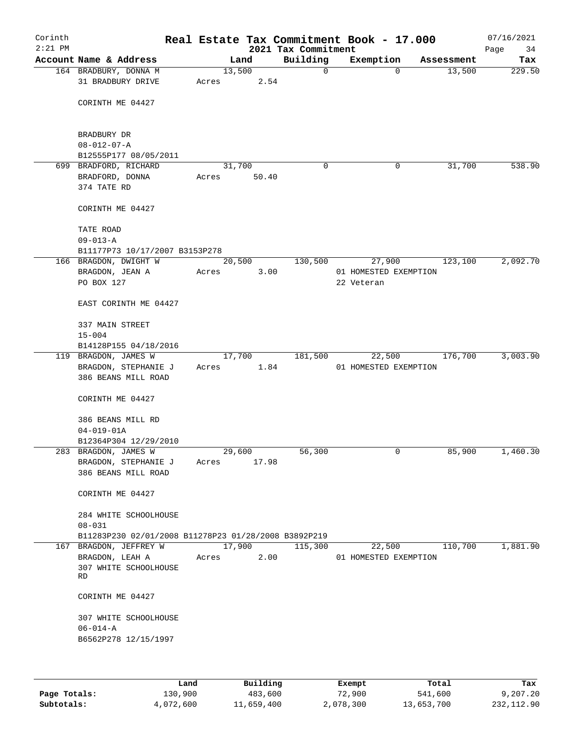Corinth 2:21 PM

# Real Estate Tax Commitment Book - 17.000

2021 Tax Commitment

07/16/2021

| Account Name & Address | Land | Building | Exemption | Assessment | Tax |
|---|---|---|---|---|---|
| 164 BRADBURY, DONNA M | 13,500 | 0 | 0 | 13,500 | 229.50 |
| 31 BRADBURY DRIVE | Acres 2.54 | | | | |
| CORINTH ME 04427 | | | | | |
| BRADBURY DR | | | | | |
| 08-012-07-A | | | | | |
| B12555P177 08/05/2011 | | | | | |
| 699 BRADFORD, RICHARD | 31,700 | 0 | 0 | 31,700 | 538.90 |
| BRADFORD, DONNA | Acres 50.40 | | | | |
| 374 TATE RD | | | | | |
| CORINTH ME 04427 | | | | | |
| TATE ROAD | | | | | |
| 09-013-A | | | | | |
| B11177P73 10/17/2007 B3153P278 | | | | | |
| 166 BRAGDON, DWIGHT W | 20,500 | 130,500 | 27,900 | 123,100 | 2,092.70 |
| BRAGDON, JEAN A | Acres 3.00 | | 01 HOMESTED EXEMPTION | | |
| PO BOX 127 | | | 22 Veteran | | |
| EAST CORINTH ME 04427 | | | | | |
| 337 MAIN STREET | | | | | |
| 15-004 | | | | | |
| B14128P155 04/18/2016 | | | | | |
| 119 BRAGDON, JAMES W | 17,700 | 181,500 | 22,500 | 176,700 | 3,003.90 |
| BRAGDON, STEPHANIE J | Acres 1.84 | | 01 HOMESTED EXEMPTION | | |
| 386 BEANS MILL ROAD | | | | | |
| CORINTH ME 04427 | | | | | |
| 386 BEANS MILL RD | | | | | |
| 04-019-01A | | | | | |
| B12364P304 12/29/2010 | | | | | |
| 283 BRAGDON, JAMES W | 29,600 | 56,300 | 0 | 85,900 | 1,460.30 |
| BRAGDON, STEPHANIE J | Acres 17.98 | | | | |
| 386 BEANS MILL ROAD | | | | | |
| CORINTH ME 04427 | | | | | |
| 284 WHITE SCHOOLHOUSE | | | | | |
| 08-031 | | | | | |
| B11283P230 02/01/2008 B11278P23 01/28/2008 B3892P219 | | | | | |
| 167 BRAGDON, JEFFREY W | 17,900 | 115,300 | 22,500 | 110,700 | 1,881.90 |
| BRAGDON, LEAH A | Acres 2.00 | | 01 HOMESTED EXEMPTION | | |
| 307 WHITE SCHOOLHOUSE RD | | | | | |
| CORINTH ME 04427 | | | | | |
| 307 WHITE SCHOOLHOUSE | | | | | |
| 06-014-A | | | | | |
| B6562P278 12/15/1997 | | | | | |

| | Land | Building | Exempt | Total | Tax |
|---|---|---|---|---|---|
| Page Totals: | 130,900 | 483,600 | 72,900 | 541,600 | 9,207.20 |
| Subtotals: | 4,072,600 | 11,659,400 | 2,078,300 | 13,653,700 | 232,112.90 |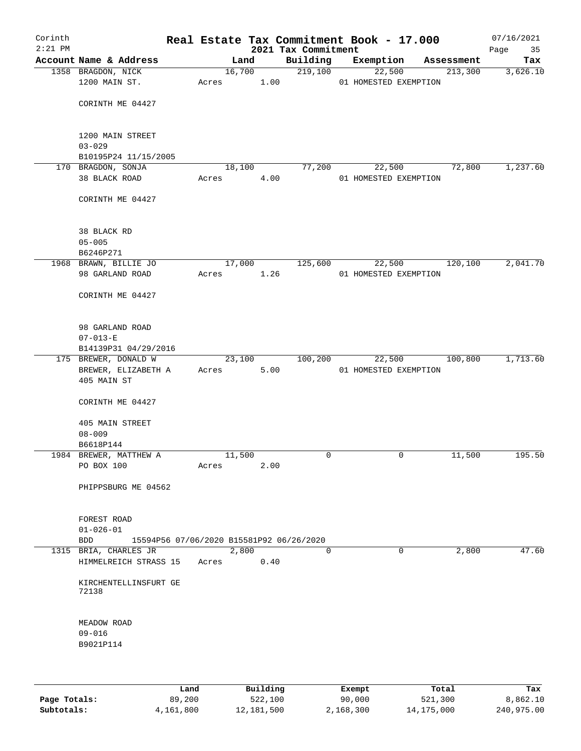Corinth
2:21 PM

# Real Estate Tax Commitment Book - 17.000

2021 Tax Commitment

07/16/2021

| Account Name & Address | Land | Building | Exemption | Assessment | Tax |
|---|---|---|---|---|---|
| 1358 BRAGDON, NICK | 16,700 | 219,100 | 22,500 | 213,300 | 3,626.10 |
| 1200 MAIN ST. | Acres 1.00 | | 01 HOMESTED EXEMPTION | | |
| CORINTH ME 04427 | | | | | |
| 1200 MAIN STREET | | | | | |
| 03-029 | | | | | |
| B10195P24 11/15/2005 | | | | | |
| 170 BRAGDON, SONJA | 18,100 | 77,200 | 22,500 | 72,800 | 1,237.60 |
| 38 BLACK ROAD | Acres 4.00 | | 01 HOMESTED EXEMPTION | | |
| CORINTH ME 04427 | | | | | |
| 38 BLACK RD | | | | | |
| 05-005 | | | | | |
| B6246P271 | | | | | |
| 1968 BRAWN, BILLIE JO | 17,000 | 125,600 | 22,500 | 120,100 | 2,041.70 |
| 98 GARLAND ROAD | Acres 1.26 | | 01 HOMESTED EXEMPTION | | |
| CORINTH ME 04427 | | | | | |
| 98 GARLAND ROAD | | | | | |
| 07-013-E | | | | | |
| B14139P31 04/29/2016 | | | | | |
| 175 BREWER, DONALD W | 23,100 | 100,200 | 22,500 | 100,800 | 1,713.60 |
| BREWER, ELIZABETH A | Acres 5.00 | | 01 HOMESTED EXEMPTION | | |
| 405 MAIN ST | | | | | |
| CORINTH ME 04427 | | | | | |
| 405 MAIN STREET | | | | | |
| 08-009 | | | | | |
| B6618P144 | | | | | |
| 1984 BREWER, MATTHEW A | 11,500 | 0 | 0 | 11,500 | 195.50 |
| PO BOX 100 | Acres 2.00 | | | | |
| PHIPPSBURG ME 04562 | | | | | |
| FOREST ROAD | | | | | |
| 01-026-01 | | | | | |
| BDD 15594P56 07/06/2020 B15581P92 06/26/2020 | | | | | |
| 1315 BRIA, CHARLES JR | 2,800 | 0 | 0 | 2,800 | 47.60 |
| HIMMELREICH STRASS 15 | Acres 0.40 | | | | |
| KIRCHENTELLINSFURT GE 72138 | | | | | |
| MEADOW ROAD | | | | | |
| 09-016 | | | | | |
| B9021P114 | | | | | |

| | Land | Building | Exempt | Total | Tax |
|---|---|---|---|---|---|
| Page Totals: | 89,200 | 522,100 | 90,000 | 521,300 | 8,862.10 |
| Subtotals: | 4,161,800 | 12,181,500 | 2,168,300 | 14,175,000 | 240,975.00 |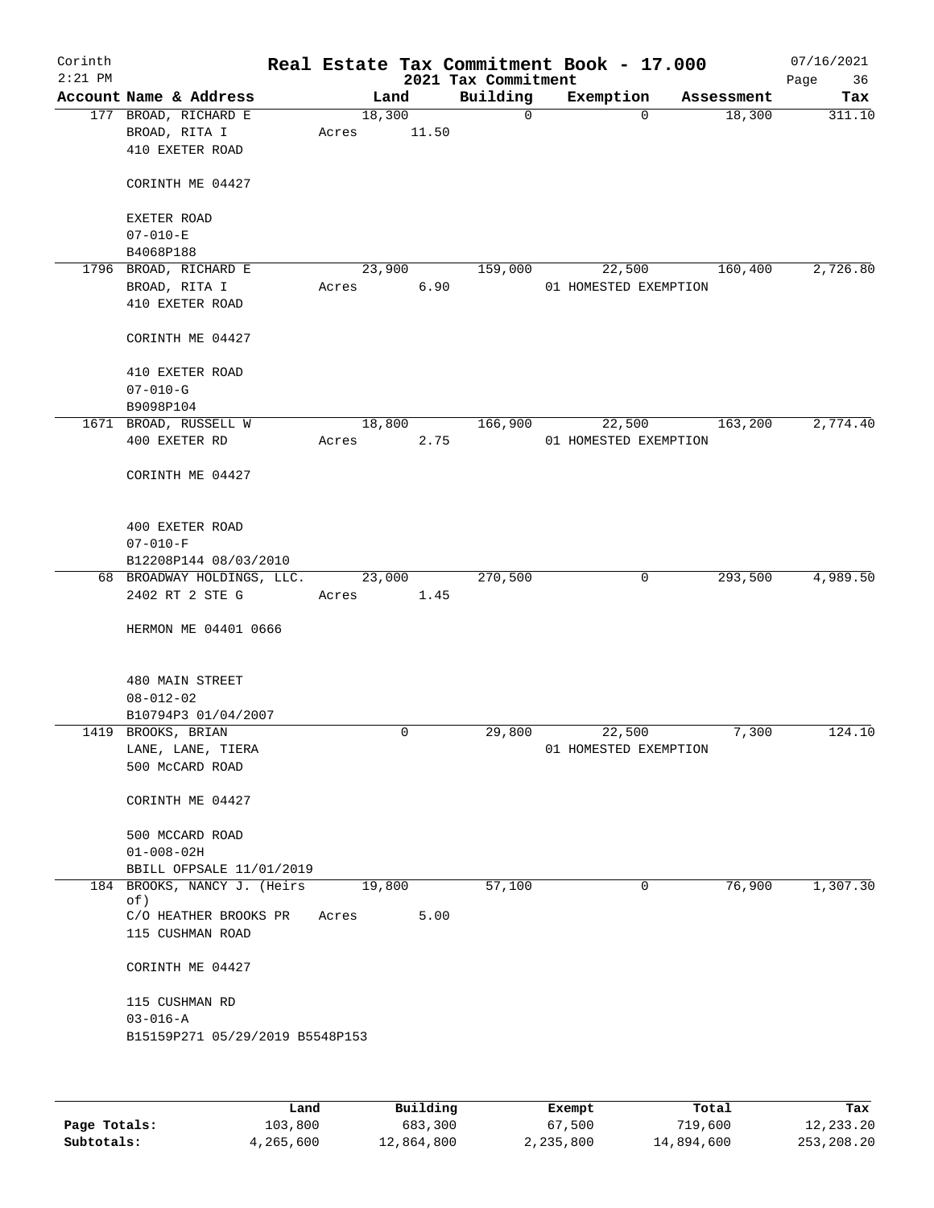Corinth 2:21 PM

# Real Estate Tax Commitment Book - 17.000

2021 Tax Commitment

07/16/2021

| Account Name & Address | Land | Building | Exemption | Assessment | Tax |
|---|---|---|---|---|---|
| 177 BROAD, RICHARD E<br>BROAD, RITA I<br>410 EXETER ROAD<br><br>CORINTH ME 04427<br><br>EXETER ROAD<br>07-010-E<br>B4068P188 | 18,300<br>Acres 11.50 | 0 | 0 | 18,300 | 311.10 |
| 1796 BROAD, RICHARD E<br>BROAD, RITA I<br>410 EXETER ROAD<br><br>CORINTH ME 04427<br><br>410 EXETER ROAD<br>07-010-G<br>B9098P104 | 23,900<br>Acres 6.90 | 159,000 | 22,500<br>01 HOMESTED EXEMPTION | 160,400 | 2,726.80 |
| 1671 BROAD, RUSSELL W<br>400 EXETER RD<br><br>CORINTH ME 04427<br><br>400 EXETER ROAD<br>07-010-F<br>B12208P144 08/03/2010 | 18,800<br>Acres 2.75 | 166,900 | 22,500<br>01 HOMESTED EXEMPTION | 163,200 | 2,774.40 |
| 68 BROADWAY HOLDINGS, LLC.<br>2402 RT 2 STE G<br><br>HERMON ME 04401 0666<br><br>480 MAIN STREET<br>08-012-02<br>B10794P3 01/04/2007 | 23,000<br>Acres 1.45 | 270,500 | 0 | 293,500 | 4,989.50 |
| 1419 BROOKS, BRIAN<br>LANE, LANE, TIERA<br>500 McCARD ROAD<br><br>CORINTH ME 04427<br><br>500 MCCARD ROAD<br>01-008-02H<br>BBILL OFPSALE 11/01/2019 | 0 | 29,800 | 22,500<br>01 HOMESTED EXEMPTION | 7,300 | 124.10 |
| 184 BROOKS, NANCY J. (Heirs of)<br>C/O HEATHER BROOKS PR<br>115 CUSHMAN ROAD<br><br>CORINTH ME 04427<br><br>115 CUSHMAN RD<br>03-016-A<br>B15159P271 05/29/2019 B5548P153 | 19,800<br>Acres 5.00 | 57,100 | 0 | 76,900 | 1,307.30 |

| | Land | Building | Exempt | Total | Tax |
|---|---|---|---|---|---|
| Page Totals: | 103,800 | 683,300 | 67,500 | 719,600 | 12,233.20 |
| Subtotals: | 4,265,600 | 12,864,800 | 2,235,800 | 14,894,600 | 253,208.20 |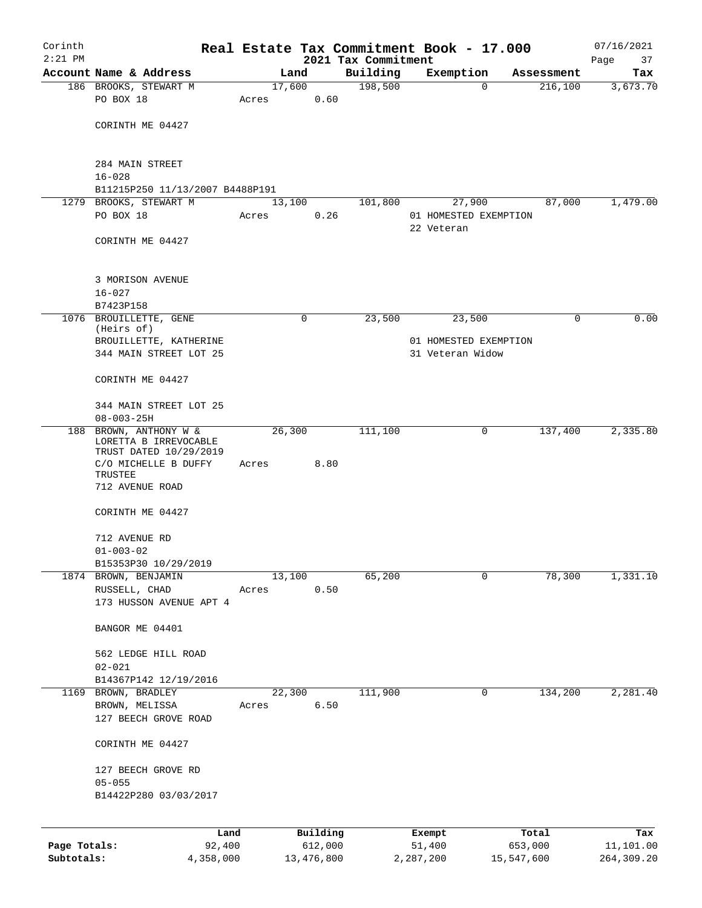# Real Estate Tax Commitment Book - 17.000

Corinth 2:21 PM — 2021 Tax Commitment — 07/16/2021

| Account Name & Address | Land | Building | Exemption | Assessment | Tax |
|---|---|---|---|---|---|
| 186 BROOKS, STEWART M<br>PO BOX 18<br><br>CORINTH ME 04427<br><br>284 MAIN STREET<br>16-028<br>B11215P250 11/13/2007 B4488P191 | 17,600<br>Acres 0.60 | 198,500 | 0 | 216,100 | 3,673.70 |
| 1279 BROOKS, STEWART M<br>PO BOX 18<br><br>CORINTH ME 04427<br><br>3 MORISON AVENUE<br>16-027<br>B7423P158 | 13,100<br>Acres 0.26 | 101,800 | 27,900<br>01 HOMESTED EXEMPTION<br>22 Veteran | 87,000 | 1,479.00 |
| 1076 BROUILLETTE, GENE (Heirs of)<br>BROUILLETTE, KATHERINE<br>344 MAIN STREET LOT 25<br><br>CORINTH ME 04427<br><br>344 MAIN STREET LOT 25<br>08-003-25H | 0 | 23,500 | 23,500<br>01 HOMESTED EXEMPTION<br>31 Veteran Widow | 0 | 0.00 |
| 188 BROWN, ANTHONY W & LORETTA B IRREVOCABLE TRUST DATED 10/29/2019<br>C/O MICHELLE B DUFFY TRUSTEE<br>712 AVENUE ROAD<br><br>CORINTH ME 04427<br><br>712 AVENUE RD<br>01-003-02<br>B15353P30 10/29/2019 | 26,300<br>Acres 8.80 | 111,100 | 0 | 137,400 | 2,335.80 |
| 1874 BROWN, BENJAMIN<br>RUSSELL, CHAD<br>173 HUSSON AVENUE APT 4<br><br>BANGOR ME 04401<br><br>562 LEDGE HILL ROAD<br>02-021<br>B14367P142 12/19/2016 | 13,100<br>Acres 0.50 | 65,200 | 0 | 78,300 | 1,331.10 |
| 1169 BROWN, BRADLEY<br>BROWN, MELISSA<br>127 BEECH GROVE ROAD<br><br>CORINTH ME 04427<br><br>127 BEECH GROVE RD<br>05-055<br>B14422P280 03/03/2017 | 22,300<br>Acres 6.50 | 111,900 | 0 | 134,200 | 2,281.40 |

| | Land | Building | Exempt | Total | Tax |
|---|---|---|---|---|---|
| Page Totals: | 92,400 | 612,000 | 51,400 | 653,000 | 11,101.00 |
| Subtotals: | 4,358,000 | 13,476,800 | 2,287,200 | 15,547,600 | 264,309.20 |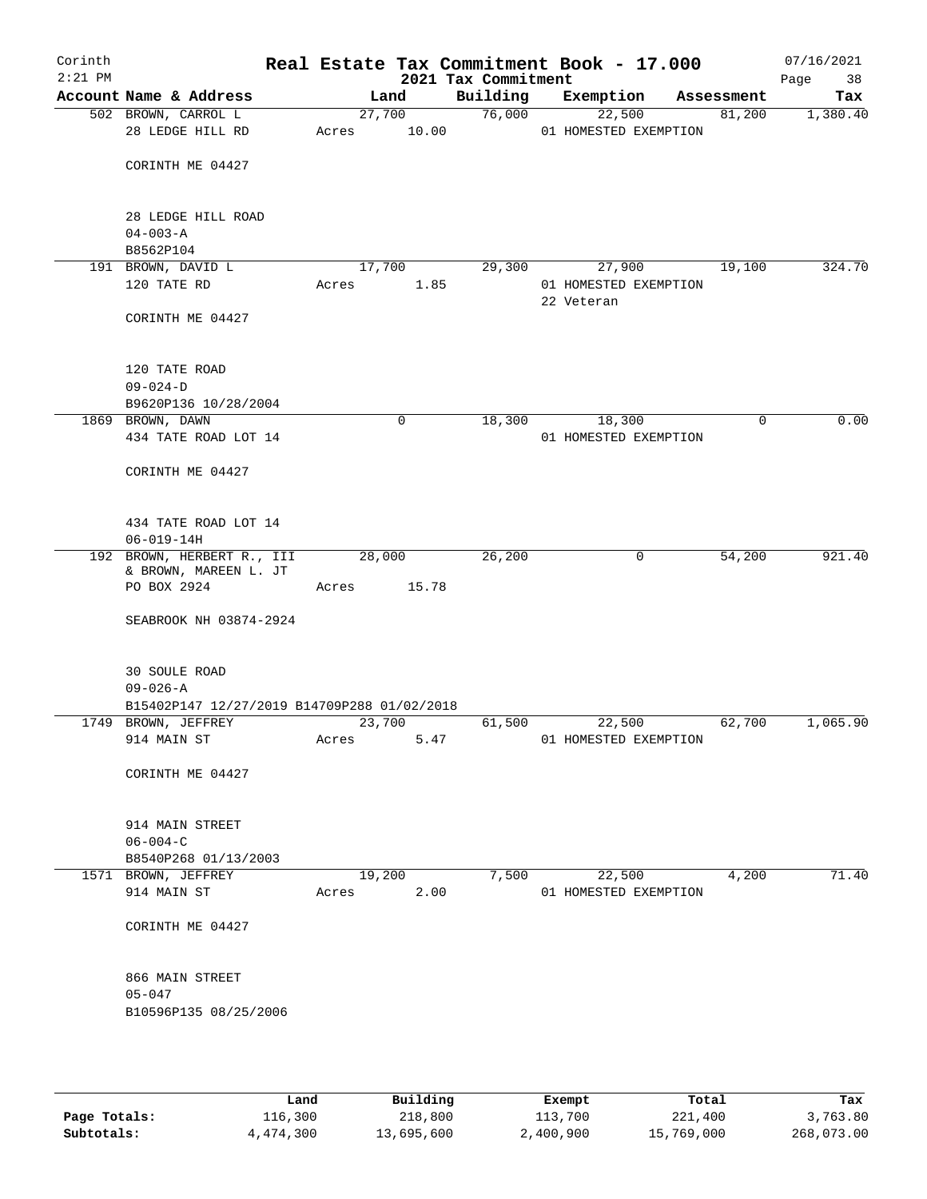# Real Estate Tax Commitment Book - 17.000

Corinth
2:21 PM

2021 Tax Commitment

07/16/2021

| Account Name & Address | Land | Building | Exemption | Assessment | Tax |
|---|---|---|---|---|---|
| 502 BROWN, CARROL L<br>28 LEDGE HILL RD<br><br>CORINTH ME 04427<br><br>28 LEDGE HILL ROAD<br>04-003-A<br>B8562P104 | 27,700<br>Acres 10.00 | 76,000 | 22,500<br>01 HOMESTED EXEMPTION | 81,200 | 1,380.40 |
| 191 BROWN, DAVID L<br>120 TATE RD<br><br>CORINTH ME 04427<br><br>120 TATE ROAD<br>09-024-D<br>B9620P136 10/28/2004 | 17,700<br>Acres 1.85 | 29,300 | 27,900<br>01 HOMESTED EXEMPTION<br>22 Veteran | 19,100 | 324.70 |
| 1869 BROWN, DAWN<br>434 TATE ROAD LOT 14<br><br>CORINTH ME 04427<br><br>434 TATE ROAD LOT 14<br>06-019-14H | 0 | 18,300 | 18,300<br>01 HOMESTED EXEMPTION | 0 | 0.00 |
| 192 BROWN, HERBERT R., III<br>& BROWN, MAREEN L. JT<br>PO BOX 2924<br><br>SEABROOK NH 03874-2924<br><br>30 SOULE ROAD<br>09-026-A<br>B15402P147 12/27/2019 B14709P288 01/02/2018 | 28,000<br>Acres 15.78 | 26,200 | 0 | 54,200 | 921.40 |
| 1749 BROWN, JEFFREY<br>914 MAIN ST<br><br>CORINTH ME 04427<br><br>914 MAIN STREET<br>06-004-C<br>B8540P268 01/13/2003 | 23,700<br>Acres 5.47 | 61,500 | 22,500<br>01 HOMESTED EXEMPTION | 62,700 | 1,065.90 |
| 1571 BROWN, JEFFREY<br>914 MAIN ST<br><br>CORINTH ME 04427<br><br>866 MAIN STREET<br>05-047<br>B10596P135 08/25/2006 | 19,200<br>Acres 2.00 | 7,500 | 22,500<br>01 HOMESTED EXEMPTION | 4,200 | 71.40 |

| | Land | Building | Exempt | Total | Tax |
|---|---|---|---|---|---|
| **Page Totals:** | 116,300 | 218,800 | 113,700 | 221,400 | 3,763.80 |
| **Subtotals:** | 4,474,300 | 13,695,600 | 2,400,900 | 15,769,000 | 268,073.00 |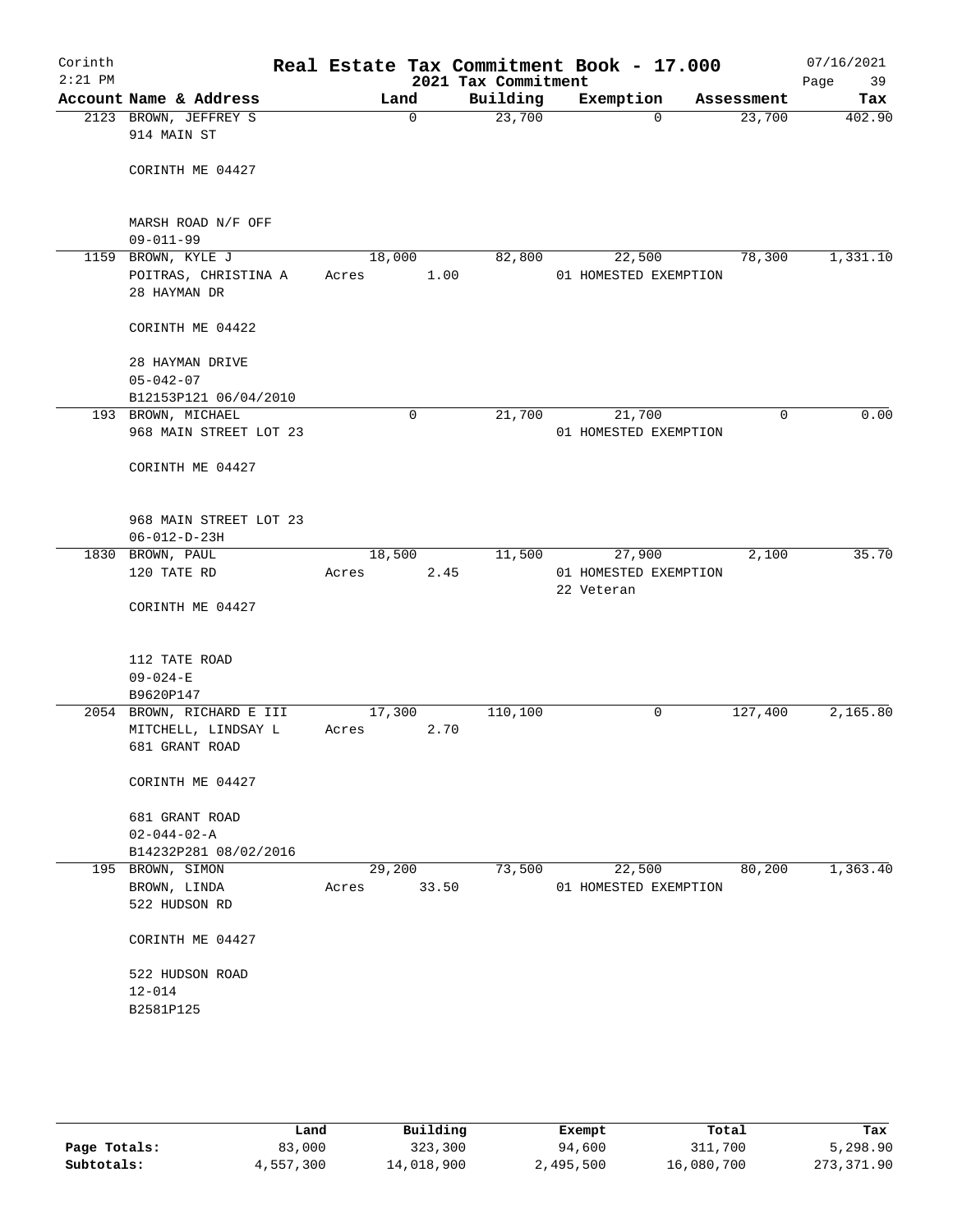Corinth
2:21 PM

# Real Estate Tax Commitment Book - 17.000

2021 Tax Commitment

07/16/2021

| Account | Name & Address | Land | Building | Exemption | Assessment | Tax |
|---|---|---|---|---|---|---|
| 2123 | BROWN, JEFFREY S<br>914 MAIN ST<br><br>CORINTH ME 04427<br><br>MARSH ROAD N/F OFF<br>09-011-99 | 0 | 23,700 | 0 | 23,700 | 402.90 |
| 1159 | BROWN, KYLE J<br>POITRAS, CHRISTINA A<br>28 HAYMAN DR<br><br>CORINTH ME 04422<br><br>28 HAYMAN DRIVE<br>05-042-07<br>B12153P121 06/04/2010 | 18,000<br>Acres 1.00 | 82,800 | 22,500<br>01 HOMESTED EXEMPTION | 78,300 | 1,331.10 |
| 193 | BROWN, MICHAEL<br>968 MAIN STREET LOT 23<br><br>CORINTH ME 04427<br><br>968 MAIN STREET LOT 23<br>06-012-D-23H | 0 | 21,700 | 21,700<br>01 HOMESTED EXEMPTION | 0 | 0.00 |
| 1830 | BROWN, PAUL<br>120 TATE RD<br><br>CORINTH ME 04427<br><br>112 TATE ROAD<br>09-024-E<br>B9620P147 | 18,500<br>Acres 2.45 | 11,500 | 27,900<br>01 HOMESTED EXEMPTION<br>22 Veteran | 2,100 | 35.70 |
| 2054 | BROWN, RICHARD E III<br>MITCHELL, LINDSAY L<br>681 GRANT ROAD<br><br>CORINTH ME 04427<br><br>681 GRANT ROAD<br>02-044-02-A<br>B14232P281 08/02/2016 | 17,300<br>Acres 2.70 | 110,100 | 0 | 127,400 | 2,165.80 |
| 195 | BROWN, SIMON<br>BROWN, LINDA<br>522 HUDSON RD<br><br>CORINTH ME 04427<br><br>522 HUDSON ROAD<br>12-014<br>B2581P125 | 29,200<br>Acres 33.50 | 73,500 | 22,500<br>01 HOMESTED EXEMPTION | 80,200 | 1,363.40 |

| | Land | Building | Exempt | Total | Tax |
|---|---|---|---|---|---|
| Page Totals: | 83,000 | 323,300 | 94,600 | 311,700 | 5,298.90 |
| Subtotals: | 4,557,300 | 14,018,900 | 2,495,500 | 16,080,700 | 273,371.90 |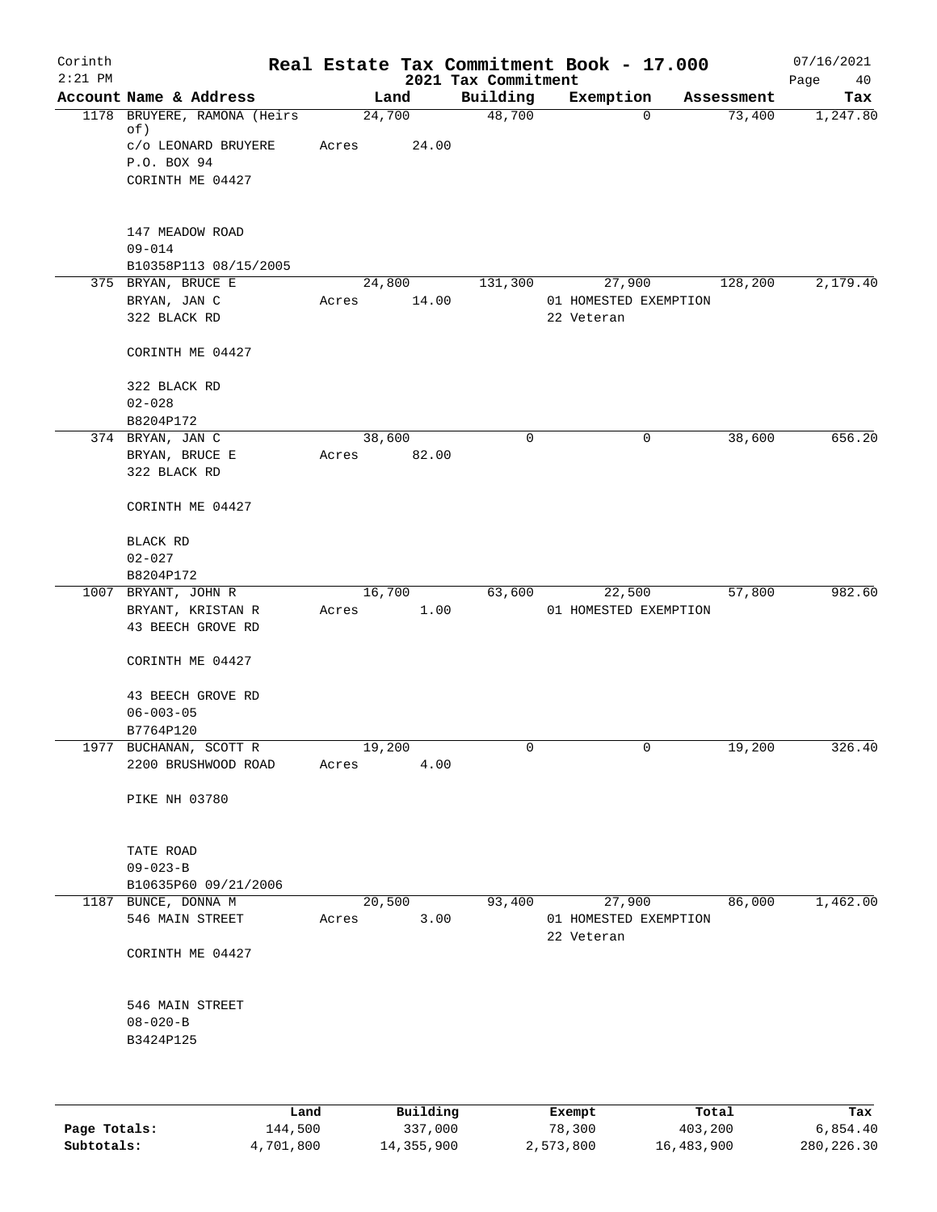# Real Estate Tax Commitment Book - 17.000

Corinth 2:21 PM — 2021 Tax Commitment — 07/16/2021

| Account Name & Address | Land | Building | Exemption | Assessment | Tax |
|---|---|---|---|---|---|
| 1178 BRUYERE, RAMONA (Heirs of)<br>c/o LEONARD BRUYERE<br>P.O. BOX 94<br>CORINTH ME 04427<br><br>147 MEADOW ROAD<br>09-014<br>B10358P113 08/15/2005 | 24,700<br>Acres 24.00 | 48,700 | 0 | 73,400 | 1,247.80 |
| 375 BRYAN, BRUCE E<br>BRYAN, JAN C<br>322 BLACK RD<br>CORINTH ME 04427<br><br>322 BLACK RD<br>02-028<br>B8204P172 | 24,800<br>Acres 14.00 | 131,300 | 27,900<br>01 HOMESTED EXEMPTION<br>22 Veteran | 128,200 | 2,179.40 |
| 374 BRYAN, JAN C<br>BRYAN, BRUCE E<br>322 BLACK RD<br>CORINTH ME 04427<br><br>BLACK RD<br>02-027<br>B8204P172 | 38,600<br>Acres 82.00 | 0 | 0 | 38,600 | 656.20 |
| 1007 BRYANT, JOHN R<br>BRYANT, KRISTAN R<br>43 BEECH GROVE RD<br>CORINTH ME 04427<br><br>43 BEECH GROVE RD<br>06-003-05<br>B7764P120 | 16,700<br>Acres 1.00 | 63,600 | 22,500<br>01 HOMESTED EXEMPTION | 57,800 | 982.60 |
| 1977 BUCHANAN, SCOTT R<br>2200 BRUSHWOOD ROAD<br>PIKE NH 03780<br><br>TATE ROAD<br>09-023-B<br>B10635P60 09/21/2006 | 19,200<br>Acres 4.00 | 0 | 0 | 19,200 | 326.40 |
| 1187 BUNCE, DONNA M<br>546 MAIN STREET<br>CORINTH ME 04427<br><br>546 MAIN STREET<br>08-020-B<br>B3424P125 | 20,500<br>Acres 3.00 | 93,400 | 27,900<br>01 HOMESTED EXEMPTION<br>22 Veteran | 86,000 | 1,462.00 |

| | Land | Building | Exempt | Total | Tax |
|---|---|---|---|---|---|
| Page Totals: | 144,500 | 337,000 | 78,300 | 403,200 | 6,854.40 |
| Subtotals: | 4,701,800 | 14,355,900 | 2,573,800 | 16,483,900 | 280,226.30 |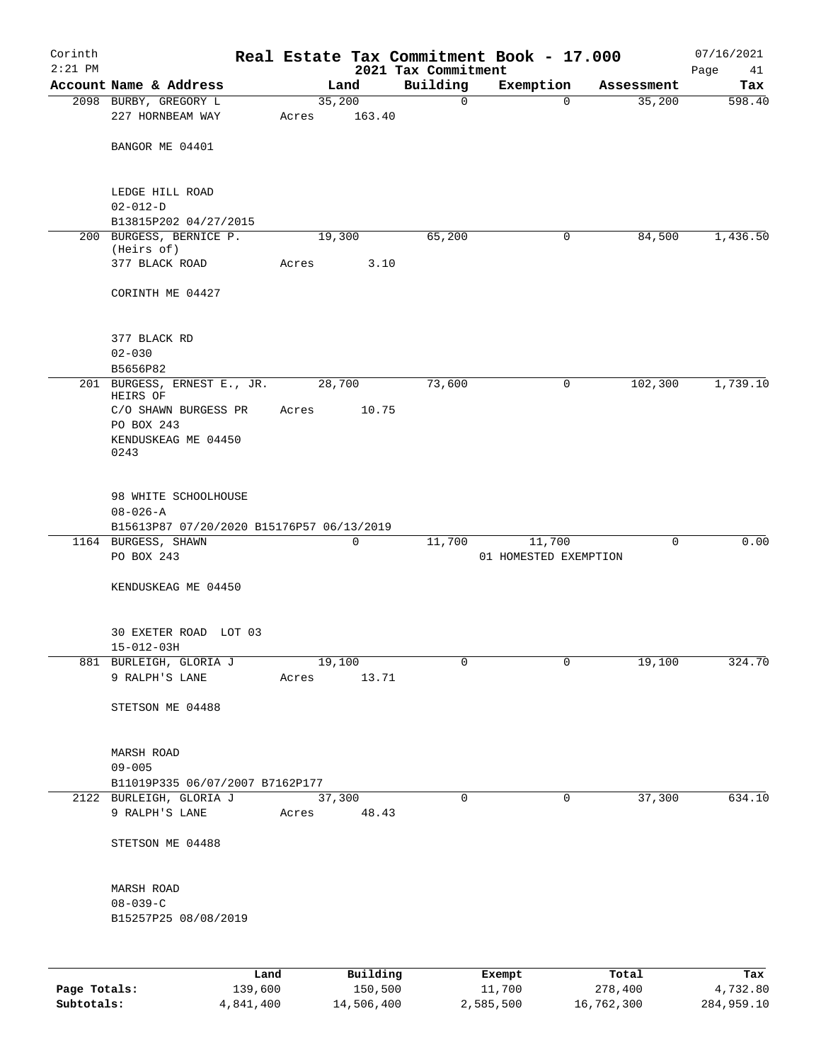Corinth
2:21 PM

# Real Estate Tax Commitment Book - 17.000

2021 Tax Commitment

07/16/2021

| Account | Name & Address | Land | Building | Exemption | Assessment | Tax |
|---|---|---|---|---|---|---|
| 2098 | BURBY, GREGORY L<br>227 HORNBEAM WAY<br><br>BANGOR ME 04401<br><br>LEDGE HILL ROAD<br>02-012-D<br>B13815P202 04/27/2015 | 35,200<br>Acres 163.40 | 0 | 0 | 35,200 | 598.40 |
| 200 | BURGESS, BERNICE P. (Heirs of)<br>377 BLACK ROAD<br><br>CORINTH ME 04427<br><br>377 BLACK RD<br>02-030<br>B5656P82 | 19,300<br>Acres 3.10 | 65,200 | 0 | 84,500 | 1,436.50 |
| 201 | BURGESS, ERNEST E., JR. HEIRS OF<br>C/O SHAWN BURGESS PR<br>PO BOX 243<br>KENDUSKEAG ME 04450 0243<br><br>98 WHITE SCHOOLHOUSE<br>08-026-A<br>B15613P87 07/20/2020 B15176P57 06/13/2019 | 28,700<br>Acres 10.75 | 73,600 | 0 | 102,300 | 1,739.10 |
| 1164 | BURGESS, SHAWN<br>PO BOX 243<br><br>KENDUSKEAG ME 04450<br><br>30 EXETER ROAD LOT 03<br>15-012-03H | 0 | 11,700 | 11,700<br>01 HOMESTED EXEMPTION | 0 | 0.00 |
| 881 | BURLEIGH, GLORIA J<br>9 RALPH'S LANE<br><br>STETSON ME 04488<br><br>MARSH ROAD<br>09-005<br>B11019P335 06/07/2007 B7162P177 | 19,100<br>Acres 13.71 | 0 | 0 | 19,100 | 324.70 |
| 2122 | BURLEIGH, GLORIA J<br>9 RALPH'S LANE<br><br>STETSON ME 04488<br><br>MARSH ROAD<br>08-039-C<br>B15257P25 08/08/2019 | 37,300<br>Acres 48.43 | 0 | 0 | 37,300 | 634.10 |

| | Land | Building | Exempt | Total | Tax |
|---|---|---|---|---|---|
| Page Totals: | 139,600 | 150,500 | 11,700 | 278,400 | 4,732.80 |
| Subtotals: | 4,841,400 | 14,506,400 | 2,585,500 | 16,762,300 | 284,959.10 |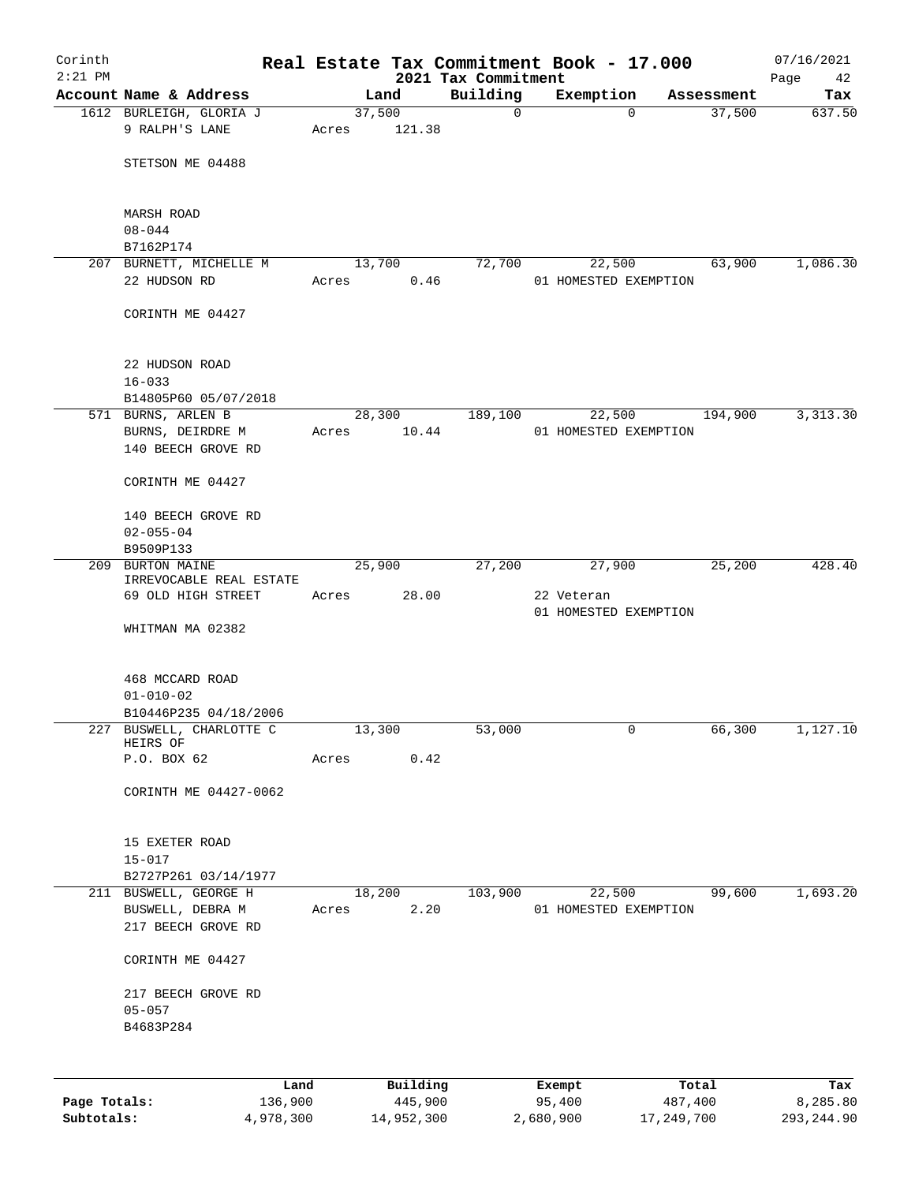# Real Estate Tax Commitment Book - 17.000

Corinth 2:21 PM — 2021 Tax Commitment — 07/16/2021

| Account Name & Address | Land | Building | Exemption | Assessment | Tax |
|---|---|---|---|---|---|
| 1612 BURLEIGH, GLORIA J<br>9 RALPH'S LANE<br><br>STETSON ME 04488<br><br>MARSH ROAD<br>08-044<br>B7162P174 | 37,500<br>Acres 121.38 | 0 | 0 | 37,500 | 637.50 |
| 207 BURNETT, MICHELLE M<br>22 HUDSON RD<br><br>CORINTH ME 04427<br><br>22 HUDSON ROAD<br>16-033<br>B14805P60 05/07/2018 | 13,700<br>Acres 0.46 | 72,700 | 22,500<br>01 HOMESTED EXEMPTION | 63,900 | 1,086.30 |
| 571 BURNS, ARLEN B<br>BURNS, DEIRDRE M<br>140 BEECH GROVE RD<br><br>CORINTH ME 04427<br><br>140 BEECH GROVE RD<br>02-055-04<br>B9509P133 | 28,300<br>Acres 10.44 | 189,100 | 22,500<br>01 HOMESTED EXEMPTION | 194,900 | 3,313.30 |
| 209 BURTON MAINE<br>IRREVOCABLE REAL ESTATE<br>69 OLD HIGH STREET<br><br>WHITMAN MA 02382<br><br>468 MCCARD ROAD<br>01-010-02<br>B10446P235 04/18/2006 | 25,900<br>Acres 28.00 | 27,200 | 27,900<br>22 Veteran<br>01 HOMESTED EXEMPTION | 25,200 | 428.40 |
| 227 BUSWELL, CHARLOTTE C<br>HEIRS OF<br>P.O. BOX 62<br><br>CORINTH ME 04427-0062<br><br>15 EXETER ROAD<br>15-017<br>B2727P261 03/14/1977 | 13,300<br>Acres 0.42 | 53,000 | 0 | 66,300 | 1,127.10 |
| 211 BUSWELL, GEORGE H<br>BUSWELL, DEBRA M<br>217 BEECH GROVE RD<br><br>CORINTH ME 04427<br><br>217 BEECH GROVE RD<br>05-057<br>B4683P284 | 18,200<br>Acres 2.20 | 103,900 | 22,500<br>01 HOMESTED EXEMPTION | 99,600 | 1,693.20 |

| | Land | Building | Exempt | Total | Tax |
|---|---|---|---|---|---|
| Page Totals: | 136,900 | 445,900 | 95,400 | 487,400 | 8,285.80 |
| Subtotals: | 4,978,300 | 14,952,300 | 2,680,900 | 17,249,700 | 293,244.90 |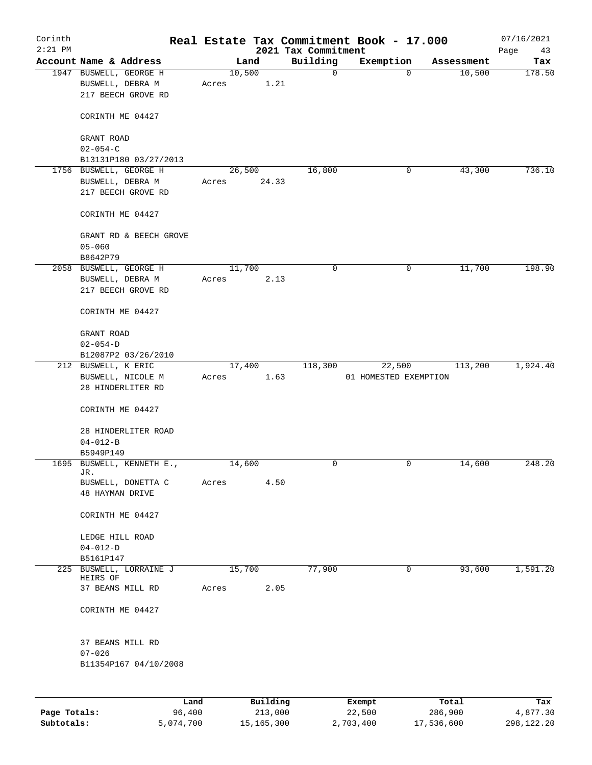# Real Estate Tax Commitment Book - 17.000

Corinth 2:21 PM — 2021 Tax Commitment — 07/16/2021

| Account Name & Address | Land | Building | Exemption | Assessment | Tax |
|---|---|---|---|---|---|
| 1947 BUSWELL, GEORGE H<br>BUSWELL, DEBRA M<br>217 BEECH GROVE RD<br><br>CORINTH ME 04427<br><br>GRANT ROAD<br>02-054-C<br>B13131P180 03/27/2013 | 10,500<br>Acres 1.21 | 0 | 0 | 10,500 | 178.50 |
| 1756 BUSWELL, GEORGE H<br>BUSWELL, DEBRA M<br>217 BEECH GROVE RD<br><br>CORINTH ME 04427<br><br>GRANT RD & BEECH GROVE<br>05-060<br>B8642P79 | 26,500<br>Acres 24.33 | 16,800 | 0 | 43,300 | 736.10 |
| 2058 BUSWELL, GEORGE H<br>BUSWELL, DEBRA M<br>217 BEECH GROVE RD<br><br>CORINTH ME 04427<br><br>GRANT ROAD<br>02-054-D<br>B12087P2 03/26/2010 | 11,700<br>Acres 2.13 | 0 | 0 | 11,700 | 198.90 |
| 212 BUSWELL, K ERIC<br>BUSWELL, NICOLE M<br>28 HINDERLITER RD<br><br>CORINTH ME 04427<br><br>28 HINDERLITER ROAD<br>04-012-B<br>B5949P149 | 17,400<br>Acres 1.63 | 118,300 | 22,500<br>01 HOMESTED EXEMPTION | 113,200 | 1,924.40 |
| 1695 BUSWELL, KENNETH E., JR.<br>BUSWELL, DONETTA C<br>48 HAYMAN DRIVE<br><br>CORINTH ME 04427<br><br>LEDGE HILL ROAD<br>04-012-D<br>B5161P147 | 14,600<br>Acres 4.50 | 0 | 0 | 14,600 | 248.20 |
| 225 BUSWELL, LORRAINE J HEIRS OF<br>37 BEANS MILL RD<br><br>CORINTH ME 04427<br><br>37 BEANS MILL RD<br>07-026<br>B11354P167 04/10/2008 | 15,700<br>Acres 2.05 | 77,900 | 0 | 93,600 | 1,591.20 |

| | Land | Building | Exempt | Total | Tax |
|---|---|---|---|---|---|
| Page Totals: | 96,400 | 213,000 | 22,500 | 286,900 | 4,877.30 |
| Subtotals: | 5,074,700 | 15,165,300 | 2,703,400 | 17,536,600 | 298,122.20 |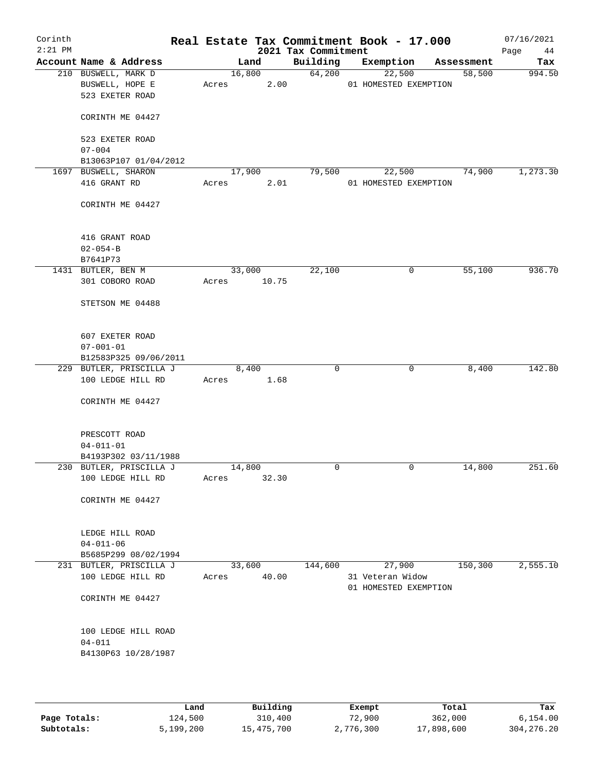Corinth 2:21 PM

# Real Estate Tax Commitment Book - 17.000

2021 Tax Commitment

07/16/2021

| Account Name & Address | Land | Building | Exemption | Assessment | Tax |
|---|---|---|---|---|---|
| 210 BUSWELL, MARK D<br>BUSWELL, HOPE E<br>523 EXETER ROAD<br><br>CORINTH ME 04427<br><br>523 EXETER ROAD<br>07-004<br>B13063P107 01/04/2012 | 16,800<br>Acres 2.00 | 64,200 | 22,500<br>01 HOMESTED EXEMPTION | 58,500 | 994.50 |
| 1697 BUSWELL, SHARON<br>416 GRANT RD<br><br>CORINTH ME 04427<br><br>416 GRANT ROAD<br>02-054-B<br>B7641P73 | 17,900<br>Acres 2.01 | 79,500 | 22,500<br>01 HOMESTED EXEMPTION | 74,900 | 1,273.30 |
| 1431 BUTLER, BEN M<br>301 COBORO ROAD<br><br>STETSON ME 04488<br><br>607 EXETER ROAD<br>07-001-01<br>B12583P325 09/06/2011 | 33,000<br>Acres 10.75 | 22,100 | 0 | 55,100 | 936.70 |
| 229 BUTLER, PRISCILLA J<br>100 LEDGE HILL RD<br><br>CORINTH ME 04427<br><br>PRESCOTT ROAD<br>04-011-01<br>B4193P302 03/11/1988 | 8,400<br>Acres 1.68 | 0 | 0 | 8,400 | 142.80 |
| 230 BUTLER, PRISCILLA J<br>100 LEDGE HILL RD<br><br>CORINTH ME 04427<br><br>LEDGE HILL ROAD<br>04-011-06<br>B5685P299 08/02/1994 | 14,800<br>Acres 32.30 | 0 | 0 | 14,800 | 251.60 |
| 231 BUTLER, PRISCILLA J<br>100 LEDGE HILL RD<br><br>CORINTH ME 04427<br><br>100 LEDGE HILL ROAD<br>04-011<br>B4130P63 10/28/1987 | 33,600<br>Acres 40.00 | 144,600 | 27,900<br>31 Veteran Widow<br>01 HOMESTED EXEMPTION | 150,300 | 2,555.10 |

| | Land | Building | Exempt | Total | Tax |
|---|---|---|---|---|---|
| Page Totals: | 124,500 | 310,400 | 72,900 | 362,000 | 6,154.00 |
| Subtotals: | 5,199,200 | 15,475,700 | 2,776,300 | 17,898,600 | 304,276.20 |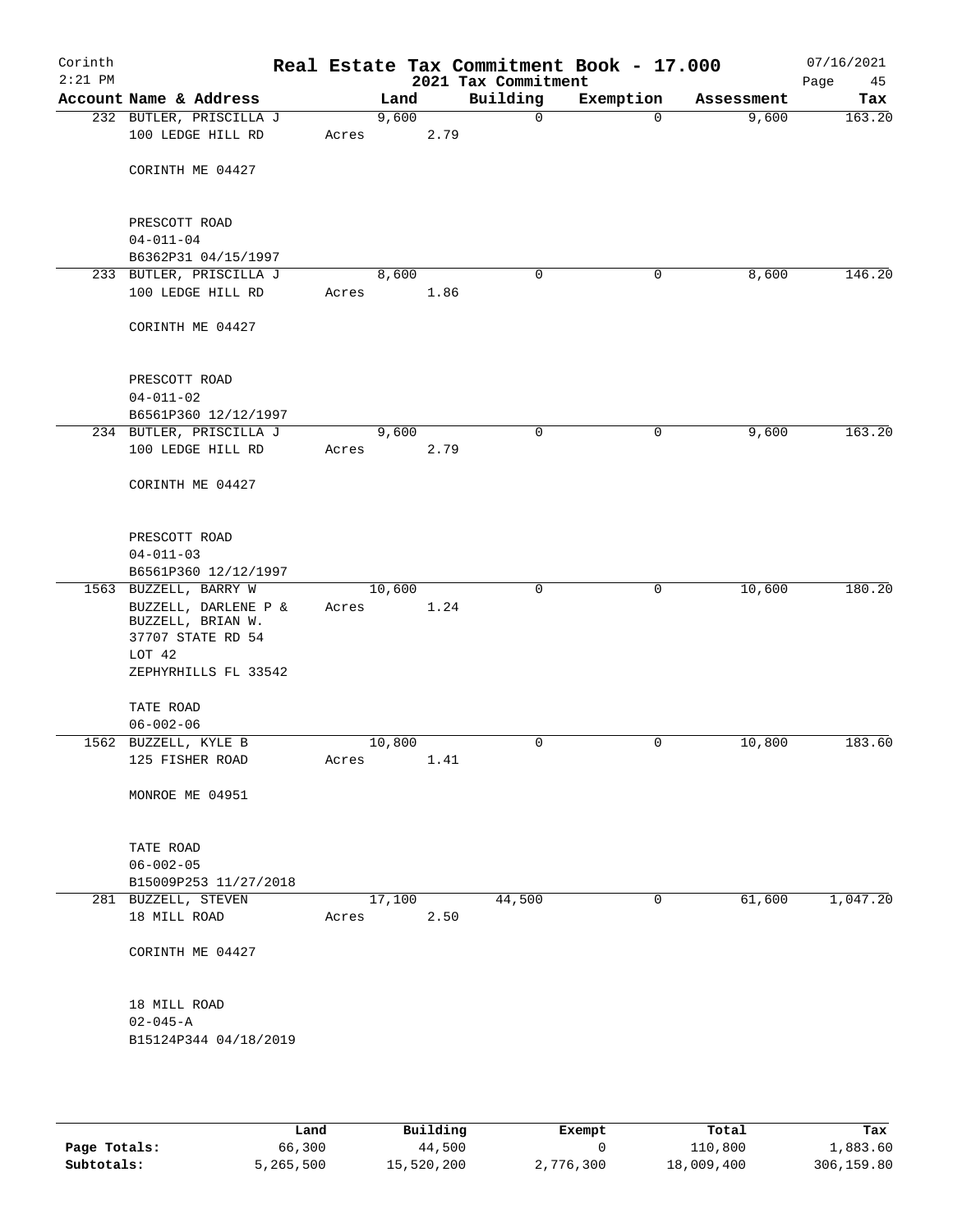Corinth
2:21 PM

# Real Estate Tax Commitment Book - 17.000

2021 Tax Commitment

07/16/2021

| Account Name & Address | Land | Building | Exemption | Assessment | Tax |
|---|---|---|---|---|---|
| 232 BUTLER, PRISCILLA J<br>100 LEDGE HILL RD<br><br>CORINTH ME 04427<br><br>PRESCOTT ROAD<br>04-011-04<br>B6362P31 04/15/1997 | 9,600<br>Acres 2.79 | 0 | 0 | 9,600 | 163.20 |
| 233 BUTLER, PRISCILLA J<br>100 LEDGE HILL RD<br><br>CORINTH ME 04427<br><br>PRESCOTT ROAD<br>04-011-02<br>B6561P360 12/12/1997 | 8,600<br>Acres 1.86 | 0 | 0 | 8,600 | 146.20 |
| 234 BUTLER, PRISCILLA J<br>100 LEDGE HILL RD<br><br>CORINTH ME 04427<br><br>PRESCOTT ROAD<br>04-011-03<br>B6561P360 12/12/1997 | 9,600<br>Acres 2.79 | 0 | 0 | 9,600 | 163.20 |
| 1563 BUZZELL, BARRY W<br>BUZZELL, DARLENE P &<br>BUZZELL, BRIAN W.<br>37707 STATE RD 54<br>LOT 42<br>ZEPHYRHILLS FL 33542<br><br>TATE ROAD<br>06-002-06 | 10,600<br>Acres 1.24 | 0 | 0 | 10,600 | 180.20 |
| 1562 BUZZELL, KYLE B<br>125 FISHER ROAD<br><br>MONROE ME 04951<br><br>TATE ROAD<br>06-002-05<br>B15009P253 11/27/2018 | 10,800<br>Acres 1.41 | 0 | 0 | 10,800 | 183.60 |
| 281 BUZZELL, STEVEN<br>18 MILL ROAD<br><br>CORINTH ME 04427<br><br>18 MILL ROAD<br>02-045-A<br>B15124P344 04/18/2019 | 17,100<br>Acres 2.50 | 44,500 | 0 | 61,600 | 1,047.20 |

| | Land | Building | Exempt | Total | Tax |
|---|---|---|---|---|---|
| **Page Totals:** | 66,300 | 44,500 | 0 | 110,800 | 1,883.60 |
| **Subtotals:** | 5,265,500 | 15,520,200 | 2,776,300 | 18,009,400 | 306,159.80 |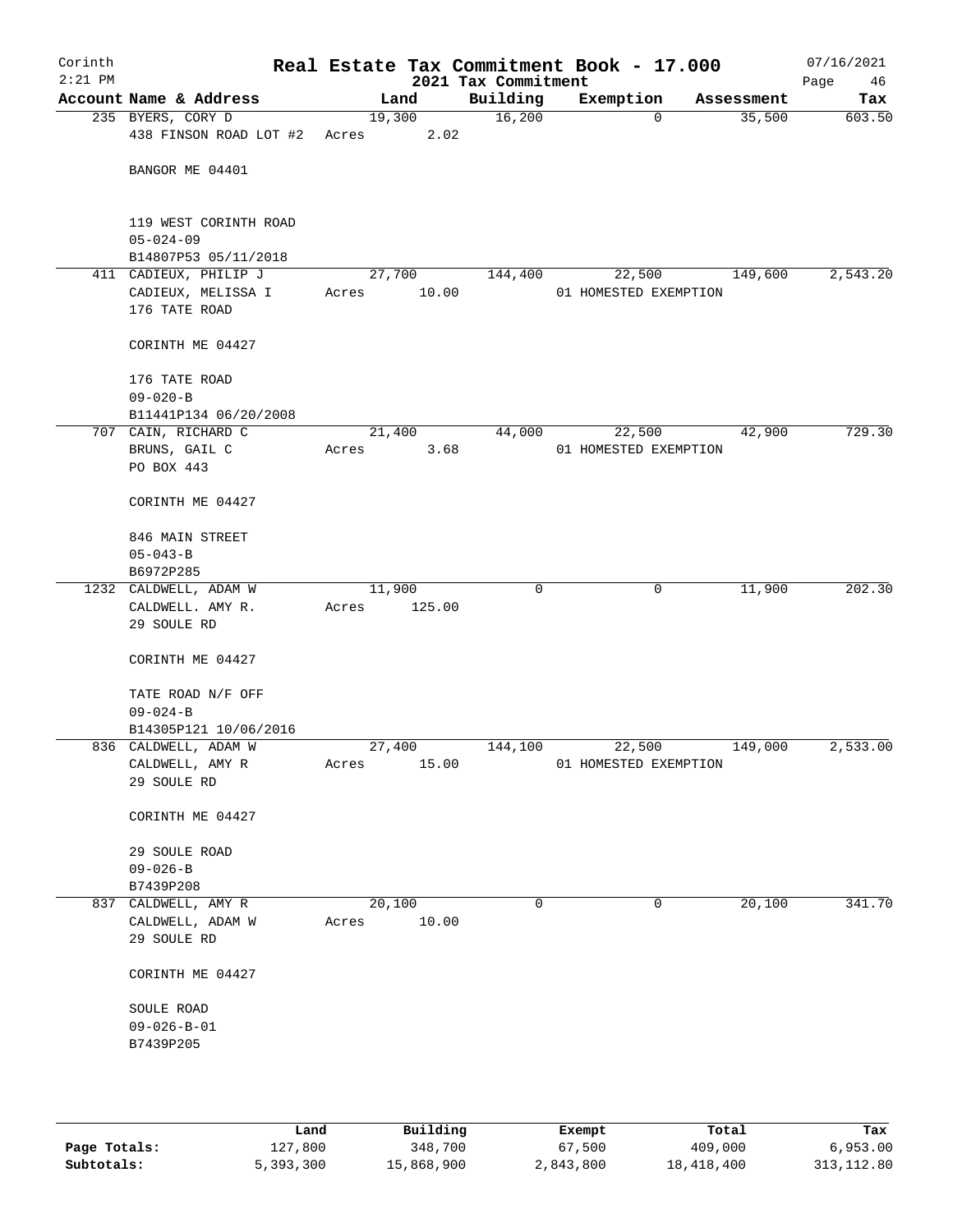# Corinth — Real Estate Tax Commitment Book - 17.000

2:21 PM — 2021 Tax Commitment — 07/16/2021

| Account Name & Address | Land | Building | Exemption | Assessment | Tax |
|---|---|---|---|---|---|
| 235 BYERS, CORY D<br>438 FINSON ROAD LOT #2<br><br>BANGOR ME 04401<br><br>119 WEST CORINTH ROAD<br>05-024-09<br>B14807P53 05/11/2018 | 19,300<br>Acres 2.02 | 16,200 | 0 | 35,500 | 603.50 |
| 411 CADIEUX, PHILIP J<br>CADIEUX, MELISSA I<br>176 TATE ROAD<br><br>CORINTH ME 04427<br><br>176 TATE ROAD<br>09-020-B<br>B11441P134 06/20/2008 | 27,700<br>Acres 10.00 | 144,400 | 22,500<br>01 HOMESTED EXEMPTION | 149,600 | 2,543.20 |
| 707 CAIN, RICHARD C<br>BRUNS, GAIL C<br>PO BOX 443<br><br>CORINTH ME 04427<br><br>846 MAIN STREET<br>05-043-B<br>B6972P285 | 21,400<br>Acres 3.68 | 44,000 | 22,500<br>01 HOMESTED EXEMPTION | 42,900 | 729.30 |
| 1232 CALDWELL, ADAM W<br>CALDWELL. AMY R.<br>29 SOULE RD<br><br>CORINTH ME 04427<br><br>TATE ROAD N/F OFF<br>09-024-B<br>B14305P121 10/06/2016 | 11,900<br>Acres 125.00 | 0 | 0 | 11,900 | 202.30 |
| 836 CALDWELL, ADAM W<br>CALDWELL, AMY R<br>29 SOULE RD<br><br>CORINTH ME 04427<br><br>29 SOULE ROAD<br>09-026-B<br>B7439P208 | 27,400<br>Acres 15.00 | 144,100 | 22,500<br>01 HOMESTED EXEMPTION | 149,000 | 2,533.00 |
| 837 CALDWELL, AMY R<br>CALDWELL, ADAM W<br>29 SOULE RD<br><br>CORINTH ME 04427<br><br>SOULE ROAD<br>09-026-B-01<br>B7439P205 | 20,100<br>Acres 10.00 | 0 | 0 | 20,100 | 341.70 |

| | Land | Building | Exempt | Total | Tax |
|---|---|---|---|---|---|
| Page Totals: | 127,800 | 348,700 | 67,500 | 409,000 | 6,953.00 |
| Subtotals: | 5,393,300 | 15,868,900 | 2,843,800 | 18,418,400 | 313,112.80 |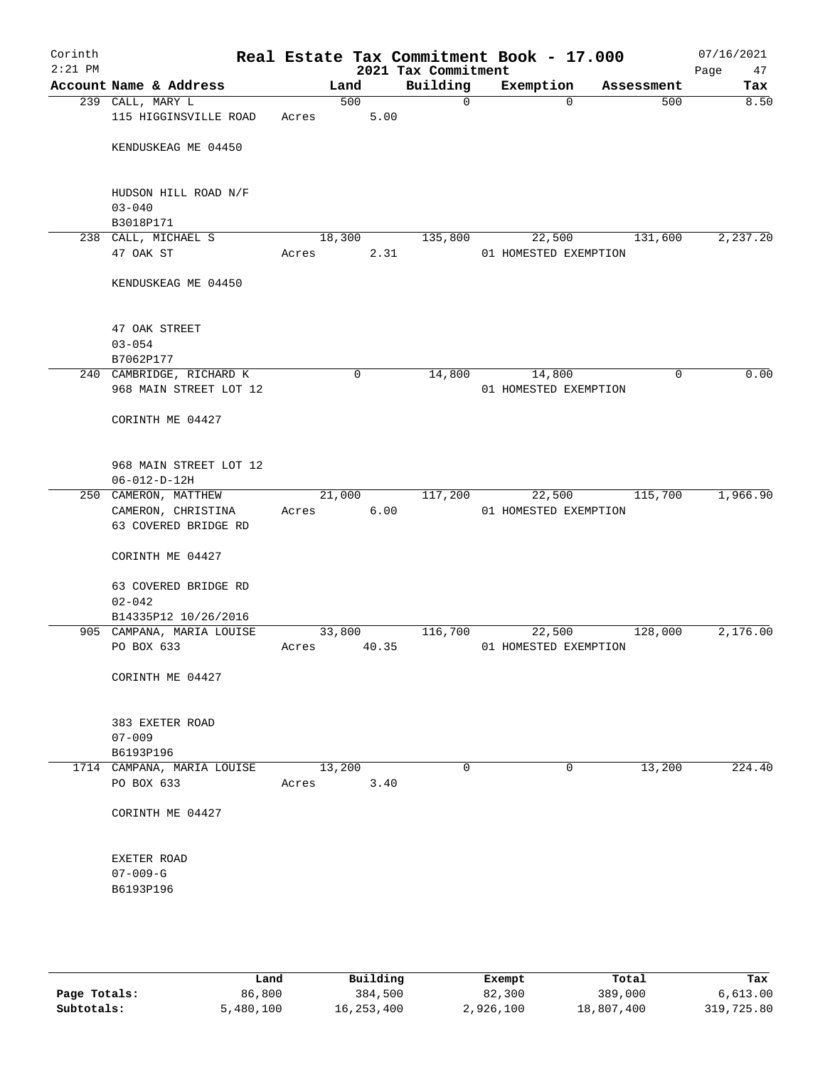# Real Estate Tax Commitment Book - 17.000

Corinth 2:21 PM — 2021 Tax Commitment — 07/16/2021

| Account | Name & Address | Land | Building | Exemption | Assessment | Tax |
|---|---|---|---|---|---|---|
| 239 | CALL, MARY L<br>115 HIGGINSVILLE ROAD<br>KENDUSKEAG ME 04450<br><br>HUDSON HILL ROAD N/F<br>03-040<br>B3018P171 | 500<br>Acres 5.00 | 0 | 0 | 500 | 8.50 |
| 238 | CALL, MICHAEL S<br>47 OAK ST<br>KENDUSKEAG ME 04450<br><br>47 OAK STREET<br>03-054<br>B7062P177 | 18,300<br>Acres 2.31 | 135,800 | 22,500<br>01 HOMESTED EXEMPTION | 131,600 | 2,237.20 |
| 240 | CAMBRIDGE, RICHARD K<br>968 MAIN STREET LOT 12<br>CORINTH ME 04427<br><br>968 MAIN STREET LOT 12<br>06-012-D-12H | 0 | 14,800 | 14,800<br>01 HOMESTED EXEMPTION | 0 | 0.00 |
| 250 | CAMERON, MATTHEW<br>CAMERON, CHRISTINA<br>63 COVERED BRIDGE RD<br>CORINTH ME 04427<br><br>63 COVERED BRIDGE RD<br>02-042<br>B14335P12 10/26/2016 | 21,000<br>Acres 6.00 | 117,200 | 22,500<br>01 HOMESTED EXEMPTION | 115,700 | 1,966.90 |
| 905 | CAMPANA, MARIA LOUISE<br>PO BOX 633<br>CORINTH ME 04427<br><br>383 EXETER ROAD<br>07-009<br>B6193P196 | 33,800<br>Acres 40.35 | 116,700 | 22,500<br>01 HOMESTED EXEMPTION | 128,000 | 2,176.00 |
| 1714 | CAMPANA, MARIA LOUISE<br>PO BOX 633<br>CORINTH ME 04427<br><br>EXETER ROAD<br>07-009-G<br>B6193P196 | 13,200<br>Acres 3.40 | 0 | 0 | 13,200 | 224.40 |

| | Land | Building | Exempt | Total | Tax |
|---|---|---|---|---|---|
| Page Totals: | 86,800 | 384,500 | 82,300 | 389,000 | 6,613.00 |
| Subtotals: | 5,480,100 | 16,253,400 | 2,926,100 | 18,807,400 | 319,725.80 |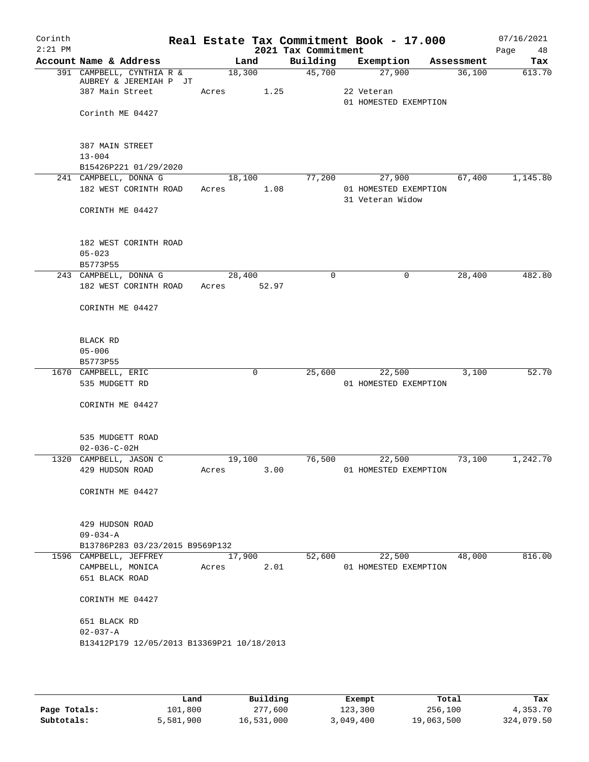Corinth
2:21 PM

# Real Estate Tax Commitment Book - 17.000

2021 Tax Commitment

07/16/2021

| Account Name & Address | Land | Building | Exemption | Assessment | Tax |
|---|---|---|---|---|---|
| 391 CAMPBELL, CYNTHIA R & AUBREY & JEREMIAH P JT<br>387 Main Street<br><br>Corinth ME 04427<br><br>387 MAIN STREET<br>13-004<br>B15426P221 01/29/2020 | 18,300<br>Acres 1.25 | 45,700 | 27,900<br>22 Veteran<br>01 HOMESTED EXEMPTION | 36,100 | 613.70 |
| 241 CAMPBELL, DONNA G<br>182 WEST CORINTH ROAD<br><br>CORINTH ME 04427<br><br>182 WEST CORINTH ROAD<br>05-023<br>B5773P55 | 18,100<br>Acres 1.08 | 77,200 | 27,900<br>01 HOMESTED EXEMPTION<br>31 Veteran Widow | 67,400 | 1,145.80 |
| 243 CAMPBELL, DONNA G<br>182 WEST CORINTH ROAD<br><br>CORINTH ME 04427<br><br>BLACK RD<br>05-006<br>B5773P55 | 28,400<br>Acres 52.97 | 0 | 0 | 28,400 | 482.80 |
| 1670 CAMPBELL, ERIC<br>535 MUDGETT RD<br><br>CORINTH ME 04427<br><br>535 MUDGETT ROAD<br>02-036-C-02H | 0 | 25,600 | 22,500<br>01 HOMESTED EXEMPTION | 3,100 | 52.70 |
| 1320 CAMPBELL, JASON C<br>429 HUDSON ROAD<br><br>CORINTH ME 04427<br><br>429 HUDSON ROAD<br>09-034-A<br>B13786P283 03/23/2015 B9569P132 | 19,100<br>Acres 3.00 | 76,500 | 22,500<br>01 HOMESTED EXEMPTION | 73,100 | 1,242.70 |
| 1596 CAMPBELL, JEFFREY<br>CAMPBELL, MONICA<br>651 BLACK ROAD<br><br>CORINTH ME 04427<br><br>651 BLACK RD<br>02-037-A<br>B13412P179 12/05/2013 B13369P21 10/18/2013 | 17,900<br>Acres 2.01 | 52,600 | 22,500<br>01 HOMESTED EXEMPTION | 48,000 | 816.00 |

| | Land | Building | Exempt | Total | Tax |
|---|---|---|---|---|---|
| Page Totals: | 101,800 | 277,600 | 123,300 | 256,100 | 4,353.70 |
| Subtotals: | 5,581,900 | 16,531,000 | 3,049,400 | 19,063,500 | 324,079.50 |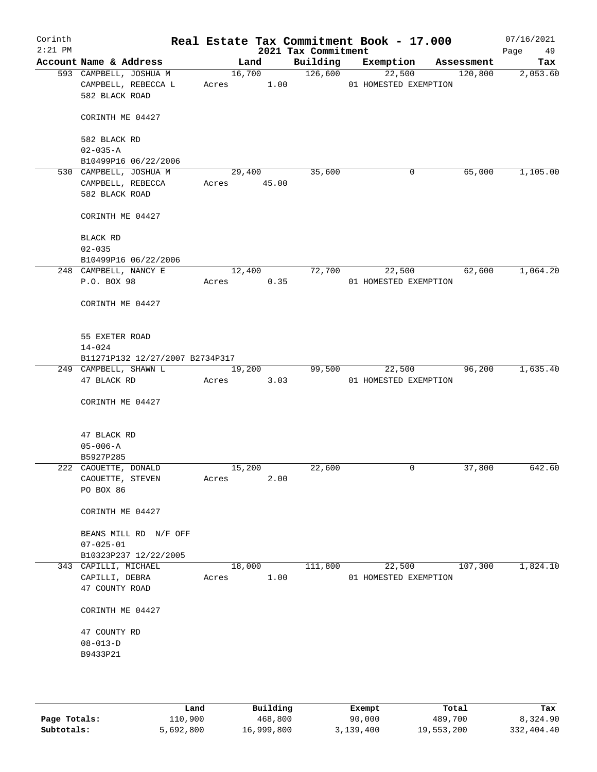# Real Estate Tax Commitment Book - 17.000

Corinth 2:21 PM — 2021 Tax Commitment — 07/16/2021

| Account Name & Address | Land | Building | Exemption | Assessment | Tax |
|---|---|---|---|---|---|
| 593 CAMPBELL, JOSHUA M<br>CAMPBELL, REBECCA L<br>582 BLACK ROAD<br><br>CORINTH ME 04427<br><br>582 BLACK RD<br>02-035-A<br>B10499P16 06/22/2006 | 16,700<br>Acres 1.00 | 126,600 | 22,500<br>01 HOMESTED EXEMPTION | 120,800 | 2,053.60 |
| 530 CAMPBELL, JOSHUA M<br>CAMPBELL, REBECCA<br>582 BLACK ROAD<br><br>CORINTH ME 04427<br><br>BLACK RD<br>02-035<br>B10499P16 06/22/2006 | 29,400<br>Acres 45.00 | 35,600 | 0 | 65,000 | 1,105.00 |
| 248 CAMPBELL, NANCY E<br>P.O. BOX 98<br><br>CORINTH ME 04427<br><br>55 EXETER ROAD<br>14-024<br>B11271P132 12/27/2007 B2734P317 | 12,400<br>Acres 0.35 | 72,700 | 22,500<br>01 HOMESTED EXEMPTION | 62,600 | 1,064.20 |
| 249 CAMPBELL, SHAWN L<br>47 BLACK RD<br><br>CORINTH ME 04427<br><br>47 BLACK RD<br>05-006-A<br>B5927P285 | 19,200<br>Acres 3.03 | 99,500 | 22,500<br>01 HOMESTED EXEMPTION | 96,200 | 1,635.40 |
| 222 CAOUETTE, DONALD<br>CAOUETTE, STEVEN<br>PO BOX 86<br><br>CORINTH ME 04427<br><br>BEANS MILL RD N/F OFF<br>07-025-01<br>B10323P237 12/22/2005 | 15,200<br>Acres 2.00 | 22,600 | 0 | 37,800 | 642.60 |
| 343 CAPILLI, MICHAEL<br>CAPILLI, DEBRA<br>47 COUNTY ROAD<br><br>CORINTH ME 04427<br><br>47 COUNTY RD<br>08-013-D<br>B9433P21 | 18,000<br>Acres 1.00 | 111,800 | 22,500<br>01 HOMESTED EXEMPTION | 107,300 | 1,824.10 |

| | Land | Building | Exempt | Total | Tax |
|---|---|---|---|---|---|
| Page Totals: | 110,900 | 468,800 | 90,000 | 489,700 | 8,324.90 |
| Subtotals: | 5,692,800 | 16,999,800 | 3,139,400 | 19,553,200 | 332,404.40 |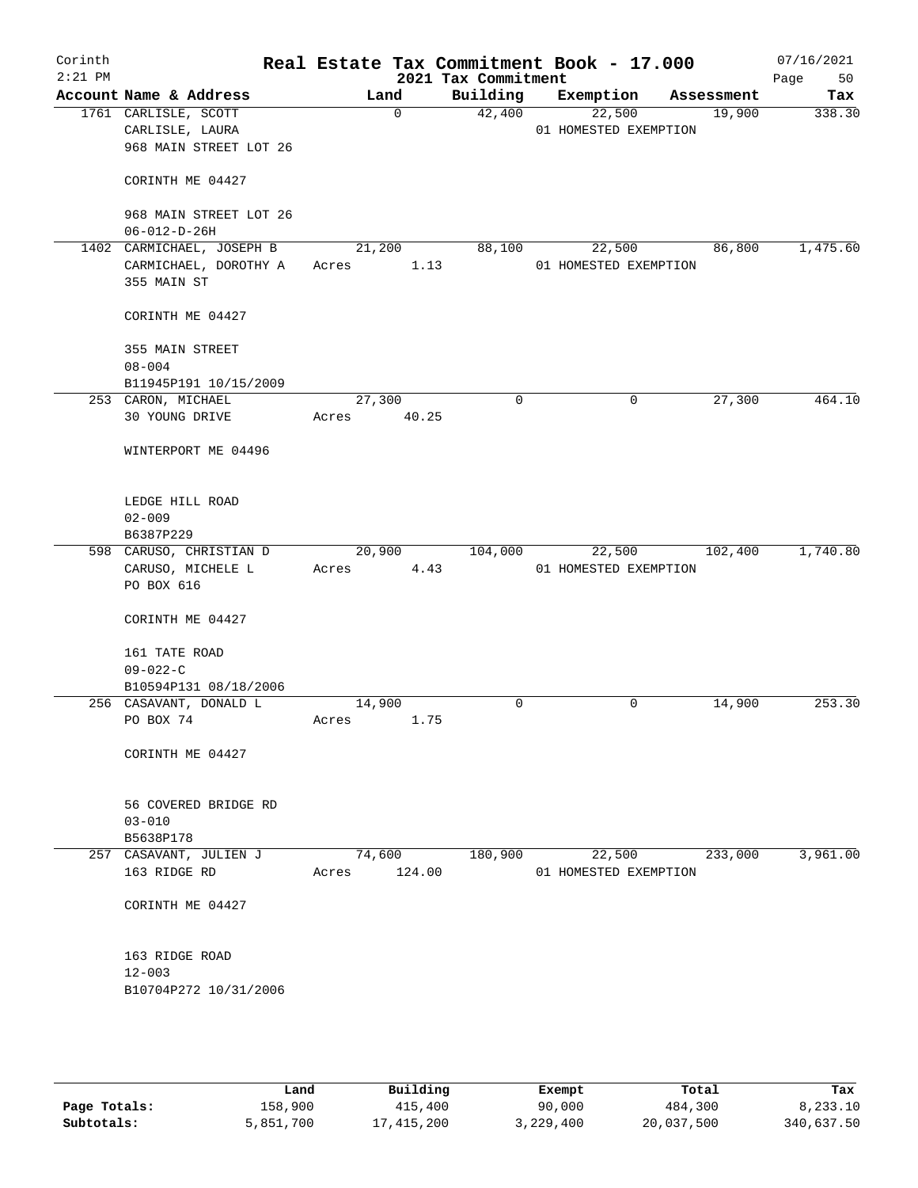# Real Estate Tax Commitment Book - 17.000

Corinth
2:21 PM

2021 Tax Commitment

07/16/2021

| Account Name & Address | Land | Building | Exemption | Assessment | Tax |
|---|---|---|---|---|---|
| 1761 CARLISLE, SCOTT<br>CARLISLE, LAURA<br>968 MAIN STREET LOT 26<br><br>CORINTH ME 04427<br><br>968 MAIN STREET LOT 26<br>06-012-D-26H | 0 | 42,400 | 22,500<br>01 HOMESTED EXEMPTION | 19,900 | 338.30 |
| 1402 CARMICHAEL, JOSEPH B<br>CARMICHAEL, DOROTHY A<br>355 MAIN ST<br><br>CORINTH ME 04427<br><br>355 MAIN STREET<br>08-004<br>B11945P191 10/15/2009 | 21,200<br>Acres 1.13 | 88,100 | 22,500<br>01 HOMESTED EXEMPTION | 86,800 | 1,475.60 |
| 253 CARON, MICHAEL<br>30 YOUNG DRIVE<br><br>WINTERPORT ME 04496<br><br>LEDGE HILL ROAD<br>02-009<br>B6387P229 | 27,300<br>Acres 40.25 | 0 | 0 | 27,300 | 464.10 |
| 598 CARUSO, CHRISTIAN D<br>CARUSO, MICHELE L<br>PO BOX 616<br><br>CORINTH ME 04427<br><br>161 TATE ROAD<br>09-022-C<br>B10594P131 08/18/2006 | 20,900<br>Acres 4.43 | 104,000 | 22,500<br>01 HOMESTED EXEMPTION | 102,400 | 1,740.80 |
| 256 CASAVANT, DONALD L<br>PO BOX 74<br><br>CORINTH ME 04427<br><br>56 COVERED BRIDGE RD<br>03-010<br>B5638P178 | 14,900<br>Acres 1.75 | 0 | 0 | 14,900 | 253.30 |
| 257 CASAVANT, JULIEN J<br>163 RIDGE RD<br><br>CORINTH ME 04427<br><br>163 RIDGE ROAD<br>12-003<br>B10704P272 10/31/2006 | 74,600<br>Acres 124.00 | 180,900 | 22,500<br>01 HOMESTED EXEMPTION | 233,000 | 3,961.00 |

| | Land | Building | Exempt | Total | Tax |
|---|---|---|---|---|---|
| Page Totals: | 158,900 | 415,400 | 90,000 | 484,300 | 8,233.10 |
| Subtotals: | 5,851,700 | 17,415,200 | 3,229,400 | 20,037,500 | 340,637.50 |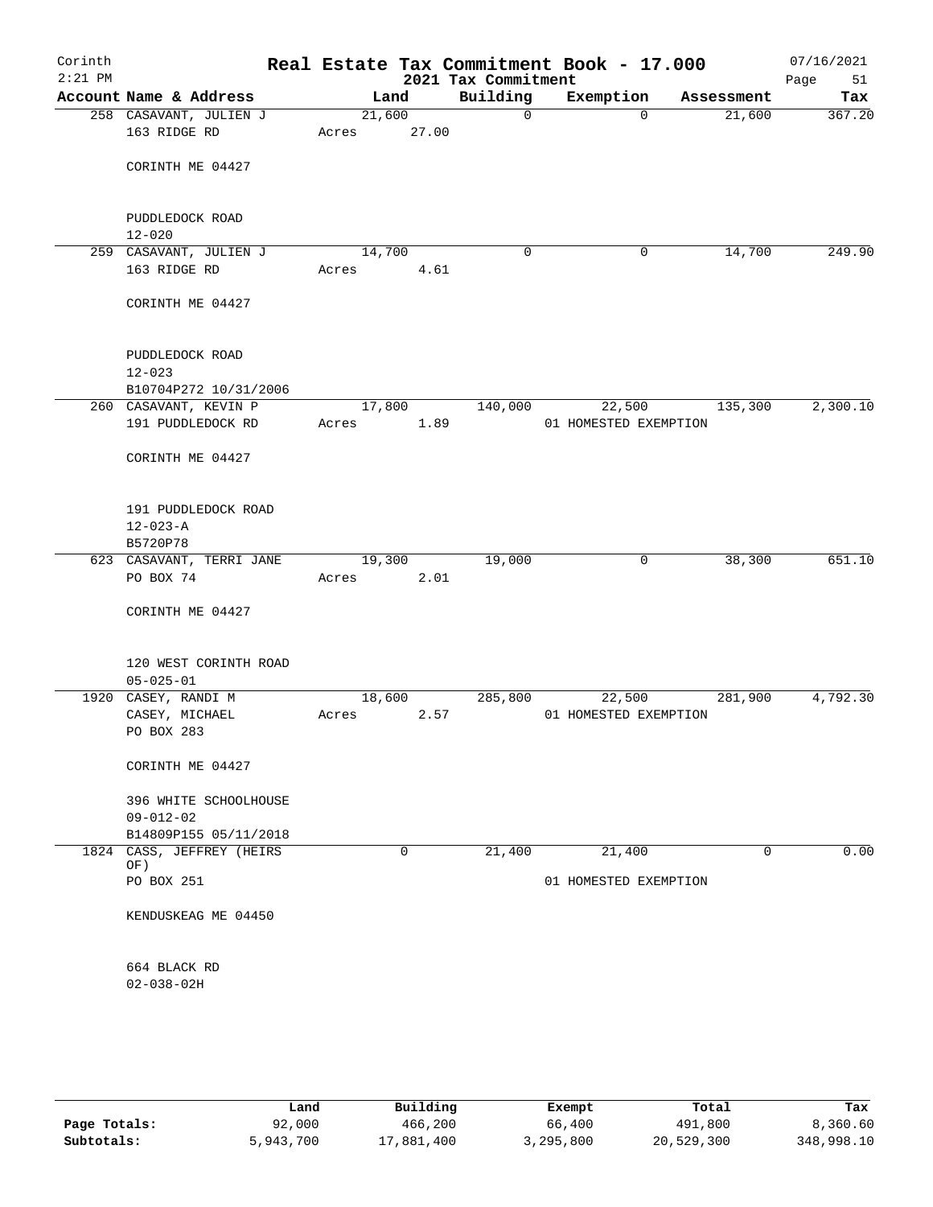Corinth 2:21 PM

# Real Estate Tax Commitment Book - 17.000

2021 Tax Commitment

07/16/2021 Page 51

| Account Name & Address | Land | Building | Exemption | Assessment | Tax |
|---|---|---|---|---|---|
| 258 CASAVANT, JULIEN J<br>163 RIDGE RD<br><br>CORINTH ME 04427<br><br>PUDDLEDOCK ROAD<br>12-020 | 21,600<br>Acres 27.00 | 0 | 0 | 21,600 | 367.20 |
| 259 CASAVANT, JULIEN J<br>163 RIDGE RD<br><br>CORINTH ME 04427<br><br>PUDDLEDOCK ROAD<br>12-023<br>B10704P272 10/31/2006 | 14,700<br>Acres 4.61 | 0 | 0 | 14,700 | 249.90 |
| 260 CASAVANT, KEVIN P<br>191 PUDDLEDOCK RD<br><br>CORINTH ME 04427<br><br>191 PUDDLEDOCK ROAD<br>12-023-A<br>B5720P78 | 17,800<br>Acres 1.89 | 140,000 | 22,500<br>01 HOMESTED EXEMPTION | 135,300 | 2,300.10 |
| 623 CASAVANT, TERRI JANE<br>PO BOX 74<br><br>CORINTH ME 04427<br><br>120 WEST CORINTH ROAD<br>05-025-01 | 19,300<br>Acres 2.01 | 19,000 | 0 | 38,300 | 651.10 |
| 1920 CASEY, RANDI M<br>CASEY, MICHAEL<br>PO BOX 283<br><br>CORINTH ME 04427<br><br>396 WHITE SCHOOLHOUSE<br>09-012-02<br>B14809P155 05/11/2018 | 18,600<br>Acres 2.57 | 285,800 | 22,500<br>01 HOMESTED EXEMPTION | 281,900 | 4,792.30 |
| 1824 CASS, JEFFREY (HEIRS OF)<br>PO BOX 251<br><br>KENDUSKEAG ME 04450<br><br>664 BLACK RD<br>02-038-02H | 0 | 21,400 | 21,400<br>01 HOMESTED EXEMPTION | 0 | 0.00 |

| | Land | Building | Exempt | Total | Tax |
|---|---|---|---|---|---|
| Page Totals: | 92,000 | 466,200 | 66,400 | 491,800 | 8,360.60 |
| Subtotals: | 5,943,700 | 17,881,400 | 3,295,800 | 20,529,300 | 348,998.10 |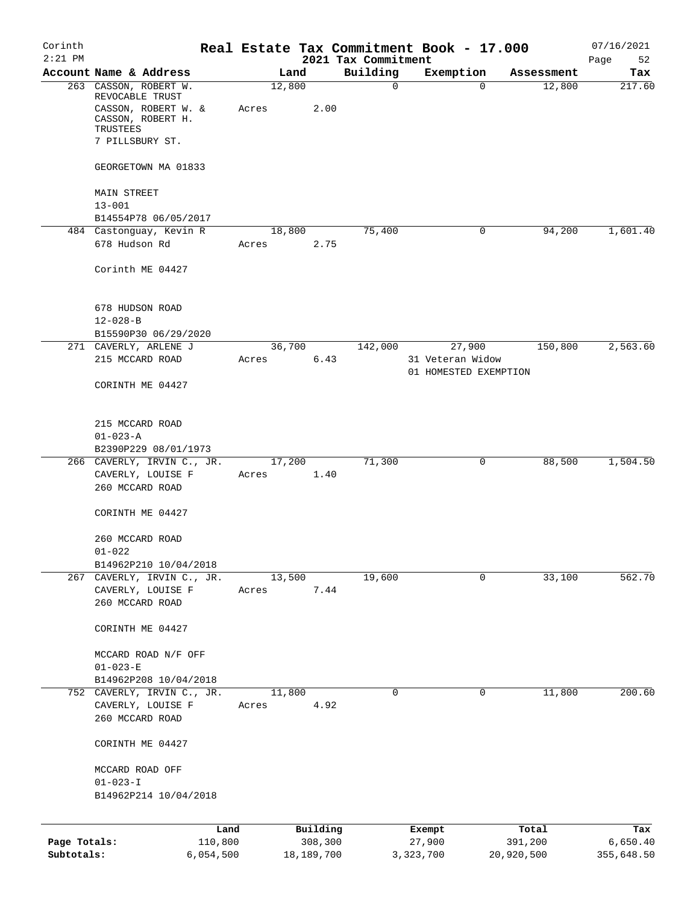# Real Estate Tax Commitment Book - 17.000

Corinth 2:21 PM — 2021 Tax Commitment — 07/16/2021

| Account Name & Address | Land | Building | Exemption | Assessment | Tax |
|---|---|---|---|---|---|
| 263 CASSON, ROBERT W. REVOCABLE TRUST<br>CASSON, ROBERT W. & CASSON, ROBERT H. TRUSTEES<br>7 PILLSBURY ST.<br><br>GEORGETOWN MA 01833<br><br>MAIN STREET<br>13-001<br>B14554P78 06/05/2017 | 12,800<br>Acres 2.00 | 0 | 0 | 12,800 | 217.60 |
| 484 Castonguay, Kevin R<br>678 Hudson Rd<br><br>Corinth ME 04427<br><br>678 HUDSON ROAD<br>12-028-B<br>B15590P30 06/29/2020 | 18,800<br>Acres 2.75 | 75,400 | 0 | 94,200 | 1,601.40 |
| 271 CAVERLY, ARLENE J<br>215 MCCARD ROAD<br><br>CORINTH ME 04427<br><br>215 MCCARD ROAD<br>01-023-A<br>B2390P229 08/01/1973 | 36,700<br>Acres 6.43 | 142,000 | 27,900<br>31 Veteran Widow<br>01 HOMESTED EXEMPTION | 150,800 | 2,563.60 |
| 266 CAVERLY, IRVIN C., JR.<br>CAVERLY, LOUISE F<br>260 MCCARD ROAD<br><br>CORINTH ME 04427<br><br>260 MCCARD ROAD<br>01-022<br>B14962P210 10/04/2018 | 17,200<br>Acres 1.40 | 71,300 | 0 | 88,500 | 1,504.50 |
| 267 CAVERLY, IRVIN C., JR.<br>CAVERLY, LOUISE F<br>260 MCCARD ROAD<br><br>CORINTH ME 04427<br><br>MCCARD ROAD N/F OFF<br>01-023-E<br>B14962P208 10/04/2018 | 13,500<br>Acres 7.44 | 19,600 | 0 | 33,100 | 562.70 |
| 752 CAVERLY, IRVIN C., JR.<br>CAVERLY, LOUISE F<br>260 MCCARD ROAD<br><br>CORINTH ME 04427<br><br>MCCARD ROAD OFF<br>01-023-I<br>B14962P214 10/04/2018 | 11,800<br>Acres 4.92 | 0 | 0 | 11,800 | 200.60 |

| | Land | Building | Exempt | Total | Tax |
|---|---|---|---|---|---|
| Page Totals: | 110,800 | 308,300 | 27,900 | 391,200 | 6,650.40 |
| Subtotals: | 6,054,500 | 18,189,700 | 3,323,700 | 20,920,500 | 355,648.50 |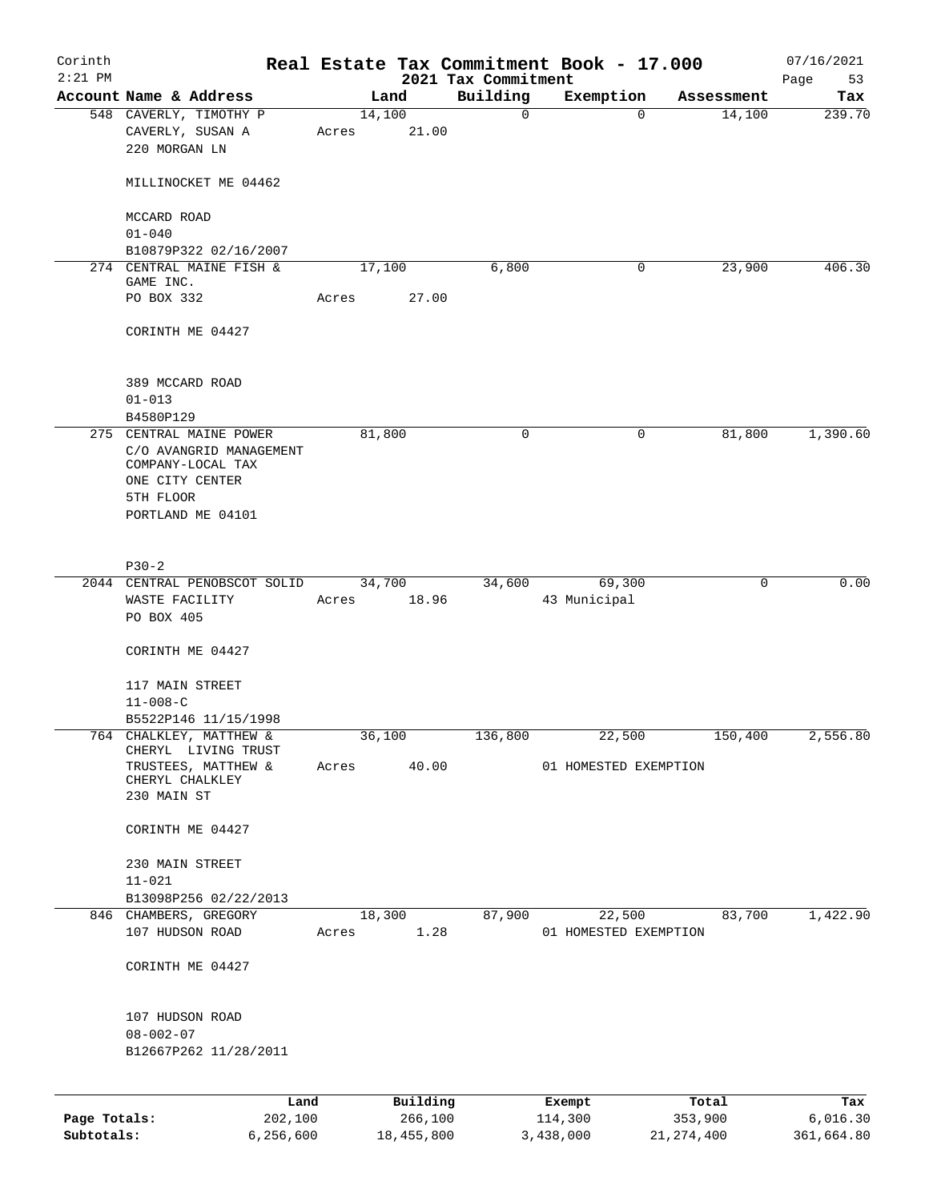# Real Estate Tax Commitment Book - 17.000

Corinth
2:21 PM

2021 Tax Commitment

07/16/2021

| Account Name & Address | Land | Building | Exemption | Assessment | Tax |
|---|---|---|---|---|---|
| 548 CAVERLY, TIMOTHY P<br>CAVERLY, SUSAN A<br>220 MORGAN LN<br><br>MILLINOCKET ME 04462<br><br>MCCARD ROAD<br>01-040<br>B10879P322 02/16/2007 | 14,100<br>Acres 21.00 | 0 | 0 | 14,100 | 239.70 |
| 274 CENTRAL MAINE FISH & GAME INC.<br>PO BOX 332<br><br>CORINTH ME 04427<br><br>389 MCCARD ROAD<br>01-013<br>B4580P129 | 17,100<br>Acres 27.00 | 6,800 | 0 | 23,900 | 406.30 |
| 275 CENTRAL MAINE POWER<br>C/O AVANGRID MANAGEMENT COMPANY-LOCAL TAX<br>ONE CITY CENTER<br>5TH FLOOR<br>PORTLAND ME 04101<br><br>P30-2 | 81,800 | 0 | 0 | 81,800 | 1,390.60 |
| 2044 CENTRAL PENOBSCOT SOLID WASTE FACILITY<br>PO BOX 405<br><br>CORINTH ME 04427<br><br>117 MAIN STREET<br>11-008-C<br>B5522P146 11/15/1998 | 34,700<br>Acres 18.96 | 34,600 | 69,300<br>43 Municipal | 0 | 0.00 |
| 764 CHALKLEY, MATTHEW & CHERYL LIVING TRUST<br>TRUSTEES, MATTHEW & CHERYL CHALKLEY<br>230 MAIN ST<br><br>CORINTH ME 04427<br><br>230 MAIN STREET<br>11-021<br>B13098P256 02/22/2013 | 36,100<br>Acres 40.00 | 136,800 | 22,500<br>01 HOMESTED EXEMPTION | 150,400 | 2,556.80 |
| 846 CHAMBERS, GREGORY<br>107 HUDSON ROAD<br><br>CORINTH ME 04427<br><br>107 HUDSON ROAD<br>08-002-07<br>B12667P262 11/28/2011 | 18,300<br>Acres 1.28 | 87,900 | 22,500<br>01 HOMESTED EXEMPTION | 83,700 | 1,422.90 |

| | Land | Building | Exempt | Total | Tax |
|---|---|---|---|---|---|
| **Page Totals:** | 202,100 | 266,100 | 114,300 | 353,900 | 6,016.30 |
| **Subtotals:** | 6,256,600 | 18,455,800 | 3,438,000 | 21,274,400 | 361,664.80 |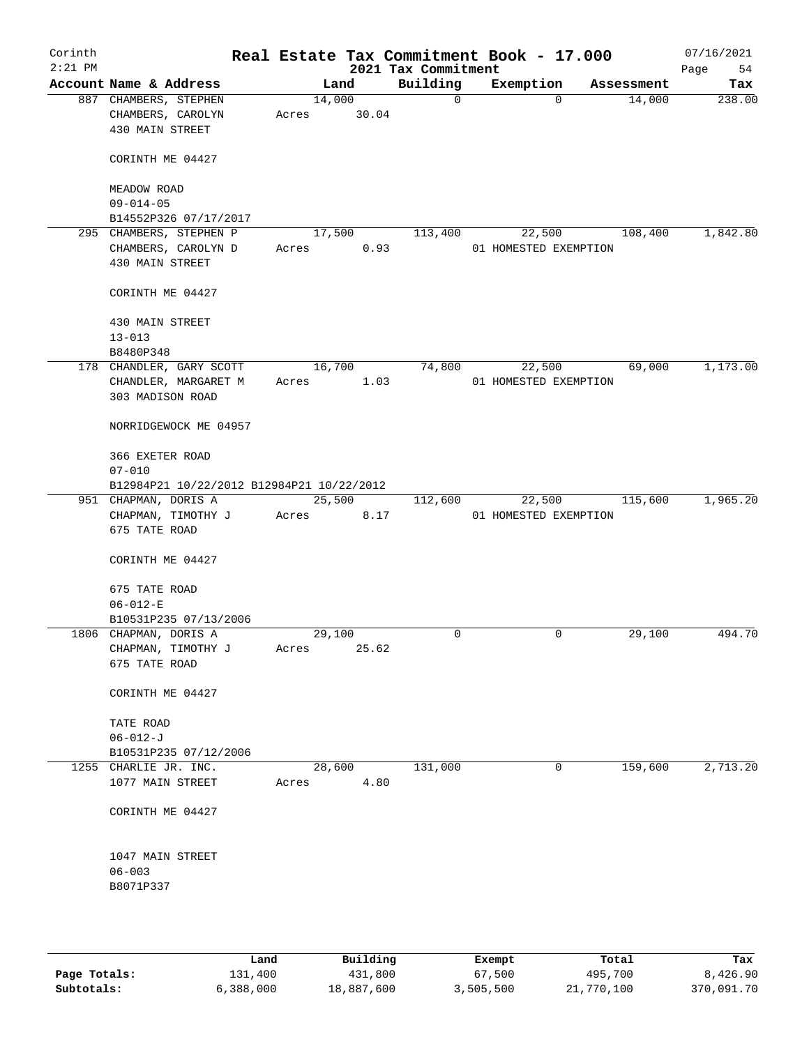# Real Estate Tax Commitment Book - 17.000

## 2021 Tax Commitment

Corinth 2:21 PM — 07/16/2021

| Account Name & Address | Land | Building | Exemption | Assessment | Tax |
|---|---|---|---|---|---|
| 887 CHAMBERS, STEPHEN<br>CHAMBERS, CAROLYN<br>430 MAIN STREET<br><br>CORINTH ME 04427<br><br>MEADOW ROAD<br>09-014-05<br>B14552P326 07/17/2017 | 14,000<br>Acres 30.04 | 0 | 0 | 14,000 | 238.00 |
| 295 CHAMBERS, STEPHEN P<br>CHAMBERS, CAROLYN D<br>430 MAIN STREET<br><br>CORINTH ME 04427<br><br>430 MAIN STREET<br>13-013<br>B8480P348 | 17,500<br>Acres 0.93 | 113,400 | 22,500<br>01 HOMESTED EXEMPTION | 108,400 | 1,842.80 |
| 178 CHANDLER, GARY SCOTT<br>CHANDLER, MARGARET M<br>303 MADISON ROAD<br><br>NORRIDGEWOCK ME 04957<br><br>366 EXETER ROAD<br>07-010<br>B12984P21 10/22/2012 B12984P21 10/22/2012 | 16,700<br>Acres 1.03 | 74,800 | 22,500<br>01 HOMESTED EXEMPTION | 69,000 | 1,173.00 |
| 951 CHAPMAN, DORIS A<br>CHAPMAN, TIMOTHY J<br>675 TATE ROAD<br><br>CORINTH ME 04427<br><br>675 TATE ROAD<br>06-012-E<br>B10531P235 07/13/2006 | 25,500<br>Acres 8.17 | 112,600 | 22,500<br>01 HOMESTED EXEMPTION | 115,600 | 1,965.20 |
| 1806 CHAPMAN, DORIS A<br>CHAPMAN, TIMOTHY J<br>675 TATE ROAD<br><br>CORINTH ME 04427<br><br>TATE ROAD<br>06-012-J<br>B10531P235 07/12/2006 | 29,100<br>Acres 25.62 | 0 | 0 | 29,100 | 494.70 |
| 1255 CHARLIE JR. INC.<br>1077 MAIN STREET<br><br>CORINTH ME 04427<br><br>1047 MAIN STREET<br>06-003<br>B8071P337 | 28,600<br>Acres 4.80 | 131,000 | 0 | 159,600 | 2,713.20 |

| | Land | Building | Exempt | Total | Tax |
|---|---|---|---|---|---|
| Page Totals: | 131,400 | 431,800 | 67,500 | 495,700 | 8,426.90 |
| Subtotals: | 6,388,000 | 18,887,600 | 3,505,500 | 21,770,100 | 370,091.70 |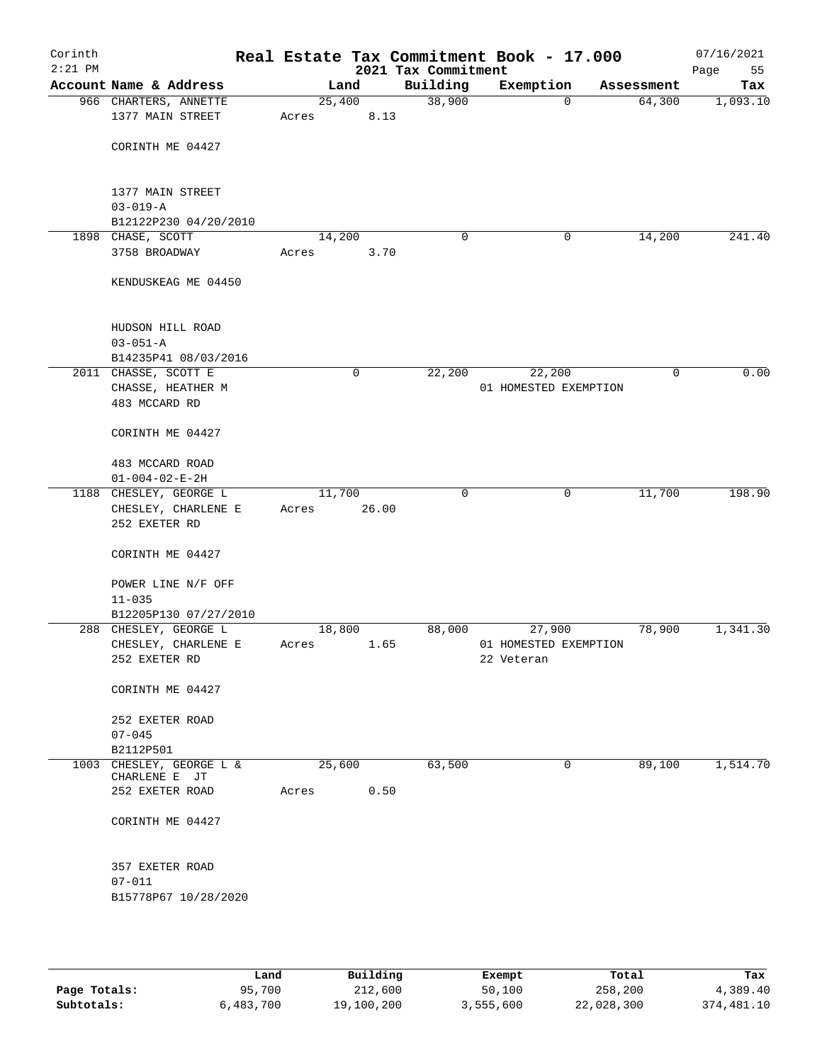# Real Estate Tax Commitment Book - 17.000

Corinth 2:21 PM — 2021 Tax Commitment — 07/16/2021 Page 55

| Account Name & Address | Land | Building | Exemption | Assessment | Tax |
|---|---|---|---|---|---|
| 966 CHARTERS, ANNETTE<br>1377 MAIN STREET<br><br>CORINTH ME 04427<br><br>1377 MAIN STREET<br>03-019-A<br>B12122P230 04/20/2010 | 25,400<br>Acres 8.13 | 38,900 | 0 | 64,300 | 1,093.10 |
| 1898 CHASE, SCOTT<br>3758 BROADWAY<br><br>KENDUSKEAG ME 04450<br><br>HUDSON HILL ROAD<br>03-051-A<br>B14235P41 08/03/2016 | 14,200<br>Acres 3.70 | 0 | 0 | 14,200 | 241.40 |
| 2011 CHASSE, SCOTT E<br>CHASSE, HEATHER M<br>483 MCCARD RD<br><br>CORINTH ME 04427<br><br>483 MCCARD ROAD<br>01-004-02-E-2H | 0 | 22,200 | 22,200<br>01 HOMESTED EXEMPTION | 0 | 0.00 |
| 1188 CHESLEY, GEORGE L<br>CHESLEY, CHARLENE E<br>252 EXETER RD<br><br>CORINTH ME 04427<br><br>POWER LINE N/F OFF<br>11-035<br>B12205P130 07/27/2010 | 11,700<br>Acres 26.00 | 0 | 0 | 11,700 | 198.90 |
| 288 CHESLEY, GEORGE L<br>CHESLEY, CHARLENE E<br>252 EXETER RD<br><br>CORINTH ME 04427<br><br>252 EXETER ROAD<br>07-045<br>B2112P501 | 18,800<br>Acres 1.65 | 88,000 | 27,900<br>01 HOMESTED EXEMPTION<br>22 Veteran | 78,900 | 1,341.30 |
| 1003 CHESLEY, GEORGE L &<br>CHARLENE E JT<br>252 EXETER ROAD<br><br>CORINTH ME 04427<br><br>357 EXETER ROAD<br>07-011<br>B15778P67 10/28/2020 | 25,600<br>Acres 0.50 | 63,500 | 0 | 89,100 | 1,514.70 |

| | Land | Building | Exempt | Total | Tax |
|---|---|---|---|---|---|
| Page Totals: | 95,700 | 212,600 | 50,100 | 258,200 | 4,389.40 |
| Subtotals: | 6,483,700 | 19,100,200 | 3,555,600 | 22,028,300 | 374,481.10 |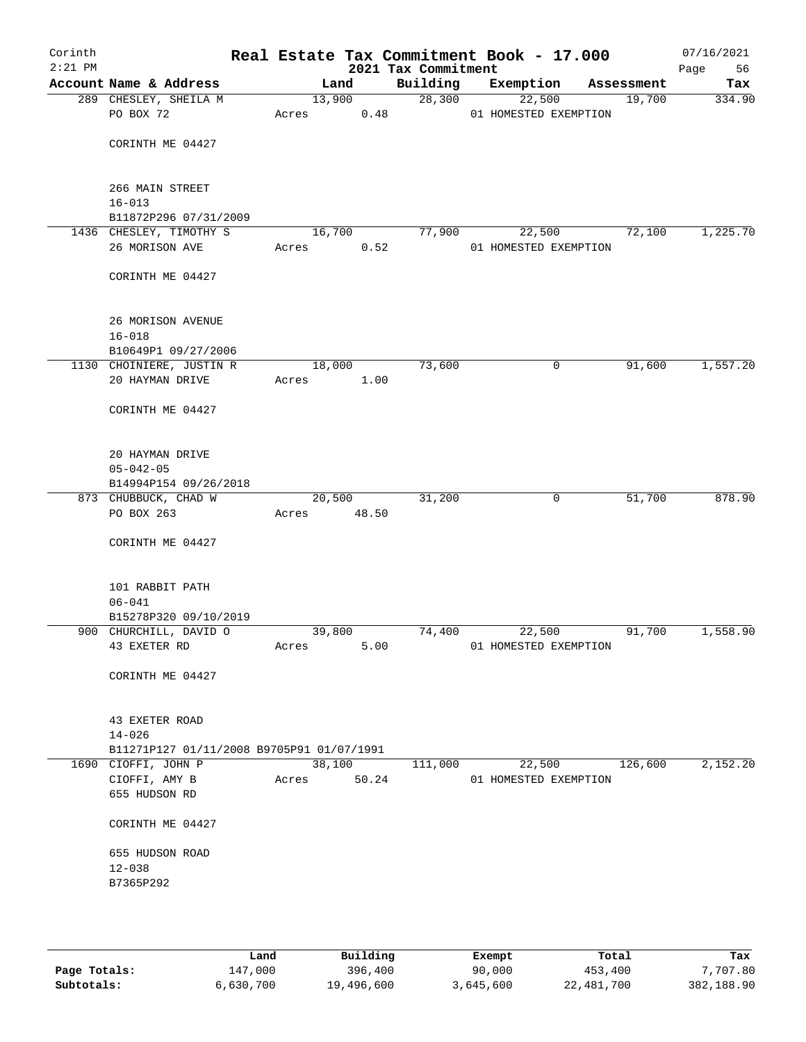Corinth
2:21 PM

# Real Estate Tax Commitment Book - 17.000

2021 Tax Commitment

07/16/2021
Page 56

| Account | Name & Address | Land | Building | Exemption | Assessment | Tax |
|---|---|---|---|---|---|---|
| 289 | CHESLEY, SHEILA M<br>PO BOX 72<br><br>CORINTH ME 04427<br><br>266 MAIN STREET<br>16-013<br>B11872P296 07/31/2009 | 13,900<br>Acres 0.48 | 28,300 | 22,500<br>01 HOMESTED EXEMPTION | 19,700 | 334.90 |
| 1436 | CHESLEY, TIMOTHY S<br>26 MORISON AVE<br><br>CORINTH ME 04427<br><br>26 MORISON AVENUE<br>16-018<br>B10649P1 09/27/2006 | 16,700<br>Acres 0.52 | 77,900 | 22,500<br>01 HOMESTED EXEMPTION | 72,100 | 1,225.70 |
| 1130 | CHOINIERE, JUSTIN R<br>20 HAYMAN DRIVE<br><br>CORINTH ME 04427<br><br>20 HAYMAN DRIVE<br>05-042-05<br>B14994P154 09/26/2018 | 18,000<br>Acres 1.00 | 73,600 | 0 | 91,600 | 1,557.20 |
| 873 | CHUBBUCK, CHAD W<br>PO BOX 263<br><br>CORINTH ME 04427<br><br>101 RABBIT PATH<br>06-041<br>B15278P320 09/10/2019 | 20,500<br>Acres 48.50 | 31,200 | 0 | 51,700 | 878.90 |
| 900 | CHURCHILL, DAVID O<br>43 EXETER RD<br><br>CORINTH ME 04427<br><br>43 EXETER ROAD<br>14-026<br>B11271P127 01/11/2008 B9705P91 01/07/1991 | 39,800<br>Acres 5.00 | 74,400 | 22,500<br>01 HOMESTED EXEMPTION | 91,700 | 1,558.90 |
| 1690 | CIOFFI, JOHN P<br>CIOFFI, AMY B<br>655 HUDSON RD<br><br>CORINTH ME 04427<br><br>655 HUDSON ROAD<br>12-038<br>B7365P292 | 38,100<br>Acres 50.24 | 111,000 | 22,500<br>01 HOMESTED EXEMPTION | 126,600 | 2,152.20 |

| | Land | Building | Exempt | Total | Tax |
|---|---|---|---|---|---|
| Page Totals: | 147,000 | 396,400 | 90,000 | 453,400 | 7,707.80 |
| Subtotals: | 6,630,700 | 19,496,600 | 3,645,600 | 22,481,700 | 382,188.90 |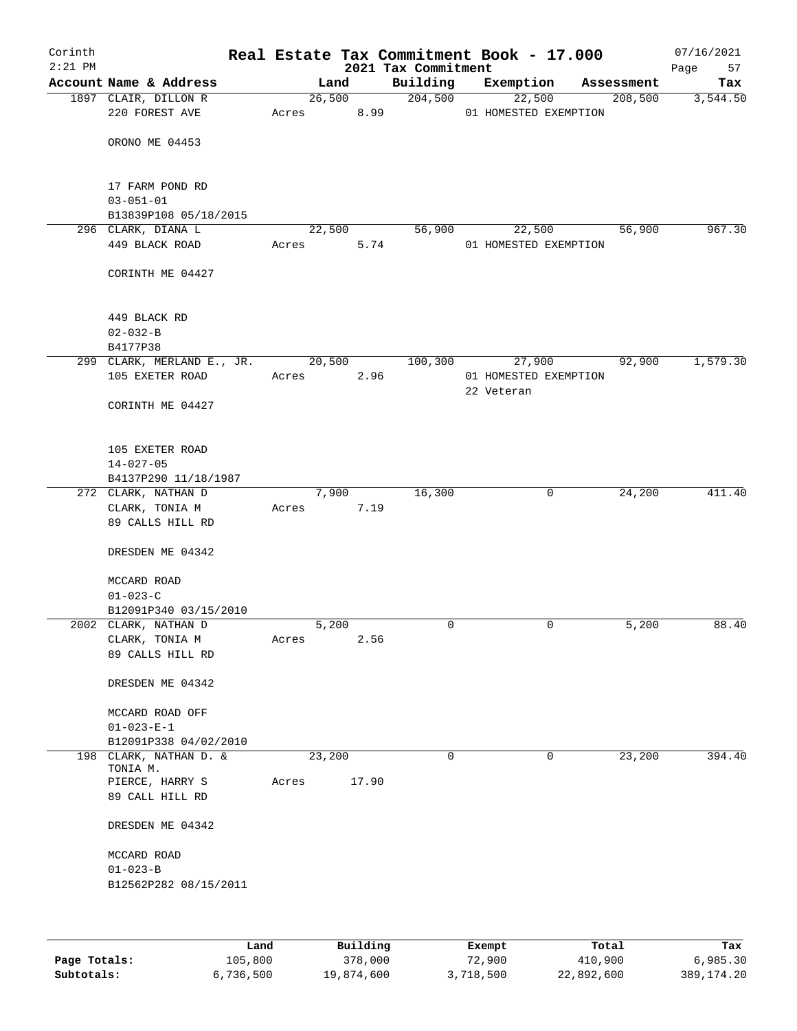Corinth
2:21 PM

# Real Estate Tax Commitment Book - 17.000
## 2021 Tax Commitment

07/16/2021

| Account Name & Address | Land | Building | Exemption | Assessment | Tax |
|---|---|---|---|---|---|
| 1897 CLAIR, DILLON R<br>220 FOREST AVE<br><br>ORONO ME 04453<br><br>17 FARM POND RD<br>03-051-01<br>B13839P108 05/18/2015 | 26,500<br>Acres 8.99 | 204,500 | 22,500<br>01 HOMESTED EXEMPTION | 208,500 | 3,544.50 |
| 296 CLARK, DIANA L<br>449 BLACK ROAD<br><br>CORINTH ME 04427<br><br>449 BLACK RD<br>02-032-B<br>B4177P38 | 22,500<br>Acres 5.74 | 56,900 | 22,500<br>01 HOMESTED EXEMPTION | 56,900 | 967.30 |
| 299 CLARK, MERLAND E., JR.<br>105 EXETER ROAD<br><br>CORINTH ME 04427<br><br>105 EXETER ROAD<br>14-027-05<br>B4137P290 11/18/1987 | 20,500<br>Acres 2.96 | 100,300 | 27,900<br>01 HOMESTED EXEMPTION<br>22 Veteran | 92,900 | 1,579.30 |
| 272 CLARK, NATHAN D<br>CLARK, TONIA M<br>89 CALLS HILL RD<br><br>DRESDEN ME 04342<br><br>MCCARD ROAD<br>01-023-C<br>B12091P340 03/15/2010 | 7,900<br>Acres 7.19 | 16,300 | 0 | 24,200 | 411.40 |
| 2002 CLARK, NATHAN D<br>CLARK, TONIA M<br>89 CALLS HILL RD<br><br>DRESDEN ME 04342<br><br>MCCARD ROAD OFF<br>01-023-E-1<br>B12091P338 04/02/2010 | 5,200<br>Acres 2.56 | 0 | 0 | 5,200 | 88.40 |
| 198 CLARK, NATHAN D. & TONIA M.<br>PIERCE, HARRY S<br>89 CALL HILL RD<br><br>DRESDEN ME 04342<br><br>MCCARD ROAD<br>01-023-B<br>B12562P282 08/15/2011 | 23,200<br>Acres 17.90 | 0 | 0 | 23,200 | 394.40 |

| | Land | Building | Exempt | Total | Tax |
|---|---|---|---|---|---|
| **Page Totals:** | 105,800 | 378,000 | 72,900 | 410,900 | 6,985.30 |
| **Subtotals:** | 6,736,500 | 19,874,600 | 3,718,500 | 22,892,600 | 389,174.20 |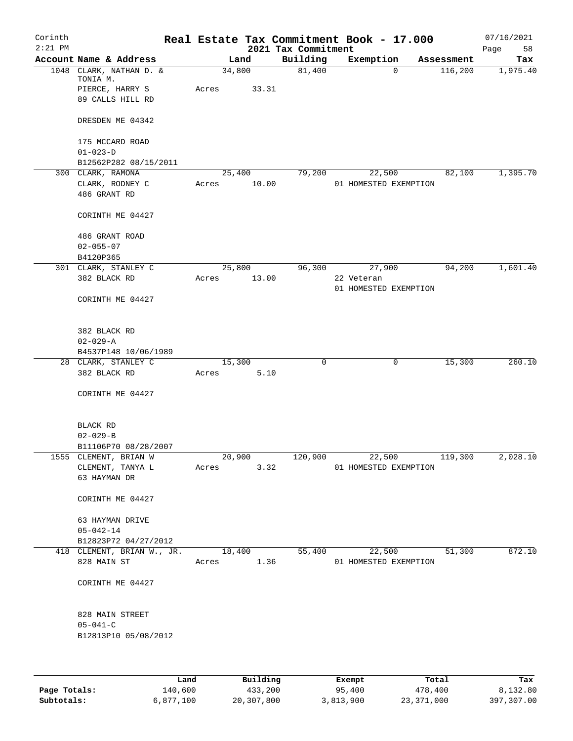Corinth
2:21 PM

# Real Estate Tax Commitment Book - 17.000

2021 Tax Commitment

07/16/2021

| Account Name & Address | Land | Building | Exemption | Assessment | Tax |
|---|---|---|---|---|---|
| 1048 CLARK, NATHAN D. & TONIA M. | 34,800 | 81,400 | 0 | 116,200 | 1,975.40 |
| PIERCE, HARRY S | Acres 33.31 | | | | |
| 89 CALLS HILL RD | | | | | |
| DRESDEN ME 04342 | | | | | |
| 175 MCCARD ROAD | | | | | |
| 01-023-D | | | | | |
| B12562P282 08/15/2011 | | | | | |
| 300 CLARK, RAMONA | 25,400 | 79,200 | 22,500 | 82,100 | 1,395.70 |
| CLARK, RODNEY C | Acres 10.00 | | 01 HOMESTED EXEMPTION | | |
| 486 GRANT RD | | | | | |
| CORINTH ME 04427 | | | | | |
| 486 GRANT ROAD | | | | | |
| 02-055-07 | | | | | |
| B4120P365 | | | | | |
| 301 CLARK, STANLEY C | 25,800 | 96,300 | 27,900 | 94,200 | 1,601.40 |
| 382 BLACK RD | Acres 13.00 | | 22 Veteran | | |
| | | | 01 HOMESTED EXEMPTION | | |
| CORINTH ME 04427 | | | | | |
| 382 BLACK RD | | | | | |
| 02-029-A | | | | | |
| B4537P148 10/06/1989 | | | | | |
| 28 CLARK, STANLEY C | 15,300 | 0 | 0 | 15,300 | 260.10 |
| 382 BLACK RD | Acres 5.10 | | | | |
| CORINTH ME 04427 | | | | | |
| BLACK RD | | | | | |
| 02-029-B | | | | | |
| B11106P70 08/28/2007 | | | | | |
| 1555 CLEMENT, BRIAN W | 20,900 | 120,900 | 22,500 | 119,300 | 2,028.10 |
| CLEMENT, TANYA L | Acres 3.32 | | 01 HOMESTED EXEMPTION | | |
| 63 HAYMAN DR | | | | | |
| CORINTH ME 04427 | | | | | |
| 63 HAYMAN DRIVE | | | | | |
| 05-042-14 | | | | | |
| B12823P72 04/27/2012 | | | | | |
| 418 CLEMENT, BRIAN W., JR. | 18,400 | 55,400 | 22,500 | 51,300 | 872.10 |
| 828 MAIN ST | Acres 1.36 | | 01 HOMESTED EXEMPTION | | |
| CORINTH ME 04427 | | | | | |
| 828 MAIN STREET | | | | | |
| 05-041-C | | | | | |
| B12813P10 05/08/2012 | | | | | |

| | Land | Building | Exempt | Total | Tax |
|---|---|---|---|---|---|
| Page Totals: | 140,600 | 433,200 | 95,400 | 478,400 | 8,132.80 |
| Subtotals: | 6,877,100 | 20,307,800 | 3,813,900 | 23,371,000 | 397,307.00 |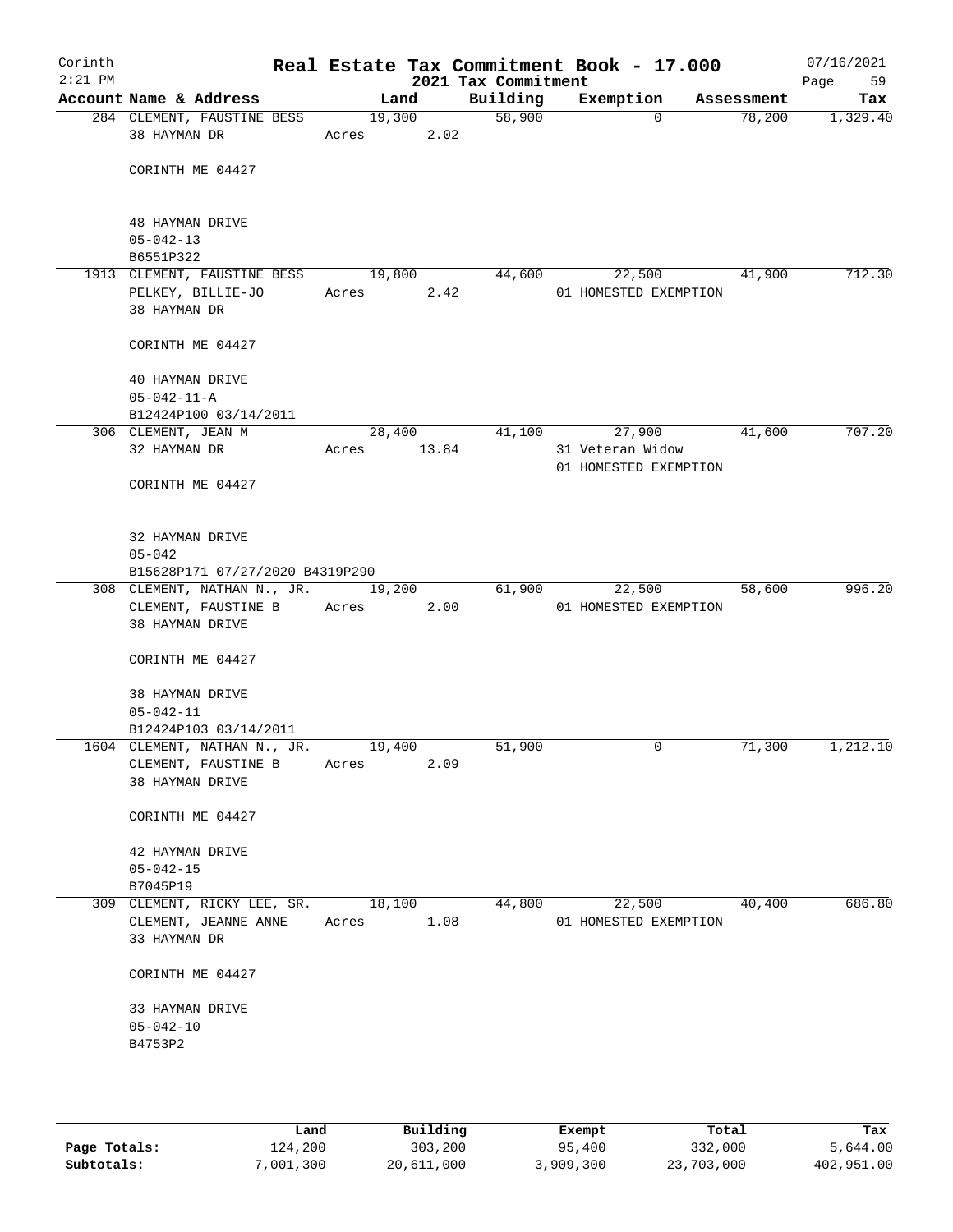# Real Estate Tax Commitment Book - 17.000

Corinth 2:21 PM — 2021 Tax Commitment — 07/16/2021

| Account Name & Address | Land | Building | Exemption | Assessment | Tax |
|---|---|---|---|---|---|
| 284 CLEMENT, FAUSTINE BESS<br>38 HAYMAN DR<br><br>CORINTH ME 04427<br><br>48 HAYMAN DRIVE<br>05-042-13<br>B6551P322 | 19,300<br>Acres 2.02 | 58,900 | 0 | 78,200 | 1,329.40 |
| 1913 CLEMENT, FAUSTINE BESS<br>PELKEY, BILLIE-JO<br>38 HAYMAN DR<br><br>CORINTH ME 04427<br><br>40 HAYMAN DRIVE<br>05-042-11-A<br>B12424P100 03/14/2011 | 19,800<br>Acres 2.42 | 44,600 | 22,500<br>01 HOMESTED EXEMPTION | 41,900 | 712.30 |
| 306 CLEMENT, JEAN M<br>32 HAYMAN DR<br><br>CORINTH ME 04427<br><br>32 HAYMAN DRIVE<br>05-042<br>B15628P171 07/27/2020 B4319P290 | 28,400<br>Acres 13.84 | 41,100 | 27,900<br>31 Veteran Widow<br>01 HOMESTED EXEMPTION | 41,600 | 707.20 |
| 308 CLEMENT, NATHAN N., JR.<br>CLEMENT, FAUSTINE B<br>38 HAYMAN DRIVE<br><br>CORINTH ME 04427<br><br>38 HAYMAN DRIVE<br>05-042-11<br>B12424P103 03/14/2011 | 19,200<br>Acres 2.00 | 61,900 | 22,500<br>01 HOMESTED EXEMPTION | 58,600 | 996.20 |
| 1604 CLEMENT, NATHAN N., JR.<br>CLEMENT, FAUSTINE B<br>38 HAYMAN DRIVE<br><br>CORINTH ME 04427<br><br>42 HAYMAN DRIVE<br>05-042-15<br>B7045P19 | 19,400<br>Acres 2.09 | 51,900 | 0 | 71,300 | 1,212.10 |
| 309 CLEMENT, RICKY LEE, SR.<br>CLEMENT, JEANNE ANNE<br>33 HAYMAN DR<br><br>CORINTH ME 04427<br><br>33 HAYMAN DRIVE<br>05-042-10<br>B4753P2 | 18,100<br>Acres 1.08 | 44,800 | 22,500<br>01 HOMESTED EXEMPTION | 40,400 | 686.80 |

| | Land | Building | Exempt | Total | Tax |
|---|---|---|---|---|---|
| Page Totals: | 124,200 | 303,200 | 95,400 | 332,000 | 5,644.00 |
| Subtotals: | 7,001,300 | 20,611,000 | 3,909,300 | 23,703,000 | 402,951.00 |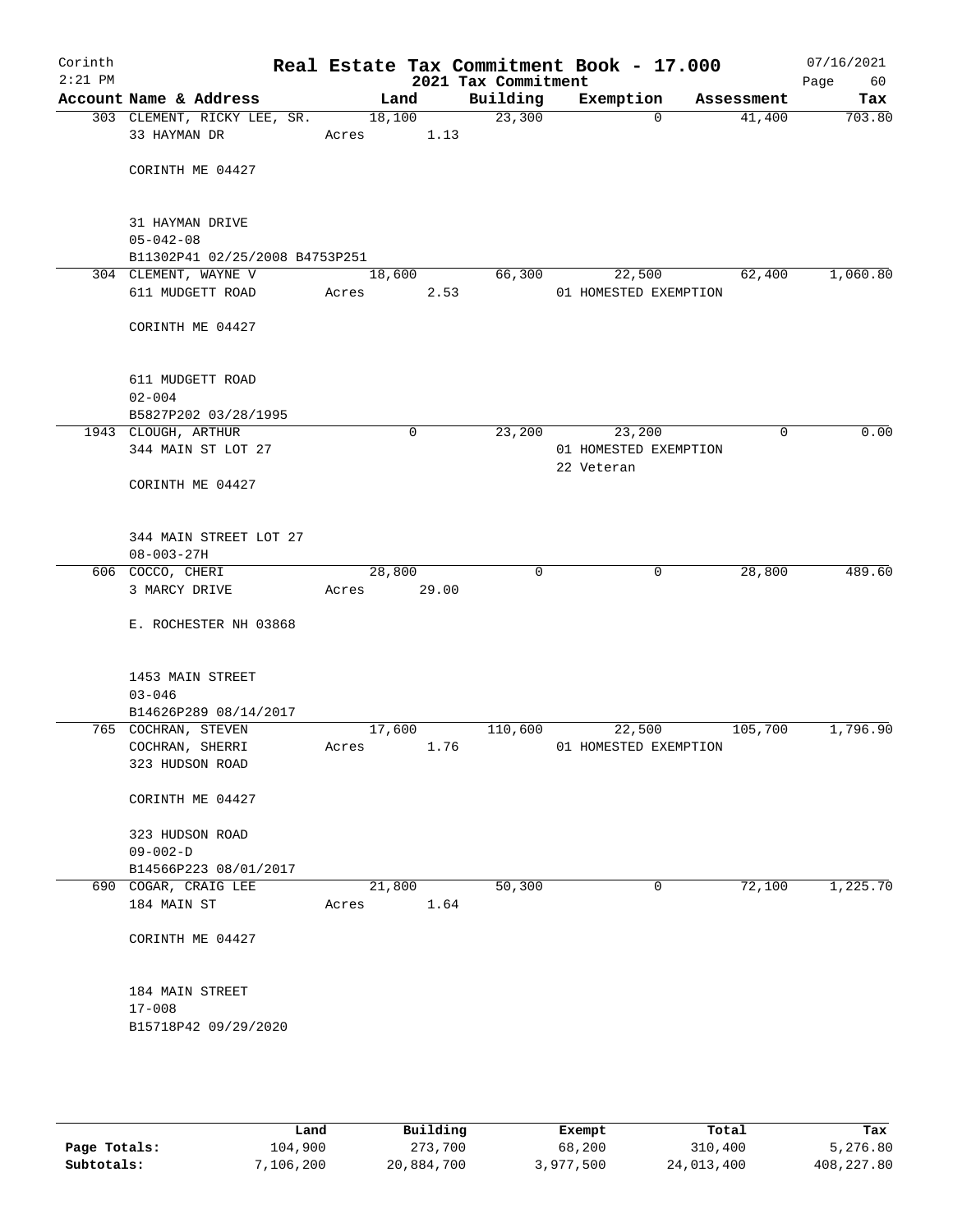# Real Estate Tax Commitment Book - 17.000

Corinth 2:21 PM — 2021 Tax Commitment — 07/16/2021

| Account Name & Address | Land | Building | Exemption | Assessment | Tax |
|---|---|---|---|---|---|
| 303 CLEMENT, RICKY LEE, SR. | 18,100 | 23,300 | 0 | 41,400 | 703.80 |
| 33 HAYMAN DR | Acres 1.13 | | | | |
| CORINTH ME 04427 | | | | | |
| 31 HAYMAN DRIVE | | | | | |
| 05-042-08 | | | | | |
| B11302P41 02/25/2008 B4753P251 | | | | | |
| 304 CLEMENT, WAYNE V | 18,600 | 66,300 | 22,500 | 62,400 | 1,060.80 |
| 611 MUDGETT ROAD | Acres 2.53 | | 01 HOMESTED EXEMPTION | | |
| CORINTH ME 04427 | | | | | |
| 611 MUDGETT ROAD | | | | | |
| 02-004 | | | | | |
| B5827P202 03/28/1995 | | | | | |
| 1943 CLOUGH, ARTHUR | 0 | 23,200 | 23,200 | 0 | 0.00 |
| 344 MAIN ST LOT 27 | | | 01 HOMESTED EXEMPTION | | |
| | | | 22 Veteran | | |
| CORINTH ME 04427 | | | | | |
| 344 MAIN STREET LOT 27 | | | | | |
| 08-003-27H | | | | | |
| 606 COCCO, CHERI | 28,800 | 0 | 0 | 28,800 | 489.60 |
| 3 MARCY DRIVE | Acres 29.00 | | | | |
| E. ROCHESTER NH 03868 | | | | | |
| 1453 MAIN STREET | | | | | |
| 03-046 | | | | | |
| B14626P289 08/14/2017 | | | | | |
| 765 COCHRAN, STEVEN | 17,600 | 110,600 | 22,500 | 105,700 | 1,796.90 |
| COCHRAN, SHERRI | Acres 1.76 | | 01 HOMESTED EXEMPTION | | |
| 323 HUDSON ROAD | | | | | |
| CORINTH ME 04427 | | | | | |
| 323 HUDSON ROAD | | | | | |
| 09-002-D | | | | | |
| B14566P223 08/01/2017 | | | | | |
| 690 COGAR, CRAIG LEE | 21,800 | 50,300 | 0 | 72,100 | 1,225.70 |
| 184 MAIN ST | Acres 1.64 | | | | |
| CORINTH ME 04427 | | | | | |
| 184 MAIN STREET | | | | | |
| 17-008 | | | | | |
| B15718P42 09/29/2020 | | | | | |

| | Land | Building | Exempt | Total | Tax |
|---|---|---|---|---|---|
| Page Totals: | 104,900 | 273,700 | 68,200 | 310,400 | 5,276.80 |
| Subtotals: | 7,106,200 | 20,884,700 | 3,977,500 | 24,013,400 | 408,227.80 |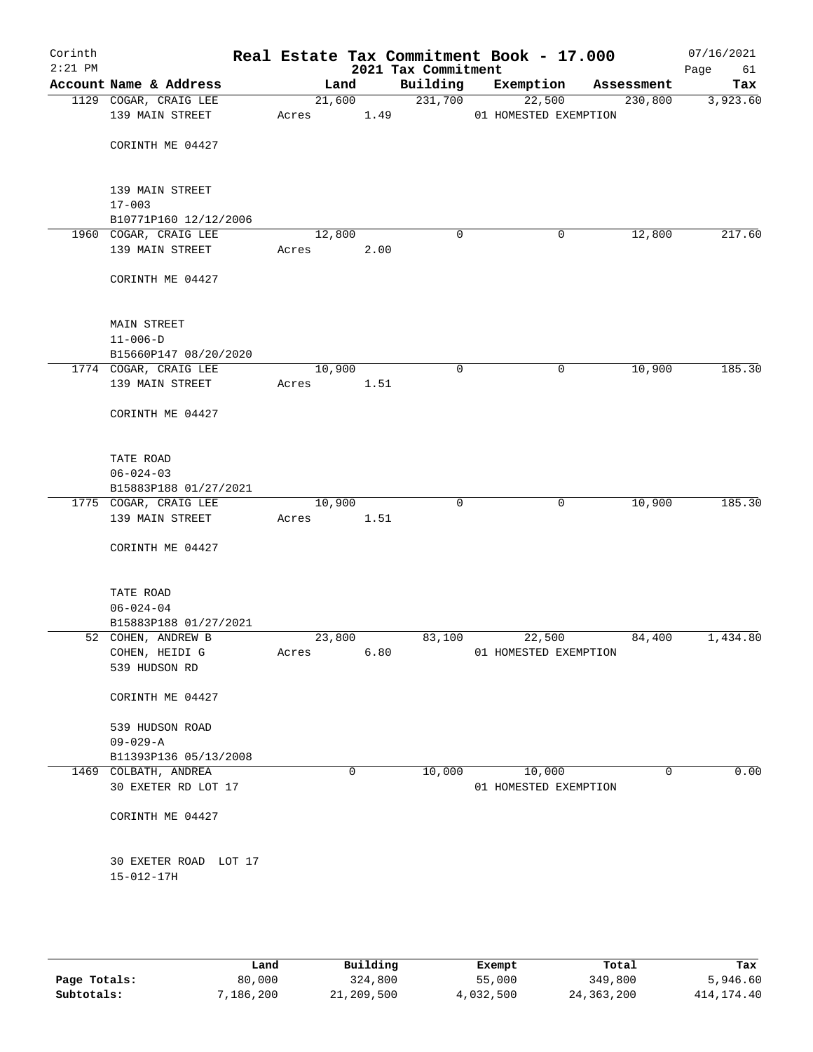Corinth
2:21 PM

# Real Estate Tax Commitment Book - 17.000

2021 Tax Commitment

07/16/2021

| Account | Name & Address | Land | Building | Exemption | Assessment | Tax |
|---|---|---|---|---|---|---|
| 1129 | COGAR, CRAIG LEE<br>139 MAIN STREET<br><br>CORINTH ME 04427<br><br>139 MAIN STREET<br>17-003<br>B10771P160 12/12/2006 | 21,600<br>Acres 1.49 | 231,700 | 22,500<br>01 HOMESTED EXEMPTION | 230,800 | 3,923.60 |
| 1960 | COGAR, CRAIG LEE<br>139 MAIN STREET<br><br>CORINTH ME 04427<br><br>MAIN STREET<br>11-006-D<br>B15660P147 08/20/2020 | 12,800<br>Acres 2.00 | 0 | 0 | 12,800 | 217.60 |
| 1774 | COGAR, CRAIG LEE<br>139 MAIN STREET<br><br>CORINTH ME 04427<br><br>TATE ROAD<br>06-024-03<br>B15883P188 01/27/2021 | 10,900<br>Acres 1.51 | 0 | 0 | 10,900 | 185.30 |
| 1775 | COGAR, CRAIG LEE<br>139 MAIN STREET<br><br>CORINTH ME 04427<br><br>TATE ROAD<br>06-024-04<br>B15883P188 01/27/2021 | 10,900<br>Acres 1.51 | 0 | 0 | 10,900 | 185.30 |
| 52 | COHEN, ANDREW B<br>COHEN, HEIDI G<br>539 HUDSON RD<br><br>CORINTH ME 04427<br><br>539 HUDSON ROAD<br>09-029-A<br>B11393P136 05/13/2008 | 23,800<br>Acres 6.80 | 83,100 | 22,500<br>01 HOMESTED EXEMPTION | 84,400 | 1,434.80 |
| 1469 | COLBATH, ANDREA<br>30 EXETER RD LOT 17<br><br>CORINTH ME 04427<br><br>30 EXETER ROAD LOT 17<br>15-012-17H | 0 | 10,000 | 10,000<br>01 HOMESTED EXEMPTION | 0 | 0.00 |

| | Land | Building | Exempt | Total | Tax |
|---|---|---|---|---|---|
| Page Totals: | 80,000 | 324,800 | 55,000 | 349,800 | 5,946.60 |
| Subtotals: | 7,186,200 | 21,209,500 | 4,032,500 | 24,363,200 | 414,174.40 |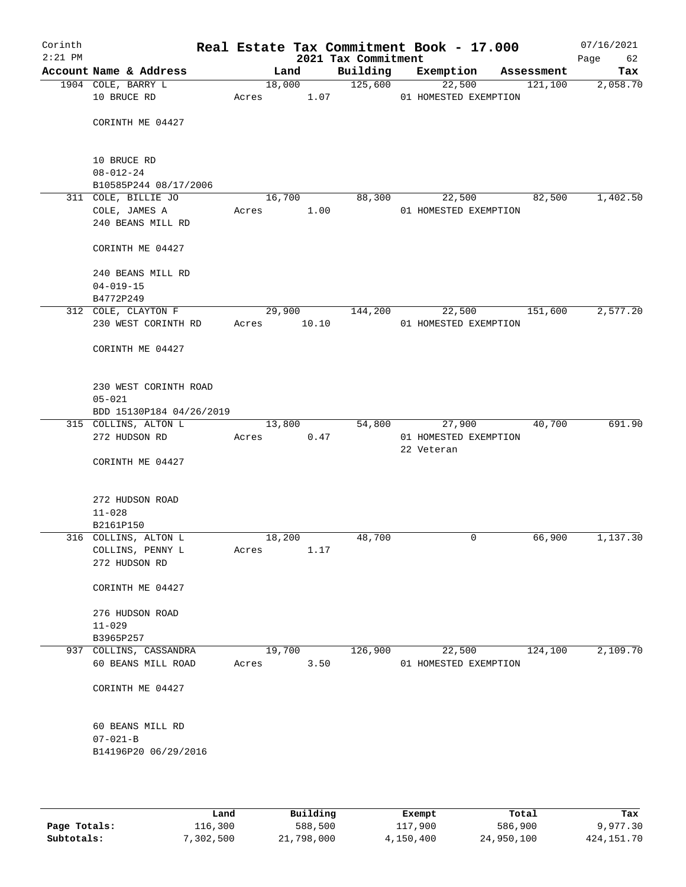# Real Estate Tax Commitment Book - 17.000

Corinth
2:21 PM

2021 Tax Commitment

07/16/2021

| Account | Name & Address | Land | Building | Exemption | Assessment | Tax |
|---|---|---|---|---|---|---|
| 1904 | COLE, BARRY L<br>10 BRUCE RD<br><br>CORINTH ME 04427<br><br>10 BRUCE RD<br>08-012-24<br>B10585P244 08/17/2006 | 18,000<br>Acres 1.07 | 125,600 | 22,500<br>01 HOMESTED EXEMPTION | 121,100 | 2,058.70 |
| 311 | COLE, BILLIE JO<br>COLE, JAMES A<br>240 BEANS MILL RD<br><br>CORINTH ME 04427<br><br>240 BEANS MILL RD<br>04-019-15<br>B4772P249 | 16,700<br>Acres 1.00 | 88,300 | 22,500<br>01 HOMESTED EXEMPTION | 82,500 | 1,402.50 |
| 312 | COLE, CLAYTON F<br>230 WEST CORINTH RD<br><br>CORINTH ME 04427<br><br>230 WEST CORINTH ROAD<br>05-021<br>BDD 15130P184 04/26/2019 | 29,900<br>Acres 10.10 | 144,200 | 22,500<br>01 HOMESTED EXEMPTION | 151,600 | 2,577.20 |
| 315 | COLLINS, ALTON L<br>272 HUDSON RD<br><br>CORINTH ME 04427<br><br>272 HUDSON ROAD<br>11-028<br>B2161P150 | 13,800<br>Acres 0.47 | 54,800 | 27,900<br>01 HOMESTED EXEMPTION<br>22 Veteran | 40,700 | 691.90 |
| 316 | COLLINS, ALTON L<br>COLLINS, PENNY L<br>272 HUDSON RD<br><br>CORINTH ME 04427<br><br>276 HUDSON ROAD<br>11-029<br>B3965P257 | 18,200<br>Acres 1.17 | 48,700 | 0 | 66,900 | 1,137.30 |
| 937 | COLLINS, CASSANDRA<br>60 BEANS MILL ROAD<br><br>CORINTH ME 04427<br><br>60 BEANS MILL RD<br>07-021-B<br>B14196P20 06/29/2016 | 19,700<br>Acres 3.50 | 126,900 | 22,500<br>01 HOMESTED EXEMPTION | 124,100 | 2,109.70 |

| | Land | Building | Exempt | Total | Tax |
|---|---|---|---|---|---|
| **Page Totals:** | 116,300 | 588,500 | 117,900 | 586,900 | 9,977.30 |
| **Subtotals:** | 7,302,500 | 21,798,000 | 4,150,400 | 24,950,100 | 424,151.70 |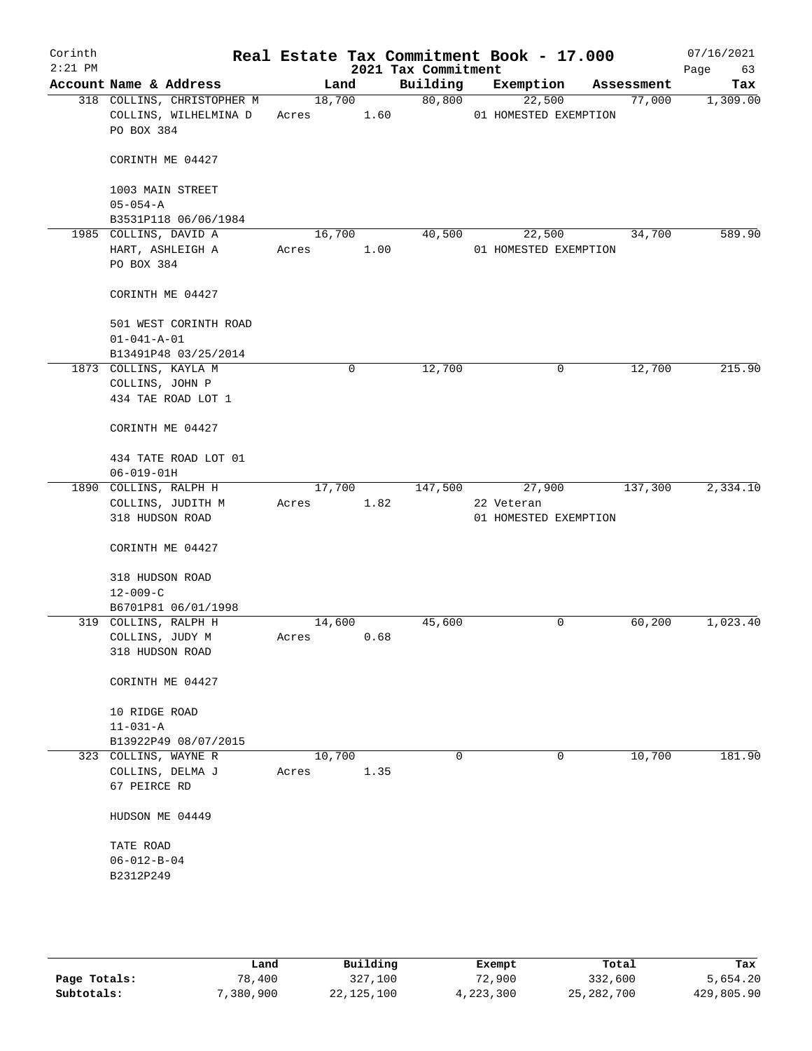# Corinth — Real Estate Tax Commitment Book - 17.000

2:21 PM — 2021 Tax Commitment — 07/16/2021

| Account | Name & Address | Land | Building | Exemption | Assessment | Tax |
|---|---|---|---|---|---|---|
| 318 | COLLINS, CHRISTOPHER M<br>COLLINS, WILHELMINA D<br>PO BOX 384<br><br>CORINTH ME 04427<br><br>1003 MAIN STREET<br>05-054-A<br>B3531P118 06/06/1984 | 18,700<br>Acres 1.60 | 80,800 | 22,500<br>01 HOMESTED EXEMPTION | 77,000 | 1,309.00 |
| 1985 | COLLINS, DAVID A<br>HART, ASHLEIGH A<br>PO BOX 384<br><br>CORINTH ME 04427<br><br>501 WEST CORINTH ROAD<br>01-041-A-01<br>B13491P48 03/25/2014 | 16,700<br>Acres 1.00 | 40,500 | 22,500<br>01 HOMESTED EXEMPTION | 34,700 | 589.90 |
| 1873 | COLLINS, KAYLA M<br>COLLINS, JOHN P<br>434 TAE ROAD LOT 1<br><br>CORINTH ME 04427<br><br>434 TATE ROAD LOT 01<br>06-019-01H | 0 | 12,700 | 0 | 12,700 | 215.90 |
| 1890 | COLLINS, RALPH H<br>COLLINS, JUDITH M<br>318 HUDSON ROAD<br><br>CORINTH ME 04427<br><br>318 HUDSON ROAD<br>12-009-C<br>B6701P81 06/01/1998 | 17,700<br>Acres 1.82 | 147,500 | 27,900<br>22 Veteran<br>01 HOMESTED EXEMPTION | 137,300 | 2,334.10 |
| 319 | COLLINS, RALPH H<br>COLLINS, JUDY M<br>318 HUDSON ROAD<br><br>CORINTH ME 04427<br><br>10 RIDGE ROAD<br>11-031-A<br>B13922P49 08/07/2015 | 14,600<br>Acres 0.68 | 45,600 | 0 | 60,200 | 1,023.40 |
| 323 | COLLINS, WAYNE R<br>COLLINS, DELMA J<br>67 PEIRCE RD<br><br>HUDSON ME 04449<br><br>TATE ROAD<br>06-012-B-04<br>B2312P249 | 10,700<br>Acres 1.35 | 0 | 0 | 10,700 | 181.90 |

| | Land | Building | Exempt | Total | Tax |
|---|---|---|---|---|---|
| Page Totals: | 78,400 | 327,100 | 72,900 | 332,600 | 5,654.20 |
| Subtotals: | 7,380,900 | 22,125,100 | 4,223,300 | 25,282,700 | 429,805.90 |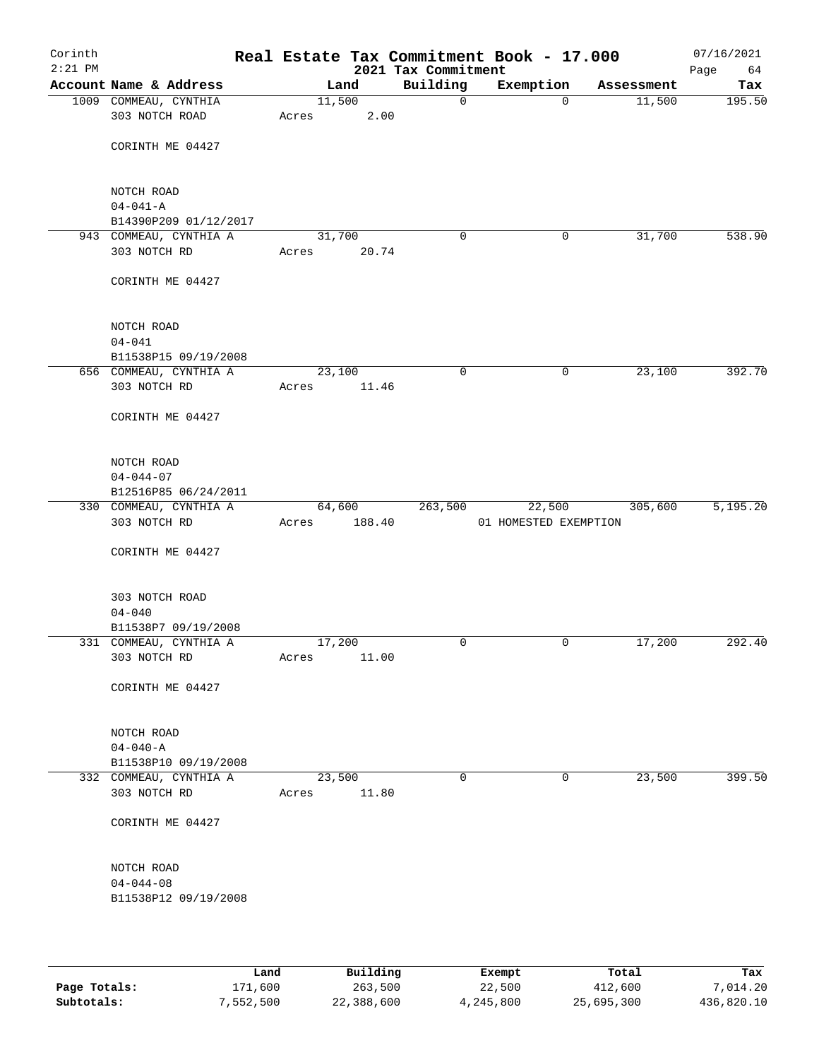Corinth 2:21 PM

# Real Estate Tax Commitment Book - 17.000

2021 Tax Commitment

07/16/2021

| Account | Name & Address | Land | Building | Exemption | Assessment | Tax |
|---|---|---|---|---|---|---|
| 1009 | COMMEAU, CYNTHIA<br>303 NOTCH ROAD<br>CORINTH ME 04427<br><br>NOTCH ROAD<br>04-041-A<br>B14390P209 01/12/2017 | 11,500<br>Acres 2.00 | 0 | 0 | 11,500 | 195.50 |
| 943 | COMMEAU, CYNTHIA A<br>303 NOTCH RD<br>CORINTH ME 04427<br><br>NOTCH ROAD<br>04-041<br>B11538P15 09/19/2008 | 31,700<br>Acres 20.74 | 0 | 0 | 31,700 | 538.90 |
| 656 | COMMEAU, CYNTHIA A<br>303 NOTCH RD<br>CORINTH ME 04427<br><br>NOTCH ROAD<br>04-044-07<br>B12516P85 06/24/2011 | 23,100<br>Acres 11.46 | 0 | 0 | 23,100 | 392.70 |
| 330 | COMMEAU, CYNTHIA A<br>303 NOTCH RD<br>CORINTH ME 04427<br><br>303 NOTCH ROAD<br>04-040<br>B11538P7 09/19/2008 | 64,600<br>Acres 188.40 | 263,500 | 22,500<br>01 HOMESTED EXEMPTION | 305,600 | 5,195.20 |
| 331 | COMMEAU, CYNTHIA A<br>303 NOTCH RD<br>CORINTH ME 04427<br><br>NOTCH ROAD<br>04-040-A<br>B11538P10 09/19/2008 | 17,200<br>Acres 11.00 | 0 | 0 | 17,200 | 292.40 |
| 332 | COMMEAU, CYNTHIA A<br>303 NOTCH RD<br>CORINTH ME 04427<br><br>NOTCH ROAD<br>04-044-08<br>B11538P12 09/19/2008 | 23,500<br>Acres 11.80 | 0 | 0 | 23,500 | 399.50 |

| | Land | Building | Exempt | Total | Tax |
|---|---|---|---|---|---|
| **Page Totals:** | 171,600 | 263,500 | 22,500 | 412,600 | 7,014.20 |
| **Subtotals:** | 7,552,500 | 22,388,600 | 4,245,800 | 25,695,300 | 436,820.10 |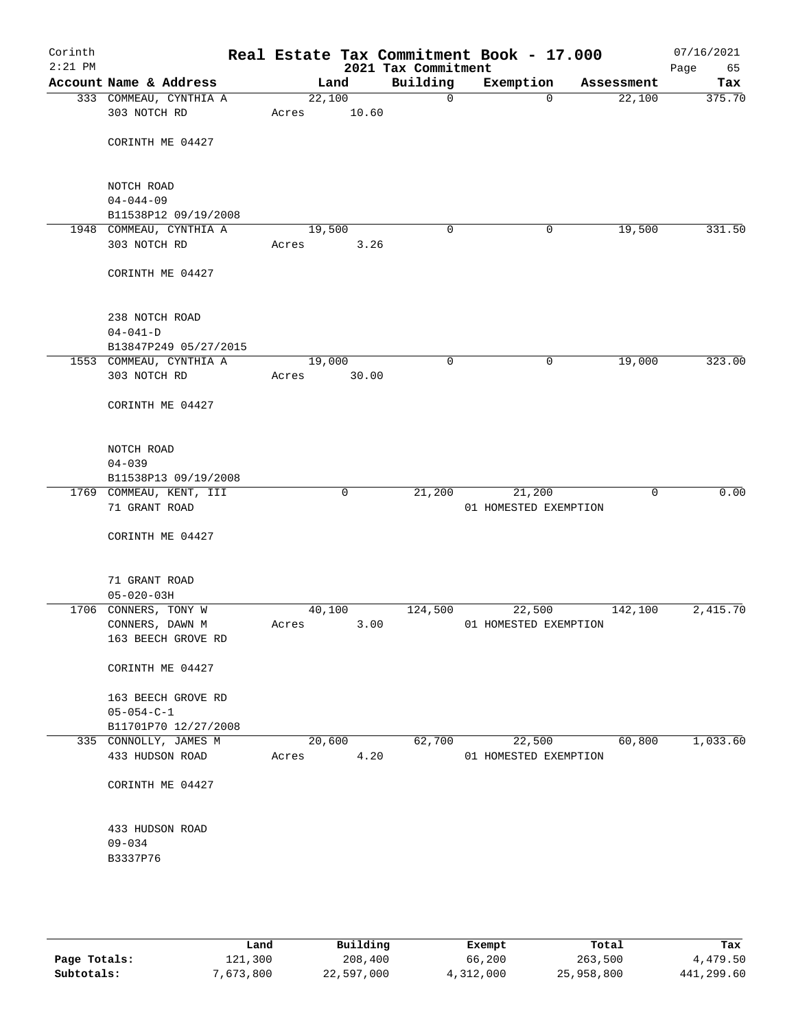Corinth
2:21 PM

# Real Estate Tax Commitment Book - 17.000

2021 Tax Commitment

07/16/2021

| Account | Name & Address | Land | Building | Exemption | Assessment | Tax |
|---|---|---|---|---|---|---|
| 333 | COMMEAU, CYNTHIA A<br>303 NOTCH RD<br><br>CORINTH ME 04427<br><br>NOTCH ROAD<br>04-044-09<br>B11538P12 09/19/2008 | 22,100<br>Acres 10.60 | 0 | 0 | 22,100 | 375.70 |
| 1948 | COMMEAU, CYNTHIA A<br>303 NOTCH RD<br><br>CORINTH ME 04427<br><br>238 NOTCH ROAD<br>04-041-D<br>B13847P249 05/27/2015 | 19,500<br>Acres 3.26 | 0 | 0 | 19,500 | 331.50 |
| 1553 | COMMEAU, CYNTHIA A<br>303 NOTCH RD<br><br>CORINTH ME 04427<br><br>NOTCH ROAD<br>04-039<br>B11538P13 09/19/2008 | 19,000<br>Acres 30.00 | 0 | 0 | 19,000 | 323.00 |
| 1769 | COMMEAU, KENT, III<br>71 GRANT ROAD<br><br>CORINTH ME 04427<br><br>71 GRANT ROAD<br>05-020-03H | 0 | 21,200 | 21,200<br>01 HOMESTED EXEMPTION | 0 | 0.00 |
| 1706 | CONNERS, TONY W<br>CONNERS, DAWN M<br>163 BEECH GROVE RD<br><br>CORINTH ME 04427<br><br>163 BEECH GROVE RD<br>05-054-C-1<br>B11701P70 12/27/2008 | 40,100<br>Acres 3.00 | 124,500 | 22,500<br>01 HOMESTED EXEMPTION | 142,100 | 2,415.70 |
| 335 | CONNOLLY, JAMES M<br>433 HUDSON ROAD<br><br>CORINTH ME 04427<br><br>433 HUDSON ROAD<br>09-034<br>B3337P76 | 20,600<br>Acres 4.20 | 62,700 | 22,500<br>01 HOMESTED EXEMPTION | 60,800 | 1,033.60 |

| | Land | Building | Exempt | Total | Tax |
|---|---|---|---|---|---|
| Page Totals: | 121,300 | 208,400 | 66,200 | 263,500 | 4,479.50 |
| Subtotals: | 7,673,800 | 22,597,000 | 4,312,000 | 25,958,800 | 441,299.60 |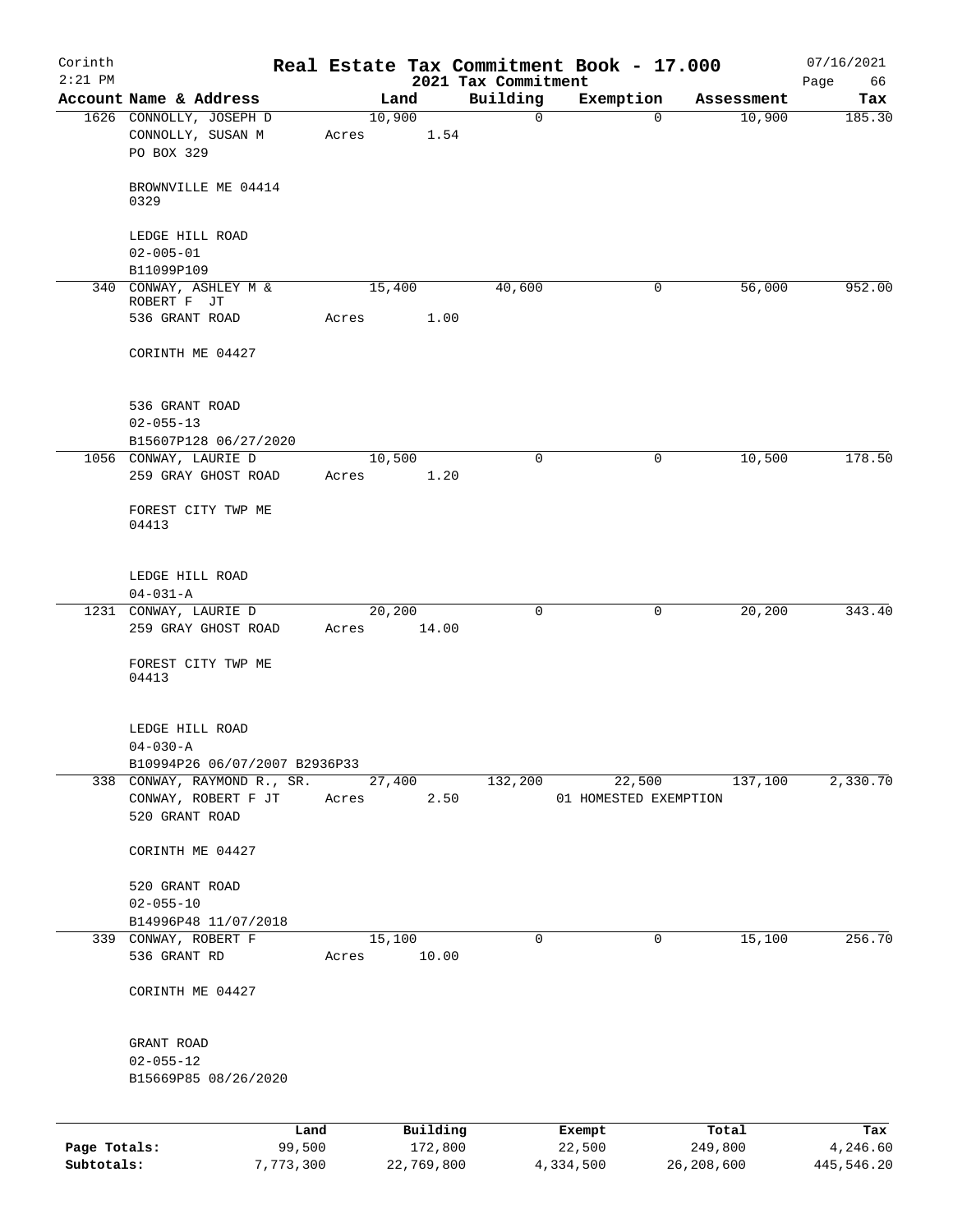Corinth
2:21 PM

# Real Estate Tax Commitment Book - 17.000

2021 Tax Commitment

07/16/2021

| Account Name & Address | Land | Building | Exemption | Assessment | Tax |
|---|---|---|---|---|---|
| 1626 CONNOLLY, JOSEPH D<br>CONNOLLY, SUSAN M<br>PO BOX 329<br><br>BROWNVILLE ME 04414<br>0329<br><br>LEDGE HILL ROAD<br>02-005-01<br>B11099P109 | 10,900<br>Acres 1.54 | 0 | 0 | 10,900 | 185.30 |
| 340 CONWAY, ASHLEY M &<br>ROBERT F JT<br>536 GRANT ROAD<br><br>CORINTH ME 04427<br><br>536 GRANT ROAD<br>02-055-13<br>B15607P128 06/27/2020 | 15,400<br>Acres 1.00 | 40,600 | 0 | 56,000 | 952.00 |
| 1056 CONWAY, LAURIE D<br>259 GRAY GHOST ROAD<br><br>FOREST CITY TWP ME<br>04413<br><br>LEDGE HILL ROAD<br>04-031-A | 10,500<br>Acres 1.20 | 0 | 0 | 10,500 | 178.50 |
| 1231 CONWAY, LAURIE D<br>259 GRAY GHOST ROAD<br><br>FOREST CITY TWP ME<br>04413<br><br>LEDGE HILL ROAD<br>04-030-A<br>B10994P26 06/07/2007 B2936P33 | 20,200<br>Acres 14.00 | 0 | 0 | 20,200 | 343.40 |
| 338 CONWAY, RAYMOND R., SR.<br>CONWAY, ROBERT F JT<br>520 GRANT ROAD<br><br>CORINTH ME 04427<br><br>520 GRANT ROAD<br>02-055-10<br>B14996P48 11/07/2018 | 27,400<br>Acres 2.50 | 132,200 | 22,500<br>01 HOMESTED EXEMPTION | 137,100 | 2,330.70 |
| 339 CONWAY, ROBERT F<br>536 GRANT RD<br><br>CORINTH ME 04427<br><br>GRANT ROAD<br>02-055-12<br>B15669P85 08/26/2020 | 15,100<br>Acres 10.00 | 0 | 0 | 15,100 | 256.70 |

| | Land | Building | Exempt | Total | Tax |
|---|---|---|---|---|---|
| Page Totals: | 99,500 | 172,800 | 22,500 | 249,800 | 4,246.60 |
| Subtotals: | 7,773,300 | 22,769,800 | 4,334,500 | 26,208,600 | 445,546.20 |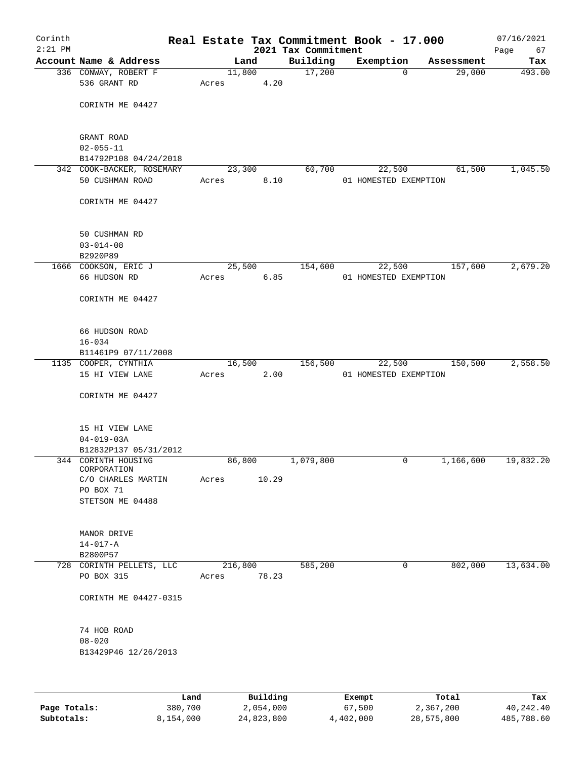# Real Estate Tax Commitment Book - 17.000

Corinth
2:21 PM

2021 Tax Commitment

07/16/2021

| Account Name & Address | Land | Building | Exemption | Assessment | Tax |
|---|---|---|---|---|---|
| 336 CONWAY, ROBERT F<br>536 GRANT RD<br><br>CORINTH ME 04427<br><br>GRANT ROAD<br>02-055-11<br>B14792P108 04/24/2018 | 11,800<br>Acres 4.20 | 17,200 | 0 | 29,000 | 493.00 |
| 342 COOK-BACKER, ROSEMARY<br>50 CUSHMAN ROAD<br><br>CORINTH ME 04427<br><br>50 CUSHMAN RD<br>03-014-08<br>B2920P89 | 23,300<br>Acres 8.10 | 60,700 | 22,500<br>01 HOMESTED EXEMPTION | 61,500 | 1,045.50 |
| 1666 COOKSON, ERIC J<br>66 HUDSON RD<br><br>CORINTH ME 04427<br><br>66 HUDSON ROAD<br>16-034<br>B11461P9 07/11/2008 | 25,500<br>Acres 6.85 | 154,600 | 22,500<br>01 HOMESTED EXEMPTION | 157,600 | 2,679.20 |
| 1135 COOPER, CYNTHIA<br>15 HI VIEW LANE<br><br>CORINTH ME 04427<br><br>15 HI VIEW LANE<br>04-019-03A<br>B12832P137 05/31/2012 | 16,500<br>Acres 2.00 | 156,500 | 22,500<br>01 HOMESTED EXEMPTION | 150,500 | 2,558.50 |
| 344 CORINTH HOUSING CORPORATION<br>C/O CHARLES MARTIN<br>PO BOX 71<br>STETSON ME 04488<br><br>MANOR DRIVE<br>14-017-A<br>B2800P57 | 86,800<br>Acres 10.29 | 1,079,800 | 0 | 1,166,600 | 19,832.20 |
| 728 CORINTH PELLETS, LLC<br>PO BOX 315<br><br>CORINTH ME 04427-0315<br><br>74 HOB ROAD<br>08-020<br>B13429P46 12/26/2013 | 216,800<br>Acres 78.23 | 585,200 | 0 | 802,000 | 13,634.00 |

| | Land | Building | Exempt | Total | Tax |
|---|---|---|---|---|---|
| Page Totals: | 380,700 | 2,054,000 | 67,500 | 2,367,200 | 40,242.40 |
| Subtotals: | 8,154,000 | 24,823,800 | 4,402,000 | 28,575,800 | 485,788.60 |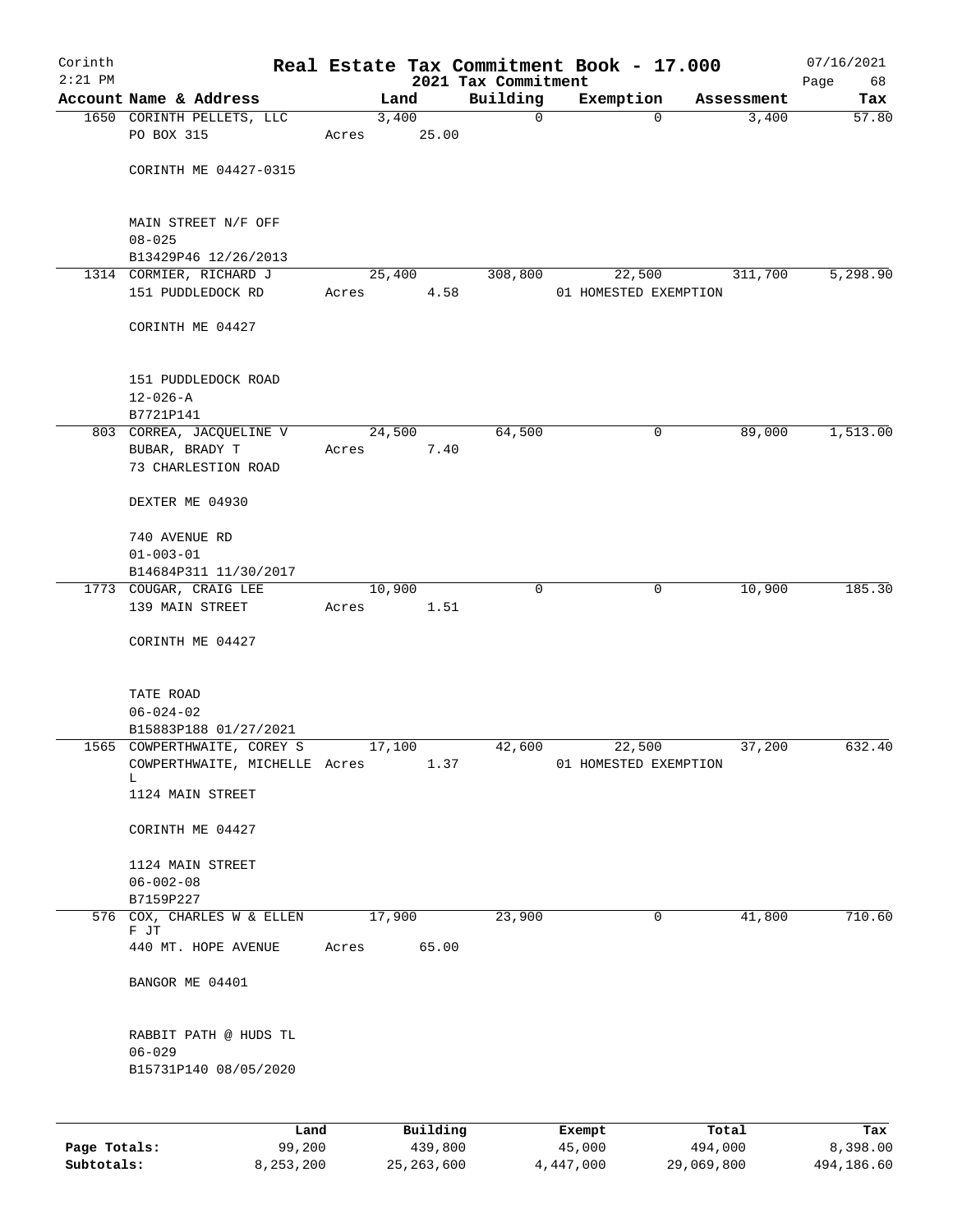Corinth 2:21 PM

# Real Estate Tax Commitment Book - 17.000

2021 Tax Commitment

07/16/2021

| Account | Name & Address | Land | Building | Exemption | Assessment | Tax |
|---|---|---|---|---|---|---|
| 1650 | CORINTH PELLETS, LLC<br>PO BOX 315<br><br>CORINTH ME 04427-0315<br><br>MAIN STREET N/F OFF<br>08-025<br>B13429P46 12/26/2013 | 3,400<br>Acres 25.00 | 0 | 0 | 3,400 | 57.80 |
| 1314 | CORMIER, RICHARD J<br>151 PUDDLEDOCK RD<br><br>CORINTH ME 04427<br><br>151 PUDDLEDOCK ROAD<br>12-026-A<br>B7721P141 | 25,400<br>Acres 4.58 | 308,800 | 22,500<br>01 HOMESTED EXEMPTION | 311,700 | 5,298.90 |
| 803 | CORREA, JACQUELINE V<br>BUBAR, BRADY T<br>73 CHARLESTION ROAD<br><br>DEXTER ME 04930<br><br>740 AVENUE RD<br>01-003-01<br>B14684P311 11/30/2017 | 24,500<br>Acres 7.40 | 64,500 | 0 | 89,000 | 1,513.00 |
| 1773 | COUGAR, CRAIG LEE<br>139 MAIN STREET<br><br>CORINTH ME 04427<br><br>TATE ROAD<br>06-024-02<br>B15883P188 01/27/2021 | 10,900<br>Acres 1.51 | 0 | 0 | 10,900 | 185.30 |
| 1565 | COWPERTHWAITE, COREY S<br>COWPERTHWAITE, MICHELLE L<br>1124 MAIN STREET<br><br>CORINTH ME 04427<br><br>1124 MAIN STREET<br>06-002-08<br>B7159P227 | 17,100<br>Acres 1.37 | 42,600 | 22,500<br>01 HOMESTED EXEMPTION | 37,200 | 632.40 |
| 576 | COX, CHARLES W & ELLEN F JT<br>440 MT. HOPE AVENUE<br><br>BANGOR ME 04401<br><br>RABBIT PATH @ HUDS TL<br>06-029<br>B15731P140 08/05/2020 | 17,900<br>Acres 65.00 | 23,900 | 0 | 41,800 | 710.60 |

| | Land | Building | Exempt | Total | Tax |
|---|---|---|---|---|---|
| Page Totals: | 99,200 | 439,800 | 45,000 | 494,000 | 8,398.00 |
| Subtotals: | 8,253,200 | 25,263,600 | 4,447,000 | 29,069,800 | 494,186.60 |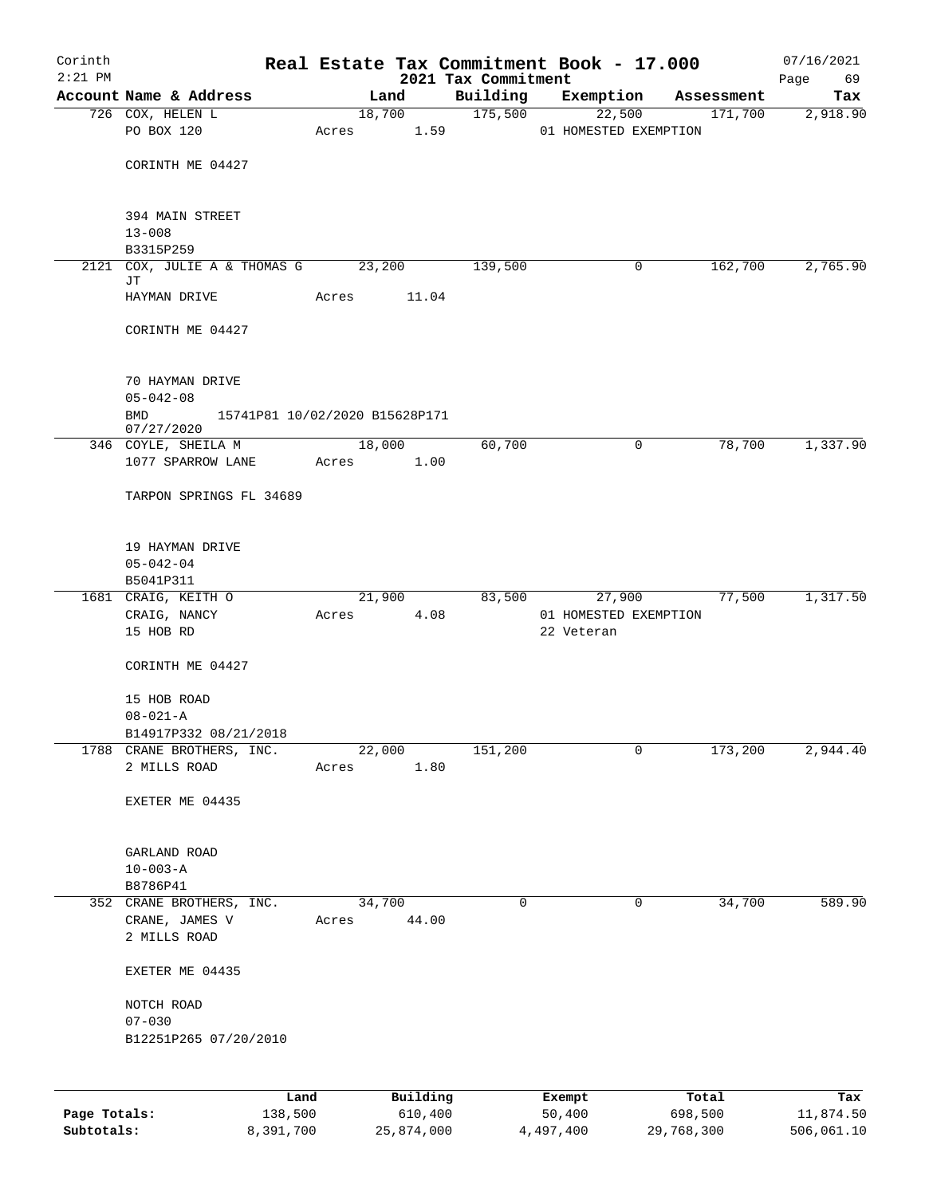# Real Estate Tax Commitment Book - 17.000

Corinth
2021 Tax Commitment

| Account Name & Address | Land | Building | Exemption | Assessment | Tax |
|---|---|---|---|---|---|
| 726 COX, HELEN L<br>PO BOX 120<br><br>CORINTH ME 04427<br><br>394 MAIN STREET<br>13-008<br>B3315P259 | 18,700<br>Acres 1.59 | 175,500 | 22,500<br>01 HOMESTED EXEMPTION | 171,700 | 2,918.90 |
| 2121 COX, JULIE A & THOMAS G JT<br>HAYMAN DRIVE<br><br>CORINTH ME 04427<br><br>70 HAYMAN DRIVE<br>05-042-08<br>BMD 15741P81 10/02/2020 B15628P171 07/27/2020 | 23,200<br>Acres 11.04 | 139,500 | 0 | 162,700 | 2,765.90 |
| 346 COYLE, SHEILA M<br>1077 SPARROW LANE<br><br>TARPON SPRINGS FL 34689<br><br>19 HAYMAN DRIVE<br>05-042-04<br>B5041P311 | 18,000<br>Acres 1.00 | 60,700 | 0 | 78,700 | 1,337.90 |
| 1681 CRAIG, KEITH O<br>CRAIG, NANCY<br>15 HOB RD<br><br>CORINTH ME 04427<br><br>15 HOB ROAD<br>08-021-A<br>B14917P332 08/21/2018 | 21,900<br>Acres 4.08 | 83,500 | 27,900<br>01 HOMESTED EXEMPTION<br>22 Veteran | 77,500 | 1,317.50 |
| 1788 CRANE BROTHERS, INC.<br>2 MILLS ROAD<br><br>EXETER ME 04435<br><br>GARLAND ROAD<br>10-003-A<br>B8786P41 | 22,000<br>Acres 1.80 | 151,200 | 0 | 173,200 | 2,944.40 |
| 352 CRANE BROTHERS, INC.<br>CRANE, JAMES V<br>2 MILLS ROAD<br><br>EXETER ME 04435<br><br>NOTCH ROAD<br>07-030<br>B12251P265 07/20/2010 | 34,700<br>Acres 44.00 | 0 | 0 | 34,700 | 589.90 |

|  | Land | Building | Exempt | Total | Tax |
|---|---|---|---|---|---|
| Page Totals: | 138,500 | 610,400 | 50,400 | 698,500 | 11,874.50 |
| Subtotals: | 8,391,700 | 25,874,000 | 4,497,400 | 29,768,300 | 506,061.10 |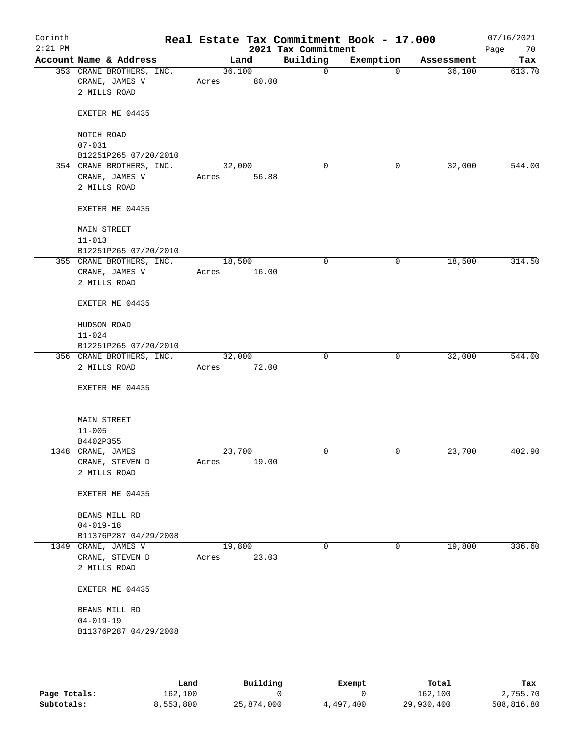# Real Estate Tax Commitment Book - 17.000

Corinth
2:21 PM

2021 Tax Commitment

07/16/2021

| Account Name & Address | Land | Building | Exemption | Assessment | Tax |
|---|---|---|---|---|---|
| 353 CRANE BROTHERS, INC.<br>CRANE, JAMES V<br>2 MILLS ROAD<br><br>EXETER ME 04435<br><br>NOTCH ROAD<br>07-031<br>B12251P265 07/20/2010 | 36,100<br>Acres 80.00 | 0 | 0 | 36,100 | 613.70 |
| 354 CRANE BROTHERS, INC.<br>CRANE, JAMES V<br>2 MILLS ROAD<br><br>EXETER ME 04435<br><br>MAIN STREET<br>11-013<br>B12251P265 07/20/2010 | 32,000<br>Acres 56.88 | 0 | 0 | 32,000 | 544.00 |
| 355 CRANE BROTHERS, INC.<br>CRANE, JAMES V<br>2 MILLS ROAD<br><br>EXETER ME 04435<br><br>HUDSON ROAD<br>11-024<br>B12251P265 07/20/2010 | 18,500<br>Acres 16.00 | 0 | 0 | 18,500 | 314.50 |
| 356 CRANE BROTHERS, INC.<br>2 MILLS ROAD<br><br>EXETER ME 04435<br><br>MAIN STREET<br>11-005<br>B4402P355 | 32,000<br>Acres 72.00 | 0 | 0 | 32,000 | 544.00 |
| 1348 CRANE, JAMES<br>CRANE, STEVEN D<br>2 MILLS ROAD<br><br>EXETER ME 04435<br><br>BEANS MILL RD<br>04-019-18<br>B11376P287 04/29/2008 | 23,700<br>Acres 19.00 | 0 | 0 | 23,700 | 402.90 |
| 1349 CRANE, JAMES V<br>CRANE, STEVEN D<br>2 MILLS ROAD<br><br>EXETER ME 04435<br><br>BEANS MILL RD<br>04-019-19<br>B11376P287 04/29/2008 | 19,800<br>Acres 23.03 | 0 | 0 | 19,800 | 336.60 |

|  | Land | Building | Exempt | Total | Tax |
|---|---|---|---|---|---|
| Page Totals: | 162,100 | 0 | 0 | 162,100 | 2,755.70 |
| Subtotals: | 8,553,800 | 25,874,000 | 4,497,400 | 29,930,400 | 508,816.80 |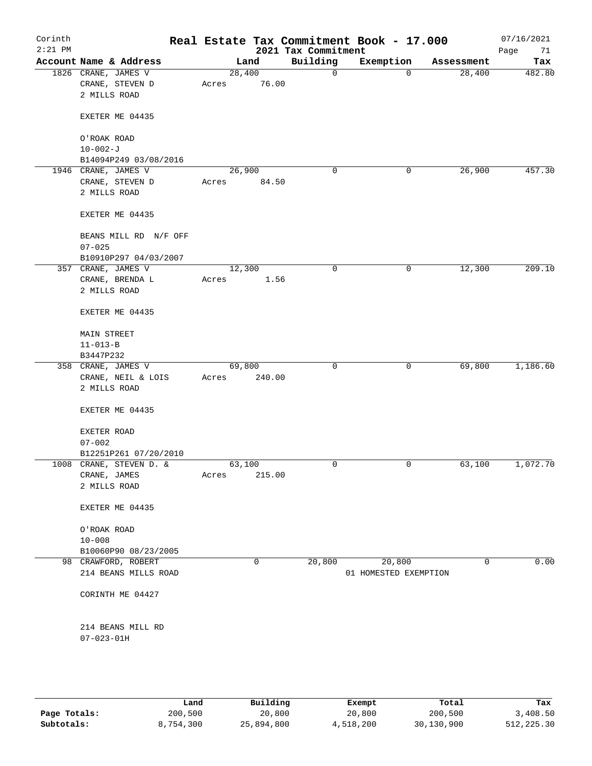# Real Estate Tax Commitment Book - 17.000

Corinth 2:21 PM — 2021 Tax Commitment — 07/16/2021 Page 71

| Account Name & Address | Land | Building | Exemption | Assessment | Tax |
|---|---|---|---|---|---|
| 1826 CRANE, JAMES V<br>CRANE, STEVEN D<br>2 MILLS ROAD<br><br>EXETER ME 04435<br><br>O'ROAK ROAD<br>10-002-J<br>B14094P249 03/08/2016 | 28,400<br>Acres 76.00 | 0 | 0 | 28,400 | 482.80 |
| 1946 CRANE, JAMES V<br>CRANE, STEVEN D<br>2 MILLS ROAD<br><br>EXETER ME 04435<br><br>BEANS MILL RD N/F OFF<br>07-025<br>B10910P297 04/03/2007 | 26,900<br>Acres 84.50 | 0 | 0 | 26,900 | 457.30 |
| 357 CRANE, JAMES V<br>CRANE, BRENDA L<br>2 MILLS ROAD<br><br>EXETER ME 04435<br><br>MAIN STREET<br>11-013-B<br>B3447P232 | 12,300<br>Acres 1.56 | 0 | 0 | 12,300 | 209.10 |
| 358 CRANE, JAMES V<br>CRANE, NEIL & LOIS<br>2 MILLS ROAD<br><br>EXETER ME 04435<br><br>EXETER ROAD<br>07-002<br>B12251P261 07/20/2010 | 69,800<br>Acres 240.00 | 0 | 0 | 69,800 | 1,186.60 |
| 1008 CRANE, STEVEN D. &<br>CRANE, JAMES<br>2 MILLS ROAD<br><br>EXETER ME 04435<br><br>O'ROAK ROAD<br>10-008<br>B10060P90 08/23/2005 | 63,100<br>Acres 215.00 | 0 | 0 | 63,100 | 1,072.70 |
| 98 CRAWFORD, ROBERT<br>214 BEANS MILLS ROAD<br><br>CORINTH ME 04427<br><br>214 BEANS MILL RD<br>07-023-01H | 0 | 20,800 | 20,800<br>01 HOMESTED EXEMPTION | 0 | 0.00 |

| | Land | Building | Exempt | Total | Tax |
|---|---|---|---|---|---|
| Page Totals: | 200,500 | 20,800 | 20,800 | 200,500 | 3,408.50 |
| Subtotals: | 8,754,300 | 25,894,800 | 4,518,200 | 30,130,900 | 512,225.30 |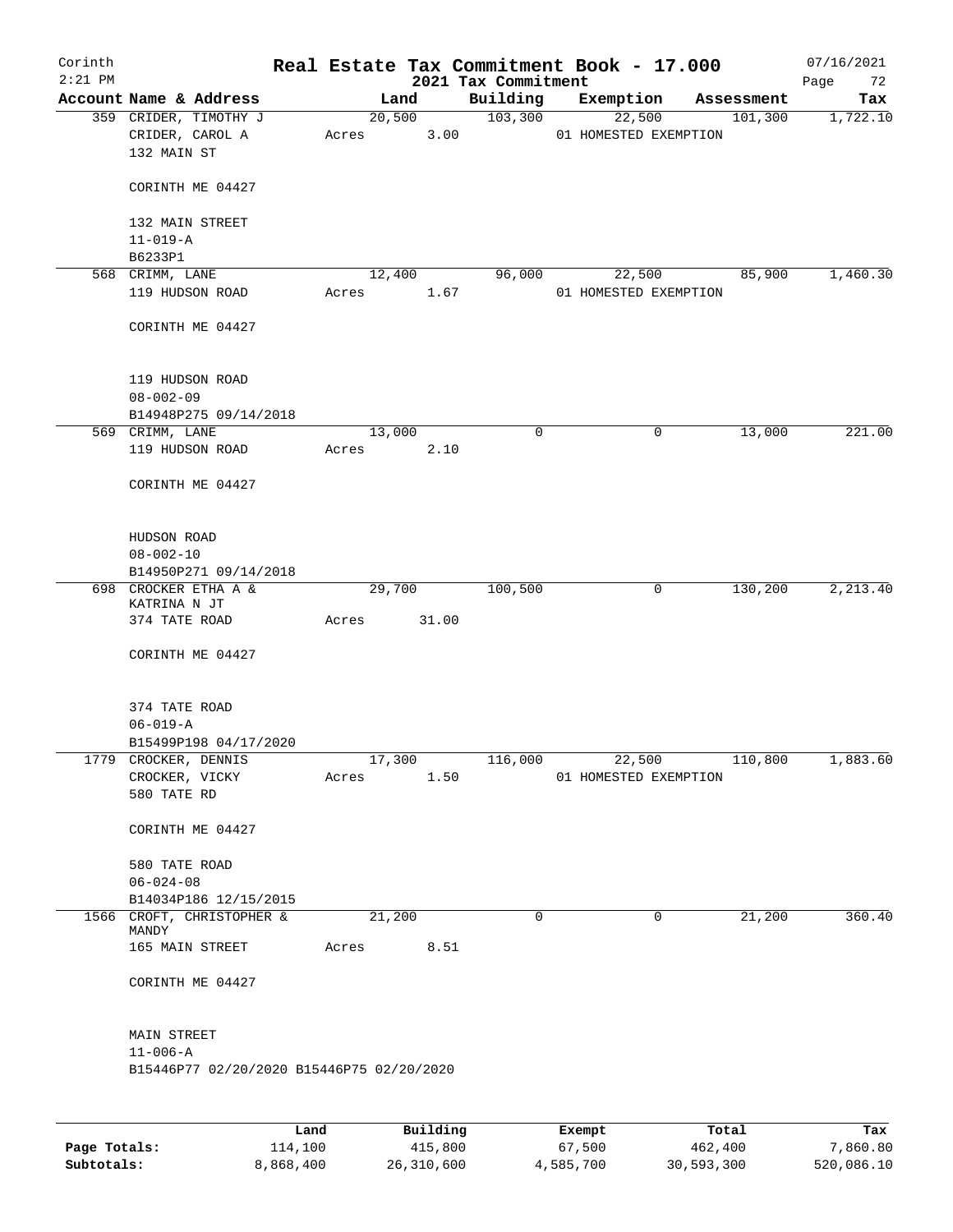Corinth
2:21 PM

# Real Estate Tax Commitment Book - 17.000

2021 Tax Commitment

07/16/2021

| Account | Name & Address | Land | Building | Exemption | Assessment | Tax |
|---|---|---|---|---|---|---|
| 359 | CRIDER, TIMOTHY J<br>CRIDER, CAROL A<br>132 MAIN ST<br><br>CORINTH ME 04427<br><br>132 MAIN STREET<br>11-019-A<br>B6233P1 | 20,500<br>Acres 3.00 | 103,300 | 22,500<br>01 HOMESTED EXEMPTION | 101,300 | 1,722.10 |
| 568 | CRIMM, LANE<br>119 HUDSON ROAD<br><br>CORINTH ME 04427<br><br>119 HUDSON ROAD<br>08-002-09<br>B14948P275 09/14/2018 | 12,400<br>Acres 1.67 | 96,000 | 22,500<br>01 HOMESTED EXEMPTION | 85,900 | 1,460.30 |
| 569 | CRIMM, LANE<br>119 HUDSON ROAD<br><br>CORINTH ME 04427<br><br>HUDSON ROAD<br>08-002-10<br>B14950P271 09/14/2018 | 13,000<br>Acres 2.10 | 0 | 0 | 13,000 | 221.00 |
| 698 | CROCKER ETHA A &<br>KATRINA N JT<br>374 TATE ROAD<br><br>CORINTH ME 04427<br><br>374 TATE ROAD<br>06-019-A<br>B15499P198 04/17/2020 | 29,700<br>Acres 31.00 | 100,500 | 0 | 130,200 | 2,213.40 |
| 1779 | CROCKER, DENNIS<br>CROCKER, VICKY<br>580 TATE RD<br><br>CORINTH ME 04427<br><br>580 TATE ROAD<br>06-024-08<br>B14034P186 12/15/2015 | 17,300<br>Acres 1.50 | 116,000 | 22,500<br>01 HOMESTED EXEMPTION | 110,800 | 1,883.60 |
| 1566 | CROFT, CHRISTOPHER &<br>MANDY<br>165 MAIN STREET<br><br>CORINTH ME 04427<br><br>MAIN STREET<br>11-006-A<br>B15446P77 02/20/2020 B15446P75 02/20/2020 | 21,200<br>Acres 8.51 | 0 | 0 | 21,200 | 360.40 |

| | Land | Building | Exempt | Total | Tax |
|---|---|---|---|---|---|
| **Page Totals:** | 114,100 | 415,800 | 67,500 | 462,400 | 7,860.80 |
| **Subtotals:** | 8,868,400 | 26,310,600 | 4,585,700 | 30,593,300 | 520,086.10 |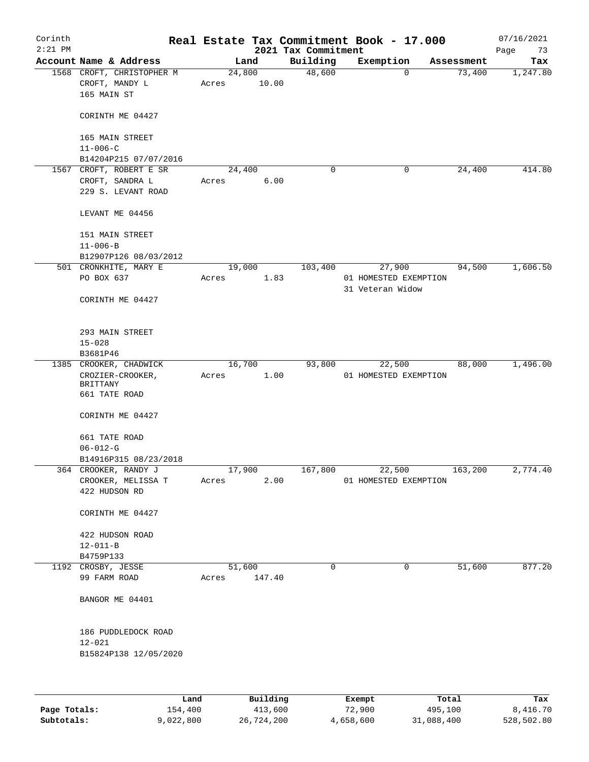# Corinth — Real Estate Tax Commitment Book - 17.000

2:21 PM — 2021 Tax Commitment — 07/16/2021

| Account Name & Address | Land | Building | Exemption | Assessment | Tax |
|---|---|---|---|---|---|
| 1568 CROFT, CHRISTOPHER M<br>CROFT, MANDY L<br>165 MAIN ST<br><br>CORINTH ME 04427<br><br>165 MAIN STREET<br>11-006-C<br>B14204P215 07/07/2016 | 24,800<br>Acres 10.00 | 48,600 | 0 | 73,400 | 1,247.80 |
| 1567 CROFT, ROBERT E SR<br>CROFT, SANDRA L<br>229 S. LEVANT ROAD<br><br>LEVANT ME 04456<br><br>151 MAIN STREET<br>11-006-B<br>B12907P126 08/03/2012 | 24,400<br>Acres 6.00 | 0 | 0 | 24,400 | 414.80 |
| 501 CRONKHITE, MARY E<br>PO BOX 637<br><br>CORINTH ME 04427<br><br>293 MAIN STREET<br>15-028<br>B3681P46 | 19,000<br>Acres 1.83 | 103,400 | 27,900<br>01 HOMESTED EXEMPTION<br>31 Veteran Widow | 94,500 | 1,606.50 |
| 1385 CROOKER, CHADWICK<br>CROZIER-CROOKER, BRITTANY<br>661 TATE ROAD<br><br>CORINTH ME 04427<br><br>661 TATE ROAD<br>06-012-G<br>B14916P315 08/23/2018 | 16,700<br>Acres 1.00 | 93,800 | 22,500<br>01 HOMESTED EXEMPTION | 88,000 | 1,496.00 |
| 364 CROOKER, RANDY J<br>CROOKER, MELISSA T<br>422 HUDSON RD<br><br>CORINTH ME 04427<br><br>422 HUDSON ROAD<br>12-011-B<br>B4759P133 | 17,900<br>Acres 2.00 | 167,800 | 22,500<br>01 HOMESTED EXEMPTION | 163,200 | 2,774.40 |
| 1192 CROSBY, JESSE<br>99 FARM ROAD<br><br>BANGOR ME 04401<br><br>186 PUDDLEDOCK ROAD<br>12-021<br>B15824P138 12/05/2020 | 51,600<br>Acres 147.40 | 0 | 0 | 51,600 | 877.20 |

| | Land | Building | Exempt | Total | Tax |
|---|---|---|---|---|---|
| Page Totals: | 154,400 | 413,600 | 72,900 | 495,100 | 8,416.70 |
| Subtotals: | 9,022,800 | 26,724,200 | 4,658,600 | 31,088,400 | 528,502.80 |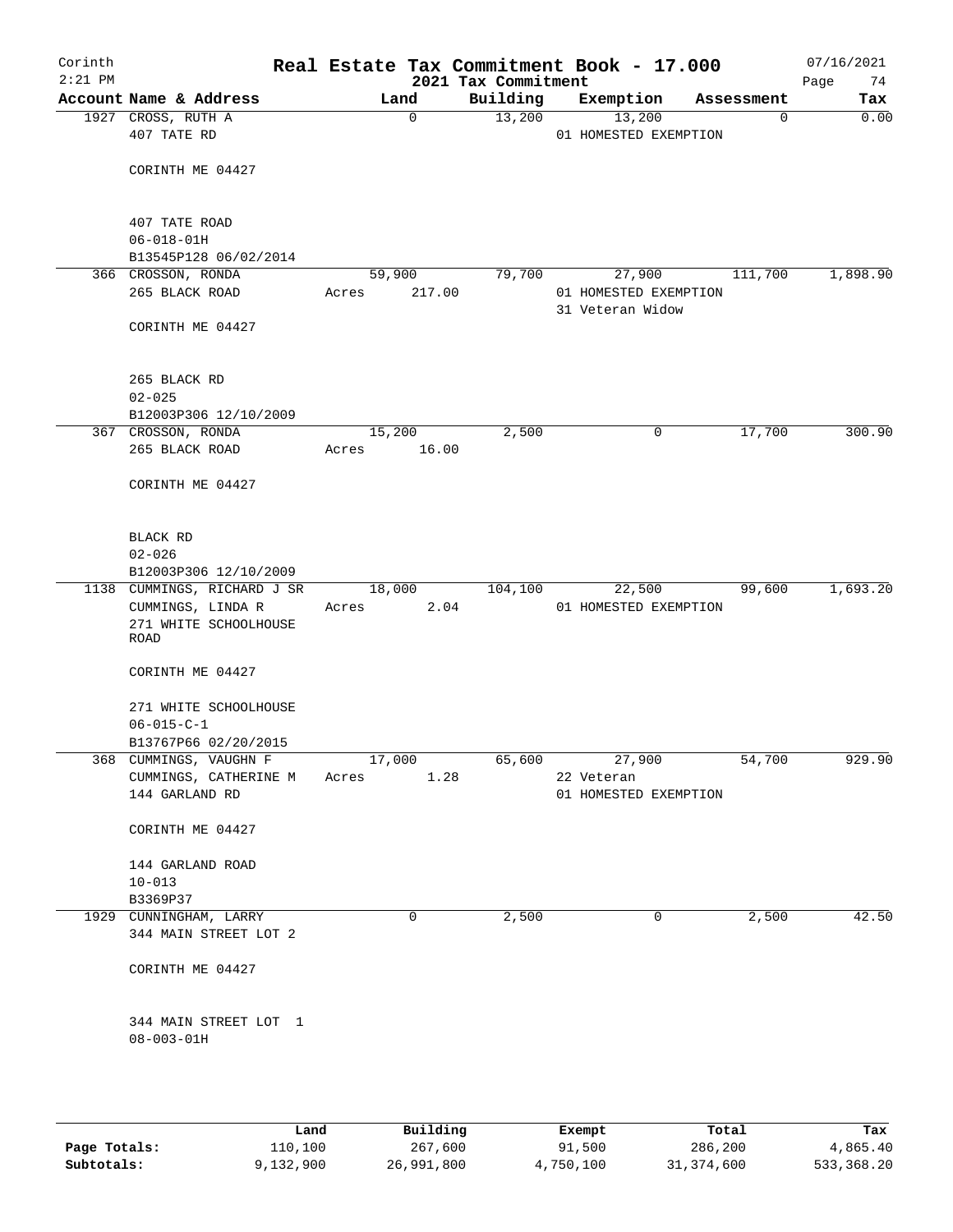# Real Estate Tax Commitment Book - 17.000

Corinth 2:21 PM — 2021 Tax Commitment — 07/16/2021

| Account Name & Address | Land | Building | Exemption | Assessment | Tax |
|---|---|---|---|---|---|
| 1927 CROSS, RUTH A<br>407 TATE RD<br><br>CORINTH ME 04427<br><br>407 TATE ROAD<br>06-018-01H<br>B13545P128 06/02/2014 | 0 | 13,200 | 13,200<br>01 HOMESTED EXEMPTION | 0 | 0.00 |
| 366 CROSSON, RONDA<br>265 BLACK ROAD<br><br>CORINTH ME 04427<br><br>265 BLACK RD<br>02-025<br>B12003P306 12/10/2009 | 59,900<br>Acres 217.00 | 79,700 | 27,900<br>01 HOMESTED EXEMPTION<br>31 Veteran Widow | 111,700 | 1,898.90 |
| 367 CROSSON, RONDA<br>265 BLACK ROAD<br><br>CORINTH ME 04427<br><br>BLACK RD<br>02-026<br>B12003P306 12/10/2009 | 15,200<br>Acres 16.00 | 2,500 | 0 | 17,700 | 300.90 |
| 1138 CUMMINGS, RICHARD J SR<br>CUMMINGS, LINDA R<br>271 WHITE SCHOOLHOUSE ROAD<br><br>CORINTH ME 04427<br><br>271 WHITE SCHOOLHOUSE<br>06-015-C-1<br>B13767P66 02/20/2015 | 18,000<br>Acres 2.04 | 104,100 | 22,500<br>01 HOMESTED EXEMPTION | 99,600 | 1,693.20 |
| 368 CUMMINGS, VAUGHN F<br>CUMMINGS, CATHERINE M<br>144 GARLAND RD<br><br>CORINTH ME 04427<br><br>144 GARLAND ROAD<br>10-013<br>B3369P37 | 17,000<br>Acres 1.28 | 65,600 | 27,900<br>22 Veteran<br>01 HOMESTED EXEMPTION | 54,700 | 929.90 |
| 1929 CUNNINGHAM, LARRY<br>344 MAIN STREET LOT 2<br><br>CORINTH ME 04427<br><br>344 MAIN STREET LOT 1<br>08-003-01H | 0 | 2,500 | 0 | 2,500 | 42.50 |

| | Land | Building | Exempt | Total | Tax |
|---|---|---|---|---|---|
| Page Totals: | 110,100 | 267,600 | 91,500 | 286,200 | 4,865.40 |
| Subtotals: | 9,132,900 | 26,991,800 | 4,750,100 | 31,374,600 | 533,368.20 |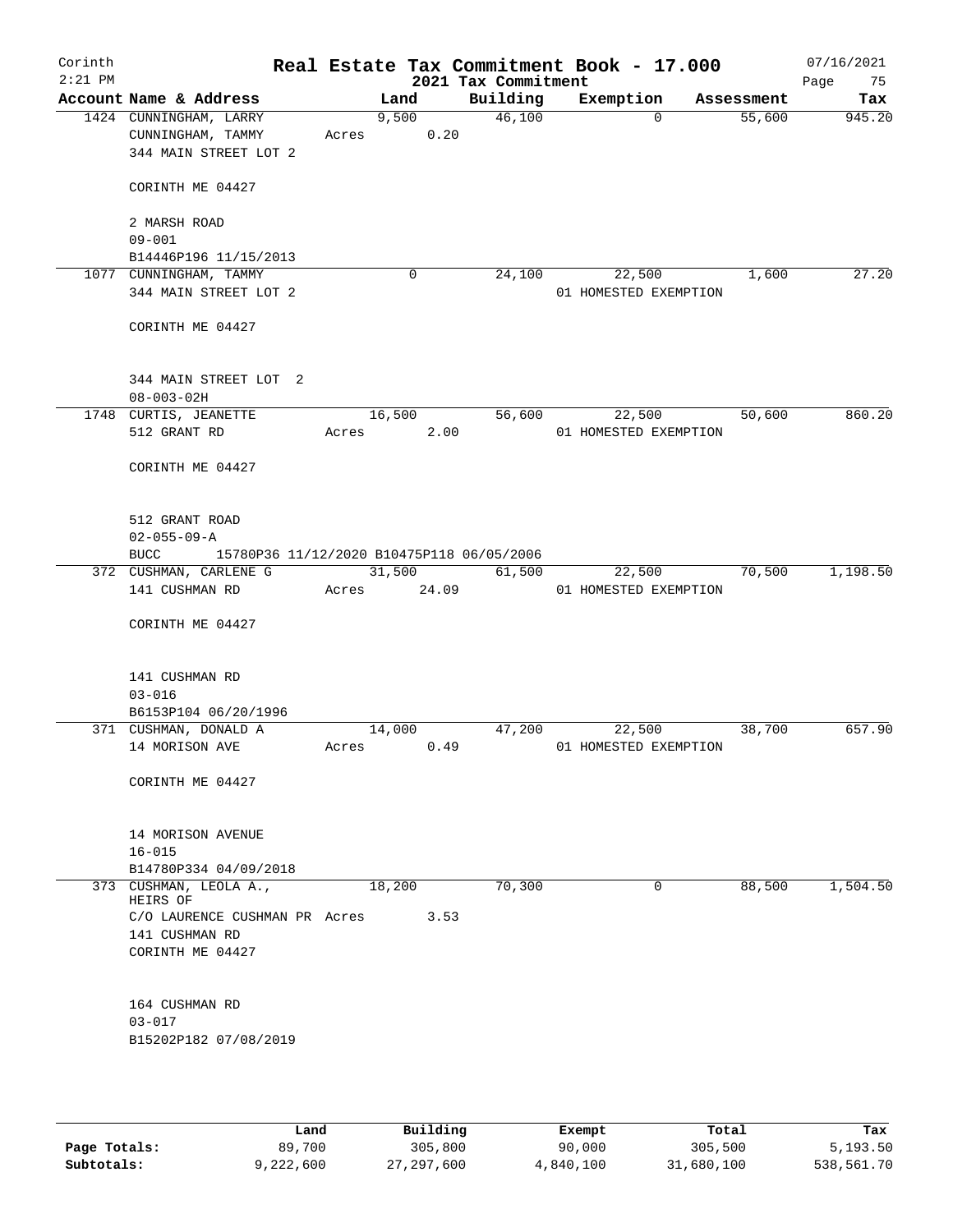Corinth 2:21 PM

# Real Estate Tax Commitment Book - 17.000

2021 Tax Commitment

07/16/2021

| Account | Name & Address | Land | Building | Exemption | Assessment | Tax |
|---|---|---|---|---|---|---|
| 1424 | CUNNINGHAM, LARRY<br>CUNNINGHAM, TAMMY<br>344 MAIN STREET LOT 2<br><br>CORINTH ME 04427<br><br>2 MARSH ROAD<br>09-001<br>B14446P196 11/15/2013 | 9,500<br>Acres 0.20 | 46,100 | 0 | 55,600 | 945.20 |
| 1077 | CUNNINGHAM, TAMMY<br>344 MAIN STREET LOT 2<br><br>CORINTH ME 04427<br><br>344 MAIN STREET LOT 2<br>08-003-02H | 0 | 24,100 | 22,500<br>01 HOMESTED EXEMPTION | 1,600 | 27.20 |
| 1748 | CURTIS, JEANETTE<br>512 GRANT RD<br><br>CORINTH ME 04427<br><br>512 GRANT ROAD<br>02-055-09-A<br>BUCC 15780P36 11/12/2020 B10475P118 06/05/2006 | 16,500<br>Acres 2.00 | 56,600 | 22,500<br>01 HOMESTED EXEMPTION | 50,600 | 860.20 |
| 372 | CUSHMAN, CARLENE G<br>141 CUSHMAN RD<br><br>CORINTH ME 04427<br><br>141 CUSHMAN RD<br>03-016<br>B6153P104 06/20/1996 | 31,500<br>Acres 24.09 | 61,500 | 22,500<br>01 HOMESTED EXEMPTION | 70,500 | 1,198.50 |
| 371 | CUSHMAN, DONALD A<br>14 MORISON AVE<br><br>CORINTH ME 04427<br><br>14 MORISON AVENUE<br>16-015<br>B14780P334 04/09/2018 | 14,000<br>Acres 0.49 | 47,200 | 22,500<br>01 HOMESTED EXEMPTION | 38,700 | 657.90 |
| 373 | CUSHMAN, LEOLA A., HEIRS OF<br>C/O LAURENCE CUSHMAN PR<br>141 CUSHMAN RD<br>CORINTH ME 04427<br><br>164 CUSHMAN RD<br>03-017<br>B15202P182 07/08/2019 | 18,200<br>Acres 3.53 | 70,300 | 0 | 88,500 | 1,504.50 |

| | Land | Building | Exempt | Total | Tax |
|---|---|---|---|---|---|
| Page Totals: | 89,700 | 305,800 | 90,000 | 305,500 | 5,193.50 |
| Subtotals: | 9,222,600 | 27,297,600 | 4,840,100 | 31,680,100 | 538,561.70 |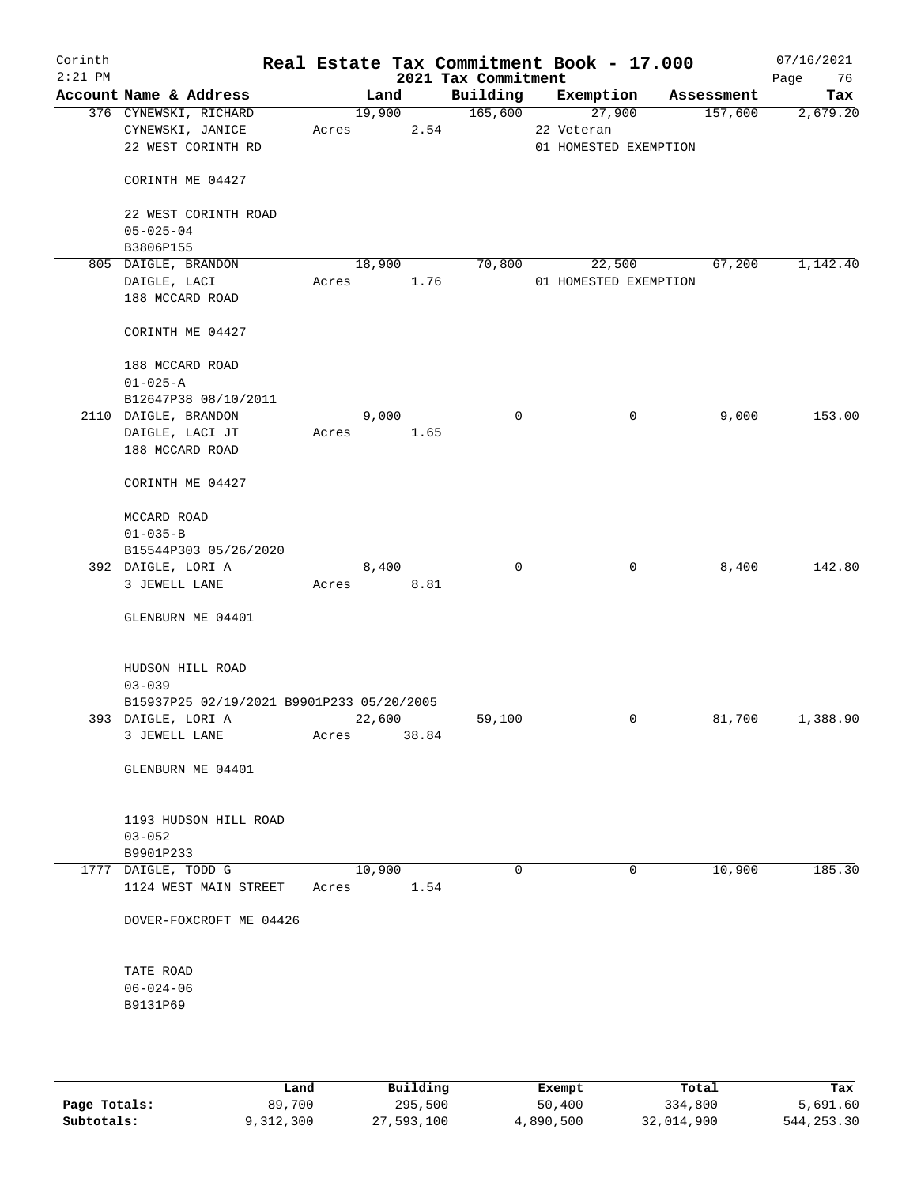# Corinth — Real Estate Tax Commitment Book - 17.000

2:21 PM — 2021 Tax Commitment — 07/16/2021

| Account | Name & Address | Land | Building | Exemption | Assessment | Tax |
|---|---|---|---|---|---|---|
| 376 | CYNEWSKI, RICHARD<br>CYNEWSKI, JANICE<br>22 WEST CORINTH RD<br><br>CORINTH ME 04427<br><br>22 WEST CORINTH ROAD<br>05-025-04<br>B3806P155 | 19,900<br>Acres 2.54 | 165,600 | 27,900<br>22 Veteran<br>01 HOMESTED EXEMPTION | 157,600 | 2,679.20 |
| 805 | DAIGLE, BRANDON<br>DAIGLE, LACI<br>188 MCCARD ROAD<br><br>CORINTH ME 04427<br><br>188 MCCARD ROAD<br>01-025-A<br>B12647P38 08/10/2011 | 18,900<br>Acres 1.76 | 70,800 | 22,500<br>01 HOMESTED EXEMPTION | 67,200 | 1,142.40 |
| 2110 | DAIGLE, BRANDON<br>DAIGLE, LACI JT<br>188 MCCARD ROAD<br><br>CORINTH ME 04427<br><br>MCCARD ROAD<br>01-035-B<br>B15544P303 05/26/2020 | 9,000<br>Acres 1.65 | 0 | 0 | 9,000 | 153.00 |
| 392 | DAIGLE, LORI A<br>3 JEWELL LANE<br><br>GLENBURN ME 04401<br><br>HUDSON HILL ROAD<br>03-039<br>B15937P25 02/19/2021 B9901P233 05/20/2005 | 8,400<br>Acres 8.81 | 0 | 0 | 8,400 | 142.80 |
| 393 | DAIGLE, LORI A<br>3 JEWELL LANE<br><br>GLENBURN ME 04401<br><br>1193 HUDSON HILL ROAD<br>03-052<br>B9901P233 | 22,600<br>Acres 38.84 | 59,100 | 0 | 81,700 | 1,388.90 |
| 1777 | DAIGLE, TODD G<br>1124 WEST MAIN STREET<br><br>DOVER-FOXCROFT ME 04426<br><br>TATE ROAD<br>06-024-06<br>B9131P69 | 10,900<br>Acres 1.54 | 0 | 0 | 10,900 | 185.30 |

| | Land | Building | Exempt | Total | Tax |
|---|---|---|---|---|---|
| Page Totals: | 89,700 | 295,500 | 50,400 | 334,800 | 5,691.60 |
| Subtotals: | 9,312,300 | 27,593,100 | 4,890,500 | 32,014,900 | 544,253.30 |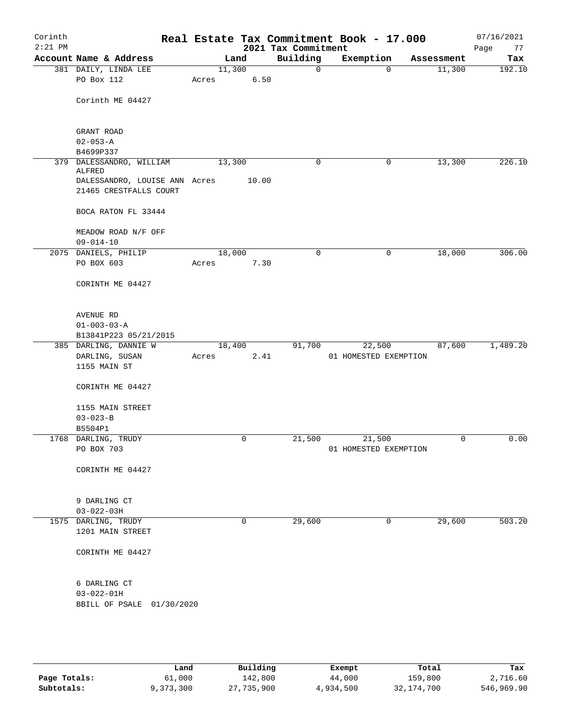Corinth 2:21 PM

# Real Estate Tax Commitment Book - 17.000

2021 Tax Commitment

07/16/2021

| Account | Name & Address | Land | Building | Exemption | Assessment | Tax |
|---|---|---|---|---|---|---|
| 381 | DAILY, LINDA LEE<br>PO Box 112<br><br>Corinth ME 04427<br><br>GRANT ROAD<br>02-053-A<br>B4699P337 | 11,300<br>Acres 6.50 | 0 | 0 | 11,300 | 192.10 |
| 379 | DALESSANDRO, WILLIAM ALFRED<br>DALESSANDRO, LOUISE ANN<br>21465 CRESTFALLS COURT<br><br>BOCA RATON FL 33444<br><br>MEADOW ROAD N/F OFF<br>09-014-10 | 13,300<br>Acres 10.00 | 0 | 0 | 13,300 | 226.10 |
| 2075 | DANIELS, PHILIP<br>PO BOX 603<br><br>CORINTH ME 04427<br><br>AVENUE RD<br>01-003-03-A<br>B13841P223 05/21/2015 | 18,000<br>Acres 7.30 | 0 | 0 | 18,000 | 306.00 |
| 385 | DARLING, DANNIE W<br>DARLING, SUSAN<br>1155 MAIN ST<br><br>CORINTH ME 04427<br><br>1155 MAIN STREET<br>03-023-B<br>B5504P1 | 18,400<br>Acres 2.41 | 91,700 | 22,500<br>01 HOMESTED EXEMPTION | 87,600 | 1,489.20 |
| 1768 | DARLING, TRUDY<br>PO BOX 703<br><br>CORINTH ME 04427<br><br>9 DARLING CT<br>03-022-03H | 0 | 21,500 | 21,500<br>01 HOMESTED EXEMPTION | 0 | 0.00 |
| 1575 | DARLING, TRUDY<br>1201 MAIN STREET<br><br>CORINTH ME 04427<br><br>6 DARLING CT<br>03-022-01H<br>BBILL OF PSALE 01/30/2020 | 0 | 29,600 | 0 | 29,600 | 503.20 |

| | Land | Building | Exempt | Total | Tax |
|---|---|---|---|---|---|
| Page Totals: | 61,000 | 142,800 | 44,000 | 159,800 | 2,716.60 |
| Subtotals: | 9,373,300 | 27,735,900 | 4,934,500 | 32,174,700 | 546,969.90 |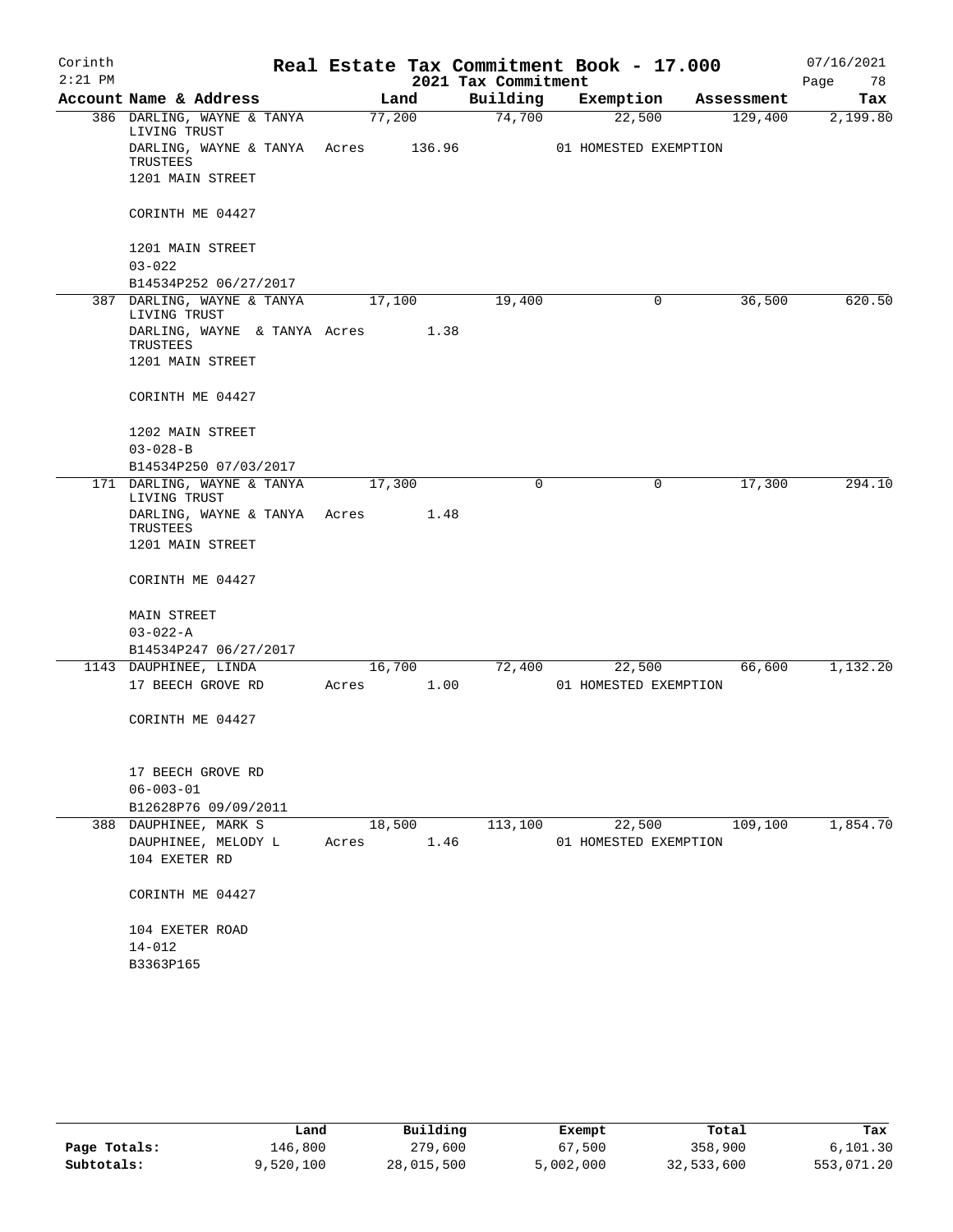# Real Estate Tax Commitment Book - 17.000

Corinth
2:21 PM

2021 Tax Commitment

07/16/2021

| Account Name & Address | Land | Building | Exemption | Assessment | Tax |
|---|---|---|---|---|---|
| 386 DARLING, WAYNE & TANYA LIVING TRUST | 77,200 | 74,700 | 22,500 | 129,400 | 2,199.80 |
| DARLING, WAYNE & TANYA TRUSTEES | Acres 136.96 | | 01 HOMESTED EXEMPTION | | |
| 1201 MAIN STREET | | | | | |
| CORINTH ME 04427 | | | | | |
| 1201 MAIN STREET | | | | | |
| 03-022 | | | | | |
| B14534P252 06/27/2017 | | | | | |
| 387 DARLING, WAYNE & TANYA LIVING TRUST | 17,100 | 19,400 | 0 | 36,500 | 620.50 |
| DARLING, WAYNE & TANYA TRUSTEES | Acres 1.38 | | | | |
| 1201 MAIN STREET | | | | | |
| CORINTH ME 04427 | | | | | |
| 1202 MAIN STREET | | | | | |
| 03-028-B | | | | | |
| B14534P250 07/03/2017 | | | | | |
| 171 DARLING, WAYNE & TANYA LIVING TRUST | 17,300 | 0 | 0 | 17,300 | 294.10 |
| DARLING, WAYNE & TANYA TRUSTEES | Acres 1.48 | | | | |
| 1201 MAIN STREET | | | | | |
| CORINTH ME 04427 | | | | | |
| MAIN STREET | | | | | |
| 03-022-A | | | | | |
| B14534P247 06/27/2017 | | | | | |
| 1143 DAUPHINEE, LINDA | 16,700 | 72,400 | 22,500 | 66,600 | 1,132.20 |
| 17 BEECH GROVE RD | Acres 1.00 | | 01 HOMESTED EXEMPTION | | |
| CORINTH ME 04427 | | | | | |
| 17 BEECH GROVE RD | | | | | |
| 06-003-01 | | | | | |
| B12628P76 09/09/2011 | | | | | |
| 388 DAUPHINEE, MARK S | 18,500 | 113,100 | 22,500 | 109,100 | 1,854.70 |
| DAUPHINEE, MELODY L | Acres 1.46 | | 01 HOMESTED EXEMPTION | | |
| 104 EXETER RD | | | | | |
| CORINTH ME 04427 | | | | | |
| 104 EXETER ROAD | | | | | |
| 14-012 | | | | | |
| B3363P165 | | | | | |

| | Land | Building | Exempt | Total | Tax |
|---|---|---|---|---|---|
| Page Totals: | 146,800 | 279,600 | 67,500 | 358,900 | 6,101.30 |
| Subtotals: | 9,520,100 | 28,015,500 | 5,002,000 | 32,533,600 | 553,071.20 |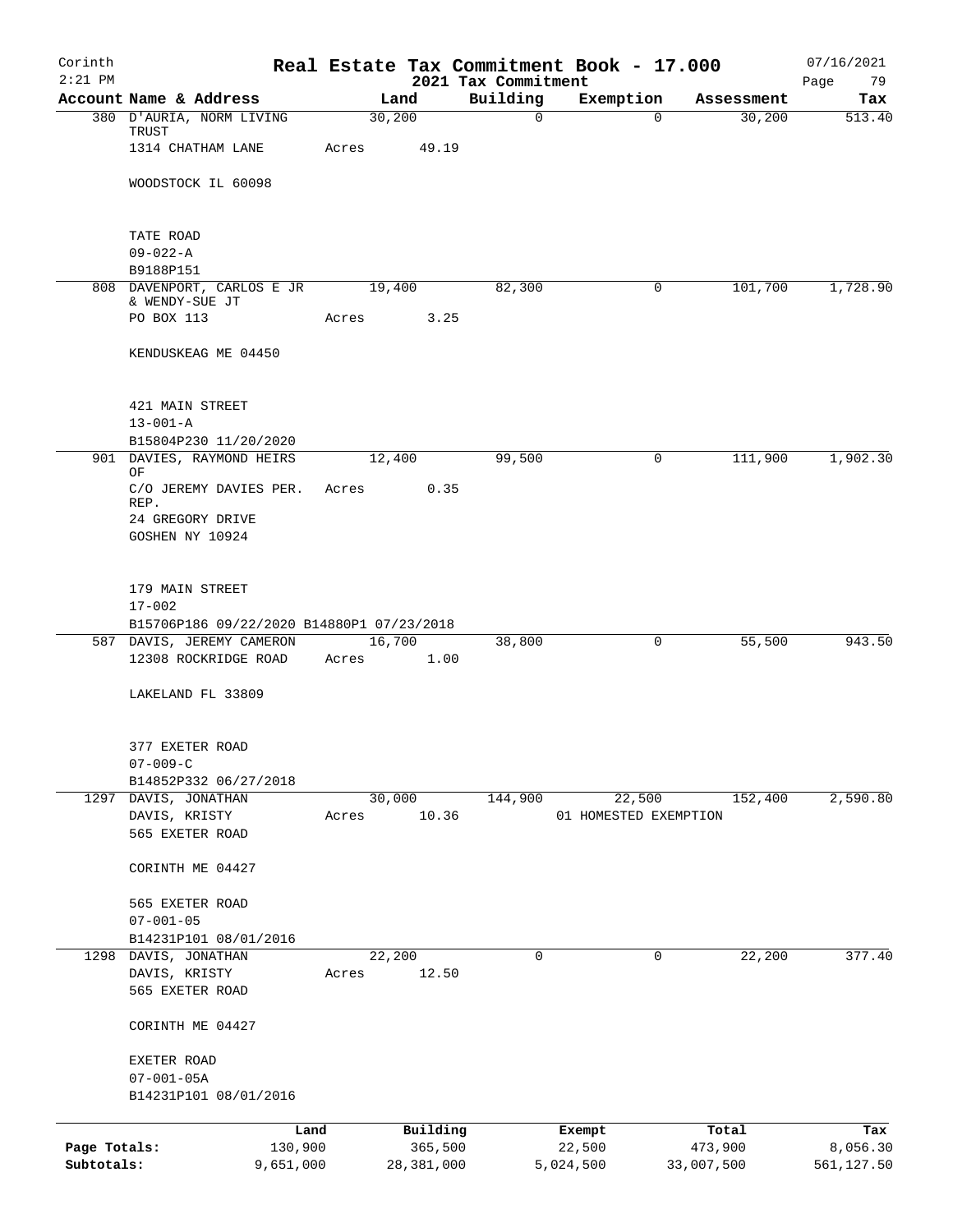Corinth 2:21 PM

# Real Estate Tax Commitment Book - 17.000

## 2021 Tax Commitment

07/16/2021

| Account | Name & Address | Land | Building | Exemption | Assessment | Tax |
|---|---|---|---|---|---|---|
| 380 | D'AURIA, NORM LIVING TRUST<br>1314 CHATHAM LANE<br>WOODSTOCK IL 60098<br><br>TATE ROAD<br>09-022-A<br>B9188P151 | 30,200<br>Acres 49.19 | 0 | 0 | 30,200 | 513.40 |
| 808 | DAVENPORT, CARLOS E JR & WENDY-SUE JT<br>PO BOX 113<br>KENDUSKEAG ME 04450<br><br>421 MAIN STREET<br>13-001-A<br>B15804P230 11/20/2020 | 19,400<br>Acres 3.25 | 82,300 | 0 | 101,700 | 1,728.90 |
| 901 | DAVIES, RAYMOND HEIRS OF<br>C/O JEREMY DAVIES PER. REP.<br>24 GREGORY DRIVE<br>GOSHEN NY 10924<br><br>179 MAIN STREET<br>17-002<br>B15706P186 09/22/2020 B14880P1 07/23/2018 | 12,400<br>Acres 0.35 | 99,500 | 0 | 111,900 | 1,902.30 |
| 587 | DAVIS, JEREMY CAMERON<br>12308 ROCKRIDGE ROAD<br>LAKELAND FL 33809<br><br>377 EXETER ROAD<br>07-009-C<br>B14852P332 06/27/2018 | 16,700<br>Acres 1.00 | 38,800 | 0 | 55,500 | 943.50 |
| 1297 | DAVIS, JONATHAN<br>DAVIS, KRISTY<br>565 EXETER ROAD<br>CORINTH ME 04427<br><br>565 EXETER ROAD<br>07-001-05<br>B14231P101 08/01/2016 | 30,000<br>Acres 10.36 | 144,900 | 22,500<br>01 HOMESTED EXEMPTION | 152,400 | 2,590.80 |
| 1298 | DAVIS, JONATHAN<br>DAVIS, KRISTY<br>565 EXETER ROAD<br>CORINTH ME 04427<br><br>EXETER ROAD<br>07-001-05A<br>B14231P101 08/01/2016 | 22,200<br>Acres 12.50 | 0 | 0 | 22,200 | 377.40 |

| | Land | Building | Exempt | Total | Tax |
|---|---|---|---|---|---|
| Page Totals: | 130,900 | 365,500 | 22,500 | 473,900 | 8,056.30 |
| Subtotals: | 9,651,000 | 28,381,000 | 5,024,500 | 33,007,500 | 561,127.50 |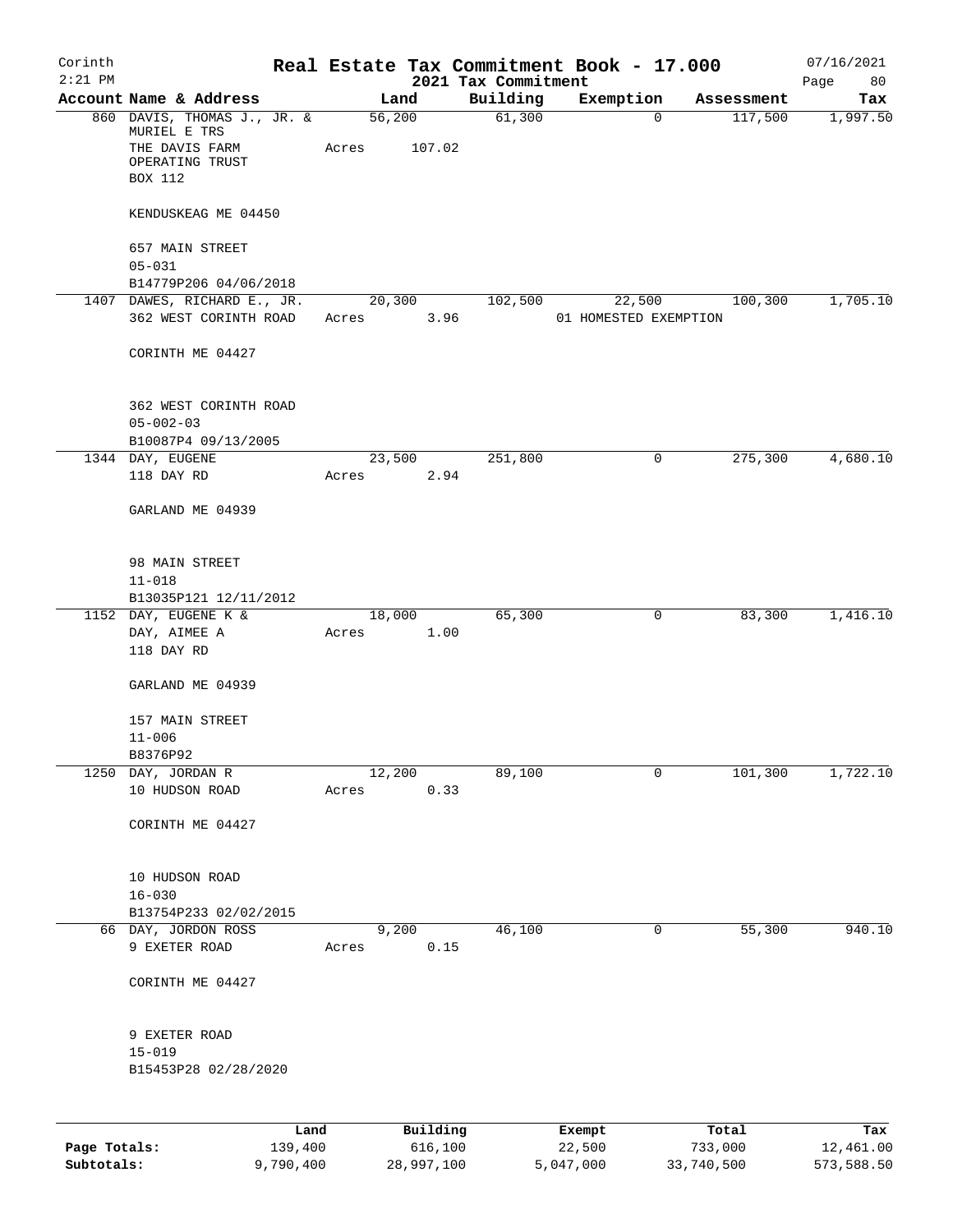Corinth 2:21 PM

# Real Estate Tax Commitment Book - 17.000

## 2021 Tax Commitment

07/16/2021

| Account | Name & Address | Land | Building | Exemption | Assessment | Tax |
|---|---|---|---|---|---|---|
| 860 | DAVIS, THOMAS J., JR. & MURIEL E TRS<br>THE DAVIS FARM OPERATING TRUST<br>BOX 112<br><br>KENDUSKEAG ME 04450<br><br>657 MAIN STREET<br>05-031<br>B14779P206 04/06/2018 | 56,200<br>Acres 107.02 | 61,300 | 0 | 117,500 | 1,997.50 |
| 1407 | DAWES, RICHARD E., JR.<br>362 WEST CORINTH ROAD<br><br>CORINTH ME 04427<br><br>362 WEST CORINTH ROAD<br>05-002-03<br>B10087P4 09/13/2005 | 20,300<br>Acres 3.96 | 102,500 | 22,500<br>01 HOMESTED EXEMPTION | 100,300 | 1,705.10 |
| 1344 | DAY, EUGENE<br>118 DAY RD<br><br>GARLAND ME 04939<br><br>98 MAIN STREET<br>11-018<br>B13035P121 12/11/2012 | 23,500<br>Acres 2.94 | 251,800 | 0 | 275,300 | 4,680.10 |
| 1152 | DAY, EUGENE K &<br>DAY, AIMEE A<br>118 DAY RD<br><br>GARLAND ME 04939<br><br>157 MAIN STREET<br>11-006<br>B8376P92 | 18,000<br>Acres 1.00 | 65,300 | 0 | 83,300 | 1,416.10 |
| 1250 | DAY, JORDAN R<br>10 HUDSON ROAD<br><br>CORINTH ME 04427<br><br>10 HUDSON ROAD<br>16-030<br>B13754P233 02/02/2015 | 12,200<br>Acres 0.33 | 89,100 | 0 | 101,300 | 1,722.10 |
| 66 | DAY, JORDON ROSS<br>9 EXETER ROAD<br><br>CORINTH ME 04427<br><br>9 EXETER ROAD<br>15-019<br>B15453P28 02/28/2020 | 9,200<br>Acres 0.15 | 46,100 | 0 | 55,300 | 940.10 |

| | Land | Building | Exempt | Total | Tax |
|---|---|---|---|---|---|
| Page Totals: | 139,400 | 616,100 | 22,500 | 733,000 | 12,461.00 |
| Subtotals: | 9,790,400 | 28,997,100 | 5,047,000 | 33,740,500 | 573,588.50 |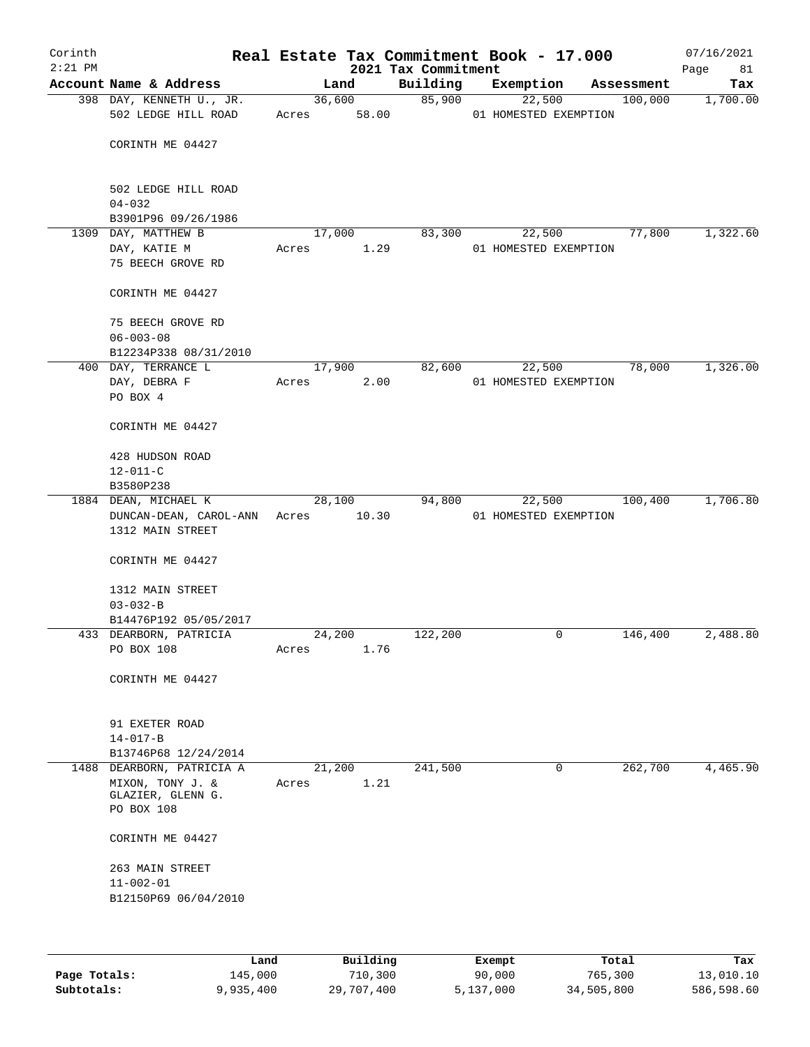# Real Estate Tax Commitment Book - 17.000

Corinth
2:21 PM

2021 Tax Commitment

07/16/2021

| Account Name & Address | Land | Building | Exemption | Assessment | Tax |
|---|---|---|---|---|---|
| 398 DAY, KENNETH U., JR. | 36,600 | 85,900 | 22,500 | 100,000 | 1,700.00 |
| 502 LEDGE HILL ROAD | Acres 58.00 | | 01 HOMESTED EXEMPTION | | |
| CORINTH ME 04427 | | | | | |
| 502 LEDGE HILL ROAD | | | | | |
| 04-032 | | | | | |
| B3901P96 09/26/1986 | | | | | |
| 1309 DAY, MATTHEW B | 17,000 | 83,300 | 22,500 | 77,800 | 1,322.60 |
| DAY, KATIE M | Acres 1.29 | | 01 HOMESTED EXEMPTION | | |
| 75 BEECH GROVE RD | | | | | |
| CORINTH ME 04427 | | | | | |
| 75 BEECH GROVE RD | | | | | |
| 06-003-08 | | | | | |
| B12234P338 08/31/2010 | | | | | |
| 400 DAY, TERRANCE L | 17,900 | 82,600 | 22,500 | 78,000 | 1,326.00 |
| DAY, DEBRA F | Acres 2.00 | | 01 HOMESTED EXEMPTION | | |
| PO BOX 4 | | | | | |
| CORINTH ME 04427 | | | | | |
| 428 HUDSON ROAD | | | | | |
| 12-011-C | | | | | |
| B3580P238 | | | | | |
| 1884 DEAN, MICHAEL K | 28,100 | 94,800 | 22,500 | 100,400 | 1,706.80 |
| DUNCAN-DEAN, CAROL-ANN | Acres 10.30 | | 01 HOMESTED EXEMPTION | | |
| 1312 MAIN STREET | | | | | |
| CORINTH ME 04427 | | | | | |
| 1312 MAIN STREET | | | | | |
| 03-032-B | | | | | |
| B14476P192 05/05/2017 | | | | | |
| 433 DEARBORN, PATRICIA | 24,200 | 122,200 | 0 | 146,400 | 2,488.80 |
| PO BOX 108 | Acres 1.76 | | | | |
| CORINTH ME 04427 | | | | | |
| 91 EXETER ROAD | | | | | |
| 14-017-B | | | | | |
| B13746P68 12/24/2014 | | | | | |
| 1488 DEARBORN, PATRICIA A | 21,200 | 241,500 | 0 | 262,700 | 4,465.90 |
| MIXON, TONY J. & | Acres 1.21 | | | | |
| GLAZIER, GLENN G. | | | | | |
| PO BOX 108 | | | | | |
| CORINTH ME 04427 | | | | | |
| 263 MAIN STREET | | | | | |
| 11-002-01 | | | | | |
| B12150P69 06/04/2010 | | | | | |

| | Land | Building | Exempt | Total | Tax |
|---|---|---|---|---|---|
| Page Totals: | 145,000 | 710,300 | 90,000 | 765,300 | 13,010.10 |
| Subtotals: | 9,935,400 | 29,707,400 | 5,137,000 | 34,505,800 | 586,598.60 |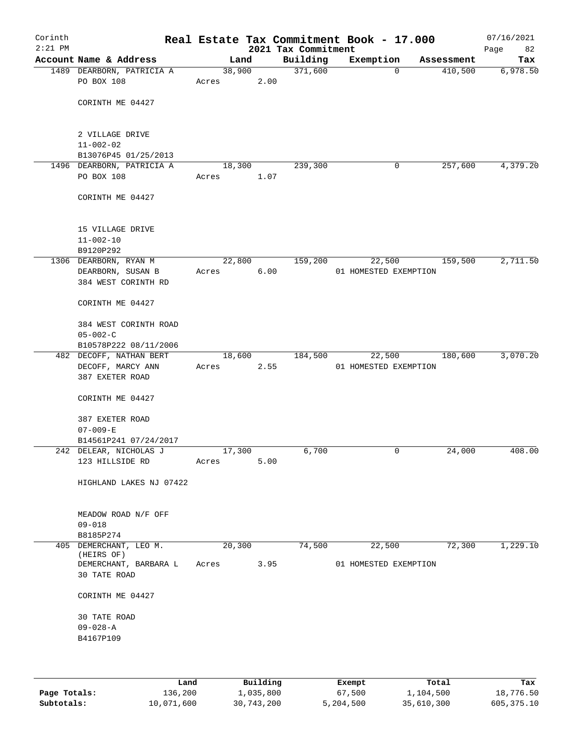Corinth
2:21 PM

# Real Estate Tax Commitment Book - 17.000

2021 Tax Commitment

07/16/2021

| Account Name & Address | Land | Building | Exemption | Assessment | Tax |
|---|---|---|---|---|---|
| 1489 DEARBORN, PATRICIA A<br>PO BOX 108<br><br>CORINTH ME 04427<br><br>2 VILLAGE DRIVE<br>11-002-02<br>B13076P45 01/25/2013 | 38,900<br>Acres 2.00 | 371,600 | 0 | 410,500 | 6,978.50 |
| 1496 DEARBORN, PATRICIA A<br>PO BOX 108<br><br>CORINTH ME 04427<br><br>15 VILLAGE DRIVE<br>11-002-10<br>B9120P292 | 18,300<br>Acres 1.07 | 239,300 | 0 | 257,600 | 4,379.20 |
| 1306 DEARBORN, RYAN M<br>DEARBORN, SUSAN B<br>384 WEST CORINTH RD<br><br>CORINTH ME 04427<br><br>384 WEST CORINTH ROAD<br>05-002-C<br>B10578P222 08/11/2006 | 22,800<br>Acres 6.00 | 159,200 | 22,500<br>01 HOMESTED EXEMPTION | 159,500 | 2,711.50 |
| 482 DECOFF, NATHAN BERT<br>DECOFF, MARCY ANN<br>387 EXETER ROAD<br><br>CORINTH ME 04427<br><br>387 EXETER ROAD<br>07-009-E<br>B14561P241 07/24/2017 | 18,600<br>Acres 2.55 | 184,500 | 22,500<br>01 HOMESTED EXEMPTION | 180,600 | 3,070.20 |
| 242 DELEAR, NICHOLAS J<br>123 HILLSIDE RD<br><br>HIGHLAND LAKES NJ 07422<br><br>MEADOW ROAD N/F OFF<br>09-018<br>B8185P274 | 17,300<br>Acres 5.00 | 6,700 | 0 | 24,000 | 408.00 |
| 405 DEMERCHANT, LEO M. (HEIRS OF)<br>DEMERCHANT, BARBARA L<br>30 TATE ROAD<br><br>CORINTH ME 04427<br><br>30 TATE ROAD<br>09-028-A<br>B4167P109 | 20,300<br>Acres 3.95 | 74,500 | 22,500<br>01 HOMESTED EXEMPTION | 72,300 | 1,229.10 |

| | Land | Building | Exempt | Total | Tax |
|---|---|---|---|---|---|
| Page Totals: | 136,200 | 1,035,800 | 67,500 | 1,104,500 | 18,776.50 |
| Subtotals: | 10,071,600 | 30,743,200 | 5,204,500 | 35,610,300 | 605,375.10 |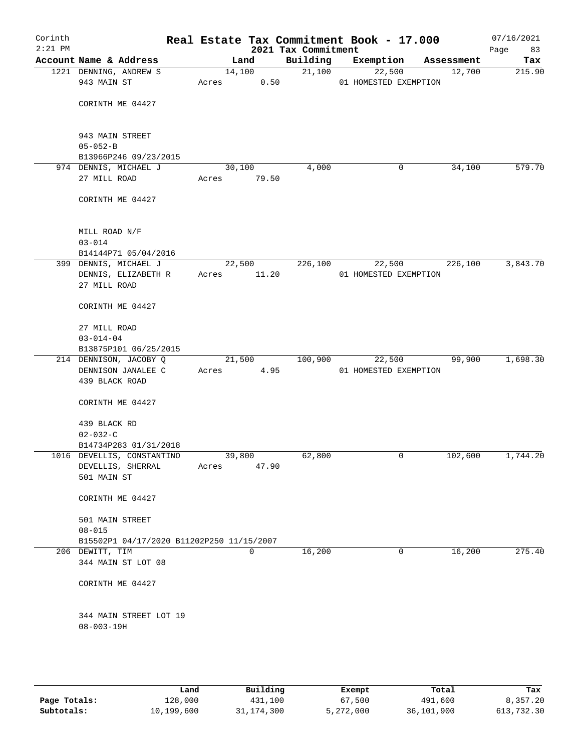Corinth 2:21 PM — Real Estate Tax Commitment Book - 17.000 — 2021 Tax Commitment — 07/16/2021

| Account Name & Address | Land | Building | Exemption | Assessment | Tax |
|---|---|---|---|---|---|
| 1221 DENNING, ANDREW S<br>943 MAIN ST<br><br>CORINTH ME 04427<br><br>943 MAIN STREET<br>05-052-B<br>B13966P246 09/23/2015 | 14,100<br>Acres 0.50 | 21,100 | 22,500<br>01 HOMESTED EXEMPTION | 12,700 | 215.90 |
| 974 DENNIS, MICHAEL J<br>27 MILL ROAD<br><br>CORINTH ME 04427<br><br>MILL ROAD N/F<br>03-014<br>B14144P71 05/04/2016 | 30,100<br>Acres 79.50 | 4,000 | 0 | 34,100 | 579.70 |
| 399 DENNIS, MICHAEL J<br>DENNIS, ELIZABETH R<br>27 MILL ROAD<br><br>CORINTH ME 04427<br><br>27 MILL ROAD<br>03-014-04<br>B13875P101 06/25/2015 | 22,500<br>Acres 11.20 | 226,100 | 22,500<br>01 HOMESTED EXEMPTION | 226,100 | 3,843.70 |
| 214 DENNISON, JACOBY Q<br>DENNISON JANALEE C<br>439 BLACK ROAD<br><br>CORINTH ME 04427<br><br>439 BLACK RD<br>02-032-C<br>B14734P283 01/31/2018 | 21,500<br>Acres 4.95 | 100,900 | 22,500<br>01 HOMESTED EXEMPTION | 99,900 | 1,698.30 |
| 1016 DEVELLIS, CONSTANTINO<br>DEVELLIS, SHERRAL<br>501 MAIN ST<br><br>CORINTH ME 04427<br><br>501 MAIN STREET<br>08-015<br>B15502P1 04/17/2020 B11202P250 11/15/2007 | 39,800<br>Acres 47.90 | 62,800 | 0 | 102,600 | 1,744.20 |
| 206 DEWITT, TIM<br>344 MAIN ST LOT 08<br><br>CORINTH ME 04427<br><br>344 MAIN STREET LOT 19<br>08-003-19H | 0 | 16,200 | 0 | 16,200 | 275.40 |

| | Land | Building | Exempt | Total | Tax |
|---|---|---|---|---|---|
| Page Totals: | 128,000 | 431,100 | 67,500 | 491,600 | 8,357.20 |
| Subtotals: | 10,199,600 | 31,174,300 | 5,272,000 | 36,101,900 | 613,732.30 |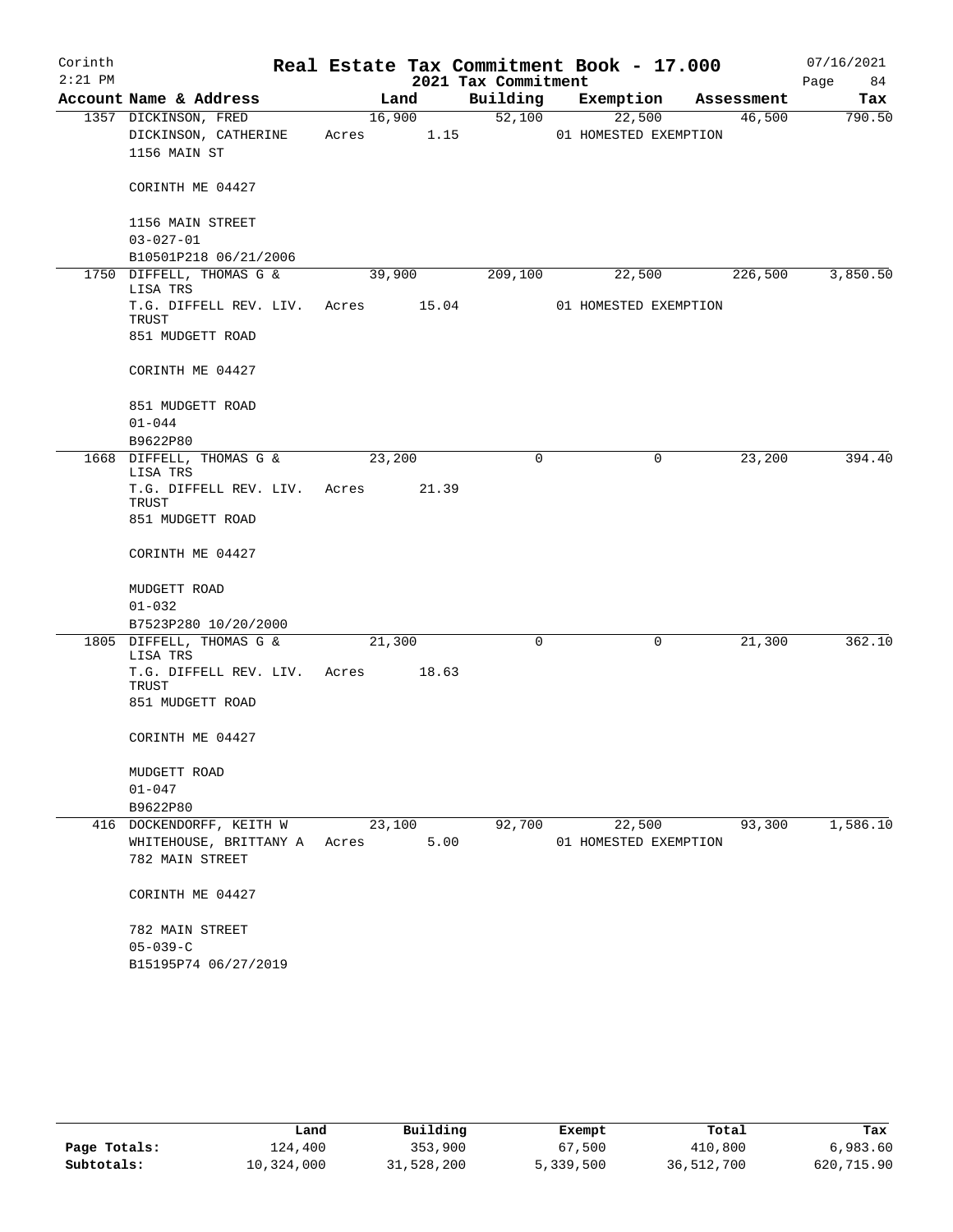# Real Estate Tax Commitment Book - 17.000

Corinth 2:21 PM — 2021 Tax Commitment — 07/16/2021

| Account | Name & Address | Land | Building | Exemption | Assessment | Tax |
|---|---|---|---|---|---|---|
| 1357 | DICKINSON, FRED<br>DICKINSON, CATHERINE<br>1156 MAIN ST<br><br>CORINTH ME 04427<br><br>1156 MAIN STREET<br>03-027-01<br>B10501P218 06/21/2006 | 16,900<br>Acres 1.15 | 52,100 | 22,500<br>01 HOMESTED EXEMPTION | 46,500 | 790.50 |
| 1750 | DIFFELL, THOMAS G & LISA TRS<br>T.G. DIFFELL REV. LIV. TRUST<br>851 MUDGETT ROAD<br><br>CORINTH ME 04427<br><br>851 MUDGETT ROAD<br>01-044<br>B9622P80 | 39,900<br>Acres 15.04 | 209,100 | 22,500<br>01 HOMESTED EXEMPTION | 226,500 | 3,850.50 |
| 1668 | DIFFELL, THOMAS G & LISA TRS<br>T.G. DIFFELL REV. LIV. TRUST<br>851 MUDGETT ROAD<br><br>CORINTH ME 04427<br><br>MUDGETT ROAD<br>01-032<br>B7523P280 10/20/2000 | 23,200<br>Acres 21.39 | 0 | 0 | 23,200 | 394.40 |
| 1805 | DIFFELL, THOMAS G & LISA TRS<br>T.G. DIFFELL REV. LIV. TRUST<br>851 MUDGETT ROAD<br><br>CORINTH ME 04427<br><br>MUDGETT ROAD<br>01-047<br>B9622P80 | 21,300<br>Acres 18.63 | 0 | 0 | 21,300 | 362.10 |
| 416 | DOCKENDORFF, KEITH W<br>WHITEHOUSE, BRITTANY A<br>782 MAIN STREET<br><br>CORINTH ME 04427<br><br>782 MAIN STREET<br>05-039-C<br>B15195P74 06/27/2019 | 23,100<br>Acres 5.00 | 92,700 | 22,500<br>01 HOMESTED EXEMPTION | 93,300 | 1,586.10 |

| | Land | Building | Exempt | Total | Tax |
|---|---|---|---|---|---|
| Page Totals: | 124,400 | 353,900 | 67,500 | 410,800 | 6,983.60 |
| Subtotals: | 10,324,000 | 31,528,200 | 5,339,500 | 36,512,700 | 620,715.90 |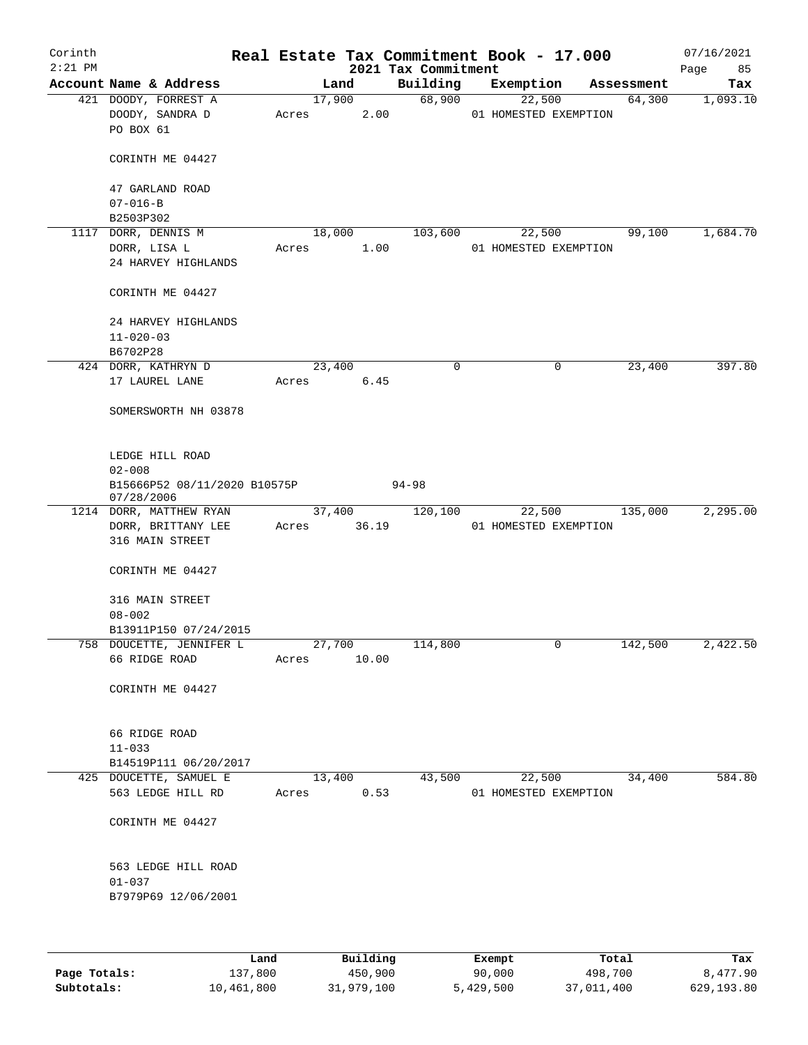# Real Estate Tax Commitment Book - 17.000

Corinth 2:21 PM — 2021 Tax Commitment — 07/16/2021

| Account Name & Address | Land | Building | Exemption | Assessment | Tax |
|---|---|---|---|---|---|
| 421 DOODY, FORREST A<br>DOODY, SANDRA D<br>PO BOX 61<br><br>CORINTH ME 04427<br><br>47 GARLAND ROAD<br>07-016-B<br>B2503P302 | 17,900<br>Acres 2.00 | 68,900 | 22,500<br>01 HOMESTED EXEMPTION | 64,300 | 1,093.10 |
| 1117 DORR, DENNIS M<br>DORR, LISA L<br>24 HARVEY HIGHLANDS<br><br>CORINTH ME 04427<br><br>24 HARVEY HIGHLANDS<br>11-020-03<br>B6702P28 | 18,000<br>Acres 1.00 | 103,600 | 22,500<br>01 HOMESTED EXEMPTION | 99,100 | 1,684.70 |
| 424 DORR, KATHRYN D<br>17 LAUREL LANE<br><br>SOMERSWORTH NH 03878<br><br>LEDGE HILL ROAD<br>02-008<br>B15666P52 08/11/2020 B10575P 94-98<br>07/28/2006 | 23,400<br>Acres 6.45 | 0 | 0 | 23,400 | 397.80 |
| 1214 DORR, MATTHEW RYAN<br>DORR, BRITTANY LEE<br>316 MAIN STREET<br><br>CORINTH ME 04427<br><br>316 MAIN STREET<br>08-002<br>B13911P150 07/24/2015 | 37,400<br>Acres 36.19 | 120,100 | 22,500<br>01 HOMESTED EXEMPTION | 135,000 | 2,295.00 |
| 758 DOUCETTE, JENNIFER L<br>66 RIDGE ROAD<br><br>CORINTH ME 04427<br><br>66 RIDGE ROAD<br>11-033<br>B14519P111 06/20/2017 | 27,700<br>Acres 10.00 | 114,800 | 0 | 142,500 | 2,422.50 |
| 425 DOUCETTE, SAMUEL E<br>563 LEDGE HILL RD<br><br>CORINTH ME 04427<br><br>563 LEDGE HILL ROAD<br>01-037<br>B7979P69 12/06/2001 | 13,400<br>Acres 0.53 | 43,500 | 22,500<br>01 HOMESTED EXEMPTION | 34,400 | 584.80 |

| | Land | Building | Exempt | Total | Tax |
|---|---|---|---|---|---|
| **Page Totals:** | 137,800 | 450,900 | 90,000 | 498,700 | 8,477.90 |
| **Subtotals:** | 10,461,800 | 31,979,100 | 5,429,500 | 37,011,400 | 629,193.80 |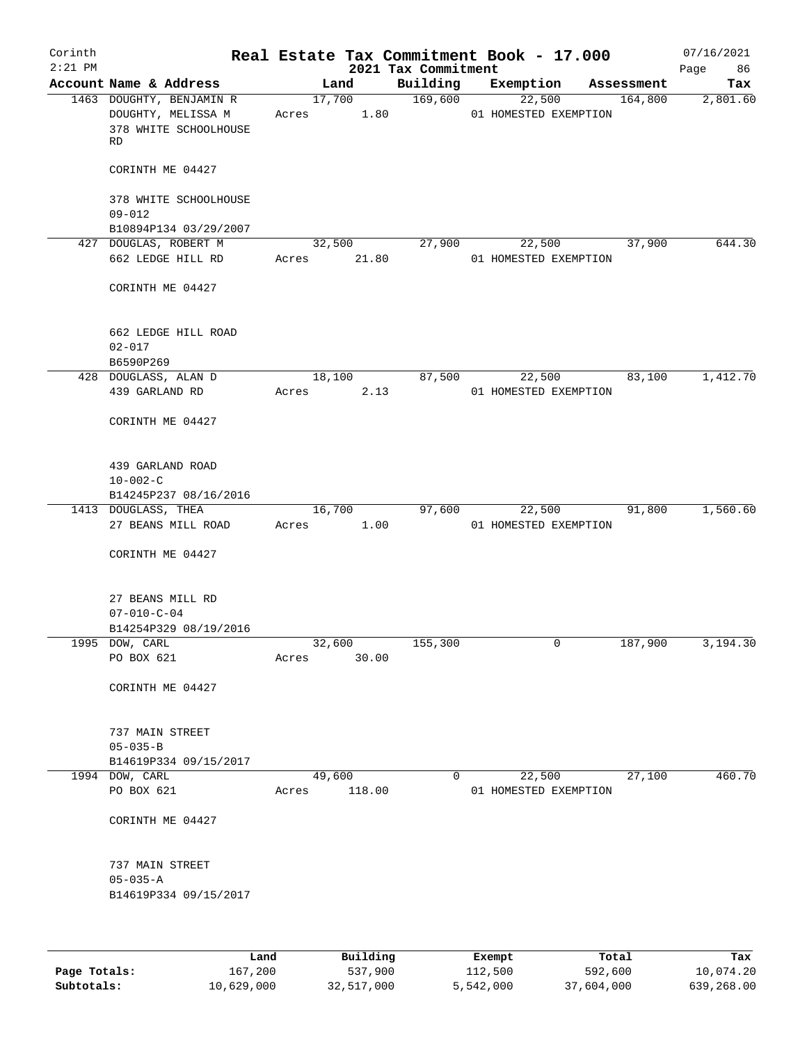# Real Estate Tax Commitment Book - 17.000

Corinth 2:21 PM — 2021 Tax Commitment — 07/16/2021

| Account Name & Address | Land | Building | Exemption | Assessment | Tax |
|---|---|---|---|---|---|
| 1463 DOUGHTY, BENJAMIN R<br>DOUGHTY, MELISSA M<br>378 WHITE SCHOOLHOUSE RD<br>CORINTH ME 04427<br>378 WHITE SCHOOLHOUSE<br>09-012<br>B10894P134 03/29/2007 | 17,700<br>Acres 1.80 | 169,600 | 22,500<br>01 HOMESTED EXEMPTION | 164,800 | 2,801.60 |
| 427 DOUGLAS, ROBERT M<br>662 LEDGE HILL RD<br>CORINTH ME 04427<br>662 LEDGE HILL ROAD<br>02-017<br>B6590P269 | 32,500<br>Acres 21.80 | 27,900 | 22,500<br>01 HOMESTED EXEMPTION | 37,900 | 644.30 |
| 428 DOUGLASS, ALAN D<br>439 GARLAND RD<br>CORINTH ME 04427<br>439 GARLAND ROAD<br>10-002-C<br>B14245P237 08/16/2016 | 18,100<br>Acres 2.13 | 87,500 | 22,500<br>01 HOMESTED EXEMPTION | 83,100 | 1,412.70 |
| 1413 DOUGLASS, THEA<br>27 BEANS MILL ROAD<br>CORINTH ME 04427<br>27 BEANS MILL RD<br>07-010-C-04<br>B14254P329 08/19/2016 | 16,700<br>Acres 1.00 | 97,600 | 22,500<br>01 HOMESTED EXEMPTION | 91,800 | 1,560.60 |
| 1995 DOW, CARL<br>PO BOX 621<br>CORINTH ME 04427<br>737 MAIN STREET<br>05-035-B<br>B14619P334 09/15/2017 | 32,600<br>Acres 30.00 | 155,300 | 0 | 187,900 | 3,194.30 |
| 1994 DOW, CARL<br>PO BOX 621<br>CORINTH ME 04427<br>737 MAIN STREET<br>05-035-A<br>B14619P334 09/15/2017 | 49,600<br>Acres 118.00 | 0 | 22,500<br>01 HOMESTED EXEMPTION | 27,100 | 460.70 |

| | Land | Building | Exempt | Total | Tax |
|---|---|---|---|---|---|
| Page Totals: | 167,200 | 537,900 | 112,500 | 592,600 | 10,074.20 |
| Subtotals: | 10,629,000 | 32,517,000 | 5,542,000 | 37,604,000 | 639,268.00 |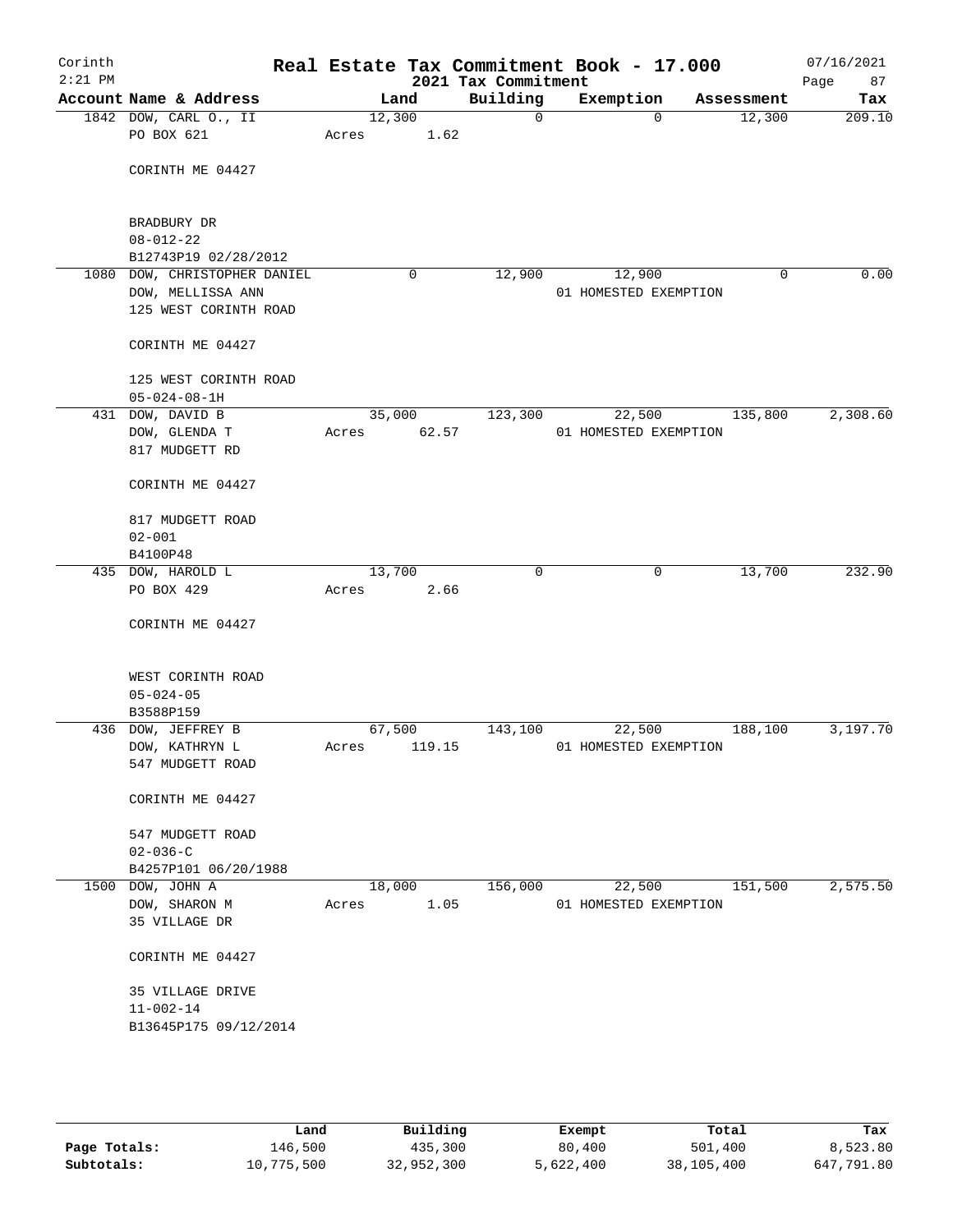Corinth
2:21 PM

# Real Estate Tax Commitment Book - 17.000

2021 Tax Commitment

07/16/2021

| Account Name & Address | Land | Building | Exemption | Assessment | Tax |
|---|---|---|---|---|---|
| 1842 DOW, CARL O., II<br>PO BOX 621<br><br>CORINTH ME 04427<br><br>BRADBURY DR<br>08-012-22<br>B12743P19 02/28/2012 | 12,300<br>Acres 1.62 | 0 | 0 | 12,300 | 209.10 |
| 1080 DOW, CHRISTOPHER DANIEL<br>DOW, MELLISSA ANN<br>125 WEST CORINTH ROAD<br><br>CORINTH ME 04427<br><br>125 WEST CORINTH ROAD<br>05-024-08-1H | 0 | 12,900 | 12,900<br>01 HOMESTED EXEMPTION | 0 | 0.00 |
| 431 DOW, DAVID B<br>DOW, GLENDA T<br>817 MUDGETT RD<br><br>CORINTH ME 04427<br><br>817 MUDGETT ROAD<br>02-001<br>B4100P48 | 35,000<br>Acres 62.57 | 123,300 | 22,500<br>01 HOMESTED EXEMPTION | 135,800 | 2,308.60 |
| 435 DOW, HAROLD L<br>PO BOX 429<br><br>CORINTH ME 04427<br><br>WEST CORINTH ROAD<br>05-024-05<br>B3588P159 | 13,700<br>Acres 2.66 | 0 | 0 | 13,700 | 232.90 |
| 436 DOW, JEFFREY B<br>DOW, KATHRYN L<br>547 MUDGETT ROAD<br><br>CORINTH ME 04427<br><br>547 MUDGETT ROAD<br>02-036-C<br>B4257P101 06/20/1988 | 67,500<br>Acres 119.15 | 143,100 | 22,500<br>01 HOMESTED EXEMPTION | 188,100 | 3,197.70 |
| 1500 DOW, JOHN A<br>DOW, SHARON M<br>35 VILLAGE DR<br><br>CORINTH ME 04427<br><br>35 VILLAGE DRIVE<br>11-002-14<br>B13645P175 09/12/2014 | 18,000<br>Acres 1.05 | 156,000 | 22,500<br>01 HOMESTED EXEMPTION | 151,500 | 2,575.50 |

| | Land | Building | Exempt | Total | Tax |
|---|---|---|---|---|---|
| Page Totals: | 146,500 | 435,300 | 80,400 | 501,400 | 8,523.80 |
| Subtotals: | 10,775,500 | 32,952,300 | 5,622,400 | 38,105,400 | 647,791.80 |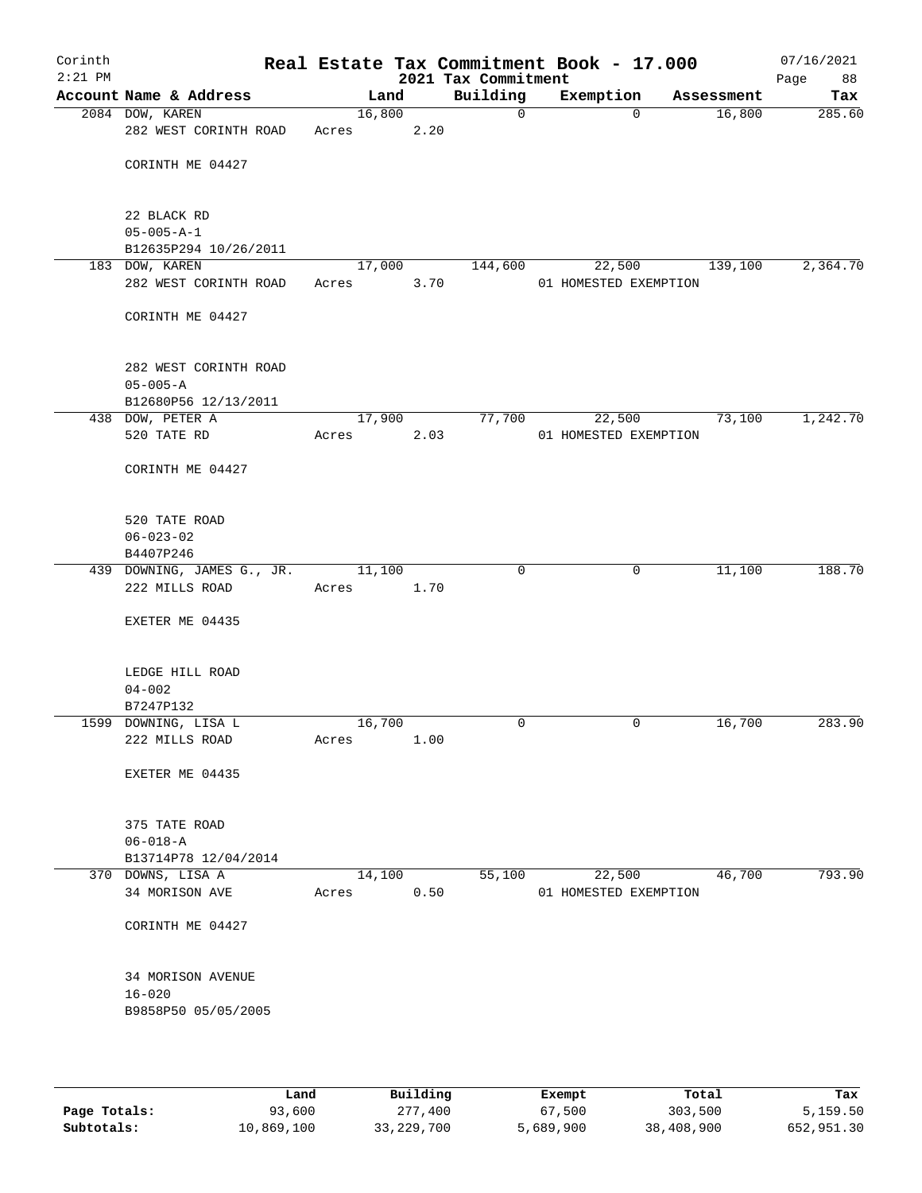# Real Estate Tax Commitment Book - 17.000

Corinth
2:21 PM

2021 Tax Commitment

07/16/2021

| Account | Name & Address | Land | Building | Exemption | Assessment | Tax |
|---|---|---|---|---|---|---|
| 2084 | DOW, KAREN<br>282 WEST CORINTH ROAD<br>CORINTH ME 04427<br>22 BLACK RD<br>05-005-A-1<br>B12635P294 10/26/2011 | 16,800<br>Acres 2.20 | 0 | 0 | 16,800 | 285.60 |
| 183 | DOW, KAREN<br>282 WEST CORINTH ROAD<br>CORINTH ME 04427<br>282 WEST CORINTH ROAD<br>05-005-A<br>B12680P56 12/13/2011 | 17,000<br>Acres 3.70 | 144,600 | 22,500<br>01 HOMESTED EXEMPTION | 139,100 | 2,364.70 |
| 438 | DOW, PETER A<br>520 TATE RD<br>CORINTH ME 04427<br>520 TATE ROAD<br>06-023-02<br>B4407P246 | 17,900<br>Acres 2.03 | 77,700 | 22,500<br>01 HOMESTED EXEMPTION | 73,100 | 1,242.70 |
| 439 | DOWNING, JAMES G., JR.<br>222 MILLS ROAD<br>EXETER ME 04435<br>LEDGE HILL ROAD<br>04-002<br>B7247P132 | 11,100<br>Acres 1.70 | 0 | 0 | 11,100 | 188.70 |
| 1599 | DOWNING, LISA L<br>222 MILLS ROAD<br>EXETER ME 04435<br>375 TATE ROAD<br>06-018-A<br>B13714P78 12/04/2014 | 16,700<br>Acres 1.00 | 0 | 0 | 16,700 | 283.90 |
| 370 | DOWNS, LISA A<br>34 MORISON AVE<br>CORINTH ME 04427<br>34 MORISON AVENUE<br>16-020<br>B9858P50 05/05/2005 | 14,100<br>Acres 0.50 | 55,100 | 22,500<br>01 HOMESTED EXEMPTION | 46,700 | 793.90 |

| | Land | Building | Exempt | Total | Tax |
|---|---|---|---|---|---|
| Page Totals: | 93,600 | 277,400 | 67,500 | 303,500 | 5,159.50 |
| Subtotals: | 10,869,100 | 33,229,700 | 5,689,900 | 38,408,900 | 652,951.30 |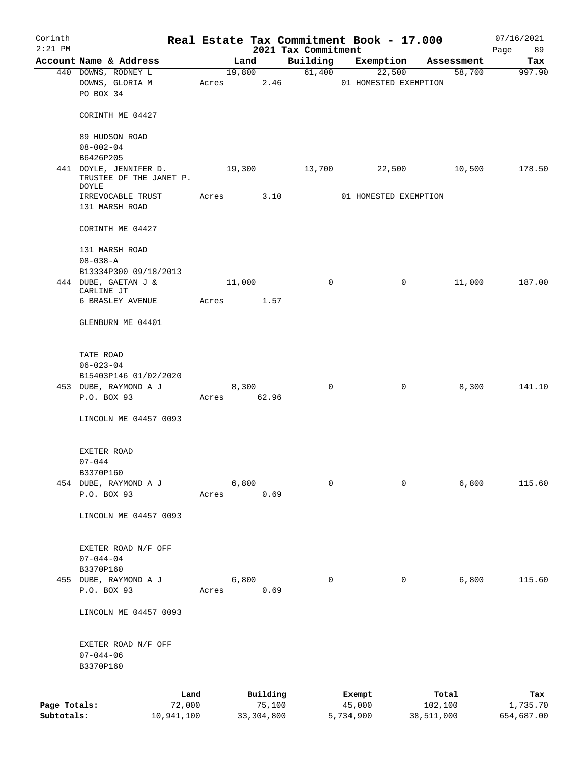Corinth 2:21 PM

# Real Estate Tax Commitment Book - 17.000

2021 Tax Commitment

07/16/2021

| Account Name & Address | Land | Building | Exemption | Assessment | Tax |
|---|---|---|---|---|---|
| 440 DOWNS, RODNEY L<br>DOWNS, GLORIA M<br>PO BOX 34<br><br>CORINTH ME 04427<br><br>89 HUDSON ROAD<br>08-002-04<br>B6426P205 | 19,800<br>Acres 2.46 | 61,400 | 22,500<br>01 HOMESTED EXEMPTION | 58,700 | 997.90 |
| 441 DOYLE, JENNIFER D.<br>TRUSTEE OF THE JANET P. DOYLE<br>IRREVOCABLE TRUST<br>131 MARSH ROAD<br><br>CORINTH ME 04427<br><br>131 MARSH ROAD<br>08-038-A<br>B13334P300 09/18/2013 | 19,300<br>Acres 3.10 | 13,700 | 22,500<br>01 HOMESTED EXEMPTION | 10,500 | 178.50 |
| 444 DUBE, GAETAN J &<br>CARLINE JT<br>6 BRASLEY AVENUE<br><br>GLENBURN ME 04401<br><br>TATE ROAD<br>06-023-04<br>B15403P146 01/02/2020 | 11,000<br>Acres 1.57 | 0 | 0 | 11,000 | 187.00 |
| 453 DUBE, RAYMOND A J<br>P.O. BOX 93<br><br>LINCOLN ME 04457 0093<br><br>EXETER ROAD<br>07-044<br>B3370P160 | 8,300<br>Acres 62.96 | 0 | 0 | 8,300 | 141.10 |
| 454 DUBE, RAYMOND A J<br>P.O. BOX 93<br><br>LINCOLN ME 04457 0093<br><br>EXETER ROAD N/F OFF<br>07-044-04<br>B3370P160 | 6,800<br>Acres 0.69 | 0 | 0 | 6,800 | 115.60 |
| 455 DUBE, RAYMOND A J<br>P.O. BOX 93<br><br>LINCOLN ME 04457 0093<br><br>EXETER ROAD N/F OFF<br>07-044-06<br>B3370P160 | 6,800<br>Acres 0.69 | 0 | 0 | 6,800 | 115.60 |

| | Land | Building | Exempt | Total | Tax |
|---|---|---|---|---|---|
| Page Totals: | 72,000 | 75,100 | 45,000 | 102,100 | 1,735.70 |
| Subtotals: | 10,941,100 | 33,304,800 | 5,734,900 | 38,511,000 | 654,687.00 |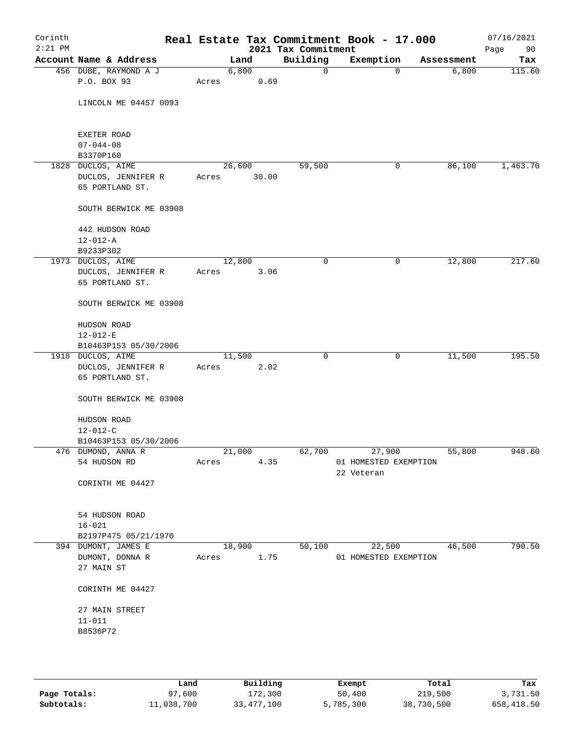Corinth 2:21 PM

# Real Estate Tax Commitment Book - 17.000

## 2021 Tax Commitment

07/16/2021

| Account | Name & Address | Land | Building | Exemption | Assessment | Tax |
|---|---|---|---|---|---|---|
| 456 | DUBE, RAYMOND A J<br>P.O. BOX 93<br><br>LINCOLN ME 04457 0093<br><br>EXETER ROAD<br>07-044-08<br>B3370P160 | 6,800<br>Acres 0.69 | 0 | 0 | 6,800 | 115.60 |
| 1828 | DUCLOS, AIME<br>DUCLOS, JENNIFER R<br>65 PORTLAND ST.<br><br>SOUTH BERWICK ME 03908<br><br>442 HUDSON ROAD<br>12-012-A<br>B9233P302 | 26,600<br>Acres 30.00 | 59,500 | 0 | 86,100 | 1,463.70 |
| 1973 | DUCLOS, AIME<br>DUCLOS, JENNIFER R<br>65 PORTLAND ST.<br><br>SOUTH BERWICK ME 03908<br><br>HUDSON ROAD<br>12-012-E<br>B10463P153 05/30/2006 | 12,800<br>Acres 3.06 | 0 | 0 | 12,800 | 217.60 |
| 1918 | DUCLOS, AIME<br>DUCLOS, JENNIFER R<br>65 PORTLAND ST.<br><br>SOUTH BERWICK ME 03908<br><br>HUDSON ROAD<br>12-012-C<br>B10463P153 05/30/2006 | 11,500<br>Acres 2.02 | 0 | 0 | 11,500 | 195.50 |
| 476 | DUMOND, ANNA R<br>54 HUDSON RD<br><br>CORINTH ME 04427<br><br>54 HUDSON ROAD<br>16-021<br>B2197P475 05/21/1970 | 21,000<br>Acres 4.35 | 62,700 | 27,900<br>01 HOMESTED EXEMPTION<br>22 Veteran | 55,800 | 948.60 |
| 394 | DUMONT, JAMES E<br>DUMONT, DONNA R<br>27 MAIN ST<br><br>CORINTH ME 04427<br><br>27 MAIN STREET<br>11-011<br>B8536P72 | 18,900<br>Acres 1.75 | 50,100 | 22,500<br>01 HOMESTED EXEMPTION | 46,500 | 790.50 |

| | Land | Building | Exempt | Total | Tax |
|---|---|---|---|---|---|
| Page Totals: | 97,600 | 172,300 | 50,400 | 219,500 | 3,731.50 |
| Subtotals: | 11,038,700 | 33,477,100 | 5,785,300 | 38,730,500 | 658,418.50 |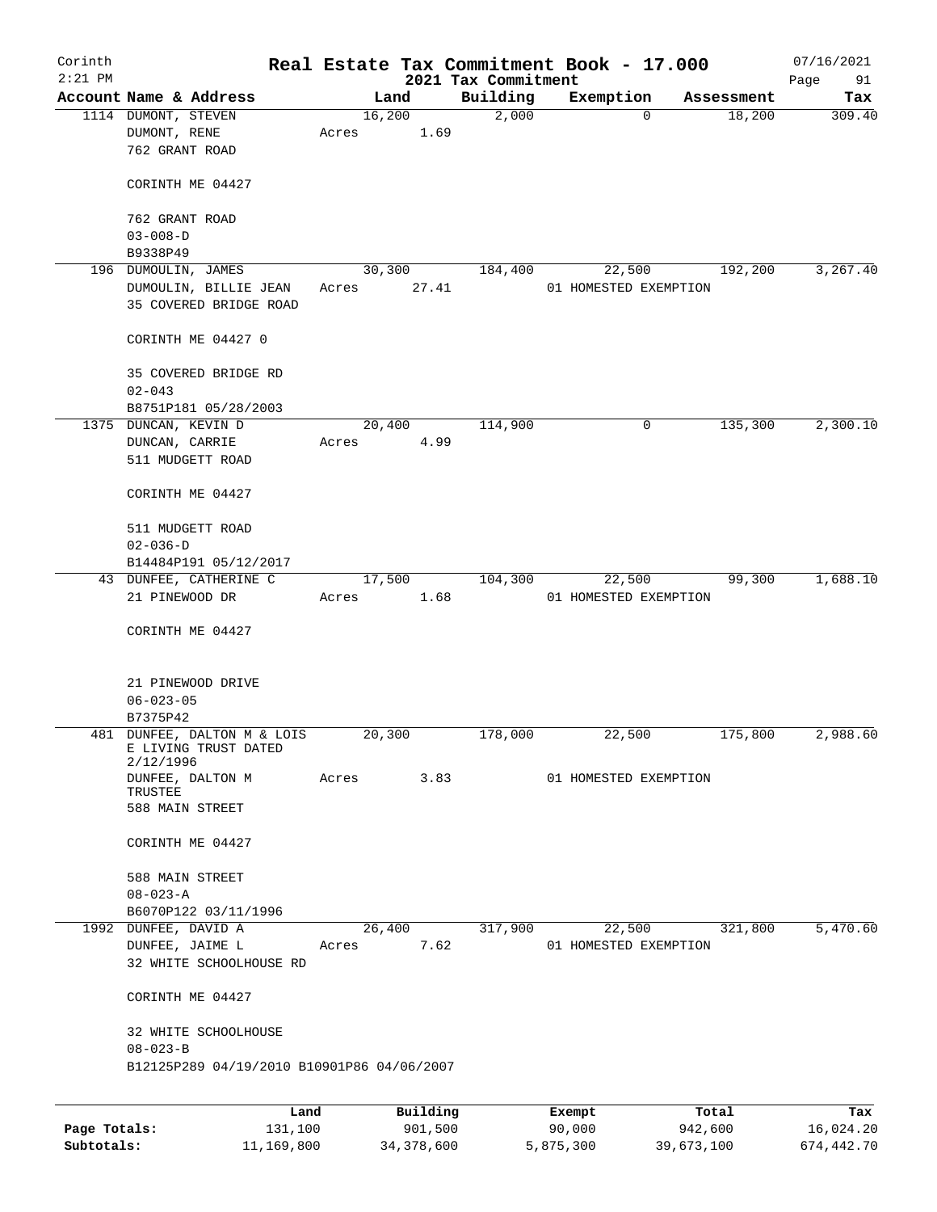# Real Estate Tax Commitment Book - 17.000

Corinth 2:21 PM — 2021 Tax Commitment — 07/16/2021

| Account Name & Address | Land | Building | Exemption | Assessment | Tax |
|---|---|---|---|---|---|
| 1114 DUMONT, STEVEN<br>DUMONT, RENE<br>762 GRANT ROAD<br><br>CORINTH ME 04427<br><br>762 GRANT ROAD<br>03-008-D<br>B9338P49 | 16,200<br>Acres 1.69 | 2,000 | 0 | 18,200 | 309.40 |
| 196 DUMOULIN, JAMES<br>DUMOULIN, BILLIE JEAN<br>35 COVERED BRIDGE ROAD<br><br>CORINTH ME 04427 0<br><br>35 COVERED BRIDGE RD<br>02-043<br>B8751P181 05/28/2003 | 30,300<br>Acres 27.41 | 184,400 | 22,500<br>01 HOMESTED EXEMPTION | 192,200 | 3,267.40 |
| 1375 DUNCAN, KEVIN D<br>DUNCAN, CARRIE<br>511 MUDGETT ROAD<br><br>CORINTH ME 04427<br><br>511 MUDGETT ROAD<br>02-036-D<br>B14484P191 05/12/2017 | 20,400<br>Acres 4.99 | 114,900 | 0 | 135,300 | 2,300.10 |
| 43 DUNFEE, CATHERINE C<br>21 PINEWOOD DR<br><br>CORINTH ME 04427<br><br>21 PINEWOOD DRIVE<br>06-023-05<br>B7375P42 | 17,500<br>Acres 1.68 | 104,300 | 22,500<br>01 HOMESTED EXEMPTION | 99,300 | 1,688.10 |
| 481 DUNFEE, DALTON M & LOIS E LIVING TRUST DATED 2/12/1996<br>DUNFEE, DALTON M TRUSTEE<br>588 MAIN STREET<br><br>CORINTH ME 04427<br><br>588 MAIN STREET<br>08-023-A<br>B6070P122 03/11/1996 | 20,300<br>Acres 3.83 | 178,000 | 22,500<br>01 HOMESTED EXEMPTION | 175,800 | 2,988.60 |
| 1992 DUNFEE, DAVID A<br>DUNFEE, JAIME L<br>32 WHITE SCHOOLHOUSE RD<br><br>CORINTH ME 04427<br><br>32 WHITE SCHOOLHOUSE<br>08-023-B<br>B12125P289 04/19/2010 B10901P86 04/06/2007 | 26,400<br>Acres 7.62 | 317,900 | 22,500<br>01 HOMESTED EXEMPTION | 321,800 | 5,470.60 |

| | Land | Building | Exempt | Total | Tax |
|---|---|---|---|---|---|
| Page Totals: | 131,100 | 901,500 | 90,000 | 942,600 | 16,024.20 |
| Subtotals: | 11,169,800 | 34,378,600 | 5,875,300 | 39,673,100 | 674,442.70 |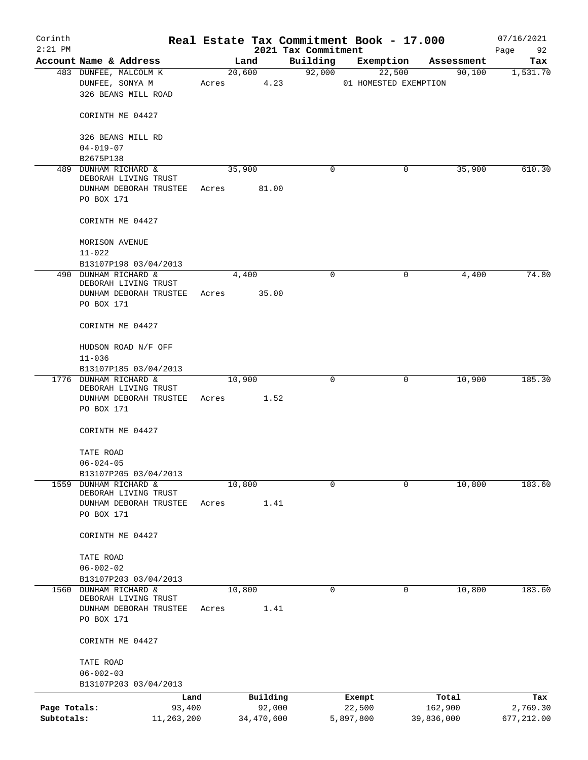Corinth
2:21 PM

# Real Estate Tax Commitment Book - 17.000

2021 Tax Commitment

07/16/2021

| Account | Name & Address | Land | Building | Exemption | Assessment | Tax |
|---|---|---|---|---|---|---|
| 483 | DUNFEE, MALCOLM K<br>DUNFEE, SONYA M<br>326 BEANS MILL ROAD<br><br>CORINTH ME 04427<br><br>326 BEANS MILL RD<br>04-019-07<br>B2675P138 | 20,600<br>Acres 4.23 | 92,000 | 22,500<br>01 HOMESTED EXEMPTION | 90,100 | 1,531.70 |
| 489 | DUNHAM RICHARD &<br>DEBORAH LIVING TRUST<br>DUNHAM DEBORAH TRUSTEE<br>PO BOX 171<br><br>CORINTH ME 04427<br><br>MORISON AVENUE<br>11-022<br>B13107P198 03/04/2013 | 35,900<br>Acres 81.00 | 0 | 0 | 35,900 | 610.30 |
| 490 | DUNHAM RICHARD &<br>DEBORAH LIVING TRUST<br>DUNHAM DEBORAH TRUSTEE<br>PO BOX 171<br><br>CORINTH ME 04427<br><br>HUDSON ROAD N/F OFF<br>11-036<br>B13107P185 03/04/2013 | 4,400<br>Acres 35.00 | 0 | 0 | 4,400 | 74.80 |
| 1776 | DUNHAM RICHARD &<br>DEBORAH LIVING TRUST<br>DUNHAM DEBORAH TRUSTEE<br>PO BOX 171<br><br>CORINTH ME 04427<br><br>TATE ROAD<br>06-024-05<br>B13107P205 03/04/2013 | 10,900<br>Acres 1.52 | 0 | 0 | 10,900 | 185.30 |
| 1559 | DUNHAM RICHARD &<br>DEBORAH LIVING TRUST<br>DUNHAM DEBORAH TRUSTEE<br>PO BOX 171<br><br>CORINTH ME 04427<br><br>TATE ROAD<br>06-002-02<br>B13107P203 03/04/2013 | 10,800<br>Acres 1.41 | 0 | 0 | 10,800 | 183.60 |
| 1560 | DUNHAM RICHARD &<br>DEBORAH LIVING TRUST<br>DUNHAM DEBORAH TRUSTEE<br>PO BOX 171<br><br>CORINTH ME 04427<br><br>TATE ROAD<br>06-002-03<br>B13107P203 03/04/2013 | 10,800<br>Acres 1.41 | 0 | 0 | 10,800 | 183.60 |

| | Land | Building | Exempt | Total | Tax |
|---|---|---|---|---|---|
| Page Totals: | 93,400 | 92,000 | 22,500 | 162,900 | 2,769.30 |
| Subtotals: | 11,263,200 | 34,470,600 | 5,897,800 | 39,836,000 | 677,212.00 |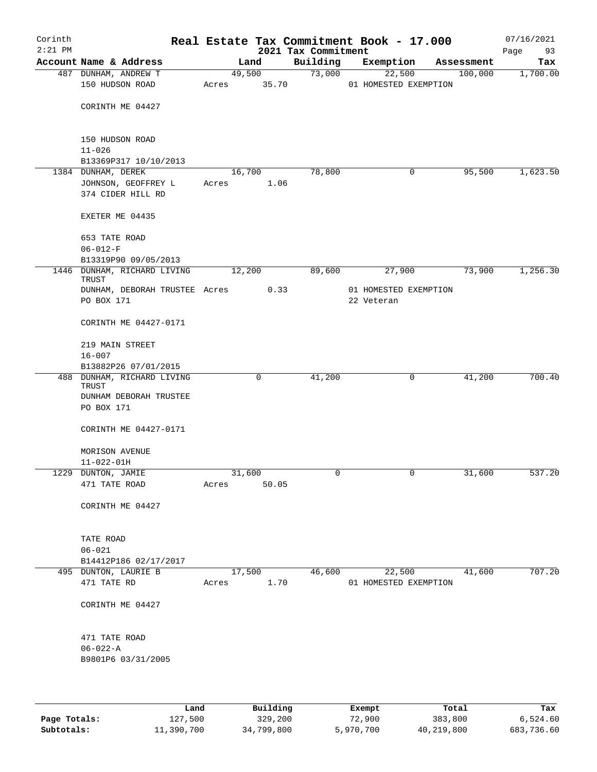# Real Estate Tax Commitment Book - 17.000

Corinth 2:21 PM — 2021 Tax Commitment — 07/16/2021

| Account | Name & Address | Land | Building | Exemption | Assessment | Tax |
|---|---|---|---|---|---|---|
| 487 | DUNHAM, ANDREW T<br>150 HUDSON ROAD<br>CORINTH ME 04427<br>150 HUDSON ROAD<br>11-026<br>B13369P317 10/10/2013 | 49,500<br>Acres 35.70 | 73,000 | 22,500<br>01 HOMESTED EXEMPTION | 100,000 | 1,700.00 |
| 1384 | DUNHAM, DEREK<br>JOHNSON, GEOFFREY L<br>374 CIDER HILL RD<br>EXETER ME 04435<br>653 TATE ROAD<br>06-012-F<br>B13319P90 09/05/2013 | 16,700<br>Acres 1.06 | 78,800 | 0 | 95,500 | 1,623.50 |
| 1446 | DUNHAM, RICHARD LIVING TRUST<br>DUNHAM, DEBORAH TRUSTEE<br>PO BOX 171<br>CORINTH ME 04427-0171<br>219 MAIN STREET<br>16-007<br>B13882P26 07/01/2015 | 12,200<br>Acres 0.33 | 89,600 | 27,900<br>01 HOMESTED EXEMPTION<br>22 Veteran | 73,900 | 1,256.30 |
| 488 | DUNHAM, RICHARD LIVING TRUST<br>DUNHAM DEBORAH TRUSTEE<br>PO BOX 171<br>CORINTH ME 04427-0171<br>MORISON AVENUE<br>11-022-01H | 0 | 41,200 | 0 | 41,200 | 700.40 |
| 1229 | DUNTON, JAMIE<br>471 TATE ROAD<br>CORINTH ME 04427<br>TATE ROAD<br>06-021<br>B14412P186 02/17/2017 | 31,600<br>Acres 50.05 | 0 | 0 | 31,600 | 537.20 |
| 495 | DUNTON, LAURIE B<br>471 TATE RD<br>CORINTH ME 04427<br>471 TATE ROAD<br>06-022-A<br>B9801P6 03/31/2005 | 17,500<br>Acres 1.70 | 46,600 | 22,500<br>01 HOMESTED EXEMPTION | 41,600 | 707.20 |

| | Land | Building | Exempt | Total | Tax |
|---|---|---|---|---|---|
| Page Totals: | 127,500 | 329,200 | 72,900 | 383,800 | 6,524.60 |
| Subtotals: | 11,390,700 | 34,799,800 | 5,970,700 | 40,219,800 | 683,736.60 |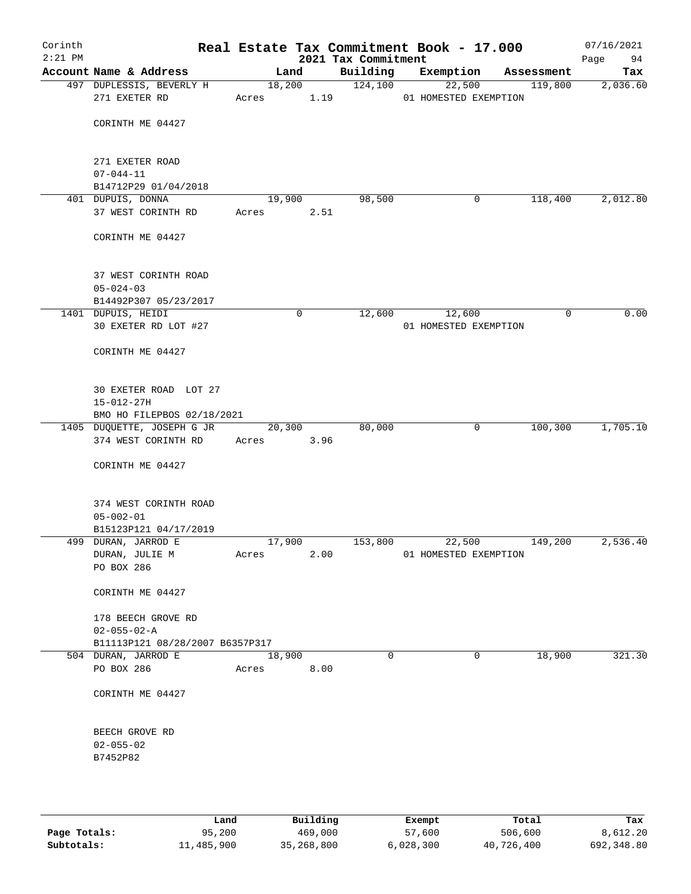# Real Estate Tax Commitment Book - 17.000

Corinth
2:21 PM

2021 Tax Commitment

07/16/2021

| Account Name & Address | Land | Building | Exemption | Assessment | Tax |
|---|---|---|---|---|---|
| 497 DUPLESSIS, BEVERLY H<br>271 EXETER RD<br><br>CORINTH ME 04427<br><br>271 EXETER ROAD<br>07-044-11<br>B14712P29 01/04/2018 | 18,200<br>Acres 1.19 | 124,100 | 22,500<br>01 HOMESTED EXEMPTION | 119,800 | 2,036.60 |
| 401 DUPUIS, DONNA<br>37 WEST CORINTH RD<br><br>CORINTH ME 04427<br><br>37 WEST CORINTH ROAD<br>05-024-03<br>B14492P307 05/23/2017 | 19,900<br>Acres 2.51 | 98,500 | 0 | 118,400 | 2,012.80 |
| 1401 DUPUIS, HEIDI<br>30 EXETER RD LOT #27<br><br>CORINTH ME 04427<br><br>30 EXETER ROAD LOT 27<br>15-012-27H<br>BMO HO FILEPBOS 02/18/2021 | 0 | 12,600 | 12,600<br>01 HOMESTED EXEMPTION | 0 | 0.00 |
| 1405 DUQUETTE, JOSEPH G JR<br>374 WEST CORINTH RD<br><br>CORINTH ME 04427<br><br>374 WEST CORINTH ROAD<br>05-002-01<br>B15123P121 04/17/2019 | 20,300<br>Acres 3.96 | 80,000 | 0 | 100,300 | 1,705.10 |
| 499 DURAN, JARROD E<br>DURAN, JULIE M<br>PO BOX 286<br><br>CORINTH ME 04427<br><br>178 BEECH GROVE RD<br>02-055-02-A<br>B11113P121 08/28/2007 B6357P317 | 17,900<br>Acres 2.00 | 153,800 | 22,500<br>01 HOMESTED EXEMPTION | 149,200 | 2,536.40 |
| 504 DURAN, JARROD E<br>PO BOX 286<br><br>CORINTH ME 04427<br><br>BEECH GROVE RD<br>02-055-02<br>B7452P82 | 18,900<br>Acres 8.00 | 0 | 0 | 18,900 | 321.30 |

| | Land | Building | Exempt | Total | Tax |
|---|---|---|---|---|---|
| Page Totals: | 95,200 | 469,000 | 57,600 | 506,600 | 8,612.20 |
| Subtotals: | 11,485,900 | 35,268,800 | 6,028,300 | 40,726,400 | 692,348.80 |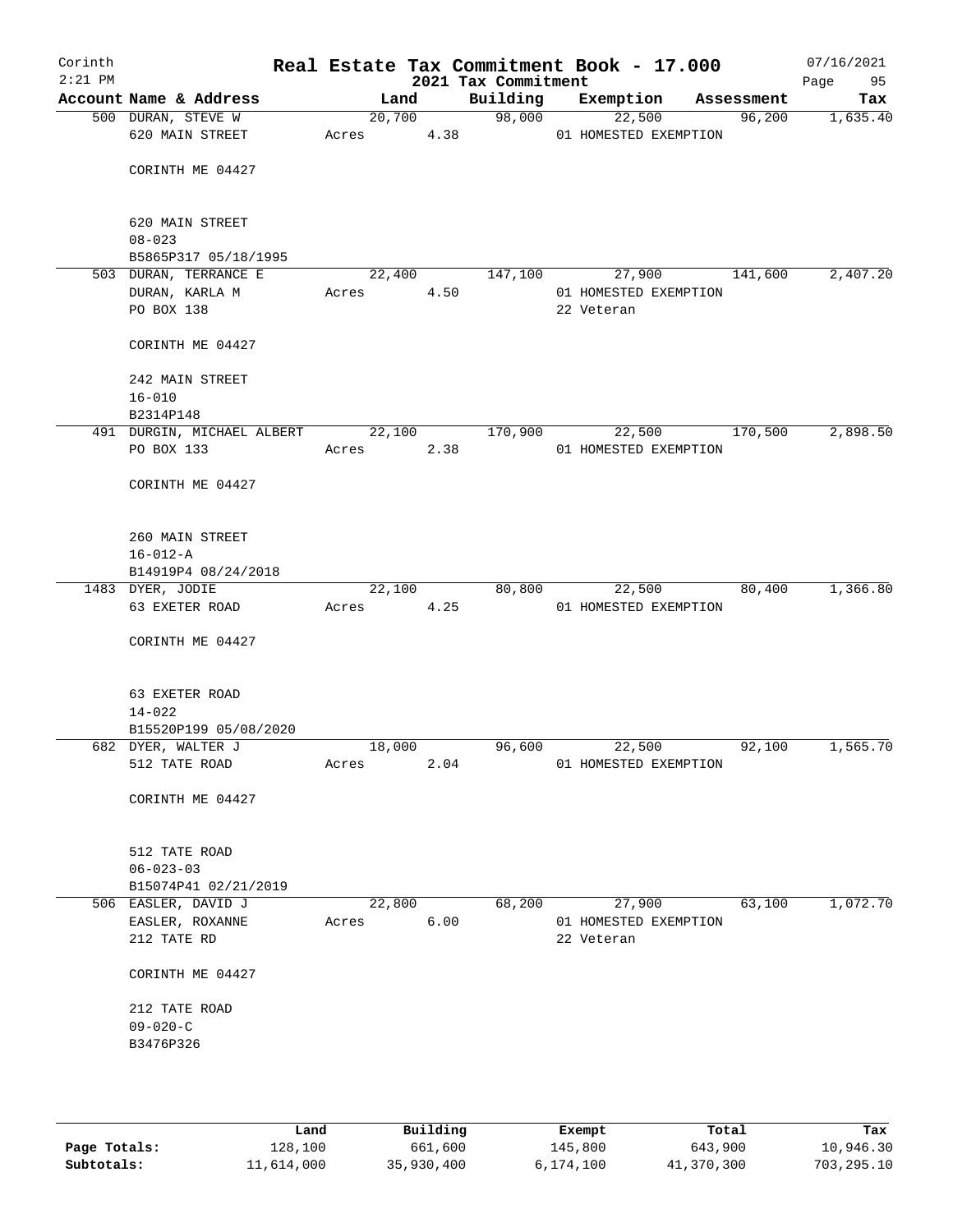# Corinth — Real Estate Tax Commitment Book - 17.000

2021 Tax Commitment — 2:21 PM — 07/16/2021

| Account | Name & Address | Land | Building | Exemption | Assessment | Tax |
|---|---|---|---|---|---|---|
| 500 | DURAN, STEVE W<br>620 MAIN STREET<br><br>CORINTH ME 04427<br><br>620 MAIN STREET<br>08-023<br>B5865P317 05/18/1995 | 20,700<br>Acres 4.38 | 98,000 | 22,500<br>01 HOMESTED EXEMPTION | 96,200 | 1,635.40 |
| 503 | DURAN, TERRANCE E<br>DURAN, KARLA M<br>PO BOX 138<br><br>CORINTH ME 04427<br><br>242 MAIN STREET<br>16-010<br>B2314P148 | 22,400<br>Acres 4.50 | 147,100 | 27,900<br>01 HOMESTED EXEMPTION<br>22 Veteran | 141,600 | 2,407.20 |
| 491 | DURGIN, MICHAEL ALBERT<br>PO BOX 133<br><br>CORINTH ME 04427<br><br>260 MAIN STREET<br>16-012-A<br>B14919P4 08/24/2018 | 22,100<br>Acres 2.38 | 170,900 | 22,500<br>01 HOMESTED EXEMPTION | 170,500 | 2,898.50 |
| 1483 | DYER, JODIE<br>63 EXETER ROAD<br><br>CORINTH ME 04427<br><br>63 EXETER ROAD<br>14-022<br>B15520P199 05/08/2020 | 22,100<br>Acres 4.25 | 80,800 | 22,500<br>01 HOMESTED EXEMPTION | 80,400 | 1,366.80 |
| 682 | DYER, WALTER J<br>512 TATE ROAD<br><br>CORINTH ME 04427<br><br>512 TATE ROAD<br>06-023-03<br>B15074P41 02/21/2019 | 18,000<br>Acres 2.04 | 96,600 | 22,500<br>01 HOMESTED EXEMPTION | 92,100 | 1,565.70 |
| 506 | EASLER, DAVID J<br>EASLER, ROXANNE<br>212 TATE RD<br><br>CORINTH ME 04427<br><br>212 TATE ROAD<br>09-020-C<br>B3476P326 | 22,800<br>Acres 6.00 | 68,200 | 27,900<br>01 HOMESTED EXEMPTION<br>22 Veteran | 63,100 | 1,072.70 |

| | Land | Building | Exempt | Total | Tax |
|---|---|---|---|---|---|
| Page Totals: | 128,100 | 661,600 | 145,800 | 643,900 | 10,946.30 |
| Subtotals: | 11,614,000 | 35,930,400 | 6,174,100 | 41,370,300 | 703,295.10 |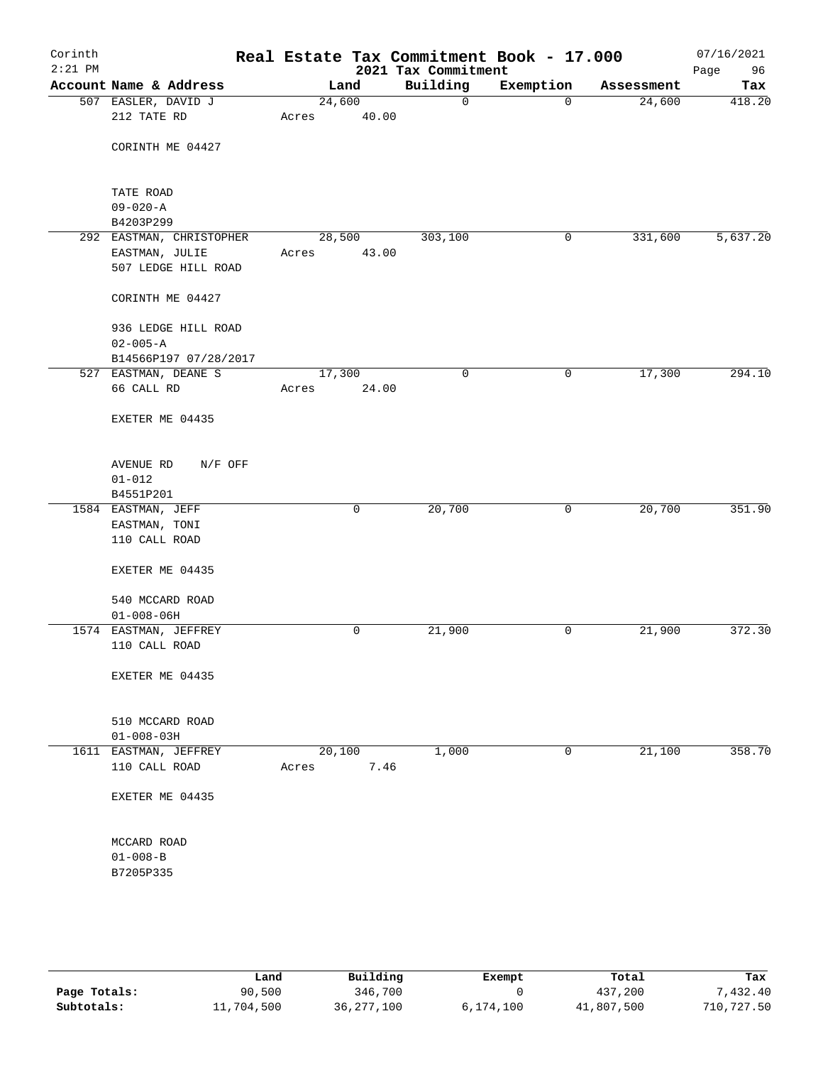# Real Estate Tax Commitment Book - 17.000

Corinth
2:21 PM

2021 Tax Commitment

07/16/2021

| Account Name & Address | Land | Building | Exemption | Assessment | Tax |
|---|---|---|---|---|---|
| 507 EASLER, DAVID J<br>212 TATE RD<br><br>CORINTH ME 04427<br><br>TATE ROAD<br>09-020-A<br>B4203P299 | 24,600<br>Acres 40.00 | 0 | 0 | 24,600 | 418.20 |
| 292 EASTMAN, CHRISTOPHER<br>EASTMAN, JULIE<br>507 LEDGE HILL ROAD<br><br>CORINTH ME 04427<br><br>936 LEDGE HILL ROAD<br>02-005-A<br>B14566P197 07/28/2017 | 28,500<br>Acres 43.00 | 303,100 | 0 | 331,600 | 5,637.20 |
| 527 EASTMAN, DEANE S<br>66 CALL RD<br><br>EXETER ME 04435<br><br>AVENUE RD N/F OFF<br>01-012<br>B4551P201 | 17,300<br>Acres 24.00 | 0 | 0 | 17,300 | 294.10 |
| 1584 EASTMAN, JEFF<br>EASTMAN, TONI<br>110 CALL ROAD<br><br>EXETER ME 04435<br><br>540 MCCARD ROAD<br>01-008-06H | 0 | 20,700 | 0 | 20,700 | 351.90 |
| 1574 EASTMAN, JEFFREY<br>110 CALL ROAD<br><br>EXETER ME 04435<br><br>510 MCCARD ROAD<br>01-008-03H | 0 | 21,900 | 0 | 21,900 | 372.30 |
| 1611 EASTMAN, JEFFREY<br>110 CALL ROAD<br><br>EXETER ME 04435<br><br>MCCARD ROAD<br>01-008-B<br>B7205P335 | 20,100<br>Acres 7.46 | 1,000 | 0 | 21,100 | 358.70 |

| | Land | Building | Exempt | Total | Tax |
|---|---|---|---|---|---|
| Page Totals: | 90,500 | 346,700 | 0 | 437,200 | 7,432.40 |
| Subtotals: | 11,704,500 | 36,277,100 | 6,174,100 | 41,807,500 | 710,727.50 |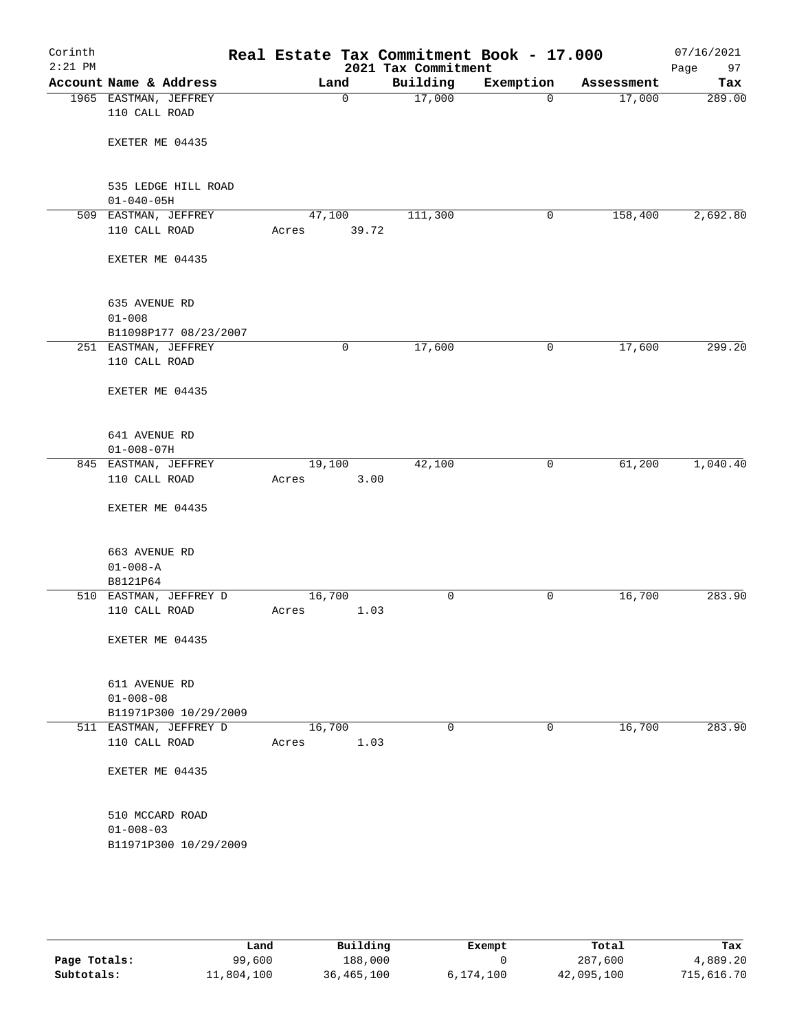# Real Estate Tax Commitment Book - 17.000

Corinth 2:21 PM — 2021 Tax Commitment — 07/16/2021

| Account Name & Address | Land | Building | Exemption | Assessment | Tax |
|---|---|---|---|---|---|
| 1965 EASTMAN, JEFFREY<br>110 CALL ROAD<br><br>EXETER ME 04435<br><br>535 LEDGE HILL ROAD<br>01-040-05H | 0 | 17,000 | 0 | 17,000 | 289.00 |
| 509 EASTMAN, JEFFREY<br>110 CALL ROAD<br><br>EXETER ME 04435<br><br>635 AVENUE RD<br>01-008<br>B11098P177 08/23/2007 | 47,100<br>Acres 39.72 | 111,300 | 0 | 158,400 | 2,692.80 |
| 251 EASTMAN, JEFFREY<br>110 CALL ROAD<br><br>EXETER ME 04435<br><br>641 AVENUE RD<br>01-008-07H | 0 | 17,600 | 0 | 17,600 | 299.20 |
| 845 EASTMAN, JEFFREY<br>110 CALL ROAD<br><br>EXETER ME 04435<br><br>663 AVENUE RD<br>01-008-A<br>B8121P64 | 19,100<br>Acres 3.00 | 42,100 | 0 | 61,200 | 1,040.40 |
| 510 EASTMAN, JEFFREY D<br>110 CALL ROAD<br><br>EXETER ME 04435<br><br>611 AVENUE RD<br>01-008-08<br>B11971P300 10/29/2009 | 16,700<br>Acres 1.03 | 0 | 0 | 16,700 | 283.90 |
| 511 EASTMAN, JEFFREY D<br>110 CALL ROAD<br><br>EXETER ME 04435<br><br>510 MCCARD ROAD<br>01-008-03<br>B11971P300 10/29/2009 | 16,700<br>Acres 1.03 | 0 | 0 | 16,700 | 283.90 |

| | Land | Building | Exempt | Total | Tax |
|---|---|---|---|---|---|
| **Page Totals:** | 99,600 | 188,000 | 0 | 287,600 | 4,889.20 |
| **Subtotals:** | 11,804,100 | 36,465,100 | 6,174,100 | 42,095,100 | 715,616.70 |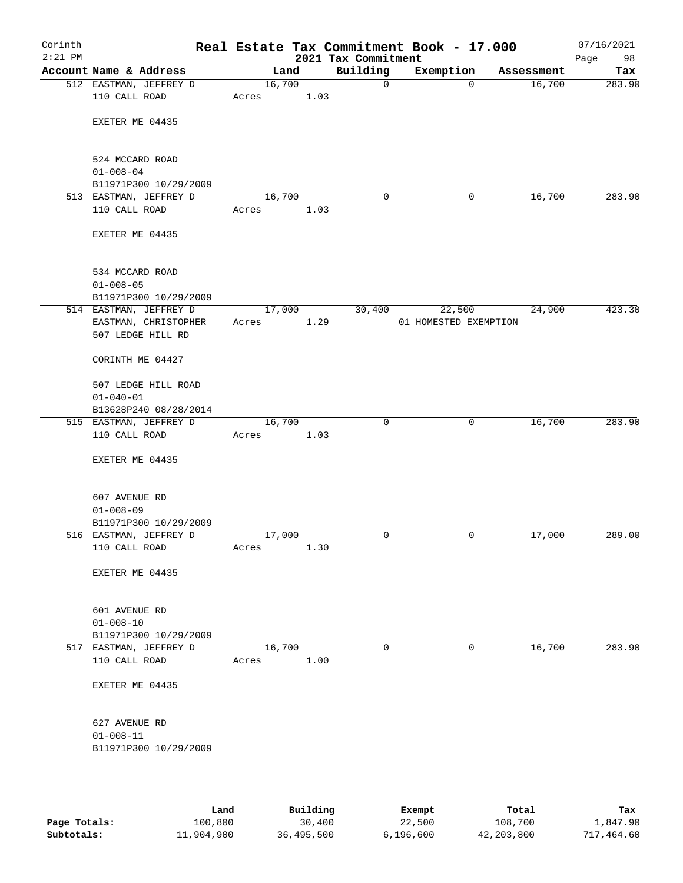Corinth 2:21 PM

# Real Estate Tax Commitment Book - 17.000

2021 Tax Commitment

07/16/2021

| Account Name & Address | Land | Building | Exemption | Assessment | Tax |
|---|---|---|---|---|---|
| 512 EASTMAN, JEFFREY D<br>110 CALL ROAD<br><br>EXETER ME 04435<br><br>524 MCCARD ROAD<br>01-008-04<br>B11971P300 10/29/2009 | 16,700<br>Acres 1.03 | 0 | 0 | 16,700 | 283.90 |
| 513 EASTMAN, JEFFREY D<br>110 CALL ROAD<br><br>EXETER ME 04435<br><br>534 MCCARD ROAD<br>01-008-05<br>B11971P300 10/29/2009 | 16,700<br>Acres 1.03 | 0 | 0 | 16,700 | 283.90 |
| 514 EASTMAN, JEFFREY D<br>EASTMAN, CHRISTOPHER<br>507 LEDGE HILL RD<br><br>CORINTH ME 04427<br><br>507 LEDGE HILL ROAD<br>01-040-01<br>B13628P240 08/28/2014 | 17,000<br>Acres 1.29 | 30,400 | 22,500<br>01 HOMESTED EXEMPTION | 24,900 | 423.30 |
| 515 EASTMAN, JEFFREY D<br>110 CALL ROAD<br><br>EXETER ME 04435<br><br>607 AVENUE RD<br>01-008-09<br>B11971P300 10/29/2009 | 16,700<br>Acres 1.03 | 0 | 0 | 16,700 | 283.90 |
| 516 EASTMAN, JEFFREY D<br>110 CALL ROAD<br><br>EXETER ME 04435<br><br>601 AVENUE RD<br>01-008-10<br>B11971P300 10/29/2009 | 17,000<br>Acres 1.30 | 0 | 0 | 17,000 | 289.00 |
| 517 EASTMAN, JEFFREY D<br>110 CALL ROAD<br><br>EXETER ME 04435<br><br>627 AVENUE RD<br>01-008-11<br>B11971P300 10/29/2009 | 16,700<br>Acres 1.00 | 0 | 0 | 16,700 | 283.90 |

| | Land | Building | Exempt | Total | Tax |
|---|---|---|---|---|---|
| Page Totals: | 100,800 | 30,400 | 22,500 | 108,700 | 1,847.90 |
| Subtotals: | 11,904,900 | 36,495,500 | 6,196,600 | 42,203,800 | 717,464.60 |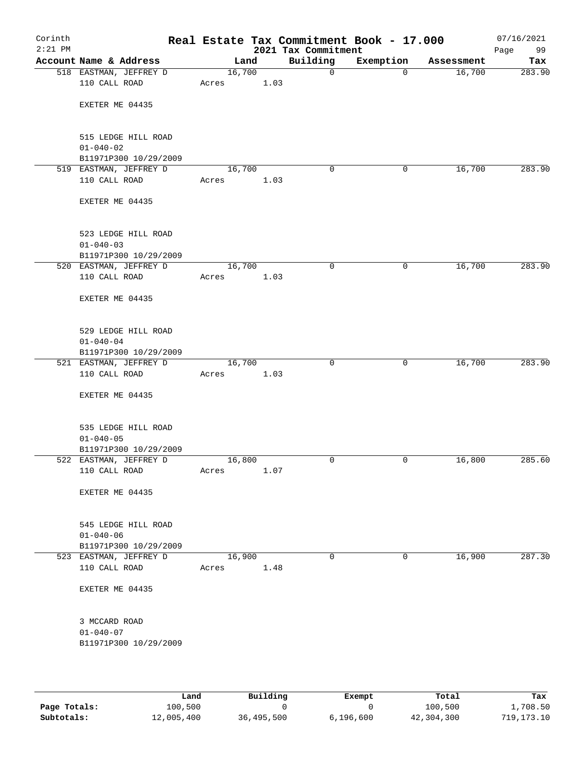# Real Estate Tax Commitment Book - 17.000

Corinth
2:21 PM

2021 Tax Commitment

07/16/2021

| Account Name & Address | Land | Building | Exemption | Assessment | Tax |
|---|---|---|---|---|---|
| 518 EASTMAN, JEFFREY D<br>110 CALL ROAD<br><br>EXETER ME 04435<br><br>515 LEDGE HILL ROAD<br>01-040-02<br>B11971P300 10/29/2009 | 16,700<br>Acres 1.03 | 0 | 0 | 16,700 | 283.90 |
| 519 EASTMAN, JEFFREY D<br>110 CALL ROAD<br><br>EXETER ME 04435<br><br>523 LEDGE HILL ROAD<br>01-040-03<br>B11971P300 10/29/2009 | 16,700<br>Acres 1.03 | 0 | 0 | 16,700 | 283.90 |
| 520 EASTMAN, JEFFREY D<br>110 CALL ROAD<br><br>EXETER ME 04435<br><br>529 LEDGE HILL ROAD<br>01-040-04<br>B11971P300 10/29/2009 | 16,700<br>Acres 1.03 | 0 | 0 | 16,700 | 283.90 |
| 521 EASTMAN, JEFFREY D<br>110 CALL ROAD<br><br>EXETER ME 04435<br><br>535 LEDGE HILL ROAD<br>01-040-05<br>B11971P300 10/29/2009 | 16,700<br>Acres 1.03 | 0 | 0 | 16,700 | 283.90 |
| 522 EASTMAN, JEFFREY D<br>110 CALL ROAD<br><br>EXETER ME 04435<br><br>545 LEDGE HILL ROAD<br>01-040-06<br>B11971P300 10/29/2009 | 16,800<br>Acres 1.07 | 0 | 0 | 16,800 | 285.60 |
| 523 EASTMAN, JEFFREY D<br>110 CALL ROAD<br><br>EXETER ME 04435<br><br>3 MCCARD ROAD<br>01-040-07<br>B11971P300 10/29/2009 | 16,900<br>Acres 1.48 | 0 | 0 | 16,900 | 287.30 |

| | Land | Building | Exempt | Total | Tax |
|---|---|---|---|---|---|
| **Page Totals:** | 100,500 | 0 | 0 | 100,500 | 1,708.50 |
| **Subtotals:** | 12,005,400 | 36,495,500 | 6,196,600 | 42,304,300 | 719,173.10 |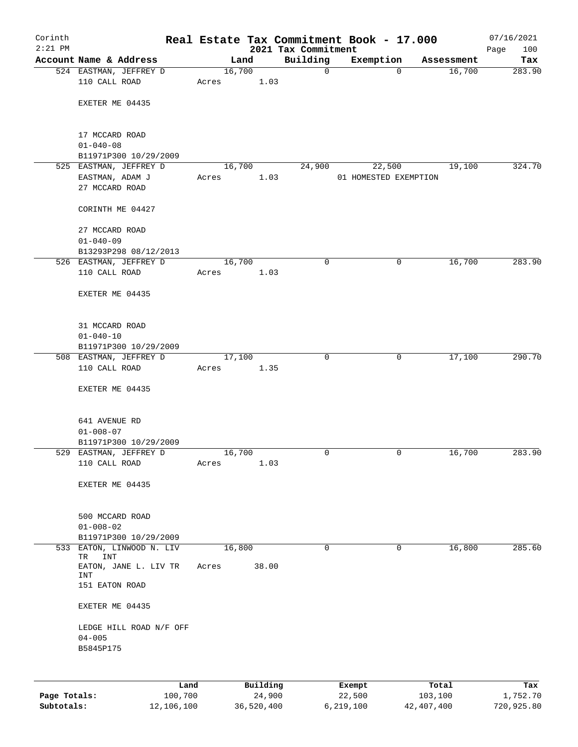Corinth 2:21 PM

# Real Estate Tax Commitment Book - 17.000

2021 Tax Commitment

07/16/2021

| Account Name & Address | Land | Building | Exemption | Assessment | Tax |
|---|---|---|---|---|---|
| 524 EASTMAN, JEFFREY D<br>110 CALL ROAD<br><br>EXETER ME 04435<br><br>17 MCCARD ROAD<br>01-040-08<br>B11971P300 10/29/2009 | 16,700<br>Acres 1.03 | 0 | 0 | 16,700 | 283.90 |
| 525 EASTMAN, JEFFREY D<br>EASTMAN, ADAM J<br>27 MCCARD ROAD<br><br>CORINTH ME 04427<br><br>27 MCCARD ROAD<br>01-040-09<br>B13293P298 08/12/2013 | 16,700<br>Acres 1.03 | 24,900 | 22,500<br>01 HOMESTED EXEMPTION | 19,100 | 324.70 |
| 526 EASTMAN, JEFFREY D<br>110 CALL ROAD<br><br>EXETER ME 04435<br><br>31 MCCARD ROAD<br>01-040-10<br>B11971P300 10/29/2009 | 16,700<br>Acres 1.03 | 0 | 0 | 16,700 | 283.90 |
| 508 EASTMAN, JEFFREY D<br>110 CALL ROAD<br><br>EXETER ME 04435<br><br>641 AVENUE RD<br>01-008-07<br>B11971P300 10/29/2009 | 17,100<br>Acres 1.35 | 0 | 0 | 17,100 | 290.70 |
| 529 EASTMAN, JEFFREY D<br>110 CALL ROAD<br><br>EXETER ME 04435<br><br>500 MCCARD ROAD<br>01-008-02<br>B11971P300 10/29/2009 | 16,700<br>Acres 1.03 | 0 | 0 | 16,700 | 283.90 |
| 533 EATON, LINWOOD N. LIV TR INT<br>EATON, JANE L. LIV TR INT<br>151 EATON ROAD<br><br>EXETER ME 04435<br><br>LEDGE HILL ROAD N/F OFF<br>04-005<br>B5845P175 | 16,800<br>Acres 38.00 | 0 | 0 | 16,800 | 285.60 |

| | Land | Building | Exempt | Total | Tax |
|---|---|---|---|---|---|
| Page Totals: | 100,700 | 24,900 | 22,500 | 103,100 | 1,752.70 |
| Subtotals: | 12,106,100 | 36,520,400 | 6,219,100 | 42,407,400 | 720,925.80 |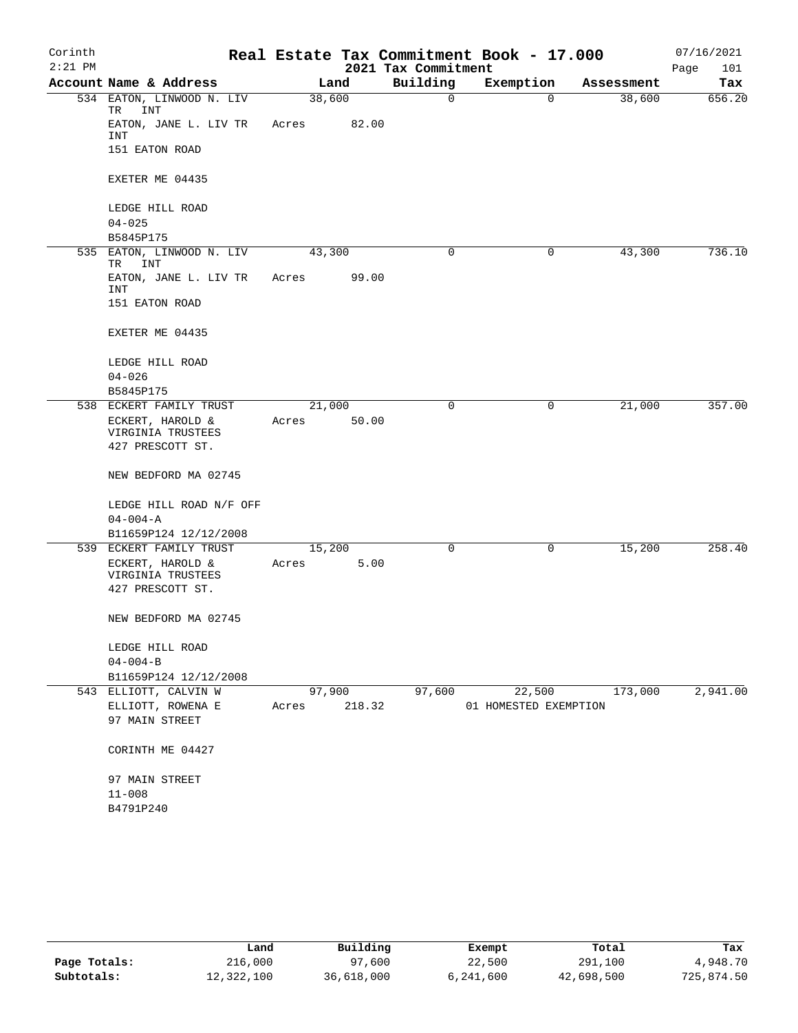Corinth
2:21 PM

# Real Estate Tax Commitment Book - 17.000

2021 Tax Commitment

07/16/2021
Page 101

| Account Name & Address | Land | Building | Exemption | Assessment | Tax |
|---|---|---|---|---|---|
| 534 EATON, LINWOOD N. LIV TR INT<br>EATON, JANE L. LIV TR INT<br>151 EATON ROAD<br><br>EXETER ME 04435<br><br>LEDGE HILL ROAD<br>04-025<br>B5845P175 | 38,600<br>Acres 82.00 | 0 | 0 | 38,600 | 656.20 |
| 535 EATON, LINWOOD N. LIV TR INT<br>EATON, JANE L. LIV TR INT<br>151 EATON ROAD<br><br>EXETER ME 04435<br><br>LEDGE HILL ROAD<br>04-026<br>B5845P175 | 43,300<br>Acres 99.00 | 0 | 0 | 43,300 | 736.10 |
| 538 ECKERT FAMILY TRUST<br>ECKERT, HAROLD & VIRGINIA TRUSTEES<br>427 PRESCOTT ST.<br><br>NEW BEDFORD MA 02745<br><br>LEDGE HILL ROAD N/F OFF<br>04-004-A<br>B11659P124 12/12/2008 | 21,000<br>Acres 50.00 | 0 | 0 | 21,000 | 357.00 |
| 539 ECKERT FAMILY TRUST<br>ECKERT, HAROLD & VIRGINIA TRUSTEES<br>427 PRESCOTT ST.<br><br>NEW BEDFORD MA 02745<br><br>LEDGE HILL ROAD<br>04-004-B<br>B11659P124 12/12/2008 | 15,200<br>Acres 5.00 | 0 | 0 | 15,200 | 258.40 |
| 543 ELLIOTT, CALVIN W<br>ELLIOTT, ROWENA E<br>97 MAIN STREET<br><br>CORINTH ME 04427<br><br>97 MAIN STREET<br>11-008<br>B4791P240 | 97,900<br>Acres 218.32 | 97,600 | 22,500<br>01 HOMESTED EXEMPTION | 173,000 | 2,941.00 |

| | Land | Building | Exempt | Total | Tax |
|---|---|---|---|---|---|
| Page Totals: | 216,000 | 97,600 | 22,500 | 291,100 | 4,948.70 |
| Subtotals: | 12,322,100 | 36,618,000 | 6,241,600 | 42,698,500 | 725,874.50 |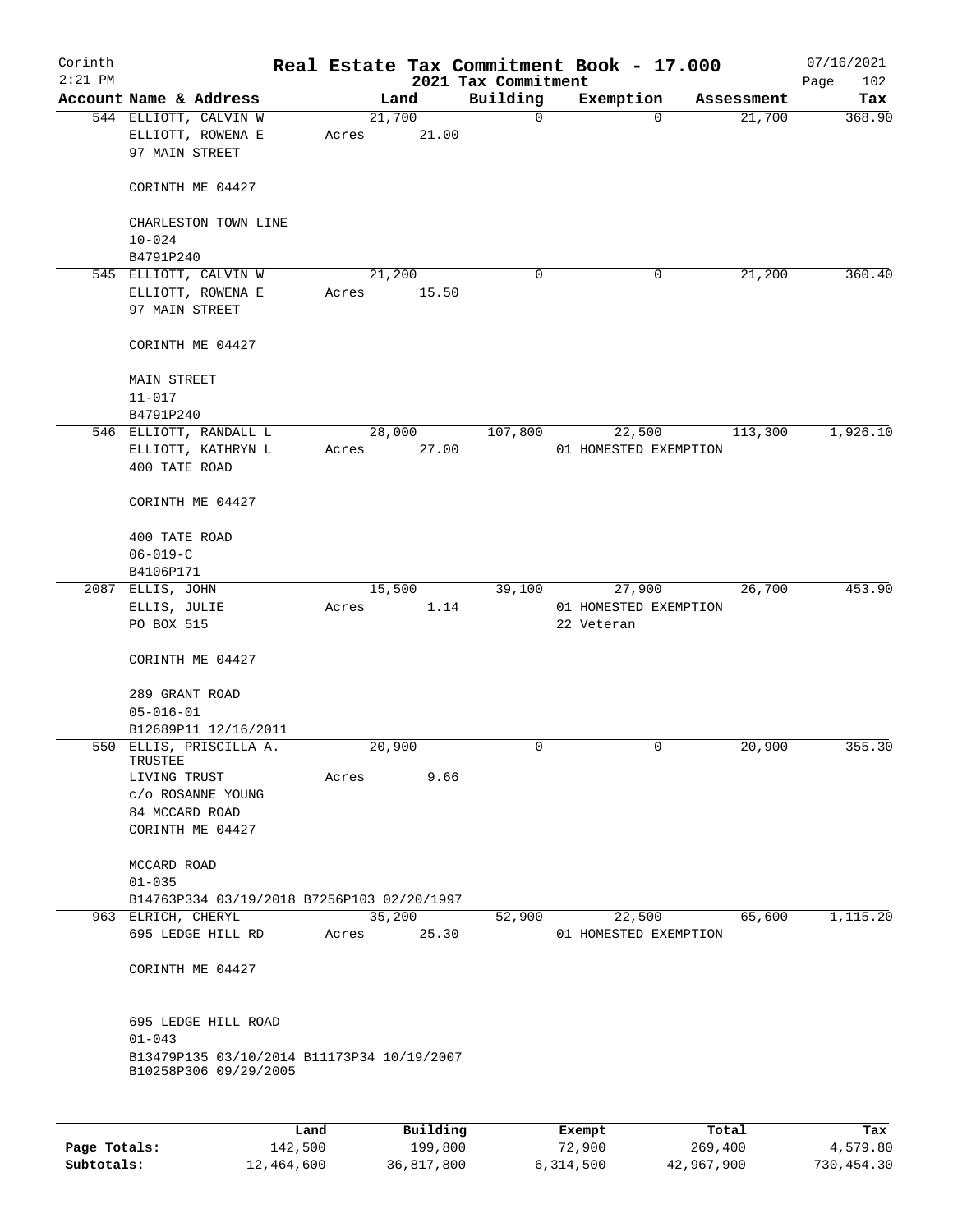Corinth
2:21 PM

# Real Estate Tax Commitment Book - 17.000

2021 Tax Commitment

07/16/2021

| Account Name & Address | Land | Building | Exemption | Assessment | Tax |
|---|---|---|---|---|---|
| 544 ELLIOTT, CALVIN W<br>ELLIOTT, ROWENA E<br>97 MAIN STREET<br><br>CORINTH ME 04427<br><br>CHARLESTON TOWN LINE<br>10-024<br>B4791P240 | 21,700<br>Acres 21.00 | 0 | 0 | 21,700 | 368.90 |
| 545 ELLIOTT, CALVIN W<br>ELLIOTT, ROWENA E<br>97 MAIN STREET<br><br>CORINTH ME 04427<br><br>MAIN STREET<br>11-017<br>B4791P240 | 21,200<br>Acres 15.50 | 0 | 0 | 21,200 | 360.40 |
| 546 ELLIOTT, RANDALL L<br>ELLIOTT, KATHRYN L<br>400 TATE ROAD<br><br>CORINTH ME 04427<br><br>400 TATE ROAD<br>06-019-C<br>B4106P171 | 28,000<br>Acres 27.00 | 107,800 | 22,500<br>01 HOMESTED EXEMPTION | 113,300 | 1,926.10 |
| 2087 ELLIS, JOHN<br>ELLIS, JULIE<br>PO BOX 515<br><br>CORINTH ME 04427<br><br>289 GRANT ROAD<br>05-016-01<br>B12689P11 12/16/2011 | 15,500<br>Acres 1.14 | 39,100 | 27,900<br>01 HOMESTED EXEMPTION<br>22 Veteran | 26,700 | 453.90 |
| 550 ELLIS, PRISCILLA A. TRUSTEE<br>LIVING TRUST<br>c/o ROSANNE YOUNG<br>84 MCCARD ROAD<br>CORINTH ME 04427<br><br>MCCARD ROAD<br>01-035<br>B14763P334 03/19/2018 B7256P103 02/20/1997 | 20,900<br>Acres 9.66 | 0 | 0 | 20,900 | 355.30 |
| 963 ELRICH, CHERYL<br>695 LEDGE HILL RD<br><br>CORINTH ME 04427<br><br>695 LEDGE HILL ROAD<br>01-043<br>B13479P135 03/10/2014 B11173P34 10/19/2007<br>B10258P306 09/29/2005 | 35,200<br>Acres 25.30 | 52,900 | 22,500<br>01 HOMESTED EXEMPTION | 65,600 | 1,115.20 |

| | Land | Building | Exempt | Total | Tax |
|---|---|---|---|---|---|
| **Page Totals:** | 142,500 | 199,800 | 72,900 | 269,400 | 4,579.80 |
| **Subtotals:** | 12,464,600 | 36,817,800 | 6,314,500 | 42,967,900 | 730,454.30 |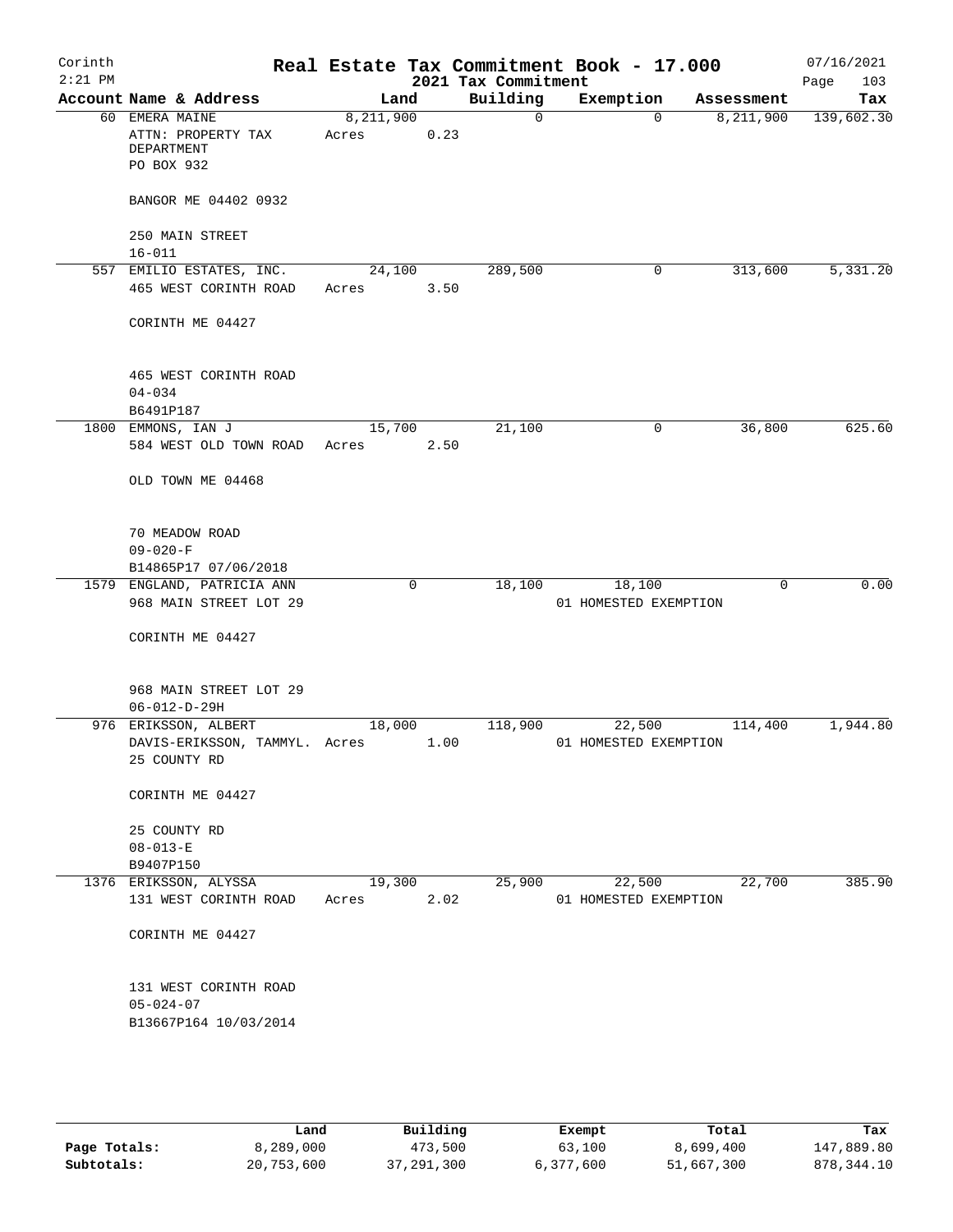Corinth 2:21 PM

# Real Estate Tax Commitment Book - 17.000

2021 Tax Commitment

07/16/2021

| Account | Name & Address | Land | Building | Exemption | Assessment | Tax |
|---|---|---|---|---|---|---|
| 60 | EMERA MAINE<br>ATTN: PROPERTY TAX DEPARTMENT<br>PO BOX 932<br>BANGOR ME 04402 0932<br>250 MAIN STREET<br>16-011 | 8,211,900<br>Acres 0.23 | 0 | 0 | 8,211,900 | 139,602.30 |
| 557 | EMILIO ESTATES, INC.<br>465 WEST CORINTH ROAD<br>CORINTH ME 04427<br>465 WEST CORINTH ROAD<br>04-034<br>B6491P187 | 24,100<br>Acres 3.50 | 289,500 | 0 | 313,600 | 5,331.20 |
| 1800 | EMMONS, IAN J<br>584 WEST OLD TOWN ROAD<br>OLD TOWN ME 04468<br>70 MEADOW ROAD<br>09-020-F<br>B14865P17 07/06/2018 | 15,700<br>Acres 2.50 | 21,100 | 0 | 36,800 | 625.60 |
| 1579 | ENGLAND, PATRICIA ANN<br>968 MAIN STREET LOT 29<br>CORINTH ME 04427<br>968 MAIN STREET LOT 29<br>06-012-D-29H | 0 | 18,100 | 18,100<br>01 HOMESTED EXEMPTION | 0 | 0.00 |
| 976 | ERIKSSON, ALBERT<br>DAVIS-ERIKSSON, TAMMYL.<br>25 COUNTY RD<br>CORINTH ME 04427<br>25 COUNTY RD<br>08-013-E<br>B9407P150 | 18,000<br>Acres 1.00 | 118,900 | 22,500<br>01 HOMESTED EXEMPTION | 114,400 | 1,944.80 |
| 1376 | ERIKSSON, ALYSSA<br>131 WEST CORINTH ROAD<br>CORINTH ME 04427<br>131 WEST CORINTH ROAD<br>05-024-07<br>B13667P164 10/03/2014 | 19,300<br>Acres 2.02 | 25,900 | 22,500<br>01 HOMESTED EXEMPTION | 22,700 | 385.90 |

| | Land | Building | Exempt | Total | Tax |
|---|---|---|---|---|---|
| Page Totals: | 8,289,000 | 473,500 | 63,100 | 8,699,400 | 147,889.80 |
| Subtotals: | 20,753,600 | 37,291,300 | 6,377,600 | 51,667,300 | 878,344.10 |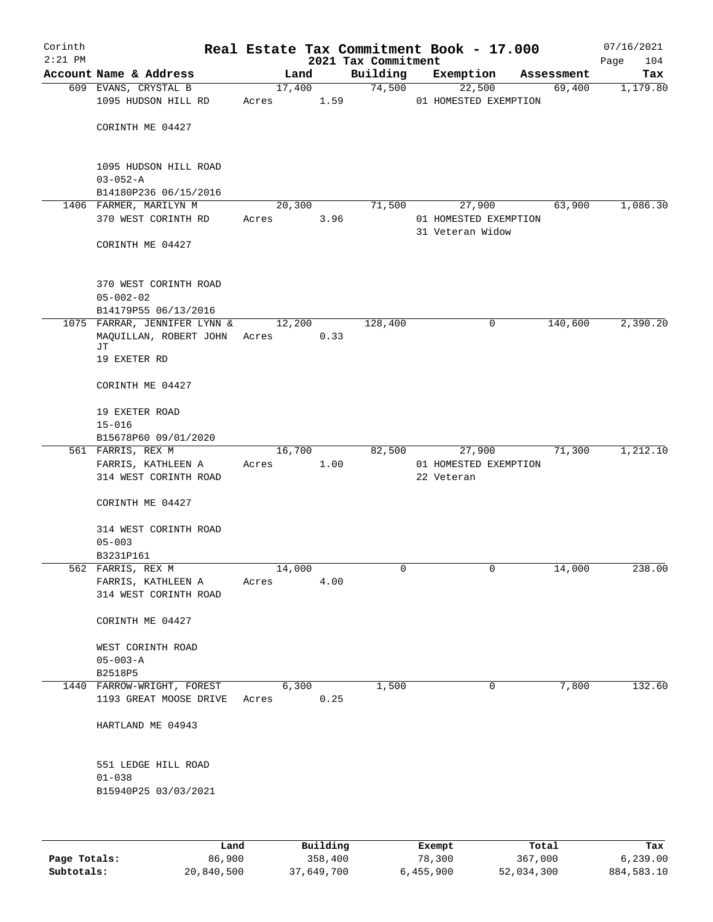Corinth
2:21 PM

# Real Estate Tax Commitment Book - 17.000

2021 Tax Commitment

07/16/2021

| Account Name & Address | Land | Building | Exemption | Assessment | Tax |
|---|---|---|---|---|---|
| 609 EVANS, CRYSTAL B<br>1095 HUDSON HILL RD<br><br>CORINTH ME 04427<br><br>1095 HUDSON HILL ROAD<br>03-052-A<br>B14180P236 06/15/2016 | 17,400<br>Acres 1.59 | 74,500 | 22,500<br>01 HOMESTED EXEMPTION | 69,400 | 1,179.80 |
| 1406 FARMER, MARILYN M<br>370 WEST CORINTH RD<br><br>CORINTH ME 04427<br><br>370 WEST CORINTH ROAD<br>05-002-02<br>B14179P55 06/13/2016 | 20,300<br>Acres 3.96 | 71,500 | 27,900<br>01 HOMESTED EXEMPTION<br>31 Veteran Widow | 63,900 | 1,086.30 |
| 1075 FARRAR, JENNIFER LYNN &<br>MAQUILLAN, ROBERT JOHN JT<br>19 EXETER RD<br><br>CORINTH ME 04427<br><br>19 EXETER ROAD<br>15-016<br>B15678P60 09/01/2020 | 12,200<br>Acres 0.33 | 128,400 | 0 | 140,600 | 2,390.20 |
| 561 FARRIS, REX M<br>FARRIS, KATHLEEN A<br>314 WEST CORINTH ROAD<br><br>CORINTH ME 04427<br><br>314 WEST CORINTH ROAD<br>05-003<br>B3231P161 | 16,700<br>Acres 1.00 | 82,500 | 27,900<br>01 HOMESTED EXEMPTION<br>22 Veteran | 71,300 | 1,212.10 |
| 562 FARRIS, REX M<br>FARRIS, KATHLEEN A<br>314 WEST CORINTH ROAD<br><br>CORINTH ME 04427<br><br>WEST CORINTH ROAD<br>05-003-A<br>B2518P5 | 14,000<br>Acres 4.00 | 0 | 0 | 14,000 | 238.00 |
| 1440 FARROW-WRIGHT, FOREST<br>1193 GREAT MOOSE DRIVE<br><br>HARTLAND ME 04943<br><br>551 LEDGE HILL ROAD<br>01-038<br>B15940P25 03/03/2021 | 6,300<br>Acres 0.25 | 1,500 | 0 | 7,800 | 132.60 |

| | Land | Building | Exempt | Total | Tax |
|---|---|---|---|---|---|
| Page Totals: | 86,900 | 358,400 | 78,300 | 367,000 | 6,239.00 |
| Subtotals: | 20,840,500 | 37,649,700 | 6,455,900 | 52,034,300 | 884,583.10 |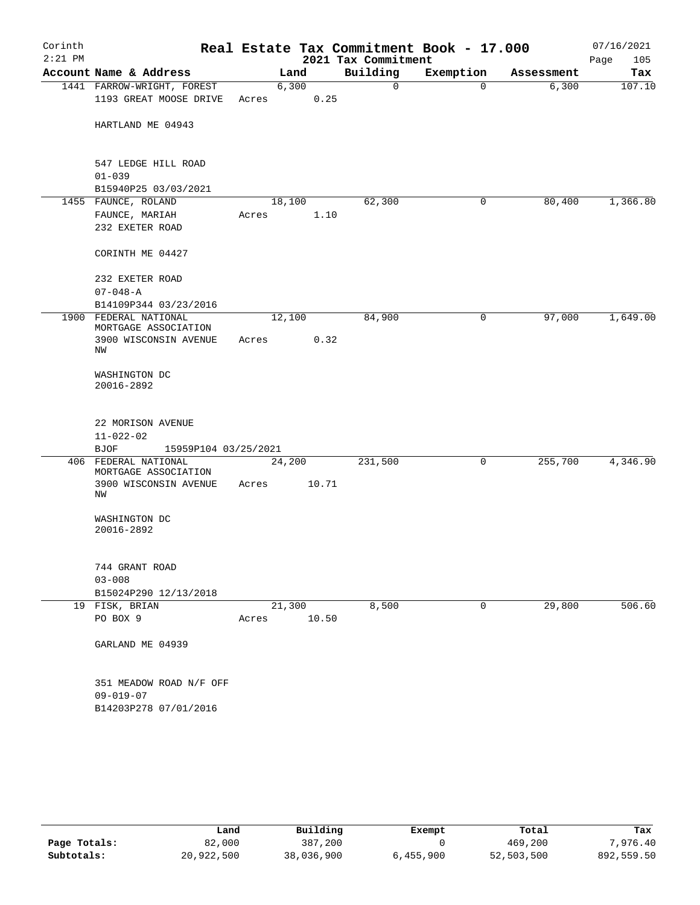# Real Estate Tax Commitment Book - 17.000

Corinth 2:21 PM — 2021 Tax Commitment — 07/16/2021

| Account Name & Address | Land | Building | Exemption | Assessment | Tax |
|---|---|---|---|---|---|
| 1441 FARROW-WRIGHT, FOREST<br>1193 GREAT MOOSE DRIVE<br><br>HARTLAND ME 04943<br><br>547 LEDGE HILL ROAD<br>01-039<br>B15940P25 03/03/2021 | 6,300<br>Acres 0.25 | 0 | 0 | 6,300 | 107.10 |
| 1455 FAUNCE, ROLAND<br>FAUNCE, MARIAH<br>232 EXETER ROAD<br><br>CORINTH ME 04427<br><br>232 EXETER ROAD<br>07-048-A<br>B14109P344 03/23/2016 | 18,100<br>Acres 1.10 | 62,300 | 0 | 80,400 | 1,366.80 |
| 1900 FEDERAL NATIONAL MORTGAGE ASSOCIATION<br>3900 WISCONSIN AVENUE NW<br><br>WASHINGTON DC 20016-2892<br><br>22 MORISON AVENUE<br>11-022-02<br>BJOF 15959P104 03/25/2021 | 12,100<br>Acres 0.32 | 84,900 | 0 | 97,000 | 1,649.00 |
| 406 FEDERAL NATIONAL MORTGAGE ASSOCIATION<br>3900 WISCONSIN AVENUE NW<br><br>WASHINGTON DC 20016-2892<br><br>744 GRANT ROAD<br>03-008<br>B15024P290 12/13/2018 | 24,200<br>Acres 10.71 | 231,500 | 0 | 255,700 | 4,346.90 |
| 19 FISK, BRIAN<br>PO BOX 9<br><br>GARLAND ME 04939<br><br>351 MEADOW ROAD N/F OFF<br>09-019-07<br>B14203P278 07/01/2016 | 21,300<br>Acres 10.50 | 8,500 | 0 | 29,800 | 506.60 |

| | Land | Building | Exempt | Total | Tax |
|---|---|---|---|---|---|
| Page Totals: | 82,000 | 387,200 | 0 | 469,200 | 7,976.40 |
| Subtotals: | 20,922,500 | 38,036,900 | 6,455,900 | 52,503,500 | 892,559.50 |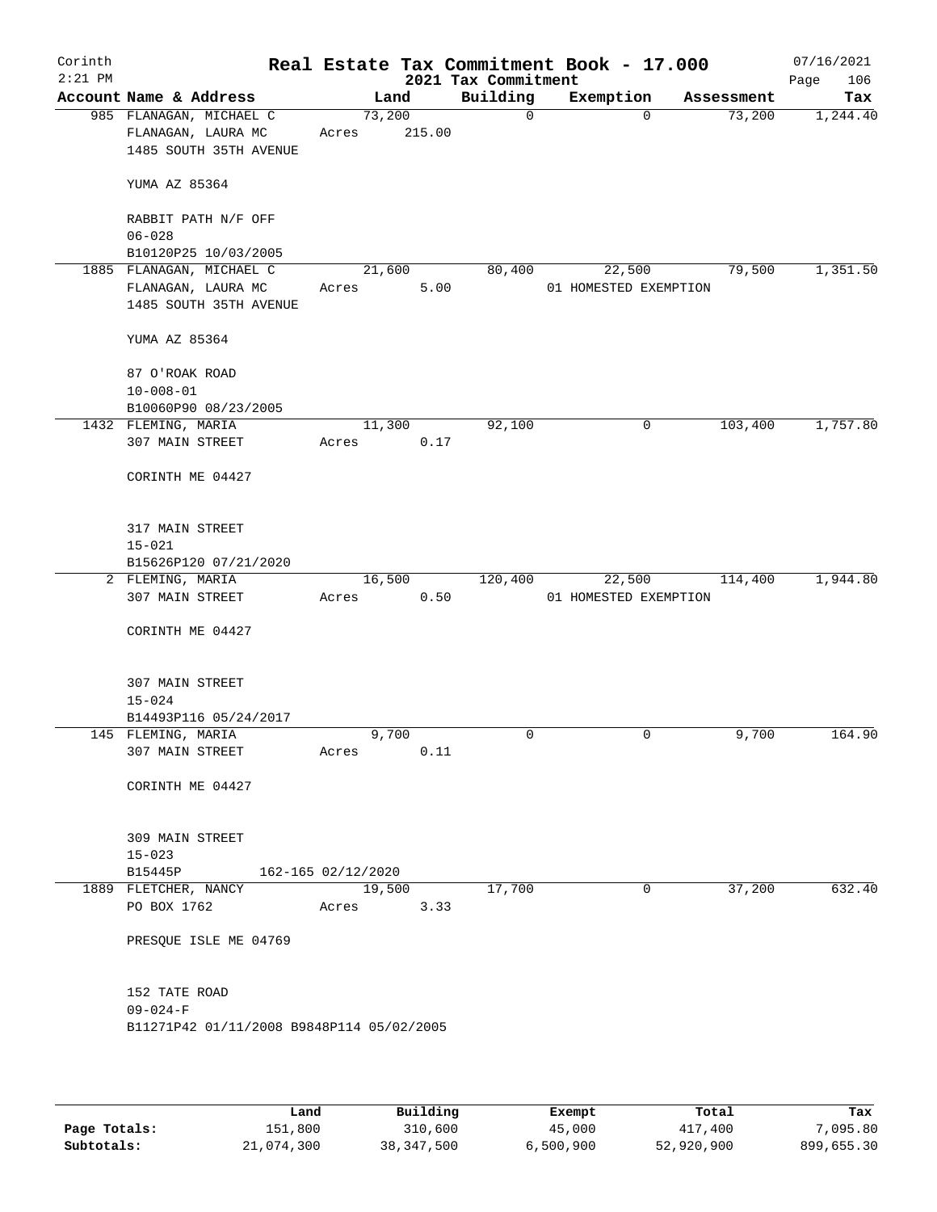Corinth
2:21 PM

# Real Estate Tax Commitment Book - 17.000

2021 Tax Commitment

07/16/2021

| Account | Name & Address | Land | Building | Exemption | Assessment | Tax |
|---|---|---|---|---|---|---|
| 985 | FLANAGAN, MICHAEL C<br>FLANAGAN, LAURA MC<br>1485 SOUTH 35TH AVENUE<br><br>YUMA AZ 85364<br><br>RABBIT PATH N/F OFF<br>06-028<br>B10120P25 10/03/2005 | 73,200<br>Acres 215.00 | 0 | 0 | 73,200 | 1,244.40 |
| 1885 | FLANAGAN, MICHAEL C<br>FLANAGAN, LAURA MC<br>1485 SOUTH 35TH AVENUE<br><br>YUMA AZ 85364<br><br>87 O'ROAK ROAD<br>10-008-01<br>B10060P90 08/23/2005 | 21,600<br>Acres 5.00 | 80,400 | 22,500<br>01 HOMESTED EXEMPTION | 79,500 | 1,351.50 |
| 1432 | FLEMING, MARIA<br>307 MAIN STREET<br><br>CORINTH ME 04427<br><br>317 MAIN STREET<br>15-021<br>B15626P120 07/21/2020 | 11,300<br>Acres 0.17 | 92,100 | 0 | 103,400 | 1,757.80 |
| 2 | FLEMING, MARIA<br>307 MAIN STREET<br><br>CORINTH ME 04427<br><br>307 MAIN STREET<br>15-024<br>B14493P116 05/24/2017 | 16,500<br>Acres 0.50 | 120,400 | 22,500<br>01 HOMESTED EXEMPTION | 114,400 | 1,944.80 |
| 145 | FLEMING, MARIA<br>307 MAIN STREET<br><br>CORINTH ME 04427<br><br>309 MAIN STREET<br>15-023<br>B15445P 162-165 02/12/2020 | 9,700<br>Acres 0.11 | 0 | 0 | 9,700 | 164.90 |
| 1889 | FLETCHER, NANCY<br>PO BOX 1762<br><br>PRESQUE ISLE ME 04769<br><br>152 TATE ROAD<br>09-024-F<br>B11271P42 01/11/2008 B9848P114 05/02/2005 | 19,500<br>Acres 3.33 | 17,700 | 0 | 37,200 | 632.40 |

| | Land | Building | Exempt | Total | Tax |
|---|---|---|---|---|---|
| Page Totals: | 151,800 | 310,600 | 45,000 | 417,400 | 7,095.80 |
| Subtotals: | 21,074,300 | 38,347,500 | 6,500,900 | 52,920,900 | 899,655.30 |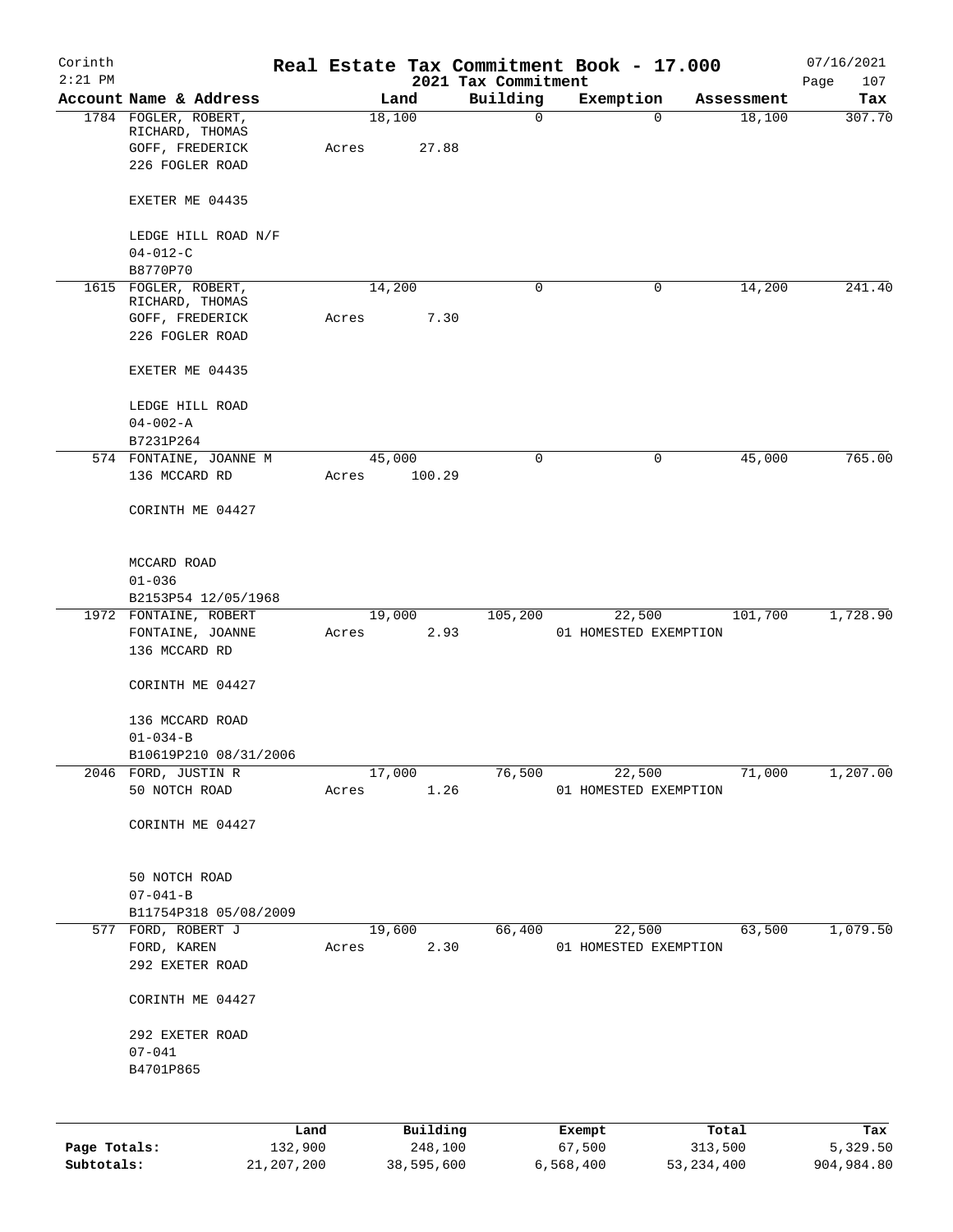Corinth 2:21 PM

# Real Estate Tax Commitment Book - 17.000

2021 Tax Commitment

07/16/2021

| Account | Name & Address | Land | Building | Exemption | Assessment | Tax |
|---|---|---|---|---|---|---|
| 1784 | FOGLER, ROBERT, RICHARD, THOMAS<br>GOFF, FREDERICK<br>226 FOGLER ROAD<br><br>EXETER ME 04435<br><br>LEDGE HILL ROAD N/F<br>04-012-C<br>B8770P70 | 18,100<br>Acres 27.88 | 0 | 0 | 18,100 | 307.70 |
| 1615 | FOGLER, ROBERT, RICHARD, THOMAS<br>GOFF, FREDERICK<br>226 FOGLER ROAD<br><br>EXETER ME 04435<br><br>LEDGE HILL ROAD<br>04-002-A<br>B7231P264 | 14,200<br>Acres 7.30 | 0 | 0 | 14,200 | 241.40 |
| 574 | FONTAINE, JOANNE M<br>136 MCCARD RD<br><br>CORINTH ME 04427<br><br>MCCARD ROAD<br>01-036<br>B2153P54 12/05/1968 | 45,000<br>Acres 100.29 | 0 | 0 | 45,000 | 765.00 |
| 1972 | FONTAINE, ROBERT<br>FONTAINE, JOANNE<br>136 MCCARD RD<br><br>CORINTH ME 04427<br><br>136 MCCARD ROAD<br>01-034-B<br>B10619P210 08/31/2006 | 19,000<br>Acres 2.93 | 105,200 | 22,500<br>01 HOMESTED EXEMPTION | 101,700 | 1,728.90 |
| 2046 | FORD, JUSTIN R<br>50 NOTCH ROAD<br><br>CORINTH ME 04427<br><br>50 NOTCH ROAD<br>07-041-B<br>B11754P318 05/08/2009 | 17,000<br>Acres 1.26 | 76,500 | 22,500<br>01 HOMESTED EXEMPTION | 71,000 | 1,207.00 |
| 577 | FORD, ROBERT J<br>FORD, KAREN<br>292 EXETER ROAD<br><br>CORINTH ME 04427<br><br>292 EXETER ROAD<br>07-041<br>B4701P865 | 19,600<br>Acres 2.30 | 66,400 | 22,500<br>01 HOMESTED EXEMPTION | 63,500 | 1,079.50 |

| | Land | Building | Exempt | Total | Tax |
|---|---|---|---|---|---|
| Page Totals: | 132,900 | 248,100 | 67,500 | 313,500 | 5,329.50 |
| Subtotals: | 21,207,200 | 38,595,600 | 6,568,400 | 53,234,400 | 904,984.80 |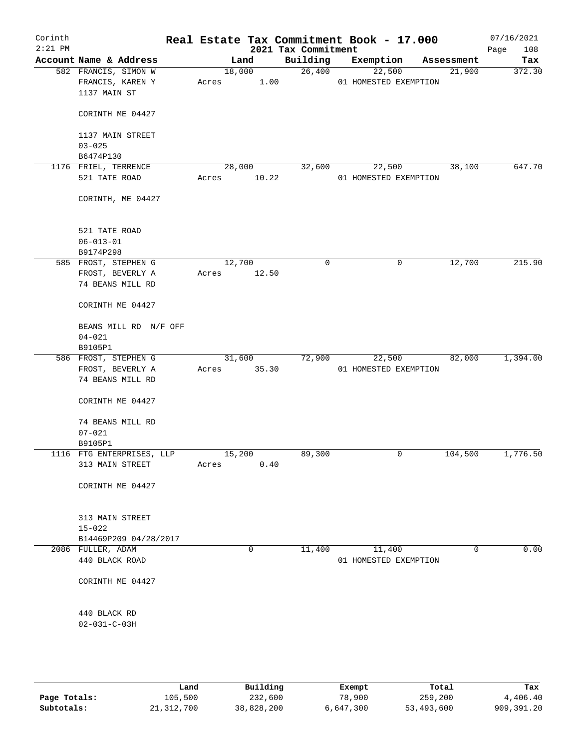# Real Estate Tax Commitment Book - 17.000

Corinth
2:21 PM
2021 Tax Commitment
07/16/2021

| Account Name & Address | Land | Building | Exemption | Assessment | Tax |
|---|---|---|---|---|---|
| 582 FRANCIS, SIMON W<br>FRANCIS, KAREN Y<br>1137 MAIN ST<br><br>CORINTH ME 04427<br><br>1137 MAIN STREET<br>03-025<br>B6474P130 | 18,000<br>Acres 1.00 | 26,400 | 22,500<br>01 HOMESTED EXEMPTION | 21,900 | 372.30 |
| 1176 FRIEL, TERRENCE<br>521 TATE ROAD<br><br>CORINTH, ME 04427<br><br>521 TATE ROAD<br>06-013-01<br>B9174P298 | 28,000<br>Acres 10.22 | 32,600 | 22,500<br>01 HOMESTED EXEMPTION | 38,100 | 647.70 |
| 585 FROST, STEPHEN G<br>FROST, BEVERLY A<br>74 BEANS MILL RD<br><br>CORINTH ME 04427<br><br>BEANS MILL RD N/F OFF<br>04-021<br>B9105P1 | 12,700<br>Acres 12.50 | 0 | 0 | 12,700 | 215.90 |
| 586 FROST, STEPHEN G<br>FROST, BEVERLY A<br>74 BEANS MILL RD<br><br>CORINTH ME 04427<br><br>74 BEANS MILL RD<br>07-021<br>B9105P1 | 31,600<br>Acres 35.30 | 72,900 | 22,500<br>01 HOMESTED EXEMPTION | 82,000 | 1,394.00 |
| 1116 FTG ENTERPRISES, LLP<br>313 MAIN STREET<br><br>CORINTH ME 04427<br><br>313 MAIN STREET<br>15-022<br>B14469P209 04/28/2017 | 15,200<br>Acres 0.40 | 89,300 | 0 | 104,500 | 1,776.50 |
| 2086 FULLER, ADAM<br>440 BLACK ROAD<br><br>CORINTH ME 04427<br><br>440 BLACK RD<br>02-031-C-03H | 0 | 11,400 | 11,400<br>01 HOMESTED EXEMPTION | 0 | 0.00 |

| | Land | Building | Exempt | Total | Tax |
|---|---|---|---|---|---|
| Page Totals: | 105,500 | 232,600 | 78,900 | 259,200 | 4,406.40 |
| Subtotals: | 21,312,700 | 38,828,200 | 6,647,300 | 53,493,600 | 909,391.20 |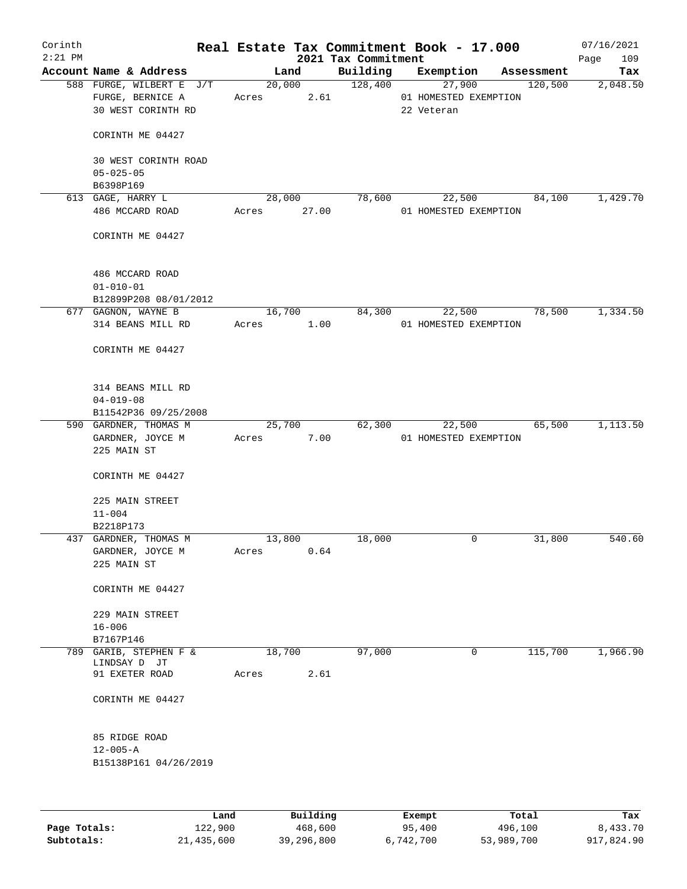# Real Estate Tax Commitment Book - 17.000

Corinth
2:21 PM

2021 Tax Commitment

07/16/2021

| Account Name & Address | Land | Building | Exemption | Assessment | Tax |
|---|---|---|---|---|---|
| 588 FURGE, WILBERT E J/T<br>FURGE, BERNICE A<br>30 WEST CORINTH RD<br><br>CORINTH ME 04427<br><br>30 WEST CORINTH ROAD<br>05-025-05<br>B6398P169 | 20,000<br>Acres 2.61 | 128,400 | 27,900<br>01 HOMESTED EXEMPTION<br>22 Veteran | 120,500 | 2,048.50 |
| 613 GAGE, HARRY L<br>486 MCCARD ROAD<br><br>CORINTH ME 04427<br><br>486 MCCARD ROAD<br>01-010-01<br>B12899P208 08/01/2012 | 28,000<br>Acres 27.00 | 78,600 | 22,500<br>01 HOMESTED EXEMPTION | 84,100 | 1,429.70 |
| 677 GAGNON, WAYNE B<br>314 BEANS MILL RD<br><br>CORINTH ME 04427<br><br>314 BEANS MILL RD<br>04-019-08<br>B11542P36 09/25/2008 | 16,700<br>Acres 1.00 | 84,300 | 22,500<br>01 HOMESTED EXEMPTION | 78,500 | 1,334.50 |
| 590 GARDNER, THOMAS M<br>GARDNER, JOYCE M<br>225 MAIN ST<br><br>CORINTH ME 04427<br><br>225 MAIN STREET<br>11-004<br>B2218P173 | 25,700<br>Acres 7.00 | 62,300 | 22,500<br>01 HOMESTED EXEMPTION | 65,500 | 1,113.50 |
| 437 GARDNER, THOMAS M<br>GARDNER, JOYCE M<br>225 MAIN ST<br><br>CORINTH ME 04427<br><br>229 MAIN STREET<br>16-006<br>B7167P146 | 13,800<br>Acres 0.64 | 18,000 | 0 | 31,800 | 540.60 |
| 789 GARIB, STEPHEN F &<br>LINDSAY D JT<br>91 EXETER ROAD<br><br>CORINTH ME 04427<br><br>85 RIDGE ROAD<br>12-005-A<br>B15138P161 04/26/2019 | 18,700<br>Acres 2.61 | 97,000 | 0 | 115,700 | 1,966.90 |

| | Land | Building | Exempt | Total | Tax |
|---|---|---|---|---|---|
| Page Totals: | 122,900 | 468,600 | 95,400 | 496,100 | 8,433.70 |
| Subtotals: | 21,435,600 | 39,296,800 | 6,742,700 | 53,989,700 | 917,824.90 |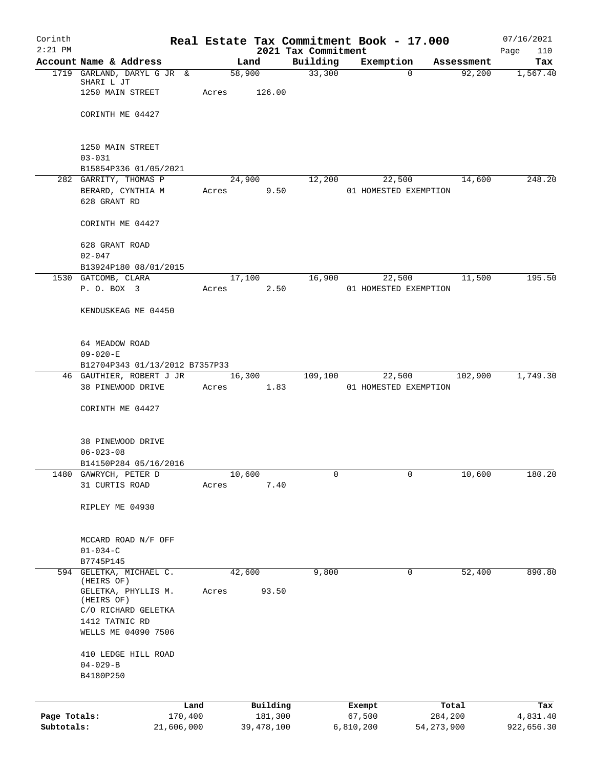Corinth 2:21 PM — **Real Estate Tax Commitment Book - 17.000** — 2021 Tax Commitment — 07/16/2021

| Account Name & Address | Land | Building | Exemption | Assessment | Tax |
|---|---|---|---|---|---|
| 1719 GARLAND, DARYL G JR & SHARI L JT<br>1250 MAIN STREET<br>CORINTH ME 04427<br>1250 MAIN STREET<br>03-031<br>B15854P336 01/05/2021 | 58,900<br>Acres 126.00 | 33,300 | 0 | 92,200 | 1,567.40 |
| 282 GARRITY, THOMAS P<br>BERARD, CYNTHIA M<br>628 GRANT RD<br>CORINTH ME 04427<br>628 GRANT ROAD<br>02-047<br>B13924P180 08/01/2015 | 24,900<br>Acres 9.50 | 12,200 | 22,500<br>01 HOMESTED EXEMPTION | 14,600 | 248.20 |
| 1530 GATCOMB, CLARA<br>P. O. BOX 3<br>KENDUSKEAG ME 04450<br>64 MEADOW ROAD<br>09-020-E<br>B12704P343 01/13/2012 B7357P33 | 17,100<br>Acres 2.50 | 16,900 | 22,500<br>01 HOMESTED EXEMPTION | 11,500 | 195.50 |
| 46 GAUTHIER, ROBERT J JR<br>38 PINEWOOD DRIVE<br>CORINTH ME 04427<br>38 PINEWOOD DRIVE<br>06-023-08<br>B14150P284 05/16/2016 | 16,300<br>Acres 1.83 | 109,100 | 22,500<br>01 HOMESTED EXEMPTION | 102,900 | 1,749.30 |
| 1480 GAWRYCH, PETER D<br>31 CURTIS ROAD<br>RIPLEY ME 04930<br>MCCARD ROAD N/F OFF<br>01-034-C<br>B7745P145 | 10,600<br>Acres 7.40 | 0 | 0 | 10,600 | 180.20 |
| 594 GELETKA, MICHAEL C. (HEIRS OF)<br>GELETKA, PHYLLIS M. (HEIRS OF)<br>C/O RICHARD GELETKA<br>1412 TATNIC RD<br>WELLS ME 04090 7506<br>410 LEDGE HILL ROAD<br>04-029-B<br>B4180P250 | 42,600<br>Acres 93.50 | 9,800 | 0 | 52,400 | 890.80 |

| | Land | Building | Exempt | Total | Tax |
|---|---|---|---|---|---|
| Page Totals: | 170,400 | 181,300 | 67,500 | 284,200 | 4,831.40 |
| Subtotals: | 21,606,000 | 39,478,100 | 6,810,200 | 54,273,900 | 922,656.30 |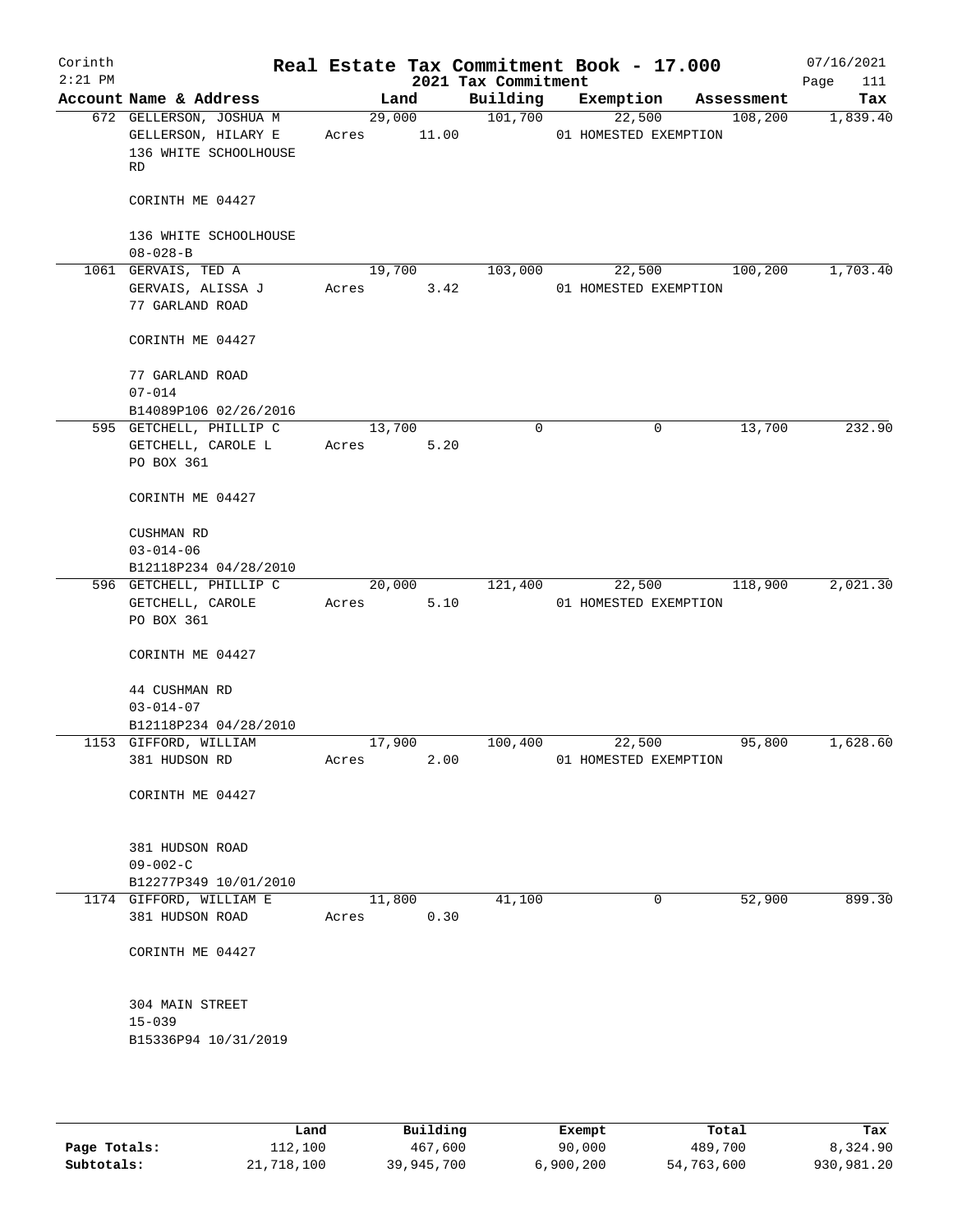Corinth 2:21 PM

# Real Estate Tax Commitment Book - 17.000

2021 Tax Commitment

07/16/2021

| Account Name & Address | Land | Building | Exemption | Assessment | Tax |
|---|---|---|---|---|---|
| 672 GELLERSON, JOSHUA M<br>GELLERSON, HILARY E<br>136 WHITE SCHOOLHOUSE RD<br><br>CORINTH ME 04427<br><br>136 WHITE SCHOOLHOUSE<br>08-028-B | 29,000<br>Acres 11.00 | 101,700 | 22,500<br>01 HOMESTED EXEMPTION | 108,200 | 1,839.40 |
| 1061 GERVAIS, TED A<br>GERVAIS, ALISSA J<br>77 GARLAND ROAD<br><br>CORINTH ME 04427<br><br>77 GARLAND ROAD<br>07-014<br>B14089P106 02/26/2016 | 19,700<br>Acres 3.42 | 103,000 | 22,500<br>01 HOMESTED EXEMPTION | 100,200 | 1,703.40 |
| 595 GETCHELL, PHILLIP C<br>GETCHELL, CAROLE L<br>PO BOX 361<br><br>CORINTH ME 04427<br><br>CUSHMAN RD<br>03-014-06<br>B12118P234 04/28/2010 | 13,700<br>Acres 5.20 | 0 | 0 | 13,700 | 232.90 |
| 596 GETCHELL, PHILLIP C<br>GETCHELL, CAROLE<br>PO BOX 361<br><br>CORINTH ME 04427<br><br>44 CUSHMAN RD<br>03-014-07<br>B12118P234 04/28/2010 | 20,000<br>Acres 5.10 | 121,400 | 22,500<br>01 HOMESTED EXEMPTION | 118,900 | 2,021.30 |
| 1153 GIFFORD, WILLIAM<br>381 HUDSON RD<br><br>CORINTH ME 04427<br><br>381 HUDSON ROAD<br>09-002-C<br>B12277P349 10/01/2010 | 17,900<br>Acres 2.00 | 100,400 | 22,500<br>01 HOMESTED EXEMPTION | 95,800 | 1,628.60 |
| 1174 GIFFORD, WILLIAM E<br>381 HUDSON ROAD<br><br>CORINTH ME 04427<br><br>304 MAIN STREET<br>15-039<br>B15336P94 10/31/2019 | 11,800<br>Acres 0.30 | 41,100 | 0 | 52,900 | 899.30 |

| | Land | Building | Exempt | Total | Tax |
|---|---|---|---|---|---|
| Page Totals: | 112,100 | 467,600 | 90,000 | 489,700 | 8,324.90 |
| Subtotals: | 21,718,100 | 39,945,700 | 6,900,200 | 54,763,600 | 930,981.20 |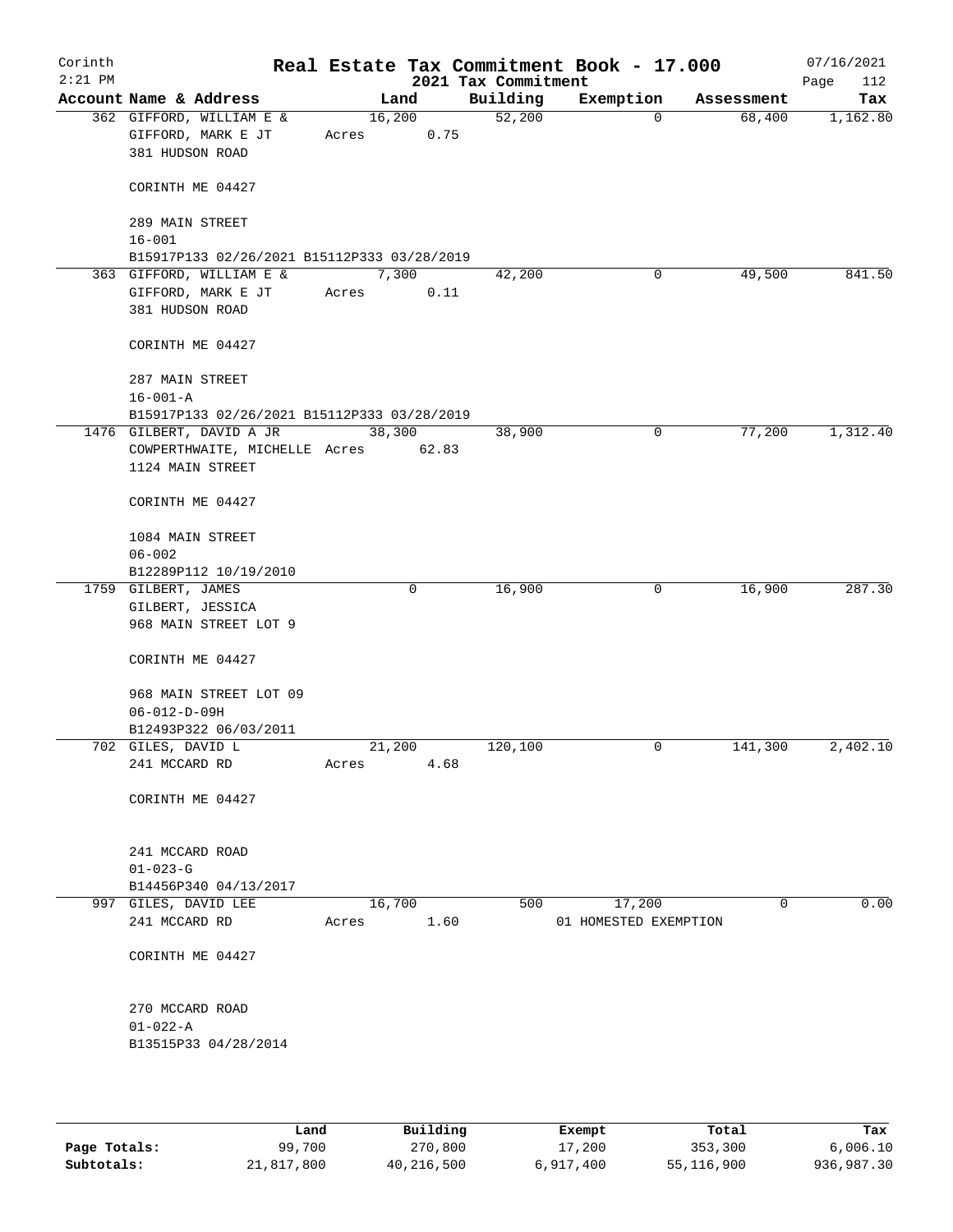Corinth 2:21 PM

# Real Estate Tax Commitment Book - 17.000

2021 Tax Commitment

07/16/2021

| Account Name & Address | Land | Building | Exemption | Assessment | Tax |
|---|---|---|---|---|---|
| 362 GIFFORD, WILLIAM E & GIFFORD, MARK E JT 381 HUDSON ROAD CORINTH ME 04427 289 MAIN STREET 16-001 B15917P133 02/26/2021 B15112P333 03/28/2019 | 16,200 Acres 0.75 | 52,200 | 0 | 68,400 | 1,162.80 |
| 363 GIFFORD, WILLIAM E & GIFFORD, MARK E JT 381 HUDSON ROAD CORINTH ME 04427 287 MAIN STREET 16-001-A B15917P133 02/26/2021 B15112P333 03/28/2019 | 7,300 Acres 0.11 | 42,200 | 0 | 49,500 | 841.50 |
| 1476 GILBERT, DAVID A JR COWPERTHWAITE, MICHELLE 1124 MAIN STREET CORINTH ME 04427 1084 MAIN STREET 06-002 B12289P112 10/19/2010 | 38,300 Acres 62.83 | 38,900 | 0 | 77,200 | 1,312.40 |
| 1759 GILBERT, JAMES GILBERT, JESSICA 968 MAIN STREET LOT 9 CORINTH ME 04427 968 MAIN STREET LOT 09 06-012-D-09H B12493P322 06/03/2011 | 0 | 16,900 | 0 | 16,900 | 287.30 |
| 702 GILES, DAVID L 241 MCCARD RD CORINTH ME 04427 241 MCCARD ROAD 01-023-G B14456P340 04/13/2017 | 21,200 Acres 4.68 | 120,100 | 0 | 141,300 | 2,402.10 |
| 997 GILES, DAVID LEE 241 MCCARD RD CORINTH ME 04427 270 MCCARD ROAD 01-022-A B13515P33 04/28/2014 | 16,700 Acres 1.60 | 500 | 17,200 01 HOMESTED EXEMPTION | 0 | 0.00 |

| | Land | Building | Exempt | Total | Tax |
|---|---|---|---|---|---|
| Page Totals: | 99,700 | 270,800 | 17,200 | 353,300 | 6,006.10 |
| Subtotals: | 21,817,800 | 40,216,500 | 6,917,400 | 55,116,900 | 936,987.30 |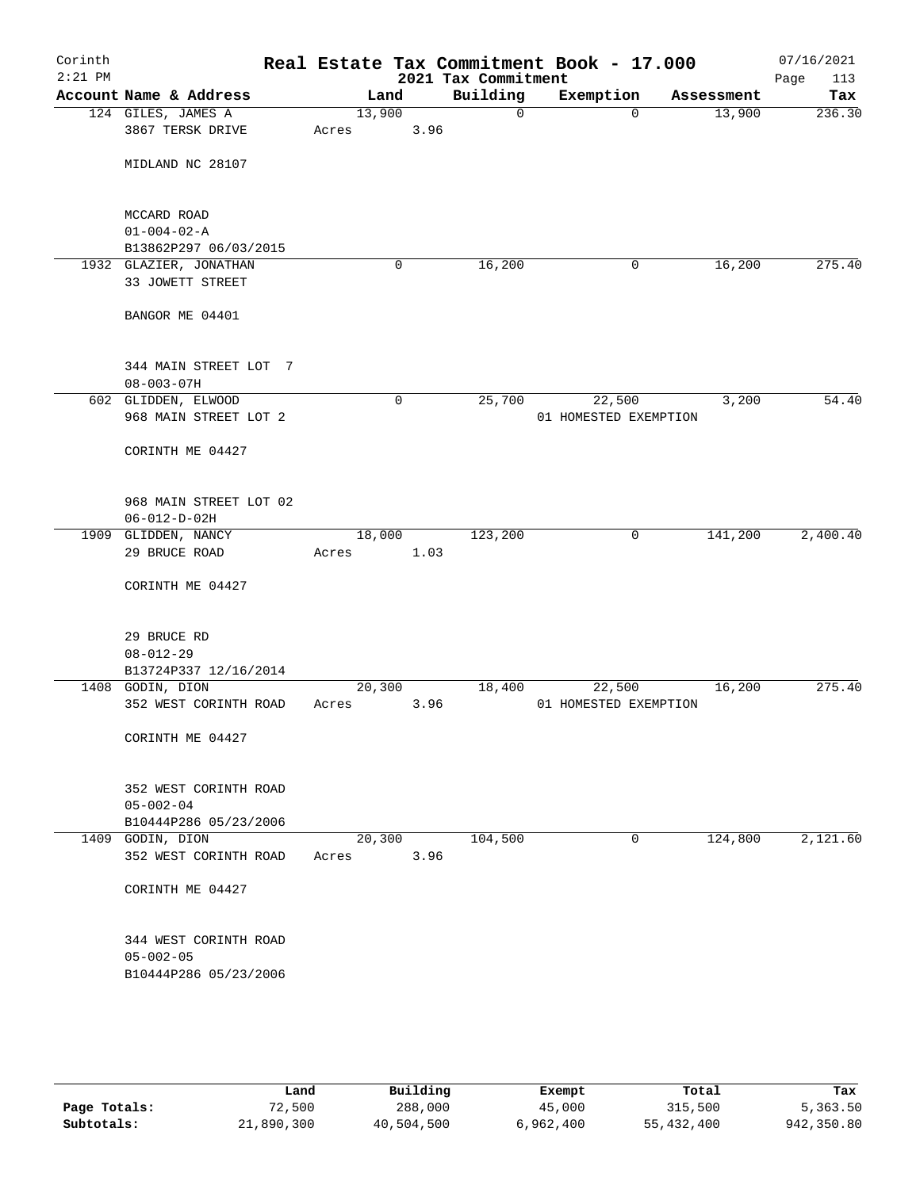# Corinth — Real Estate Tax Commitment Book - 17.000

2:21 PM — 2021 Tax Commitment — 07/16/2021

| Account | Name & Address | Land | Building | Exemption | Assessment | Tax |
|---|---|---|---|---|---|---|
| 124 | GILES, JAMES A<br>3867 TERSK DRIVE<br><br>MIDLAND NC 28107<br><br>MCCARD ROAD<br>01-004-02-A<br>B13862P297 06/03/2015 | 13,900<br>Acres 3.96 | 0 | 0 | 13,900 | 236.30 |
| 1932 | GLAZIER, JONATHAN<br>33 JOWETT STREET<br><br>BANGOR ME 04401<br><br>344 MAIN STREET LOT 7<br>08-003-07H | 0 | 16,200 | 0 | 16,200 | 275.40 |
| 602 | GLIDDEN, ELWOOD<br>968 MAIN STREET LOT 2<br><br>CORINTH ME 04427<br><br>968 MAIN STREET LOT 02<br>06-012-D-02H | 0 | 25,700 | 22,500<br>01 HOMESTED EXEMPTION | 3,200 | 54.40 |
| 1909 | GLIDDEN, NANCY<br>29 BRUCE ROAD<br><br>CORINTH ME 04427<br><br>29 BRUCE RD<br>08-012-29<br>B13724P337 12/16/2014 | 18,000<br>Acres 1.03 | 123,200 | 0 | 141,200 | 2,400.40 |
| 1408 | GODIN, DION<br>352 WEST CORINTH ROAD<br><br>CORINTH ME 04427<br><br>352 WEST CORINTH ROAD<br>05-002-04<br>B10444P286 05/23/2006 | 20,300<br>Acres 3.96 | 18,400 | 22,500<br>01 HOMESTED EXEMPTION | 16,200 | 275.40 |
| 1409 | GODIN, DION<br>352 WEST CORINTH ROAD<br><br>CORINTH ME 04427<br><br>344 WEST CORINTH ROAD<br>05-002-05<br>B10444P286 05/23/2006 | 20,300<br>Acres 3.96 | 104,500 | 0 | 124,800 | 2,121.60 |

| | Land | Building | Exempt | Total | Tax |
|---|---|---|---|---|---|
| Page Totals: | 72,500 | 288,000 | 45,000 | 315,500 | 5,363.50 |
| Subtotals: | 21,890,300 | 40,504,500 | 6,962,400 | 55,432,400 | 942,350.80 |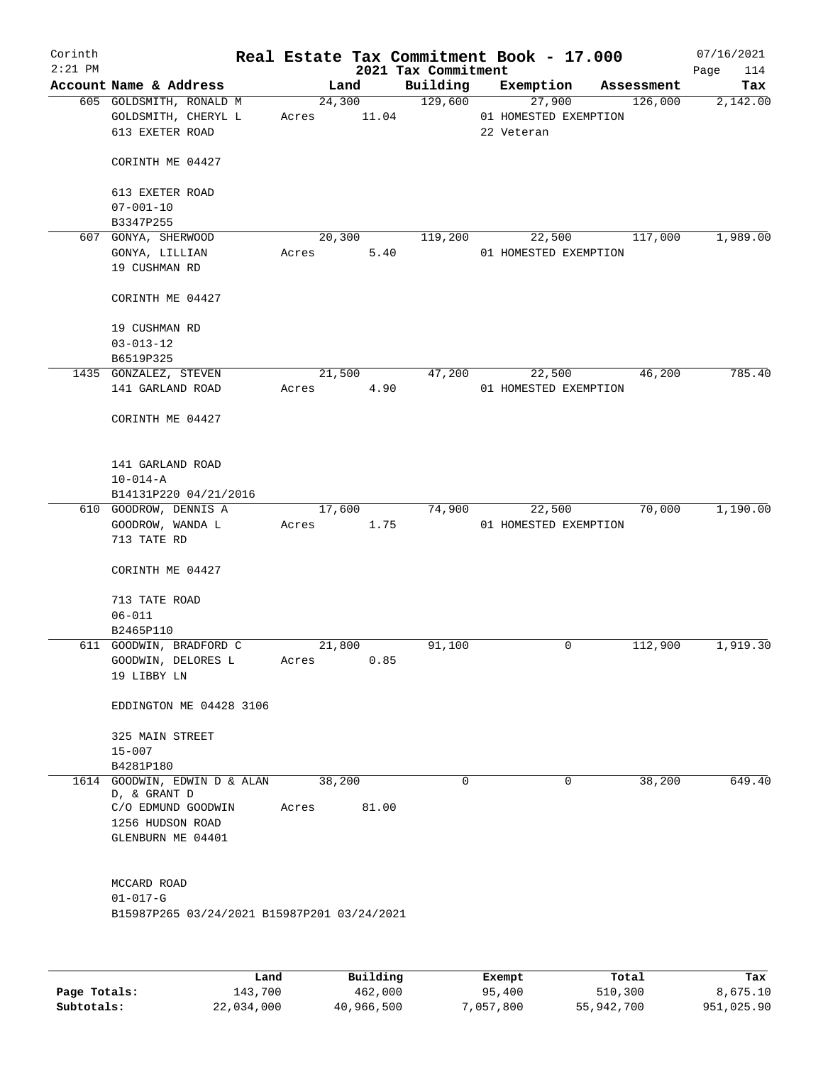Corinth 2:21 PM

# Real Estate Tax Commitment Book - 17.000

2021 Tax Commitment

07/16/2021

| Account | Name & Address | Land | Building | Exemption | Assessment | Tax |
|---|---|---|---|---|---|---|
| 605 | GOLDSMITH, RONALD M<br>GOLDSMITH, CHERYL L<br>613 EXETER ROAD<br><br>CORINTH ME 04427<br><br>613 EXETER ROAD<br>07-001-10<br>B3347P255 | 24,300<br>Acres 11.04 | 129,600 | 27,900<br>01 HOMESTED EXEMPTION<br>22 Veteran | 126,000 | 2,142.00 |
| 607 | GONYA, SHERWOOD<br>GONYA, LILLIAN<br>19 CUSHMAN RD<br><br>CORINTH ME 04427<br><br>19 CUSHMAN RD<br>03-013-12<br>B6519P325 | 20,300<br>Acres 5.40 | 119,200 | 22,500<br>01 HOMESTED EXEMPTION | 117,000 | 1,989.00 |
| 1435 | GONZALEZ, STEVEN<br>141 GARLAND ROAD<br><br>CORINTH ME 04427<br><br>141 GARLAND ROAD<br>10-014-A<br>B14131P220 04/21/2016 | 21,500<br>Acres 4.90 | 47,200 | 22,500<br>01 HOMESTED EXEMPTION | 46,200 | 785.40 |
| 610 | GOODROW, DENNIS A<br>GOODROW, WANDA L<br>713 TATE RD<br><br>CORINTH ME 04427<br><br>713 TATE ROAD<br>06-011<br>B2465P110 | 17,600<br>Acres 1.75 | 74,900 | 22,500<br>01 HOMESTED EXEMPTION | 70,000 | 1,190.00 |
| 611 | GOODWIN, BRADFORD C<br>GOODWIN, DELORES L<br>19 LIBBY LN<br><br>EDDINGTON ME 04428 3106<br><br>325 MAIN STREET<br>15-007<br>B4281P180 | 21,800<br>Acres 0.85 | 91,100 | 0 | 112,900 | 1,919.30 |
| 1614 | GOODWIN, EDWIN D & ALAN D, & GRANT D<br>C/O EDMUND GOODWIN<br>1256 HUDSON ROAD<br>GLENBURN ME 04401<br><br>MCCARD ROAD<br>01-017-G<br>B15987P265 03/24/2021 B15987P201 03/24/2021 | 38,200<br>Acres 81.00 | 0 | 0 | 38,200 | 649.40 |

| | Land | Building | Exempt | Total | Tax |
|---|---|---|---|---|---|
| Page Totals: | 143,700 | 462,000 | 95,400 | 510,300 | 8,675.10 |
| Subtotals: | 22,034,000 | 40,966,500 | 7,057,800 | 55,942,700 | 951,025.90 |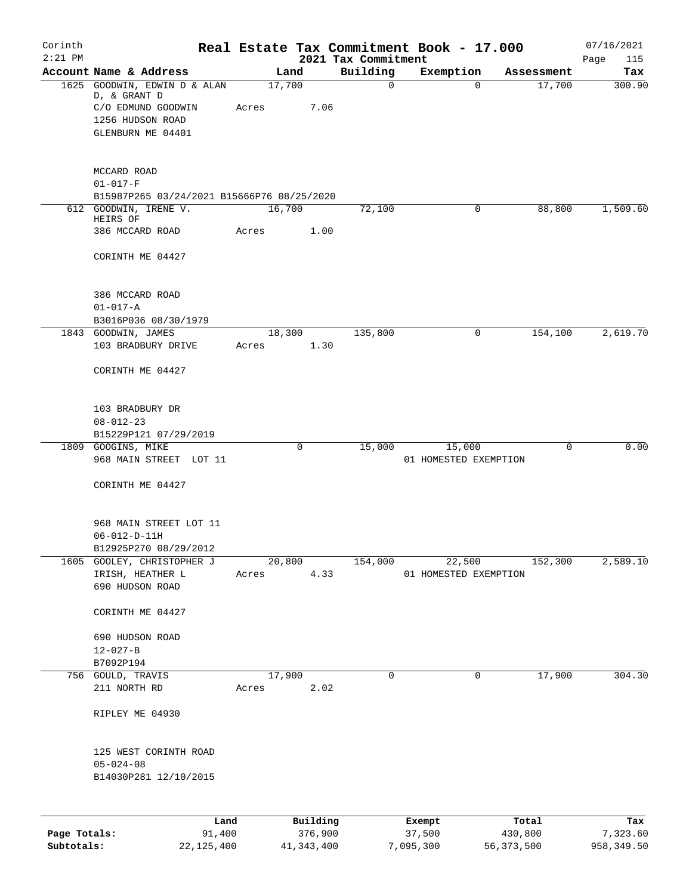Corinth
2:21 PM

# Real Estate Tax Commitment Book - 17.000

2021 Tax Commitment

07/16/2021

| Account | Name & Address | Land | Building | Exemption | Assessment | Tax |
|---|---|---|---|---|---|---|
| 1625 | GOODWIN, EDWIN D & ALAN D, & GRANT D<br>C/O EDMUND GOODWIN<br>1256 HUDSON ROAD<br>GLENBURN ME 04401<br><br>MCCARD ROAD<br>01-017-F<br>B15987P265 03/24/2021 B15666P76 08/25/2020 | 17,700<br>Acres 7.06 | 0 | 0 | 17,700 | 300.90 |
| 612 | GOODWIN, IRENE V. HEIRS OF<br>386 MCCARD ROAD<br>CORINTH ME 04427<br><br>386 MCCARD ROAD<br>01-017-A<br>B3016P036 08/30/1979 | 16,700<br>Acres 1.00 | 72,100 | 0 | 88,800 | 1,509.60 |
| 1843 | GOODWIN, JAMES<br>103 BRADBURY DRIVE<br>CORINTH ME 04427<br><br>103 BRADBURY DR<br>08-012-23<br>B15229P121 07/29/2019 | 18,300<br>Acres 1.30 | 135,800 | 0 | 154,100 | 2,619.70 |
| 1809 | GOOGINS, MIKE<br>968 MAIN STREET LOT 11<br>CORINTH ME 04427<br><br>968 MAIN STREET LOT 11<br>06-012-D-11H<br>B12925P270 08/29/2012 | 0 | 15,000 | 15,000<br>01 HOMESTED EXEMPTION | 0 | 0.00 |
| 1605 | GOOLEY, CHRISTOPHER J<br>IRISH, HEATHER L<br>690 HUDSON ROAD<br>CORINTH ME 04427<br><br>690 HUDSON ROAD<br>12-027-B<br>B7092P194 | 20,800<br>Acres 4.33 | 154,000 | 22,500<br>01 HOMESTED EXEMPTION | 152,300 | 2,589.10 |
| 756 | GOULD, TRAVIS<br>211 NORTH RD<br>RIPLEY ME 04930<br><br>125 WEST CORINTH ROAD<br>05-024-08<br>B14030P281 12/10/2015 | 17,900<br>Acres 2.02 | 0 | 0 | 17,900 | 304.30 |

| | Land | Building | Exempt | Total | Tax |
|---|---|---|---|---|---|
| Page Totals: | 91,400 | 376,900 | 37,500 | 430,800 | 7,323.60 |
| Subtotals: | 22,125,400 | 41,343,400 | 7,095,300 | 56,373,500 | 958,349.50 |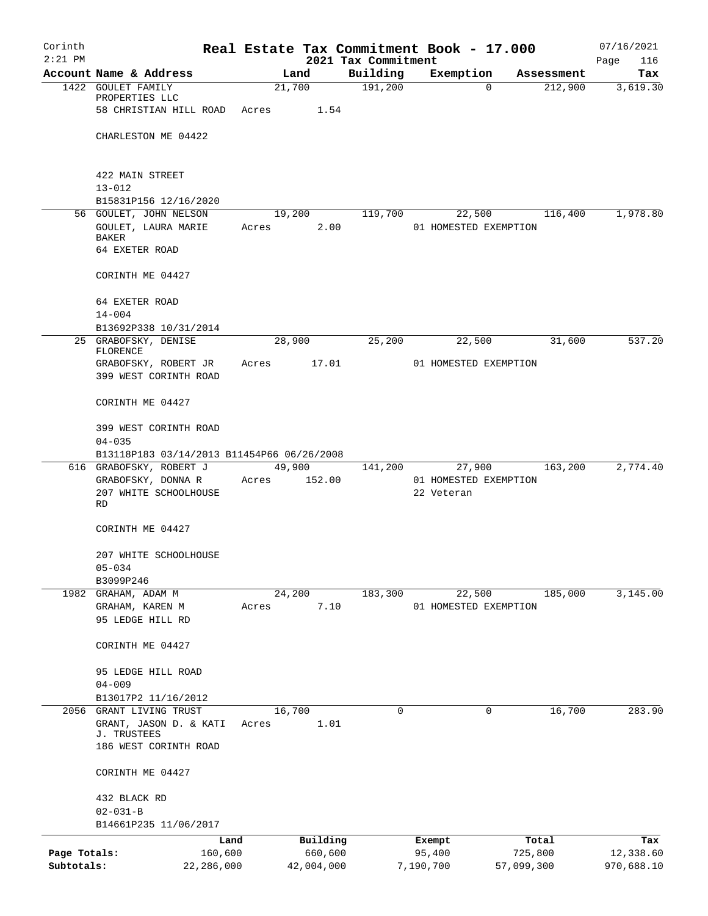# Real Estate Tax Commitment Book - 17.000

## 2021 Tax Commitment

Corinth 2:21 PM — 07/16/2021 Page 116

| Account Name & Address | Land | Building | Exemption | Assessment | Tax |
|---|---|---|---|---|---|
| 1422 GOULET FAMILY PROPERTIES LLC | 21,700 | 191,200 | 0 | 212,900 | 3,619.30 |
| 58 CHRISTIAN HILL ROAD | Acres 1.54 | | | | |
| CHARLESTON ME 04422 | | | | | |
| 422 MAIN STREET | | | | | |
| 13-012 | | | | | |
| B15831P156 12/16/2020 | | | | | |
| 56 GOULET, JOHN NELSON | 19,200 | 119,700 | 22,500 | 116,400 | 1,978.80 |
| GOULET, LAURA MARIE BAKER | Acres 2.00 | | 01 HOMESTED EXEMPTION | | |
| 64 EXETER ROAD | | | | | |
| CORINTH ME 04427 | | | | | |
| 64 EXETER ROAD | | | | | |
| 14-004 | | | | | |
| B13692P338 10/31/2014 | | | | | |
| 25 GRABOFSKY, DENISE FLORENCE | 28,900 | 25,200 | 22,500 | 31,600 | 537.20 |
| GRABOFSKY, ROBERT JR | Acres 17.01 | | 01 HOMESTED EXEMPTION | | |
| 399 WEST CORINTH ROAD | | | | | |
| CORINTH ME 04427 | | | | | |
| 399 WEST CORINTH ROAD | | | | | |
| 04-035 | | | | | |
| B13118P183 03/14/2013 B11454P66 06/26/2008 | | | | | |
| 616 GRABOFSKY, ROBERT J | 49,900 | 141,200 | 27,900 | 163,200 | 2,774.40 |
| GRABOFSKY, DONNA R | Acres 152.00 | | 01 HOMESTED EXEMPTION | | |
| 207 WHITE SCHOOLHOUSE RD | | | 22 Veteran | | |
| CORINTH ME 04427 | | | | | |
| 207 WHITE SCHOOLHOUSE | | | | | |
| 05-034 | | | | | |
| B3099P246 | | | | | |
| 1982 GRAHAM, ADAM M | 24,200 | 183,300 | 22,500 | 185,000 | 3,145.00 |
| GRAHAM, KAREN M | Acres 7.10 | | 01 HOMESTED EXEMPTION | | |
| 95 LEDGE HILL RD | | | | | |
| CORINTH ME 04427 | | | | | |
| 95 LEDGE HILL ROAD | | | | | |
| 04-009 | | | | | |
| B13017P2 11/16/2012 | | | | | |
| 2056 GRANT LIVING TRUST | 16,700 | 0 | 0 | 16,700 | 283.90 |
| GRANT, JASON D. & KATI J. TRUSTEES | Acres 1.01 | | | | |
| 186 WEST CORINTH ROAD | | | | | |
| CORINTH ME 04427 | | | | | |
| 432 BLACK RD | | | | | |
| 02-031-B | | | | | |
| B14661P235 11/06/2017 | | | | | |

| | Land | Building | Exempt | Total | Tax |
|---|---|---|---|---|---|
| Page Totals: | 160,600 | 660,600 | 95,400 | 725,800 | 12,338.60 |
| Subtotals: | 22,286,000 | 42,004,000 | 7,190,700 | 57,099,300 | 970,688.10 |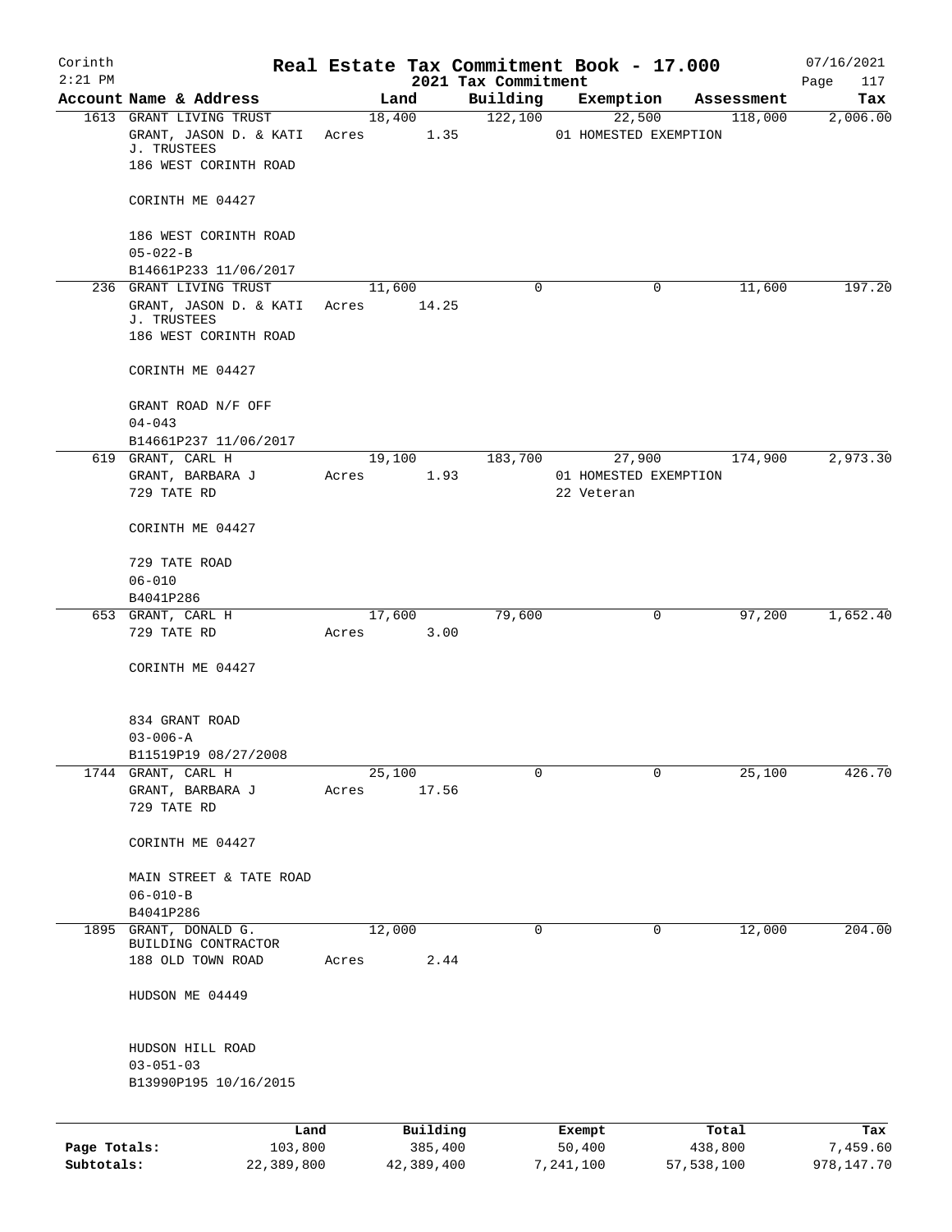# Real Estate Tax Commitment Book - 17.000

Corinth 2:21 PM — 2021 Tax Commitment — 07/16/2021

| Account | Name & Address | Land | Building | Exemption | Assessment | Tax |
|---|---|---|---|---|---|---|
| 1613 | GRANT LIVING TRUST<br>GRANT, JASON D. & KATI J. TRUSTEES<br>186 WEST CORINTH ROAD<br>CORINTH ME 04427<br>186 WEST CORINTH ROAD<br>05-022-B<br>B14661P233 11/06/2017 | 18,400<br>Acres 1.35 | 122,100 | 22,500<br>01 HOMESTED EXEMPTION | 118,000 | 2,006.00 |
| 236 | GRANT LIVING TRUST<br>GRANT, JASON D. & KATI J. TRUSTEES<br>186 WEST CORINTH ROAD<br>CORINTH ME 04427<br>GRANT ROAD N/F OFF<br>04-043<br>B14661P237 11/06/2017 | 11,600<br>Acres 14.25 | 0 | 0 | 11,600 | 197.20 |
| 619 | GRANT, CARL H<br>GRANT, BARBARA J<br>729 TATE RD<br>CORINTH ME 04427<br>729 TATE ROAD<br>06-010<br>B4041P286 | 19,100<br>Acres 1.93 | 183,700 | 27,900<br>01 HOMESTED EXEMPTION<br>22 Veteran | 174,900 | 2,973.30 |
| 653 | GRANT, CARL H<br>729 TATE RD<br>CORINTH ME 04427<br>834 GRANT ROAD<br>03-006-A<br>B11519P19 08/27/2008 | 17,600<br>Acres 3.00 | 79,600 | 0 | 97,200 | 1,652.40 |
| 1744 | GRANT, CARL H<br>GRANT, BARBARA J<br>729 TATE RD<br>CORINTH ME 04427<br>MAIN STREET & TATE ROAD<br>06-010-B<br>B4041P286 | 25,100<br>Acres 17.56 | 0 | 0 | 25,100 | 426.70 |
| 1895 | GRANT, DONALD G.<br>BUILDING CONTRACTOR<br>188 OLD TOWN ROAD<br>HUDSON ME 04449<br>HUDSON HILL ROAD<br>03-051-03<br>B13990P195 10/16/2015 | 12,000<br>Acres 2.44 | 0 | 0 | 12,000 | 204.00 |

| | Land | Building | Exempt | Total | Tax |
|---|---|---|---|---|---|
| Page Totals: | 103,800 | 385,400 | 50,400 | 438,800 | 7,459.60 |
| Subtotals: | 22,389,800 | 42,389,400 | 7,241,100 | 57,538,100 | 978,147.70 |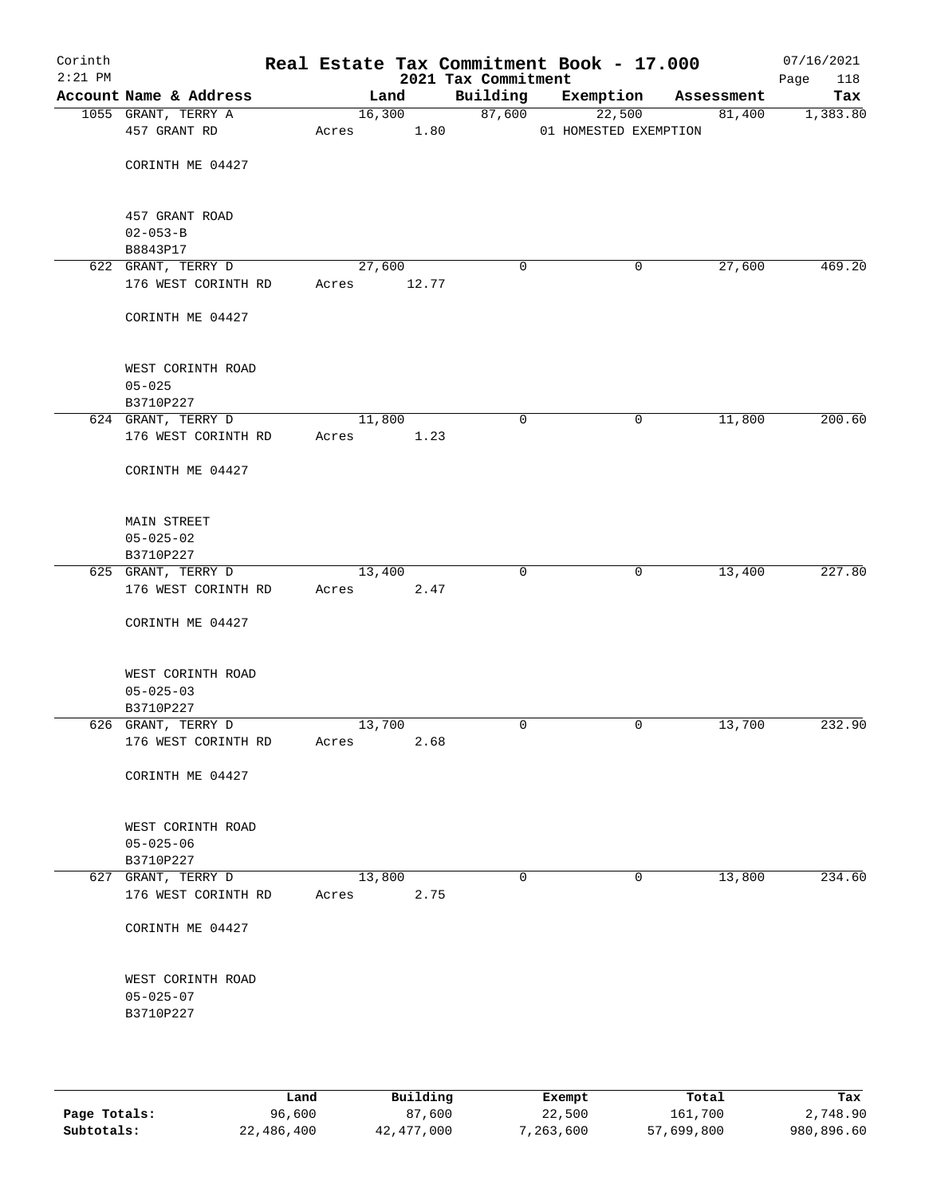# Real Estate Tax Commitment Book - 17.000

Corinth 2:21 PM — 2021 Tax Commitment — 07/16/2021

| Account Name & Address | Land | Building | Exemption | Assessment | Tax |
|---|---|---|---|---|---|
| 1055 GRANT, TERRY A<br>457 GRANT RD<br><br>CORINTH ME 04427<br><br>457 GRANT ROAD<br>02-053-B<br>B8843P17 | 16,300<br>Acres 1.80 | 87,600 | 22,500<br>01 HOMESTED EXEMPTION | 81,400 | 1,383.80 |
| 622 GRANT, TERRY D<br>176 WEST CORINTH RD<br><br>CORINTH ME 04427<br><br>WEST CORINTH ROAD<br>05-025<br>B3710P227 | 27,600<br>Acres 12.77 | 0 | 0 | 27,600 | 469.20 |
| 624 GRANT, TERRY D<br>176 WEST CORINTH RD<br><br>CORINTH ME 04427<br><br>MAIN STREET<br>05-025-02<br>B3710P227 | 11,800<br>Acres 1.23 | 0 | 0 | 11,800 | 200.60 |
| 625 GRANT, TERRY D<br>176 WEST CORINTH RD<br><br>CORINTH ME 04427<br><br>WEST CORINTH ROAD<br>05-025-03<br>B3710P227 | 13,400<br>Acres 2.47 | 0 | 0 | 13,400 | 227.80 |
| 626 GRANT, TERRY D<br>176 WEST CORINTH RD<br><br>CORINTH ME 04427<br><br>WEST CORINTH ROAD<br>05-025-06<br>B3710P227 | 13,700<br>Acres 2.68 | 0 | 0 | 13,700 | 232.90 |
| 627 GRANT, TERRY D<br>176 WEST CORINTH RD<br><br>CORINTH ME 04427<br><br>WEST CORINTH ROAD<br>05-025-07<br>B3710P227 | 13,800<br>Acres 2.75 | 0 | 0 | 13,800 | 234.60 |

| | Land | Building | Exempt | Total | Tax |
|---|---|---|---|---|---|
| **Page Totals:** | 96,600 | 87,600 | 22,500 | 161,700 | 2,748.90 |
| **Subtotals:** | 22,486,400 | 42,477,000 | 7,263,600 | 57,699,800 | 980,896.60 |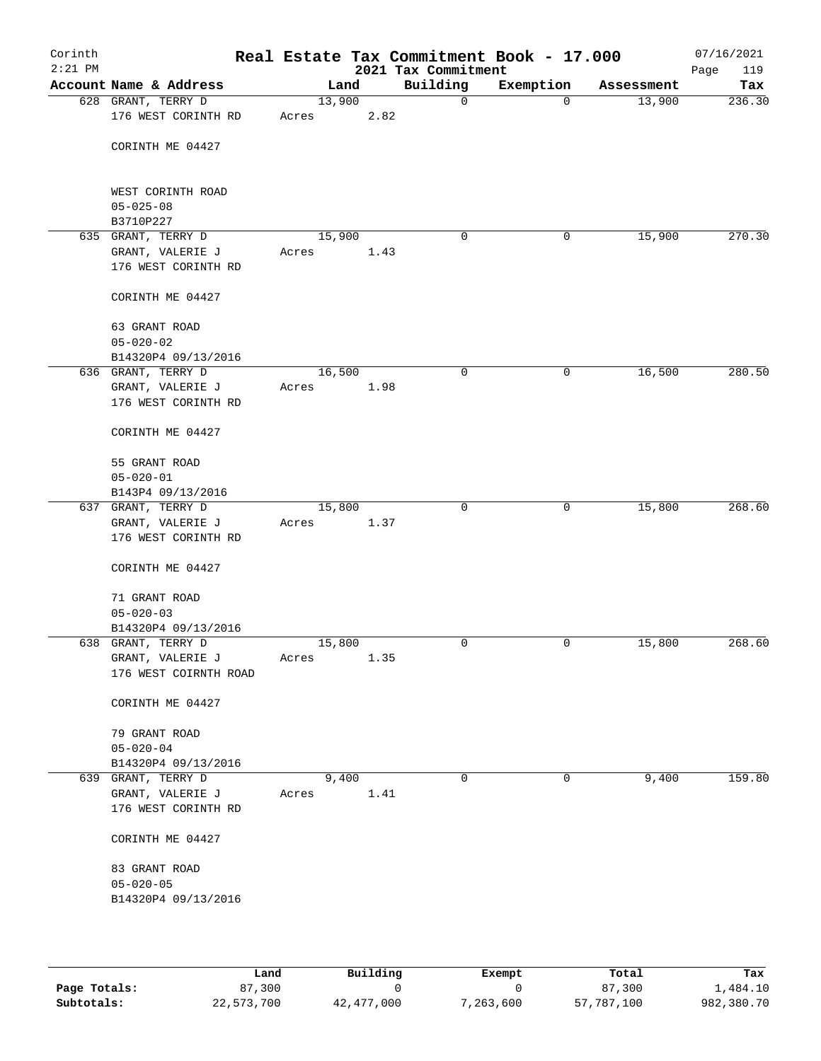Corinth 2:21 PM

# Real Estate Tax Commitment Book - 17.000

2021 Tax Commitment

07/16/2021 Page 119

| Account Name & Address | Land | Building | Exemption | Assessment | Tax |
|---|---|---|---|---|---|
| 628 GRANT, TERRY D<br>176 WEST CORINTH RD<br><br>CORINTH ME 04427<br><br>WEST CORINTH ROAD<br>05-025-08<br>B3710P227 | 13,900<br>Acres 2.82 | 0 | 0 | 13,900 | 236.30 |
| 635 GRANT, TERRY D<br>GRANT, VALERIE J<br>176 WEST CORINTH RD<br><br>CORINTH ME 04427<br><br>63 GRANT ROAD<br>05-020-02<br>B14320P4 09/13/2016 | 15,900<br>Acres 1.43 | 0 | 0 | 15,900 | 270.30 |
| 636 GRANT, TERRY D<br>GRANT, VALERIE J<br>176 WEST CORINTH RD<br><br>CORINTH ME 04427<br><br>55 GRANT ROAD<br>05-020-01<br>B143P4 09/13/2016 | 16,500<br>Acres 1.98 | 0 | 0 | 16,500 | 280.50 |
| 637 GRANT, TERRY D<br>GRANT, VALERIE J<br>176 WEST CORINTH RD<br><br>CORINTH ME 04427<br><br>71 GRANT ROAD<br>05-020-03<br>B14320P4 09/13/2016 | 15,800<br>Acres 1.37 | 0 | 0 | 15,800 | 268.60 |
| 638 GRANT, TERRY D<br>GRANT, VALERIE J<br>176 WEST COIRNTH ROAD<br><br>CORINTH ME 04427<br><br>79 GRANT ROAD<br>05-020-04<br>B14320P4 09/13/2016 | 15,800<br>Acres 1.35 | 0 | 0 | 15,800 | 268.60 |
| 639 GRANT, TERRY D<br>GRANT, VALERIE J<br>176 WEST CORINTH RD<br><br>CORINTH ME 04427<br><br>83 GRANT ROAD<br>05-020-05<br>B14320P4 09/13/2016 | 9,400<br>Acres 1.41 | 0 | 0 | 9,400 | 159.80 |

| | Land | Building | Exempt | Total | Tax |
|---|---|---|---|---|---|
| **Page Totals:** | 87,300 | 0 | 0 | 87,300 | 1,484.10 |
| **Subtotals:** | 22,573,700 | 42,477,000 | 7,263,600 | 57,787,100 | 982,380.70 |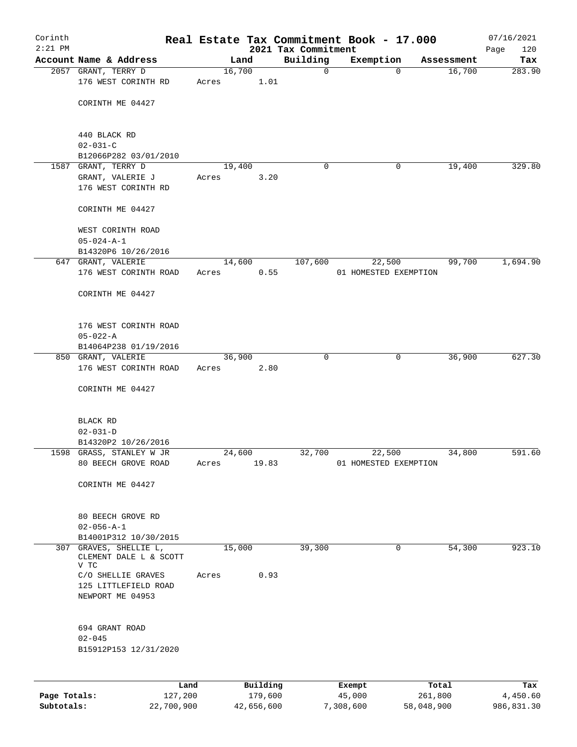# Real Estate Tax Commitment Book - 17.000

Corinth 2:21 PM — 2021 Tax Commitment — 07/16/2021

| Account Name & Address | Land | Building | Exemption | Assessment | Tax |
|---|---|---|---|---|---|
| 2057 GRANT, TERRY D<br>176 WEST CORINTH RD<br><br>CORINTH ME 04427<br><br>440 BLACK RD<br>02-031-C<br>B12066P282 03/01/2010 | 16,700<br>Acres 1.01 | 0 | 0 | 16,700 | 283.90 |
| 1587 GRANT, TERRY D<br>GRANT, VALERIE J<br>176 WEST CORINTH RD<br><br>CORINTH ME 04427<br><br>WEST CORINTH ROAD<br>05-024-A-1<br>B14320P6 10/26/2016 | 19,400<br>Acres 3.20 | 0 | 0 | 19,400 | 329.80 |
| 647 GRANT, VALERIE<br>176 WEST CORINTH ROAD<br><br>CORINTH ME 04427<br><br>176 WEST CORINTH ROAD<br>05-022-A<br>B14064P238 01/19/2016 | 14,600<br>Acres 0.55 | 107,600 | 22,500<br>01 HOMESTED EXEMPTION | 99,700 | 1,694.90 |
| 850 GRANT, VALERIE<br>176 WEST CORINTH ROAD<br><br>CORINTH ME 04427<br><br>BLACK RD<br>02-031-D<br>B14320P2 10/26/2016 | 36,900<br>Acres 2.80 | 0 | 0 | 36,900 | 627.30 |
| 1598 GRASS, STANLEY W JR<br>80 BEECH GROVE ROAD<br><br>CORINTH ME 04427<br><br>80 BEECH GROVE RD<br>02-056-A-1<br>B14001P312 10/30/2015 | 24,600<br>Acres 19.83 | 32,700 | 22,500<br>01 HOMESTED EXEMPTION | 34,800 | 591.60 |
| 307 GRAVES, SHELLIE L,<br>CLEMENT DALE L & SCOTT V TC<br>C/O SHELLIE GRAVES<br>125 LITTLEFIELD ROAD<br>NEWPORT ME 04953<br><br>694 GRANT ROAD<br>02-045<br>B15912P153 12/31/2020 | 15,000<br>Acres 0.93 | 39,300 | 0 | 54,300 | 923.10 |

| | Land | Building | Exempt | Total | Tax |
|---|---|---|---|---|---|
| Page Totals: | 127,200 | 179,600 | 45,000 | 261,800 | 4,450.60 |
| Subtotals: | 22,700,900 | 42,656,600 | 7,308,600 | 58,048,900 | 986,831.30 |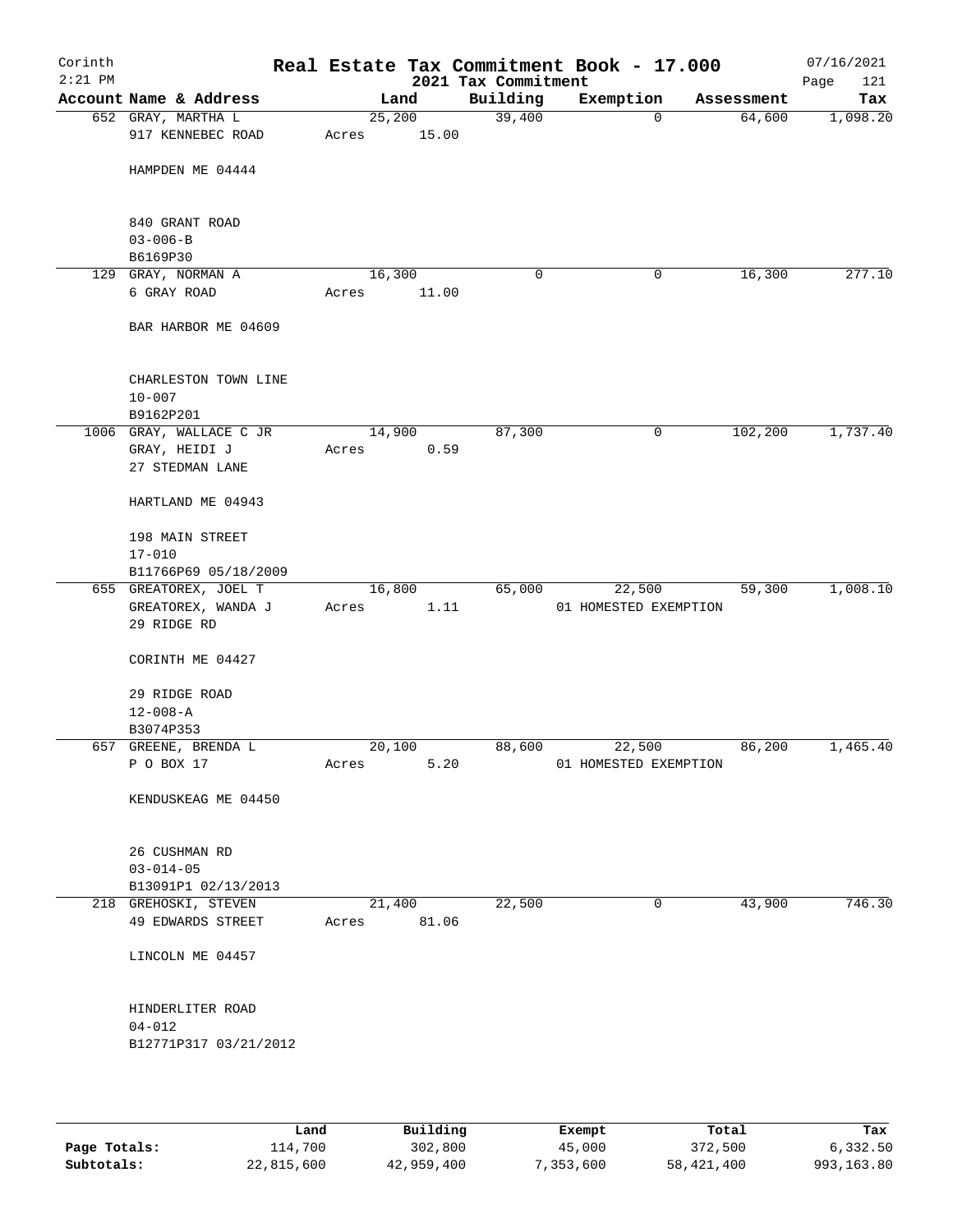Corinth 2:21 PM

**Real Estate Tax Commitment Book - 17.000**
**2021 Tax Commitment**

07/16/2021

| Account | Name & Address | Land | Building | Exemption | Assessment | Tax |
|---|---|---|---|---|---|---|
| 652 | GRAY, MARTHA L<br>917 KENNEBEC ROAD<br><br>HAMPDEN ME 04444<br><br>840 GRANT ROAD<br>03-006-B<br>B6169P30 | 25,200<br>Acres 15.00 | 39,400 | 0 | 64,600 | 1,098.20 |
| 129 | GRAY, NORMAN A<br>6 GRAY ROAD<br><br>BAR HARBOR ME 04609<br><br>CHARLESTON TOWN LINE<br>10-007<br>B9162P201 | 16,300<br>Acres 11.00 | 0 | 0 | 16,300 | 277.10 |
| 1006 | GRAY, WALLACE C JR<br>GRAY, HEIDI J<br>27 STEDMAN LANE<br><br>HARTLAND ME 04943<br><br>198 MAIN STREET<br>17-010<br>B11766P69 05/18/2009 | 14,900<br>Acres 0.59 | 87,300 | 0 | 102,200 | 1,737.40 |
| 655 | GREATOREX, JOEL T<br>GREATOREX, WANDA J<br>29 RIDGE RD<br><br>CORINTH ME 04427<br><br>29 RIDGE ROAD<br>12-008-A<br>B3074P353 | 16,800<br>Acres 1.11 | 65,000 | 22,500<br>01 HOMESTED EXEMPTION | 59,300 | 1,008.10 |
| 657 | GREENE, BRENDA L<br>P O BOX 17<br><br>KENDUSKEAG ME 04450<br><br>26 CUSHMAN RD<br>03-014-05<br>B13091P1 02/13/2013 | 20,100<br>Acres 5.20 | 88,600 | 22,500<br>01 HOMESTED EXEMPTION | 86,200 | 1,465.40 |
| 218 | GREHOSKI, STEVEN<br>49 EDWARDS STREET<br><br>LINCOLN ME 04457<br><br>HINDERLITER ROAD<br>04-012<br>B12771P317 03/21/2012 | 21,400<br>Acres 81.06 | 22,500 | 0 | 43,900 | 746.30 |

| | Land | Building | Exempt | Total | Tax |
|---|---|---|---|---|---|
| **Page Totals:** | 114,700 | 302,800 | 45,000 | 372,500 | 6,332.50 |
| **Subtotals:** | 22,815,600 | 42,959,400 | 7,353,600 | 58,421,400 | 993,163.80 |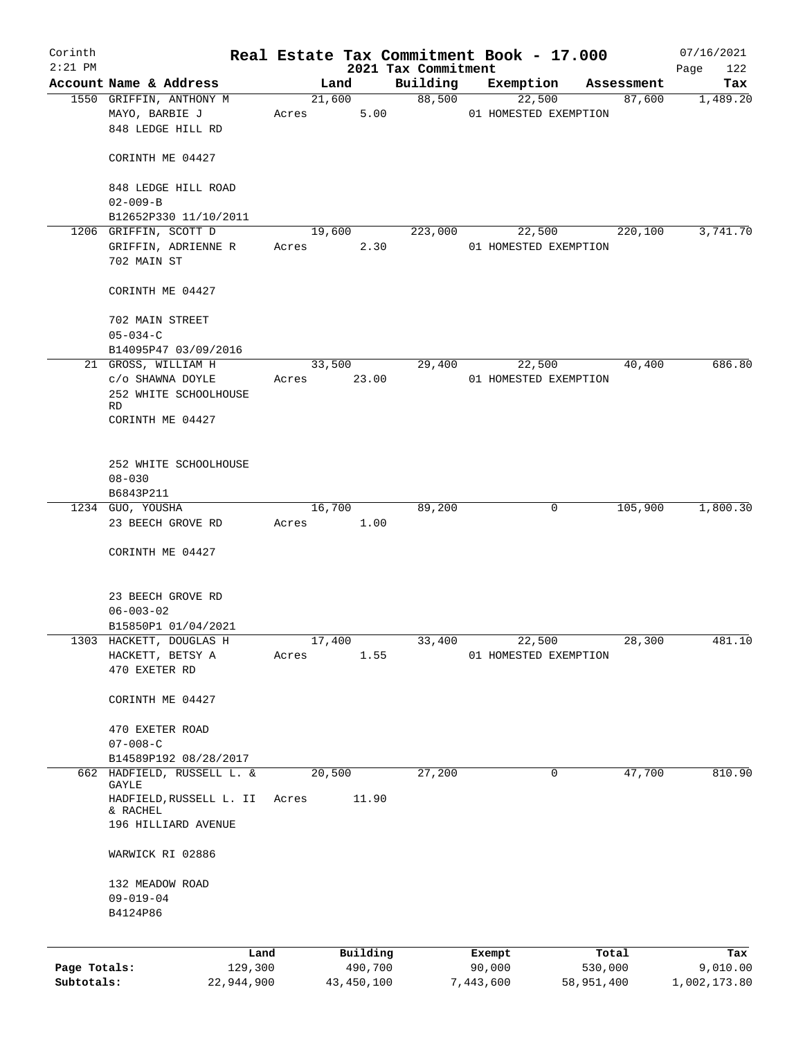# Real Estate Tax Commitment Book - 17.000

Corinth 2:21 PM — 2021 Tax Commitment — 07/16/2021

| Account | Name & Address | Land | Building | Exemption | Assessment | Tax |
|---|---|---|---|---|---|---|
| 1550 | GRIFFIN, ANTHONY M<br>MAYO, BARBIE J<br>848 LEDGE HILL RD<br><br>CORINTH ME 04427<br><br>848 LEDGE HILL ROAD<br>02-009-B<br>B12652P330 11/10/2011 | 21,600<br>Acres 5.00 | 88,500 | 22,500<br>01 HOMESTED EXEMPTION | 87,600 | 1,489.20 |
| 1206 | GRIFFIN, SCOTT D<br>GRIFFIN, ADRIENNE R<br>702 MAIN ST<br><br>CORINTH ME 04427<br><br>702 MAIN STREET<br>05-034-C<br>B14095P47 03/09/2016 | 19,600<br>Acres 2.30 | 223,000 | 22,500<br>01 HOMESTED EXEMPTION | 220,100 | 3,741.70 |
| 21 | GROSS, WILLIAM H<br>c/o SHAWNA DOYLE<br>252 WHITE SCHOOLHOUSE RD<br>CORINTH ME 04427<br><br>252 WHITE SCHOOLHOUSE<br>08-030<br>B6843P211 | 33,500<br>Acres 23.00 | 29,400 | 22,500<br>01 HOMESTED EXEMPTION | 40,400 | 686.80 |
| 1234 | GUO, YOUSHA<br>23 BEECH GROVE RD<br><br>CORINTH ME 04427<br><br>23 BEECH GROVE RD<br>06-003-02<br>B15850P1 01/04/2021 | 16,700<br>Acres 1.00 | 89,200 | 0 | 105,900 | 1,800.30 |
| 1303 | HACKETT, DOUGLAS H<br>HACKETT, BETSY A<br>470 EXETER RD<br><br>CORINTH ME 04427<br><br>470 EXETER ROAD<br>07-008-C<br>B14589P192 08/28/2017 | 17,400<br>Acres 1.55 | 33,400 | 22,500<br>01 HOMESTED EXEMPTION | 28,300 | 481.10 |
| 662 | HADFIELD, RUSSELL L. & GAYLE<br>HADFIELD,RUSSELL L. II & RACHEL<br>196 HILLIARD AVENUE<br><br>WARWICK RI 02886<br><br>132 MEADOW ROAD<br>09-019-04<br>B4124P86 | 20,500<br>Acres 11.90 | 27,200 | 0 | 47,700 | 810.90 |

| | Land | Building | Exempt | Total | Tax |
|---|---|---|---|---|---|
| Page Totals: | 129,300 | 490,700 | 90,000 | 530,000 | 9,010.00 |
| Subtotals: | 22,944,900 | 43,450,100 | 7,443,600 | 58,951,400 | 1,002,173.80 |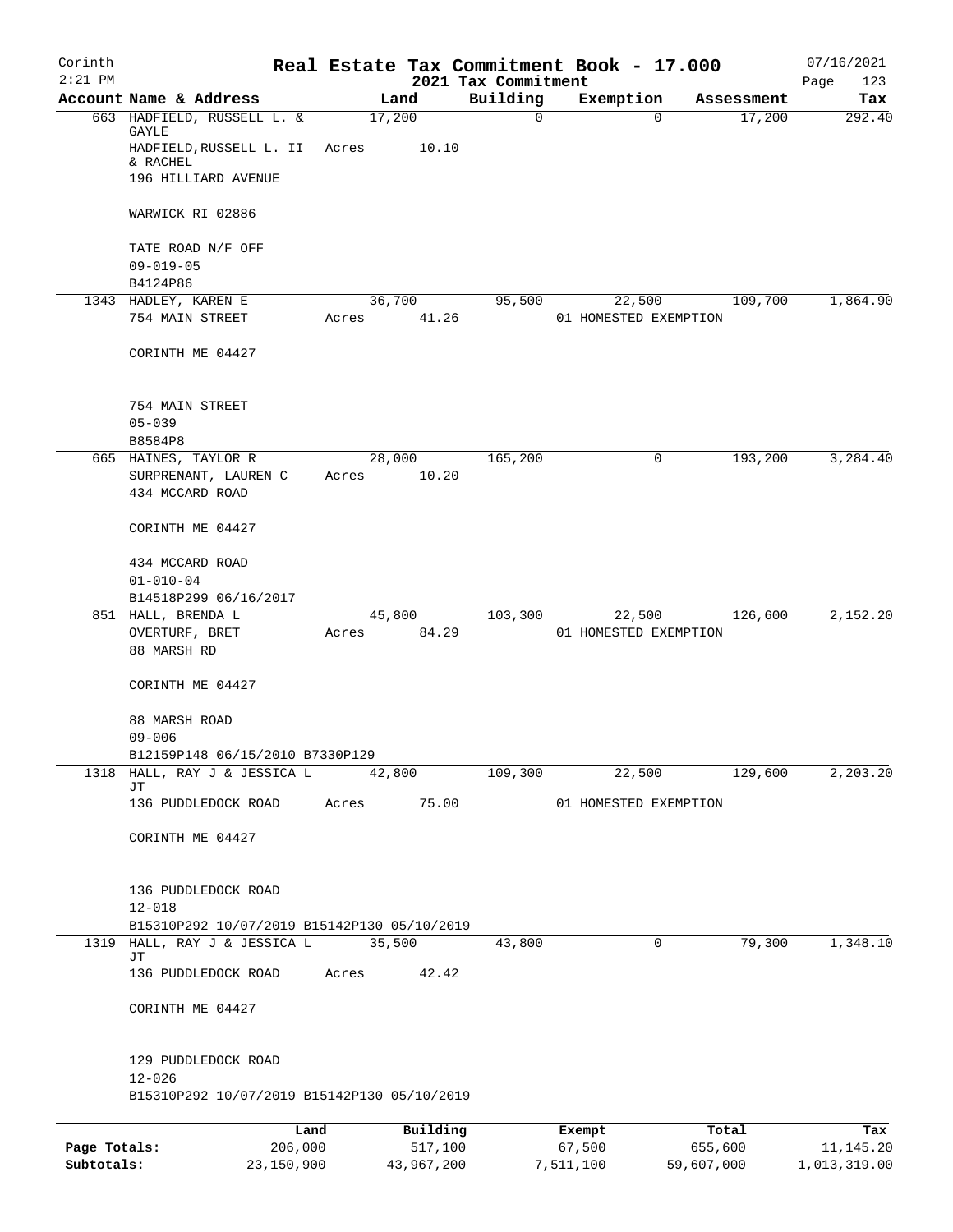Corinth 2:21 PM

# Real Estate Tax Commitment Book - 17.000

2021 Tax Commitment

07/16/2021

| Account | Name & Address | Land | Building | Exemption | Assessment | Tax |
|---|---|---|---|---|---|---|
| 663 | HADFIELD, RUSSELL L. & GAYLE<br>HADFIELD, RUSSELL L. II & RACHEL<br>196 HILLIARD AVENUE<br><br>WARWICK RI 02886<br><br>TATE ROAD N/F OFF<br>09-019-05<br>B4124P86 | 17,200<br>Acres 10.10 | 0 | 0 | 17,200 | 292.40 |
| 1343 | HADLEY, KAREN E<br>754 MAIN STREET<br><br>CORINTH ME 04427<br><br>754 MAIN STREET<br>05-039<br>B8584P8 | 36,700<br>Acres 41.26 | 95,500 | 22,500<br>01 HOMESTED EXEMPTION | 109,700 | 1,864.90 |
| 665 | HAINES, TAYLOR R<br>SURPRENANT, LAUREN C<br>434 MCCARD ROAD<br><br>CORINTH ME 04427<br><br>434 MCCARD ROAD<br>01-010-04<br>B14518P299 06/16/2017 | 28,000<br>Acres 10.20 | 165,200 | 0 | 193,200 | 3,284.40 |
| 851 | HALL, BRENDA L<br>OVERTURF, BRET<br>88 MARSH RD<br><br>CORINTH ME 04427<br><br>88 MARSH ROAD<br>09-006<br>B12159P148 06/15/2010 B7330P129 | 45,800<br>Acres 84.29 | 103,300 | 22,500<br>01 HOMESTED EXEMPTION | 126,600 | 2,152.20 |
| 1318 | HALL, RAY J & JESSICA L JT<br>136 PUDDLEDOCK ROAD<br><br>CORINTH ME 04427<br><br>136 PUDDLEDOCK ROAD<br>12-018<br>B15310P292 10/07/2019 B15142P130 05/10/2019 | 42,800<br>Acres 75.00 | 109,300 | 22,500<br>01 HOMESTED EXEMPTION | 129,600 | 2,203.20 |
| 1319 | HALL, RAY J & JESSICA L JT<br>136 PUDDLEDOCK ROAD<br><br>CORINTH ME 04427<br><br>129 PUDDLEDOCK ROAD<br>12-026<br>B15310P292 10/07/2019 B15142P130 05/10/2019 | 35,500<br>Acres 42.42 | 43,800 | 0 | 79,300 | 1,348.10 |

| | Land | Building | Exempt | Total | Tax |
|---|---|---|---|---|---|
| Page Totals: | 206,000 | 517,100 | 67,500 | 655,600 | 11,145.20 |
| Subtotals: | 23,150,900 | 43,967,200 | 7,511,100 | 59,607,000 | 1,013,319.00 |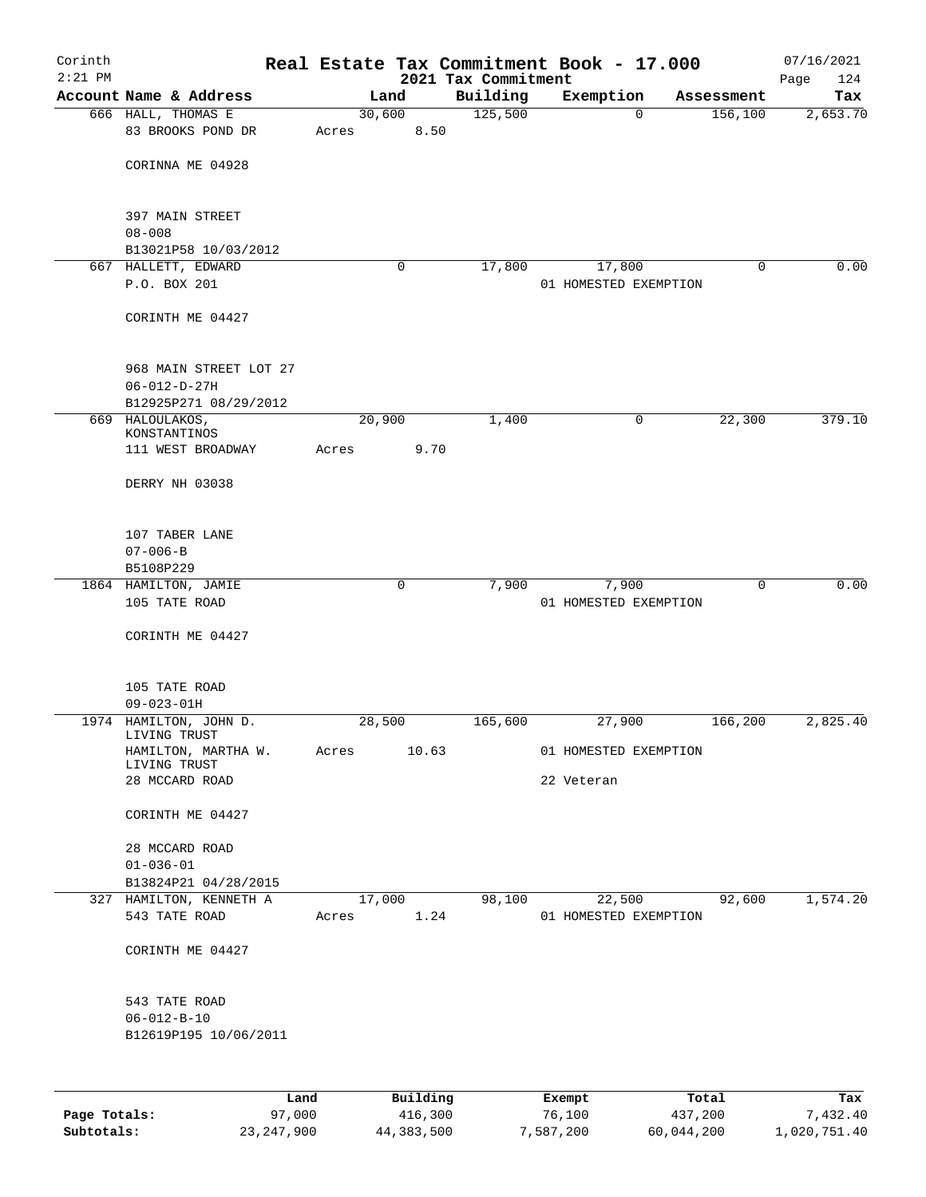# Real Estate Tax Commitment Book - 17.000

Corinth 2:21 PM — 2021 Tax Commitment — 07/16/2021 Page 124

| Account Name & Address | Land | Building | Exemption | Assessment | Tax |
|---|---|---|---|---|---|
| 666 HALL, THOMAS E<br>83 BROOKS POND DR<br><br>CORINNA ME 04928<br><br>397 MAIN STREET<br>08-008<br>B13021P58 10/03/2012 | 30,600<br>Acres 8.50 | 125,500 | 0 | 156,100 | 2,653.70 |
| 667 HALLETT, EDWARD<br>P.O. BOX 201<br><br>CORINTH ME 04427<br><br>968 MAIN STREET LOT 27<br>06-012-D-27H<br>B12925P271 08/29/2012 | 0 | 17,800 | 17,800<br>01 HOMESTED EXEMPTION | 0 | 0.00 |
| 669 HALOULAKOS, KONSTANTINOS<br>111 WEST BROADWAY<br><br>DERRY NH 03038<br><br>107 TABER LANE<br>07-006-B<br>B5108P229 | 20,900<br>Acres 9.70 | 1,400 | 0 | 22,300 | 379.10 |
| 1864 HAMILTON, JAMIE<br>105 TATE ROAD<br><br>CORINTH ME 04427<br><br>105 TATE ROAD<br>09-023-01H | 0 | 7,900 | 7,900<br>01 HOMESTED EXEMPTION | 0 | 0.00 |
| 1974 HAMILTON, JOHN D. LIVING TRUST<br>HAMILTON, MARTHA W. LIVING TRUST<br>28 MCCARD ROAD<br><br>CORINTH ME 04427<br><br>28 MCCARD ROAD<br>01-036-01<br>B13824P21 04/28/2015 | 28,500<br>Acres 10.63 | 165,600 | 27,900<br>01 HOMESTED EXEMPTION<br>22 Veteran | 166,200 | 2,825.40 |
| 327 HAMILTON, KENNETH A<br>543 TATE ROAD<br><br>CORINTH ME 04427<br><br>543 TATE ROAD<br>06-012-B-10<br>B12619P195 10/06/2011 | 17,000<br>Acres 1.24 | 98,100 | 22,500<br>01 HOMESTED EXEMPTION | 92,600 | 1,574.20 |

| | Land | Building | Exempt | Total | Tax |
|---|---|---|---|---|---|
| Page Totals: | 97,000 | 416,300 | 76,100 | 437,200 | 7,432.40 |
| Subtotals: | 23,247,900 | 44,383,500 | 7,587,200 | 60,044,200 | 1,020,751.40 |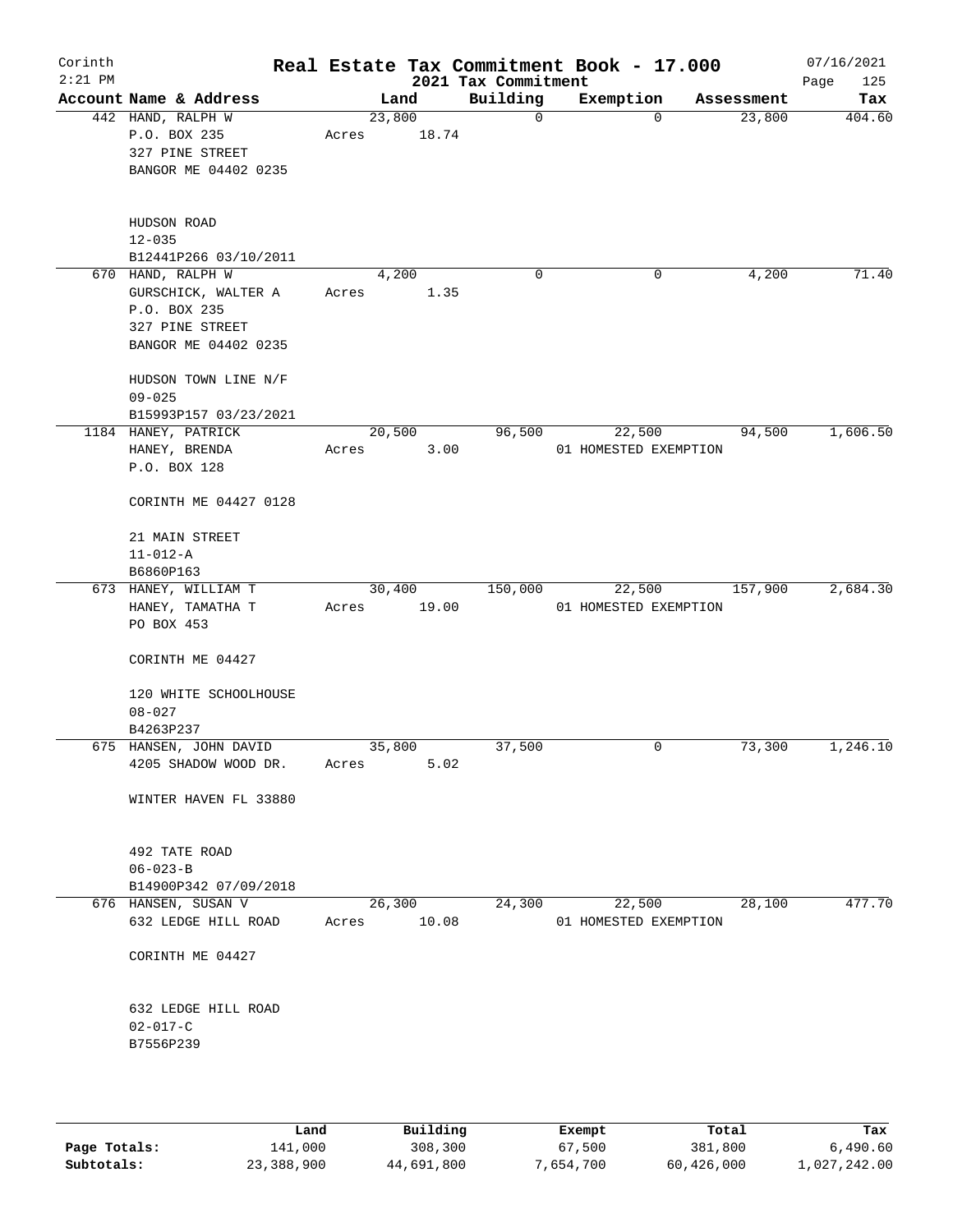# Real Estate Tax Commitment Book - 17.000

Corinth 2:21 PM — 2021 Tax Commitment — 07/16/2021

| Account Name & Address | Land | Building | Exemption | Assessment | Tax |
|---|---|---|---|---|---|
| 442 HAND, RALPH W<br>P.O. BOX 235<br>327 PINE STREET<br>BANGOR ME 04402 0235<br><br>HUDSON ROAD<br>12-035<br>B12441P266 03/10/2011 | 23,800<br>Acres 18.74 | 0 | 0 | 23,800 | 404.60 |
| 670 HAND, RALPH W<br>GURSCHICK, WALTER A<br>P.O. BOX 235<br>327 PINE STREET<br>BANGOR ME 04402 0235<br><br>HUDSON TOWN LINE N/F<br>09-025<br>B15993P157 03/23/2021 | 4,200<br>Acres 1.35 | 0 | 0 | 4,200 | 71.40 |
| 1184 HANEY, PATRICK<br>HANEY, BRENDA<br>P.O. BOX 128<br><br>CORINTH ME 04427 0128<br><br>21 MAIN STREET<br>11-012-A<br>B6860P163 | 20,500<br>Acres 3.00 | 96,500 | 22,500<br>01 HOMESTED EXEMPTION | 94,500 | 1,606.50 |
| 673 HANEY, WILLIAM T<br>HANEY, TAMATHA T<br>PO BOX 453<br><br>CORINTH ME 04427<br><br>120 WHITE SCHOOLHOUSE<br>08-027<br>B4263P237 | 30,400<br>Acres 19.00 | 150,000 | 22,500<br>01 HOMESTED EXEMPTION | 157,900 | 2,684.30 |
| 675 HANSEN, JOHN DAVID<br>4205 SHADOW WOOD DR.<br><br>WINTER HAVEN FL 33880<br><br>492 TATE ROAD<br>06-023-B<br>B14900P342 07/09/2018 | 35,800<br>Acres 5.02 | 37,500 | 0 | 73,300 | 1,246.10 |
| 676 HANSEN, SUSAN V<br>632 LEDGE HILL ROAD<br><br>CORINTH ME 04427<br><br>632 LEDGE HILL ROAD<br>02-017-C<br>B7556P239 | 26,300<br>Acres 10.08 | 24,300 | 22,500<br>01 HOMESTED EXEMPTION | 28,100 | 477.70 |

| | Land | Building | Exempt | Total | Tax |
|---|---|---|---|---|---|
| Page Totals: | 141,000 | 308,300 | 67,500 | 381,800 | 6,490.60 |
| Subtotals: | 23,388,900 | 44,691,800 | 7,654,700 | 60,426,000 | 1,027,242.00 |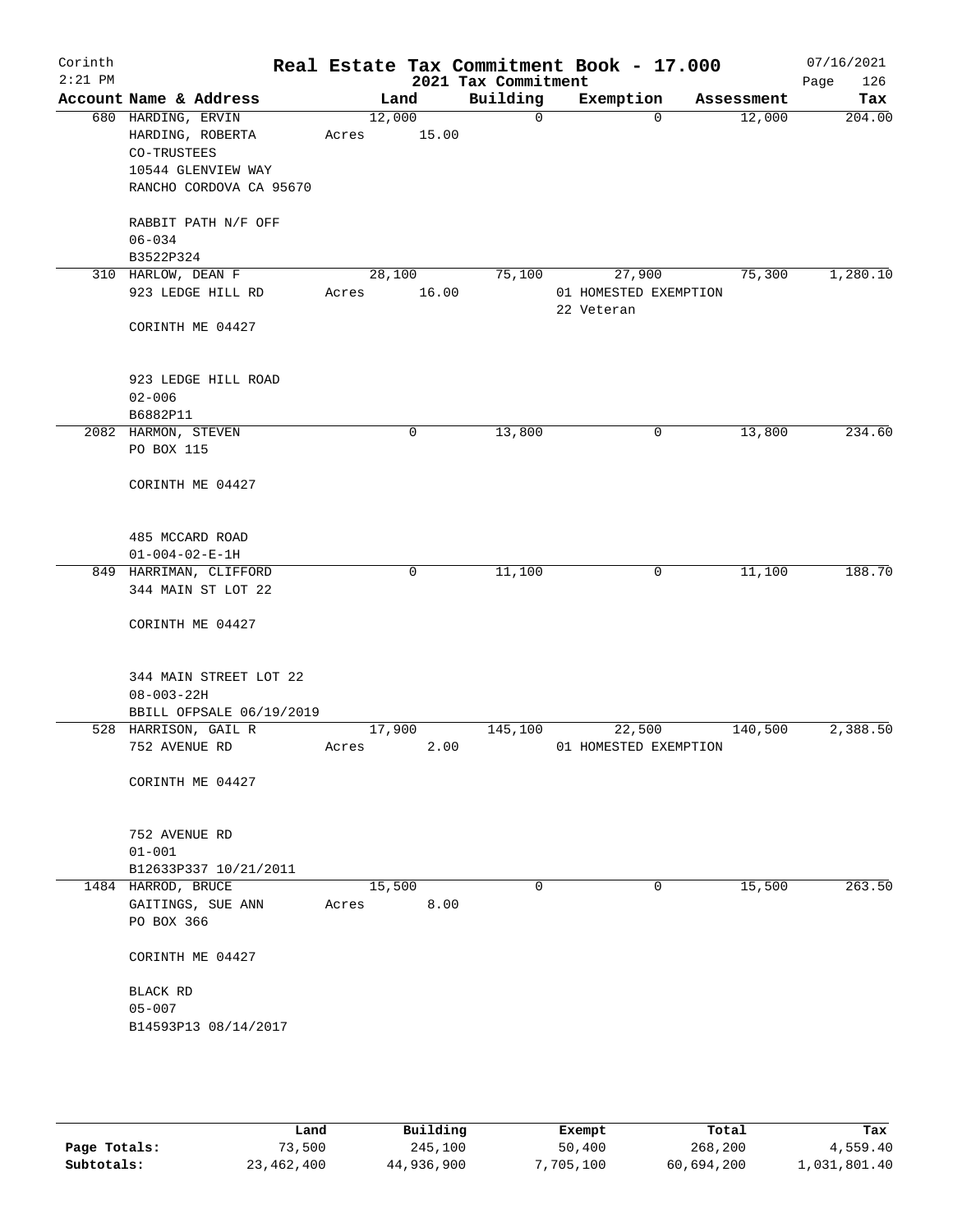# Real Estate Tax Commitment Book - 17.000

Corinth
2:21 PM

2021 Tax Commitment

07/16/2021

| Account Name & Address | Land | Building | Exemption | Assessment | Tax |
|---|---|---|---|---|---|
| 680 HARDING, ERVIN<br>HARDING, ROBERTA<br>CO-TRUSTEES<br>10544 GLENVIEW WAY<br>RANCHO CORDOVA CA 95670<br><br>RABBIT PATH N/F OFF<br>06-034<br>B3522P324 | 12,000<br>Acres 15.00 | 0 | 0 | 12,000 | 204.00 |
| 310 HARLOW, DEAN F<br>923 LEDGE HILL RD<br><br>CORINTH ME 04427<br><br>923 LEDGE HILL ROAD<br>02-006<br>B6882P11 | 28,100<br>Acres 16.00 | 75,100 | 27,900<br>01 HOMESTED EXEMPTION<br>22 Veteran | 75,300 | 1,280.10 |
| 2082 HARMON, STEVEN<br>PO BOX 115<br><br>CORINTH ME 04427<br><br>485 MCCARD ROAD<br>01-004-02-E-1H | 0 | 13,800 | 0 | 13,800 | 234.60 |
| 849 HARRIMAN, CLIFFORD<br>344 MAIN ST LOT 22<br><br>CORINTH ME 04427<br><br>344 MAIN STREET LOT 22<br>08-003-22H<br>BBILL OFPSALE 06/19/2019 | 0 | 11,100 | 0 | 11,100 | 188.70 |
| 528 HARRISON, GAIL R<br>752 AVENUE RD<br><br>CORINTH ME 04427<br><br>752 AVENUE RD<br>01-001<br>B12633P337 10/21/2011 | 17,900<br>Acres 2.00 | 145,100 | 22,500<br>01 HOMESTED EXEMPTION | 140,500 | 2,388.50 |
| 1484 HARROD, BRUCE<br>GAITINGS, SUE ANN<br>PO BOX 366<br><br>CORINTH ME 04427<br><br>BLACK RD<br>05-007<br>B14593P13 08/14/2017 | 15,500<br>Acres 8.00 | 0 | 0 | 15,500 | 263.50 |

| | Land | Building | Exempt | Total | Tax |
|---|---|---|---|---|---|
| **Page Totals:** | 73,500 | 245,100 | 50,400 | 268,200 | 4,559.40 |
| **Subtotals:** | 23,462,400 | 44,936,900 | 7,705,100 | 60,694,200 | 1,031,801.40 |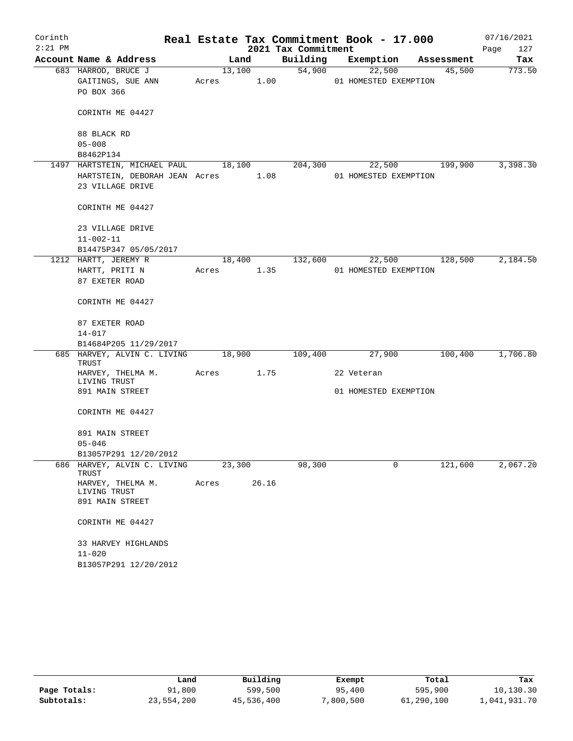Corinth 2:21 PM — Real Estate Tax Commitment Book - 17.000 — 07/16/2021

2021 Tax Commitment

| Account | Name & Address | Land | Building | Exemption | Assessment | Tax |
|---|---|---|---|---|---|---|
| 683 | HARROD, BRUCE J<br>GAITINGS, SUE ANN<br>PO BOX 366<br><br>CORINTH ME 04427<br><br>88 BLACK RD<br>05-008<br>B8462P134 | 13,100<br>Acres 1.00 | 54,900 | 22,500<br>01 HOMESTED EXEMPTION | 45,500 | 773.50 |
| 1497 | HARTSTEIN, MICHAEL PAUL<br>HARTSTEIN, DEBORAH JEAN<br>23 VILLAGE DRIVE<br><br>CORINTH ME 04427<br><br>23 VILLAGE DRIVE<br>11-002-11<br>B14475P347 05/05/2017 | 18,100<br>Acres 1.08 | 204,300 | 22,500<br>01 HOMESTED EXEMPTION | 199,900 | 3,398.30 |
| 1212 | HARTT, JEREMY R<br>HARTT, PRITI N<br>87 EXETER ROAD<br><br>CORINTH ME 04427<br><br>87 EXETER ROAD<br>14-017<br>B14684P205 11/29/2017 | 18,400<br>Acres 1.35 | 132,600 | 22,500<br>01 HOMESTED EXEMPTION | 128,500 | 2,184.50 |
| 685 | HARVEY, ALVIN C. LIVING TRUST<br>HARVEY, THELMA M. LIVING TRUST<br>891 MAIN STREET<br><br>CORINTH ME 04427<br><br>891 MAIN STREET<br>05-046<br>B13057P291 12/20/2012 | 18,900<br>Acres 1.75 | 109,400 | 27,900<br>22 Veteran<br>01 HOMESTED EXEMPTION | 100,400 | 1,706.80 |
| 686 | HARVEY, ALVIN C. LIVING TRUST<br>HARVEY, THELMA M. LIVING TRUST<br>891 MAIN STREET<br><br>CORINTH ME 04427<br><br>33 HARVEY HIGHLANDS<br>11-020<br>B13057P291 12/20/2012 | 23,300<br>Acres 26.16 | 98,300 | 0 | 121,600 | 2,067.20 |

| | Land | Building | Exempt | Total | Tax |
|---|---|---|---|---|---|
| Page Totals: | 91,800 | 599,500 | 95,400 | 595,900 | 10,130.30 |
| Subtotals: | 23,554,200 | 45,536,400 | 7,800,500 | 61,290,100 | 1,041,931.70 |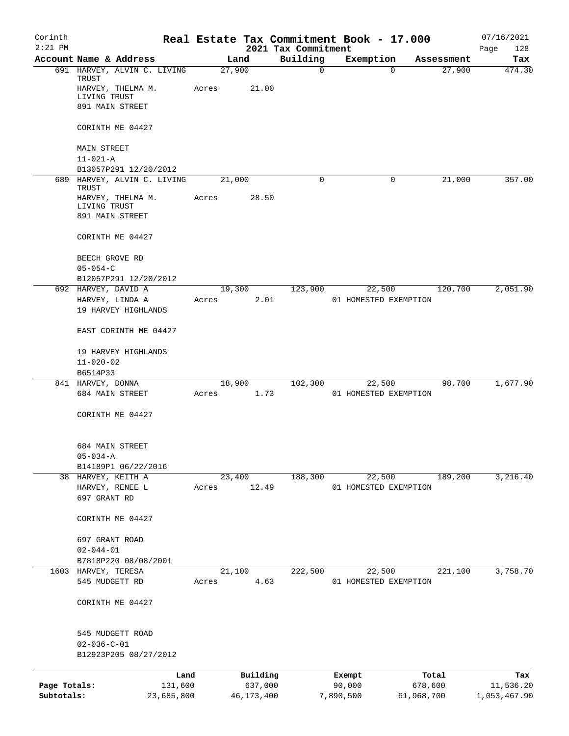Corinth 2:21 PM

# Real Estate Tax Commitment Book - 17.000

2021 Tax Commitment

07/16/2021 Page 128

| Account Name & Address | Land | Building | Exemption | Assessment | Tax |
|---|---|---|---|---|---|
| 691 HARVEY, ALVIN C. LIVING TRUST<br>HARVEY, THELMA M. LIVING TRUST<br>891 MAIN STREET<br><br>CORINTH ME 04427<br><br>MAIN STREET<br>11-021-A<br>B13057P291 12/20/2012 | 27,900<br>Acres 21.00 | 0 | 0 | 27,900 | 474.30 |
| 689 HARVEY, ALVIN C. LIVING TRUST<br>HARVEY, THELMA M. LIVING TRUST<br>891 MAIN STREET<br><br>CORINTH ME 04427<br><br>BEECH GROVE RD<br>05-054-C<br>B12057P291 12/20/2012 | 21,000<br>Acres 28.50 | 0 | 0 | 21,000 | 357.00 |
| 692 HARVEY, DAVID A<br>HARVEY, LINDA A<br>19 HARVEY HIGHLANDS<br><br>EAST CORINTH ME 04427<br><br>19 HARVEY HIGHLANDS<br>11-020-02<br>B6514P33 | 19,300<br>Acres 2.01 | 123,900 | 22,500<br>01 HOMESTED EXEMPTION | 120,700 | 2,051.90 |
| 841 HARVEY, DONNA<br>684 MAIN STREET<br><br>CORINTH ME 04427<br><br>684 MAIN STREET<br>05-034-A<br>B14189P1 06/22/2016 | 18,900<br>Acres 1.73 | 102,300 | 22,500<br>01 HOMESTED EXEMPTION | 98,700 | 1,677.90 |
| 38 HARVEY, KEITH A<br>HARVEY, RENEE L<br>697 GRANT RD<br><br>CORINTH ME 04427<br><br>697 GRANT ROAD<br>02-044-01<br>B7818P220 08/08/2001 | 23,400<br>Acres 12.49 | 188,300 | 22,500<br>01 HOMESTED EXEMPTION | 189,200 | 3,216.40 |
| 1603 HARVEY, TERESA<br>545 MUDGETT RD<br><br>CORINTH ME 04427<br><br>545 MUDGETT ROAD<br>02-036-C-01<br>B12923P205 08/27/2012 | 21,100<br>Acres 4.63 | 222,500 | 22,500<br>01 HOMESTED EXEMPTION | 221,100 | 3,758.70 |

| | Land | Building | Exempt | Total | Tax |
|---|---|---|---|---|---|
| Page Totals: | 131,600 | 637,000 | 90,000 | 678,600 | 11,536.20 |
| Subtotals: | 23,685,800 | 46,173,400 | 7,890,500 | 61,968,700 | 1,053,467.90 |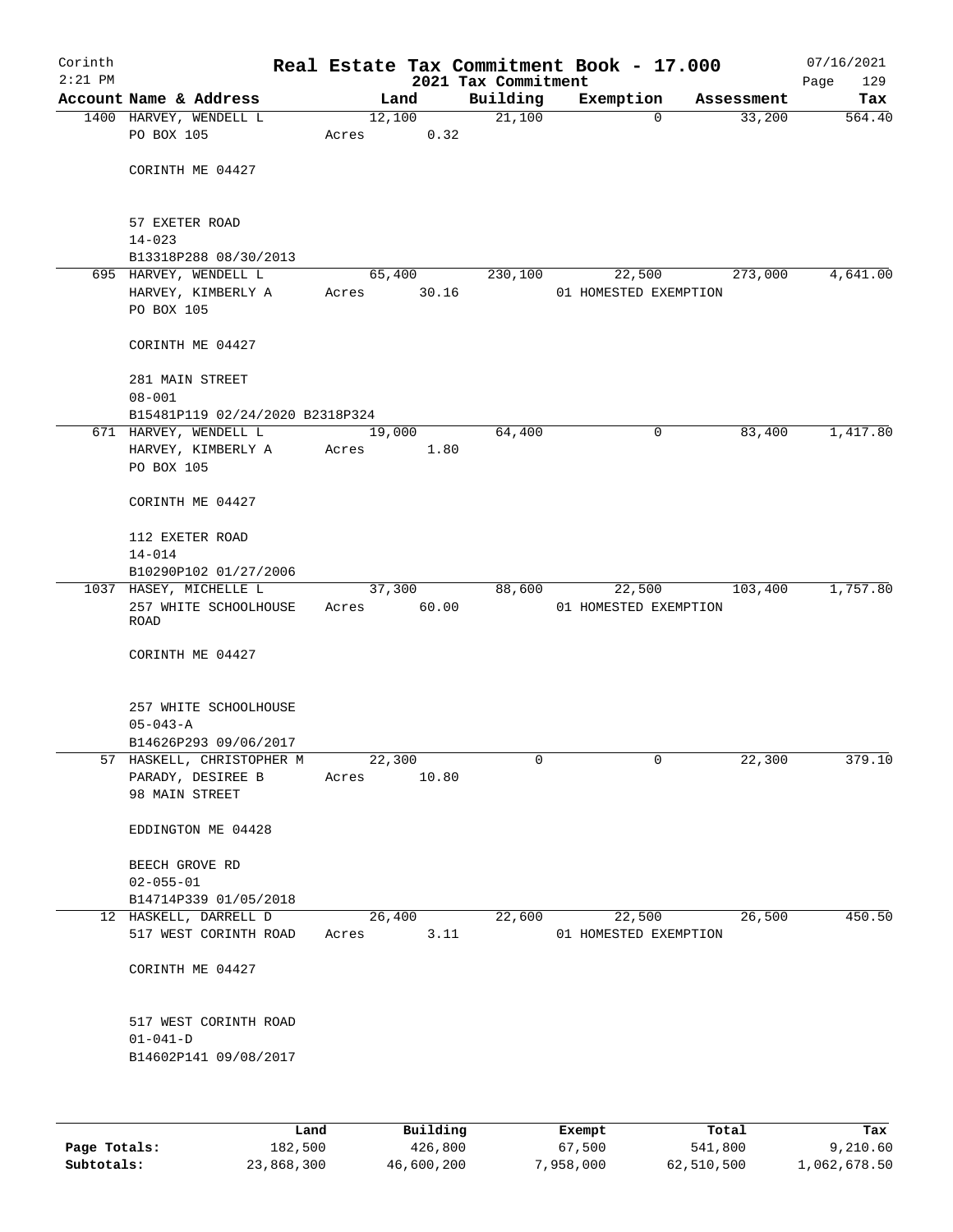# Real Estate Tax Commitment Book - 17.000

Corinth 2:21 PM — 2021 Tax Commitment — 07/16/2021 Page 129

| Account Name & Address | Land | Building | Exemption | Assessment | Tax |
|---|---|---|---|---|---|
| 1400 HARVEY, WENDELL L<br>PO BOX 105<br><br>CORINTH ME 04427<br><br>57 EXETER ROAD<br>14-023<br>B13318P288 08/30/2013 | 12,100<br>Acres 0.32 | 21,100 | 0 | 33,200 | 564.40 |
| 695 HARVEY, WENDELL L<br>HARVEY, KIMBERLY A<br>PO BOX 105<br><br>CORINTH ME 04427<br><br>281 MAIN STREET<br>08-001<br>B15481P119 02/24/2020 B2318P324 | 65,400<br>Acres 30.16 | 230,100 | 22,500<br>01 HOMESTED EXEMPTION | 273,000 | 4,641.00 |
| 671 HARVEY, WENDELL L<br>HARVEY, KIMBERLY A<br>PO BOX 105<br><br>CORINTH ME 04427<br><br>112 EXETER ROAD<br>14-014<br>B10290P102 01/27/2006 | 19,000<br>Acres 1.80 | 64,400 | 0 | 83,400 | 1,417.80 |
| 1037 HASEY, MICHELLE L<br>257 WHITE SCHOOLHOUSE ROAD<br><br>CORINTH ME 04427<br><br>257 WHITE SCHOOLHOUSE<br>05-043-A<br>B14626P293 09/06/2017 | 37,300<br>Acres 60.00 | 88,600 | 22,500<br>01 HOMESTED EXEMPTION | 103,400 | 1,757.80 |
| 57 HASKELL, CHRISTOPHER M<br>PARADY, DESIREE B<br>98 MAIN STREET<br><br>EDDINGTON ME 04428<br><br>BEECH GROVE RD<br>02-055-01<br>B14714P339 01/05/2018 | 22,300<br>Acres 10.80 | 0 | 0 | 22,300 | 379.10 |
| 12 HASKELL, DARRELL D<br>517 WEST CORINTH ROAD<br><br>CORINTH ME 04427<br><br>517 WEST CORINTH ROAD<br>01-041-D<br>B14602P141 09/08/2017 | 26,400<br>Acres 3.11 | 22,600 | 22,500<br>01 HOMESTED EXEMPTION | 26,500 | 450.50 |

| | Land | Building | Exempt | Total | Tax |
|---|---|---|---|---|---|
| Page Totals: | 182,500 | 426,800 | 67,500 | 541,800 | 9,210.60 |
| Subtotals: | 23,868,300 | 46,600,200 | 7,958,000 | 62,510,500 | 1,062,678.50 |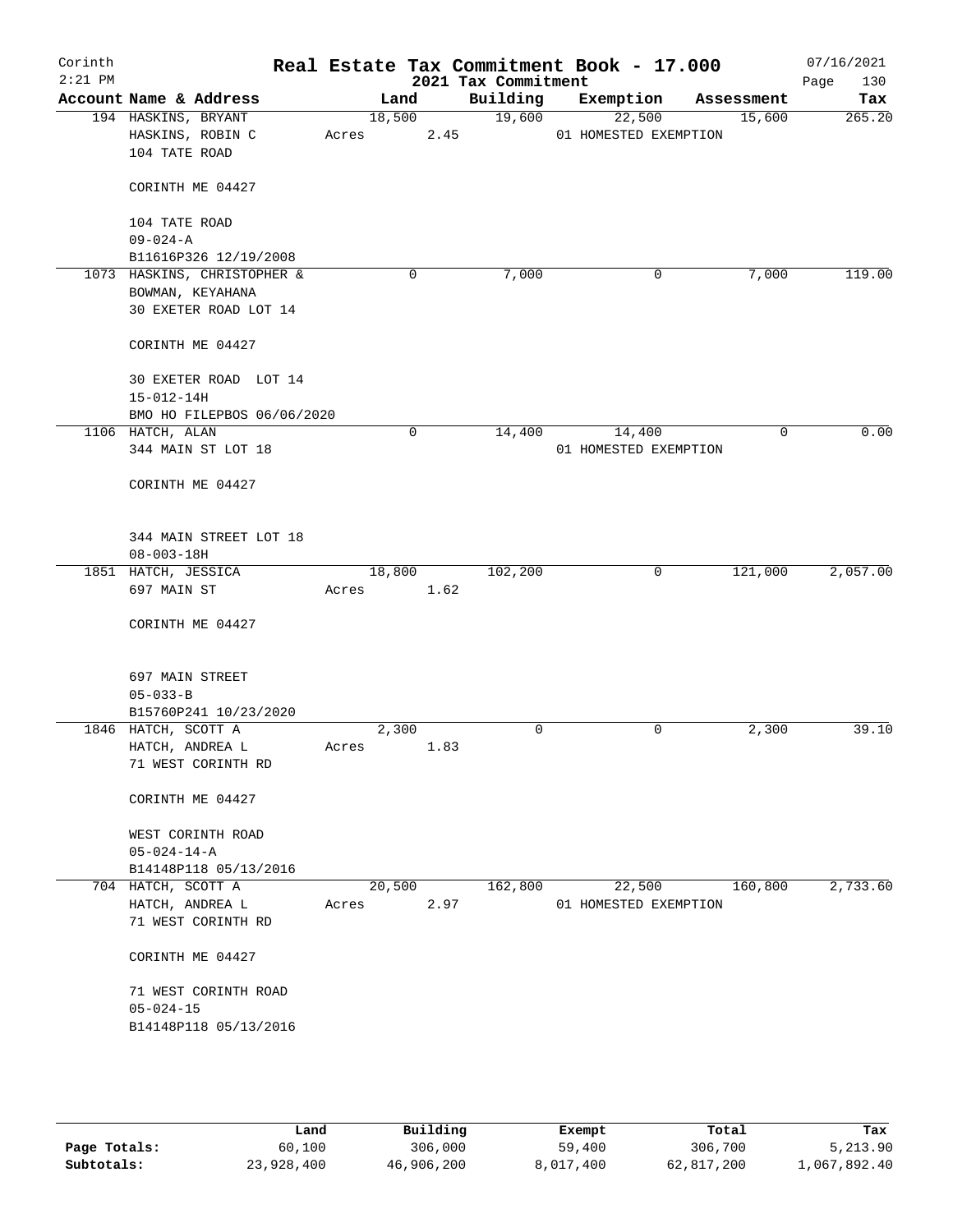# Real Estate Tax Commitment Book - 17.000

Corinth
2:21 PM

2021 Tax Commitment

07/16/2021

| Account Name & Address | Land | Building | Exemption | Assessment | Tax |
|---|---|---|---|---|---|
| 194 HASKINS, BRYANT<br>HASKINS, ROBIN C<br>104 TATE ROAD<br><br>CORINTH ME 04427<br><br>104 TATE ROAD<br>09-024-A<br>B11616P326 12/19/2008 | 18,500<br>Acres 2.45 | 19,600 | 22,500<br>01 HOMESTED EXEMPTION | 15,600 | 265.20 |
| 1073 HASKINS, CHRISTOPHER &<br>BOWMAN, KEYAHANA<br>30 EXETER ROAD LOT 14<br><br>CORINTH ME 04427<br><br>30 EXETER ROAD LOT 14<br>15-012-14H<br>BMO HO FILEPBOS 06/06/2020 | 0 | 7,000 | 0 | 7,000 | 119.00 |
| 1106 HATCH, ALAN<br>344 MAIN ST LOT 18<br><br>CORINTH ME 04427<br><br>344 MAIN STREET LOT 18<br>08-003-18H | 0 | 14,400 | 14,400<br>01 HOMESTED EXEMPTION | 0 | 0.00 |
| 1851 HATCH, JESSICA<br>697 MAIN ST<br><br>CORINTH ME 04427<br><br>697 MAIN STREET<br>05-033-B<br>B15760P241 10/23/2020 | 18,800<br>Acres 1.62 | 102,200 | 0 | 121,000 | 2,057.00 |
| 1846 HATCH, SCOTT A<br>HATCH, ANDREA L<br>71 WEST CORINTH RD<br><br>CORINTH ME 04427<br><br>WEST CORINTH ROAD<br>05-024-14-A<br>B14148P118 05/13/2016 | 2,300<br>Acres 1.83 | 0 | 0 | 2,300 | 39.10 |
| 704 HATCH, SCOTT A<br>HATCH, ANDREA L<br>71 WEST CORINTH RD<br><br>CORINTH ME 04427<br><br>71 WEST CORINTH ROAD<br>05-024-15<br>B14148P118 05/13/2016 | 20,500<br>Acres 2.97 | 162,800 | 22,500<br>01 HOMESTED EXEMPTION | 160,800 | 2,733.60 |

| | Land | Building | Exempt | Total | Tax |
|---|---|---|---|---|---|
| Page Totals: | 60,100 | 306,000 | 59,400 | 306,700 | 5,213.90 |
| Subtotals: | 23,928,400 | 46,906,200 | 8,017,400 | 62,817,200 | 1,067,892.40 |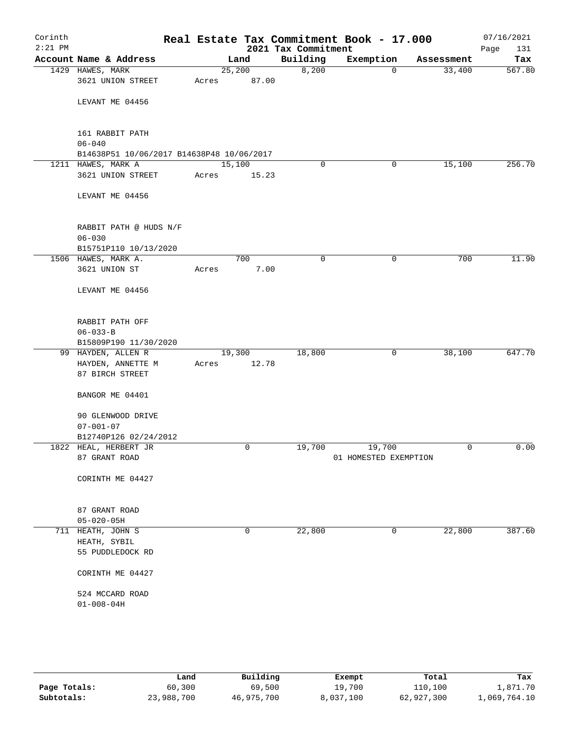# Real Estate Tax Commitment Book - 17.000

Corinth
2:21 PM

2021 Tax Commitment

07/16/2021

| Account Name & Address | Land | Building | Exemption | Assessment | Tax |
|---|---|---|---|---|---|
| 1429 HAWES, MARK<br>3621 UNION STREET<br><br>LEVANT ME 04456<br><br>161 RABBIT PATH<br>06-040<br>B14638P51 10/06/2017 B14638P48 10/06/2017 | 25,200<br>Acres 87.00 | 8,200 | 0 | 33,400 | 567.80 |
| 1211 HAWES, MARK A<br>3621 UNION STREET<br><br>LEVANT ME 04456<br><br>RABBIT PATH @ HUDS N/F<br>06-030<br>B15751P110 10/13/2020 | 15,100<br>Acres 15.23 | 0 | 0 | 15,100 | 256.70 |
| 1506 HAWES, MARK A.<br>3621 UNION ST<br><br>LEVANT ME 04456<br><br>RABBIT PATH OFF<br>06-033-B<br>B15809P190 11/30/2020 | 700<br>Acres 7.00 | 0 | 0 | 700 | 11.90 |
| 99 HAYDEN, ALLEN R<br>HAYDEN, ANNETTE M<br>87 BIRCH STREET<br><br>BANGOR ME 04401<br><br>90 GLENWOOD DRIVE<br>07-001-07<br>B12740P126 02/24/2012 | 19,300<br>Acres 12.78 | 18,800 | 0 | 38,100 | 647.70 |
| 1822 HEAL, HERBERT JR<br>87 GRANT ROAD<br><br>CORINTH ME 04427<br><br>87 GRANT ROAD<br>05-020-05H | 0 | 19,700 | 19,700<br>01 HOMESTED EXEMPTION | 0 | 0.00 |
| 711 HEATH, JOHN S<br>HEATH, SYBIL<br>55 PUDDLEDOCK RD<br><br>CORINTH ME 04427<br><br>524 MCCARD ROAD<br>01-008-04H | 0 | 22,800 | 0 | 22,800 | 387.60 |

| | Land | Building | Exempt | Total | Tax |
|---|---|---|---|---|---|
| Page Totals: | 60,300 | 69,500 | 19,700 | 110,100 | 1,871.70 |
| Subtotals: | 23,988,700 | 46,975,700 | 8,037,100 | 62,927,300 | 1,069,764.10 |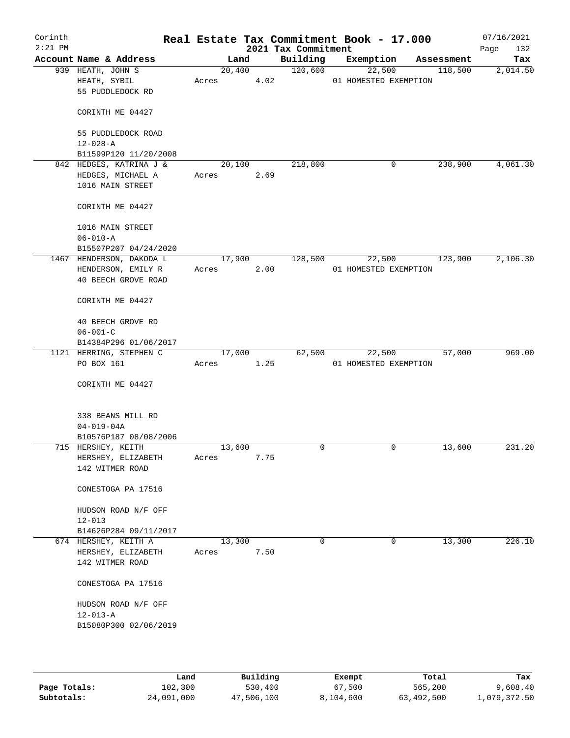Corinth 2:21 PM

# Real Estate Tax Commitment Book - 17.000

## 2021 Tax Commitment

07/16/2021

| Account | Name & Address | Land | Building | Exemption | Assessment | Tax |
|---|---|---|---|---|---|---|
| 939 | HEATH, JOHN S<br>HEATH, SYBIL<br>55 PUDDLEDOCK RD<br><br>CORINTH ME 04427<br><br>55 PUDDLEDOCK ROAD<br>12-028-A<br>B11599P120 11/20/2008 | 20,400<br>Acres 4.02 | 120,600 | 22,500<br>01 HOMESTED EXEMPTION | 118,500 | 2,014.50 |
| 842 | HEDGES, KATRINA J &<br>HEDGES, MICHAEL A<br>1016 MAIN STREET<br><br>CORINTH ME 04427<br><br>1016 MAIN STREET<br>06-010-A<br>B15507P207 04/24/2020 | 20,100<br>Acres 2.69 | 218,800 | 0 | 238,900 | 4,061.30 |
| 1467 | HENDERSON, DAKODA L<br>HENDERSON, EMILY R<br>40 BEECH GROVE ROAD<br><br>CORINTH ME 04427<br><br>40 BEECH GROVE RD<br>06-001-C<br>B14384P296 01/06/2017 | 17,900<br>Acres 2.00 | 128,500 | 22,500<br>01 HOMESTED EXEMPTION | 123,900 | 2,106.30 |
| 1121 | HERRING, STEPHEN C<br>PO BOX 161<br><br>CORINTH ME 04427<br><br>338 BEANS MILL RD<br>04-019-04A<br>B10576P187 08/08/2006 | 17,000<br>Acres 1.25 | 62,500 | 22,500<br>01 HOMESTED EXEMPTION | 57,000 | 969.00 |
| 715 | HERSHEY, KEITH<br>HERSHEY, ELIZABETH<br>142 WITMER ROAD<br><br>CONESTOGA PA 17516<br><br>HUDSON ROAD N/F OFF<br>12-013<br>B14626P284 09/11/2017 | 13,600<br>Acres 7.75 | 0 | 0 | 13,600 | 231.20 |
| 674 | HERSHEY, KEITH A<br>HERSHEY, ELIZABETH<br>142 WITMER ROAD<br><br>CONESTOGA PA 17516<br><br>HUDSON ROAD N/F OFF<br>12-013-A<br>B15080P300 02/06/2019 | 13,300<br>Acres 7.50 | 0 | 0 | 13,300 | 226.10 |

| | Land | Building | Exempt | Total | Tax |
|---|---|---|---|---|---|
| Page Totals: | 102,300 | 530,400 | 67,500 | 565,200 | 9,608.40 |
| Subtotals: | 24,091,000 | 47,506,100 | 8,104,600 | 63,492,500 | 1,079,372.50 |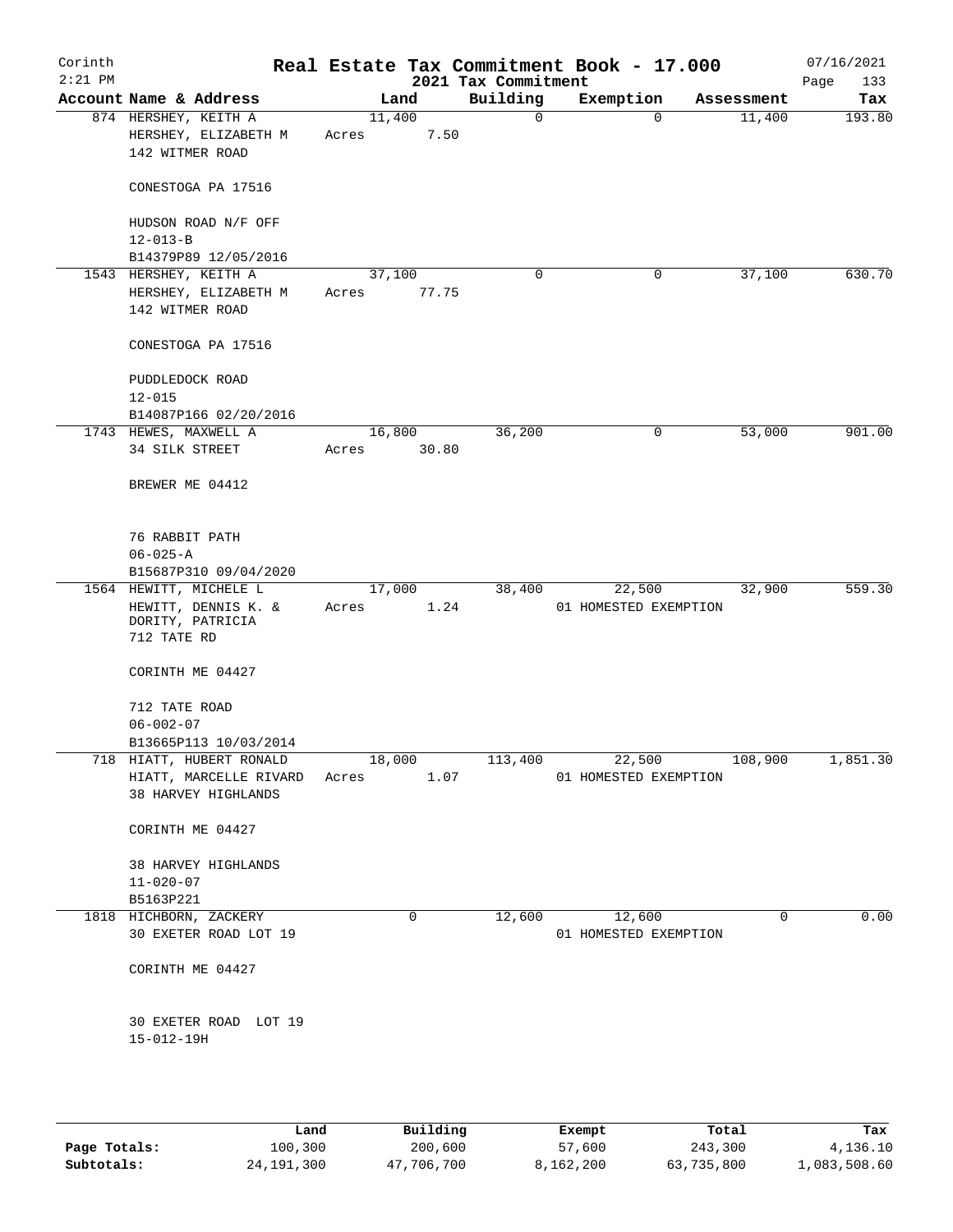Corinth 2:21 PM

# Real Estate Tax Commitment Book - 17.000

2021 Tax Commitment

07/16/2021

| Account | Name & Address | Land | Building | Exemption | Assessment | Tax |
|---|---|---|---|---|---|---|
| 874 | HERSHEY, KEITH A<br>HERSHEY, ELIZABETH M<br>142 WITMER ROAD<br><br>CONESTOGA PA 17516<br><br>HUDSON ROAD N/F OFF<br>12-013-B<br>B14379P89 12/05/2016 | 11,400<br>Acres 7.50 | 0 | 0 | 11,400 | 193.80 |
| 1543 | HERSHEY, KEITH A<br>HERSHEY, ELIZABETH M<br>142 WITMER ROAD<br><br>CONESTOGA PA 17516<br><br>PUDDLEDOCK ROAD<br>12-015<br>B14087P166 02/20/2016 | 37,100<br>Acres 77.75 | 0 | 0 | 37,100 | 630.70 |
| 1743 | HEWES, MAXWELL A<br>34 SILK STREET<br><br>BREWER ME 04412<br><br>76 RABBIT PATH<br>06-025-A<br>B15687P310 09/04/2020 | 16,800<br>Acres 30.80 | 36,200 | 0 | 53,000 | 901.00 |
| 1564 | HEWITT, MICHELE L<br>HEWITT, DENNIS K. &<br>DORITY, PATRICIA<br>712 TATE RD<br><br>CORINTH ME 04427<br><br>712 TATE ROAD<br>06-002-07<br>B13665P113 10/03/2014 | 17,000<br>Acres 1.24 | 38,400 | 22,500<br>01 HOMESTED EXEMPTION | 32,900 | 559.30 |
| 718 | HIATT, HUBERT RONALD<br>HIATT, MARCELLE RIVARD<br>38 HARVEY HIGHLANDS<br><br>CORINTH ME 04427<br><br>38 HARVEY HIGHLANDS<br>11-020-07<br>B5163P221 | 18,000<br>Acres 1.07 | 113,400 | 22,500<br>01 HOMESTED EXEMPTION | 108,900 | 1,851.30 |
| 1818 | HICHBORN, ZACKERY<br>30 EXETER ROAD LOT 19<br><br>CORINTH ME 04427<br><br>30 EXETER ROAD LOT 19<br>15-012-19H | 0 | 12,600 | 12,600<br>01 HOMESTED EXEMPTION | 0 | 0.00 |

| | Land | Building | Exempt | Total | Tax |
|---|---|---|---|---|---|
| Page Totals: | 100,300 | 200,600 | 57,600 | 243,300 | 4,136.10 |
| Subtotals: | 24,191,300 | 47,706,700 | 8,162,200 | 63,735,800 | 1,083,508.60 |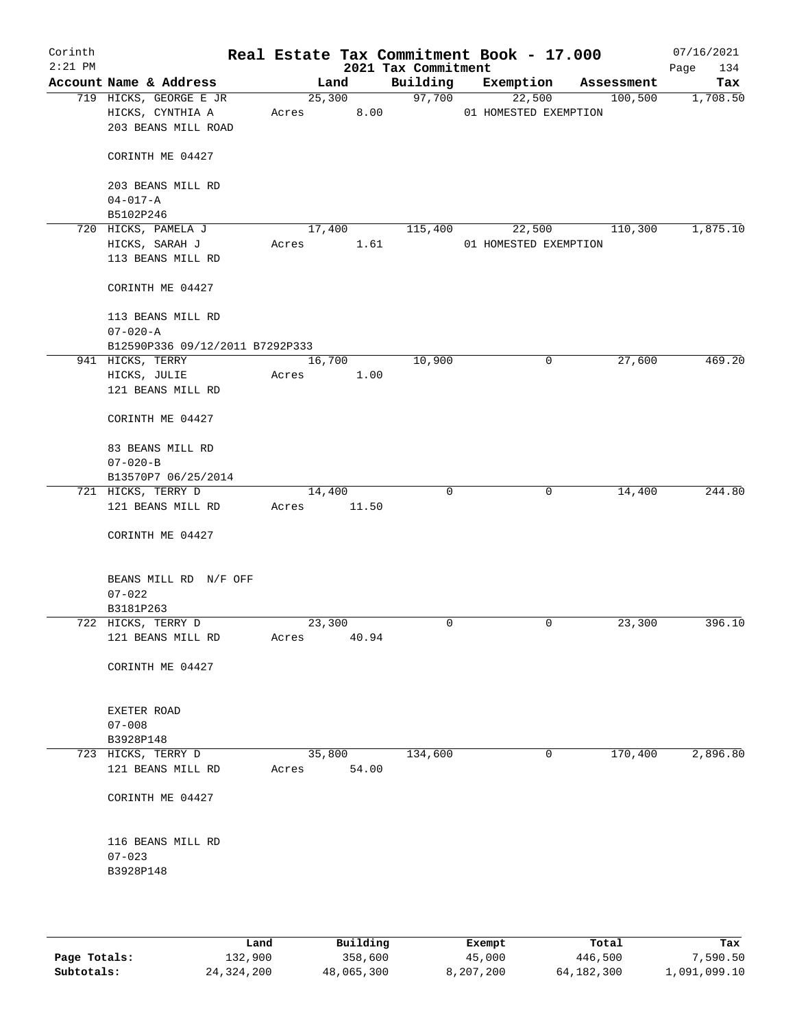# Real Estate Tax Commitment Book - 17.000

Corinth 2:21 PM — 2021 Tax Commitment — 07/16/2021

| Account Name & Address | Land | Building | Exemption | Assessment | Tax |
|---|---|---|---|---|---|
| 719 HICKS, GEORGE E JR | 25,300 | 97,700 | 22,500 | 100,500 | 1,708.50 |
| HICKS, CYNTHIA A | Acres 8.00 | | 01 HOMESTED EXEMPTION | | |
| 203 BEANS MILL ROAD | | | | | |
| CORINTH ME 04427 | | | | | |
| 203 BEANS MILL RD | | | | | |
| 04-017-A | | | | | |
| B5102P246 | | | | | |
| 720 HICKS, PAMELA J | 17,400 | 115,400 | 22,500 | 110,300 | 1,875.10 |
| HICKS, SARAH J | Acres 1.61 | | 01 HOMESTED EXEMPTION | | |
| 113 BEANS MILL RD | | | | | |
| CORINTH ME 04427 | | | | | |
| 113 BEANS MILL RD | | | | | |
| 07-020-A | | | | | |
| B12590P336 09/12/2011 B7292P333 | | | | | |
| 941 HICKS, TERRY | 16,700 | 10,900 | 0 | 27,600 | 469.20 |
| HICKS, JULIE | Acres 1.00 | | | | |
| 121 BEANS MILL RD | | | | | |
| CORINTH ME 04427 | | | | | |
| 83 BEANS MILL RD | | | | | |
| 07-020-B | | | | | |
| B13570P7 06/25/2014 | | | | | |
| 721 HICKS, TERRY D | 14,400 | 0 | 0 | 14,400 | 244.80 |
| 121 BEANS MILL RD | Acres 11.50 | | | | |
| CORINTH ME 04427 | | | | | |
| BEANS MILL RD N/F OFF | | | | | |
| 07-022 | | | | | |
| B3181P263 | | | | | |
| 722 HICKS, TERRY D | 23,300 | 0 | 0 | 23,300 | 396.10 |
| 121 BEANS MILL RD | Acres 40.94 | | | | |
| CORINTH ME 04427 | | | | | |
| EXETER ROAD | | | | | |
| 07-008 | | | | | |
| B3928P148 | | | | | |
| 723 HICKS, TERRY D | 35,800 | 134,600 | 0 | 170,400 | 2,896.80 |
| 121 BEANS MILL RD | Acres 54.00 | | | | |
| CORINTH ME 04427 | | | | | |
| 116 BEANS MILL RD | | | | | |
| 07-023 | | | | | |
| B3928P148 | | | | | |

| | Land | Building | Exempt | Total | Tax |
|---|---|---|---|---|---|
| Page Totals: | 132,900 | 358,600 | 45,000 | 446,500 | 7,590.50 |
| Subtotals: | 24,324,200 | 48,065,300 | 8,207,200 | 64,182,300 | 1,091,099.10 |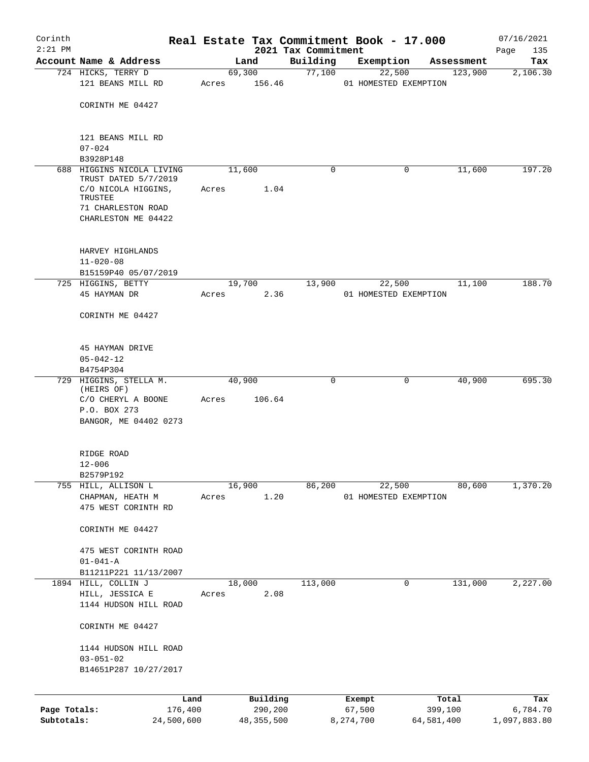# Corinth — Real Estate Tax Commitment Book - 17.000 — 2021 Tax Commitment

2:21 PM — 07/16/2021

| Account Name & Address | Land | Building | Exemption | Assessment | Tax |
|---|---|---|---|---|---|
| 724 HICKS, TERRY D<br>121 BEANS MILL RD<br><br>CORINTH ME 04427<br><br>121 BEANS MILL RD<br>07-024<br>B3928P148 | 69,300<br>Acres 156.46 | 77,100 | 22,500<br>01 HOMESTED EXEMPTION | 123,900 | 2,106.30 |
| 688 HIGGINS NICOLA LIVING TRUST DATED 5/7/2019<br>C/O NICOLA HIGGINS, TRUSTEE<br>71 CHARLESTON ROAD<br>CHARLESTON ME 04422<br><br>HARVEY HIGHLANDS<br>11-020-08<br>B15159P40 05/07/2019 | 11,600<br>Acres 1.04 | 0 | 0 | 11,600 | 197.20 |
| 725 HIGGINS, BETTY<br>45 HAYMAN DR<br><br>CORINTH ME 04427<br><br>45 HAYMAN DRIVE<br>05-042-12<br>B4754P304 | 19,700<br>Acres 2.36 | 13,900 | 22,500<br>01 HOMESTED EXEMPTION | 11,100 | 188.70 |
| 729 HIGGINS, STELLA M. (HEIRS OF)<br>C/O CHERYL A BOONE<br>P.O. BOX 273<br>BANGOR, ME 04402 0273<br><br>RIDGE ROAD<br>12-006<br>B2579P192 | 40,900<br>Acres 106.64 | 0 | 0 | 40,900 | 695.30 |
| 755 HILL, ALLISON L<br>CHAPMAN, HEATH M<br>475 WEST CORINTH RD<br><br>CORINTH ME 04427<br><br>475 WEST CORINTH ROAD<br>01-041-A<br>B11211P221 11/13/2007 | 16,900<br>Acres 1.20 | 86,200 | 22,500<br>01 HOMESTED EXEMPTION | 80,600 | 1,370.20 |
| 1894 HILL, COLLIN J<br>HILL, JESSICA E<br>1144 HUDSON HILL ROAD<br><br>CORINTH ME 04427<br><br>1144 HUDSON HILL ROAD<br>03-051-02<br>B14651P287 10/27/2017 | 18,000<br>Acres 2.08 | 113,000 | 0 | 131,000 | 2,227.00 |

| | Land | Building | Exempt | Total | Tax |
|---|---|---|---|---|---|
| Page Totals: | 176,400 | 290,200 | 67,500 | 399,100 | 6,784.70 |
| Subtotals: | 24,500,600 | 48,355,500 | 8,274,700 | 64,581,400 | 1,097,883.80 |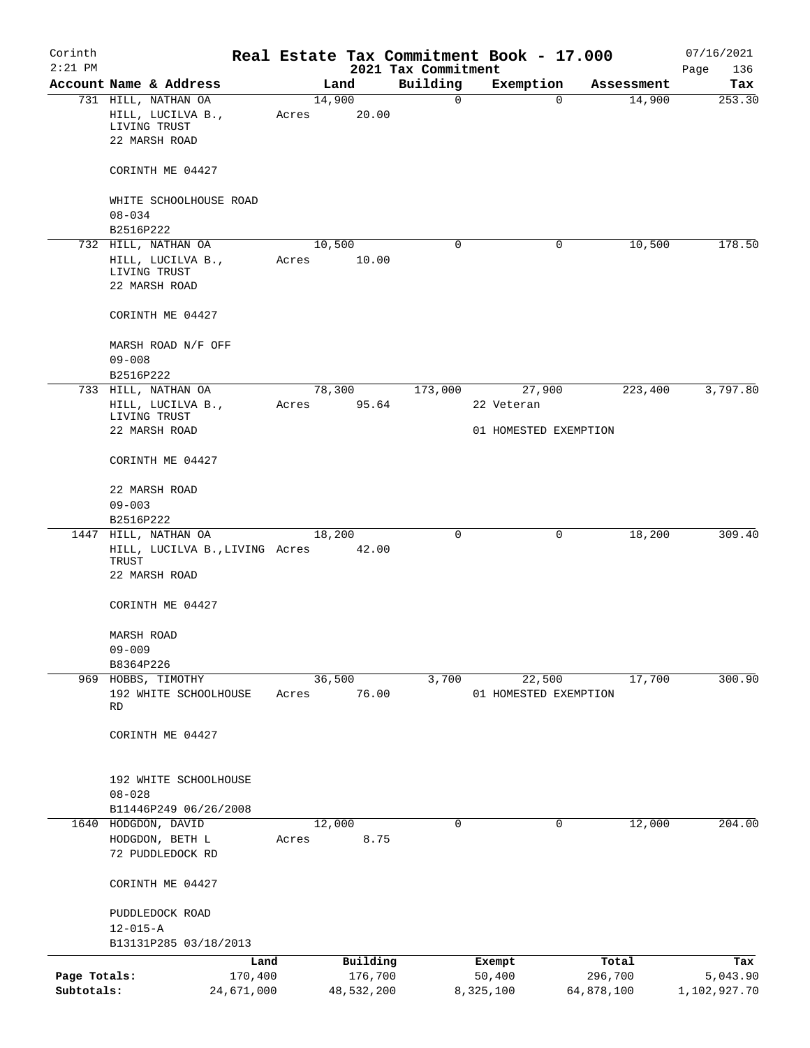# Real Estate Tax Commitment Book - 17.000

Corinth 2:21 PM — 2021 Tax Commitment — 07/16/2021 Page 136

| Account | Name & Address | Land | Building | Exemption | Assessment | Tax |
|---|---|---|---|---|---|---|
| 731 | HILL, NATHAN OA<br>HILL, LUCILVA B., LIVING TRUST<br>22 MARSH ROAD<br>CORINTH ME 04427<br>WHITE SCHOOLHOUSE ROAD<br>08-034<br>B2516P222 | 14,900<br>Acres 20.00 | 0 | 0 | 14,900 | 253.30 |
| 732 | HILL, NATHAN OA<br>HILL, LUCILVA B., LIVING TRUST<br>22 MARSH ROAD<br>CORINTH ME 04427<br>MARSH ROAD N/F OFF<br>09-008<br>B2516P222 | 10,500<br>Acres 10.00 | 0 | 0 | 10,500 | 178.50 |
| 733 | HILL, NATHAN OA<br>HILL, LUCILVA B., LIVING TRUST<br>22 MARSH ROAD<br>CORINTH ME 04427<br>22 MARSH ROAD<br>09-003<br>B2516P222 | 78,300<br>Acres 95.64 | 173,000 | 27,900<br>22 Veteran<br>01 HOMESTED EXEMPTION | 223,400 | 3,797.80 |
| 1447 | HILL, NATHAN OA<br>HILL, LUCILVA B.,LIVING TRUST<br>22 MARSH ROAD<br>CORINTH ME 04427<br>MARSH ROAD<br>09-009<br>B8364P226 | 18,200<br>Acres 42.00 | 0 | 0 | 18,200 | 309.40 |
| 969 | HOBBS, TIMOTHY<br>192 WHITE SCHOOLHOUSE RD<br>CORINTH ME 04427<br>192 WHITE SCHOOLHOUSE<br>08-028<br>B11446P249 06/26/2008 | 36,500<br>Acres 76.00 | 3,700 | 22,500<br>01 HOMESTED EXEMPTION | 17,700 | 300.90 |
| 1640 | HODGDON, DAVID<br>HODGDON, BETH L<br>72 PUDDLEDOCK RD<br>CORINTH ME 04427<br>PUDDLEDOCK ROAD<br>12-015-A<br>B13131P285 03/18/2013 | 12,000<br>Acres 8.75 | 0 | 0 | 12,000 | 204.00 |

| | Land | Building | Exempt | Total | Tax |
|---|---|---|---|---|---|
| Page Totals: | 170,400 | 176,700 | 50,400 | 296,700 | 5,043.90 |
| Subtotals: | 24,671,000 | 48,532,200 | 8,325,100 | 64,878,100 | 1,102,927.70 |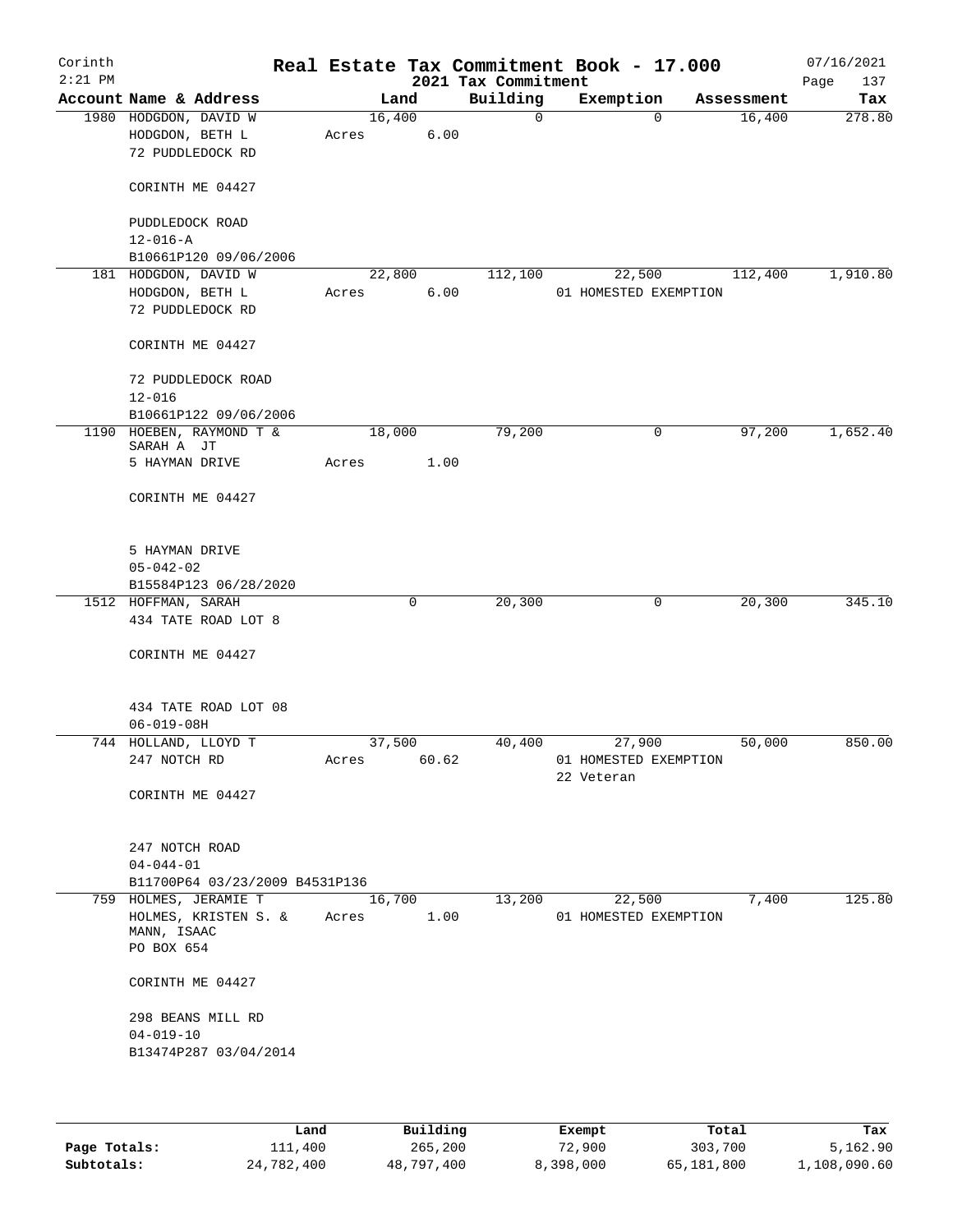Corinth
2:21 PM

# Real Estate Tax Commitment Book - 17.000

2021 Tax Commitment

07/16/2021

| Account Name & Address | Land | Building | Exemption | Assessment | Tax |
|---|---|---|---|---|---|
| 1980 HODGDON, DAVID W<br>HODGDON, BETH L<br>72 PUDDLEDOCK RD<br><br>CORINTH ME 04427<br><br>PUDDLEDOCK ROAD<br>12-016-A<br>B10661P120 09/06/2006 | 16,400<br>Acres 6.00 | 0 | 0 | 16,400 | 278.80 |
| 181 HODGDON, DAVID W<br>HODGDON, BETH L<br>72 PUDDLEDOCK RD<br><br>CORINTH ME 04427<br><br>72 PUDDLEDOCK ROAD<br>12-016<br>B10661P122 09/06/2006 | 22,800<br>Acres 6.00 | 112,100 | 22,500<br>01 HOMESTED EXEMPTION | 112,400 | 1,910.80 |
| 1190 HOEBEN, RAYMOND T &<br>SARAH A JT<br>5 HAYMAN DRIVE<br><br>CORINTH ME 04427<br><br>5 HAYMAN DRIVE<br>05-042-02<br>B15584P123 06/28/2020 | 18,000<br>Acres 1.00 | 79,200 | 0 | 97,200 | 1,652.40 |
| 1512 HOFFMAN, SARAH<br>434 TATE ROAD LOT 8<br><br>CORINTH ME 04427<br><br>434 TATE ROAD LOT 08<br>06-019-08H | 0 | 20,300 | 0 | 20,300 | 345.10 |
| 744 HOLLAND, LLOYD T<br>247 NOTCH RD<br><br>CORINTH ME 04427<br><br>247 NOTCH ROAD<br>04-044-01<br>B11700P64 03/23/2009 B4531P136 | 37,500<br>Acres 60.62 | 40,400 | 27,900<br>01 HOMESTED EXEMPTION<br>22 Veteran | 50,000 | 850.00 |
| 759 HOLMES, JERAMIE T<br>HOLMES, KRISTEN S. &<br>MANN, ISAAC<br>PO BOX 654<br><br>CORINTH ME 04427<br><br>298 BEANS MILL RD<br>04-019-10<br>B13474P287 03/04/2014 | 16,700<br>Acres 1.00 | 13,200 | 22,500<br>01 HOMESTED EXEMPTION | 7,400 | 125.80 |

| | Land | Building | Exempt | Total | Tax |
|---|---|---|---|---|---|
| Page Totals: | 111,400 | 265,200 | 72,900 | 303,700 | 5,162.90 |
| Subtotals: | 24,782,400 | 48,797,400 | 8,398,000 | 65,181,800 | 1,108,090.60 |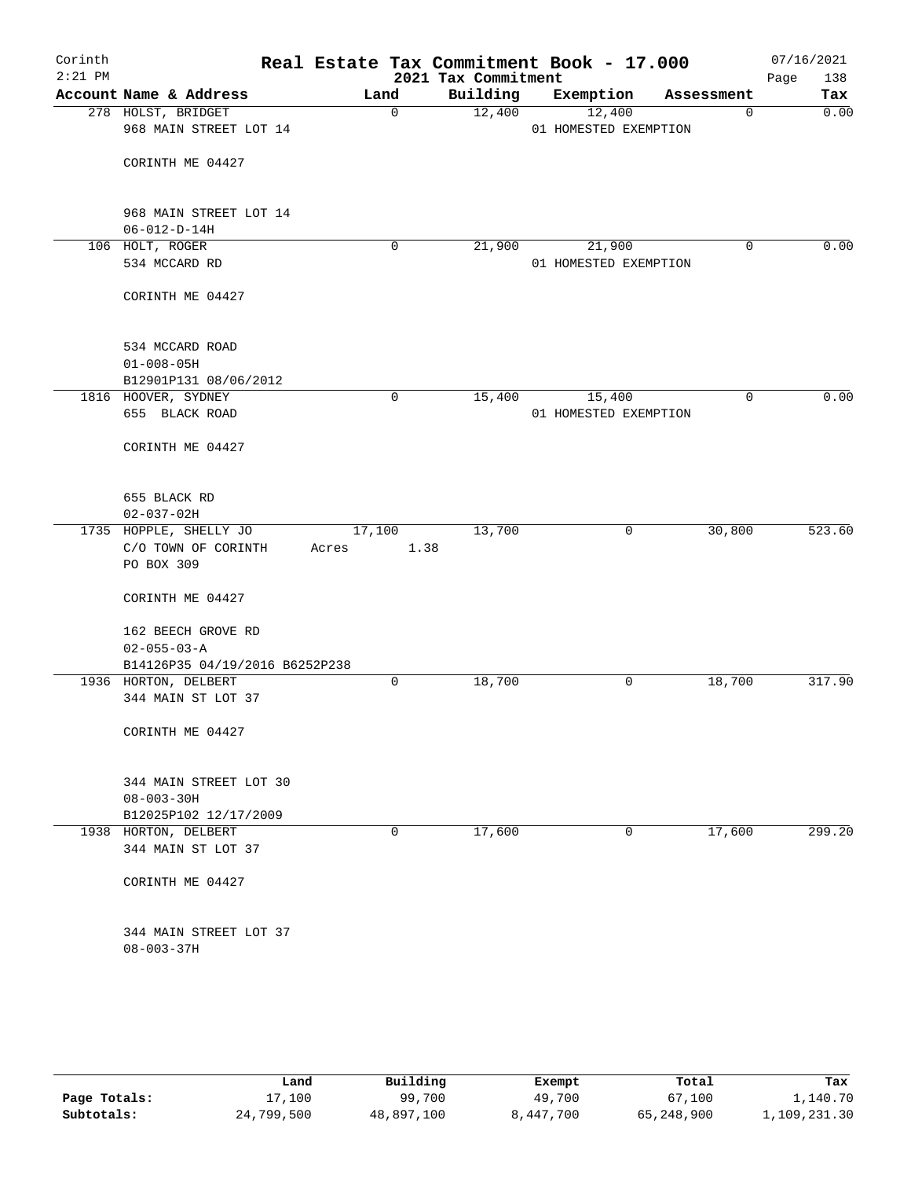# Real Estate Tax Commitment Book - 17.000

Corinth
2:21 PM

2021 Tax Commitment

07/16/2021

| Account | Name & Address | Land | Building | Exemption | Assessment | Tax |
|---|---|---|---|---|---|---|
| 278 | HOLST, BRIDGET<br>968 MAIN STREET LOT 14<br><br>CORINTH ME 04427<br><br>968 MAIN STREET LOT 14<br>06-012-D-14H | 0 | 12,400 | 12,400<br>01 HOMESTED EXEMPTION | 0 | 0.00 |
| 106 | HOLT, ROGER<br>534 MCCARD RD<br><br>CORINTH ME 04427<br><br>534 MCCARD ROAD<br>01-008-05H<br>B12901P131 08/06/2012 | 0 | 21,900 | 21,900<br>01 HOMESTED EXEMPTION | 0 | 0.00 |
| 1816 | HOOVER, SYDNEY<br>655 BLACK ROAD<br><br>CORINTH ME 04427<br><br>655 BLACK RD<br>02-037-02H | 0 | 15,400 | 15,400<br>01 HOMESTED EXEMPTION | 0 | 0.00 |
| 1735 | HOPPLE, SHELLY JO<br>C/O TOWN OF CORINTH<br>PO BOX 309<br><br>CORINTH ME 04427<br><br>162 BEECH GROVE RD<br>02-055-03-A<br>B14126P35 04/19/2016 B6252P238 | 17,100<br>Acres 1.38 | 13,700 | 0 | 30,800 | 523.60 |
| 1936 | HORTON, DELBERT<br>344 MAIN ST LOT 37<br><br>CORINTH ME 04427<br><br>344 MAIN STREET LOT 30<br>08-003-30H<br>B12025P102 12/17/2009 | 0 | 18,700 | 0 | 18,700 | 317.90 |
| 1938 | HORTON, DELBERT<br>344 MAIN ST LOT 37<br><br>CORINTH ME 04427<br><br>344 MAIN STREET LOT 37<br>08-003-37H | 0 | 17,600 | 0 | 17,600 | 299.20 |

| | Land | Building | Exempt | Total | Tax |
|---|---|---|---|---|---|
| Page Totals: | 17,100 | 99,700 | 49,700 | 67,100 | 1,140.70 |
| Subtotals: | 24,799,500 | 48,897,100 | 8,447,700 | 65,248,900 | 1,109,231.30 |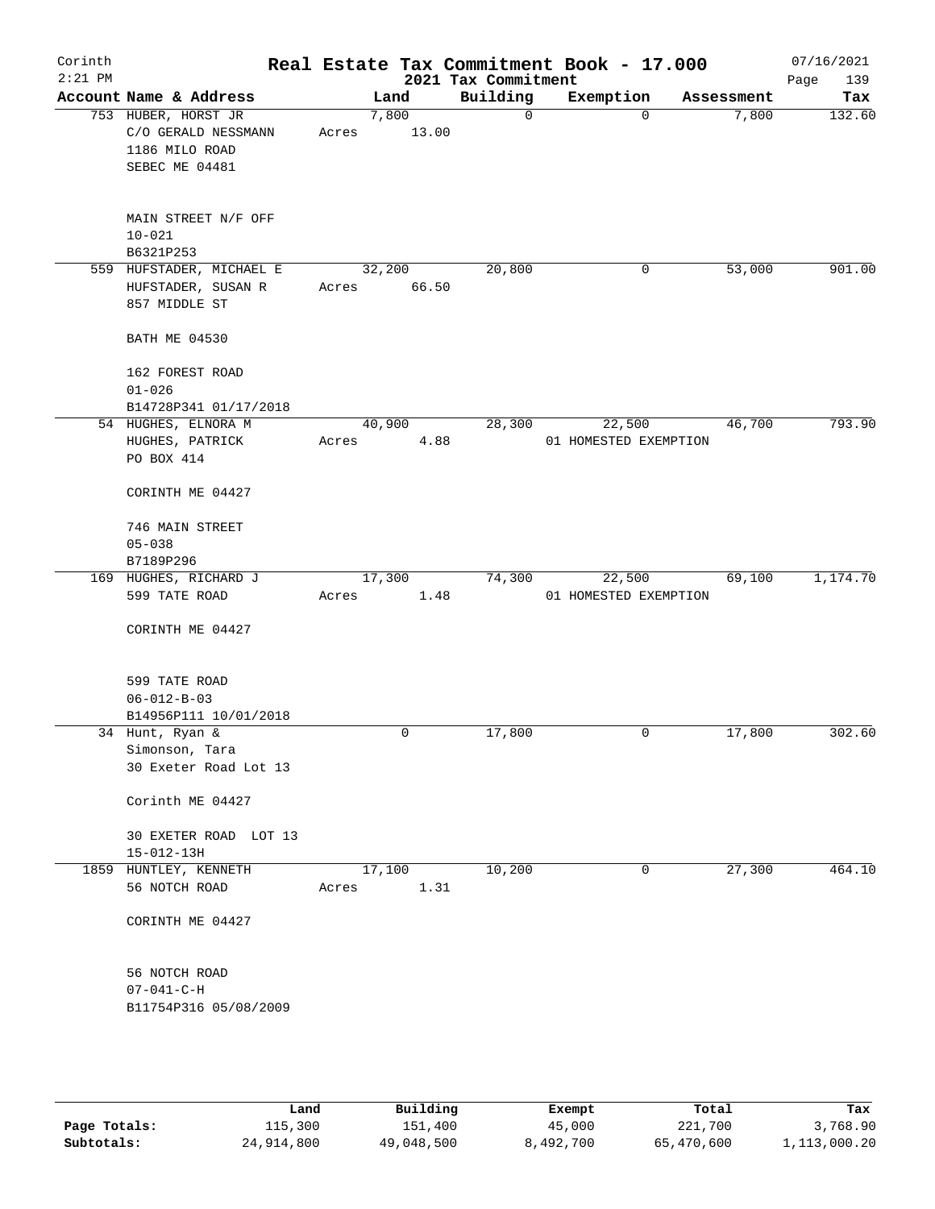# Real Estate Tax Commitment Book - 17.000

Corinth
2:21 PM

2021 Tax Commitment

07/16/2021

| Account | Name & Address | Land | Building | Exemption | Assessment | Tax |
|---|---|---|---|---|---|---|
| 753 | HUBER, HORST JR<br>C/O GERALD NESSMANN<br>1186 MILO ROAD<br>SEBEC ME 04481<br><br>MAIN STREET N/F OFF<br>10-021<br>B6321P253 | 7,800<br>Acres 13.00 | 0 | 0 | 7,800 | 132.60 |
| 559 | HUFSTADER, MICHAEL E<br>HUFSTADER, SUSAN R<br>857 MIDDLE ST<br><br>BATH ME 04530<br><br>162 FOREST ROAD<br>01-026<br>B14728P341 01/17/2018 | 32,200<br>Acres 66.50 | 20,800 | 0 | 53,000 | 901.00 |
| 54 | HUGHES, ELNORA M<br>HUGHES, PATRICK<br>PO BOX 414<br><br>CORINTH ME 04427<br><br>746 MAIN STREET<br>05-038<br>B7189P296 | 40,900<br>Acres 4.88 | 28,300 | 22,500<br>01 HOMESTED EXEMPTION | 46,700 | 793.90 |
| 169 | HUGHES, RICHARD J<br>599 TATE ROAD<br><br>CORINTH ME 04427<br><br>599 TATE ROAD<br>06-012-B-03<br>B14956P111 10/01/2018 | 17,300<br>Acres 1.48 | 74,300 | 22,500<br>01 HOMESTED EXEMPTION | 69,100 | 1,174.70 |
| 34 | Hunt, Ryan &<br>Simonson, Tara<br>30 Exeter Road Lot 13<br><br>Corinth ME 04427<br><br>30 EXETER ROAD LOT 13<br>15-012-13H | 0 | 17,800 | 0 | 17,800 | 302.60 |
| 1859 | HUNTLEY, KENNETH<br>56 NOTCH ROAD<br><br>CORINTH ME 04427<br><br>56 NOTCH ROAD<br>07-041-C-H<br>B11754P316 05/08/2009 | 17,100<br>Acres 1.31 | 10,200 | 0 | 27,300 | 464.10 |

| | Land | Building | Exempt | Total | Tax |
|---|---|---|---|---|---|
| Page Totals: | 115,300 | 151,400 | 45,000 | 221,700 | 3,768.90 |
| Subtotals: | 24,914,800 | 49,048,500 | 8,492,700 | 65,470,600 | 1,113,000.20 |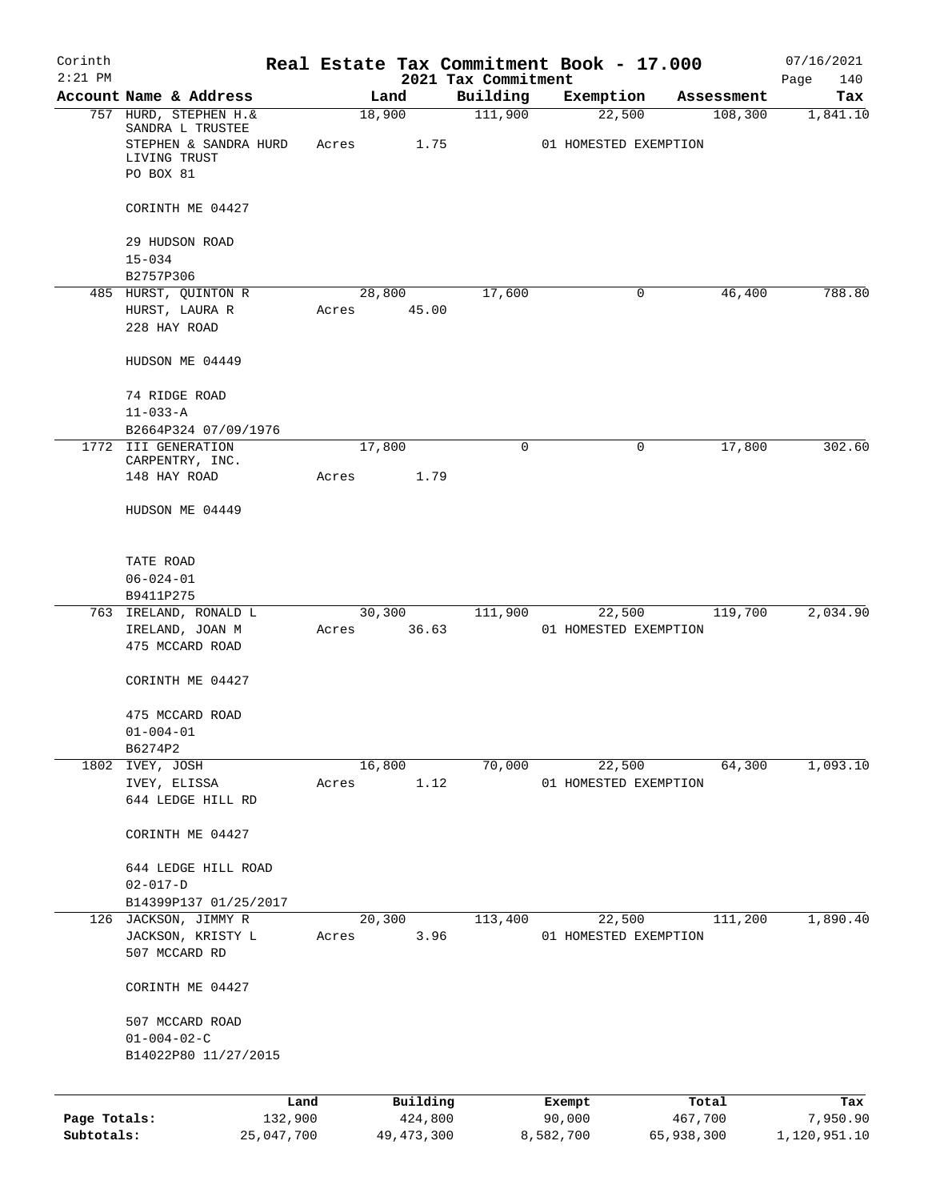Corinth
2:21 PM

# Real Estate Tax Commitment Book - 17.000

2021 Tax Commitment

07/16/2021

| Account Name & Address | Land | Building | Exemption | Assessment | Tax |
|---|---|---|---|---|---|
| 757 HURD, STEPHEN H.& SANDRA L TRUSTEE<br>STEPHEN & SANDRA HURD LIVING TRUST<br>PO BOX 81<br><br>CORINTH ME 04427<br><br>29 HUDSON ROAD<br>15-034<br>B2757P306 | 18,900<br>Acres 1.75 | 111,900 | 22,500<br>01 HOMESTED EXEMPTION | 108,300 | 1,841.10 |
| 485 HURST, QUINTON R<br>HURST, LAURA R<br>228 HAY ROAD<br><br>HUDSON ME 04449<br><br>74 RIDGE ROAD<br>11-033-A<br>B2664P324 07/09/1976 | 28,800<br>Acres 45.00 | 17,600 | 0 | 46,400 | 788.80 |
| 1772 III GENERATION CARPENTRY, INC.<br>148 HAY ROAD<br><br>HUDSON ME 04449<br><br>TATE ROAD<br>06-024-01<br>B9411P275 | 17,800<br>Acres 1.79 | 0 | 0 | 17,800 | 302.60 |
| 763 IRELAND, RONALD L<br>IRELAND, JOAN M<br>475 MCCARD ROAD<br><br>CORINTH ME 04427<br><br>475 MCCARD ROAD<br>01-004-01<br>B6274P2 | 30,300<br>Acres 36.63 | 111,900 | 22,500<br>01 HOMESTED EXEMPTION | 119,700 | 2,034.90 |
| 1802 IVEY, JOSH<br>IVEY, ELISSA<br>644 LEDGE HILL RD<br><br>CORINTH ME 04427<br><br>644 LEDGE HILL ROAD<br>02-017-D<br>B14399P137 01/25/2017 | 16,800<br>Acres 1.12 | 70,000 | 22,500<br>01 HOMESTED EXEMPTION | 64,300 | 1,093.10 |
| 126 JACKSON, JIMMY R<br>JACKSON, KRISTY L<br>507 MCCARD RD<br><br>CORINTH ME 04427<br><br>507 MCCARD ROAD<br>01-004-02-C<br>B14022P80 11/27/2015 | 20,300<br>Acres 3.96 | 113,400 | 22,500<br>01 HOMESTED EXEMPTION | 111,200 | 1,890.40 |

| | Land | Building | Exempt | Total | Tax |
|---|---|---|---|---|---|
| Page Totals: | 132,900 | 424,800 | 90,000 | 467,700 | 7,950.90 |
| Subtotals: | 25,047,700 | 49,473,300 | 8,582,700 | 65,938,300 | 1,120,951.10 |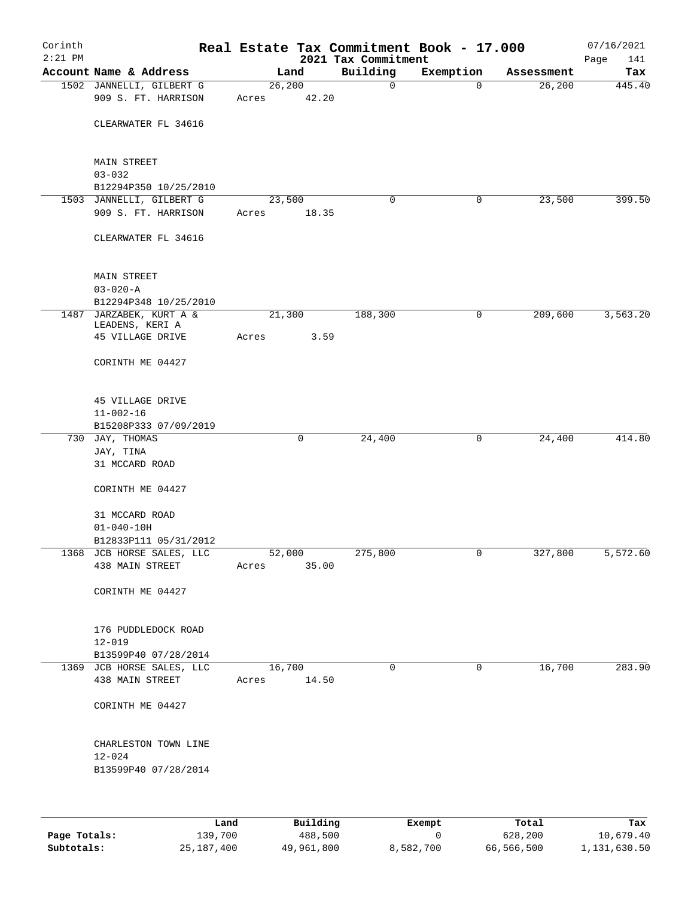Corinth 2:21 PM

# Real Estate Tax Commitment Book - 17.000

2021 Tax Commitment

07/16/2021 Page 141

| Account | Name & Address | Land | Building | Exemption | Assessment | Tax |
|---|---|---|---|---|---|---|
| 1502 | JANNELLI, GILBERT G<br>909 S. FT. HARRISON<br><br>CLEARWATER FL 34616<br><br>MAIN STREET<br>03-032<br>B12294P350 10/25/2010 | 26,200<br>Acres 42.20 | 0 | 0 | 26,200 | 445.40 |
| 1503 | JANNELLI, GILBERT G<br>909 S. FT. HARRISON<br><br>CLEARWATER FL 34616<br><br>MAIN STREET<br>03-020-A<br>B12294P348 10/25/2010 | 23,500<br>Acres 18.35 | 0 | 0 | 23,500 | 399.50 |
| 1487 | JARZABEK, KURT A &<br>LEADENS, KERI A<br>45 VILLAGE DRIVE<br><br>CORINTH ME 04427<br><br>45 VILLAGE DRIVE<br>11-002-16<br>B15208P333 07/09/2019 | 21,300<br>Acres 3.59 | 188,300 | 0 | 209,600 | 3,563.20 |
| 730 | JAY, THOMAS<br>JAY, TINA<br>31 MCCARD ROAD<br><br>CORINTH ME 04427<br><br>31 MCCARD ROAD<br>01-040-10H<br>B12833P111 05/31/2012 | 0 | 24,400 | 0 | 24,400 | 414.80 |
| 1368 | JCB HORSE SALES, LLC<br>438 MAIN STREET<br><br>CORINTH ME 04427<br><br>176 PUDDLEDOCK ROAD<br>12-019<br>B13599P40 07/28/2014 | 52,000<br>Acres 35.00 | 275,800 | 0 | 327,800 | 5,572.60 |
| 1369 | JCB HORSE SALES, LLC<br>438 MAIN STREET<br><br>CORINTH ME 04427<br><br>CHARLESTON TOWN LINE<br>12-024<br>B13599P40 07/28/2014 | 16,700<br>Acres 14.50 | 0 | 0 | 16,700 | 283.90 |

| | Land | Building | Exempt | Total | Tax |
|---|---|---|---|---|---|
| Page Totals: | 139,700 | 488,500 | 0 | 628,200 | 10,679.40 |
| Subtotals: | 25,187,400 | 49,961,800 | 8,582,700 | 66,566,500 | 1,131,630.50 |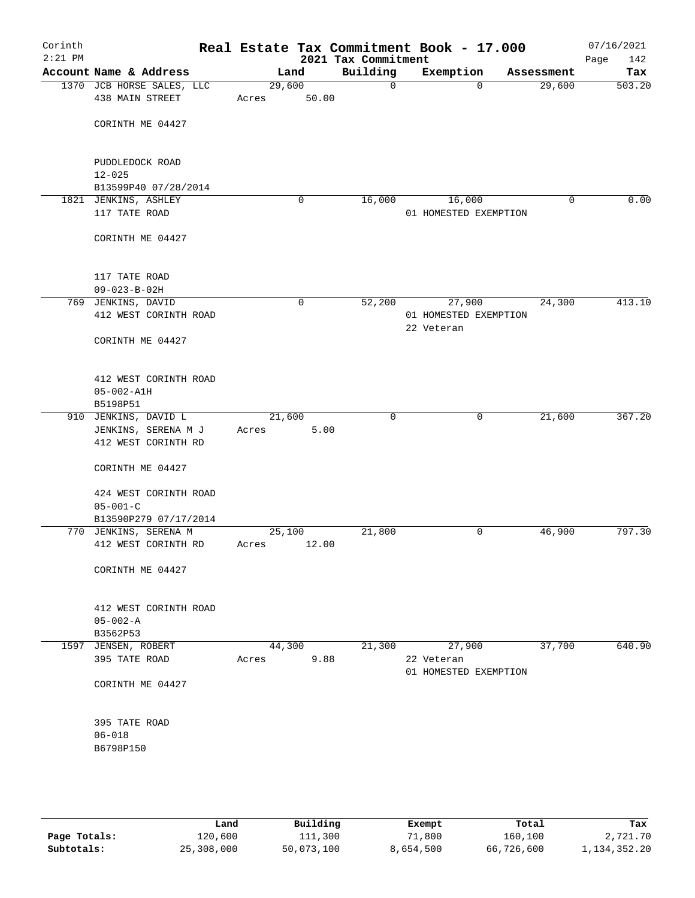Corinth
2:21 PM

# Real Estate Tax Commitment Book - 17.000

2021 Tax Commitment

07/16/2021

| Account | Name & Address | Land | Building | Exemption | Assessment | Tax |
|---|---|---|---|---|---|---|
| 1370 | JCB HORSE SALES, LLC<br>438 MAIN STREET<br><br>CORINTH ME 04427<br><br>PUDDLEDOCK ROAD<br>12-025<br>B13599P40 07/28/2014 | 29,600<br>Acres 50.00 | 0 | 0 | 29,600 | 503.20 |
| 1821 | JENKINS, ASHLEY<br>117 TATE ROAD<br><br>CORINTH ME 04427<br><br>117 TATE ROAD<br>09-023-B-02H | 0 | 16,000 | 16,000<br>01 HOMESTED EXEMPTION | 0 | 0.00 |
| 769 | JENKINS, DAVID<br>412 WEST CORINTH ROAD<br><br>CORINTH ME 04427<br><br>412 WEST CORINTH ROAD<br>05-002-A1H<br>B5198P51 | 0 | 52,200 | 27,900<br>01 HOMESTED EXEMPTION<br>22 Veteran | 24,300 | 413.10 |
| 910 | JENKINS, DAVID L<br>JENKINS, SERENA M J<br>412 WEST CORINTH RD<br><br>CORINTH ME 04427<br><br>424 WEST CORINTH ROAD<br>05-001-C<br>B13590P279 07/17/2014 | 21,600<br>Acres 5.00 | 0 | 0 | 21,600 | 367.20 |
| 770 | JENKINS, SERENA M<br>412 WEST CORINTH RD<br><br>CORINTH ME 04427<br><br>412 WEST CORINTH ROAD<br>05-002-A<br>B3562P53 | 25,100<br>Acres 12.00 | 21,800 | 0 | 46,900 | 797.30 |
| 1597 | JENSEN, ROBERT<br>395 TATE ROAD<br><br>CORINTH ME 04427<br><br>395 TATE ROAD<br>06-018<br>B6798P150 | 44,300<br>Acres 9.88 | 21,300 | 27,900<br>22 Veteran<br>01 HOMESTED EXEMPTION | 37,700 | 640.90 |

| | Land | Building | Exempt | Total | Tax |
|---|---|---|---|---|---|
| Page Totals: | 120,600 | 111,300 | 71,800 | 160,100 | 2,721.70 |
| Subtotals: | 25,308,000 | 50,073,100 | 8,654,500 | 66,726,600 | 1,134,352.20 |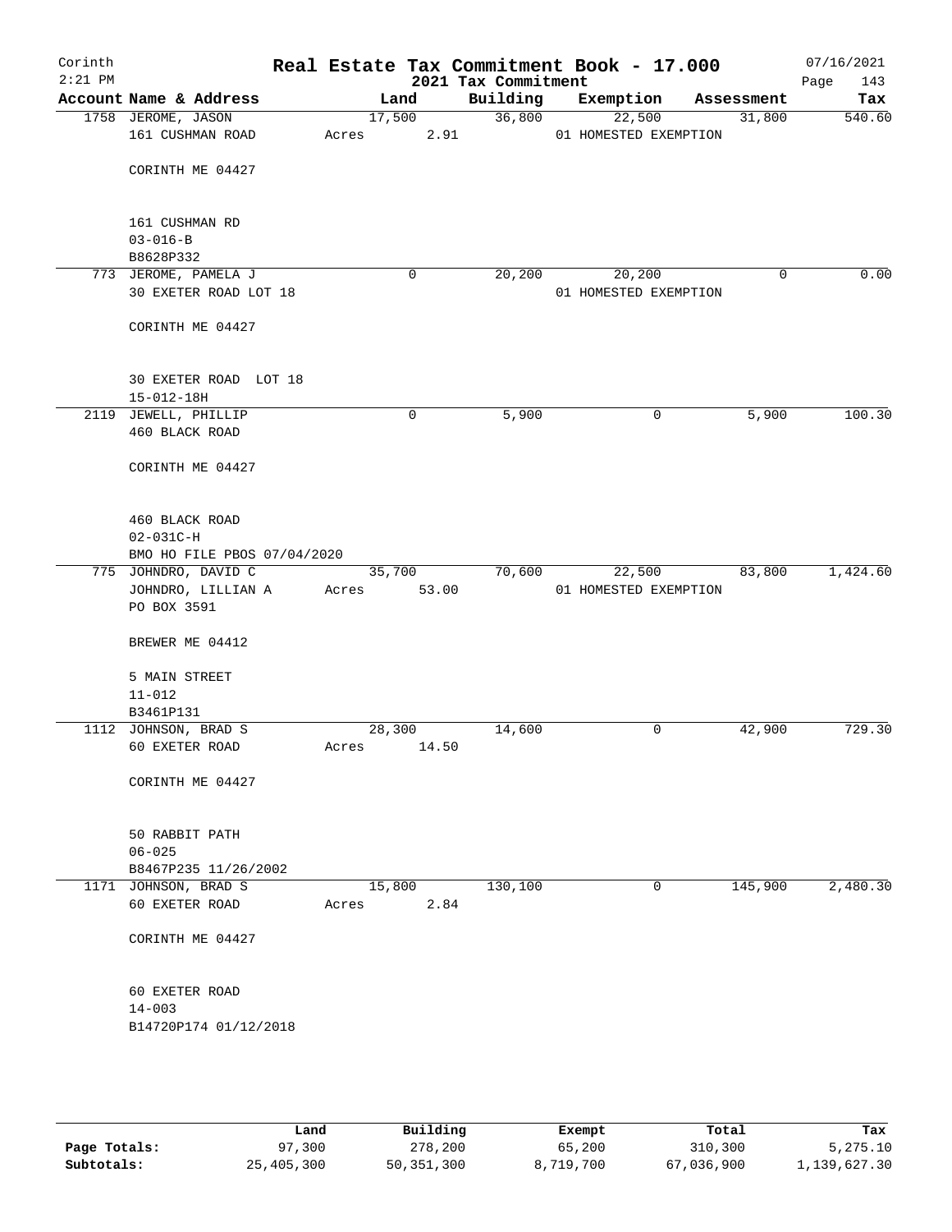# Real Estate Tax Commitment Book - 17.000

Corinth
2:21 PM

2021 Tax Commitment

07/16/2021

| Account Name & Address | Land | Building | Exemption | Assessment | Tax |
|---|---|---|---|---|---|
| 1758 JEROME, JASON | 17,500 | 36,800 | 22,500 | 31,800 | 540.60 |
| 161 CUSHMAN ROAD | Acres 2.91 | | 01 HOMESTED EXEMPTION | | |
| CORINTH ME 04427 | | | | | |
| 161 CUSHMAN RD | | | | | |
| 03-016-B | | | | | |
| B8628P332 | | | | | |
| 773 JEROME, PAMELA J | 0 | 20,200 | 20,200 | 0 | 0.00 |
| 30 EXETER ROAD LOT 18 | | | 01 HOMESTED EXEMPTION | | |
| CORINTH ME 04427 | | | | | |
| 30 EXETER ROAD LOT 18 | | | | | |
| 15-012-18H | | | | | |
| 2119 JEWELL, PHILLIP | 0 | 5,900 | 0 | 5,900 | 100.30 |
| 460 BLACK ROAD | | | | | |
| CORINTH ME 04427 | | | | | |
| 460 BLACK ROAD | | | | | |
| 02-031C-H | | | | | |
| BMO HO FILE PBOS 07/04/2020 | | | | | |
| 775 JOHNDRO, DAVID C | 35,700 | 70,600 | 22,500 | 83,800 | 1,424.60 |
| JOHNDRO, LILLIAN A | Acres 53.00 | | 01 HOMESTED EXEMPTION | | |
| PO BOX 3591 | | | | | |
| BREWER ME 04412 | | | | | |
| 5 MAIN STREET | | | | | |
| 11-012 | | | | | |
| B3461P131 | | | | | |
| 1112 JOHNSON, BRAD S | 28,300 | 14,600 | 0 | 42,900 | 729.30 |
| 60 EXETER ROAD | Acres 14.50 | | | | |
| CORINTH ME 04427 | | | | | |
| 50 RABBIT PATH | | | | | |
| 06-025 | | | | | |
| B8467P235 11/26/2002 | | | | | |
| 1171 JOHNSON, BRAD S | 15,800 | 130,100 | 0 | 145,900 | 2,480.30 |
| 60 EXETER ROAD | Acres 2.84 | | | | |
| CORINTH ME 04427 | | | | | |
| 60 EXETER ROAD | | | | | |
| 14-003 | | | | | |
| B14720P174 01/12/2018 | | | | | |

| | Land | Building | Exempt | Total | Tax |
|---|---|---|---|---|---|
| Page Totals: | 97,300 | 278,200 | 65,200 | 310,300 | 5,275.10 |
| Subtotals: | 25,405,300 | 50,351,300 | 8,719,700 | 67,036,900 | 1,139,627.30 |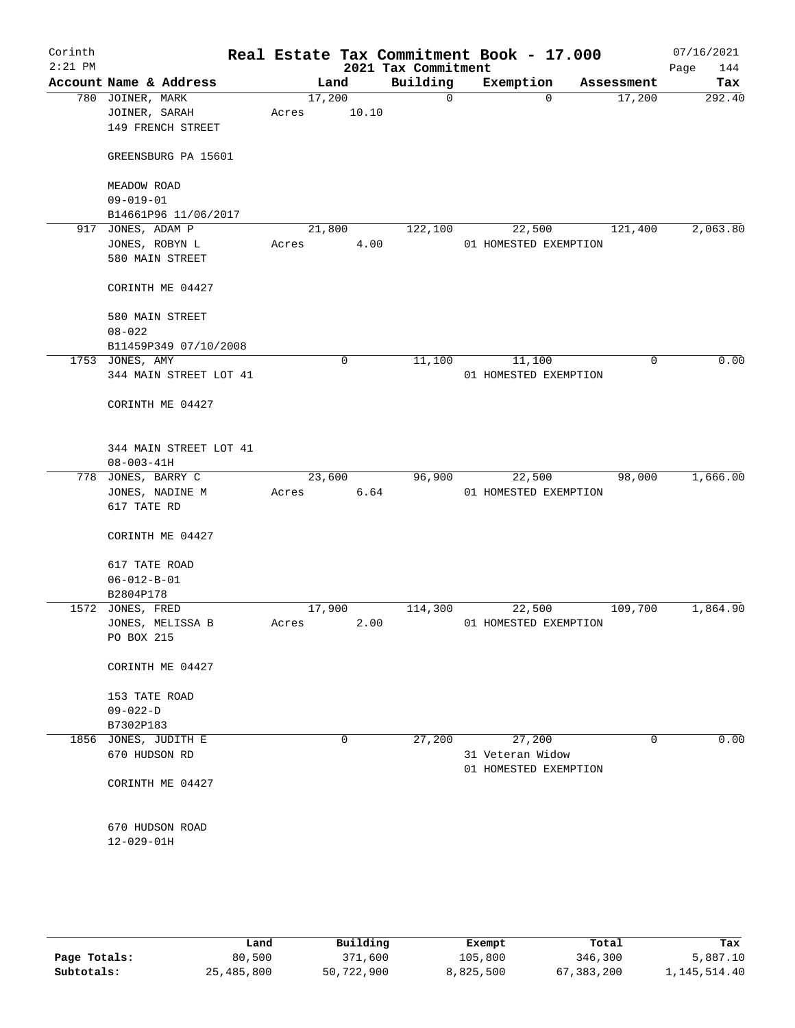# Real Estate Tax Commitment Book - 17.000

Corinth 2:21 PM — 2021 Tax Commitment — 07/16/2021

| Account Name & Address | Land | Building | Exemption | Assessment | Tax |
|---|---|---|---|---|---|
| 780 JOINER, MARK<br>JOINER, SARAH<br>149 FRENCH STREET<br><br>GREENSBURG PA 15601<br><br>MEADOW ROAD<br>09-019-01<br>B14661P96 11/06/2017 | 17,200<br>Acres 10.10 | 0 | 0 | 17,200 | 292.40 |
| 917 JONES, ADAM P<br>JONES, ROBYN L<br>580 MAIN STREET<br><br>CORINTH ME 04427<br><br>580 MAIN STREET<br>08-022<br>B11459P349 07/10/2008 | 21,800<br>Acres 4.00 | 122,100 | 22,500<br>01 HOMESTED EXEMPTION | 121,400 | 2,063.80 |
| 1753 JONES, AMY<br>344 MAIN STREET LOT 41<br><br>CORINTH ME 04427<br><br>344 MAIN STREET LOT 41<br>08-003-41H | 0 | 11,100 | 11,100<br>01 HOMESTED EXEMPTION | 0 | 0.00 |
| 778 JONES, BARRY C<br>JONES, NADINE M<br>617 TATE RD<br><br>CORINTH ME 04427<br><br>617 TATE ROAD<br>06-012-B-01<br>B2804P178 | 23,600<br>Acres 6.64 | 96,900 | 22,500<br>01 HOMESTED EXEMPTION | 98,000 | 1,666.00 |
| 1572 JONES, FRED<br>JONES, MELISSA B<br>PO BOX 215<br><br>CORINTH ME 04427<br><br>153 TATE ROAD<br>09-022-D<br>B7302P183 | 17,900<br>Acres 2.00 | 114,300 | 22,500<br>01 HOMESTED EXEMPTION | 109,700 | 1,864.90 |
| 1856 JONES, JUDITH E<br>670 HUDSON RD<br><br>CORINTH ME 04427<br><br>670 HUDSON ROAD<br>12-029-01H | 0 | 27,200 | 27,200<br>31 Veteran Widow<br>01 HOMESTED EXEMPTION | 0 | 0.00 |

| | Land | Building | Exempt | Total | Tax |
|---|---|---|---|---|---|
| Page Totals: | 80,500 | 371,600 | 105,800 | 346,300 | 5,887.10 |
| Subtotals: | 25,485,800 | 50,722,900 | 8,825,500 | 67,383,200 | 1,145,514.40 |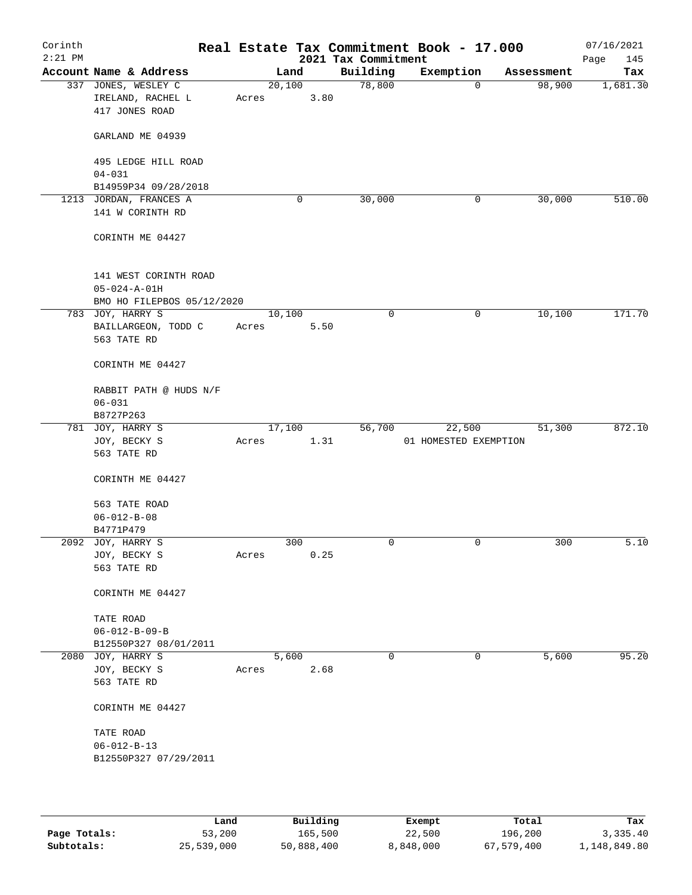# Real Estate Tax Commitment Book - 17.000

Corinth 2:21 PM — 2021 Tax Commitment — 07/16/2021

| Account Name & Address | Land | Building | Exemption | Assessment | Tax |
|---|---|---|---|---|---|
| 337 JONES, WESLEY C<br>IRELAND, RACHEL L<br>417 JONES ROAD<br><br>GARLAND ME 04939<br><br>495 LEDGE HILL ROAD<br>04-031<br>B14959P34 09/28/2018 | 20,100<br>Acres 3.80 | 78,800 | 0 | 98,900 | 1,681.30 |
| 1213 JORDAN, FRANCES A<br>141 W CORINTH RD<br><br>CORINTH ME 04427<br><br>141 WEST CORINTH ROAD<br>05-024-A-01H<br>BMO HO FILEPBOS 05/12/2020 | 0 | 30,000 | 0 | 30,000 | 510.00 |
| 783 JOY, HARRY S<br>BAILLARGEON, TODD C<br>563 TATE RD<br><br>CORINTH ME 04427<br><br>RABBIT PATH @ HUDS N/F<br>06-031<br>B8727P263 | 10,100<br>Acres 5.50 | 0 | 0 | 10,100 | 171.70 |
| 781 JOY, HARRY S<br>JOY, BECKY S<br>563 TATE RD<br><br>CORINTH ME 04427<br><br>563 TATE ROAD<br>06-012-B-08<br>B4771P479 | 17,100<br>Acres 1.31 | 56,700 | 22,500<br>01 HOMESTED EXEMPTION | 51,300 | 872.10 |
| 2092 JOY, HARRY S<br>JOY, BECKY S<br>563 TATE RD<br><br>CORINTH ME 04427<br><br>TATE ROAD<br>06-012-B-09-B<br>B12550P327 08/01/2011 | 300<br>Acres 0.25 | 0 | 0 | 300 | 5.10 |
| 2080 JOY, HARRY S<br>JOY, BECKY S<br>563 TATE RD<br><br>CORINTH ME 04427<br><br>TATE ROAD<br>06-012-B-13<br>B12550P327 07/29/2011 | 5,600<br>Acres 2.68 | 0 | 0 | 5,600 | 95.20 |

| | Land | Building | Exempt | Total | Tax |
|---|---|---|---|---|---|
| Page Totals: | 53,200 | 165,500 | 22,500 | 196,200 | 3,335.40 |
| Subtotals: | 25,539,000 | 50,888,400 | 8,848,000 | 67,579,400 | 1,148,849.80 |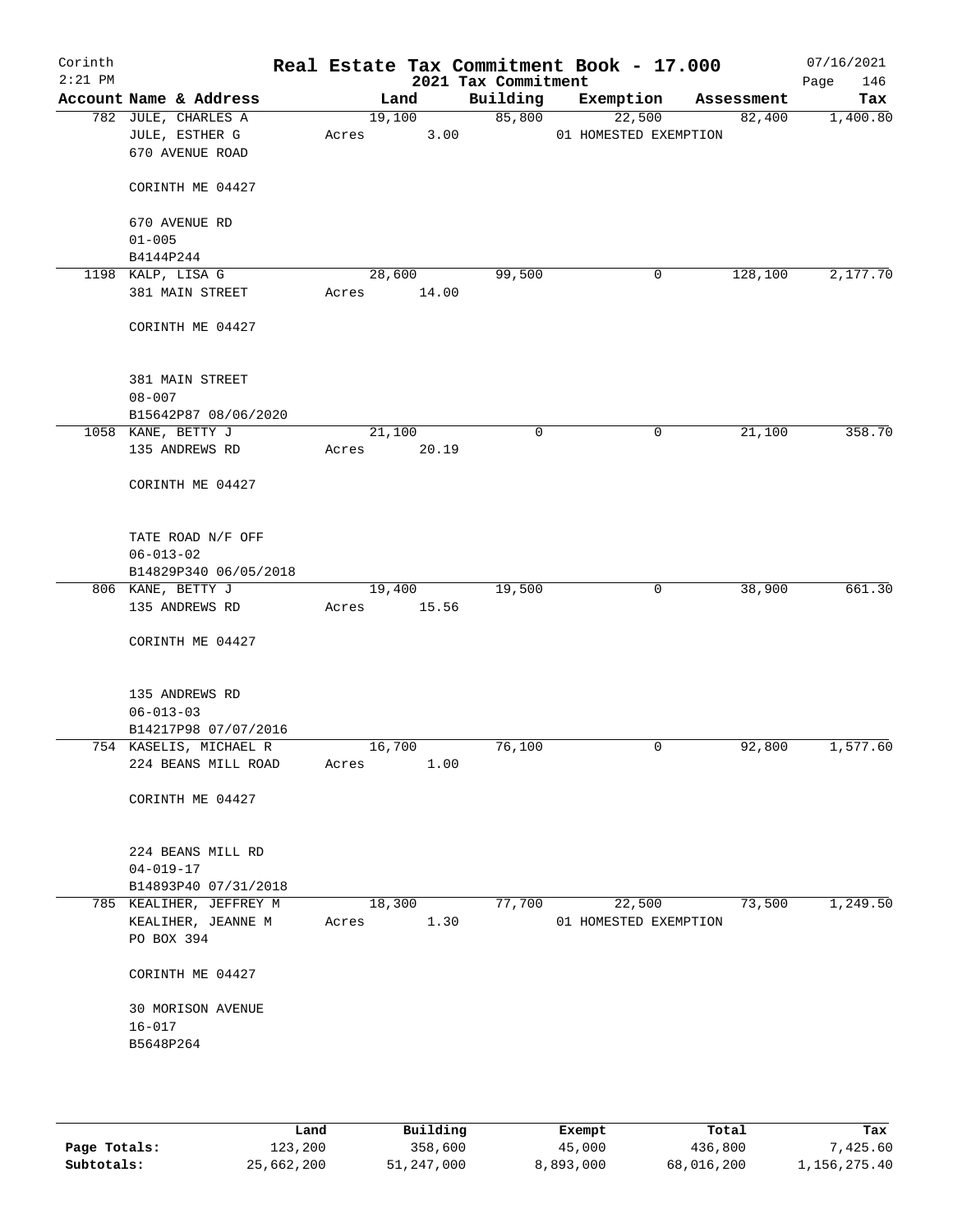# Real Estate Tax Commitment Book - 17.000

Corinth
2:21 PM

2021 Tax Commitment

07/16/2021
Page 146

| Account Name & Address | Land | Building | Exemption | Assessment | Tax |
|---|---|---|---|---|---|
| 782 JULE, CHARLES A<br>JULE, ESTHER G<br>670 AVENUE ROAD<br><br>CORINTH ME 04427<br><br>670 AVENUE RD<br>01-005<br>B4144P244 | 19,100<br>Acres 3.00 | 85,800 | 22,500<br>01 HOMESTED EXEMPTION | 82,400 | 1,400.80 |
| 1198 KALP, LISA G<br>381 MAIN STREET<br><br>CORINTH ME 04427<br><br>381 MAIN STREET<br>08-007<br>B15642P87 08/06/2020 | 28,600<br>Acres 14.00 | 99,500 | 0 | 128,100 | 2,177.70 |
| 1058 KANE, BETTY J<br>135 ANDREWS RD<br><br>CORINTH ME 04427<br><br>TATE ROAD N/F OFF<br>06-013-02<br>B14829P340 06/05/2018 | 21,100<br>Acres 20.19 | 0 | 0 | 21,100 | 358.70 |
| 806 KANE, BETTY J<br>135 ANDREWS RD<br><br>CORINTH ME 04427<br><br>135 ANDREWS RD<br>06-013-03<br>B14217P98 07/07/2016 | 19,400<br>Acres 15.56 | 19,500 | 0 | 38,900 | 661.30 |
| 754 KASELIS, MICHAEL R<br>224 BEANS MILL ROAD<br><br>CORINTH ME 04427<br><br>224 BEANS MILL RD<br>04-019-17<br>B14893P40 07/31/2018 | 16,700<br>Acres 1.00 | 76,100 | 0 | 92,800 | 1,577.60 |
| 785 KEALIHER, JEFFREY M<br>KEALIHER, JEANNE M<br>PO BOX 394<br><br>CORINTH ME 04427<br><br>30 MORISON AVENUE<br>16-017<br>B5648P264 | 18,300<br>Acres 1.30 | 77,700 | 22,500<br>01 HOMESTED EXEMPTION | 73,500 | 1,249.50 |

| | Land | Building | Exempt | Total | Tax |
|---|---|---|---|---|---|
| Page Totals: | 123,200 | 358,600 | 45,000 | 436,800 | 7,425.60 |
| Subtotals: | 25,662,200 | 51,247,000 | 8,893,000 | 68,016,200 | 1,156,275.40 |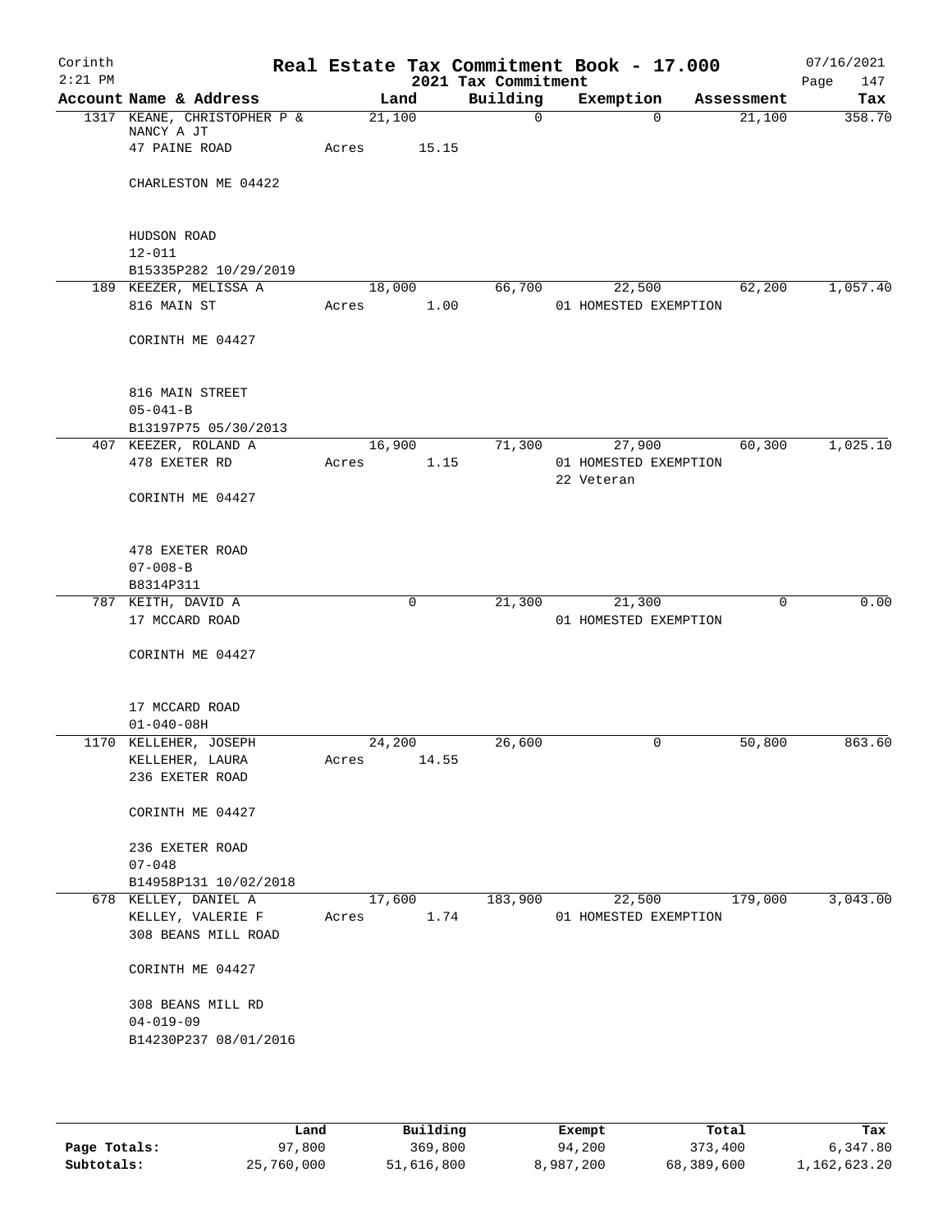Corinth
2:21 PM

# Real Estate Tax Commitment Book - 17.000

2021 Tax Commitment

07/16/2021

| Account | Name & Address | Land | Building | Exemption | Assessment | Tax |
|---|---|---|---|---|---|---|
| 1317 | KEANE, CHRISTOPHER P & NANCY A JT<br>47 PAINE ROAD<br><br>CHARLESTON ME 04422<br><br>HUDSON ROAD<br>12-011<br>B15335P282 10/29/2019 | 21,100<br>Acres 15.15 | 0 | 0 | 21,100 | 358.70 |
| 189 | KEEZER, MELISSA A<br>816 MAIN ST<br><br>CORINTH ME 04427<br><br>816 MAIN STREET<br>05-041-B<br>B13197P75 05/30/2013 | 18,000<br>Acres 1.00 | 66,700 | 22,500<br>01 HOMESTED EXEMPTION | 62,200 | 1,057.40 |
| 407 | KEEZER, ROLAND A<br>478 EXETER RD<br><br>CORINTH ME 04427<br><br>478 EXETER ROAD<br>07-008-B<br>B8314P311 | 16,900<br>Acres 1.15 | 71,300 | 27,900<br>01 HOMESTED EXEMPTION<br>22 Veteran | 60,300 | 1,025.10 |
| 787 | KEITH, DAVID A<br>17 MCCARD ROAD<br><br>CORINTH ME 04427<br><br>17 MCCARD ROAD<br>01-040-08H | 0 | 21,300 | 21,300<br>01 HOMESTED EXEMPTION | 0 | 0.00 |
| 1170 | KELLEHER, JOSEPH<br>KELLEHER, LAURA<br>236 EXETER ROAD<br><br>CORINTH ME 04427<br><br>236 EXETER ROAD<br>07-048<br>B14958P131 10/02/2018 | 24,200<br>Acres 14.55 | 26,600 | 0 | 50,800 | 863.60 |
| 678 | KELLEY, DANIEL A<br>KELLEY, VALERIE F<br>308 BEANS MILL ROAD<br><br>CORINTH ME 04427<br><br>308 BEANS MILL RD<br>04-019-09<br>B14230P237 08/01/2016 | 17,600<br>Acres 1.74 | 183,900 | 22,500<br>01 HOMESTED EXEMPTION | 179,000 | 3,043.00 |

| | Land | Building | Exempt | Total | Tax |
|---|---|---|---|---|---|
| Page Totals: | 97,800 | 369,800 | 94,200 | 373,400 | 6,347.80 |
| Subtotals: | 25,760,000 | 51,616,800 | 8,987,200 | 68,389,600 | 1,162,623.20 |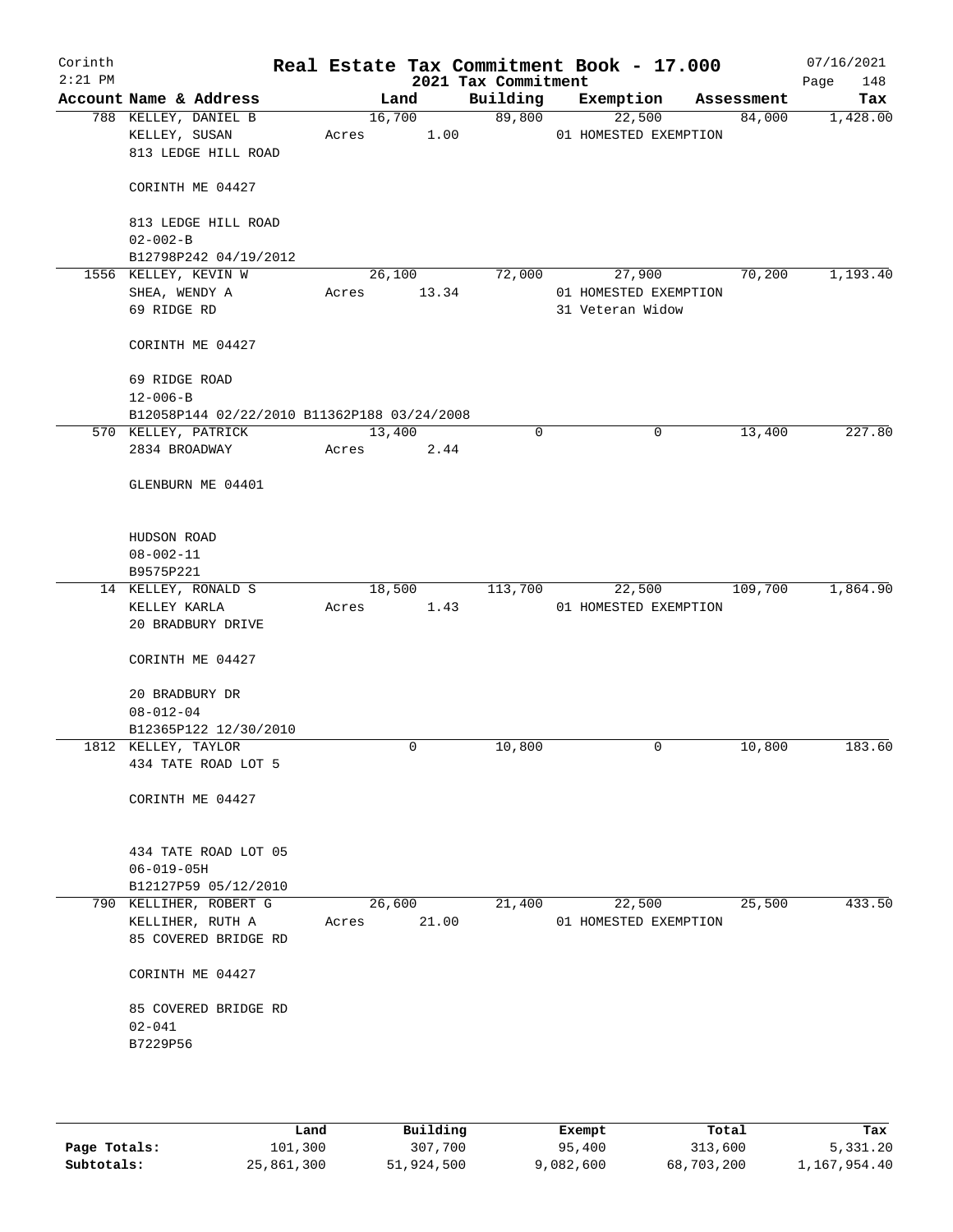# Real Estate Tax Commitment Book - 17.000

Corinth
2:21 PM

2021 Tax Commitment

07/16/2021

| Account | Name & Address | Land | Building | Exemption | Assessment | Tax |
|---|---|---|---|---|---|---|
| 788 | KELLEY, DANIEL B<br>KELLEY, SUSAN<br>813 LEDGE HILL ROAD<br><br>CORINTH ME 04427<br><br>813 LEDGE HILL ROAD<br>02-002-B<br>B12798P242 04/19/2012 | 16,700<br>Acres 1.00 | 89,800 | 22,500<br>01 HOMESTED EXEMPTION | 84,000 | 1,428.00 |
| 1556 | KELLEY, KEVIN W<br>SHEA, WENDY A<br>69 RIDGE RD<br><br>CORINTH ME 04427<br><br>69 RIDGE ROAD<br>12-006-B<br>B12058P144 02/22/2010 B11362P188 03/24/2008 | 26,100<br>Acres 13.34 | 72,000 | 27,900<br>01 HOMESTED EXEMPTION<br>31 Veteran Widow | 70,200 | 1,193.40 |
| 570 | KELLEY, PATRICK<br>2834 BROADWAY<br><br>GLENBURN ME 04401<br><br>HUDSON ROAD<br>08-002-11<br>B9575P221 | 13,400<br>Acres 2.44 | 0 | 0 | 13,400 | 227.80 |
| 14 | KELLEY, RONALD S<br>KELLEY KARLA<br>20 BRADBURY DRIVE<br><br>CORINTH ME 04427<br><br>20 BRADBURY DR<br>08-012-04<br>B12365P122 12/30/2010 | 18,500<br>Acres 1.43 | 113,700 | 22,500<br>01 HOMESTED EXEMPTION | 109,700 | 1,864.90 |
| 1812 | KELLEY, TAYLOR<br>434 TATE ROAD LOT 5<br><br>CORINTH ME 04427<br><br>434 TATE ROAD LOT 05<br>06-019-05H<br>B12127P59 05/12/2010 | 0 | 10,800 | 0 | 10,800 | 183.60 |
| 790 | KELLIHER, ROBERT G<br>KELLIHER, RUTH A<br>85 COVERED BRIDGE RD<br><br>CORINTH ME 04427<br><br>85 COVERED BRIDGE RD<br>02-041<br>B7229P56 | 26,600<br>Acres 21.00 | 21,400 | 22,500<br>01 HOMESTED EXEMPTION | 25,500 | 433.50 |

| | Land | Building | Exempt | Total | Tax |
|---|---|---|---|---|---|
| Page Totals: | 101,300 | 307,700 | 95,400 | 313,600 | 5,331.20 |
| Subtotals: | 25,861,300 | 51,924,500 | 9,082,600 | 68,703,200 | 1,167,954.40 |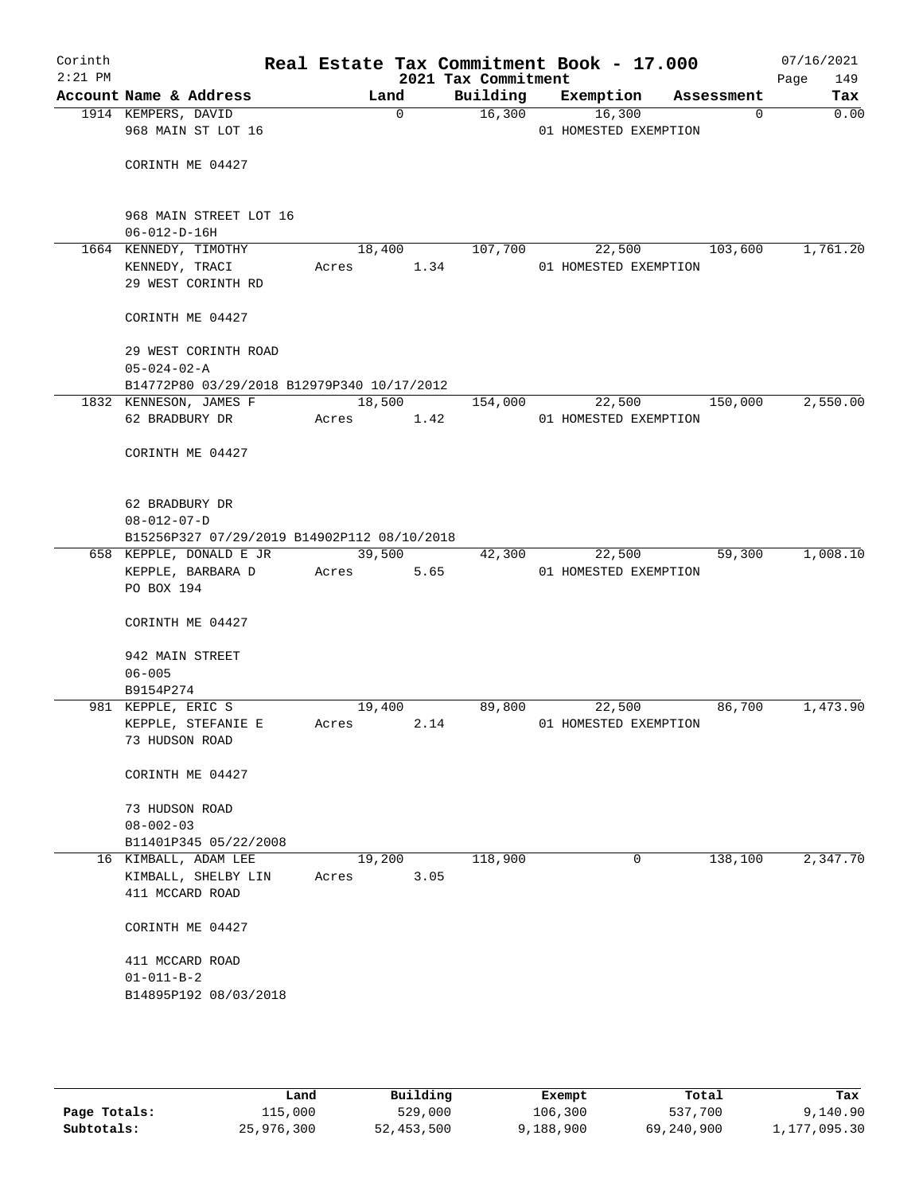# Real Estate Tax Commitment Book - 17.000

Corinth 2:21 PM — 2021 Tax Commitment — 07/16/2021

| Account Name & Address | Land | Building | Exemption | Assessment | Tax |
|---|---|---|---|---|---|
| 1914 KEMPERS, DAVID<br>968 MAIN ST LOT 16<br><br>CORINTH ME 04427<br><br>968 MAIN STREET LOT 16<br>06-012-D-16H | 0 | 16,300 | 16,300<br>01 HOMESTED EXEMPTION | 0 | 0.00 |
| 1664 KENNEDY, TIMOTHY<br>KENNEDY, TRACI<br>29 WEST CORINTH RD<br><br>CORINTH ME 04427<br><br>29 WEST CORINTH ROAD<br>05-024-02-A<br>B14772P80 03/29/2018 B12979P340 10/17/2012 | 18,400<br>Acres 1.34 | 107,700 | 22,500<br>01 HOMESTED EXEMPTION | 103,600 | 1,761.20 |
| 1832 KENNESON, JAMES F<br>62 BRADBURY DR<br><br>CORINTH ME 04427<br><br>62 BRADBURY DR<br>08-012-07-D<br>B15256P327 07/29/2019 B14902P112 08/10/2018 | 18,500<br>Acres 1.42 | 154,000 | 22,500<br>01 HOMESTED EXEMPTION | 150,000 | 2,550.00 |
| 658 KEPPLE, DONALD E JR<br>KEPPLE, BARBARA D<br>PO BOX 194<br><br>CORINTH ME 04427<br><br>942 MAIN STREET<br>06-005<br>B9154P274 | 39,500<br>Acres 5.65 | 42,300 | 22,500<br>01 HOMESTED EXEMPTION | 59,300 | 1,008.10 |
| 981 KEPPLE, ERIC S<br>KEPPLE, STEFANIE E<br>73 HUDSON ROAD<br><br>CORINTH ME 04427<br><br>73 HUDSON ROAD<br>08-002-03<br>B11401P345 05/22/2008 | 19,400<br>Acres 2.14 | 89,800 | 22,500<br>01 HOMESTED EXEMPTION | 86,700 | 1,473.90 |
| 16 KIMBALL, ADAM LEE<br>KIMBALL, SHELBY LIN<br>411 MCCARD ROAD<br><br>CORINTH ME 04427<br><br>411 MCCARD ROAD<br>01-011-B-2<br>B14895P192 08/03/2018 | 19,200<br>Acres 3.05 | 118,900 | 0 | 138,100 | 2,347.70 |

| | Land | Building | Exempt | Total | Tax |
|---|---|---|---|---|---|
| Page Totals: | 115,000 | 529,000 | 106,300 | 537,700 | 9,140.90 |
| Subtotals: | 25,976,300 | 52,453,500 | 9,188,900 | 69,240,900 | 1,177,095.30 |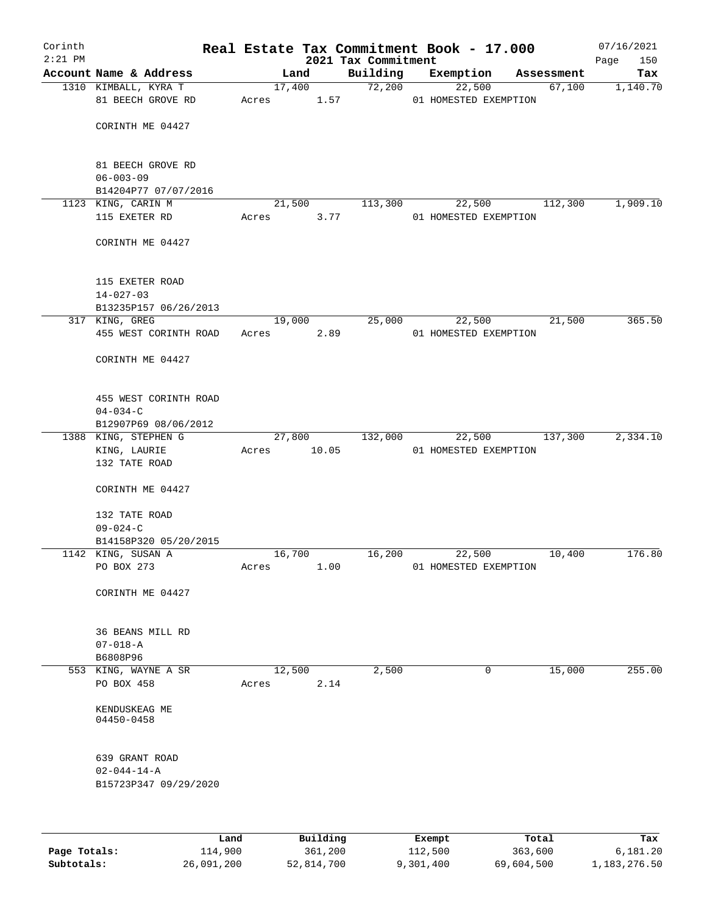# Real Estate Tax Commitment Book - 17.000

Corinth
2:21 PM

2021 Tax Commitment

07/16/2021

| Account Name & Address | Land | Building | Exemption | Assessment | Tax |
|---|---|---|---|---|---|
| 1310 KIMBALL, KYRA T<br>81 BEECH GROVE RD<br><br>CORINTH ME 04427<br><br>81 BEECH GROVE RD<br>06-003-09<br>B14204P77 07/07/2016 | 17,400<br>Acres 1.57 | 72,200 | 22,500<br>01 HOMESTED EXEMPTION | 67,100 | 1,140.70 |
| 1123 KING, CARIN M<br>115 EXETER RD<br><br>CORINTH ME 04427<br><br>115 EXETER ROAD<br>14-027-03<br>B13235P157 06/26/2013 | 21,500<br>Acres 3.77 | 113,300 | 22,500<br>01 HOMESTED EXEMPTION | 112,300 | 1,909.10 |
| 317 KING, GREG<br>455 WEST CORINTH ROAD<br><br>CORINTH ME 04427<br><br>455 WEST CORINTH ROAD<br>04-034-C<br>B12907P69 08/06/2012 | 19,000<br>Acres 2.89 | 25,000 | 22,500<br>01 HOMESTED EXEMPTION | 21,500 | 365.50 |
| 1388 KING, STEPHEN G<br>KING, LAURIE<br>132 TATE ROAD<br><br>CORINTH ME 04427<br><br>132 TATE ROAD<br>09-024-C<br>B14158P320 05/20/2015 | 27,800<br>Acres 10.05 | 132,000 | 22,500<br>01 HOMESTED EXEMPTION | 137,300 | 2,334.10 |
| 1142 KING, SUSAN A<br>PO BOX 273<br><br>CORINTH ME 04427<br><br>36 BEANS MILL RD<br>07-018-A<br>B6808P96 | 16,700<br>Acres 1.00 | 16,200 | 22,500<br>01 HOMESTED EXEMPTION | 10,400 | 176.80 |
| 553 KING, WAYNE A SR<br>PO BOX 458<br><br>KENDUSKEAG ME<br>04450-0458<br><br>639 GRANT ROAD<br>02-044-14-A<br>B15723P347 09/29/2020 | 12,500<br>Acres 2.14 | 2,500 | 0 | 15,000 | 255.00 |

| | Land | Building | Exempt | Total | Tax |
|---|---|---|---|---|---|
| Page Totals: | 114,900 | 361,200 | 112,500 | 363,600 | 6,181.20 |
| Subtotals: | 26,091,200 | 52,814,700 | 9,301,400 | 69,604,500 | 1,183,276.50 |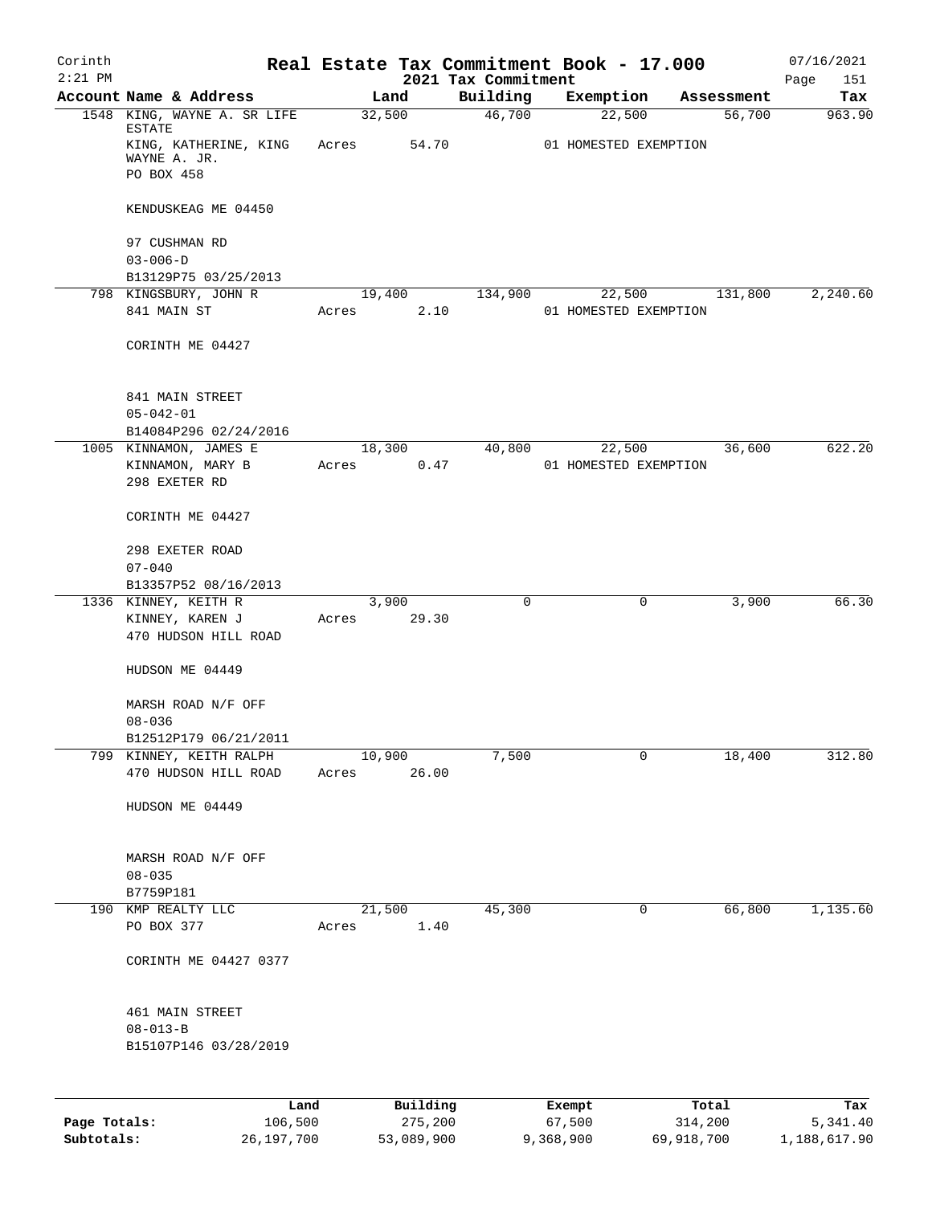Corinth 2:21 PM

# Real Estate Tax Commitment Book - 17.000

2021 Tax Commitment

07/16/2021

| Account | Name & Address | Land | Building | Exemption | Assessment | Tax |
|---|---|---|---|---|---|---|
| 1548 | KING, WAYNE A. SR LIFE ESTATE<br>KING, KATHERINE, KING WAYNE A. JR.<br>PO BOX 458<br><br>KENDUSKEAG ME 04450<br><br>97 CUSHMAN RD<br>03-006-D<br>B13129P75 03/25/2013 | 32,500<br>Acres 54.70 | 46,700 | 22,500<br>01 HOMESTED EXEMPTION | 56,700 | 963.90 |
| 798 | KINGSBURY, JOHN R<br>841 MAIN ST<br><br>CORINTH ME 04427<br><br>841 MAIN STREET<br>05-042-01<br>B14084P296 02/24/2016 | 19,400<br>Acres 2.10 | 134,900 | 22,500<br>01 HOMESTED EXEMPTION | 131,800 | 2,240.60 |
| 1005 | KINNAMON, JAMES E<br>KINNAMON, MARY B<br>298 EXETER RD<br><br>CORINTH ME 04427<br><br>298 EXETER ROAD<br>07-040<br>B13357P52 08/16/2013 | 18,300<br>Acres 0.47 | 40,800 | 22,500<br>01 HOMESTED EXEMPTION | 36,600 | 622.20 |
| 1336 | KINNEY, KEITH R<br>KINNEY, KAREN J<br>470 HUDSON HILL ROAD<br><br>HUDSON ME 04449<br><br>MARSH ROAD N/F OFF<br>08-036<br>B12512P179 06/21/2011 | 3,900<br>Acres 29.30 | 0 | 0 | 3,900 | 66.30 |
| 799 | KINNEY, KEITH RALPH<br>470 HUDSON HILL ROAD<br><br>HUDSON ME 04449<br><br>MARSH ROAD N/F OFF<br>08-035<br>B7759P181 | 10,900<br>Acres 26.00 | 7,500 | 0 | 18,400 | 312.80 |
| 190 | KMP REALTY LLC<br>PO BOX 377<br><br>CORINTH ME 04427 0377<br><br>461 MAIN STREET<br>08-013-B<br>B15107P146 03/28/2019 | 21,500<br>Acres 1.40 | 45,300 | 0 | 66,800 | 1,135.60 |

| | Land | Building | Exempt | Total | Tax |
|---|---|---|---|---|---|
| Page Totals: | 106,500 | 275,200 | 67,500 | 314,200 | 5,341.40 |
| Subtotals: | 26,197,700 | 53,089,900 | 9,368,900 | 69,918,700 | 1,188,617.90 |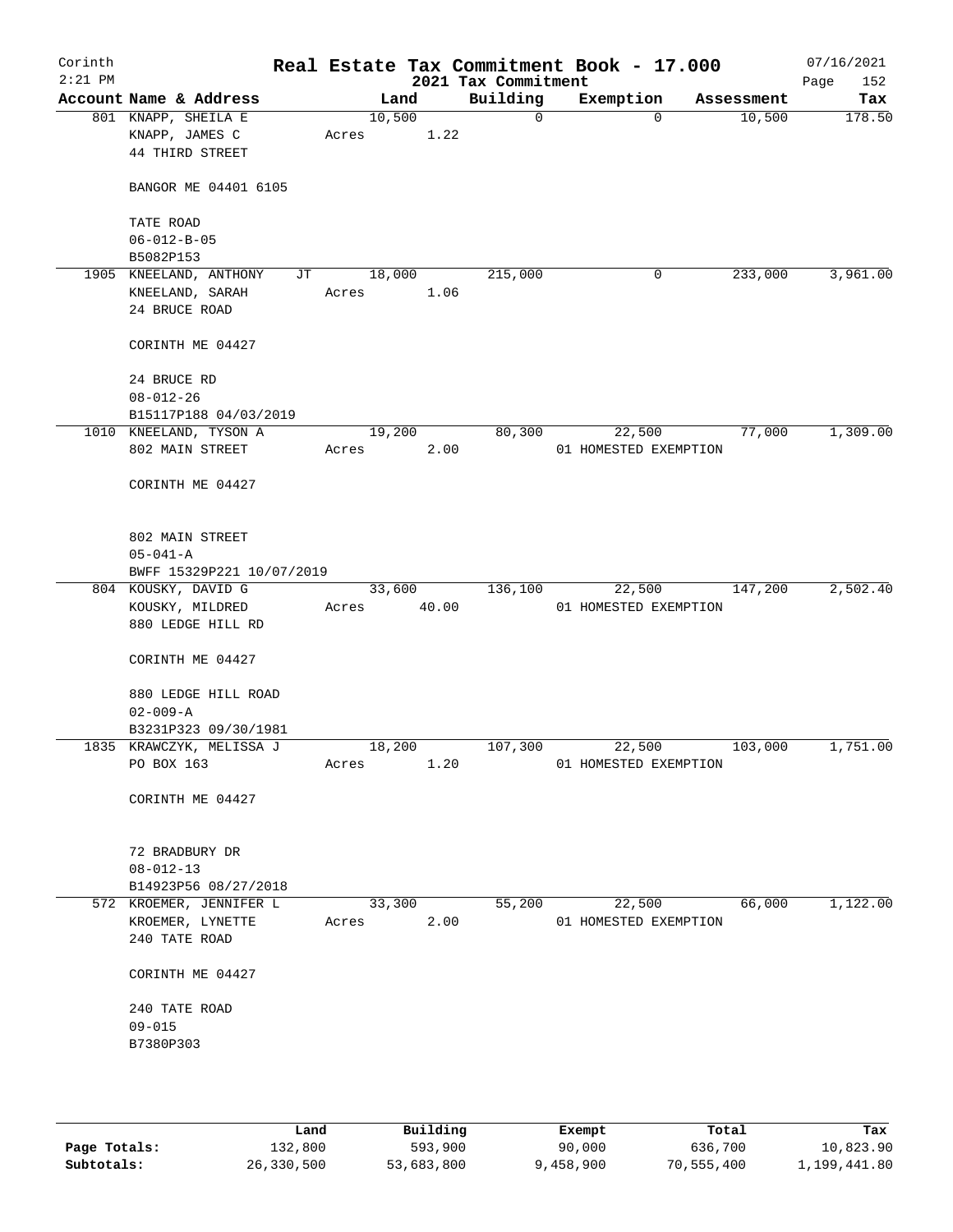# Real Estate Tax Commitment Book - 17.000

Corinth
2:21 PM

2021 Tax Commitment

07/16/2021

| Account | Name & Address | Land | Building | Exemption | Assessment | Tax |
|---|---|---|---|---|---|---|
| 801 | KNAPP, SHEILA E<br>KNAPP, JAMES C<br>44 THIRD STREET<br><br>BANGOR ME 04401 6105<br><br>TATE ROAD<br>06-012-B-05<br>B5082P153 | 10,500<br>Acres 1.22 | 0 | 0 | 10,500 | 178.50 |
| 1905 | KNEELAND, ANTHONY JT<br>KNEELAND, SARAH<br>24 BRUCE ROAD<br><br>CORINTH ME 04427<br><br>24 BRUCE RD<br>08-012-26<br>B15117P188 04/03/2019 | 18,000<br>Acres 1.06 | 215,000 | 0 | 233,000 | 3,961.00 |
| 1010 | KNEELAND, TYSON A<br>802 MAIN STREET<br><br>CORINTH ME 04427<br><br>802 MAIN STREET<br>05-041-A<br>BWFF 15329P221 10/07/2019 | 19,200<br>Acres 2.00 | 80,300 | 22,500<br>01 HOMESTED EXEMPTION | 77,000 | 1,309.00 |
| 804 | KOUSKY, DAVID G<br>KOUSKY, MILDRED<br>880 LEDGE HILL RD<br><br>CORINTH ME 04427<br><br>880 LEDGE HILL ROAD<br>02-009-A<br>B3231P323 09/30/1981 | 33,600<br>Acres 40.00 | 136,100 | 22,500<br>01 HOMESTED EXEMPTION | 147,200 | 2,502.40 |
| 1835 | KRAWCZYK, MELISSA J<br>PO BOX 163<br><br>CORINTH ME 04427<br><br>72 BRADBURY DR<br>08-012-13<br>B14923P56 08/27/2018 | 18,200<br>Acres 1.20 | 107,300 | 22,500<br>01 HOMESTED EXEMPTION | 103,000 | 1,751.00 |
| 572 | KROEMER, JENNIFER L<br>KROEMER, LYNETTE<br>240 TATE ROAD<br><br>CORINTH ME 04427<br><br>240 TATE ROAD<br>09-015<br>B7380P303 | 33,300<br>Acres 2.00 | 55,200 | 22,500<br>01 HOMESTED EXEMPTION | 66,000 | 1,122.00 |

| | Land | Building | Exempt | Total | Tax |
|---|---|---|---|---|---|
| Page Totals: | 132,800 | 593,900 | 90,000 | 636,700 | 10,823.90 |
| Subtotals: | 26,330,500 | 53,683,800 | 9,458,900 | 70,555,400 | 1,199,441.80 |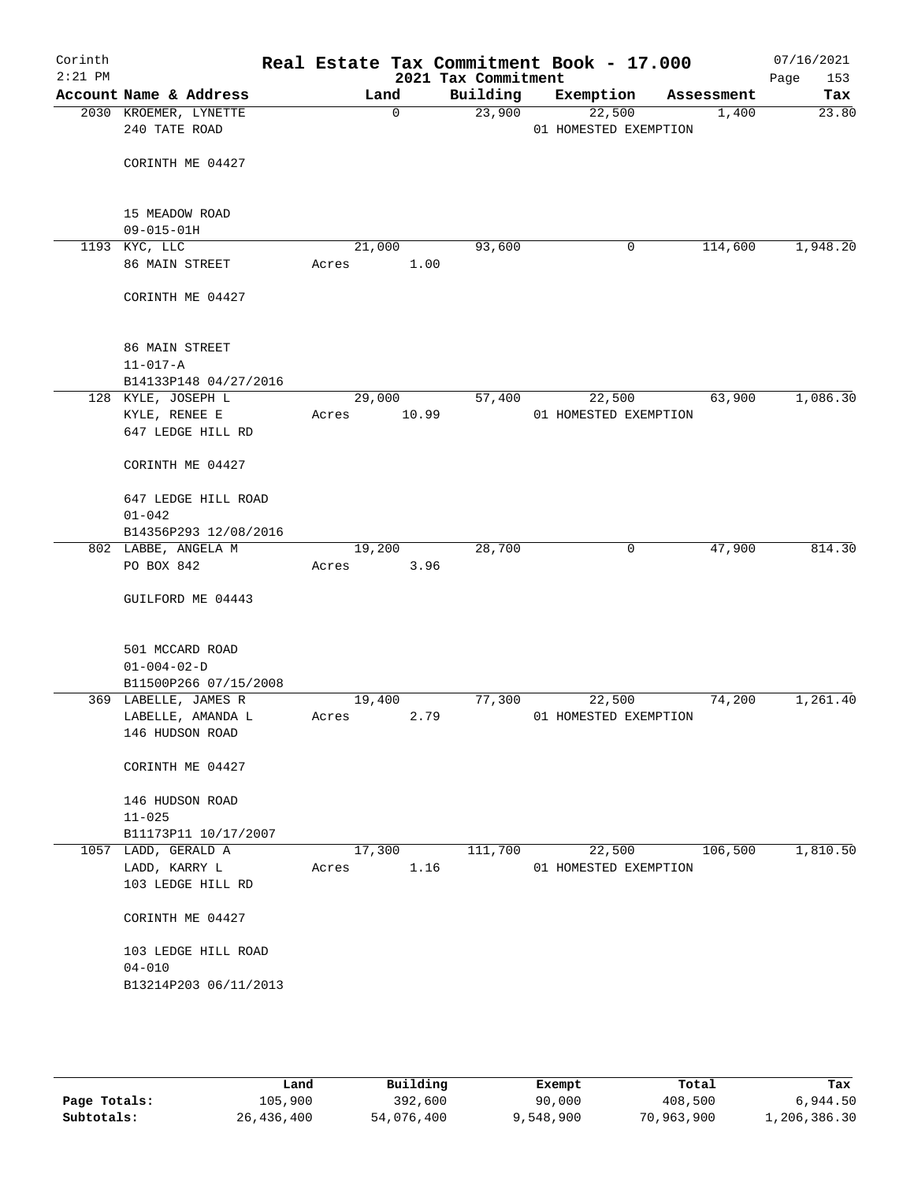Corinth
2:21 PM

# Real Estate Tax Commitment Book - 17.000

2021 Tax Commitment

07/16/2021

| Account | Name & Address | Land | Building | Exemption | Assessment | Tax |
|---|---|---|---|---|---|---|
| 2030 | KROEMER, LYNETTE<br>240 TATE ROAD<br><br>CORINTH ME 04427<br><br>15 MEADOW ROAD<br>09-015-01H | 0 | 23,900 | 22,500<br>01 HOMESTED EXEMPTION | 1,400 | 23.80 |
| 1193 | KYC, LLC<br>86 MAIN STREET<br><br>CORINTH ME 04427<br><br>86 MAIN STREET<br>11-017-A<br>B14133P148 04/27/2016 | 21,000<br>Acres 1.00 | 93,600 | 0 | 114,600 | 1,948.20 |
| 128 | KYLE, JOSEPH L<br>KYLE, RENEE E<br>647 LEDGE HILL RD<br><br>CORINTH ME 04427<br><br>647 LEDGE HILL ROAD<br>01-042<br>B14356P293 12/08/2016 | 29,000<br>Acres 10.99 | 57,400 | 22,500<br>01 HOMESTED EXEMPTION | 63,900 | 1,086.30 |
| 802 | LABBE, ANGELA M<br>PO BOX 842<br><br>GUILFORD ME 04443<br><br>501 MCCARD ROAD<br>01-004-02-D<br>B11500P266 07/15/2008 | 19,200<br>Acres 3.96 | 28,700 | 0 | 47,900 | 814.30 |
| 369 | LABELLE, JAMES R<br>LABELLE, AMANDA L<br>146 HUDSON ROAD<br><br>CORINTH ME 04427<br><br>146 HUDSON ROAD<br>11-025<br>B11173P11 10/17/2007 | 19,400<br>Acres 2.79 | 77,300 | 22,500<br>01 HOMESTED EXEMPTION | 74,200 | 1,261.40 |
| 1057 | LADD, GERALD A<br>LADD, KARRY L<br>103 LEDGE HILL RD<br><br>CORINTH ME 04427<br><br>103 LEDGE HILL ROAD<br>04-010<br>B13214P203 06/11/2013 | 17,300<br>Acres 1.16 | 111,700 | 22,500<br>01 HOMESTED EXEMPTION | 106,500 | 1,810.50 |

| | Land | Building | Exempt | Total | Tax |
|---|---|---|---|---|---|
| Page Totals: | 105,900 | 392,600 | 90,000 | 408,500 | 6,944.50 |
| Subtotals: | 26,436,400 | 54,076,400 | 9,548,900 | 70,963,900 | 1,206,386.30 |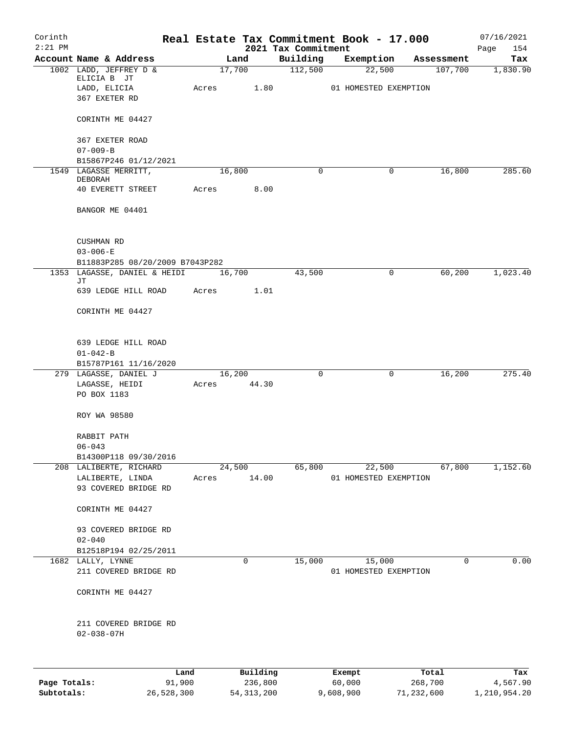Corinth
2:21 PM

# Real Estate Tax Commitment Book - 17.000

2021 Tax Commitment

07/16/2021

| Account Name & Address | Land | Building | Exemption | Assessment | Tax |
|---|---|---|---|---|---|
| 1002 LADD, JEFFREY D & ELICIA B JT<br>LADD, ELICIA<br>367 EXETER RD<br><br>CORINTH ME 04427<br><br>367 EXETER ROAD<br>07-009-B<br>B15867P246 01/12/2021 | 17,700<br>Acres 1.80 | 112,500 | 22,500<br>01 HOMESTED EXEMPTION | 107,700 | 1,830.90 |
| 1549 LAGASSE MERRITT, DEBORAH<br>40 EVERETT STREET<br><br>BANGOR ME 04401<br><br>CUSHMAN RD<br>03-006-E<br>B11883P285 08/20/2009 B7043P282 | 16,800<br>Acres 8.00 | 0 | 0 | 16,800 | 285.60 |
| 1353 LAGASSE, DANIEL & HEIDI JT<br>639 LEDGE HILL ROAD<br><br>CORINTH ME 04427<br><br>639 LEDGE HILL ROAD<br>01-042-B<br>B15787P161 11/16/2020 | 16,700<br>Acres 1.01 | 43,500 | 0 | 60,200 | 1,023.40 |
| 279 LAGASSE, DANIEL J<br>LAGASSE, HEIDI<br>PO BOX 1183<br><br>ROY WA 98580<br><br>RABBIT PATH<br>06-043<br>B14300P118 09/30/2016 | 16,200<br>Acres 44.30 | 0 | 0 | 16,200 | 275.40 |
| 208 LALIBERTE, RICHARD<br>LALIBERTE, LINDA<br>93 COVERED BRIDGE RD<br><br>CORINTH ME 04427<br><br>93 COVERED BRIDGE RD<br>02-040<br>B12518P194 02/25/2011 | 24,500<br>Acres 14.00 | 65,800 | 22,500<br>01 HOMESTED EXEMPTION | 67,800 | 1,152.60 |
| 1682 LALLY, LYNNE<br>211 COVERED BRIDGE RD<br><br>CORINTH ME 04427<br><br>211 COVERED BRIDGE RD<br>02-038-07H | 0 | 15,000 | 15,000<br>01 HOMESTED EXEMPTION | 0 | 0.00 |

| | Land | Building | Exempt | Total | Tax |
|---|---|---|---|---|---|
| Page Totals: | 91,900 | 236,800 | 60,000 | 268,700 | 4,567.90 |
| Subtotals: | 26,528,300 | 54,313,200 | 9,608,900 | 71,232,600 | 1,210,954.20 |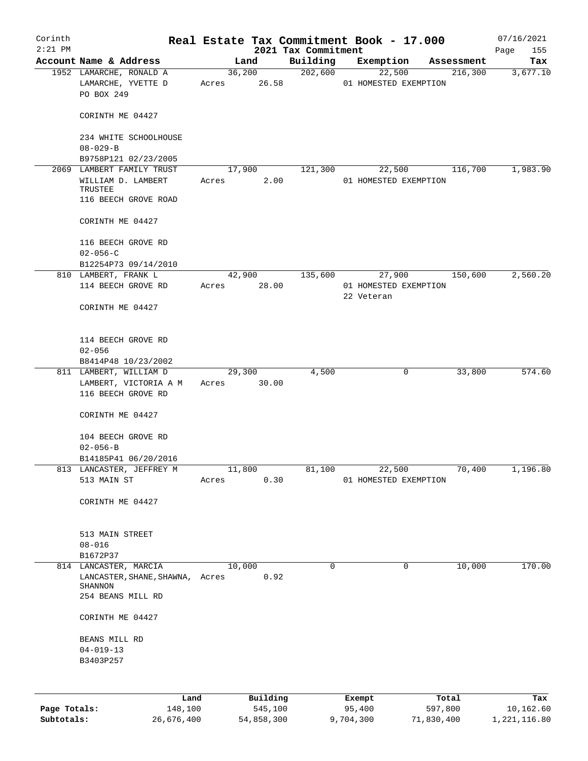Corinth 2:21 PM

# Real Estate Tax Commitment Book - 17.000

2021 Tax Commitment

07/16/2021

| Account | Name & Address | Land | Building | Exemption | Assessment | Tax |
|---|---|---|---|---|---|---|
| 1952 | LAMARCHE, RONALD A<br>LAMARCHE, YVETTE D<br>PO BOX 249<br><br>CORINTH ME 04427<br><br>234 WHITE SCHOOLHOUSE<br>08-029-B<br>B9758P121 02/23/2005 | 36,200<br>Acres 26.58 | 202,600 | 22,500<br>01 HOMESTED EXEMPTION | 216,300 | 3,677.10 |
| 2069 | LAMBERT FAMILY TRUST<br>WILLIAM D. LAMBERT TRUSTEE<br>116 BEECH GROVE ROAD<br><br>CORINTH ME 04427<br><br>116 BEECH GROVE RD<br>02-056-C<br>B12254P73 09/14/2010 | 17,900<br>Acres 2.00 | 121,300 | 22,500<br>01 HOMESTED EXEMPTION | 116,700 | 1,983.90 |
| 810 | LAMBERT, FRANK L<br>114 BEECH GROVE RD<br><br>CORINTH ME 04427<br><br>114 BEECH GROVE RD<br>02-056<br>B8414P48 10/23/2002 | 42,900<br>Acres 28.00 | 135,600 | 27,900<br>01 HOMESTED EXEMPTION<br>22 Veteran | 150,600 | 2,560.20 |
| 811 | LAMBERT, WILLIAM D<br>LAMBERT, VICTORIA A M<br>116 BEECH GROVE RD<br><br>CORINTH ME 04427<br><br>104 BEECH GROVE RD<br>02-056-B<br>B14185P41 06/20/2016 | 29,300<br>Acres 30.00 | 4,500 | 0 | 33,800 | 574.60 |
| 813 | LANCASTER, JEFFREY M<br>513 MAIN ST<br><br>CORINTH ME 04427<br><br>513 MAIN STREET<br>08-016<br>B1672P37 | 11,800<br>Acres 0.30 | 81,100 | 22,500<br>01 HOMESTED EXEMPTION | 70,400 | 1,196.80 |
| 814 | LANCASTER, MARCIA<br>LANCASTER, SHANE, SHAWNA, SHANNON<br>254 BEANS MILL RD<br><br>CORINTH ME 04427<br><br>BEANS MILL RD<br>04-019-13<br>B3403P257 | 10,000<br>Acres 0.92 | 0 | 0 | 10,000 | 170.00 |

|  | Land | Building | Exempt | Total | Tax |
|---|---|---|---|---|---|
| Page Totals: | 148,100 | 545,100 | 95,400 | 597,800 | 10,162.60 |
| Subtotals: | 26,676,400 | 54,858,300 | 9,704,300 | 71,830,400 | 1,221,116.80 |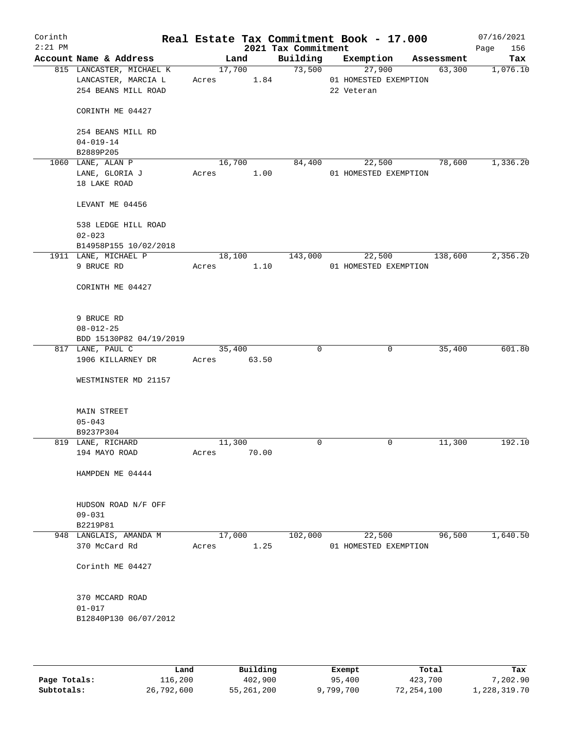# Real Estate Tax Commitment Book - 17.000

Corinth
2:21 PM

2021 Tax Commitment

07/16/2021

| Account | Name & Address | Land | Building | Exemption | Assessment | Tax |
|---|---|---|---|---|---|---|
| 815 | LANCASTER, MICHAEL K<br>LANCASTER, MARCIA L<br>254 BEANS MILL ROAD<br><br>CORINTH ME 04427<br><br>254 BEANS MILL RD<br>04-019-14<br>B2889P205 | 17,700<br>Acres 1.84 | 73,500 | 27,900<br>01 HOMESTED EXEMPTION<br>22 Veteran | 63,300 | 1,076.10 |
| 1060 | LANE, ALAN P<br>LANE, GLORIA J<br>18 LAKE ROAD<br><br>LEVANT ME 04456<br><br>538 LEDGE HILL ROAD<br>02-023<br>B14958P155 10/02/2018 | 16,700<br>Acres 1.00 | 84,400 | 22,500<br>01 HOMESTED EXEMPTION | 78,600 | 1,336.20 |
| 1911 | LANE, MICHAEL P<br>9 BRUCE RD<br><br>CORINTH ME 04427<br><br>9 BRUCE RD<br>08-012-25<br>BDD 15130P82 04/19/2019 | 18,100<br>Acres 1.10 | 143,000 | 22,500<br>01 HOMESTED EXEMPTION | 138,600 | 2,356.20 |
| 817 | LANE, PAUL C<br>1906 KILLARNEY DR<br><br>WESTMINSTER MD 21157<br><br>MAIN STREET<br>05-043<br>B9237P304 | 35,400<br>Acres 63.50 | 0 | 0 | 35,400 | 601.80 |
| 819 | LANE, RICHARD<br>194 MAYO ROAD<br><br>HAMPDEN ME 04444<br><br>HUDSON ROAD N/F OFF<br>09-031<br>B2219P81 | 11,300<br>Acres 70.00 | 0 | 0 | 11,300 | 192.10 |
| 948 | LANGLAIS, AMANDA M<br>370 McCard Rd<br><br>Corinth ME 04427<br><br>370 MCCARD ROAD<br>01-017<br>B12840P130 06/07/2012 | 17,000<br>Acres 1.25 | 102,000 | 22,500<br>01 HOMESTED EXEMPTION | 96,500 | 1,640.50 |

| | Land | Building | Exempt | Total | Tax |
|---|---|---|---|---|---|
| Page Totals: | 116,200 | 402,900 | 95,400 | 423,700 | 7,202.90 |
| Subtotals: | 26,792,600 | 55,261,200 | 9,799,700 | 72,254,100 | 1,228,319.70 |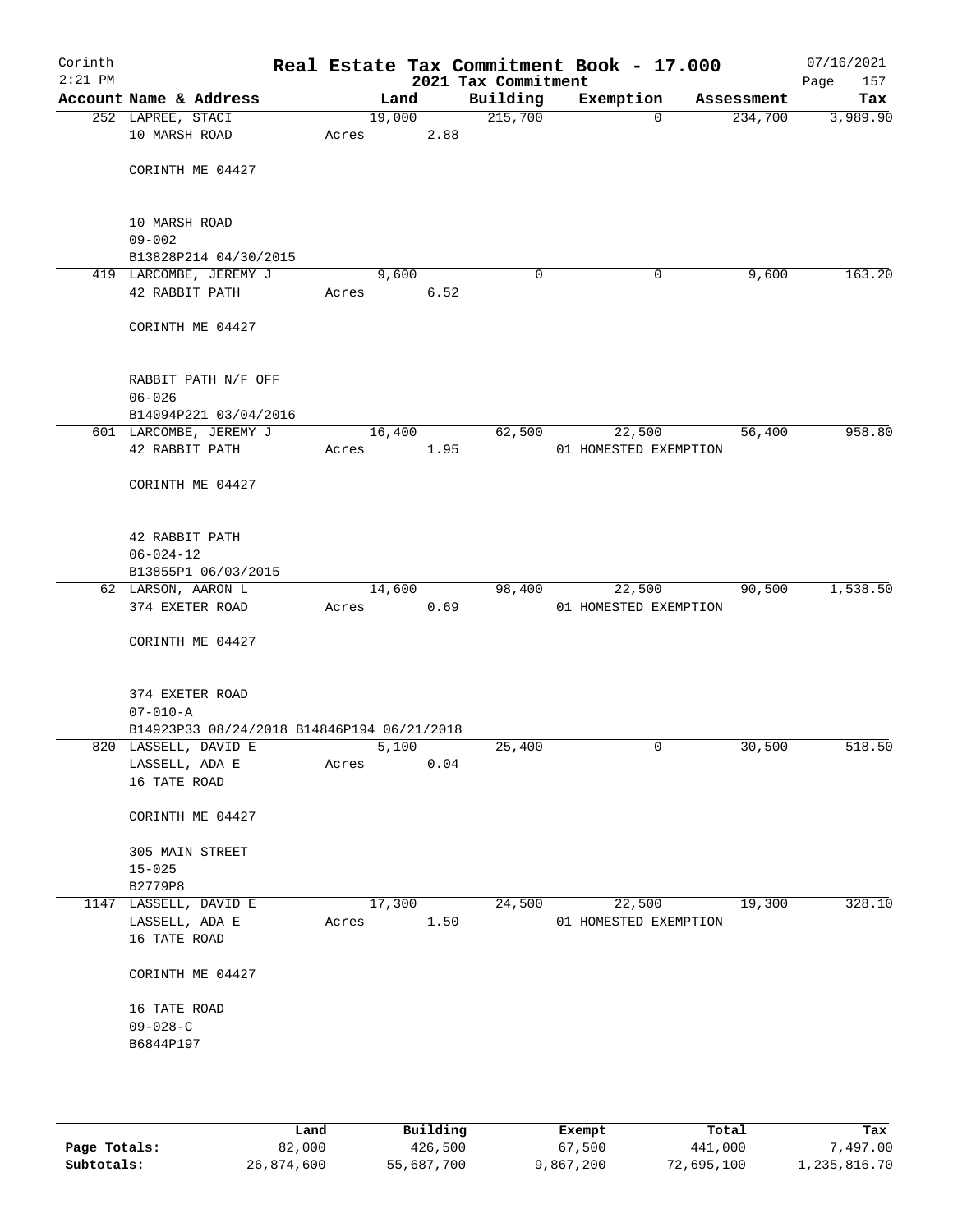Corinth 2:21 PM

# Real Estate Tax Commitment Book - 17.000

2021 Tax Commitment

07/16/2021

| Account Name & Address | Land | Building | Exemption | Assessment | Tax |
|---|---|---|---|---|---|
| 252 LAPREE, STACI<br>10 MARSH ROAD<br><br>CORINTH ME 04427<br><br>10 MARSH ROAD<br>09-002<br>B13828P214 04/30/2015 | 19,000<br>Acres 2.88 | 215,700 | 0 | 234,700 | 3,989.90 |
| 419 LARCOMBE, JEREMY J<br>42 RABBIT PATH<br><br>CORINTH ME 04427<br><br>RABBIT PATH N/F OFF<br>06-026<br>B14094P221 03/04/2016 | 9,600<br>Acres 6.52 | 0 | 0 | 9,600 | 163.20 |
| 601 LARCOMBE, JEREMY J<br>42 RABBIT PATH<br><br>CORINTH ME 04427<br><br>42 RABBIT PATH<br>06-024-12<br>B13855P1 06/03/2015 | 16,400<br>Acres 1.95 | 62,500 | 22,500<br>01 HOMESTED EXEMPTION | 56,400 | 958.80 |
| 62 LARSON, AARON L<br>374 EXETER ROAD<br><br>CORINTH ME 04427<br><br>374 EXETER ROAD<br>07-010-A<br>B14923P33 08/24/2018 B14846P194 06/21/2018 | 14,600<br>Acres 0.69 | 98,400 | 22,500<br>01 HOMESTED EXEMPTION | 90,500 | 1,538.50 |
| 820 LASSELL, DAVID E<br>LASSELL, ADA E<br>16 TATE ROAD<br><br>CORINTH ME 04427<br><br>305 MAIN STREET<br>15-025<br>B2779P8 | 5,100<br>Acres 0.04 | 25,400 | 0 | 30,500 | 518.50 |
| 1147 LASSELL, DAVID E<br>LASSELL, ADA E<br>16 TATE ROAD<br><br>CORINTH ME 04427<br><br>16 TATE ROAD<br>09-028-C<br>B6844P197 | 17,300<br>Acres 1.50 | 24,500 | 22,500<br>01 HOMESTED EXEMPTION | 19,300 | 328.10 |

| | Land | Building | Exempt | Total | Tax |
|---|---|---|---|---|---|
| Page Totals: | 82,000 | 426,500 | 67,500 | 441,000 | 7,497.00 |
| Subtotals: | 26,874,600 | 55,687,700 | 9,867,200 | 72,695,100 | 1,235,816.70 |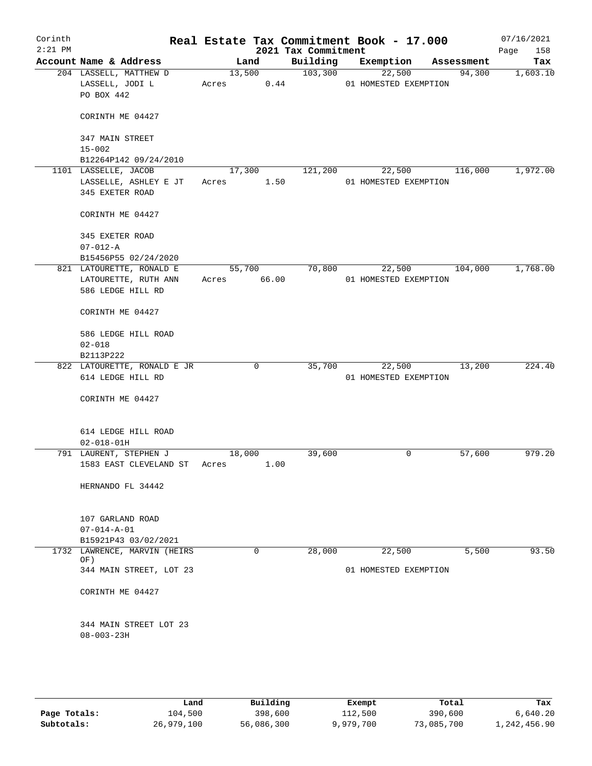# Real Estate Tax Commitment Book - 17.000

Corinth 2:21 PM — 2021 Tax Commitment — 07/16/2021

| Account | Name & Address | Land | Building | Exemption | Assessment | Tax |
|---|---|---|---|---|---|---|
| 204 | LASSELL, MATTHEW D<br>LASSELL, JODI L<br>PO BOX 442<br><br>CORINTH ME 04427<br><br>347 MAIN STREET<br>15-002<br>B12264P142 09/24/2010 | 13,500<br>Acres 0.44 | 103,300 | 22,500<br>01 HOMESTED EXEMPTION | 94,300 | 1,603.10 |
| 1101 | LASSELLE, JACOB<br>LASSELLE, ASHLEY E JT<br>345 EXETER ROAD<br><br>CORINTH ME 04427<br><br>345 EXETER ROAD<br>07-012-A<br>B15456P55 02/24/2020 | 17,300<br>Acres 1.50 | 121,200 | 22,500<br>01 HOMESTED EXEMPTION | 116,000 | 1,972.00 |
| 821 | LATOURETTE, RONALD E<br>LATOURETTE, RUTH ANN<br>586 LEDGE HILL RD<br><br>CORINTH ME 04427<br><br>586 LEDGE HILL ROAD<br>02-018<br>B2113P222 | 55,700<br>Acres 66.00 | 70,800 | 22,500<br>01 HOMESTED EXEMPTION | 104,000 | 1,768.00 |
| 822 | LATOURETTE, RONALD E JR<br>614 LEDGE HILL RD<br><br>CORINTH ME 04427<br><br>614 LEDGE HILL ROAD<br>02-018-01H | 0 | 35,700 | 22,500<br>01 HOMESTED EXEMPTION | 13,200 | 224.40 |
| 791 | LAURENT, STEPHEN J<br>1583 EAST CLEVELAND ST<br><br>HERNANDO FL 34442<br><br>107 GARLAND ROAD<br>07-014-A-01<br>B15921P43 03/02/2021 | 18,000<br>Acres 1.00 | 39,600 | 0 | 57,600 | 979.20 |
| 1732 | LAWRENCE, MARVIN (HEIRS OF)<br>344 MAIN STREET, LOT 23<br><br>CORINTH ME 04427<br><br>344 MAIN STREET LOT 23<br>08-003-23H | 0 | 28,000 | 22,500<br>01 HOMESTED EXEMPTION | 5,500 | 93.50 |

| | Land | Building | Exempt | Total | Tax |
|---|---|---|---|---|---|
| **Page Totals:** | 104,500 | 398,600 | 112,500 | 390,600 | 6,640.20 |
| **Subtotals:** | 26,979,100 | 56,086,300 | 9,979,700 | 73,085,700 | 1,242,456.90 |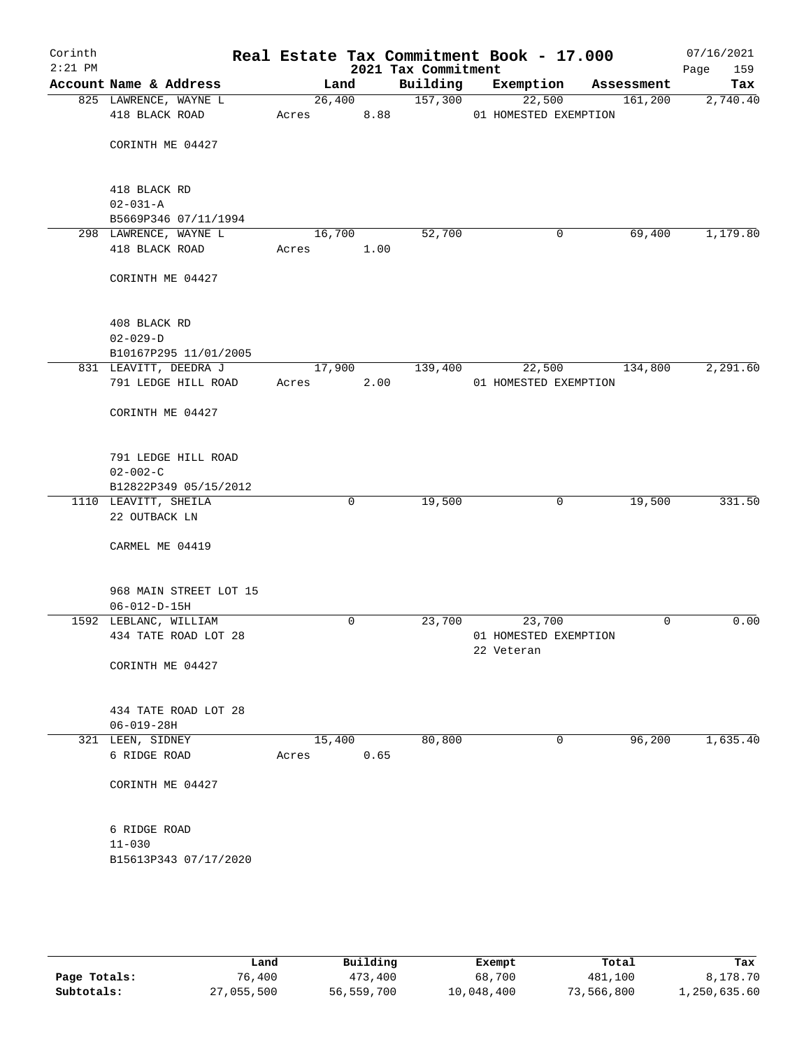# Real Estate Tax Commitment Book - 17.000

Corinth
2:21 PM

2021 Tax Commitment

07/16/2021

| Account Name & Address | Land | Building | Exemption | Assessment | Tax |
|---|---|---|---|---|---|
| 825 LAWRENCE, WAYNE L<br>418 BLACK ROAD<br><br>CORINTH ME 04427<br><br>418 BLACK RD<br>02-031-A<br>B5669P346 07/11/1994 | 26,400<br>Acres 8.88 | 157,300 | 22,500<br>01 HOMESTED EXEMPTION | 161,200 | 2,740.40 |
| 298 LAWRENCE, WAYNE L<br>418 BLACK ROAD<br><br>CORINTH ME 04427<br><br>408 BLACK RD<br>02-029-D<br>B10167P295 11/01/2005 | 16,700<br>Acres 1.00 | 52,700 | 0 | 69,400 | 1,179.80 |
| 831 LEAVITT, DEEDRA J<br>791 LEDGE HILL ROAD<br><br>CORINTH ME 04427<br><br>791 LEDGE HILL ROAD<br>02-002-C<br>B12822P349 05/15/2012 | 17,900<br>Acres 2.00 | 139,400 | 22,500<br>01 HOMESTED EXEMPTION | 134,800 | 2,291.60 |
| 1110 LEAVITT, SHEILA<br>22 OUTBACK LN<br><br>CARMEL ME 04419<br><br>968 MAIN STREET LOT 15<br>06-012-D-15H | 0 | 19,500 | 0 | 19,500 | 331.50 |
| 1592 LEBLANC, WILLIAM<br>434 TATE ROAD LOT 28<br><br>CORINTH ME 04427<br><br>434 TATE ROAD LOT 28<br>06-019-28H | 0 | 23,700 | 23,700<br>01 HOMESTED EXEMPTION<br>22 Veteran | 0 | 0.00 |
| 321 LEEN, SIDNEY<br>6 RIDGE ROAD<br><br>CORINTH ME 04427<br><br>6 RIDGE ROAD<br>11-030<br>B15613P343 07/17/2020 | 15,400<br>Acres 0.65 | 80,800 | 0 | 96,200 | 1,635.40 |

| | Land | Building | Exempt | Total | Tax |
|---|---|---|---|---|---|
| **Page Totals:** | 76,400 | 473,400 | 68,700 | 481,100 | 8,178.70 |
| **Subtotals:** | 27,055,500 | 56,559,700 | 10,048,400 | 73,566,800 | 1,250,635.60 |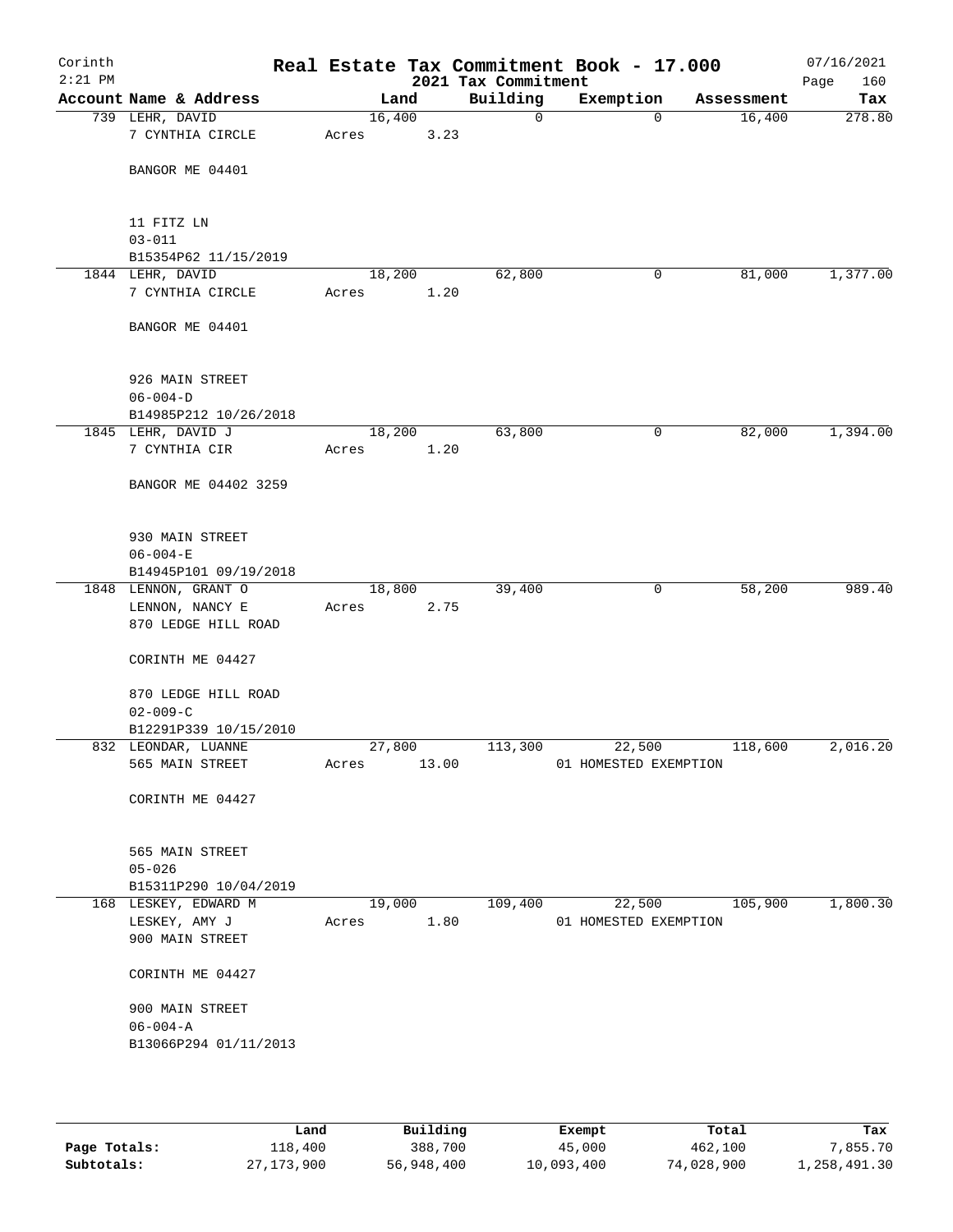Corinth
2:21 PM

# Real Estate Tax Commitment Book - 17.000

2021 Tax Commitment

07/16/2021

| Account Name & Address | Land | Building | Exemption | Assessment | Tax |
|---|---|---|---|---|---|
| 739 LEHR, DAVID<br>7 CYNTHIA CIRCLE<br><br>BANGOR ME 04401<br><br>11 FITZ LN<br>03-011<br>B15354P62 11/15/2019 | 16,400<br>Acres 3.23 | 0 | 0 | 16,400 | 278.80 |
| 1844 LEHR, DAVID<br>7 CYNTHIA CIRCLE<br><br>BANGOR ME 04401<br><br>926 MAIN STREET<br>06-004-D<br>B14985P212 10/26/2018 | 18,200<br>Acres 1.20 | 62,800 | 0 | 81,000 | 1,377.00 |
| 1845 LEHR, DAVID J<br>7 CYNTHIA CIR<br><br>BANGOR ME 04402 3259<br><br>930 MAIN STREET<br>06-004-E<br>B14945P101 09/19/2018 | 18,200<br>Acres 1.20 | 63,800 | 0 | 82,000 | 1,394.00 |
| 1848 LENNON, GRANT O<br>LENNON, NANCY E<br>870 LEDGE HILL ROAD<br><br>CORINTH ME 04427<br><br>870 LEDGE HILL ROAD<br>02-009-C<br>B12291P339 10/15/2010 | 18,800<br>Acres 2.75 | 39,400 | 0 | 58,200 | 989.40 |
| 832 LEONDAR, LUANNE<br>565 MAIN STREET<br><br>CORINTH ME 04427<br><br>565 MAIN STREET<br>05-026<br>B15311P290 10/04/2019 | 27,800<br>Acres 13.00 | 113,300 | 22,500<br>01 HOMESTED EXEMPTION | 118,600 | 2,016.20 |
| 168 LESKEY, EDWARD M<br>LESKEY, AMY J<br>900 MAIN STREET<br><br>CORINTH ME 04427<br><br>900 MAIN STREET<br>06-004-A<br>B13066P294 01/11/2013 | 19,000<br>Acres 1.80 | 109,400 | 22,500<br>01 HOMESTED EXEMPTION | 105,900 | 1,800.30 |

| | Land | Building | Exempt | Total | Tax |
|---|---|---|---|---|---|
| Page Totals: | 118,400 | 388,700 | 45,000 | 462,100 | 7,855.70 |
| Subtotals: | 27,173,900 | 56,948,400 | 10,093,400 | 74,028,900 | 1,258,491.30 |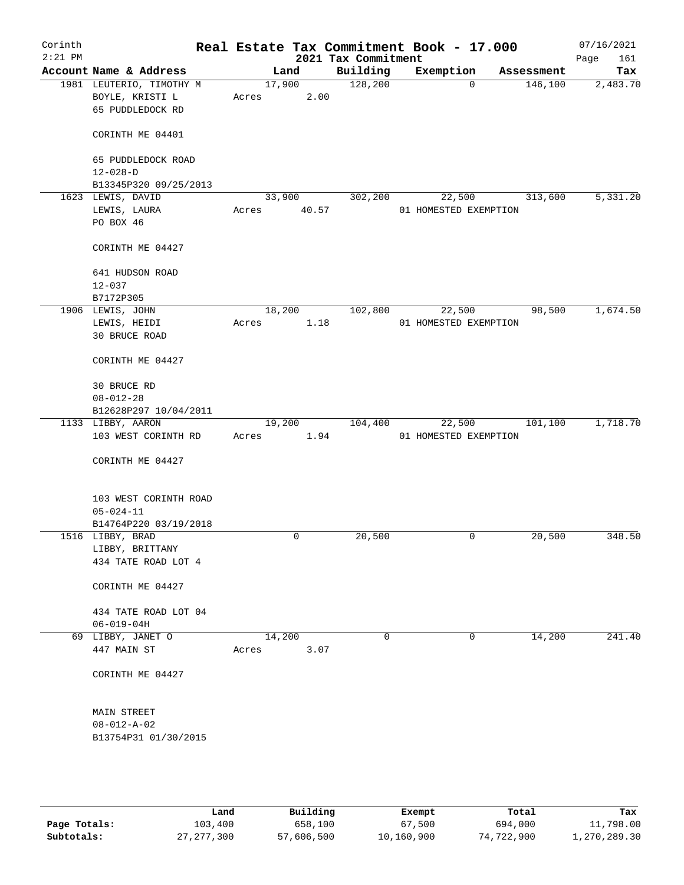Corinth 2:21 PM

# Real Estate Tax Commitment Book - 17.000

2021 Tax Commitment

07/16/2021 Page 161

| Account Name & Address | Land | Building | Exemption | Assessment | Tax |
|---|---|---|---|---|---|
| 1981 LEUTERIO, TIMOTHY M<br>BOYLE, KRISTI L<br>65 PUDDLEDOCK RD<br><br>CORINTH ME 04401<br><br>65 PUDDLEDOCK ROAD<br>12-028-D<br>B13345P320 09/25/2013 | 17,900<br>Acres 2.00 | 128,200 | 0 | 146,100 | 2,483.70 |
| 1623 LEWIS, DAVID<br>LEWIS, LAURA<br>PO BOX 46<br><br>CORINTH ME 04427<br><br>641 HUDSON ROAD<br>12-037<br>B7172P305 | 33,900<br>Acres 40.57 | 302,200 | 22,500<br>01 HOMESTED EXEMPTION | 313,600 | 5,331.20 |
| 1906 LEWIS, JOHN<br>LEWIS, HEIDI<br>30 BRUCE ROAD<br><br>CORINTH ME 04427<br><br>30 BRUCE RD<br>08-012-28<br>B12628P297 10/04/2011 | 18,200<br>Acres 1.18 | 102,800 | 22,500<br>01 HOMESTED EXEMPTION | 98,500 | 1,674.50 |
| 1133 LIBBY, AARON<br>103 WEST CORINTH RD<br><br>CORINTH ME 04427<br><br>103 WEST CORINTH ROAD<br>05-024-11<br>B14764P220 03/19/2018 | 19,200<br>Acres 1.94 | 104,400 | 22,500<br>01 HOMESTED EXEMPTION | 101,100 | 1,718.70 |
| 1516 LIBBY, BRAD<br>LIBBY, BRITTANY<br>434 TATE ROAD LOT 4<br><br>CORINTH ME 04427<br><br>434 TATE ROAD LOT 04<br>06-019-04H | 0 | 20,500 | 0 | 20,500 | 348.50 |
| 69 LIBBY, JANET O<br>447 MAIN ST<br><br>CORINTH ME 04427<br><br>MAIN STREET<br>08-012-A-02<br>B13754P31 01/30/2015 | 14,200<br>Acres 3.07 | 0 | 0 | 14,200 | 241.40 |

| | Land | Building | Exempt | Total | Tax |
|---|---|---|---|---|---|
| Page Totals: | 103,400 | 658,100 | 67,500 | 694,000 | 11,798.00 |
| Subtotals: | 27,277,300 | 57,606,500 | 10,160,900 | 74,722,900 | 1,270,289.30 |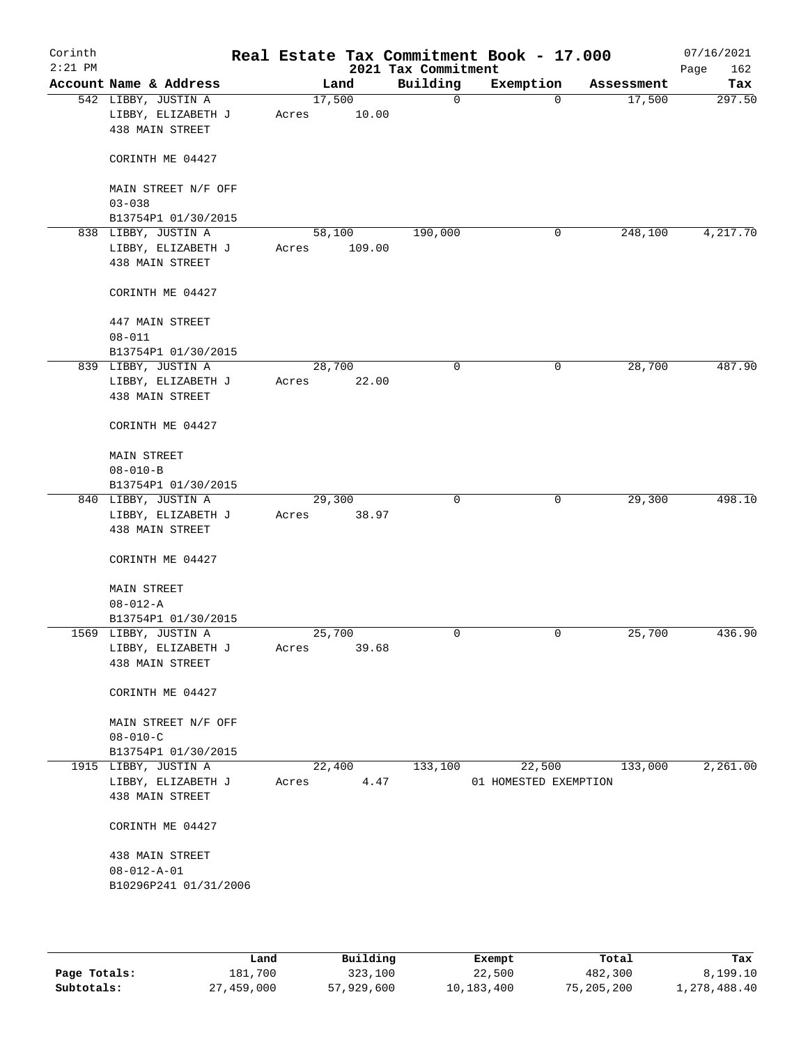# Real Estate Tax Commitment Book - 17.000

Corinth 2:21 PM — 2021 Tax Commitment — 07/16/2021

| Account Name & Address | Land | Building | Exemption | Assessment | Tax |
|---|---|---|---|---|---|
| 542 LIBBY, JUSTIN A<br>LIBBY, ELIZABETH J<br>438 MAIN STREET<br><br>CORINTH ME 04427<br><br>MAIN STREET N/F OFF<br>03-038<br>B13754P1 01/30/2015 | 17,500<br>Acres 10.00 | 0 | 0 | 17,500 | 297.50 |
| 838 LIBBY, JUSTIN A<br>LIBBY, ELIZABETH J<br>438 MAIN STREET<br><br>CORINTH ME 04427<br><br>447 MAIN STREET<br>08-011<br>B13754P1 01/30/2015 | 58,100<br>Acres 109.00 | 190,000 | 0 | 248,100 | 4,217.70 |
| 839 LIBBY, JUSTIN A<br>LIBBY, ELIZABETH J<br>438 MAIN STREET<br><br>CORINTH ME 04427<br><br>MAIN STREET<br>08-010-B<br>B13754P1 01/30/2015 | 28,700<br>Acres 22.00 | 0 | 0 | 28,700 | 487.90 |
| 840 LIBBY, JUSTIN A<br>LIBBY, ELIZABETH J<br>438 MAIN STREET<br><br>CORINTH ME 04427<br><br>MAIN STREET<br>08-012-A<br>B13754P1 01/30/2015 | 29,300<br>Acres 38.97 | 0 | 0 | 29,300 | 498.10 |
| 1569 LIBBY, JUSTIN A<br>LIBBY, ELIZABETH J<br>438 MAIN STREET<br><br>CORINTH ME 04427<br><br>MAIN STREET N/F OFF<br>08-010-C<br>B13754P1 01/30/2015 | 25,700<br>Acres 39.68 | 0 | 0 | 25,700 | 436.90 |
| 1915 LIBBY, JUSTIN A<br>LIBBY, ELIZABETH J<br>438 MAIN STREET<br><br>CORINTH ME 04427<br><br>438 MAIN STREET<br>08-012-A-01<br>B10296P241 01/31/2006 | 22,400<br>Acres 4.47 | 133,100 | 22,500<br>01 HOMESTED EXEMPTION | 133,000 | 2,261.00 |

| | Land | Building | Exempt | Total | Tax |
|---|---|---|---|---|---|
| Page Totals: | 181,700 | 323,100 | 22,500 | 482,300 | 8,199.10 |
| Subtotals: | 27,459,000 | 57,929,600 | 10,183,400 | 75,205,200 | 1,278,488.40 |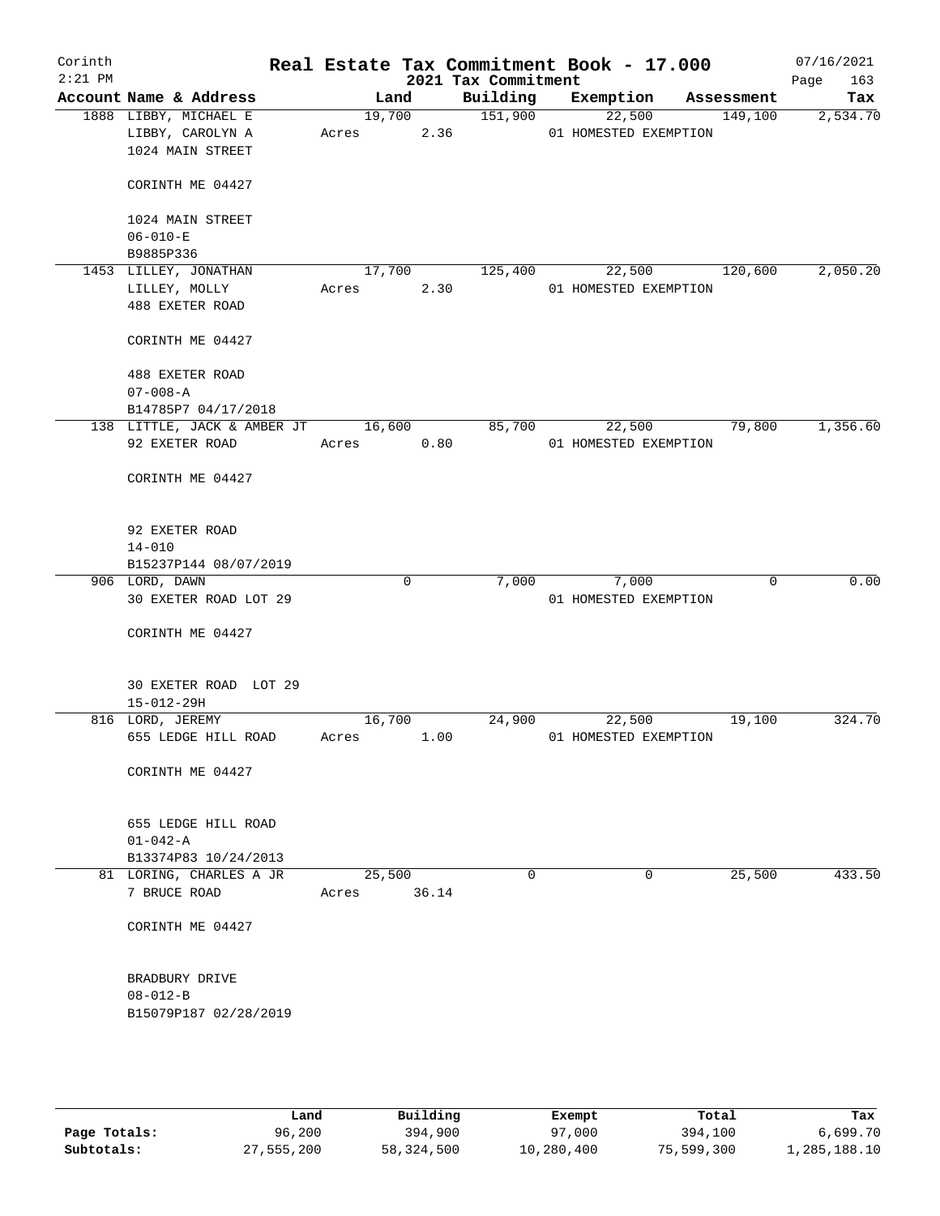# Real Estate Tax Commitment Book - 17.000

Corinth
2:21 PM

2021 Tax Commitment

07/16/2021

| Account | Name & Address | Land | Building | Exemption | Assessment | Tax |
|---|---|---|---|---|---|---|
| 1888 | LIBBY, MICHAEL E<br>LIBBY, CAROLYN A<br>1024 MAIN STREET<br><br>CORINTH ME 04427<br><br>1024 MAIN STREET<br>06-010-E<br>B9885P336 | 19,700<br>Acres 2.36 | 151,900 | 22,500<br>01 HOMESTED EXEMPTION | 149,100 | 2,534.70 |
| 1453 | LILLEY, JONATHAN<br>LILLEY, MOLLY<br>488 EXETER ROAD<br><br>CORINTH ME 04427<br><br>488 EXETER ROAD<br>07-008-A<br>B14785P7 04/17/2018 | 17,700<br>Acres 2.30 | 125,400 | 22,500<br>01 HOMESTED EXEMPTION | 120,600 | 2,050.20 |
| 138 | LITTLE, JACK & AMBER JT<br>92 EXETER ROAD<br><br>CORINTH ME 04427<br><br>92 EXETER ROAD<br>14-010<br>B15237P144 08/07/2019 | 16,600<br>Acres 0.80 | 85,700 | 22,500<br>01 HOMESTED EXEMPTION | 79,800 | 1,356.60 |
| 906 | LORD, DAWN<br>30 EXETER ROAD LOT 29<br><br>CORINTH ME 04427<br><br>30 EXETER ROAD LOT 29<br>15-012-29H | 0 | 7,000 | 7,000<br>01 HOMESTED EXEMPTION | 0 | 0.00 |
| 816 | LORD, JEREMY<br>655 LEDGE HILL ROAD<br><br>CORINTH ME 04427<br><br>655 LEDGE HILL ROAD<br>01-042-A<br>B13374P83 10/24/2013 | 16,700<br>Acres 1.00 | 24,900 | 22,500<br>01 HOMESTED EXEMPTION | 19,100 | 324.70 |
| 81 | LORING, CHARLES A JR<br>7 BRUCE ROAD<br><br>CORINTH ME 04427<br><br>BRADBURY DRIVE<br>08-012-B<br>B15079P187 02/28/2019 | 25,500<br>Acres 36.14 | 0 | 0 | 25,500 | 433.50 |

| | Land | Building | Exempt | Total | Tax |
|---|---|---|---|---|---|
| Page Totals: | 96,200 | 394,900 | 97,000 | 394,100 | 6,699.70 |
| Subtotals: | 27,555,200 | 58,324,500 | 10,280,400 | 75,599,300 | 1,285,188.10 |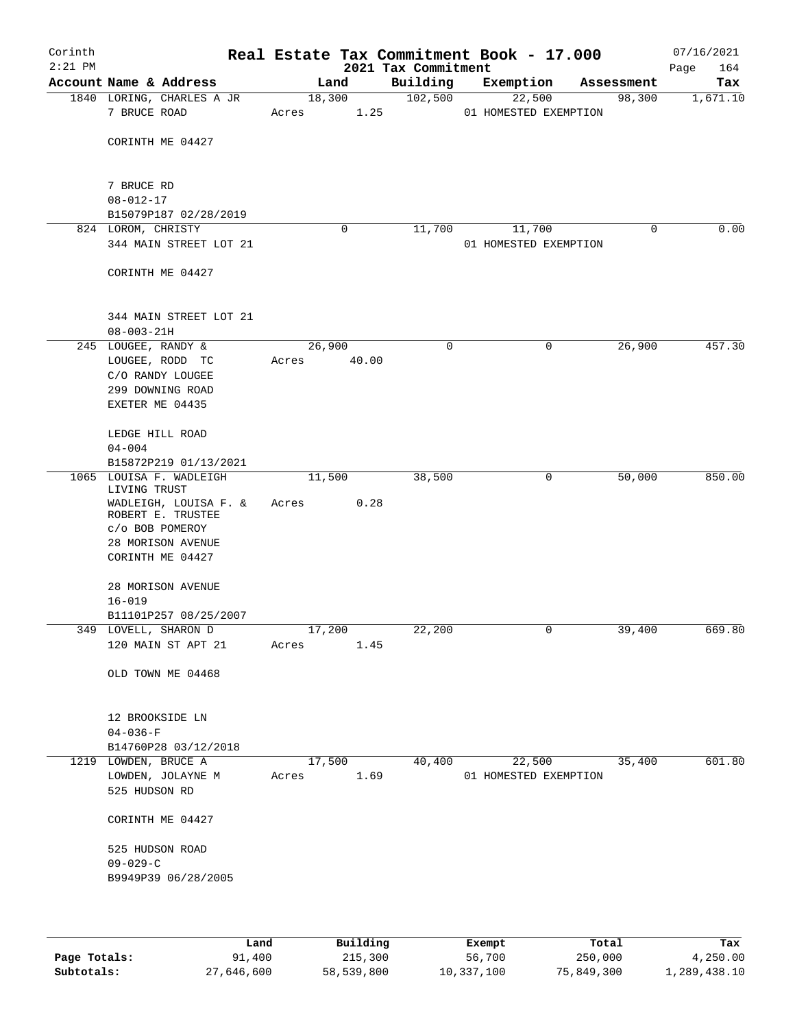# Real Estate Tax Commitment Book - 17.000

Corinth 2:21 PM — 2021 Tax Commitment — 07/16/2021

| Account Name & Address | Land | Building | Exemption | Assessment | Tax |
|---|---|---|---|---|---|
| 1840 LORING, CHARLES A JR<br>7 BRUCE ROAD<br><br>CORINTH ME 04427<br><br>7 BRUCE RD<br>08-012-17<br>B15079P187 02/28/2019 | 18,300<br>Acres 1.25 | 102,500 | 22,500<br>01 HOMESTED EXEMPTION | 98,300 | 1,671.10 |
| 824 LOROM, CHRISTY<br>344 MAIN STREET LOT 21<br><br>CORINTH ME 04427<br><br>344 MAIN STREET LOT 21<br>08-003-21H | 0 | 11,700 | 11,700<br>01 HOMESTED EXEMPTION | 0 | 0.00 |
| 245 LOUGEE, RANDY &<br>LOUGEE, RODD TC<br>C/O RANDY LOUGEE<br>299 DOWNING ROAD<br>EXETER ME 04435<br><br>LEDGE HILL ROAD<br>04-004<br>B15872P219 01/13/2021 | 26,900<br>Acres 40.00 | 0 | 0 | 26,900 | 457.30 |
| 1065 LOUISA F. WADLEIGH LIVING TRUST<br>WADLEIGH, LOUISA F. & ROBERT E. TRUSTEE<br>c/o BOB POMEROY<br>28 MORISON AVENUE<br>CORINTH ME 04427<br><br>28 MORISON AVENUE<br>16-019<br>B11101P257 08/25/2007 | 11,500<br>Acres 0.28 | 38,500 | 0 | 50,000 | 850.00 |
| 349 LOVELL, SHARON D<br>120 MAIN ST APT 21<br><br>OLD TOWN ME 04468<br><br>12 BROOKSIDE LN<br>04-036-F<br>B14760P28 03/12/2018 | 17,200<br>Acres 1.45 | 22,200 | 0 | 39,400 | 669.80 |
| 1219 LOWDEN, BRUCE A<br>LOWDEN, JOLAYNE M<br>525 HUDSON RD<br><br>CORINTH ME 04427<br><br>525 HUDSON ROAD<br>09-029-C<br>B9949P39 06/28/2005 | 17,500<br>Acres 1.69 | 40,400 | 22,500<br>01 HOMESTED EXEMPTION | 35,400 | 601.80 |

| | Land | Building | Exempt | Total | Tax |
|---|---|---|---|---|---|
| Page Totals: | 91,400 | 215,300 | 56,700 | 250,000 | 4,250.00 |
| Subtotals: | 27,646,600 | 58,539,800 | 10,337,100 | 75,849,300 | 1,289,438.10 |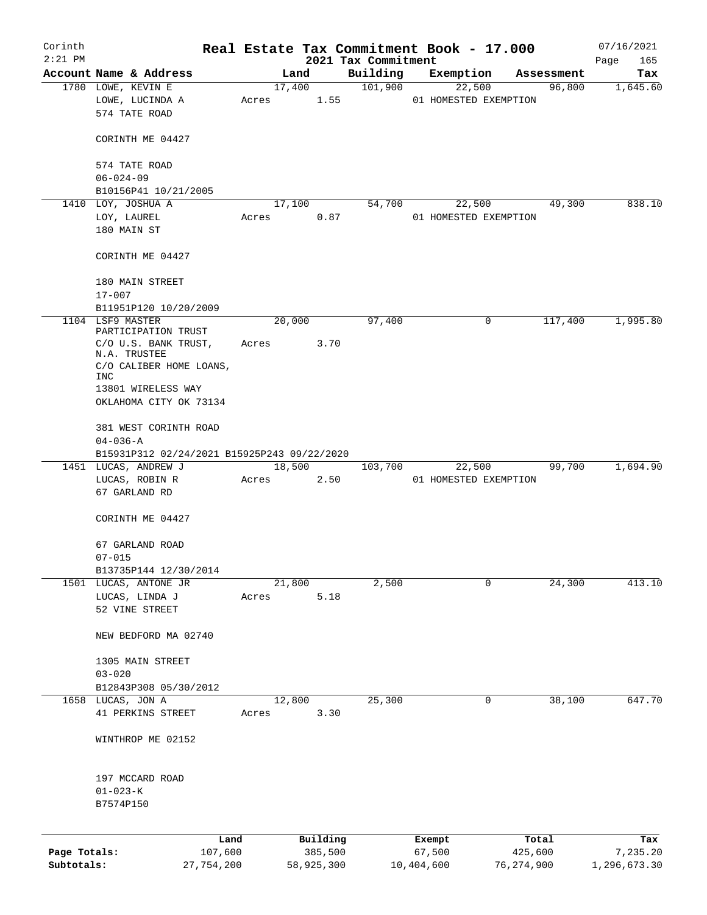Corinth 2:21 PM

# Real Estate Tax Commitment Book - 17.000

2021 Tax Commitment

07/16/2021 Page 165

| Account | Name & Address | Land | Building | Exemption | Assessment | Tax |
|---|---|---|---|---|---|---|
| 1780 | LOWE, KEVIN E<br>LOWE, LUCINDA A<br>574 TATE ROAD<br><br>CORINTH ME 04427<br><br>574 TATE ROAD<br>06-024-09<br>B10156P41 10/21/2005 | 17,400<br>Acres 1.55 | 101,900 | 22,500<br>01 HOMESTED EXEMPTION | 96,800 | 1,645.60 |
| 1410 | LOY, JOSHUA A<br>LOY, LAUREL<br>180 MAIN ST<br><br>CORINTH ME 04427<br><br>180 MAIN STREET<br>17-007<br>B11951P120 10/20/2009 | 17,100<br>Acres 0.87 | 54,700 | 22,500<br>01 HOMESTED EXEMPTION | 49,300 | 838.10 |
| 1104 | LSF9 MASTER PARTICIPATION TRUST<br>C/O U.S. BANK TRUST, N.A. TRUSTEE<br>C/O CALIBER HOME LOANS, INC<br>13801 WIRELESS WAY<br>OKLAHOMA CITY OK 73134<br><br>381 WEST CORINTH ROAD<br>04-036-A<br>B15931P312 02/24/2021 B15925P243 09/22/2020 | 20,000<br>Acres 3.70 | 97,400 | 0 | 117,400 | 1,995.80 |
| 1451 | LUCAS, ANDREW J<br>LUCAS, ROBIN R<br>67 GARLAND RD<br><br>CORINTH ME 04427<br><br>67 GARLAND ROAD<br>07-015<br>B13735P144 12/30/2014 | 18,500<br>Acres 2.50 | 103,700 | 22,500<br>01 HOMESTED EXEMPTION | 99,700 | 1,694.90 |
| 1501 | LUCAS, ANTONE JR<br>LUCAS, LINDA J<br>52 VINE STREET<br><br>NEW BEDFORD MA 02740<br><br>1305 MAIN STREET<br>03-020<br>B12843P308 05/30/2012 | 21,800<br>Acres 5.18 | 2,500 | 0 | 24,300 | 413.10 |
| 1658 | LUCAS, JON A<br>41 PERKINS STREET<br><br>WINTHROP ME 02152<br><br>197 MCCARD ROAD<br>01-023-K<br>B7574P150 | 12,800<br>Acres 3.30 | 25,300 | 0 | 38,100 | 647.70 |

| | Land | Building | Exempt | Total | Tax |
|---|---|---|---|---|---|
| Page Totals: | 107,600 | 385,500 | 67,500 | 425,600 | 7,235.20 |
| Subtotals: | 27,754,200 | 58,925,300 | 10,404,600 | 76,274,900 | 1,296,673.30 |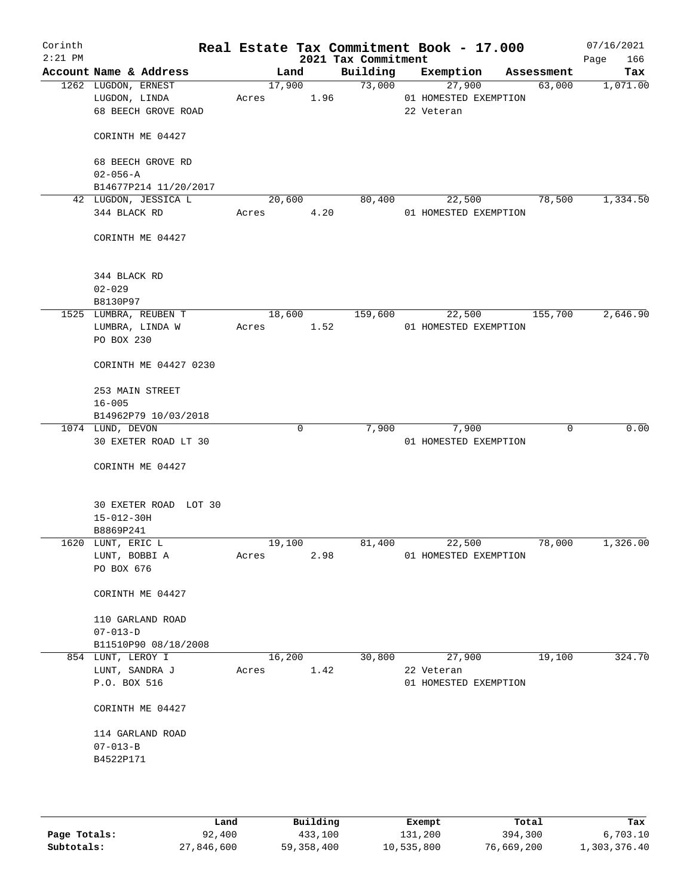Corinth
2:21 PM

# Real Estate Tax Commitment Book - 17.000

2021 Tax Commitment

07/16/2021

| Account | Name & Address | Land | Building | Exemption | Assessment | Tax |
|---|---|---|---|---|---|---|
| 1262 | LUGDON, ERNEST<br>LUGDON, LINDA<br>68 BEECH GROVE ROAD<br><br>CORINTH ME 04427<br><br>68 BEECH GROVE RD<br>02-056-A<br>B14677P214 11/20/2017 | 17,900<br>Acres 1.96 | 73,000 | 27,900<br>01 HOMESTED EXEMPTION<br>22 Veteran | 63,000 | 1,071.00 |
| 42 | LUGDON, JESSICA L<br>344 BLACK RD<br><br>CORINTH ME 04427<br><br>344 BLACK RD<br>02-029<br>B8130P97 | 20,600<br>Acres 4.20 | 80,400 | 22,500<br>01 HOMESTED EXEMPTION | 78,500 | 1,334.50 |
| 1525 | LUMBRA, REUBEN T<br>LUMBRA, LINDA W<br>PO BOX 230<br><br>CORINTH ME 04427 0230<br><br>253 MAIN STREET<br>16-005<br>B14962P79 10/03/2018 | 18,600<br>Acres 1.52 | 159,600 | 22,500<br>01 HOMESTED EXEMPTION | 155,700 | 2,646.90 |
| 1074 | LUND, DEVON<br>30 EXETER ROAD LT 30<br><br>CORINTH ME 04427<br><br>30 EXETER ROAD LOT 30<br>15-012-30H<br>B8869P241 | 0 | 7,900 | 7,900<br>01 HOMESTED EXEMPTION | 0 | 0.00 |
| 1620 | LUNT, ERIC L<br>LUNT, BOBBI A<br>PO BOX 676<br><br>CORINTH ME 04427<br><br>110 GARLAND ROAD<br>07-013-D<br>B11510P90 08/18/2008 | 19,100<br>Acres 2.98 | 81,400 | 22,500<br>01 HOMESTED EXEMPTION | 78,000 | 1,326.00 |
| 854 | LUNT, LEROY I<br>LUNT, SANDRA J<br>P.O. BOX 516<br><br>CORINTH ME 04427<br><br>114 GARLAND ROAD<br>07-013-B<br>B4522P171 | 16,200<br>Acres 1.42 | 30,800 | 27,900<br>22 Veteran<br>01 HOMESTED EXEMPTION | 19,100 | 324.70 |

| | Land | Building | Exempt | Total | Tax |
|---|---|---|---|---|---|
| Page Totals: | 92,400 | 433,100 | 131,200 | 394,300 | 6,703.10 |
| Subtotals: | 27,846,600 | 59,358,400 | 10,535,800 | 76,669,200 | 1,303,376.40 |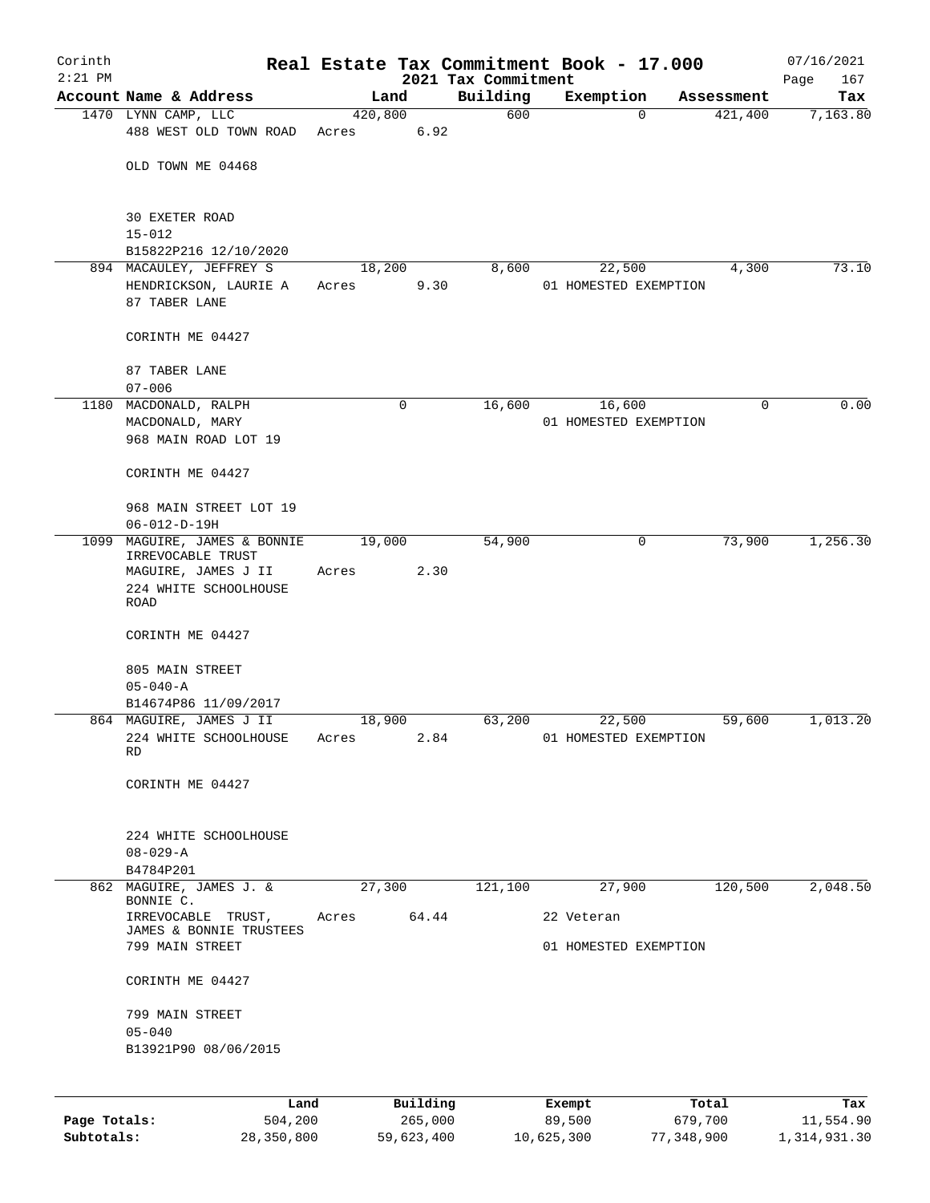# Real Estate Tax Commitment Book - 17.000

Corinth
2:21 PM

2021 Tax Commitment

07/16/2021

| Account | Name & Address | Land | Building | Exemption | Assessment | Tax |
|---|---|---|---|---|---|---|
| 1470 | LYNN CAMP, LLC<br>488 WEST OLD TOWN ROAD<br><br>OLD TOWN ME 04468<br><br>30 EXETER ROAD<br>15-012<br>B15822P216 12/10/2020 | 420,800<br>Acres 6.92 | 600 | 0 | 421,400 | 7,163.80 |
| 894 | MACAULEY, JEFFREY S<br>HENDRICKSON, LAURIE A<br>87 TABER LANE<br><br>CORINTH ME 04427<br><br>87 TABER LANE<br>07-006 | 18,200<br>Acres 9.30 | 8,600 | 22,500<br>01 HOMESTED EXEMPTION | 4,300 | 73.10 |
| 1180 | MACDONALD, RALPH<br>MACDONALD, MARY<br>968 MAIN ROAD LOT 19<br><br>CORINTH ME 04427<br><br>968 MAIN STREET LOT 19<br>06-012-D-19H | 0 | 16,600 | 16,600<br>01 HOMESTED EXEMPTION | 0 | 0.00 |
| 1099 | MAGUIRE, JAMES & BONNIE IRREVOCABLE TRUST<br>MAGUIRE, JAMES J II<br>224 WHITE SCHOOLHOUSE ROAD<br><br>CORINTH ME 04427<br><br>805 MAIN STREET<br>05-040-A<br>B14674P86 11/09/2017 | 19,000<br>Acres 2.30 | 54,900 | 0 | 73,900 | 1,256.30 |
| 864 | MAGUIRE, JAMES J II<br>224 WHITE SCHOOLHOUSE RD<br><br>CORINTH ME 04427<br><br>224 WHITE SCHOOLHOUSE<br>08-029-A<br>B4784P201 | 18,900<br>Acres 2.84 | 63,200 | 22,500<br>01 HOMESTED EXEMPTION | 59,600 | 1,013.20 |
| 862 | MAGUIRE, JAMES J. & BONNIE C.<br>IRREVOCABLE TRUST, JAMES & BONNIE TRUSTEES<br>799 MAIN STREET<br><br>CORINTH ME 04427<br><br>799 MAIN STREET<br>05-040<br>B13921P90 08/06/2015 | 27,300<br>Acres 64.44 | 121,100 | 27,900<br>22 Veteran<br>01 HOMESTED EXEMPTION | 120,500 | 2,048.50 |

| | Land | Building | Exempt | Total | Tax |
|---|---|---|---|---|---|
| Page Totals: | 504,200 | 265,000 | 89,500 | 679,700 | 11,554.90 |
| Subtotals: | 28,350,800 | 59,623,400 | 10,625,300 | 77,348,900 | 1,314,931.30 |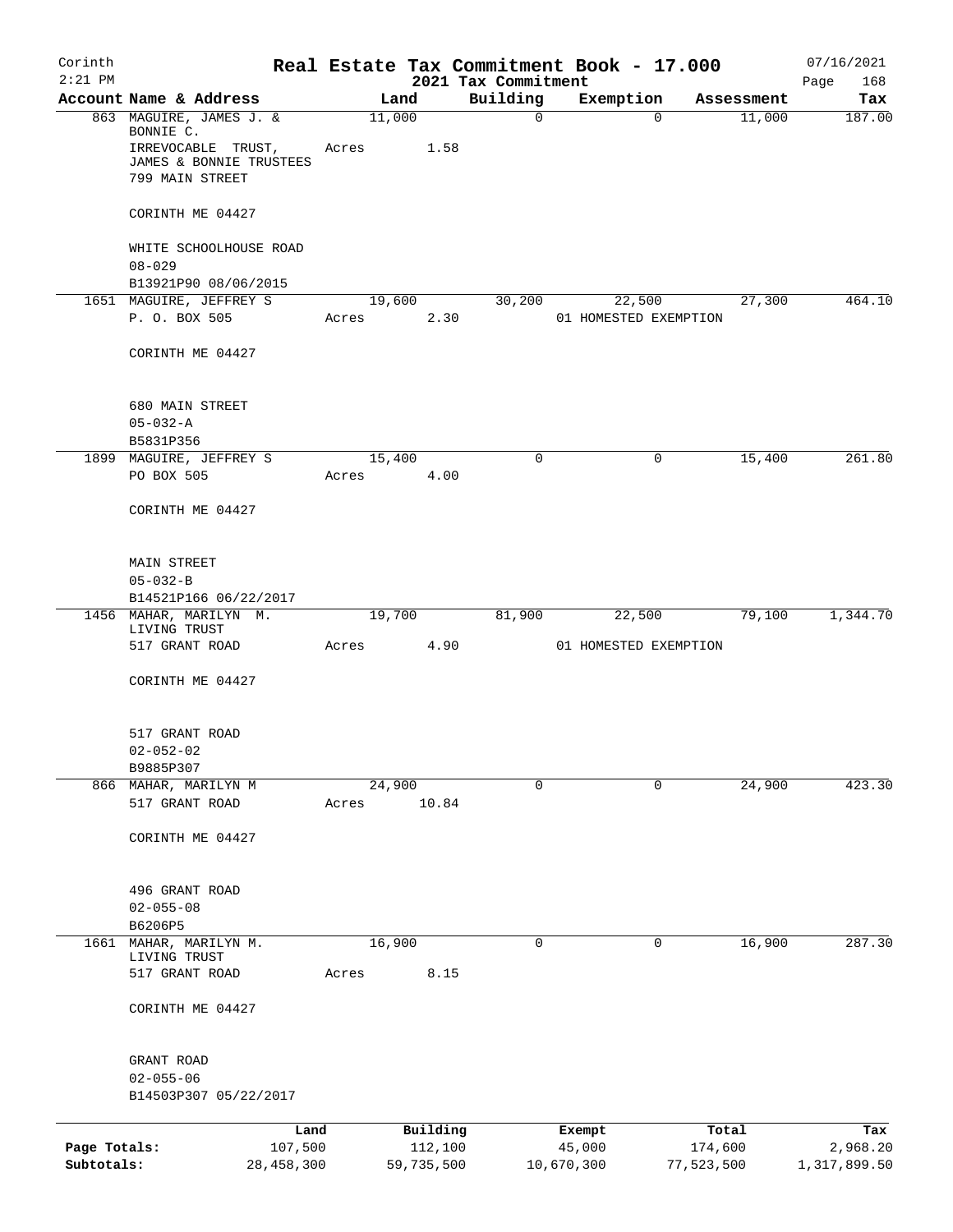# Real Estate Tax Commitment Book - 17.000

Corinth
2:21 PM

2021 Tax Commitment

07/16/2021

| Account | Name & Address | Land | Building | Exemption | Assessment | Tax |
|---|---|---|---|---|---|---|
| 863 | MAGUIRE, JAMES J. & BONNIE C. IRREVOCABLE TRUST, JAMES & BONNIE TRUSTEES 799 MAIN STREET CORINTH ME 04427 | 11,000 | 0 | 0 | 11,000 | 187.00 |
| | WHITE SCHOOLHOUSE ROAD 08-029 B13921P90 08/06/2015 | Acres 1.58 | | | | |
| 1651 | MAGUIRE, JEFFREY S P. O. BOX 505 CORINTH ME 04427 | 19,600 | 30,200 | 22,500 | 27,300 | 464.10 |
| | 680 MAIN STREET 05-032-A B5831P356 | Acres 2.30 | | 01 HOMESTED EXEMPTION | | |
| 1899 | MAGUIRE, JEFFREY S PO BOX 505 CORINTH ME 04427 | 15,400 | 0 | 0 | 15,400 | 261.80 |
| | MAIN STREET 05-032-B B14521P166 06/22/2017 | Acres 4.00 | | | | |
| 1456 | MAHAR, MARILYN M. LIVING TRUST 517 GRANT ROAD CORINTH ME 04427 | 19,700 | 81,900 | 22,500 | 79,100 | 1,344.70 |
| | 517 GRANT ROAD 02-052-02 B9885P307 | Acres 4.90 | | 01 HOMESTED EXEMPTION | | |
| 866 | MAHAR, MARILYN M 517 GRANT ROAD CORINTH ME 04427 | 24,900 | 0 | 0 | 24,900 | 423.30 |
| | 496 GRANT ROAD 02-055-08 B6206P5 | Acres 10.84 | | | | |
| 1661 | MAHAR, MARILYN M. LIVING TRUST 517 GRANT ROAD CORINTH ME 04427 | 16,900 | 0 | 0 | 16,900 | 287.30 |
| | GRANT ROAD 02-055-06 B14503P307 05/22/2017 | Acres 8.15 | | | | |

| | Land | Building | Exempt | Total | Tax |
|---|---|---|---|---|---|
| Page Totals: | 107,500 | 112,100 | 45,000 | 174,600 | 2,968.20 |
| Subtotals: | 28,458,300 | 59,735,500 | 10,670,300 | 77,523,500 | 1,317,899.50 |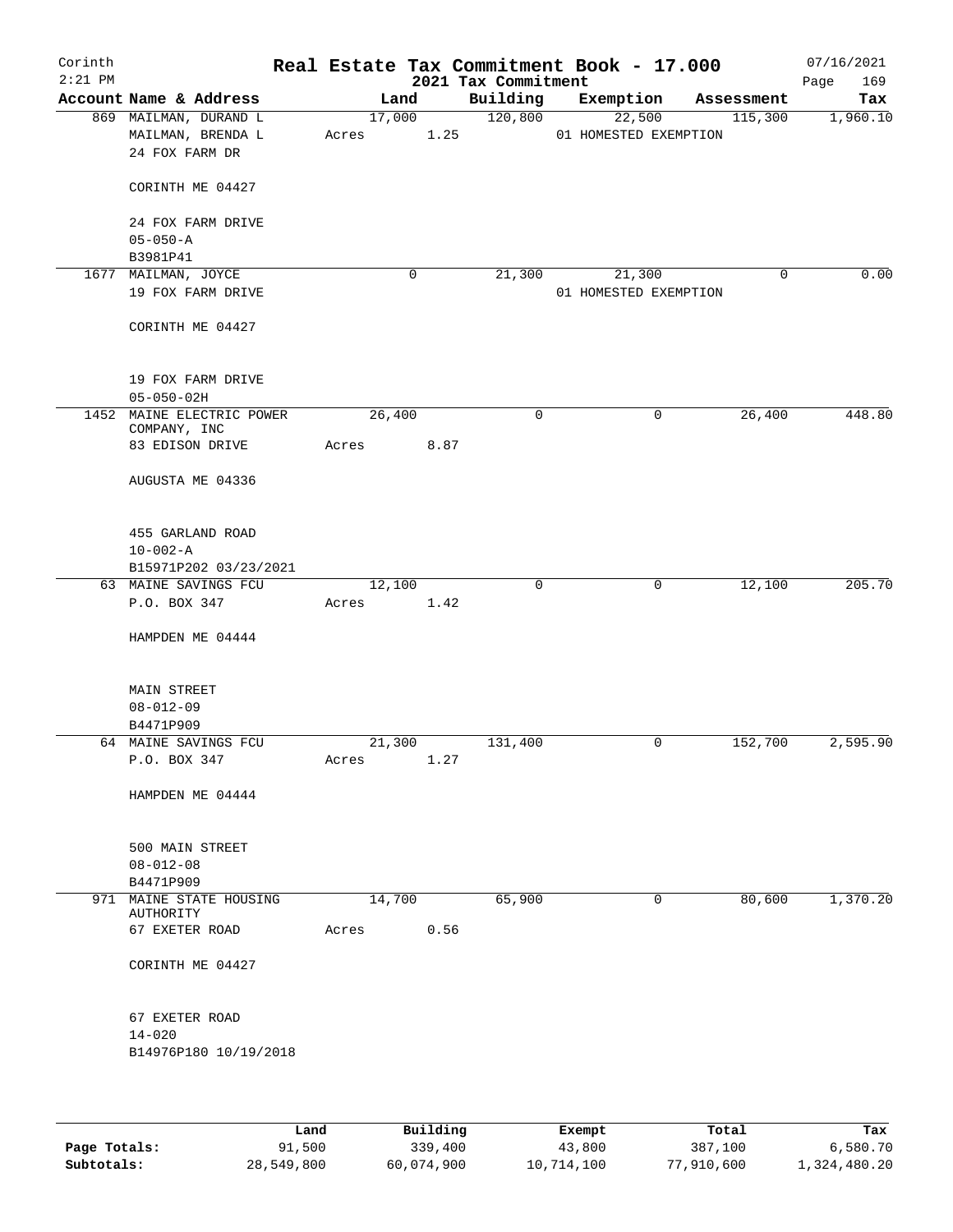Corinth
2:21 PM

# Real Estate Tax Commitment Book - 17.000

2021 Tax Commitment

07/16/2021

| Account | Name & Address | Land | Building | Exemption | Assessment | Tax |
|---|---|---|---|---|---|---|
| 869 | MAILMAN, DURAND L<br>MAILMAN, BRENDA L<br>24 FOX FARM DR<br><br>CORINTH ME 04427<br><br>24 FOX FARM DRIVE<br>05-050-A<br>B3981P41 | 17,000<br>Acres 1.25 | 120,800 | 22,500<br>01 HOMESTED EXEMPTION | 115,300 | 1,960.10 |
| 1677 | MAILMAN, JOYCE<br>19 FOX FARM DRIVE<br><br>CORINTH ME 04427<br><br>19 FOX FARM DRIVE<br>05-050-02H | 0 | 21,300 | 21,300<br>01 HOMESTED EXEMPTION | 0 | 0.00 |
| 1452 | MAINE ELECTRIC POWER COMPANY, INC<br>83 EDISON DRIVE<br><br>AUGUSTA ME 04336<br><br>455 GARLAND ROAD<br>10-002-A<br>B15971P202 03/23/2021 | 26,400<br>Acres 8.87 | 0 | 0 | 26,400 | 448.80 |
| 63 | MAINE SAVINGS FCU<br>P.O. BOX 347<br><br>HAMPDEN ME 04444<br><br>MAIN STREET<br>08-012-09<br>B4471P909 | 12,100<br>Acres 1.42 | 0 | 0 | 12,100 | 205.70 |
| 64 | MAINE SAVINGS FCU<br>P.O. BOX 347<br><br>HAMPDEN ME 04444<br><br>500 MAIN STREET<br>08-012-08<br>B4471P909 | 21,300<br>Acres 1.27 | 131,400 | 0 | 152,700 | 2,595.90 |
| 971 | MAINE STATE HOUSING AUTHORITY<br>67 EXETER ROAD<br><br>CORINTH ME 04427<br><br>67 EXETER ROAD<br>14-020<br>B14976P180 10/19/2018 | 14,700<br>Acres 0.56 | 65,900 | 0 | 80,600 | 1,370.20 |

| | Land | Building | Exempt | Total | Tax |
|---|---|---|---|---|---|
| Page Totals: | 91,500 | 339,400 | 43,800 | 387,100 | 6,580.70 |
| Subtotals: | 28,549,800 | 60,074,900 | 10,714,100 | 77,910,600 | 1,324,480.20 |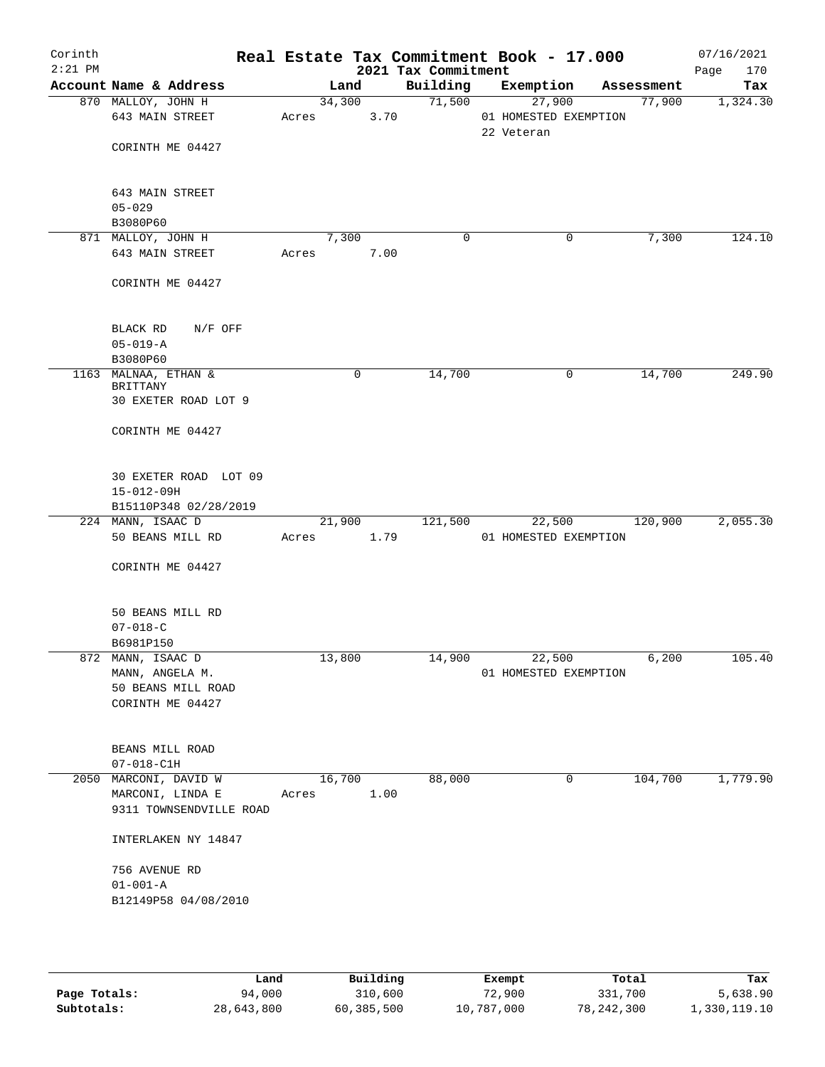Corinth 2:21 PM

# Real Estate Tax Commitment Book - 17.000

2021 Tax Commitment

07/16/2021

| Account Name & Address | Land | Building | Exemption | Assessment | Tax |
|---|---|---|---|---|---|
| 870 MALLOY, JOHN H<br>643 MAIN STREET<br><br>CORINTH ME 04427<br><br>643 MAIN STREET<br>05-029<br>B3080P60 | 34,300<br>Acres 3.70 | 71,500 | 27,900<br>01 HOMESTED EXEMPTION<br>22 Veteran | 77,900 | 1,324.30 |
| 871 MALLOY, JOHN H<br>643 MAIN STREET<br><br>CORINTH ME 04427<br><br>BLACK RD N/F OFF<br>05-019-A<br>B3080P60 | 7,300<br>Acres 7.00 | 0 | 0 | 7,300 | 124.10 |
| 1163 MALNAA, ETHAN & BRITTANY<br>30 EXETER ROAD LOT 9<br><br>CORINTH ME 04427<br><br>30 EXETER ROAD LOT 09<br>15-012-09H<br>B15110P348 02/28/2019 | 0 | 14,700 | 0 | 14,700 | 249.90 |
| 224 MANN, ISAAC D<br>50 BEANS MILL RD<br><br>CORINTH ME 04427<br><br>50 BEANS MILL RD<br>07-018-C<br>B6981P150 | 21,900<br>Acres 1.79 | 121,500 | 22,500<br>01 HOMESTED EXEMPTION | 120,900 | 2,055.30 |
| 872 MANN, ISAAC D<br>MANN, ANGELA M.<br>50 BEANS MILL ROAD<br>CORINTH ME 04427<br><br>BEANS MILL ROAD<br>07-018-C1H | 13,800 | 14,900 | 22,500<br>01 HOMESTED EXEMPTION | 6,200 | 105.40 |
| 2050 MARCONI, DAVID W<br>MARCONI, LINDA E<br>9311 TOWNSENDVILLE ROAD<br><br>INTERLAKEN NY 14847<br><br>756 AVENUE RD<br>01-001-A<br>B12149P58 04/08/2010 | 16,700<br>Acres 1.00 | 88,000 | 0 | 104,700 | 1,779.90 |

| | Land | Building | Exempt | Total | Tax |
|---|---|---|---|---|---|
| Page Totals: | 94,000 | 310,600 | 72,900 | 331,700 | 5,638.90 |
| Subtotals: | 28,643,800 | 60,385,500 | 10,787,000 | 78,242,300 | 1,330,119.10 |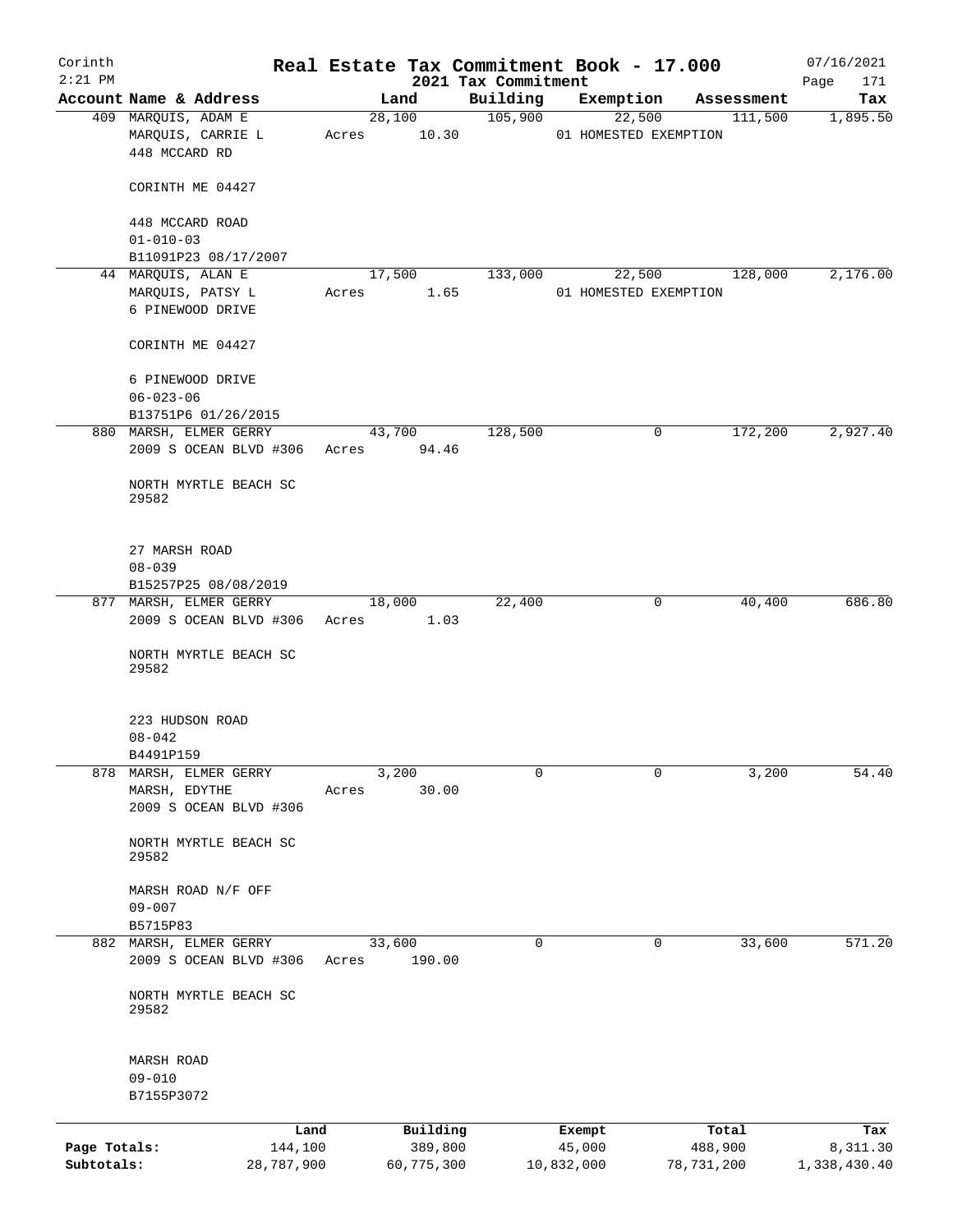Corinth
2:21 PM

# Real Estate Tax Commitment Book - 17.000

## 2021 Tax Commitment

07/16/2021

| Account Name & Address | Land | Building | Exemption | Assessment | Tax |
|---|---|---|---|---|---|
| 409 MARQUIS, ADAM E<br>MARQUIS, CARRIE L<br>448 MCCARD RD<br><br>CORINTH ME 04427<br><br>448 MCCARD ROAD<br>01-010-03<br>B11091P23 08/17/2007 | 28,100<br>Acres 10.30 | 105,900 | 22,500<br>01 HOMESTED EXEMPTION | 111,500 | 1,895.50 |
| 44 MARQUIS, ALAN E<br>MARQUIS, PATSY L<br>6 PINEWOOD DRIVE<br><br>CORINTH ME 04427<br><br>6 PINEWOOD DRIVE<br>06-023-06<br>B13751P6 01/26/2015 | 17,500<br>Acres 1.65 | 133,000 | 22,500<br>01 HOMESTED EXEMPTION | 128,000 | 2,176.00 |
| 880 MARSH, ELMER GERRY<br>2009 S OCEAN BLVD #306<br><br>NORTH MYRTLE BEACH SC 29582<br><br>27 MARSH ROAD<br>08-039<br>B15257P25 08/08/2019 | 43,700<br>Acres 94.46 | 128,500 | 0 | 172,200 | 2,927.40 |
| 877 MARSH, ELMER GERRY<br>2009 S OCEAN BLVD #306<br><br>NORTH MYRTLE BEACH SC 29582<br><br>223 HUDSON ROAD<br>08-042<br>B4491P159 | 18,000<br>Acres 1.03 | 22,400 | 0 | 40,400 | 686.80 |
| 878 MARSH, ELMER GERRY<br>MARSH, EDYTHE<br>2009 S OCEAN BLVD #306<br><br>NORTH MYRTLE BEACH SC 29582<br><br>MARSH ROAD N/F OFF<br>09-007<br>B5715P83 | 3,200<br>Acres 30.00 | 0 | 0 | 3,200 | 54.40 |
| 882 MARSH, ELMER GERRY<br>2009 S OCEAN BLVD #306<br><br>NORTH MYRTLE BEACH SC 29582<br><br>MARSH ROAD<br>09-010<br>B7155P3072 | 33,600<br>Acres 190.00 | 0 | 0 | 33,600 | 571.20 |

| | Land | Building | Exempt | Total | Tax |
|---|---|---|---|---|---|
| **Page Totals:** | 144,100 | 389,800 | 45,000 | 488,900 | 8,311.30 |
| **Subtotals:** | 28,787,900 | 60,775,300 | 10,832,000 | 78,731,200 | 1,338,430.40 |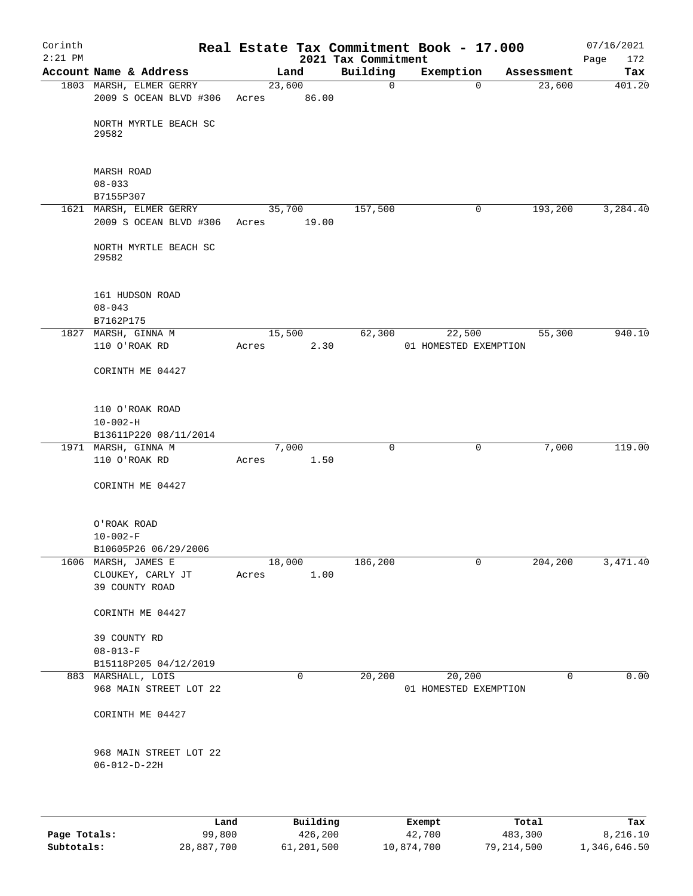Corinth 2:21 PM

# Real Estate Tax Commitment Book - 17.000

2021 Tax Commitment

07/16/2021 Page 172

| Account Name & Address | Land | Building | Exemption | Assessment | Tax |
|---|---|---|---|---|---|
| 1803 MARSH, ELMER GERRY<br>2009 S OCEAN BLVD #306<br><br>NORTH MYRTLE BEACH SC 29582<br><br>MARSH ROAD<br>08-033<br>B7155P307 | 23,600<br>Acres 86.00 | 0 | 0 | 23,600 | 401.20 |
| 1621 MARSH, ELMER GERRY<br>2009 S OCEAN BLVD #306<br><br>NORTH MYRTLE BEACH SC 29582<br><br>161 HUDSON ROAD<br>08-043<br>B7162P175 | 35,700<br>Acres 19.00 | 157,500 | 0 | 193,200 | 3,284.40 |
| 1827 MARSH, GINNA M<br>110 O'ROAK RD<br><br>CORINTH ME 04427<br><br>110 O'ROAK ROAD<br>10-002-H<br>B13611P220 08/11/2014 | 15,500<br>Acres 2.30 | 62,300 | 22,500<br>01 HOMESTED EXEMPTION | 55,300 | 940.10 |
| 1971 MARSH, GINNA M<br>110 O'ROAK RD<br><br>CORINTH ME 04427<br><br>O'ROAK ROAD<br>10-002-F<br>B10605P26 06/29/2006 | 7,000<br>Acres 1.50 | 0 | 0 | 7,000 | 119.00 |
| 1606 MARSH, JAMES E<br>CLOUKEY, CARLY JT<br>39 COUNTY ROAD<br><br>CORINTH ME 04427<br><br>39 COUNTY RD<br>08-013-F<br>B15118P205 04/12/2019 | 18,000<br>Acres 1.00 | 186,200 | 0 | 204,200 | 3,471.40 |
| 883 MARSHALL, LOIS<br>968 MAIN STREET LOT 22<br><br>CORINTH ME 04427<br><br>968 MAIN STREET LOT 22<br>06-012-D-22H | 0 | 20,200 | 20,200<br>01 HOMESTED EXEMPTION | 0 | 0.00 |

| | Land | Building | Exempt | Total | Tax |
|---|---|---|---|---|---|
| Page Totals: | 99,800 | 426,200 | 42,700 | 483,300 | 8,216.10 |
| Subtotals: | 28,887,700 | 61,201,500 | 10,874,700 | 79,214,500 | 1,346,646.50 |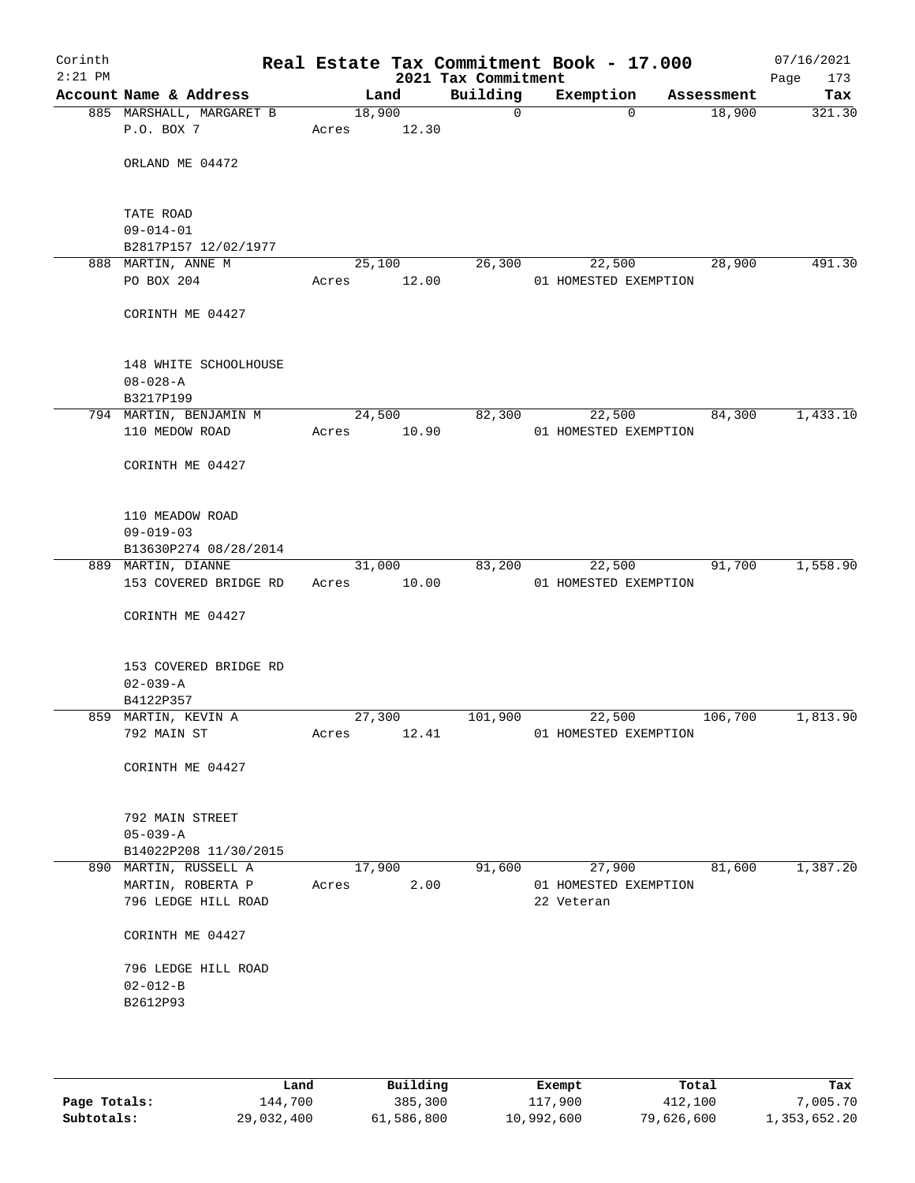Corinth 2:21 PM

# Real Estate Tax Commitment Book - 17.000

2021 Tax Commitment

07/16/2021

| Account Name & Address | Land | Building | Exemption | Assessment | Tax |
|---|---|---|---|---|---|
| 885 MARSHALL, MARGARET B<br>P.O. BOX 7<br><br>ORLAND ME 04472<br><br>TATE ROAD<br>09-014-01<br>B2817P157 12/02/1977 | 18,900<br>Acres 12.30 | 0 | 0 | 18,900 | 321.30 |
| 888 MARTIN, ANNE M<br>PO BOX 204<br><br>CORINTH ME 04427<br><br>148 WHITE SCHOOLHOUSE<br>08-028-A<br>B3217P199 | 25,100<br>Acres 12.00 | 26,300 | 22,500<br>01 HOMESTED EXEMPTION | 28,900 | 491.30 |
| 794 MARTIN, BENJAMIN M<br>110 MEDOW ROAD<br><br>CORINTH ME 04427<br><br>110 MEADOW ROAD<br>09-019-03<br>B13630P274 08/28/2014 | 24,500<br>Acres 10.90 | 82,300 | 22,500<br>01 HOMESTED EXEMPTION | 84,300 | 1,433.10 |
| 889 MARTIN, DIANNE<br>153 COVERED BRIDGE RD<br><br>CORINTH ME 04427<br><br>153 COVERED BRIDGE RD<br>02-039-A<br>B4122P357 | 31,000<br>Acres 10.00 | 83,200 | 22,500<br>01 HOMESTED EXEMPTION | 91,700 | 1,558.90 |
| 859 MARTIN, KEVIN A<br>792 MAIN ST<br><br>CORINTH ME 04427<br><br>792 MAIN STREET<br>05-039-A<br>B14022P208 11/30/2015 | 27,300<br>Acres 12.41 | 101,900 | 22,500<br>01 HOMESTED EXEMPTION | 106,700 | 1,813.90 |
| 890 MARTIN, RUSSELL A<br>MARTIN, ROBERTA P<br>796 LEDGE HILL ROAD<br><br>CORINTH ME 04427<br><br>796 LEDGE HILL ROAD<br>02-012-B<br>B2612P93 | 17,900<br>Acres 2.00 | 91,600 | 27,900<br>01 HOMESTED EXEMPTION<br>22 Veteran | 81,600 | 1,387.20 |

| | Land | Building | Exempt | Total | Tax |
|---|---|---|---|---|---|
| **Page Totals:** | 144,700 | 385,300 | 117,900 | 412,100 | 7,005.70 |
| **Subtotals:** | 29,032,400 | 61,586,800 | 10,992,600 | 79,626,600 | 1,353,652.20 |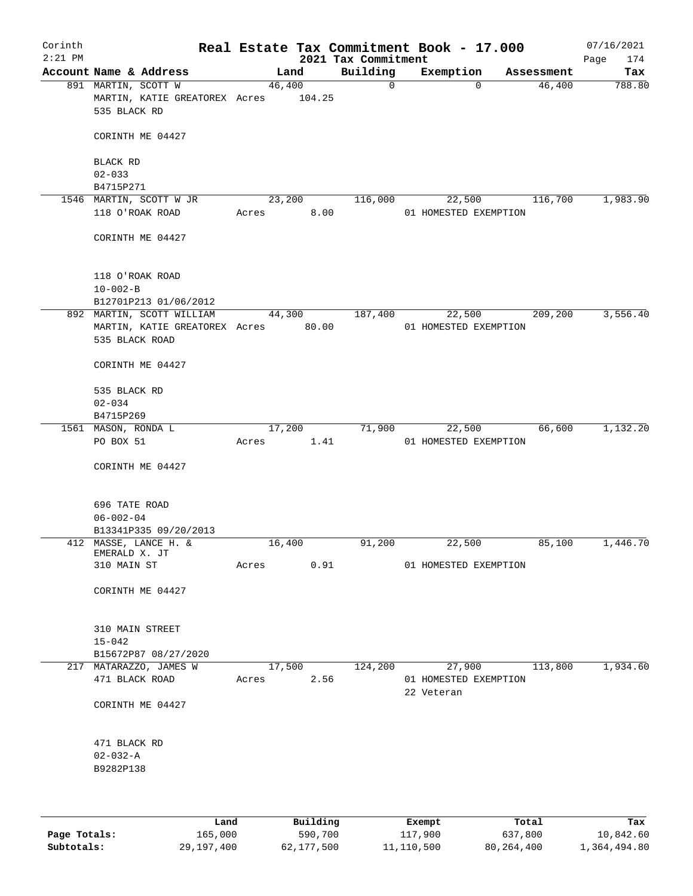Corinth 2:21 PM

# Real Estate Tax Commitment Book - 17.000

2021 Tax Commitment

07/16/2021

| Account | Name & Address | Land | Building | Exemption | Assessment | Tax |
|---|---|---|---|---|---|---|
| 891 | MARTIN, SCOTT W<br>MARTIN, KATIE GREATOREX<br>535 BLACK RD<br><br>CORINTH ME 04427<br><br>BLACK RD<br>02-033<br>B4715P271 | 46,400<br>Acres 104.25 | 0 | 0 | 46,400 | 788.80 |
| 1546 | MARTIN, SCOTT W JR<br>118 O'ROAK ROAD<br><br>CORINTH ME 04427<br><br>118 O'ROAK ROAD<br>10-002-B<br>B12701P213 01/06/2012 | 23,200<br>Acres 8.00 | 116,000 | 22,500<br>01 HOMESTED EXEMPTION | 116,700 | 1,983.90 |
| 892 | MARTIN, SCOTT WILLIAM<br>MARTIN, KATIE GREATOREX<br>535 BLACK ROAD<br><br>CORINTH ME 04427<br><br>535 BLACK RD<br>02-034<br>B4715P269 | 44,300<br>Acres 80.00 | 187,400 | 22,500<br>01 HOMESTED EXEMPTION | 209,200 | 3,556.40 |
| 1561 | MASON, RONDA L<br>PO BOX 51<br><br>CORINTH ME 04427<br><br>696 TATE ROAD<br>06-002-04<br>B13341P335 09/20/2013 | 17,200<br>Acres 1.41 | 71,900 | 22,500<br>01 HOMESTED EXEMPTION | 66,600 | 1,132.20 |
| 412 | MASSE, LANCE H. &<br>EMERALD X. JT<br>310 MAIN ST<br><br>CORINTH ME 04427<br><br>310 MAIN STREET<br>15-042<br>B15672P87 08/27/2020 | 16,400<br>Acres 0.91 | 91,200 | 22,500<br>01 HOMESTED EXEMPTION | 85,100 | 1,446.70 |
| 217 | MATARAZZO, JAMES W<br>471 BLACK ROAD<br><br>CORINTH ME 04427<br><br>471 BLACK RD<br>02-032-A<br>B9282P138 | 17,500<br>Acres 2.56 | 124,200 | 27,900<br>01 HOMESTED EXEMPTION<br>22 Veteran | 113,800 | 1,934.60 |

| | Land | Building | Exempt | Total | Tax |
|---|---|---|---|---|---|
| Page Totals: | 165,000 | 590,700 | 117,900 | 637,800 | 10,842.60 |
| Subtotals: | 29,197,400 | 62,177,500 | 11,110,500 | 80,264,400 | 1,364,494.80 |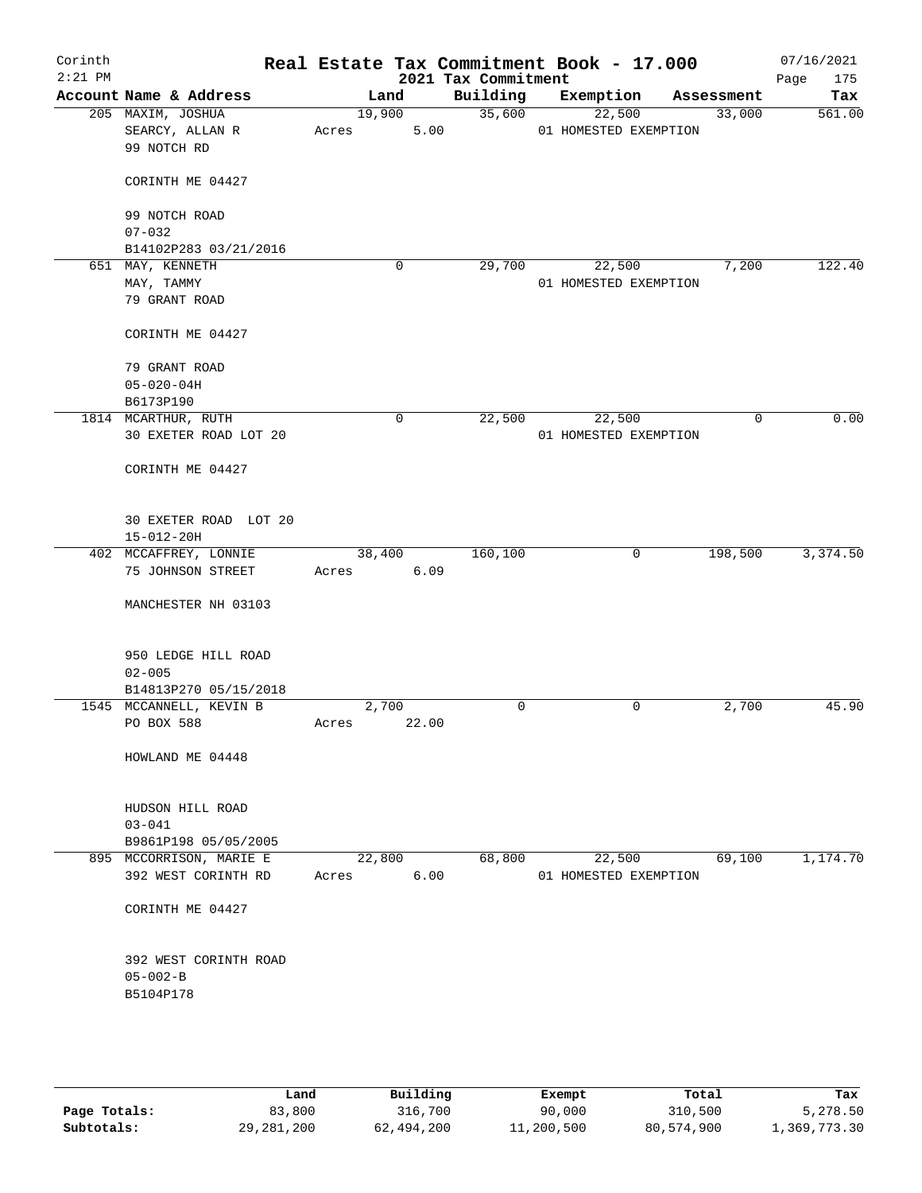# Corinth — Real Estate Tax Commitment Book - 17.000

2:21 PM — 2021 Tax Commitment — 07/16/2021

| Account Name & Address | Land | Building | Exemption | Assessment | Tax |
|---|---|---|---|---|---|
| 205 MAXIM, JOSHUA<br>SEARCY, ALLAN R<br>99 NOTCH RD<br><br>CORINTH ME 04427<br><br>99 NOTCH ROAD<br>07-032<br>B14102P283 03/21/2016 | 19,900<br>Acres 5.00 | 35,600 | 22,500<br>01 HOMESTED EXEMPTION | 33,000 | 561.00 |
| 651 MAY, KENNETH<br>MAY, TAMMY<br>79 GRANT ROAD<br><br>CORINTH ME 04427<br><br>79 GRANT ROAD<br>05-020-04H<br>B6173P190 | 0 | 29,700 | 22,500<br>01 HOMESTED EXEMPTION | 7,200 | 122.40 |
| 1814 MCARTHUR, RUTH<br>30 EXETER ROAD LOT 20<br><br>CORINTH ME 04427<br><br>30 EXETER ROAD LOT 20<br>15-012-20H | 0 | 22,500 | 22,500<br>01 HOMESTED EXEMPTION | 0 | 0.00 |
| 402 MCCAFFREY, LONNIE<br>75 JOHNSON STREET<br><br>MANCHESTER NH 03103<br><br>950 LEDGE HILL ROAD<br>02-005<br>B14813P270 05/15/2018 | 38,400<br>Acres 6.09 | 160,100 | 0 | 198,500 | 3,374.50 |
| 1545 MCCANNELL, KEVIN B<br>PO BOX 588<br><br>HOWLAND ME 04448<br><br>HUDSON HILL ROAD<br>03-041<br>B9861P198 05/05/2005 | 2,700<br>Acres 22.00 | 0 | 0 | 2,700 | 45.90 |
| 895 MCCORRISON, MARIE E<br>392 WEST CORINTH RD<br><br>CORINTH ME 04427<br><br>392 WEST CORINTH ROAD<br>05-002-B<br>B5104P178 | 22,800<br>Acres 6.00 | 68,800 | 22,500<br>01 HOMESTED EXEMPTION | 69,100 | 1,174.70 |

| | Land | Building | Exempt | Total | Tax |
|---|---|---|---|---|---|
| Page Totals: | 83,800 | 316,700 | 90,000 | 310,500 | 5,278.50 |
| Subtotals: | 29,281,200 | 62,494,200 | 11,200,500 | 80,574,900 | 1,369,773.30 |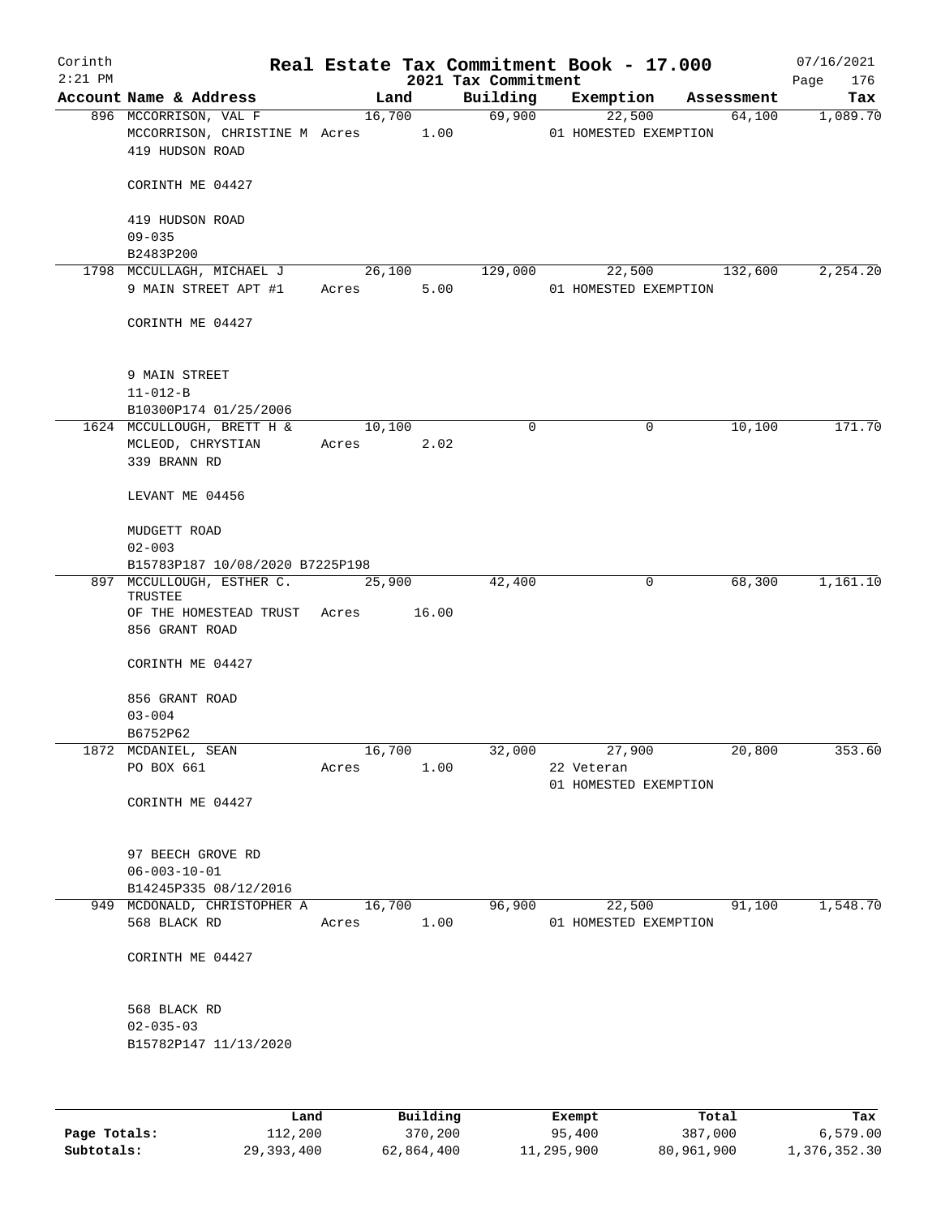Corinth
2:21 PM

# Real Estate Tax Commitment Book - 17.000

2021 Tax Commitment

07/16/2021

| Account Name & Address | Land | Building | Exemption | Assessment | Tax |
|---|---|---|---|---|---|
| 896 MCCORRISON, VAL F<br>MCCORRISON, CHRISTINE M Acres 1.00<br>419 HUDSON ROAD<br><br>CORINTH ME 04427<br><br>419 HUDSON ROAD<br>09-035<br>B2483P200 | 16,700 | 69,900 | 22,500<br>01 HOMESTED EXEMPTION | 64,100 | 1,089.70 |
| 1798 MCCULLAGH, MICHAEL J<br>9 MAIN STREET APT #1 Acres 5.00<br><br>CORINTH ME 04427<br><br>9 MAIN STREET<br>11-012-B<br>B10300P174 01/25/2006 | 26,100 | 129,000 | 22,500<br>01 HOMESTED EXEMPTION | 132,600 | 2,254.20 |
| 1624 MCCULLOUGH, BRETT H &<br>MCLEOD, CHRYSTIAN Acres 2.02<br>339 BRANN RD<br><br>LEVANT ME 04456<br><br>MUDGETT ROAD<br>02-003<br>B15783P187 10/08/2020 B7225P198 | 10,100 | 0 | 0 | 10,100 | 171.70 |
| 897 MCCULLOUGH, ESTHER C. TRUSTEE<br>OF THE HOMESTEAD TRUST Acres 16.00<br>856 GRANT ROAD<br><br>CORINTH ME 04427<br><br>856 GRANT ROAD<br>03-004<br>B6752P62 | 25,900 | 42,400 | 0 | 68,300 | 1,161.10 |
| 1872 MCDANIEL, SEAN<br>PO BOX 661 Acres 1.00<br><br>CORINTH ME 04427<br><br>97 BEECH GROVE RD<br>06-003-10-01<br>B14245P335 08/12/2016 | 16,700 | 32,000 | 27,900<br>22 Veteran<br>01 HOMESTED EXEMPTION | 20,800 | 353.60 |
| 949 MCDONALD, CHRISTOPHER A<br>568 BLACK RD Acres 1.00<br><br>CORINTH ME 04427<br><br>568 BLACK RD<br>02-035-03<br>B15782P147 11/13/2020 | 16,700 | 96,900 | 22,500<br>01 HOMESTED EXEMPTION | 91,100 | 1,548.70 |

| | Land | Building | Exempt | Total | Tax |
|---|---|---|---|---|---|
| Page Totals: | 112,200 | 370,200 | 95,400 | 387,000 | 6,579.00 |
| Subtotals: | 29,393,400 | 62,864,400 | 11,295,900 | 80,961,900 | 1,376,352.30 |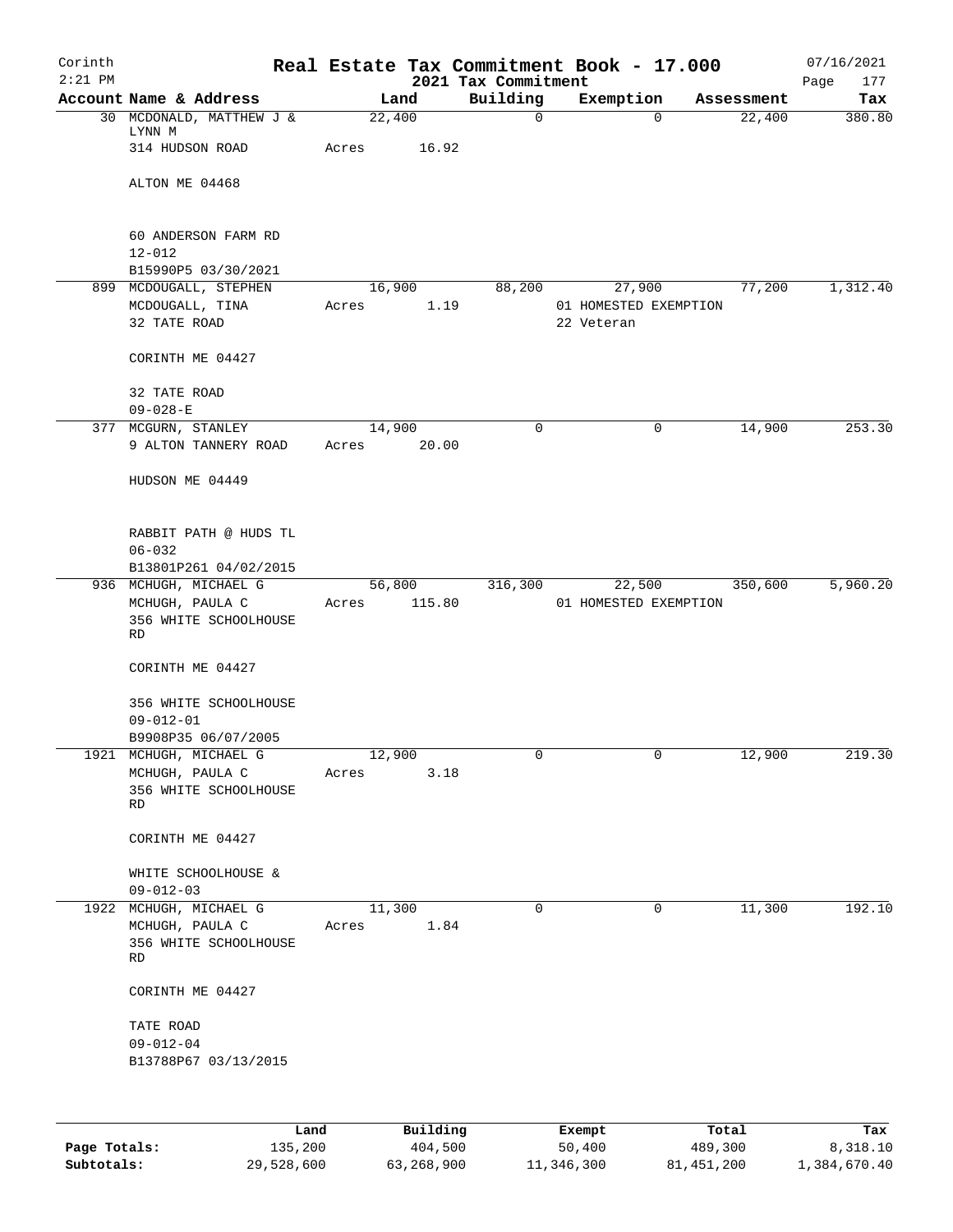Corinth
2:21 PM

# Real Estate Tax Commitment Book - 17.000

2021 Tax Commitment

07/16/2021

| Account Name & Address | Land | Building | Exemption | Assessment | Tax |
|---|---|---|---|---|---|
| 30 MCDONALD, MATTHEW J & LYNN M<br>314 HUDSON ROAD<br><br>ALTON ME 04468<br><br>60 ANDERSON FARM RD<br>12-012<br>B15990P5 03/30/2021 | 22,400<br>Acres 16.92 | 0 | 0 | 22,400 | 380.80 |
| 899 MCDOUGALL, STEPHEN<br>MCDOUGALL, TINA<br>32 TATE ROAD<br><br>CORINTH ME 04427<br><br>32 TATE ROAD<br>09-028-E | 16,900<br>Acres 1.19 | 88,200 | 27,900<br>01 HOMESTED EXEMPTION<br>22 Veteran | 77,200 | 1,312.40 |
| 377 MCGURN, STANLEY<br>9 ALTON TANNERY ROAD<br><br>HUDSON ME 04449<br><br>RABBIT PATH @ HUDS TL<br>06-032<br>B13801P261 04/02/2015 | 14,900<br>Acres 20.00 | 0 | 0 | 14,900 | 253.30 |
| 936 MCHUGH, MICHAEL G<br>MCHUGH, PAULA C<br>356 WHITE SCHOOLHOUSE RD<br><br>CORINTH ME 04427<br><br>356 WHITE SCHOOLHOUSE<br>09-012-01<br>B9908P35 06/07/2005 | 56,800<br>Acres 115.80 | 316,300 | 22,500<br>01 HOMESTED EXEMPTION | 350,600 | 5,960.20 |
| 1921 MCHUGH, MICHAEL G<br>MCHUGH, PAULA C<br>356 WHITE SCHOOLHOUSE RD<br><br>CORINTH ME 04427<br><br>WHITE SCHOOLHOUSE &<br>09-012-03 | 12,900<br>Acres 3.18 | 0 | 0 | 12,900 | 219.30 |
| 1922 MCHUGH, MICHAEL G<br>MCHUGH, PAULA C<br>356 WHITE SCHOOLHOUSE RD<br><br>CORINTH ME 04427<br><br>TATE ROAD<br>09-012-04<br>B13788P67 03/13/2015 | 11,300<br>Acres 1.84 | 0 | 0 | 11,300 | 192.10 |

| | Land | Building | Exempt | Total | Tax |
|---|---|---|---|---|---|
| Page Totals: | 135,200 | 404,500 | 50,400 | 489,300 | 8,318.10 |
| Subtotals: | 29,528,600 | 63,268,900 | 11,346,300 | 81,451,200 | 1,384,670.40 |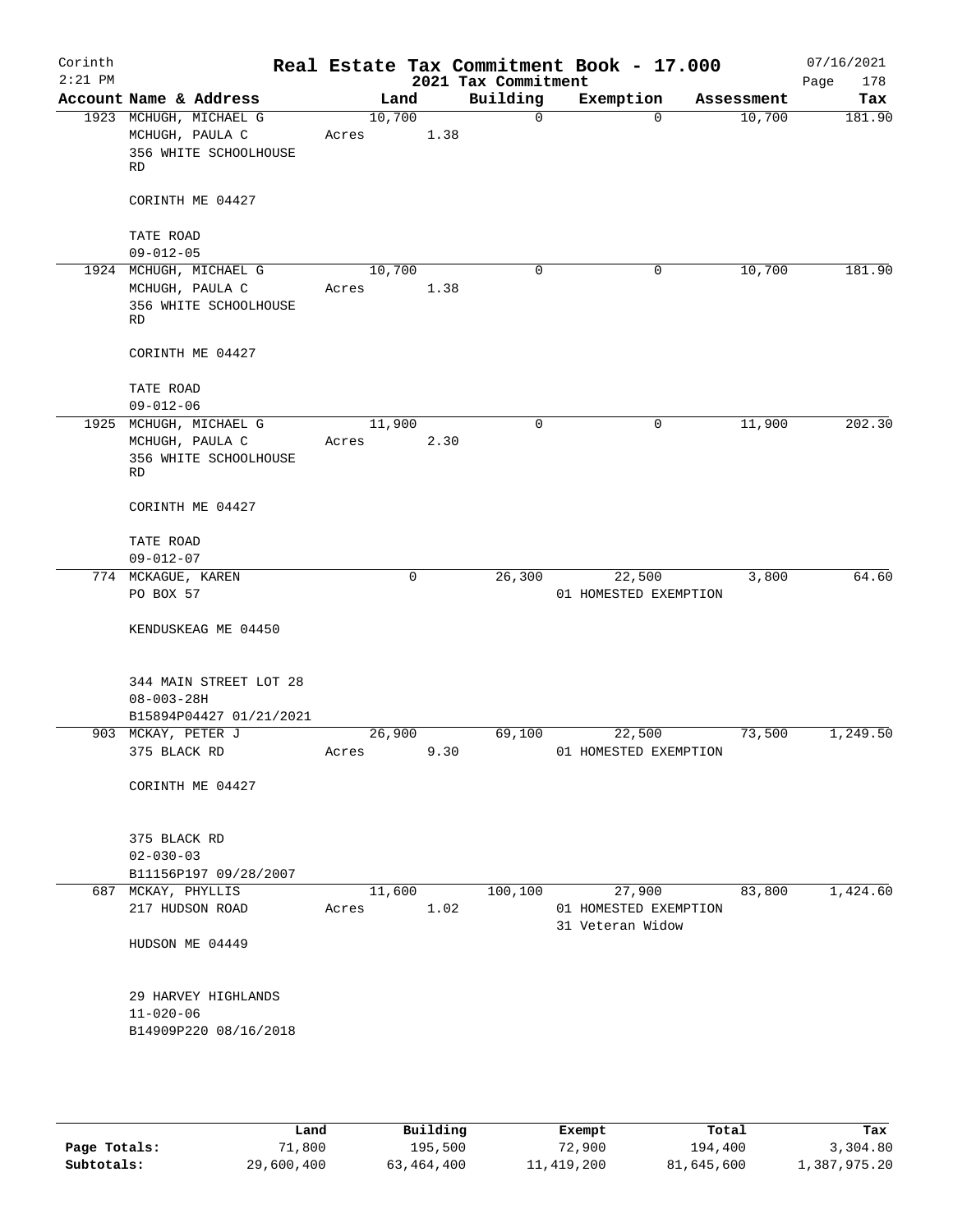Corinth 2:21 PM — Real Estate Tax Commitment Book - 17.000 — 2021 Tax Commitment — 07/16/2021

| Account | Name & Address | Land | Building | Exemption | Assessment | Tax |
|---|---|---|---|---|---|---|
| 1923 | MCHUGH, MICHAEL G<br>MCHUGH, PAULA C<br>356 WHITE SCHOOLHOUSE RD<br><br>CORINTH ME 04427<br><br>TATE ROAD<br>09-012-05 | 10,700<br>Acres 1.38 | 0 | 0 | 10,700 | 181.90 |
| 1924 | MCHUGH, MICHAEL G<br>MCHUGH, PAULA C<br>356 WHITE SCHOOLHOUSE RD<br><br>CORINTH ME 04427<br><br>TATE ROAD<br>09-012-06 | 10,700<br>Acres 1.38 | 0 | 0 | 10,700 | 181.90 |
| 1925 | MCHUGH, MICHAEL G<br>MCHUGH, PAULA C<br>356 WHITE SCHOOLHOUSE RD<br><br>CORINTH ME 04427<br><br>TATE ROAD<br>09-012-07 | 11,900<br>Acres 2.30 | 0 | 0 | 11,900 | 202.30 |
| 774 | MCKAGUE, KAREN<br>PO BOX 57<br><br>KENDUSKEAG ME 04450<br><br>344 MAIN STREET LOT 28<br>08-003-28H<br>B15894P04427 01/21/2021 | 0 | 26,300 | 22,500<br>01 HOMESTED EXEMPTION | 3,800 | 64.60 |
| 903 | MCKAY, PETER J<br>375 BLACK RD<br><br>CORINTH ME 04427<br><br>375 BLACK RD<br>02-030-03<br>B11156P197 09/28/2007 | 26,900<br>Acres 9.30 | 69,100 | 22,500<br>01 HOMESTED EXEMPTION | 73,500 | 1,249.50 |
| 687 | MCKAY, PHYLLIS<br>217 HUDSON ROAD<br><br>HUDSON ME 04449<br><br>29 HARVEY HIGHLANDS<br>11-020-06<br>B14909P220 08/16/2018 | 11,600<br>Acres 1.02 | 100,100 | 27,900<br>01 HOMESTED EXEMPTION<br>31 Veteran Widow | 83,800 | 1,424.60 |

| | Land | Building | Exempt | Total | Tax |
|---|---|---|---|---|---|
| Page Totals: | 71,800 | 195,500 | 72,900 | 194,400 | 3,304.80 |
| Subtotals: | 29,600,400 | 63,464,400 | 11,419,200 | 81,645,600 | 1,387,975.20 |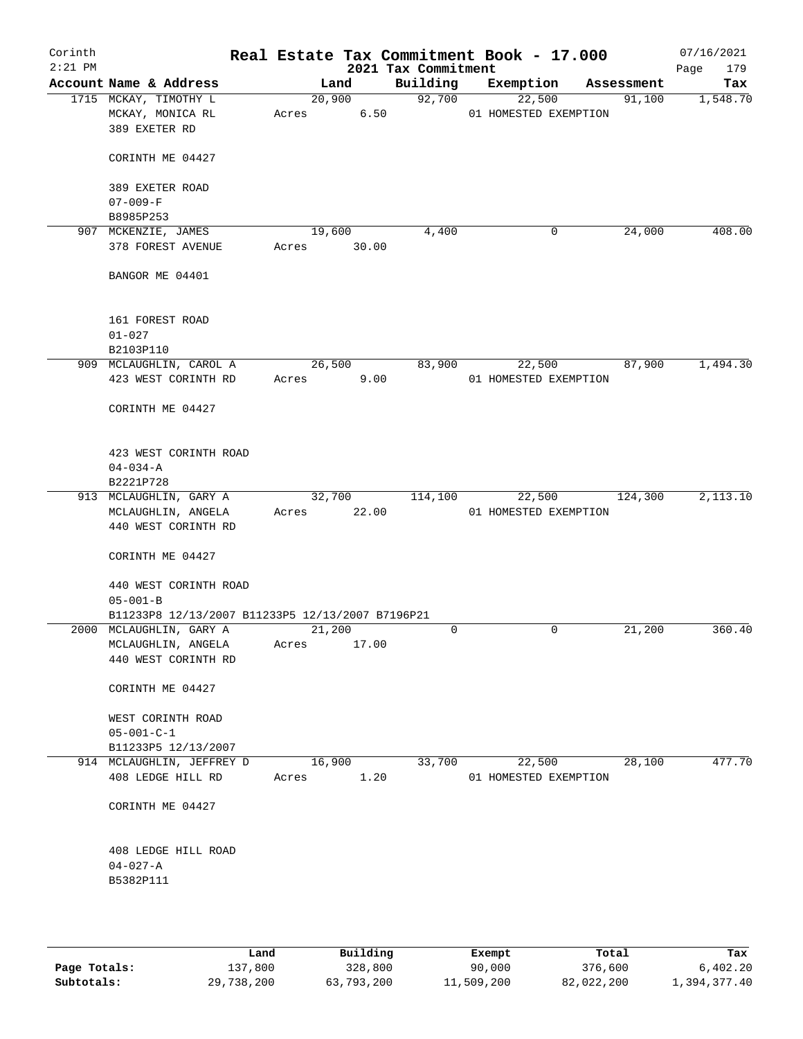# Real Estate Tax Commitment Book - 17.000

Corinth
2:21 PM

2021 Tax Commitment

07/16/2021
Page 179

| Account Name & Address | Land | Building | Exemption | Assessment | Tax |
|---|---|---|---|---|---|
| 1715 MCKAY, TIMOTHY L<br>MCKAY, MONICA RL<br>389 EXETER RD<br><br>CORINTH ME 04427<br><br>389 EXETER ROAD<br>07-009-F<br>B8985P253 | 20,900<br>Acres 6.50 | 92,700 | 22,500<br>01 HOMESTED EXEMPTION | 91,100 | 1,548.70 |
| 907 MCKENZIE, JAMES<br>378 FOREST AVENUE<br><br>BANGOR ME 04401<br><br>161 FOREST ROAD<br>01-027<br>B2103P110 | 19,600<br>Acres 30.00 | 4,400 | 0 | 24,000 | 408.00 |
| 909 MCLAUGHLIN, CAROL A<br>423 WEST CORINTH RD<br><br>CORINTH ME 04427<br><br>423 WEST CORINTH ROAD<br>04-034-A<br>B2221P728 | 26,500<br>Acres 9.00 | 83,900 | 22,500<br>01 HOMESTED EXEMPTION | 87,900 | 1,494.30 |
| 913 MCLAUGHLIN, GARY A<br>MCLAUGHLIN, ANGELA<br>440 WEST CORINTH RD<br><br>CORINTH ME 04427<br><br>440 WEST CORINTH ROAD<br>05-001-B<br>B11233P8 12/13/2007 B11233P5 12/13/2007 B7196P21 | 32,700<br>Acres 22.00 | 114,100 | 22,500<br>01 HOMESTED EXEMPTION | 124,300 | 2,113.10 |
| 2000 MCLAUGHLIN, GARY A<br>MCLAUGHLIN, ANGELA<br>440 WEST CORINTH RD<br><br>CORINTH ME 04427<br><br>WEST CORINTH ROAD<br>05-001-C-1<br>B11233P5 12/13/2007 | 21,200<br>Acres 17.00 | 0 | 0 | 21,200 | 360.40 |
| 914 MCLAUGHLIN, JEFFREY D<br>408 LEDGE HILL RD<br><br>CORINTH ME 04427<br><br>408 LEDGE HILL ROAD<br>04-027-A<br>B5382P111 | 16,900<br>Acres 1.20 | 33,700 | 22,500<br>01 HOMESTED EXEMPTION | 28,100 | 477.70 |

| | Land | Building | Exempt | Total | Tax |
|---|---|---|---|---|---|
| Page Totals: | 137,800 | 328,800 | 90,000 | 376,600 | 6,402.20 |
| Subtotals: | 29,738,200 | 63,793,200 | 11,509,200 | 82,022,200 | 1,394,377.40 |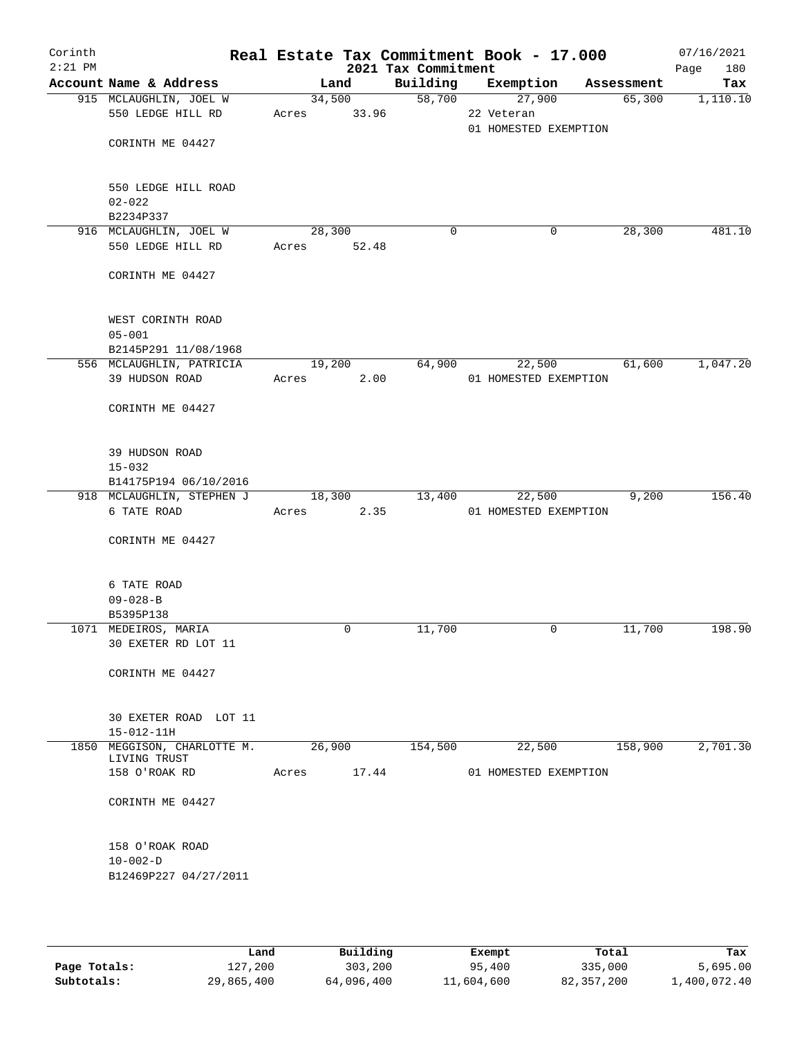Corinth 2:21 PM

# Real Estate Tax Commitment Book - 17.000

2021 Tax Commitment

07/16/2021

| Account | Name & Address | Land | Building | Exemption | Assessment | Tax |
|---|---|---|---|---|---|---|
| 915 | MCLAUGHLIN, JOEL W<br>550 LEDGE HILL RD<br><br>CORINTH ME 04427<br><br>550 LEDGE HILL ROAD<br>02-022<br>B2234P337 | 34,500<br>Acres 33.96 | 58,700 | 27,900<br>22 Veteran<br>01 HOMESTED EXEMPTION | 65,300 | 1,110.10 |
| 916 | MCLAUGHLIN, JOEL W<br>550 LEDGE HILL RD<br><br>CORINTH ME 04427<br><br>WEST CORINTH ROAD<br>05-001<br>B2145P291 11/08/1968 | 28,300<br>Acres 52.48 | 0 | 0 | 28,300 | 481.10 |
| 556 | MCLAUGHLIN, PATRICIA<br>39 HUDSON ROAD<br><br>CORINTH ME 04427<br><br>39 HUDSON ROAD<br>15-032<br>B14175P194 06/10/2016 | 19,200<br>Acres 2.00 | 64,900 | 22,500<br>01 HOMESTED EXEMPTION | 61,600 | 1,047.20 |
| 918 | MCLAUGHLIN, STEPHEN J<br>6 TATE ROAD<br><br>CORINTH ME 04427<br><br>6 TATE ROAD<br>09-028-B<br>B5395P138 | 18,300<br>Acres 2.35 | 13,400 | 22,500<br>01 HOMESTED EXEMPTION | 9,200 | 156.40 |
| 1071 | MEDEIROS, MARIA<br>30 EXETER RD LOT 11<br><br>CORINTH ME 04427<br><br>30 EXETER ROAD LOT 11<br>15-012-11H | 0 | 11,700 | 0 | 11,700 | 198.90 |
| 1850 | MEGGISON, CHARLOTTE M. LIVING TRUST<br>158 O'ROAK RD<br><br>CORINTH ME 04427<br><br>158 O'ROAK ROAD<br>10-002-D<br>B12469P227 04/27/2011 | 26,900<br>Acres 17.44 | 154,500 | 22,500<br>01 HOMESTED EXEMPTION | 158,900 | 2,701.30 |

| | Land | Building | Exempt | Total | Tax |
|---|---|---|---|---|---|
| Page Totals: | 127,200 | 303,200 | 95,400 | 335,000 | 5,695.00 |
| Subtotals: | 29,865,400 | 64,096,400 | 11,604,600 | 82,357,200 | 1,400,072.40 |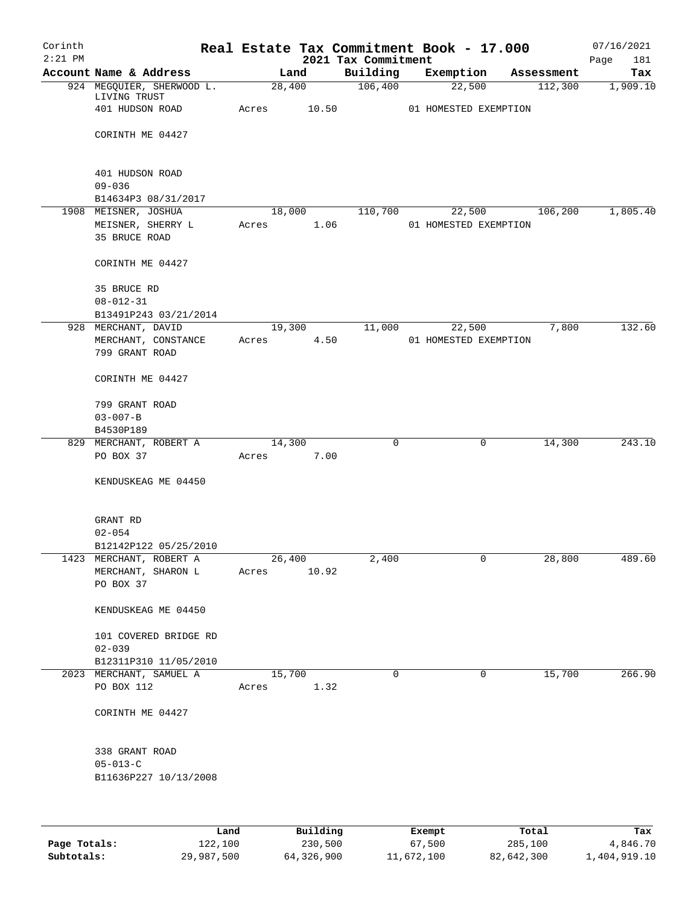Corinth 2:21 PM

# Real Estate Tax Commitment Book - 17.000

2021 Tax Commitment

07/16/2021

| Account Name & Address | Land | Building | Exemption | Assessment | Tax |
|---|---|---|---|---|---|
| 924 MEGQUIER, SHERWOOD L. LIVING TRUST<br>401 HUDSON ROAD<br><br>CORINTH ME 04427<br><br>401 HUDSON ROAD<br>09-036<br>B14634P3 08/31/2017 | 28,400<br>Acres 10.50 | 106,400 | 22,500<br>01 HOMESTED EXEMPTION | 112,300 | 1,909.10 |
| 1908 MEISNER, JOSHUA<br>MEISNER, SHERRY L<br>35 BRUCE ROAD<br><br>CORINTH ME 04427<br><br>35 BRUCE RD<br>08-012-31<br>B13491P243 03/21/2014 | 18,000<br>Acres 1.06 | 110,700 | 22,500<br>01 HOMESTED EXEMPTION | 106,200 | 1,805.40 |
| 928 MERCHANT, DAVID<br>MERCHANT, CONSTANCE<br>799 GRANT ROAD<br><br>CORINTH ME 04427<br><br>799 GRANT ROAD<br>03-007-B<br>B4530P189 | 19,300<br>Acres 4.50 | 11,000 | 22,500<br>01 HOMESTED EXEMPTION | 7,800 | 132.60 |
| 829 MERCHANT, ROBERT A<br>PO BOX 37<br><br>KENDUSKEAG ME 04450<br><br>GRANT RD<br>02-054<br>B12142P122 05/25/2010 | 14,300<br>Acres 7.00 | 0 | 0 | 14,300 | 243.10 |
| 1423 MERCHANT, ROBERT A<br>MERCHANT, SHARON L<br>PO BOX 37<br><br>KENDUSKEAG ME 04450<br><br>101 COVERED BRIDGE RD<br>02-039<br>B12311P310 11/05/2010 | 26,400<br>Acres 10.92 | 2,400 | 0 | 28,800 | 489.60 |
| 2023 MERCHANT, SAMUEL A<br>PO BOX 112<br><br>CORINTH ME 04427<br><br>338 GRANT ROAD<br>05-013-C<br>B11636P227 10/13/2008 | 15,700<br>Acres 1.32 | 0 | 0 | 15,700 | 266.90 |

| | Land | Building | Exempt | Total | Tax |
|---|---|---|---|---|---|
| Page Totals: | 122,100 | 230,500 | 67,500 | 285,100 | 4,846.70 |
| Subtotals: | 29,987,500 | 64,326,900 | 11,672,100 | 82,642,300 | 1,404,919.10 |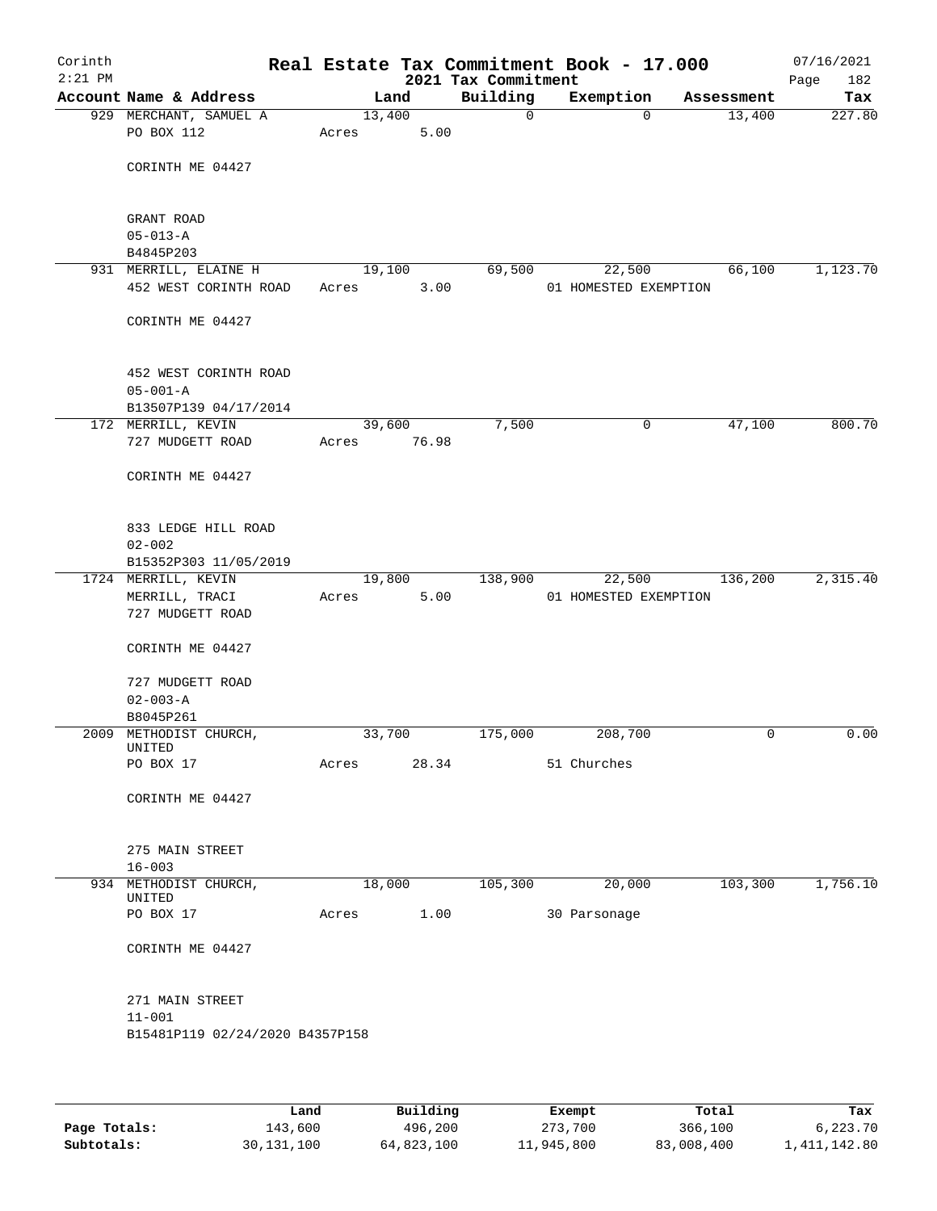# Real Estate Tax Commitment Book - 17.000

Corinth 2:21 PM — 2021 Tax Commitment — 07/16/2021

| Account Name & Address | Land | Building | Exemption | Assessment | Tax |
|---|---|---|---|---|---|
| 929 MERCHANT, SAMUEL A<br>PO BOX 112<br><br>CORINTH ME 04427<br><br>GRANT ROAD<br>05-013-A<br>B4845P203 | 13,400<br>Acres 5.00 | 0 | 0 | 13,400 | 227.80 |
| 931 MERRILL, ELAINE H<br>452 WEST CORINTH ROAD<br><br>CORINTH ME 04427<br><br>452 WEST CORINTH ROAD<br>05-001-A<br>B13507P139 04/17/2014 | 19,100<br>Acres 3.00 | 69,500 | 22,500<br>01 HOMESTED EXEMPTION | 66,100 | 1,123.70 |
| 172 MERRILL, KEVIN<br>727 MUDGETT ROAD<br><br>CORINTH ME 04427<br><br>833 LEDGE HILL ROAD<br>02-002<br>B15352P303 11/05/2019 | 39,600<br>Acres 76.98 | 7,500 | 0 | 47,100 | 800.70 |
| 1724 MERRILL, KEVIN<br>MERRILL, TRACI<br>727 MUDGETT ROAD<br><br>CORINTH ME 04427<br><br>727 MUDGETT ROAD<br>02-003-A<br>B8045P261 | 19,800<br>Acres 5.00 | 138,900 | 22,500<br>01 HOMESTED EXEMPTION | 136,200 | 2,315.40 |
| 2009 METHODIST CHURCH, UNITED<br>PO BOX 17<br><br>CORINTH ME 04427<br><br>275 MAIN STREET<br>16-003 | 33,700<br>Acres 28.34 | 175,000 | 208,700<br>51 Churches | 0 | 0.00 |
| 934 METHODIST CHURCH, UNITED<br>PO BOX 17<br><br>CORINTH ME 04427<br><br>271 MAIN STREET<br>11-001<br>B15481P119 02/24/2020 B4357P158 | 18,000<br>Acres 1.00 | 105,300 | 20,000<br>30 Parsonage | 103,300 | 1,756.10 |

| | Land | Building | Exempt | Total | Tax |
|---|---|---|---|---|---|
| Page Totals: | 143,600 | 496,200 | 273,700 | 366,100 | 6,223.70 |
| Subtotals: | 30,131,100 | 64,823,100 | 11,945,800 | 83,008,400 | 1,411,142.80 |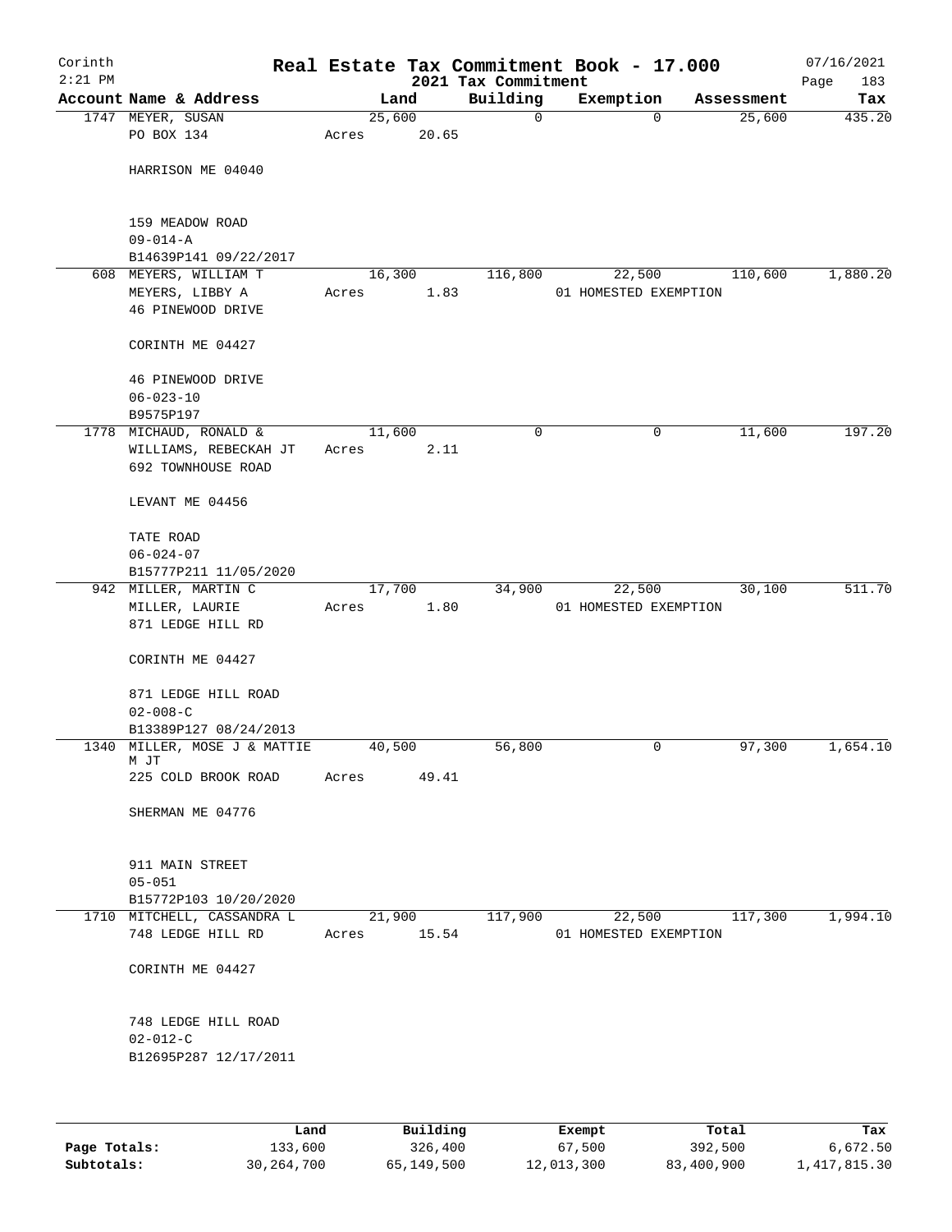Corinth 2:21 PM

# Real Estate Tax Commitment Book - 17.000

2021 Tax Commitment

07/16/2021

| Account Name & Address | Land | Building | Exemption | Assessment | Tax |
|---|---|---|---|---|---|
| 1747 MEYER, SUSAN<br>PO BOX 134<br><br>HARRISON ME 04040<br><br>159 MEADOW ROAD<br>09-014-A<br>B14639P141 09/22/2017 | 25,600<br>Acres 20.65 | 0 | 0 | 25,600 | 435.20 |
| 608 MEYERS, WILLIAM T<br>MEYERS, LIBBY A<br>46 PINEWOOD DRIVE<br><br>CORINTH ME 04427<br><br>46 PINEWOOD DRIVE<br>06-023-10<br>B9575P197 | 16,300<br>Acres 1.83 | 116,800 | 22,500<br>01 HOMESTED EXEMPTION | 110,600 | 1,880.20 |
| 1778 MICHAUD, RONALD &<br>WILLIAMS, REBECKAH JT<br>692 TOWNHOUSE ROAD<br><br>LEVANT ME 04456<br><br>TATE ROAD<br>06-024-07<br>B15777P211 11/05/2020 | 11,600<br>Acres 2.11 | 0 | 0 | 11,600 | 197.20 |
| 942 MILLER, MARTIN C<br>MILLER, LAURIE<br>871 LEDGE HILL RD<br><br>CORINTH ME 04427<br><br>871 LEDGE HILL ROAD<br>02-008-C<br>B13389P127 08/24/2013 | 17,700<br>Acres 1.80 | 34,900 | 22,500<br>01 HOMESTED EXEMPTION | 30,100 | 511.70 |
| 1340 MILLER, MOSE J & MATTIE M JT<br>225 COLD BROOK ROAD<br><br>SHERMAN ME 04776<br><br>911 MAIN STREET<br>05-051<br>B15772P103 10/20/2020 | 40,500<br>Acres 49.41 | 56,800 | 0 | 97,300 | 1,654.10 |
| 1710 MITCHELL, CASSANDRA L<br>748 LEDGE HILL RD<br><br>CORINTH ME 04427<br><br>748 LEDGE HILL ROAD<br>02-012-C<br>B12695P287 12/17/2011 | 21,900<br>Acres 15.54 | 117,900 | 22,500<br>01 HOMESTED EXEMPTION | 117,300 | 1,994.10 |

| | Land | Building | Exempt | Total | Tax |
|---|---|---|---|---|---|
| Page Totals: | 133,600 | 326,400 | 67,500 | 392,500 | 6,672.50 |
| Subtotals: | 30,264,700 | 65,149,500 | 12,013,300 | 83,400,900 | 1,417,815.30 |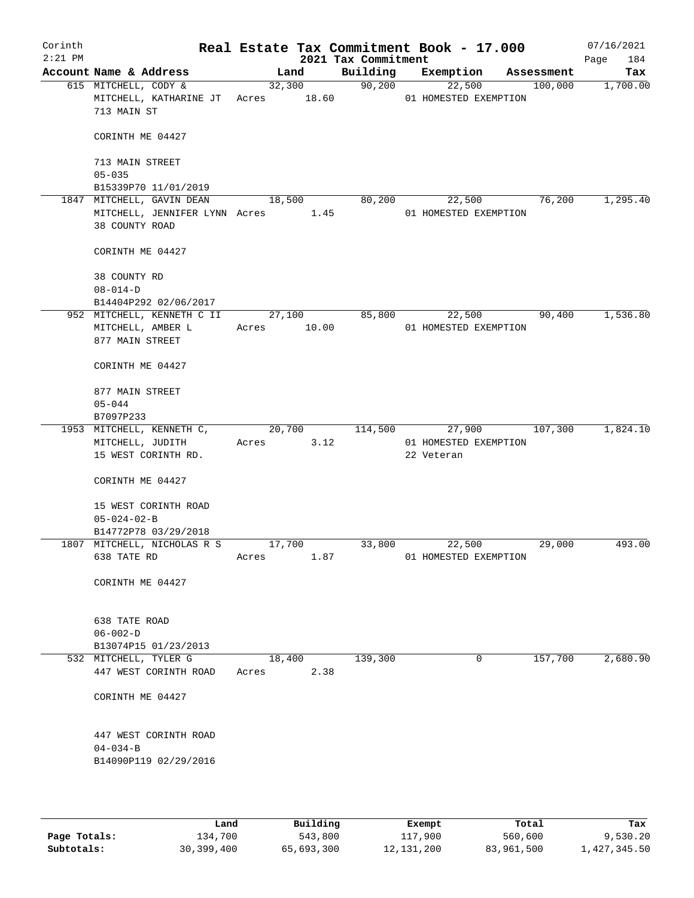# Real Estate Tax Commitment Book - 17.000

Corinth 2:21 PM — 2021 Tax Commitment — 07/16/2021

| Account | Name & Address | Land | Building | Exemption | Assessment | Tax |
|---|---|---|---|---|---|---|
| 615 | MITCHELL, CODY & | 32,300 | 90,200 | 22,500 | 100,000 | 1,700.00 |
| | MITCHELL, KATHARINE JT | Acres 18.60 | | 01 HOMESTED EXEMPTION | | |
| | 713 MAIN ST | | | | | |
| | CORINTH ME 04427 | | | | | |
| | 713 MAIN STREET | | | | | |
| | 05-035 | | | | | |
| | B15339P70 11/01/2019 | | | | | |
| 1847 | MITCHELL, GAVIN DEAN | 18,500 | 80,200 | 22,500 | 76,200 | 1,295.40 |
| | MITCHELL, JENNIFER LYNN | Acres 1.45 | | 01 HOMESTED EXEMPTION | | |
| | 38 COUNTY ROAD | | | | | |
| | CORINTH ME 04427 | | | | | |
| | 38 COUNTY RD | | | | | |
| | 08-014-D | | | | | |
| | B14404P292 02/06/2017 | | | | | |
| 952 | MITCHELL, KENNETH C II | 27,100 | 85,800 | 22,500 | 90,400 | 1,536.80 |
| | MITCHELL, AMBER L | Acres 10.00 | | 01 HOMESTED EXEMPTION | | |
| | 877 MAIN STREET | | | | | |
| | CORINTH ME 04427 | | | | | |
| | 877 MAIN STREET | | | | | |
| | 05-044 | | | | | |
| | B7097P233 | | | | | |
| 1953 | MITCHELL, KENNETH C, | 20,700 | 114,500 | 27,900 | 107,300 | 1,824.10 |
| | MITCHELL, JUDITH | Acres 3.12 | | 01 HOMESTED EXEMPTION | | |
| | 15 WEST CORINTH RD. | | | 22 Veteran | | |
| | CORINTH ME 04427 | | | | | |
| | 15 WEST CORINTH ROAD | | | | | |
| | 05-024-02-B | | | | | |
| | B14772P78 03/29/2018 | | | | | |
| 1807 | MITCHELL, NICHOLAS R S | 17,700 | 33,800 | 22,500 | 29,000 | 493.00 |
| | 638 TATE RD | Acres 1.87 | | 01 HOMESTED EXEMPTION | | |
| | CORINTH ME 04427 | | | | | |
| | 638 TATE ROAD | | | | | |
| | 06-002-D | | | | | |
| | B13074P15 01/23/2013 | | | | | |
| 532 | MITCHELL, TYLER G | 18,400 | 139,300 | 0 | 157,700 | 2,680.90 |
| | 447 WEST CORINTH ROAD | Acres 2.38 | | | | |
| | CORINTH ME 04427 | | | | | |
| | 447 WEST CORINTH ROAD | | | | | |
| | 04-034-B | | | | | |
| | B14090P119 02/29/2016 | | | | | |

| | Land | Building | Exempt | Total | Tax |
|---|---|---|---|---|---|
| Page Totals: | 134,700 | 543,800 | 117,900 | 560,600 | 9,530.20 |
| Subtotals: | 30,399,400 | 65,693,300 | 12,131,200 | 83,961,500 | 1,427,345.50 |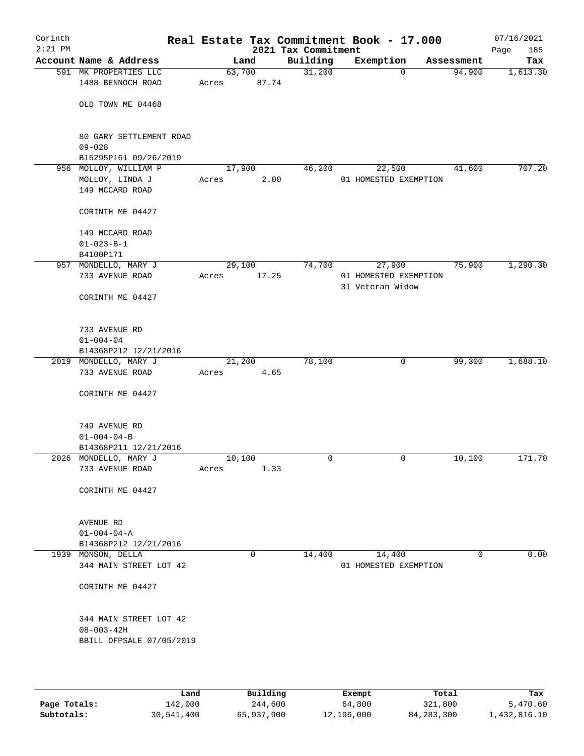# Real Estate Tax Commitment Book - 17.000

Corinth
2:21 PM

2021 Tax Commitment

07/16/2021

| Account Name & Address | Land | Building | Exemption | Assessment | Tax |
|---|---|---|---|---|---|
| 591 MK PROPERTIES LLC<br>1488 BENNOCH ROAD<br><br>OLD TOWN ME 04468<br><br>80 GARY SETTLEMENT ROAD<br>09-028<br>B15295P161 09/26/2019 | 63,700<br>Acres 87.74 | 31,200 | 0 | 94,900 | 1,613.30 |
| 956 MOLLOY, WILLIAM P<br>MOLLOY, LINDA J<br>149 MCCARD ROAD<br><br>CORINTH ME 04427<br><br>149 MCCARD ROAD<br>01-023-B-1<br>B4100P171 | 17,900<br>Acres 2.00 | 46,200 | 22,500<br>01 HOMESTED EXEMPTION | 41,600 | 707.20 |
| 957 MONDELLO, MARY J<br>733 AVENUE ROAD<br><br>CORINTH ME 04427<br><br>733 AVENUE RD<br>01-004-04<br>B14368P212 12/21/2016 | 29,100<br>Acres 17.25 | 74,700 | 27,900<br>01 HOMESTED EXEMPTION<br>31 Veteran Widow | 75,900 | 1,290.30 |
| 2019 MONDELLO, MARY J<br>733 AVENUE ROAD<br><br>CORINTH ME 04427<br><br>749 AVENUE RD<br>01-004-04-B<br>B14368P211 12/21/2016 | 21,200<br>Acres 4.65 | 78,100 | 0 | 99,300 | 1,688.10 |
| 2026 MONDELLO, MARY J<br>733 AVENUE ROAD<br><br>CORINTH ME 04427<br><br>AVENUE RD<br>01-004-04-A<br>B14368P212 12/21/2016 | 10,100<br>Acres 1.33 | 0 | 0 | 10,100 | 171.70 |
| 1939 MONSON, DELLA<br>344 MAIN STREET LOT 42<br><br>CORINTH ME 04427<br><br>344 MAIN STREET LOT 42<br>08-003-42H<br>BBILL OFPSALE 07/05/2019 | 0 | 14,400 | 14,400<br>01 HOMESTED EXEMPTION | 0 | 0.00 |

| | Land | Building | Exempt | Total | Tax |
|---|---|---|---|---|---|
| Page Totals: | 142,000 | 244,600 | 64,800 | 321,800 | 5,470.60 |
| Subtotals: | 30,541,400 | 65,937,900 | 12,196,000 | 84,283,300 | 1,432,816.10 |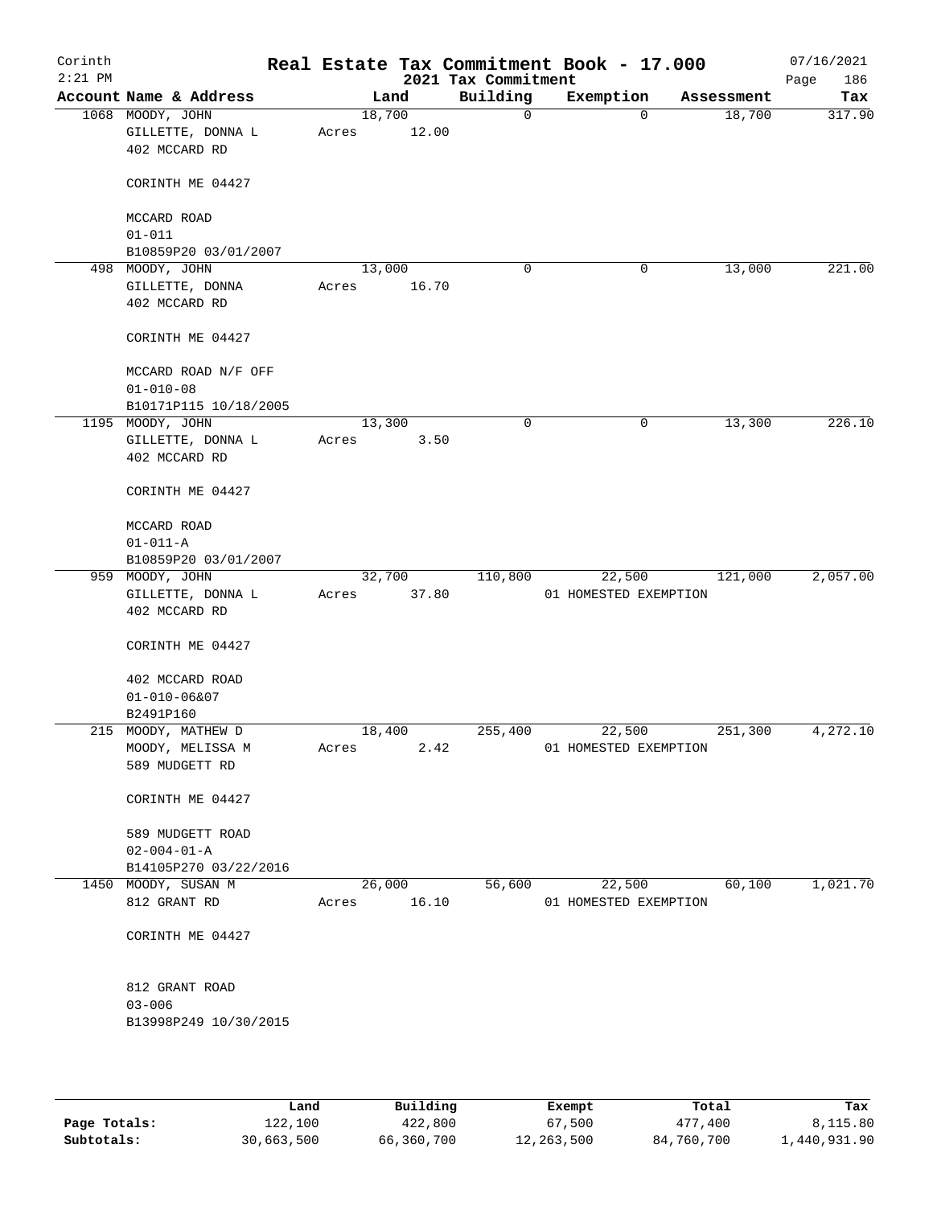# Corinth — Real Estate Tax Commitment Book - 17.000

2:21 PM — 2021 Tax Commitment — 07/16/2021

| Account Name & Address | Land | Building | Exemption | Assessment | Tax |
|---|---|---|---|---|---|
| 1068 MOODY, JOHN<br>GILLETTE, DONNA L<br>402 MCCARD RD<br><br>CORINTH ME 04427<br><br>MCCARD ROAD<br>01-011<br>B10859P20 03/01/2007 | 18,700<br>Acres 12.00 | 0 | 0 | 18,700 | 317.90 |
| 498 MOODY, JOHN<br>GILLETTE, DONNA<br>402 MCCARD RD<br><br>CORINTH ME 04427<br><br>MCCARD ROAD N/F OFF<br>01-010-08<br>B10171P115 10/18/2005 | 13,000<br>Acres 16.70 | 0 | 0 | 13,000 | 221.00 |
| 1195 MOODY, JOHN<br>GILLETTE, DONNA L<br>402 MCCARD RD<br><br>CORINTH ME 04427<br><br>MCCARD ROAD<br>01-011-A<br>B10859P20 03/01/2007 | 13,300<br>Acres 3.50 | 0 | 0 | 13,300 | 226.10 |
| 959 MOODY, JOHN<br>GILLETTE, DONNA L<br>402 MCCARD RD<br><br>CORINTH ME 04427<br><br>402 MCCARD ROAD<br>01-010-06&07<br>B2491P160 | 32,700<br>Acres 37.80 | 110,800 | 22,500<br>01 HOMESTED EXEMPTION | 121,000 | 2,057.00 |
| 215 MOODY, MATHEW D<br>MOODY, MELISSA M<br>589 MUDGETT RD<br><br>CORINTH ME 04427<br><br>589 MUDGETT ROAD<br>02-004-01-A<br>B14105P270 03/22/2016 | 18,400<br>Acres 2.42 | 255,400 | 22,500<br>01 HOMESTED EXEMPTION | 251,300 | 4,272.10 |
| 1450 MOODY, SUSAN M<br>812 GRANT RD<br><br>CORINTH ME 04427<br><br>812 GRANT ROAD<br>03-006<br>B13998P249 10/30/2015 | 26,000<br>Acres 16.10 | 56,600 | 22,500<br>01 HOMESTED EXEMPTION | 60,100 | 1,021.70 |

| | Land | Building | Exempt | Total | Tax |
|---|---|---|---|---|---|
| **Page Totals:** | 122,100 | 422,800 | 67,500 | 477,400 | 8,115.80 |
| **Subtotals:** | 30,663,500 | 66,360,700 | 12,263,500 | 84,760,700 | 1,440,931.90 |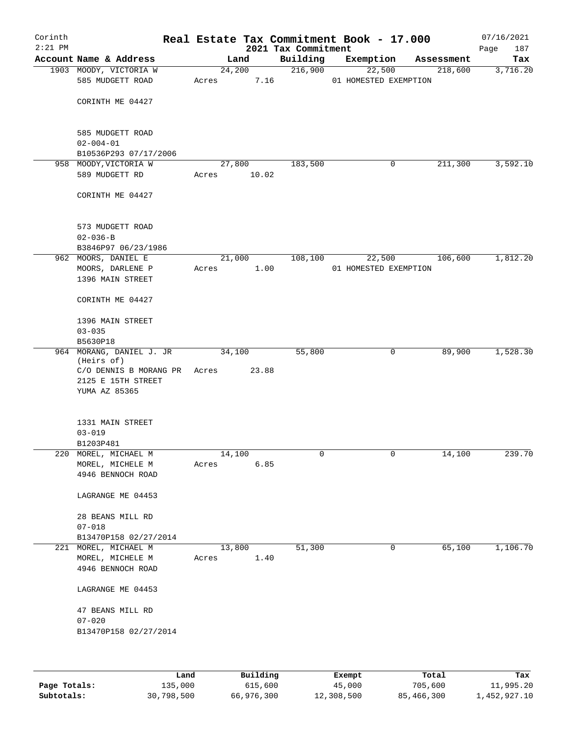# Real Estate Tax Commitment Book - 17.000

Corinth 2:21 PM — 2021 Tax Commitment — 07/16/2021

| Account Name & Address | Land | Building | Exemption | Assessment | Tax |
|---|---|---|---|---|---|
| 1903 MOODY, VICTORIA W<br>585 MUDGETT ROAD<br><br>CORINTH ME 04427<br><br>585 MUDGETT ROAD<br>02-004-01<br>B10536P293 07/17/2006 | 24,200<br>Acres 7.16 | 216,900 | 22,500<br>01 HOMESTED EXEMPTION | 218,600 | 3,716.20 |
| 958 MOODY,VICTORIA W<br>589 MUDGETT RD<br><br>CORINTH ME 04427<br><br>573 MUDGETT ROAD<br>02-036-B<br>B3846P97 06/23/1986 | 27,800<br>Acres 10.02 | 183,500 | 0 | 211,300 | 3,592.10 |
| 962 MOORS, DANIEL E<br>MOORS, DARLENE P<br>1396 MAIN STREET<br><br>CORINTH ME 04427<br><br>1396 MAIN STREET<br>03-035<br>B5630P18 | 21,000<br>Acres 1.00 | 108,100 | 22,500<br>01 HOMESTED EXEMPTION | 106,600 | 1,812.20 |
| 964 MORANG, DANIEL J. JR<br>(Heirs of)<br>C/O DENNIS B MORANG PR<br>2125 E 15TH STREET<br>YUMA AZ 85365<br><br>1331 MAIN STREET<br>03-019<br>B1203P481 | 34,100<br>Acres 23.88 | 55,800 | 0 | 89,900 | 1,528.30 |
| 220 MOREL, MICHAEL M<br>MOREL, MICHELE M<br>4946 BENNOCH ROAD<br><br>LAGRANGE ME 04453<br><br>28 BEANS MILL RD<br>07-018<br>B13470P158 02/27/2014 | 14,100<br>Acres 6.85 | 0 | 0 | 14,100 | 239.70 |
| 221 MOREL, MICHAEL M<br>MOREL, MICHELE M<br>4946 BENNOCH ROAD<br><br>LAGRANGE ME 04453<br><br>47 BEANS MILL RD<br>07-020<br>B13470P158 02/27/2014 | 13,800<br>Acres 1.40 | 51,300 | 0 | 65,100 | 1,106.70 |

| | Land | Building | Exempt | Total | Tax |
|---|---|---|---|---|---|
| Page Totals: | 135,000 | 615,600 | 45,000 | 705,600 | 11,995.20 |
| Subtotals: | 30,798,500 | 66,976,300 | 12,308,500 | 85,466,300 | 1,452,927.10 |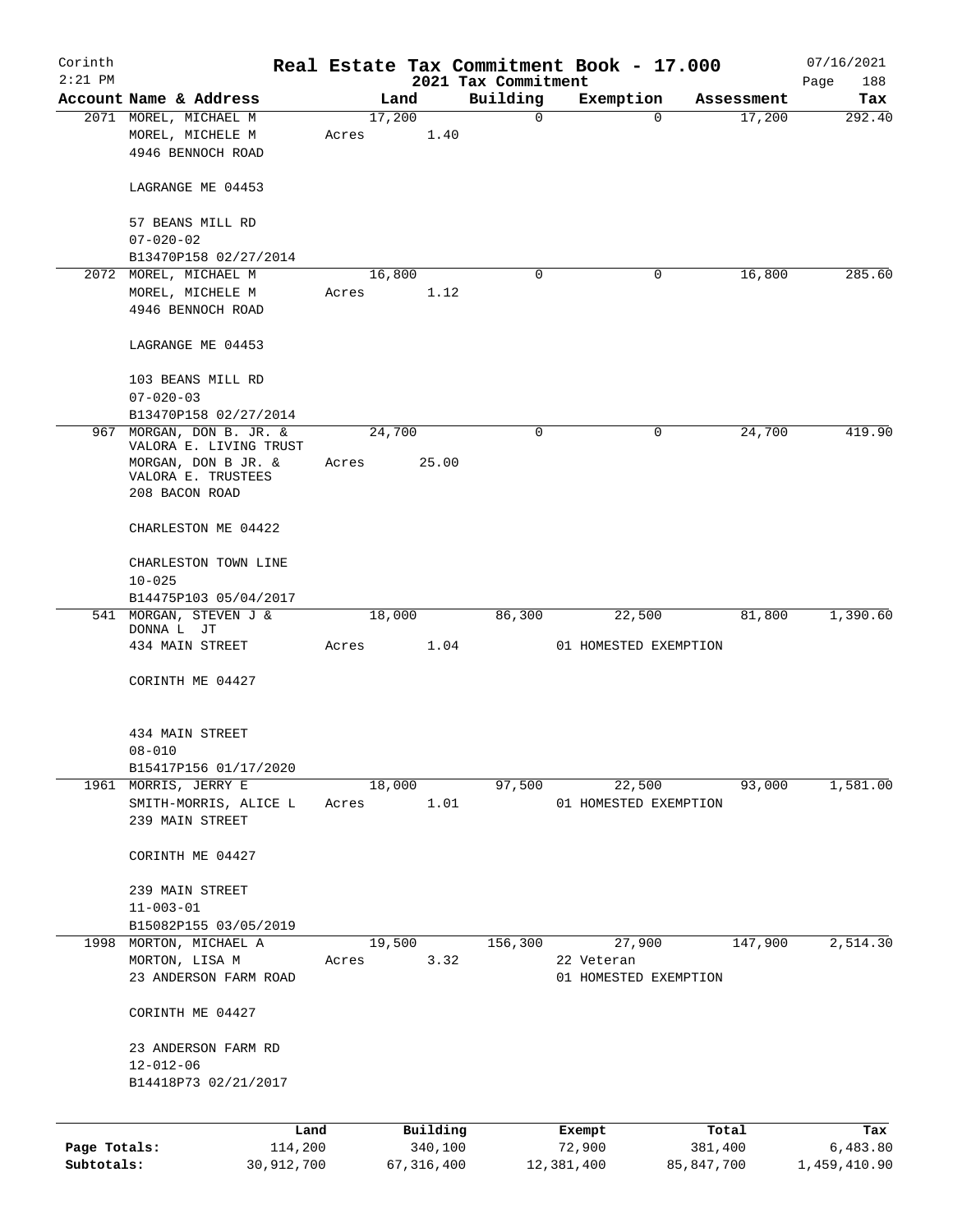# Real Estate Tax Commitment Book - 17.000

Corinth
2:21 PM

2021 Tax Commitment

07/16/2021

| Account Name & Address | Land | Building | Exemption | Assessment | Tax |
|---|---|---|---|---|---|
| 2071 MOREL, MICHAEL M<br>MOREL, MICHELE M<br>4946 BENNOCH ROAD<br><br>LAGRANGE ME 04453<br><br>57 BEANS MILL RD<br>07-020-02<br>B13470P158 02/27/2014 | 17,200<br>Acres 1.40 | 0 | 0 | 17,200 | 292.40 |
| 2072 MOREL, MICHAEL M<br>MOREL, MICHELE M<br>4946 BENNOCH ROAD<br><br>LAGRANGE ME 04453<br><br>103 BEANS MILL RD<br>07-020-03<br>B13470P158 02/27/2014 | 16,800<br>Acres 1.12 | 0 | 0 | 16,800 | 285.60 |
| 967 MORGAN, DON B. JR. & VALORA E. LIVING TRUST<br>MORGAN, DON B JR. & VALORA E. TRUSTEES<br>208 BACON ROAD<br><br>CHARLESTON ME 04422<br><br>CHARLESTON TOWN LINE<br>10-025<br>B14475P103 05/04/2017 | 24,700<br>Acres 25.00 | 0 | 0 | 24,700 | 419.90 |
| 541 MORGAN, STEVEN J & DONNA L JT<br>434 MAIN STREET<br><br>CORINTH ME 04427<br><br>434 MAIN STREET<br>08-010<br>B15417P156 01/17/2020 | 18,000<br>Acres 1.04 | 86,300 | 22,500<br>01 HOMESTED EXEMPTION | 81,800 | 1,390.60 |
| 1961 MORRIS, JERRY E<br>SMITH-MORRIS, ALICE L<br>239 MAIN STREET<br><br>CORINTH ME 04427<br><br>239 MAIN STREET<br>11-003-01<br>B15082P155 03/05/2019 | 18,000<br>Acres 1.01 | 97,500 | 22,500<br>01 HOMESTED EXEMPTION | 93,000 | 1,581.00 |
| 1998 MORTON, MICHAEL A<br>MORTON, LISA M<br>23 ANDERSON FARM ROAD<br><br>CORINTH ME 04427<br><br>23 ANDERSON FARM RD<br>12-012-06<br>B14418P73 02/21/2017 | 19,500<br>Acres 3.32 | 156,300 | 27,900<br>22 Veteran<br>01 HOMESTED EXEMPTION | 147,900 | 2,514.30 |

| | Land | Building | Exempt | Total | Tax |
|---|---|---|---|---|---|
| Page Totals: | 114,200 | 340,100 | 72,900 | 381,400 | 6,483.80 |
| Subtotals: | 30,912,700 | 67,316,400 | 12,381,400 | 85,847,700 | 1,459,410.90 |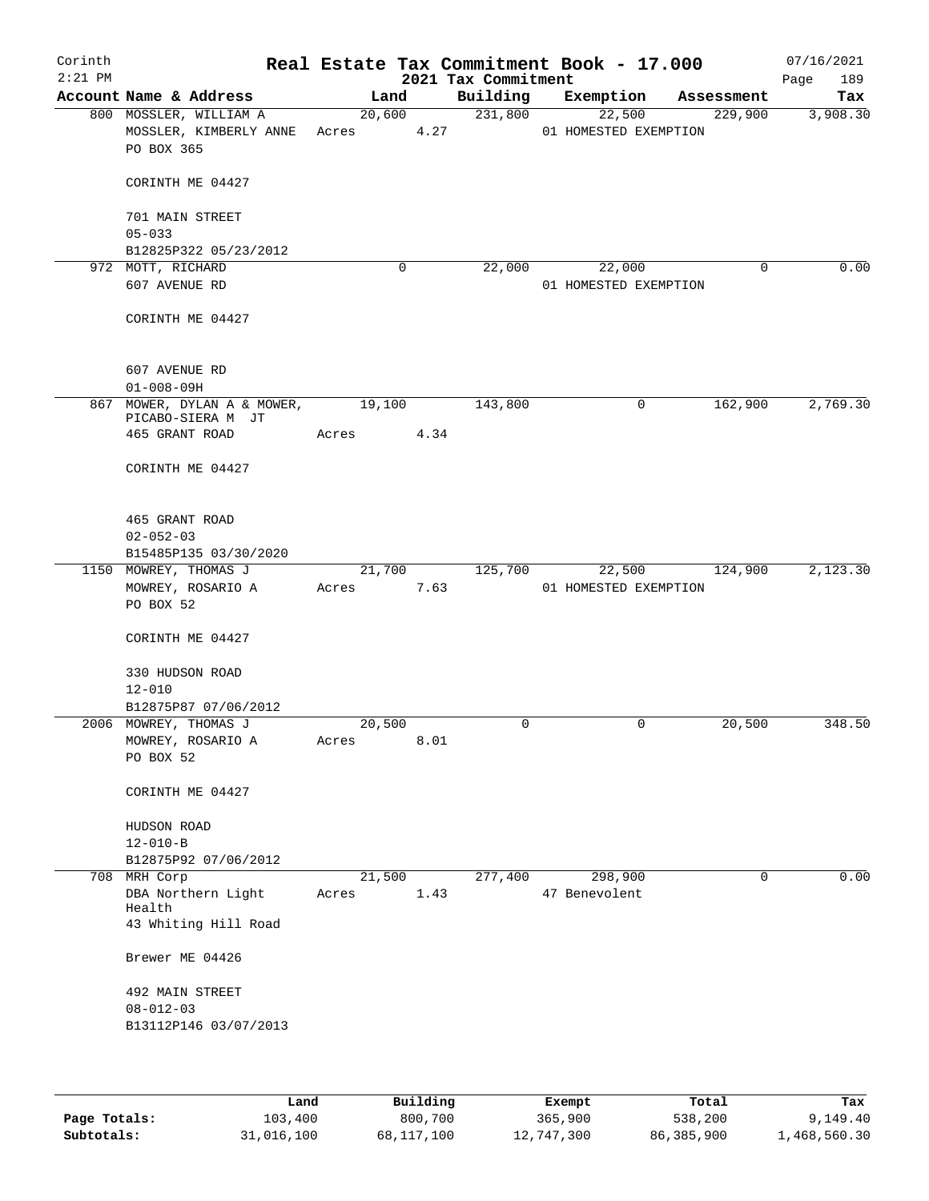Corinth
2:21 PM

# Real Estate Tax Commitment Book - 17.000

2021 Tax Commitment

07/16/2021

| Account | Name & Address | Land | Building | Exemption | Assessment | Tax |
|---|---|---|---|---|---|---|
| 800 | MOSSLER, WILLIAM A<br>MOSSLER, KIMBERLY ANNE<br>PO BOX 365<br><br>CORINTH ME 04427<br><br>701 MAIN STREET<br>05-033<br>B12825P322 05/23/2012 | 20,600<br>Acres 4.27 | 231,800 | 22,500<br>01 HOMESTED EXEMPTION | 229,900 | 3,908.30 |
| 972 | MOTT, RICHARD<br>607 AVENUE RD<br><br>CORINTH ME 04427<br><br>607 AVENUE RD<br>01-008-09H | 0 | 22,000 | 22,000<br>01 HOMESTED EXEMPTION | 0 | 0.00 |
| 867 | MOWER, DYLAN A & MOWER, PICABO-SIERA M JT<br>465 GRANT ROAD<br><br>CORINTH ME 04427<br><br>465 GRANT ROAD<br>02-052-03<br>B15485P135 03/30/2020 | 19,100<br>Acres 4.34 | 143,800 | 0 | 162,900 | 2,769.30 |
| 1150 | MOWREY, THOMAS J<br>MOWREY, ROSARIO A<br>PO BOX 52<br><br>CORINTH ME 04427<br><br>330 HUDSON ROAD<br>12-010<br>B12875P87 07/06/2012 | 21,700<br>Acres 7.63 | 125,700 | 22,500<br>01 HOMESTED EXEMPTION | 124,900 | 2,123.30 |
| 2006 | MOWREY, THOMAS J<br>MOWREY, ROSARIO A<br>PO BOX 52<br><br>CORINTH ME 04427<br><br>HUDSON ROAD<br>12-010-B<br>B12875P92 07/06/2012 | 20,500<br>Acres 8.01 | 0 | 0 | 20,500 | 348.50 |
| 708 | MRH Corp<br>DBA Northern Light Health<br>43 Whiting Hill Road<br><br>Brewer ME 04426<br><br>492 MAIN STREET<br>08-012-03<br>B13112P146 03/07/2013 | 21,500<br>Acres 1.43 | 277,400 | 298,900<br>47 Benevolent | 0 | 0.00 |

| | Land | Building | Exempt | Total | Tax |
|---|---|---|---|---|---|
| Page Totals: | 103,400 | 800,700 | 365,900 | 538,200 | 9,149.40 |
| Subtotals: | 31,016,100 | 68,117,100 | 12,747,300 | 86,385,900 | 1,468,560.30 |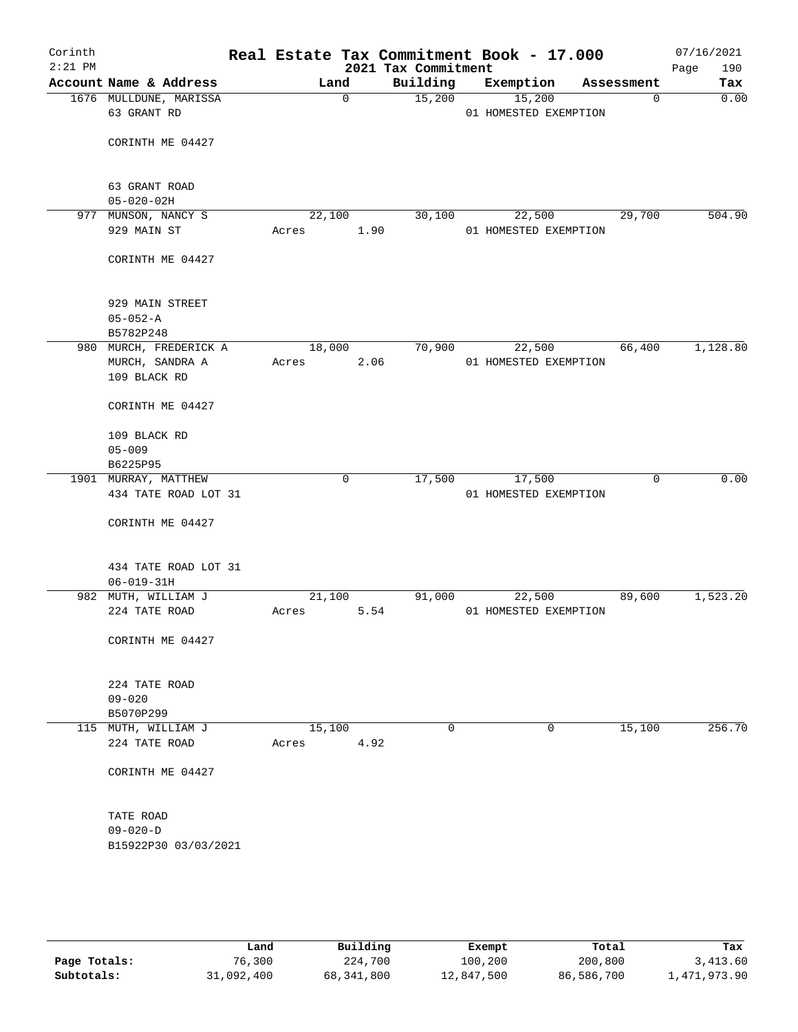# Real Estate Tax Commitment Book - 17.000

Corinth
2:21 PM

2021 Tax Commitment

07/16/2021

| Account | Name & Address | Land | Building | Exemption | Assessment | Tax |
|---|---|---|---|---|---|---|
| 1676 | MULLDUNE, MARISSA<br>63 GRANT RD<br><br>CORINTH ME 04427<br><br>63 GRANT ROAD<br>05-020-02H | 0 | 15,200 | 15,200<br>01 HOMESTED EXEMPTION | 0 | 0.00 |
| 977 | MUNSON, NANCY S<br>929 MAIN ST<br><br>CORINTH ME 04427<br><br>929 MAIN STREET<br>05-052-A<br>B5782P248 | 22,100<br>Acres 1.90 | 30,100 | 22,500<br>01 HOMESTED EXEMPTION | 29,700 | 504.90 |
| 980 | MURCH, FREDERICK A<br>MURCH, SANDRA A<br>109 BLACK RD<br><br>CORINTH ME 04427<br><br>109 BLACK RD<br>05-009<br>B6225P95 | 18,000<br>Acres 2.06 | 70,900 | 22,500<br>01 HOMESTED EXEMPTION | 66,400 | 1,128.80 |
| 1901 | MURRAY, MATTHEW<br>434 TATE ROAD LOT 31<br><br>CORINTH ME 04427<br><br>434 TATE ROAD LOT 31<br>06-019-31H | 0 | 17,500 | 17,500<br>01 HOMESTED EXEMPTION | 0 | 0.00 |
| 982 | MUTH, WILLIAM J<br>224 TATE ROAD<br><br>CORINTH ME 04427<br><br>224 TATE ROAD<br>09-020<br>B5070P299 | 21,100<br>Acres 5.54 | 91,000 | 22,500<br>01 HOMESTED EXEMPTION | 89,600 | 1,523.20 |
| 115 | MUTH, WILLIAM J<br>224 TATE ROAD<br><br>CORINTH ME 04427<br><br>TATE ROAD<br>09-020-D<br>B15922P30 03/03/2021 | 15,100<br>Acres 4.92 | 0 | 0 | 15,100 | 256.70 |

| | Land | Building | Exempt | Total | Tax |
|---|---|---|---|---|---|
| Page Totals: | 76,300 | 224,700 | 100,200 | 200,800 | 3,413.60 |
| Subtotals: | 31,092,400 | 68,341,800 | 12,847,500 | 86,586,700 | 1,471,973.90 |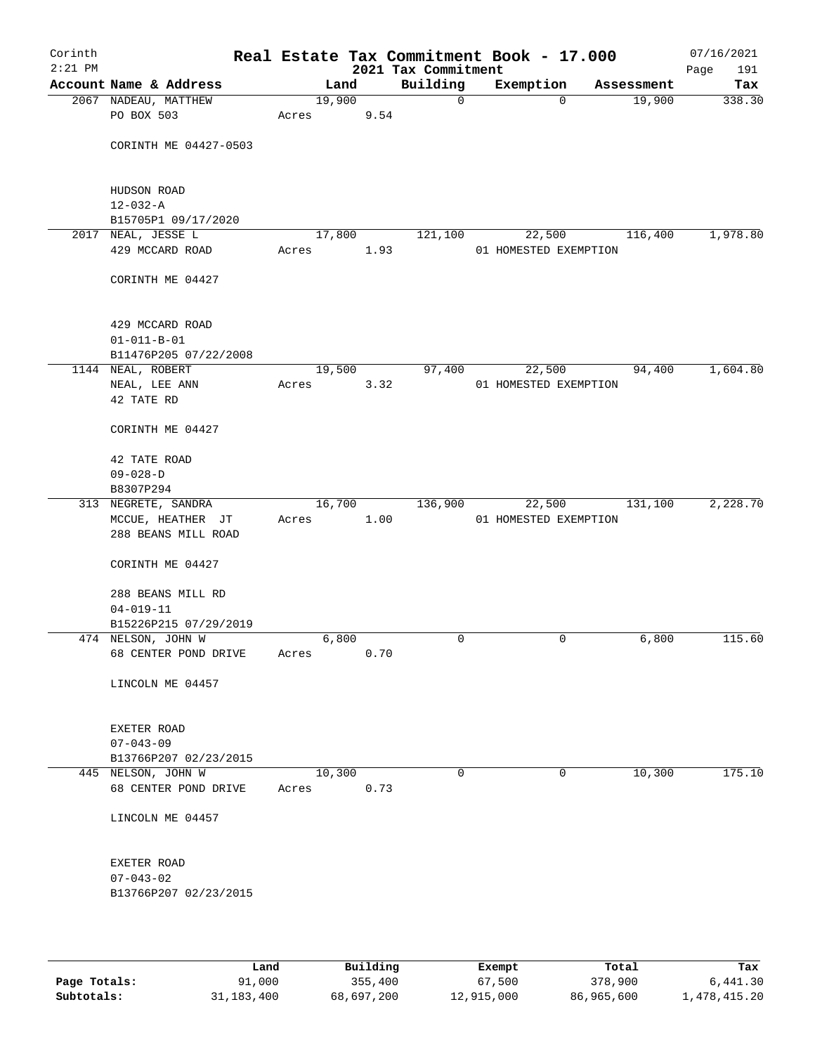# Real Estate Tax Commitment Book - 17.000

Corinth 2:21 PM — 2021 Tax Commitment — 07/16/2021

| Account Name & Address | Land | Building | Exemption | Assessment | Tax |
|---|---|---|---|---|---|
| 2067 NADEAU, MATTHEW<br>PO BOX 503<br>CORINTH ME 04427-0503<br>HUDSON ROAD<br>12-032-A<br>B15705P1 09/17/2020 | 19,900<br>Acres 9.54 | 0 | 0 | 19,900 | 338.30 |
| 2017 NEAL, JESSE L<br>429 MCCARD ROAD<br>CORINTH ME 04427<br>429 MCCARD ROAD<br>01-011-B-01<br>B11476P205 07/22/2008 | 17,800<br>Acres 1.93 | 121,100 | 22,500<br>01 HOMESTED EXEMPTION | 116,400 | 1,978.80 |
| 1144 NEAL, ROBERT<br>NEAL, LEE ANN<br>42 TATE RD<br>CORINTH ME 04427<br>42 TATE ROAD<br>09-028-D<br>B8307P294 | 19,500<br>Acres 3.32 | 97,400 | 22,500<br>01 HOMESTED EXEMPTION | 94,400 | 1,604.80 |
| 313 NEGRETE, SANDRA<br>MCCUE, HEATHER JT<br>288 BEANS MILL ROAD<br>CORINTH ME 04427<br>288 BEANS MILL RD<br>04-019-11<br>B15226P215 07/29/2019 | 16,700<br>Acres 1.00 | 136,900 | 22,500<br>01 HOMESTED EXEMPTION | 131,100 | 2,228.70 |
| 474 NELSON, JOHN W<br>68 CENTER POND DRIVE<br>LINCOLN ME 04457<br>EXETER ROAD<br>07-043-09<br>B13766P207 02/23/2015 | 6,800<br>Acres 0.70 | 0 | 0 | 6,800 | 115.60 |
| 445 NELSON, JOHN W<br>68 CENTER POND DRIVE<br>LINCOLN ME 04457<br>EXETER ROAD<br>07-043-02<br>B13766P207 02/23/2015 | 10,300<br>Acres 0.73 | 0 | 0 | 10,300 | 175.10 |

| | Land | Building | Exempt | Total | Tax |
|---|---|---|---|---|---|
| Page Totals: | 91,000 | 355,400 | 67,500 | 378,900 | 6,441.30 |
| Subtotals: | 31,183,400 | 68,697,200 | 12,915,000 | 86,965,600 | 1,478,415.20 |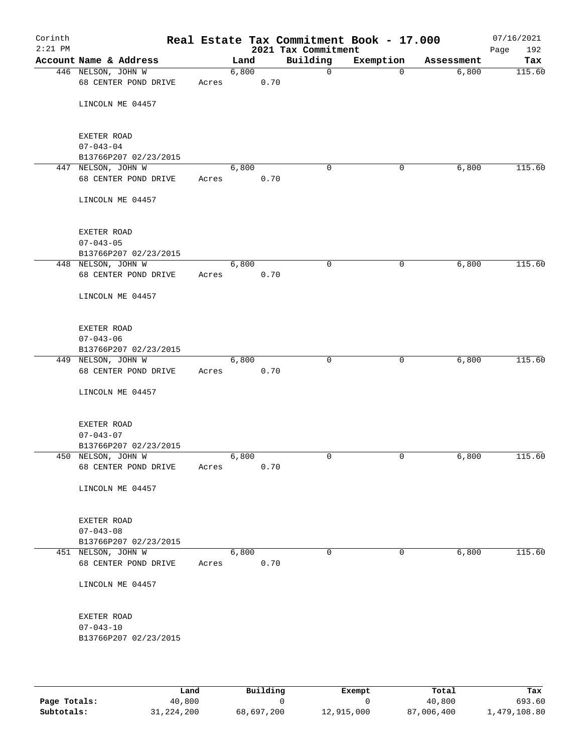# Real Estate Tax Commitment Book - 17.000

Corinth 2:21 PM | 2021 Tax Commitment | 07/16/2021

| Account | Name & Address | Land | Building | Exemption | Assessment | Tax |
|---|---|---|---|---|---|---|
| 446 | NELSON, JOHN W<br>68 CENTER POND DRIVE<br>LINCOLN ME 04457<br><br>EXETER ROAD<br>07-043-04<br>B13766P207 02/23/2015 | 6,800<br>Acres 0.70 | 0 | 0 | 6,800 | 115.60 |
| 447 | NELSON, JOHN W<br>68 CENTER POND DRIVE<br>LINCOLN ME 04457<br><br>EXETER ROAD<br>07-043-05<br>B13766P207 02/23/2015 | 6,800<br>Acres 0.70 | 0 | 0 | 6,800 | 115.60 |
| 448 | NELSON, JOHN W<br>68 CENTER POND DRIVE<br>LINCOLN ME 04457<br><br>EXETER ROAD<br>07-043-06<br>B13766P207 02/23/2015 | 6,800<br>Acres 0.70 | 0 | 0 | 6,800 | 115.60 |
| 449 | NELSON, JOHN W<br>68 CENTER POND DRIVE<br>LINCOLN ME 04457<br><br>EXETER ROAD<br>07-043-07<br>B13766P207 02/23/2015 | 6,800<br>Acres 0.70 | 0 | 0 | 6,800 | 115.60 |
| 450 | NELSON, JOHN W<br>68 CENTER POND DRIVE<br>LINCOLN ME 04457<br><br>EXETER ROAD<br>07-043-08<br>B13766P207 02/23/2015 | 6,800<br>Acres 0.70 | 0 | 0 | 6,800 | 115.60 |
| 451 | NELSON, JOHN W<br>68 CENTER POND DRIVE<br>LINCOLN ME 04457<br><br>EXETER ROAD<br>07-043-10<br>B13766P207 02/23/2015 | 6,800<br>Acres 0.70 | 0 | 0 | 6,800 | 115.60 |

| | Land | Building | Exempt | Total | Tax |
|---|---|---|---|---|---|
| **Page Totals:** | 40,800 | 0 | 0 | 40,800 | 693.60 |
| **Subtotals:** | 31,224,200 | 68,697,200 | 12,915,000 | 87,006,400 | 1,479,108.80 |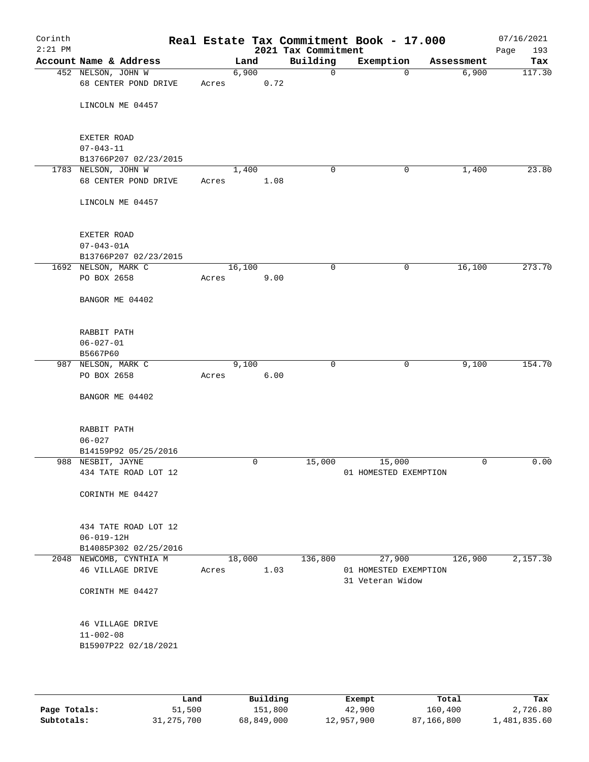# Real Estate Tax Commitment Book - 17.000

Corinth
2:21 PM

2021 Tax Commitment

07/16/2021
Page 193

| Account Name & Address | Land | Building | Exemption | Assessment | Tax |
|---|---|---|---|---|---|
| 452 NELSON, JOHN W<br>68 CENTER POND DRIVE<br><br>LINCOLN ME 04457<br><br>EXETER ROAD<br>07-043-11<br>B13766P207 02/23/2015 | 6,900<br>Acres 0.72 | 0 | 0 | 6,900 | 117.30 |
| 1783 NELSON, JOHN W<br>68 CENTER POND DRIVE<br><br>LINCOLN ME 04457<br><br>EXETER ROAD<br>07-043-01A<br>B13766P207 02/23/2015 | 1,400<br>Acres 1.08 | 0 | 0 | 1,400 | 23.80 |
| 1692 NELSON, MARK C<br>PO BOX 2658<br><br>BANGOR ME 04402<br><br>RABBIT PATH<br>06-027-01<br>B5667P60 | 16,100<br>Acres 9.00 | 0 | 0 | 16,100 | 273.70 |
| 987 NELSON, MARK C<br>PO BOX 2658<br><br>BANGOR ME 04402<br><br>RABBIT PATH<br>06-027<br>B14159P92 05/25/2016 | 9,100<br>Acres 6.00 | 0 | 0 | 9,100 | 154.70 |
| 988 NESBIT, JAYNE<br>434 TATE ROAD LOT 12<br><br>CORINTH ME 04427<br><br>434 TATE ROAD LOT 12<br>06-019-12H<br>B14085P302 02/25/2016 | 0 | 15,000 | 15,000<br>01 HOMESTED EXEMPTION | 0 | 0.00 |
| 2048 NEWCOMB, CYNTHIA M<br>46 VILLAGE DRIVE<br><br>CORINTH ME 04427<br><br>46 VILLAGE DRIVE<br>11-002-08<br>B15907P22 02/18/2021 | 18,000<br>Acres 1.03 | 136,800 | 27,900<br>01 HOMESTED EXEMPTION<br>31 Veteran Widow | 126,900 | 2,157.30 |

| | Land | Building | Exempt | Total | Tax |
|---|---|---|---|---|---|
| **Page Totals:** | 51,500 | 151,800 | 42,900 | 160,400 | 2,726.80 |
| **Subtotals:** | 31,275,700 | 68,849,000 | 12,957,900 | 87,166,800 | 1,481,835.60 |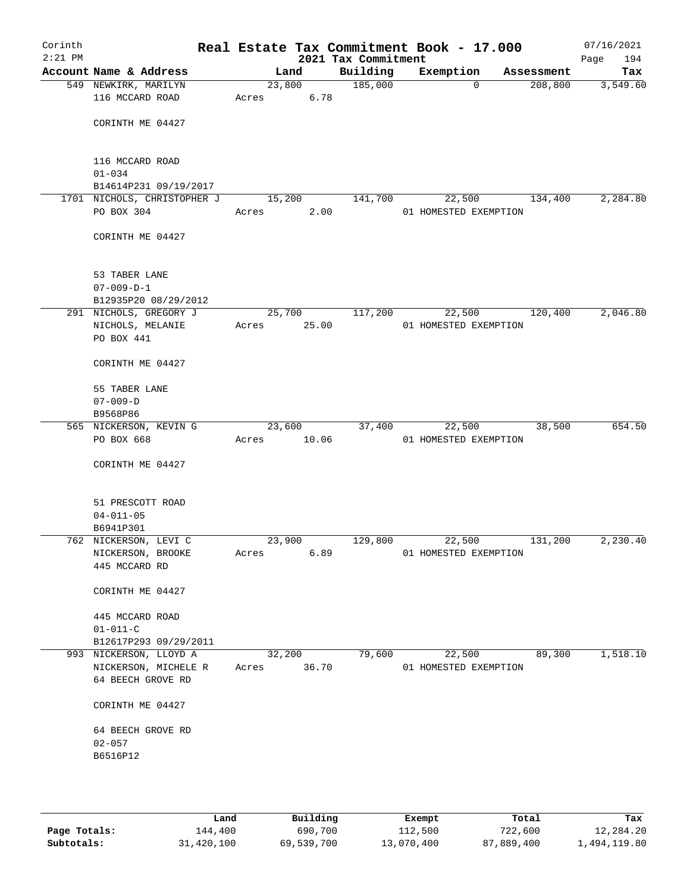# Real Estate Tax Commitment Book - 17.000

Corinth
2:21 PM

2021 Tax Commitment

07/16/2021

| Account Name & Address | Land | Building | Exemption | Assessment | Tax |
|---|---|---|---|---|---|
| 549 NEWKIRK, MARILYN<br>116 MCCARD ROAD<br><br>CORINTH ME 04427<br><br>116 MCCARD ROAD<br>01-034<br>B14614P231 09/19/2017 | 23,800<br>Acres 6.78 | 185,000 | 0 | 208,800 | 3,549.60 |
| 1701 NICHOLS, CHRISTOPHER J<br>PO BOX 304<br><br>CORINTH ME 04427<br><br>53 TABER LANE<br>07-009-D-1<br>B12935P20 08/29/2012 | 15,200<br>Acres 2.00 | 141,700 | 22,500<br>01 HOMESTED EXEMPTION | 134,400 | 2,284.80 |
| 291 NICHOLS, GREGORY J<br>NICHOLS, MELANIE<br>PO BOX 441<br><br>CORINTH ME 04427<br><br>55 TABER LANE<br>07-009-D<br>B9568P86 | 25,700<br>Acres 25.00 | 117,200 | 22,500<br>01 HOMESTED EXEMPTION | 120,400 | 2,046.80 |
| 565 NICKERSON, KEVIN G<br>PO BOX 668<br><br>CORINTH ME 04427<br><br>51 PRESCOTT ROAD<br>04-011-05<br>B6941P301 | 23,600<br>Acres 10.06 | 37,400 | 22,500<br>01 HOMESTED EXEMPTION | 38,500 | 654.50 |
| 762 NICKERSON, LEVI C<br>NICKERSON, BROOKE<br>445 MCCARD RD<br><br>CORINTH ME 04427<br><br>445 MCCARD ROAD<br>01-011-C<br>B12617P293 09/29/2011 | 23,900<br>Acres 6.89 | 129,800 | 22,500<br>01 HOMESTED EXEMPTION | 131,200 | 2,230.40 |
| 993 NICKERSON, LLOYD A<br>NICKERSON, MICHELE R<br>64 BEECH GROVE RD<br><br>CORINTH ME 04427<br><br>64 BEECH GROVE RD<br>02-057<br>B6516P12 | 32,200<br>Acres 36.70 | 79,600 | 22,500<br>01 HOMESTED EXEMPTION | 89,300 | 1,518.10 |

| | Land | Building | Exempt | Total | Tax |
|---|---|---|---|---|---|
| **Page Totals:** | 144,400 | 690,700 | 112,500 | 722,600 | 12,284.20 |
| **Subtotals:** | 31,420,100 | 69,539,700 | 13,070,400 | 87,889,400 | 1,494,119.80 |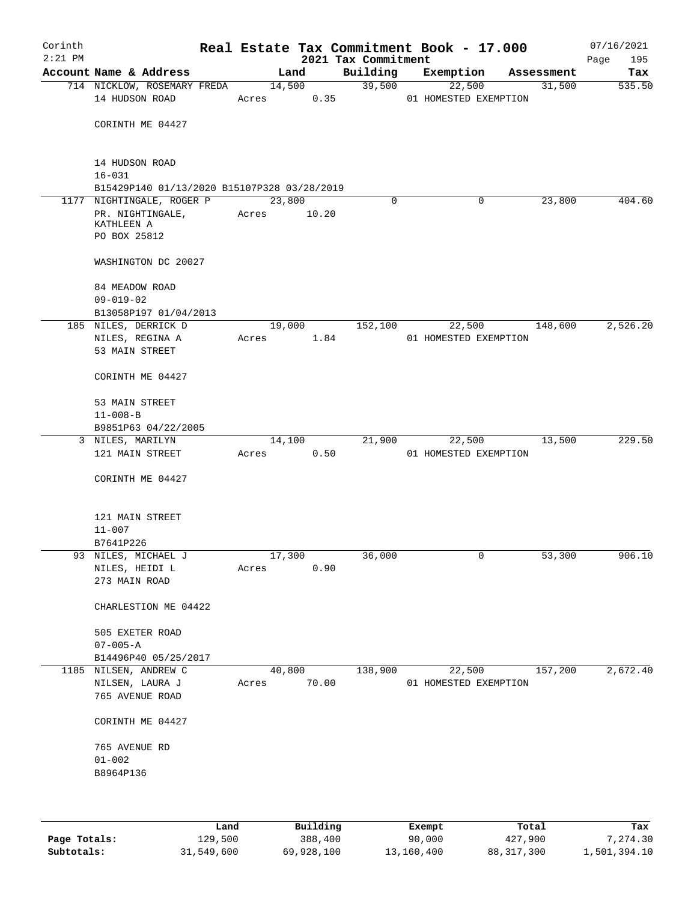# Real Estate Tax Commitment Book - 17.000

Corinth 2:21 PM — 2021 Tax Commitment — 07/16/2021

| Account Name & Address | Land | Building | Exemption | Assessment | Tax |
|---|---|---|---|---|---|
| 714 NICKLOW, ROSEMARY FREDA<br>14 HUDSON ROAD<br><br>CORINTH ME 04427<br><br>14 HUDSON ROAD<br>16-031<br>B15429P140 01/13/2020 B15107P328 03/28/2019 | 14,500<br>Acres 0.35 | 39,500 | 22,500<br>01 HOMESTED EXEMPTION | 31,500 | 535.50 |
| 1177 NIGHTINGALE, ROGER P<br>PR. NIGHTINGALE, KATHLEEN A<br>PO BOX 25812<br><br>WASHINGTON DC 20027<br><br>84 MEADOW ROAD<br>09-019-02<br>B13058P197 01/04/2013 | 23,800<br>Acres 10.20 | 0 | 0 | 23,800 | 404.60 |
| 185 NILES, DERRICK D<br>NILES, REGINA A<br>53 MAIN STREET<br><br>CORINTH ME 04427<br><br>53 MAIN STREET<br>11-008-B<br>B9851P63 04/22/2005 | 19,000<br>Acres 1.84 | 152,100 | 22,500<br>01 HOMESTED EXEMPTION | 148,600 | 2,526.20 |
| 3 NILES, MARILYN<br>121 MAIN STREET<br><br>CORINTH ME 04427<br><br>121 MAIN STREET<br>11-007<br>B7641P226 | 14,100<br>Acres 0.50 | 21,900 | 22,500<br>01 HOMESTED EXEMPTION | 13,500 | 229.50 |
| 93 NILES, MICHAEL J<br>NILES, HEIDI L<br>273 MAIN ROAD<br><br>CHARLESTION ME 04422<br><br>505 EXETER ROAD<br>07-005-A<br>B14496P40 05/25/2017 | 17,300<br>Acres 0.90 | 36,000 | 0 | 53,300 | 906.10 |
| 1185 NILSEN, ANDREW C<br>NILSEN, LAURA J<br>765 AVENUE ROAD<br><br>CORINTH ME 04427<br><br>765 AVENUE RD<br>01-002<br>B8964P136 | 40,800<br>Acres 70.00 | 138,900 | 22,500<br>01 HOMESTED EXEMPTION | 157,200 | 2,672.40 |

| | Land | Building | Exempt | Total | Tax |
|---|---|---|---|---|---|
| Page Totals: | 129,500 | 388,400 | 90,000 | 427,900 | 7,274.30 |
| Subtotals: | 31,549,600 | 69,928,100 | 13,160,400 | 88,317,300 | 1,501,394.10 |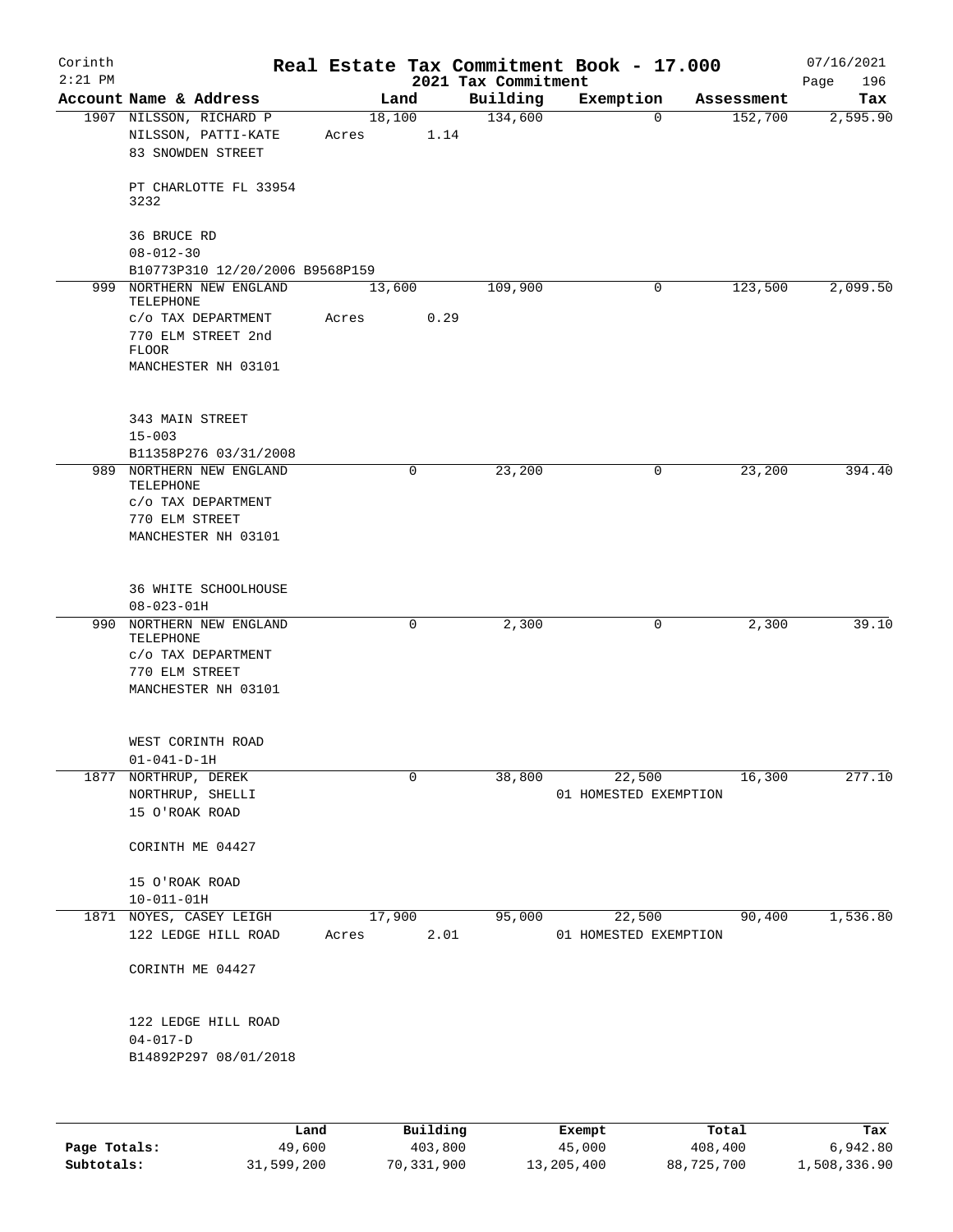Corinth 2:21 PM

# Real Estate Tax Commitment Book - 17.000

## 2021 Tax Commitment

07/16/2021

| Account | Name & Address | Land | Building | Exemption | Assessment | Tax |
|---|---|---|---|---|---|---|
| 1907 | NILSSON, RICHARD P<br>NILSSON, PATTI-KATE<br>83 SNOWDEN STREET<br><br>PT CHARLOTTE FL 33954 3232<br><br>36 BRUCE RD<br>08-012-30<br>B10773P310 12/20/2006 B9568P159 | 18,100<br>Acres 1.14 | 134,600 | 0 | 152,700 | 2,595.90 |
| 999 | NORTHERN NEW ENGLAND TELEPHONE<br>c/o TAX DEPARTMENT<br>770 ELM STREET 2nd FLOOR<br>MANCHESTER NH 03101<br><br>343 MAIN STREET<br>15-003<br>B11358P276 03/31/2008 | 13,600<br>Acres 0.29 | 109,900 | 0 | 123,500 | 2,099.50 |
| 989 | NORTHERN NEW ENGLAND TELEPHONE<br>c/o TAX DEPARTMENT<br>770 ELM STREET<br>MANCHESTER NH 03101<br><br>36 WHITE SCHOOLHOUSE<br>08-023-01H | 0 | 23,200 | 0 | 23,200 | 394.40 |
| 990 | NORTHERN NEW ENGLAND TELEPHONE<br>c/o TAX DEPARTMENT<br>770 ELM STREET<br>MANCHESTER NH 03101<br><br>WEST CORINTH ROAD<br>01-041-D-1H | 0 | 2,300 | 0 | 2,300 | 39.10 |
| 1877 | NORTHRUP, DEREK<br>NORTHRUP, SHELLI<br>15 O'ROAK ROAD<br><br>CORINTH ME 04427<br><br>15 O'ROAK ROAD<br>10-011-01H | 0 | 38,800 | 22,500<br>01 HOMESTED EXEMPTION | 16,300 | 277.10 |
| 1871 | NOYES, CASEY LEIGH<br>122 LEDGE HILL ROAD<br><br>CORINTH ME 04427<br><br>122 LEDGE HILL ROAD<br>04-017-D<br>B14892P297 08/01/2018 | 17,900<br>Acres 2.01 | 95,000 | 22,500<br>01 HOMESTED EXEMPTION | 90,400 | 1,536.80 |

| | Land | Building | Exempt | Total | Tax |
|---|---|---|---|---|---|
| Page Totals: | 49,600 | 403,800 | 45,000 | 408,400 | 6,942.80 |
| Subtotals: | 31,599,200 | 70,331,900 | 13,205,400 | 88,725,700 | 1,508,336.90 |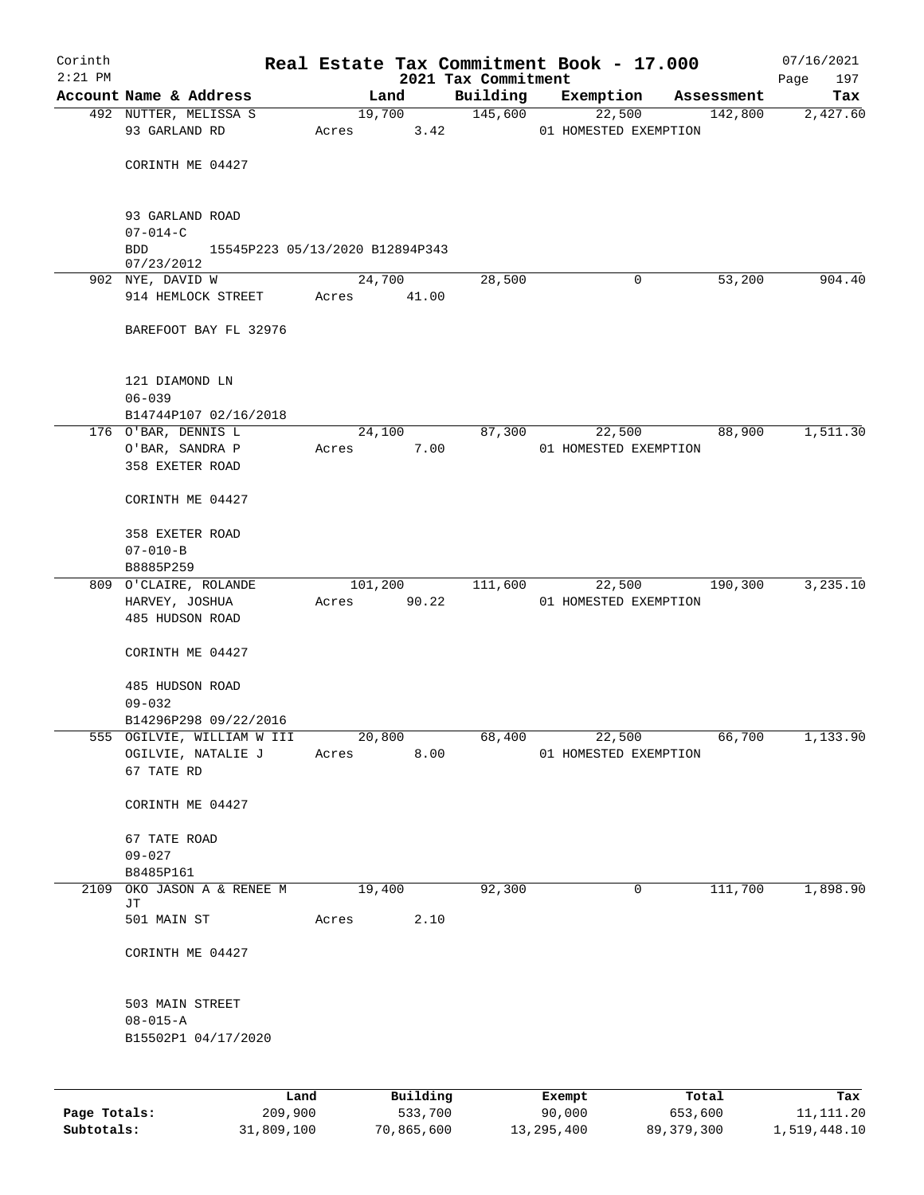Corinth 2:21 PM

# Real Estate Tax Commitment Book - 17.000

2021 Tax Commitment

07/16/2021

| Account Name & Address | Land | Building | Exemption | Assessment | Tax |
|---|---|---|---|---|---|
| 492 NUTTER, MELISSA S<br>93 GARLAND RD<br><br>CORINTH ME 04427<br><br>93 GARLAND ROAD<br>07-014-C<br>BDD 15545P223 05/13/2020 B12894P343<br>07/23/2012 | 19,700<br>Acres 3.42 | 145,600 | 22,500<br>01 HOMESTED EXEMPTION | 142,800 | 2,427.60 |
| 902 NYE, DAVID W<br>914 HEMLOCK STREET<br><br>BAREFOOT BAY FL 32976<br><br>121 DIAMOND LN<br>06-039<br>B14744P107 02/16/2018 | 24,700<br>Acres 41.00 | 28,500 | 0 | 53,200 | 904.40 |
| 176 O'BAR, DENNIS L<br>O'BAR, SANDRA P<br>358 EXETER ROAD<br><br>CORINTH ME 04427<br><br>358 EXETER ROAD<br>07-010-B<br>B8885P259 | 24,100<br>Acres 7.00 | 87,300 | 22,500<br>01 HOMESTED EXEMPTION | 88,900 | 1,511.30 |
| 809 O'CLAIRE, ROLANDE<br>HARVEY, JOSHUA<br>485 HUDSON ROAD<br><br>CORINTH ME 04427<br><br>485 HUDSON ROAD<br>09-032<br>B14296P298 09/22/2016 | 101,200<br>Acres 90.22 | 111,600 | 22,500<br>01 HOMESTED EXEMPTION | 190,300 | 3,235.10 |
| 555 OGILVIE, WILLIAM W III<br>OGILVIE, NATALIE J<br>67 TATE RD<br><br>CORINTH ME 04427<br><br>67 TATE ROAD<br>09-027<br>B8485P161 | 20,800<br>Acres 8.00 | 68,400 | 22,500<br>01 HOMESTED EXEMPTION | 66,700 | 1,133.90 |
| 2109 OKO JASON A & RENEE M JT<br>501 MAIN ST<br><br>CORINTH ME 04427<br><br>503 MAIN STREET<br>08-015-A<br>B15502P1 04/17/2020 | 19,400<br>Acres 2.10 | 92,300 | 0 | 111,700 | 1,898.90 |

| | Land | Building | Exempt | Total | Tax |
|---|---|---|---|---|---|
| Page Totals: | 209,900 | 533,700 | 90,000 | 653,600 | 11,111.20 |
| Subtotals: | 31,809,100 | 70,865,600 | 13,295,400 | 89,379,300 | 1,519,448.10 |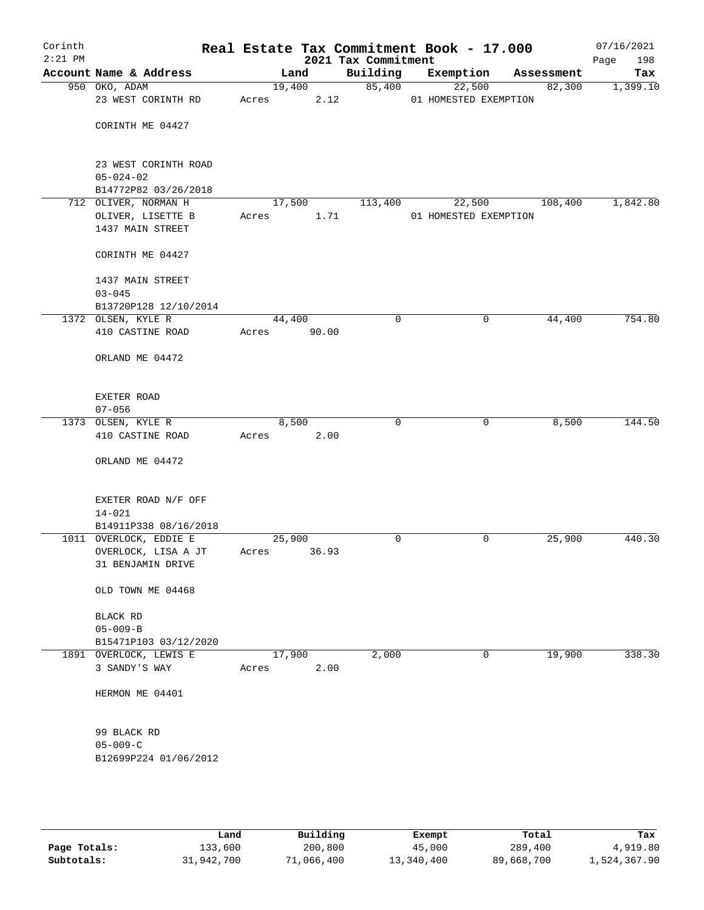Corinth
2:21 PM

# Real Estate Tax Commitment Book - 17.000

2021 Tax Commitment

07/16/2021

| Account Name & Address | Land | Building | Exemption | Assessment | Tax |
|---|---|---|---|---|---|
| 950 OKO, ADAM<br>23 WEST CORINTH RD<br><br>CORINTH ME 04427<br><br>23 WEST CORINTH ROAD<br>05-024-02<br>B14772P82 03/26/2018 | 19,400<br>Acres 2.12 | 85,400 | 22,500<br>01 HOMESTED EXEMPTION | 82,300 | 1,399.10 |
| 712 OLIVER, NORMAN H<br>OLIVER, LISETTE B<br>1437 MAIN STREET<br><br>CORINTH ME 04427<br><br>1437 MAIN STREET<br>03-045<br>B13720P128 12/10/2014 | 17,500<br>Acres 1.71 | 113,400 | 22,500<br>01 HOMESTED EXEMPTION | 108,400 | 1,842.80 |
| 1372 OLSEN, KYLE R<br>410 CASTINE ROAD<br><br>ORLAND ME 04472<br><br>EXETER ROAD<br>07-056 | 44,400<br>Acres 90.00 | 0 | 0 | 44,400 | 754.80 |
| 1373 OLSEN, KYLE R<br>410 CASTINE ROAD<br><br>ORLAND ME 04472<br><br>EXETER ROAD N/F OFF<br>14-021<br>B14911P338 08/16/2018 | 8,500<br>Acres 2.00 | 0 | 0 | 8,500 | 144.50 |
| 1011 OVERLOCK, EDDIE E<br>OVERLOCK, LISA A JT<br>31 BENJAMIN DRIVE<br><br>OLD TOWN ME 04468<br><br>BLACK RD<br>05-009-B<br>B15471P103 03/12/2020 | 25,900<br>Acres 36.93 | 0 | 0 | 25,900 | 440.30 |
| 1891 OVERLOCK, LEWIS E<br>3 SANDY'S WAY<br><br>HERMON ME 04401<br><br>99 BLACK RD<br>05-009-C<br>B12699P224 01/06/2012 | 17,900<br>Acres 2.00 | 2,000 | 0 | 19,900 | 338.30 |

| | Land | Building | Exempt | Total | Tax |
|---|---|---|---|---|---|
| Page Totals: | 133,600 | 200,800 | 45,000 | 289,400 | 4,919.80 |
| Subtotals: | 31,942,700 | 71,066,400 | 13,340,400 | 89,668,700 | 1,524,367.90 |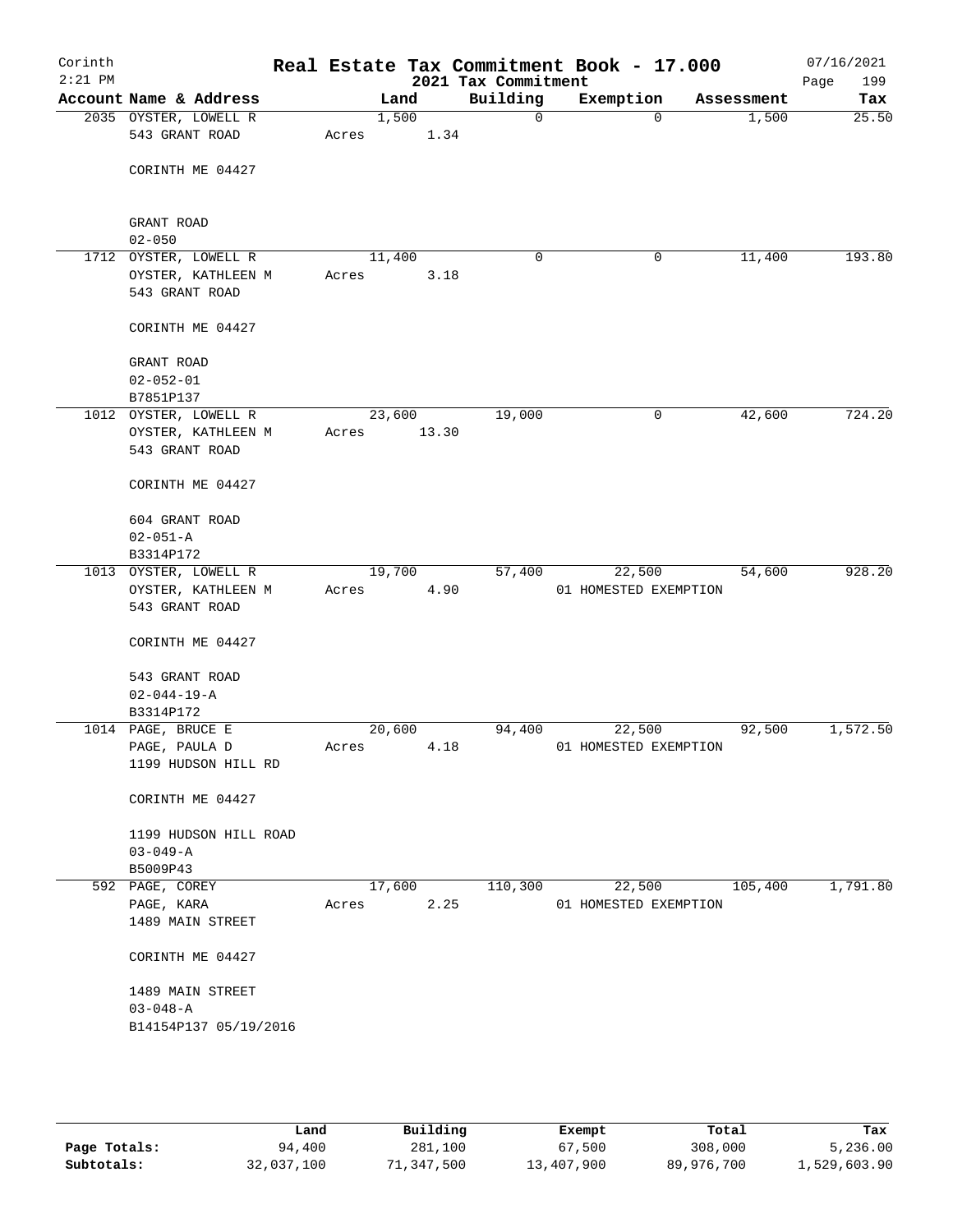Corinth 2:21 PM

# Real Estate Tax Commitment Book - 17.000

2021 Tax Commitment

07/16/2021 Page 199

| Account Name & Address | Land | Building | Exemption | Assessment | Tax |
|---|---|---|---|---|---|
| 2035 OYSTER, LOWELL R<br>543 GRANT ROAD<br><br>CORINTH ME 04427<br><br>GRANT ROAD<br>02-050 | 1,500<br>Acres 1.34 | 0 | 0 | 1,500 | 25.50 |
| 1712 OYSTER, LOWELL R<br>OYSTER, KATHLEEN M<br>543 GRANT ROAD<br><br>CORINTH ME 04427<br><br>GRANT ROAD<br>02-052-01<br>B7851P137 | 11,400<br>Acres 3.18 | 0 | 0 | 11,400 | 193.80 |
| 1012 OYSTER, LOWELL R<br>OYSTER, KATHLEEN M<br>543 GRANT ROAD<br><br>CORINTH ME 04427<br><br>604 GRANT ROAD<br>02-051-A<br>B3314P172 | 23,600<br>Acres 13.30 | 19,000 | 0 | 42,600 | 724.20 |
| 1013 OYSTER, LOWELL R<br>OYSTER, KATHLEEN M<br>543 GRANT ROAD<br><br>CORINTH ME 04427<br><br>543 GRANT ROAD<br>02-044-19-A<br>B3314P172 | 19,700<br>Acres 4.90 | 57,400 | 22,500<br>01 HOMESTED EXEMPTION | 54,600 | 928.20 |
| 1014 PAGE, BRUCE E<br>PAGE, PAULA D<br>1199 HUDSON HILL RD<br><br>CORINTH ME 04427<br><br>1199 HUDSON HILL ROAD<br>03-049-A<br>B5009P43 | 20,600<br>Acres 4.18 | 94,400 | 22,500<br>01 HOMESTED EXEMPTION | 92,500 | 1,572.50 |
| 592 PAGE, COREY<br>PAGE, KARA<br>1489 MAIN STREET<br><br>CORINTH ME 04427<br><br>1489 MAIN STREET<br>03-048-A<br>B14154P137 05/19/2016 | 17,600<br>Acres 2.25 | 110,300 | 22,500<br>01 HOMESTED EXEMPTION | 105,400 | 1,791.80 |

| | Land | Building | Exempt | Total | Tax |
|---|---|---|---|---|---|
| Page Totals: | 94,400 | 281,100 | 67,500 | 308,000 | 5,236.00 |
| Subtotals: | 32,037,100 | 71,347,500 | 13,407,900 | 89,976,700 | 1,529,603.90 |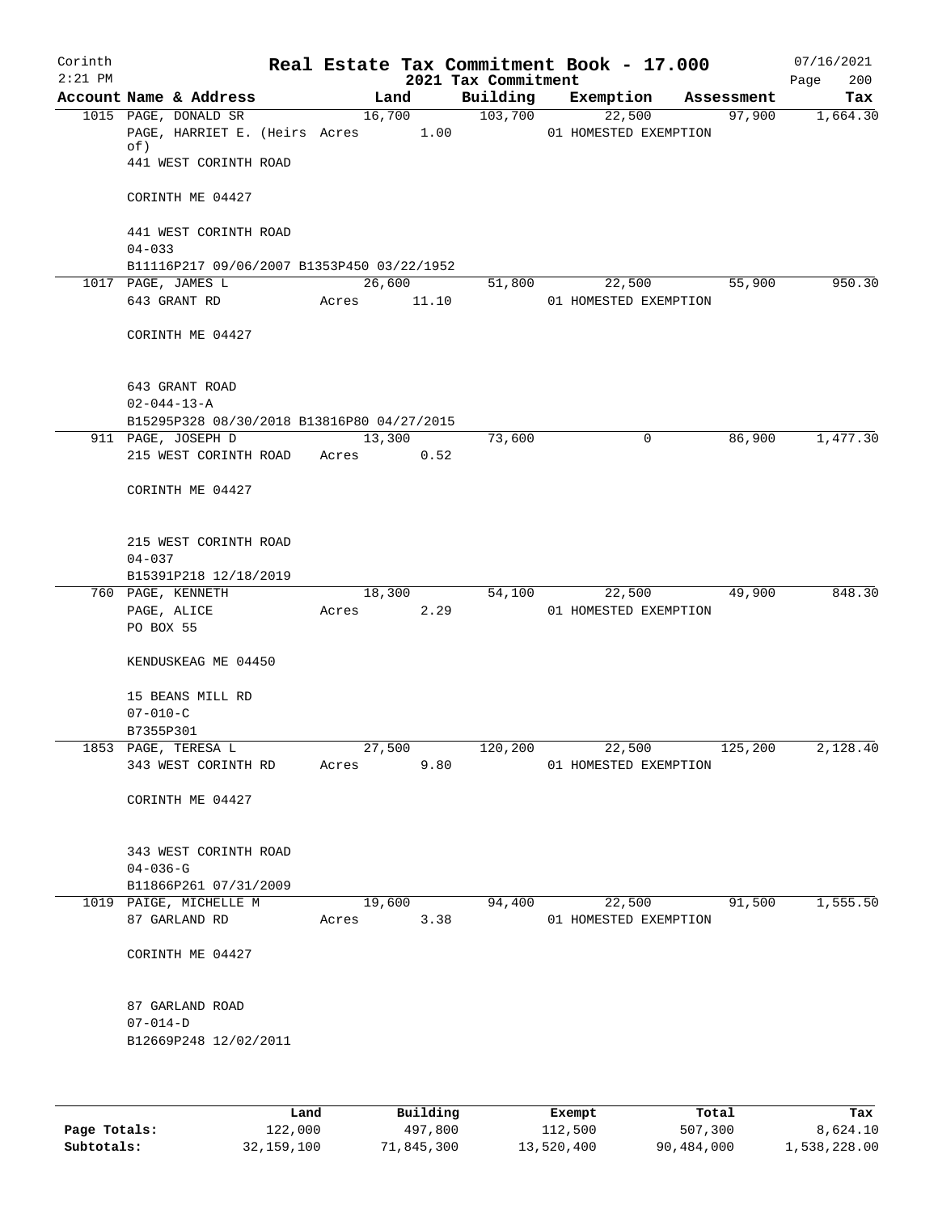# Corinth — Real Estate Tax Commitment Book - 17.000

2:21 PM — 2021 Tax Commitment — 07/16/2021

| Account Name & Address | Land | Building | Exemption | Assessment | Tax |
|---|---|---|---|---|---|
| 1015 PAGE, DONALD SR | 16,700 | 103,700 | 22,500 | 97,900 | 1,664.30 |
| PAGE, HARRIET E. (Heirs of) | Acres 1.00 | | 01 HOMESTED EXEMPTION | | |
| 441 WEST CORINTH ROAD | | | | | |
| CORINTH ME 04427 | | | | | |
| 441 WEST CORINTH ROAD | | | | | |
| 04-033 | | | | | |
| B11116P217 09/06/2007 B1353P450 03/22/1952 | | | | | |
| 1017 PAGE, JAMES L | 26,600 | 51,800 | 22,500 | 55,900 | 950.30 |
| 643 GRANT RD | Acres 11.10 | | 01 HOMESTED EXEMPTION | | |
| CORINTH ME 04427 | | | | | |
| 643 GRANT ROAD | | | | | |
| 02-044-13-A | | | | | |
| B15295P328 08/30/2018 B13816P80 04/27/2015 | | | | | |
| 911 PAGE, JOSEPH D | 13,300 | 73,600 | 0 | 86,900 | 1,477.30 |
| 215 WEST CORINTH ROAD | Acres 0.52 | | | | |
| CORINTH ME 04427 | | | | | |
| 215 WEST CORINTH ROAD | | | | | |
| 04-037 | | | | | |
| B15391P218 12/18/2019 | | | | | |
| 760 PAGE, KENNETH | 18,300 | 54,100 | 22,500 | 49,900 | 848.30 |
| PAGE, ALICE | Acres 2.29 | | 01 HOMESTED EXEMPTION | | |
| PO BOX 55 | | | | | |
| KENDUSKEAG ME 04450 | | | | | |
| 15 BEANS MILL RD | | | | | |
| 07-010-C | | | | | |
| B7355P301 | | | | | |
| 1853 PAGE, TERESA L | 27,500 | 120,200 | 22,500 | 125,200 | 2,128.40 |
| 343 WEST CORINTH RD | Acres 9.80 | | 01 HOMESTED EXEMPTION | | |
| CORINTH ME 04427 | | | | | |
| 343 WEST CORINTH ROAD | | | | | |
| 04-036-G | | | | | |
| B11866P261 07/31/2009 | | | | | |
| 1019 PAIGE, MICHELLE M | 19,600 | 94,400 | 22,500 | 91,500 | 1,555.50 |
| 87 GARLAND RD | Acres 3.38 | | 01 HOMESTED EXEMPTION | | |
| CORINTH ME 04427 | | | | | |
| 87 GARLAND ROAD | | | | | |
| 07-014-D | | | | | |
| B12669P248 12/02/2011 | | | | | |

| | Land | Building | Exempt | Total | Tax |
|---|---|---|---|---|---|
| Page Totals: | 122,000 | 497,800 | 112,500 | 507,300 | 8,624.10 |
| Subtotals: | 32,159,100 | 71,845,300 | 13,520,400 | 90,484,000 | 1,538,228.00 |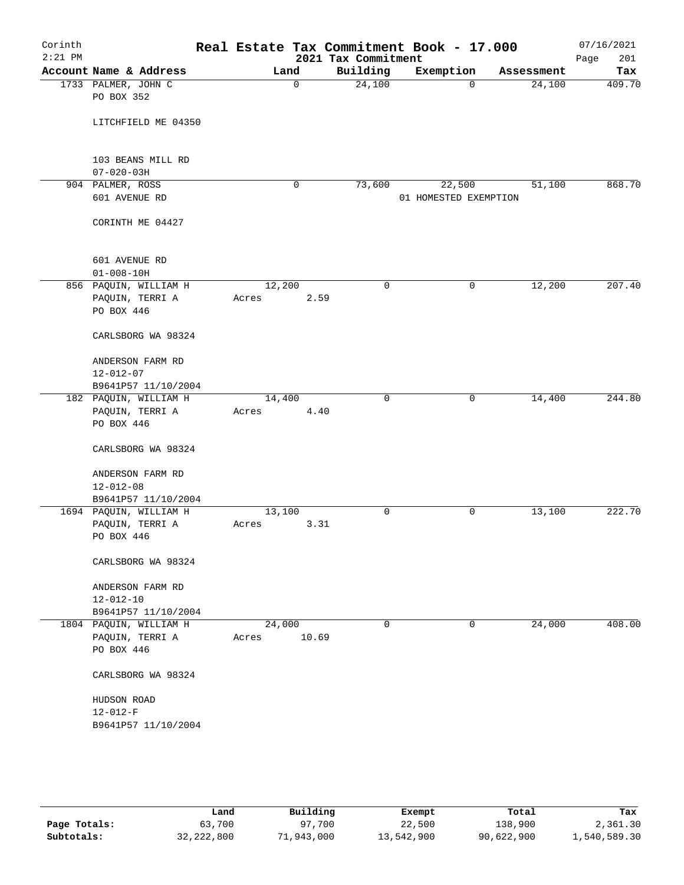Corinth 2:21 PM

# Real Estate Tax Commitment Book - 17.000

2021 Tax Commitment

07/16/2021

| Account | Name & Address | Land | Building | Exemption | Assessment | Tax |
|---|---|---|---|---|---|---|
| 1733 | PALMER, JOHN C<br>PO BOX 352<br><br>LITCHFIELD ME 04350<br><br>103 BEANS MILL RD<br>07-020-03H | 0 | 24,100 | 0 | 24,100 | 409.70 |
| 904 | PALMER, ROSS<br>601 AVENUE RD<br><br>CORINTH ME 04427<br><br>601 AVENUE RD<br>01-008-10H | 0 | 73,600 | 22,500<br>01 HOMESTED EXEMPTION | 51,100 | 868.70 |
| 856 | PAQUIN, WILLIAM H<br>PAQUIN, TERRI A<br>PO BOX 446<br><br>CARLSBORG WA 98324<br><br>ANDERSON FARM RD<br>12-012-07<br>B9641P57 11/10/2004 | 12,200<br>Acres 2.59 | 0 | 0 | 12,200 | 207.40 |
| 182 | PAQUIN, WILLIAM H<br>PAQUIN, TERRI A<br>PO BOX 446<br><br>CARLSBORG WA 98324<br><br>ANDERSON FARM RD<br>12-012-08<br>B9641P57 11/10/2004 | 14,400<br>Acres 4.40 | 0 | 0 | 14,400 | 244.80 |
| 1694 | PAQUIN, WILLIAM H<br>PAQUIN, TERRI A<br>PO BOX 446<br><br>CARLSBORG WA 98324<br><br>ANDERSON FARM RD<br>12-012-10<br>B9641P57 11/10/2004 | 13,100<br>Acres 3.31 | 0 | 0 | 13,100 | 222.70 |
| 1804 | PAQUIN, WILLIAM H<br>PAQUIN, TERRI A<br>PO BOX 446<br><br>CARLSBORG WA 98324<br><br>HUDSON ROAD<br>12-012-F<br>B9641P57 11/10/2004 | 24,000<br>Acres 10.69 | 0 | 0 | 24,000 | 408.00 |

| | Land | Building | Exempt | Total | Tax |
|---|---|---|---|---|---|
| Page Totals: | 63,700 | 97,700 | 22,500 | 138,900 | 2,361.30 |
| Subtotals: | 32,222,800 | 71,943,000 | 13,542,900 | 90,622,900 | 1,540,589.30 |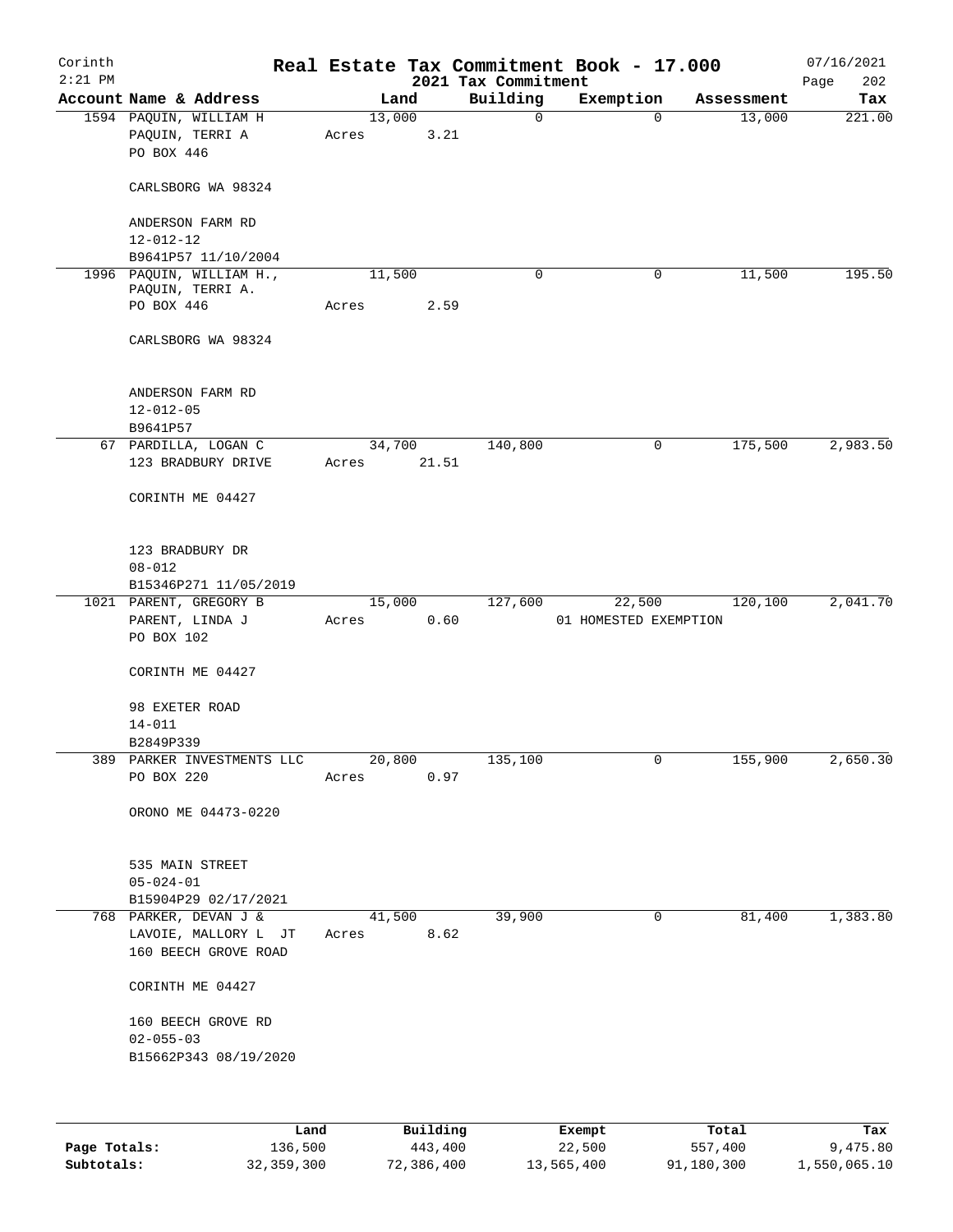# Real Estate Tax Commitment Book - 17.000

Corinth 2:21 PM — 2021 Tax Commitment — 07/16/2021

| Account Name & Address | Land | Building | Exemption | Assessment | Tax |
|---|---|---|---|---|---|
| 1594 PAQUIN, WILLIAM H<br>PAQUIN, TERRI A<br>PO BOX 446<br><br>CARLSBORG WA 98324<br><br>ANDERSON FARM RD<br>12-012-12<br>B9641P57 11/10/2004 | 13,000<br>Acres 3.21 | 0 | 0 | 13,000 | 221.00 |
| 1996 PAQUIN, WILLIAM H.,<br>PAQUIN, TERRI A.<br>PO BOX 446<br><br>CARLSBORG WA 98324<br><br>ANDERSON FARM RD<br>12-012-05<br>B9641P57 | 11,500<br>Acres 2.59 | 0 | 0 | 11,500 | 195.50 |
| 67 PARDILLA, LOGAN C<br>123 BRADBURY DRIVE<br><br>CORINTH ME 04427<br><br>123 BRADBURY DR<br>08-012<br>B15346P271 11/05/2019 | 34,700<br>Acres 21.51 | 140,800 | 0 | 175,500 | 2,983.50 |
| 1021 PARENT, GREGORY B<br>PARENT, LINDA J<br>PO BOX 102<br><br>CORINTH ME 04427<br><br>98 EXETER ROAD<br>14-011<br>B2849P339 | 15,000<br>Acres 0.60 | 127,600 | 22,500<br>01 HOMESTED EXEMPTION | 120,100 | 2,041.70 |
| 389 PARKER INVESTMENTS LLC<br>PO BOX 220<br><br>ORONO ME 04473-0220<br><br>535 MAIN STREET<br>05-024-01<br>B15904P29 02/17/2021 | 20,800<br>Acres 0.97 | 135,100 | 0 | 155,900 | 2,650.30 |
| 768 PARKER, DEVAN J &<br>LAVOIE, MALLORY L JT<br>160 BEECH GROVE ROAD<br><br>CORINTH ME 04427<br><br>160 BEECH GROVE RD<br>02-055-03<br>B15662P343 08/19/2020 | 41,500<br>Acres 8.62 | 39,900 | 0 | 81,400 | 1,383.80 |

| | Land | Building | Exempt | Total | Tax |
|---|---|---|---|---|---|
| Page Totals: | 136,500 | 443,400 | 22,500 | 557,400 | 9,475.80 |
| Subtotals: | 32,359,300 | 72,386,400 | 13,565,400 | 91,180,300 | 1,550,065.10 |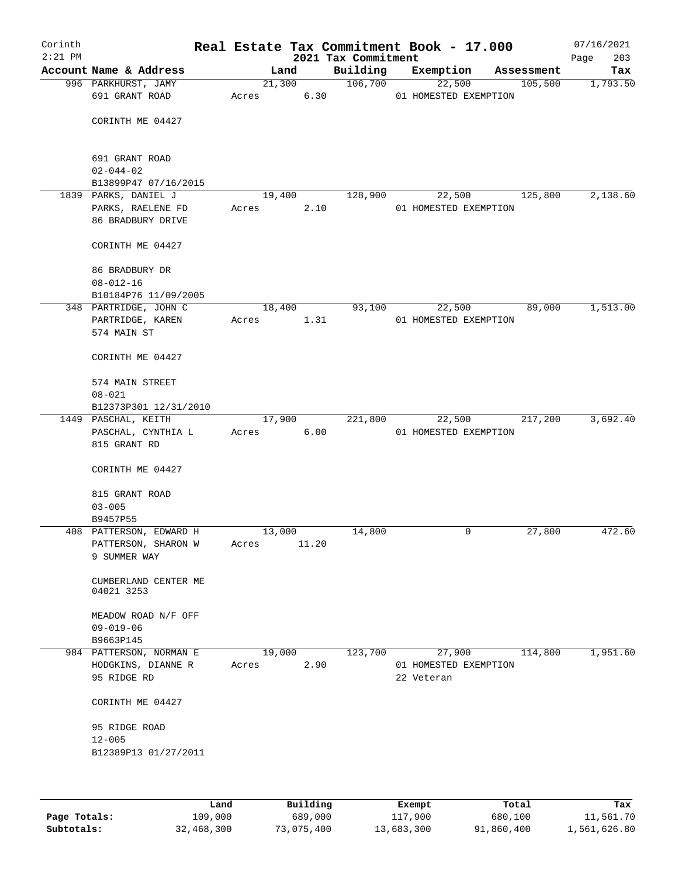# Real Estate Tax Commitment Book - 17.000

Corinth 2:21 PM — 2021 Tax Commitment — 07/16/2021

| Account Name & Address | Land | Building | Exemption | Assessment | Tax |
|---|---|---|---|---|---|
| 996 PARKHURST, JAMY<br>691 GRANT ROAD<br><br>CORINTH ME 04427<br><br>691 GRANT ROAD<br>02-044-02<br>B13899P47 07/16/2015 | 21,300<br>Acres 6.30 | 106,700 | 22,500<br>01 HOMESTED EXEMPTION | 105,500 | 1,793.50 |
| 1839 PARKS, DANIEL J<br>PARKS, RAELENE FD<br>86 BRADBURY DRIVE<br><br>CORINTH ME 04427<br><br>86 BRADBURY DR<br>08-012-16<br>B10184P76 11/09/2005 | 19,400<br>Acres 2.10 | 128,900 | 22,500<br>01 HOMESTED EXEMPTION | 125,800 | 2,138.60 |
| 348 PARTRIDGE, JOHN C<br>PARTRIDGE, KAREN<br>574 MAIN ST<br><br>CORINTH ME 04427<br><br>574 MAIN STREET<br>08-021<br>B12373P301 12/31/2010 | 18,400<br>Acres 1.31 | 93,100 | 22,500<br>01 HOMESTED EXEMPTION | 89,000 | 1,513.00 |
| 1449 PASCHAL, KEITH<br>PASCHAL, CYNTHIA L<br>815 GRANT RD<br><br>CORINTH ME 04427<br><br>815 GRANT ROAD<br>03-005<br>B9457P55 | 17,900<br>Acres 6.00 | 221,800 | 22,500<br>01 HOMESTED EXEMPTION | 217,200 | 3,692.40 |
| 408 PATTERSON, EDWARD H<br>PATTERSON, SHARON W<br>9 SUMMER WAY<br><br>CUMBERLAND CENTER ME<br>04021 3253<br><br>MEADOW ROAD N/F OFF<br>09-019-06<br>B9663P145 | 13,000<br>Acres 11.20 | 14,800 | 0 | 27,800 | 472.60 |
| 984 PATTERSON, NORMAN E<br>HODGKINS, DIANNE R<br>95 RIDGE RD<br><br>CORINTH ME 04427<br><br>95 RIDGE ROAD<br>12-005<br>B12389P13 01/27/2011 | 19,000<br>Acres 2.90 | 123,700 | 27,900<br>01 HOMESTED EXEMPTION<br>22 Veteran | 114,800 | 1,951.60 |

| | Land | Building | Exempt | Total | Tax |
|---|---|---|---|---|---|
| **Page Totals:** | 109,000 | 689,000 | 117,900 | 680,100 | 11,561.70 |
| **Subtotals:** | 32,468,300 | 73,075,400 | 13,683,300 | 91,860,400 | 1,561,626.80 |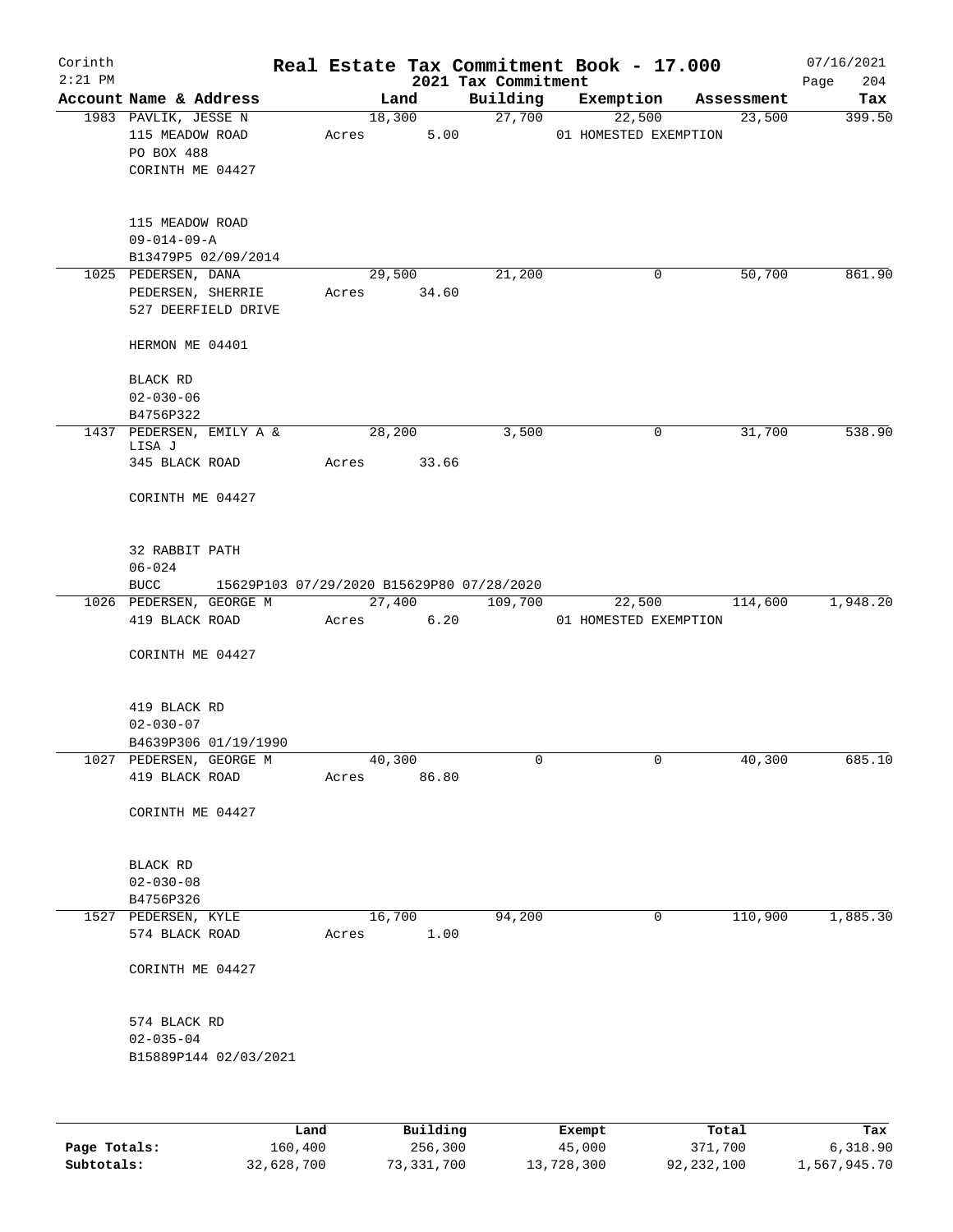# Corinth — Real Estate Tax Commitment Book - 17.000 — 2021 Tax Commitment

2:21 PM — 07/16/2021

| Account | Name & Address | Land | Building | Exemption | Assessment | Tax |
|---|---|---|---|---|---|---|
| 1983 | PAVLIK, JESSE N<br>115 MEADOW ROAD<br>PO BOX 488<br>CORINTH ME 04427<br><br>115 MEADOW ROAD<br>09-014-09-A<br>B13479P5 02/09/2014 | 18,300<br>Acres 5.00 | 27,700 | 22,500<br>01 HOMESTED EXEMPTION | 23,500 | 399.50 |
| 1025 | PEDERSEN, DANA<br>PEDERSEN, SHERRIE<br>527 DEERFIELD DRIVE<br><br>HERMON ME 04401<br><br>BLACK RD<br>02-030-06<br>B4756P322 | 29,500<br>Acres 34.60 | 21,200 | 0 | 50,700 | 861.90 |
| 1437 | PEDERSEN, EMILY A & LISA J<br>345 BLACK ROAD<br><br>CORINTH ME 04427<br><br>32 RABBIT PATH<br>06-024<br>BUCC 15629P103 07/29/2020 B15629P80 07/28/2020 | 28,200<br>Acres 33.66 | 3,500 | 0 | 31,700 | 538.90 |
| 1026 | PEDERSEN, GEORGE M<br>419 BLACK ROAD<br><br>CORINTH ME 04427<br><br>419 BLACK RD<br>02-030-07<br>B4639P306 01/19/1990 | 27,400<br>Acres 6.20 | 109,700 | 22,500<br>01 HOMESTED EXEMPTION | 114,600 | 1,948.20 |
| 1027 | PEDERSEN, GEORGE M<br>419 BLACK ROAD<br><br>CORINTH ME 04427<br><br>BLACK RD<br>02-030-08<br>B4756P326 | 40,300<br>Acres 86.80 | 0 | 0 | 40,300 | 685.10 |
| 1527 | PEDERSEN, KYLE<br>574 BLACK ROAD<br><br>CORINTH ME 04427<br><br>574 BLACK RD<br>02-035-04<br>B15889P144 02/03/2021 | 16,700<br>Acres 1.00 | 94,200 | 0 | 110,900 | 1,885.30 |

| | Land | Building | Exempt | Total | Tax |
|---|---|---|---|---|---|
| Page Totals: | 160,400 | 256,300 | 45,000 | 371,700 | 6,318.90 |
| Subtotals: | 32,628,700 | 73,331,700 | 13,728,300 | 92,232,100 | 1,567,945.70 |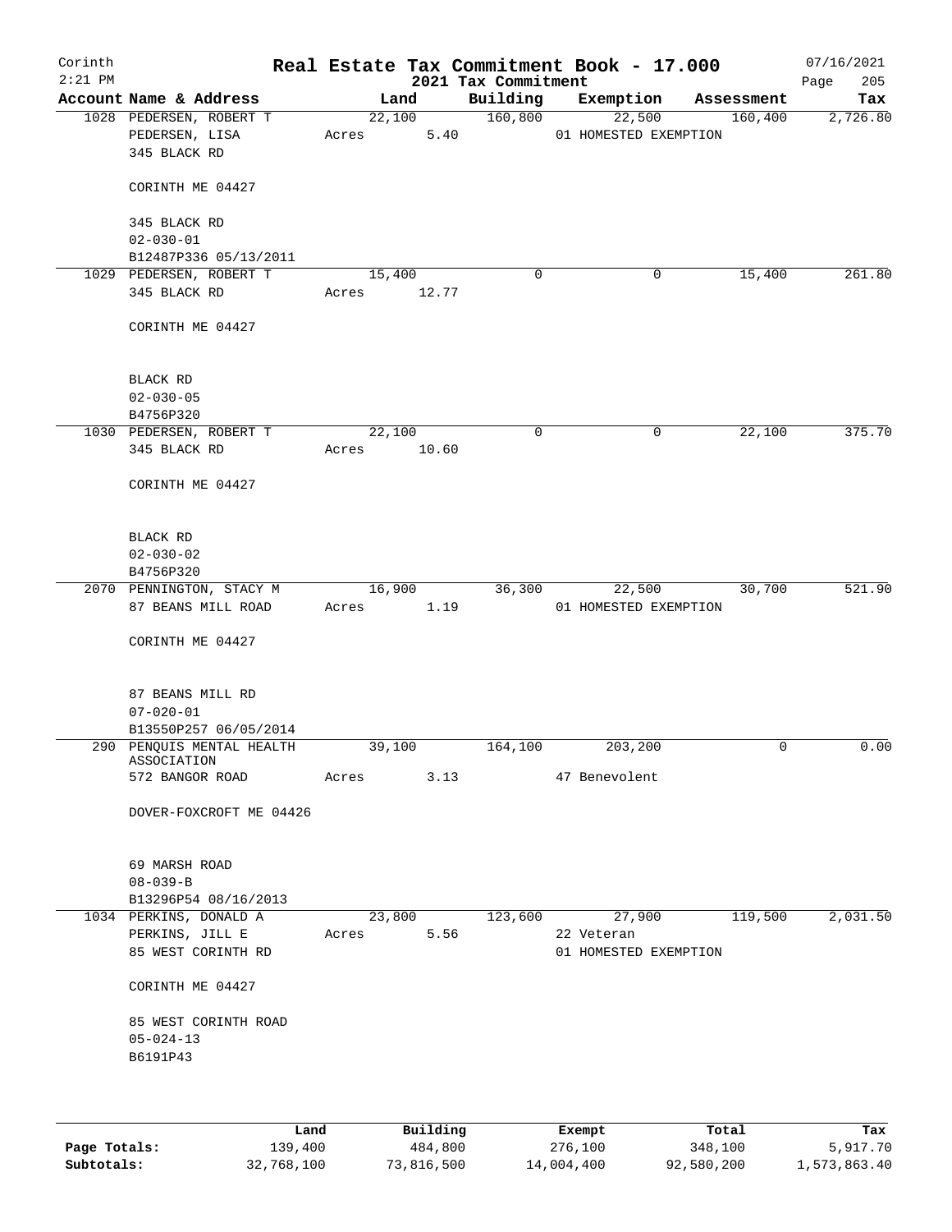Corinth
2:21 PM

# Real Estate Tax Commitment Book - 17.000

## 2021 Tax Commitment

07/16/2021

| Account Name & Address | Land | Building | Exemption | Assessment | Tax |
|---|---|---|---|---|---|
| 1028 PEDERSEN, ROBERT T<br>PEDERSEN, LISA<br>345 BLACK RD<br><br>CORINTH ME 04427<br><br>345 BLACK RD<br>02-030-01<br>B12487P336 05/13/2011 | 22,100<br>Acres 5.40 | 160,800 | 22,500<br>01 HOMESTED EXEMPTION | 160,400 | 2,726.80 |
| 1029 PEDERSEN, ROBERT T<br>345 BLACK RD<br><br>CORINTH ME 04427<br><br>BLACK RD<br>02-030-05<br>B4756P320 | 15,400<br>Acres 12.77 | 0 | 0 | 15,400 | 261.80 |
| 1030 PEDERSEN, ROBERT T<br>345 BLACK RD<br><br>CORINTH ME 04427<br><br>BLACK RD<br>02-030-02<br>B4756P320 | 22,100<br>Acres 10.60 | 0 | 0 | 22,100 | 375.70 |
| 2070 PENNINGTON, STACY M<br>87 BEANS MILL ROAD<br><br>CORINTH ME 04427<br><br>87 BEANS MILL RD<br>07-020-01<br>B13550P257 06/05/2014 | 16,900<br>Acres 1.19 | 36,300 | 22,500<br>01 HOMESTED EXEMPTION | 30,700 | 521.90 |
| 290 PENQUIS MENTAL HEALTH ASSOCIATION<br>572 BANGOR ROAD<br><br>DOVER-FOXCROFT ME 04426<br><br>69 MARSH ROAD<br>08-039-B<br>B13296P54 08/16/2013 | 39,100<br>Acres 3.13 | 164,100 | 203,200<br>47 Benevolent | 0 | 0.00 |
| 1034 PERKINS, DONALD A<br>PERKINS, JILL E<br>85 WEST CORINTH RD<br><br>CORINTH ME 04427<br><br>85 WEST CORINTH ROAD<br>05-024-13<br>B6191P43 | 23,800<br>Acres 5.56 | 123,600 | 27,900<br>22 Veteran<br>01 HOMESTED EXEMPTION | 119,500 | 2,031.50 |

| | Land | Building | Exempt | Total | Tax |
|---|---|---|---|---|---|
| Page Totals: | 139,400 | 484,800 | 276,100 | 348,100 | 5,917.70 |
| Subtotals: | 32,768,100 | 73,816,500 | 14,004,400 | 92,580,200 | 1,573,863.40 |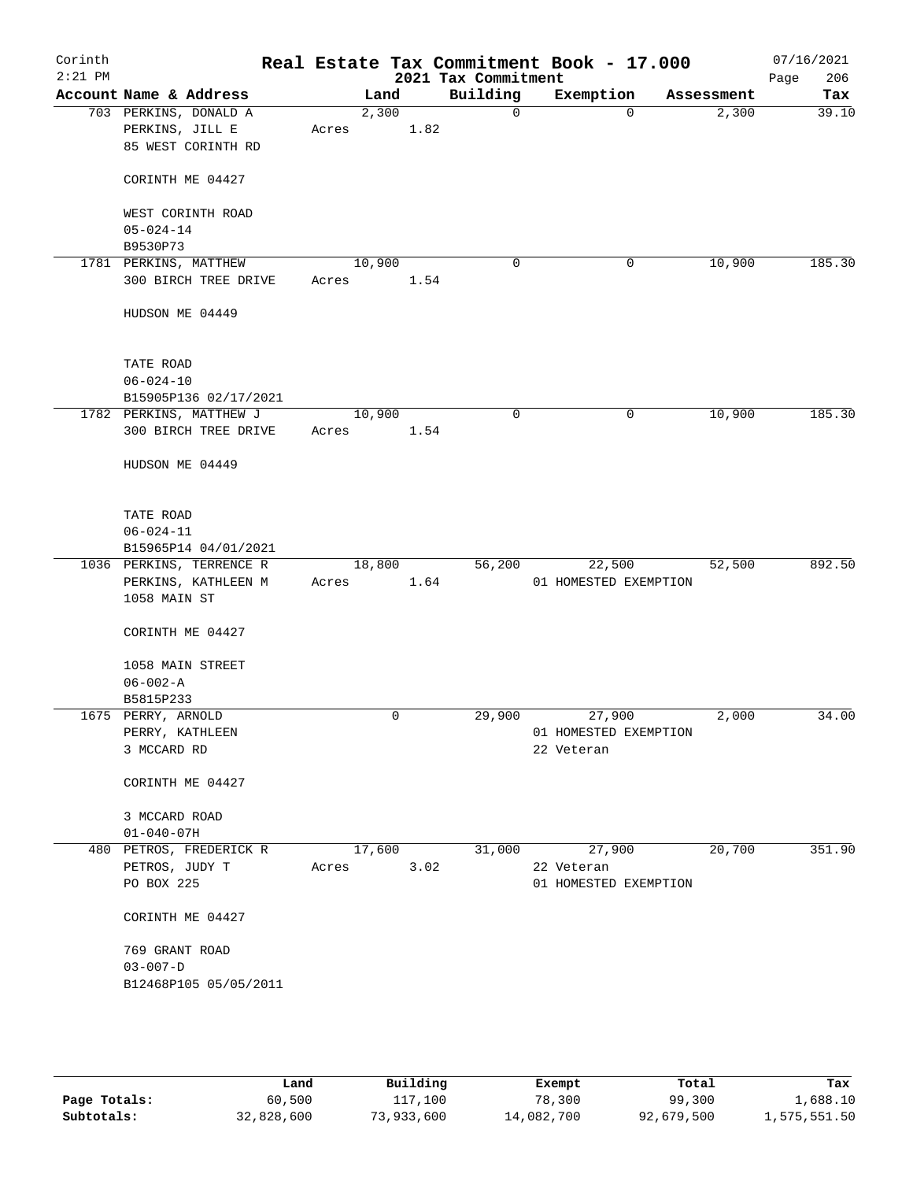Corinth
2:21 PM

# Real Estate Tax Commitment Book - 17.000

2021 Tax Commitment

07/16/2021

| Account Name & Address | Land | Building | Exemption | Assessment | Tax |
|---|---|---|---|---|---|
| 703 PERKINS, DONALD A<br>PERKINS, JILL E<br>85 WEST CORINTH RD<br><br>CORINTH ME 04427<br><br>WEST CORINTH ROAD<br>05-024-14<br>B9530P73 | 2,300<br>Acres 1.82 | 0 | 0 | 2,300 | 39.10 |
| 1781 PERKINS, MATTHEW<br>300 BIRCH TREE DRIVE<br><br>HUDSON ME 04449<br><br>TATE ROAD<br>06-024-10<br>B15905P136 02/17/2021 | 10,900<br>Acres 1.54 | 0 | 0 | 10,900 | 185.30 |
| 1782 PERKINS, MATTHEW J<br>300 BIRCH TREE DRIVE<br><br>HUDSON ME 04449<br><br>TATE ROAD<br>06-024-11<br>B15965P14 04/01/2021 | 10,900<br>Acres 1.54 | 0 | 0 | 10,900 | 185.30 |
| 1036 PERKINS, TERRENCE R<br>PERKINS, KATHLEEN M<br>1058 MAIN ST<br><br>CORINTH ME 04427<br><br>1058 MAIN STREET<br>06-002-A<br>B5815P233 | 18,800<br>Acres 1.64 | 56,200 | 22,500<br>01 HOMESTED EXEMPTION | 52,500 | 892.50 |
| 1675 PERRY, ARNOLD<br>PERRY, KATHLEEN<br>3 MCCARD RD<br><br>CORINTH ME 04427<br><br>3 MCCARD ROAD<br>01-040-07H | 0 | 29,900 | 27,900<br>01 HOMESTED EXEMPTION<br>22 Veteran | 2,000 | 34.00 |
| 480 PETROS, FREDERICK R<br>PETROS, JUDY T<br>PO BOX 225<br><br>CORINTH ME 04427<br><br>769 GRANT ROAD<br>03-007-D<br>B12468P105 05/05/2011 | 17,600<br>Acres 3.02 | 31,000 | 27,900<br>22 Veteran<br>01 HOMESTED EXEMPTION | 20,700 | 351.90 |

| | Land | Building | Exempt | Total | Tax |
|---|---|---|---|---|---|
| Page Totals: | 60,500 | 117,100 | 78,300 | 99,300 | 1,688.10 |
| Subtotals: | 32,828,600 | 73,933,600 | 14,082,700 | 92,679,500 | 1,575,551.50 |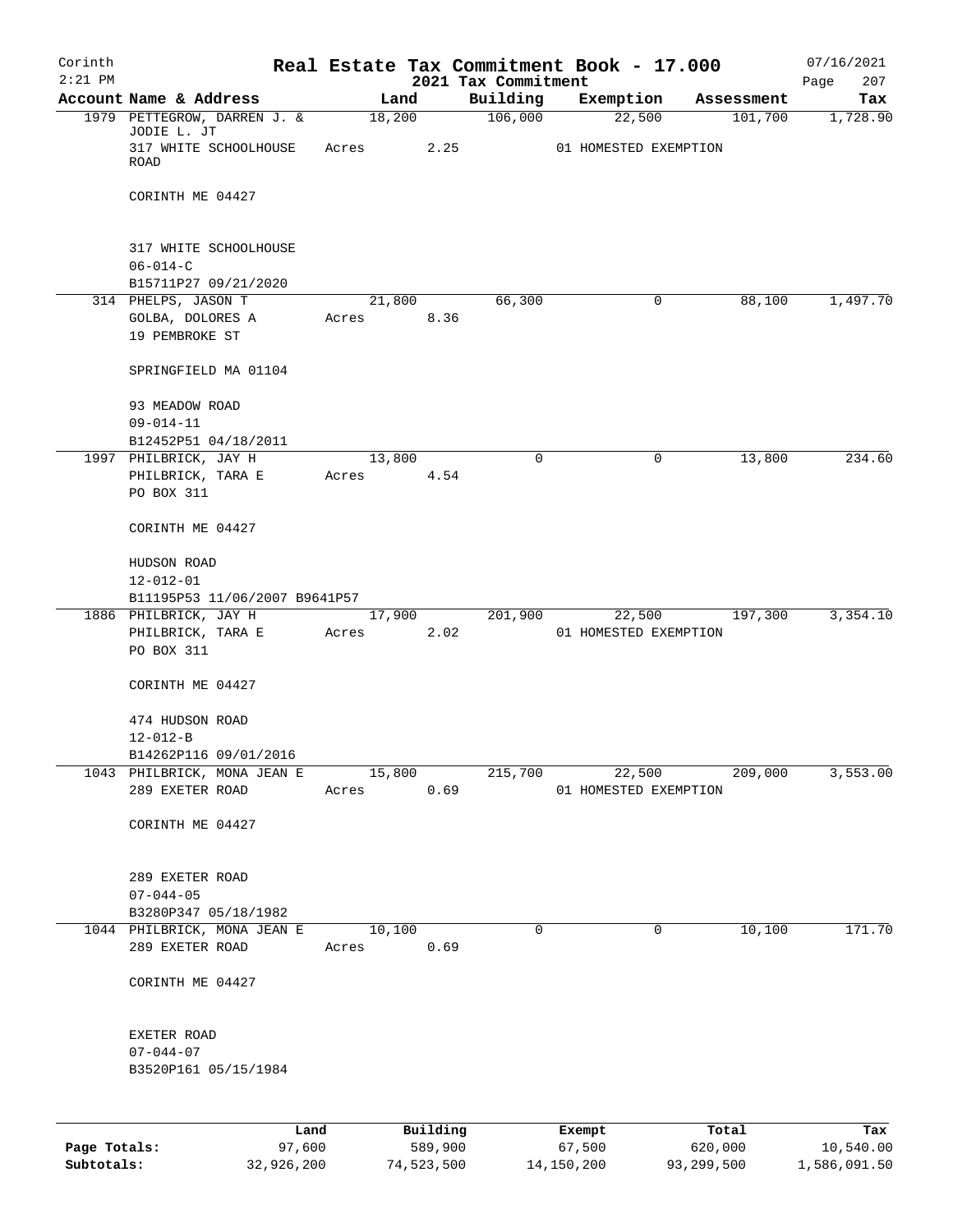Corinth 2:21 PM

# Real Estate Tax Commitment Book - 17.000

2021 Tax Commitment

07/16/2021

| Account | Name & Address | Land | Building | Exemption | Assessment | Tax |
|---|---|---|---|---|---|---|
| 1979 | PETTEGROW, DARREN J. & JODIE L. JT<br>317 WHITE SCHOOLHOUSE ROAD<br>CORINTH ME 04427<br>317 WHITE SCHOOLHOUSE<br>06-014-C<br>B15711P27 09/21/2020 | 18,200<br>Acres 2.25 | 106,000 | 22,500<br>01 HOMESTED EXEMPTION | 101,700 | 1,728.90 |
| 314 | PHELPS, JASON T<br>GOLBA, DOLORES A<br>19 PEMBROKE ST<br>SPRINGFIELD MA 01104<br>93 MEADOW ROAD<br>09-014-11<br>B12452P51 04/18/2011 | 21,800<br>Acres 8.36 | 66,300 | 0 | 88,100 | 1,497.70 |
| 1997 | PHILBRICK, JAY H<br>PHILBRICK, TARA E<br>PO BOX 311<br>CORINTH ME 04427<br>HUDSON ROAD<br>12-012-01<br>B11195P53 11/06/2007 B9641P57 | 13,800<br>Acres 4.54 | 0 | 0 | 13,800 | 234.60 |
| 1886 | PHILBRICK, JAY H<br>PHILBRICK, TARA E<br>PO BOX 311<br>CORINTH ME 04427<br>474 HUDSON ROAD<br>12-012-B<br>B14262P116 09/01/2016 | 17,900<br>Acres 2.02 | 201,900 | 22,500<br>01 HOMESTED EXEMPTION | 197,300 | 3,354.10 |
| 1043 | PHILBRICK, MONA JEAN E<br>289 EXETER ROAD<br>CORINTH ME 04427<br>289 EXETER ROAD<br>07-044-05<br>B3280P347 05/18/1982 | 15,800<br>Acres 0.69 | 215,700 | 22,500<br>01 HOMESTED EXEMPTION | 209,000 | 3,553.00 |
| 1044 | PHILBRICK, MONA JEAN E<br>289 EXETER ROAD<br>CORINTH ME 04427<br>EXETER ROAD<br>07-044-07<br>B3520P161 05/15/1984 | 10,100<br>Acres 0.69 | 0 | 0 | 10,100 | 171.70 |

| | Land | Building | Exempt | Total | Tax |
|---|---|---|---|---|---|
| Page Totals: | 97,600 | 589,900 | 67,500 | 620,000 | 10,540.00 |
| Subtotals: | 32,926,200 | 74,523,500 | 14,150,200 | 93,299,500 | 1,586,091.50 |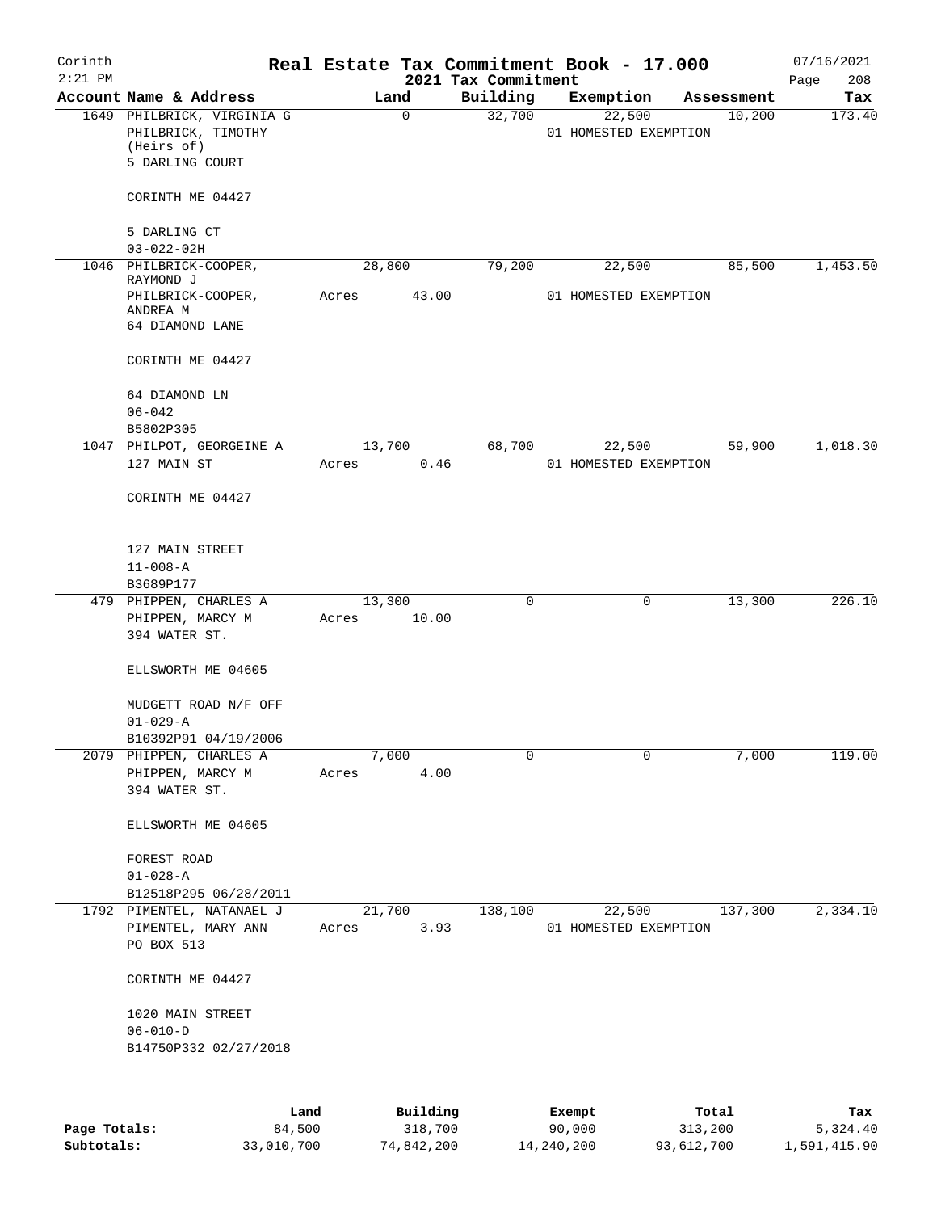Corinth
2:21 PM

# Real Estate Tax Commitment Book - 17.000

2021 Tax Commitment

07/16/2021

| Account | Name & Address | Land | Building | Exemption | Assessment | Tax |
|---|---|---|---|---|---|---|
| 1649 | PHILBRICK, VIRGINIA G<br>PHILBRICK, TIMOTHY<br>(Heirs of)<br>5 DARLING COURT<br><br>CORINTH ME 04427<br><br>5 DARLING CT<br>03-022-02H | 0 | 32,700 | 22,500<br>01 HOMESTED EXEMPTION | 10,200 | 173.40 |
| 1046 | PHILBRICK-COOPER, RAYMOND J<br>PHILBRICK-COOPER, ANDREA M<br>64 DIAMOND LANE<br><br>CORINTH ME 04427<br><br>64 DIAMOND LN<br>06-042<br>B5802P305 | 28,800<br>Acres 43.00 | 79,200 | 22,500<br>01 HOMESTED EXEMPTION | 85,500 | 1,453.50 |
| 1047 | PHILPOT, GEORGEINE A<br>127 MAIN ST<br><br>CORINTH ME 04427<br><br>127 MAIN STREET<br>11-008-A<br>B3689P177 | 13,700<br>Acres 0.46 | 68,700 | 22,500<br>01 HOMESTED EXEMPTION | 59,900 | 1,018.30 |
| 479 | PHIPPEN, CHARLES A<br>PHIPPEN, MARCY M<br>394 WATER ST.<br><br>ELLSWORTH ME 04605<br><br>MUDGETT ROAD N/F OFF<br>01-029-A<br>B10392P91 04/19/2006 | 13,300<br>Acres 10.00 | 0 | 0 | 13,300 | 226.10 |
| 2079 | PHIPPEN, CHARLES A<br>PHIPPEN, MARCY M<br>394 WATER ST.<br><br>ELLSWORTH ME 04605<br><br>FOREST ROAD<br>01-028-A<br>B12518P295 06/28/2011 | 7,000<br>Acres 4.00 | 0 | 0 | 7,000 | 119.00 |
| 1792 | PIMENTEL, NATANAEL J<br>PIMENTEL, MARY ANN<br>PO BOX 513<br><br>CORINTH ME 04427<br><br>1020 MAIN STREET<br>06-010-D<br>B14750P332 02/27/2018 | 21,700<br>Acres 3.93 | 138,100 | 22,500<br>01 HOMESTED EXEMPTION | 137,300 | 2,334.10 |

| | Land | Building | Exempt | Total | Tax |
|---|---|---|---|---|---|
| Page Totals: | 84,500 | 318,700 | 90,000 | 313,200 | 5,324.40 |
| Subtotals: | 33,010,700 | 74,842,200 | 14,240,200 | 93,612,700 | 1,591,415.90 |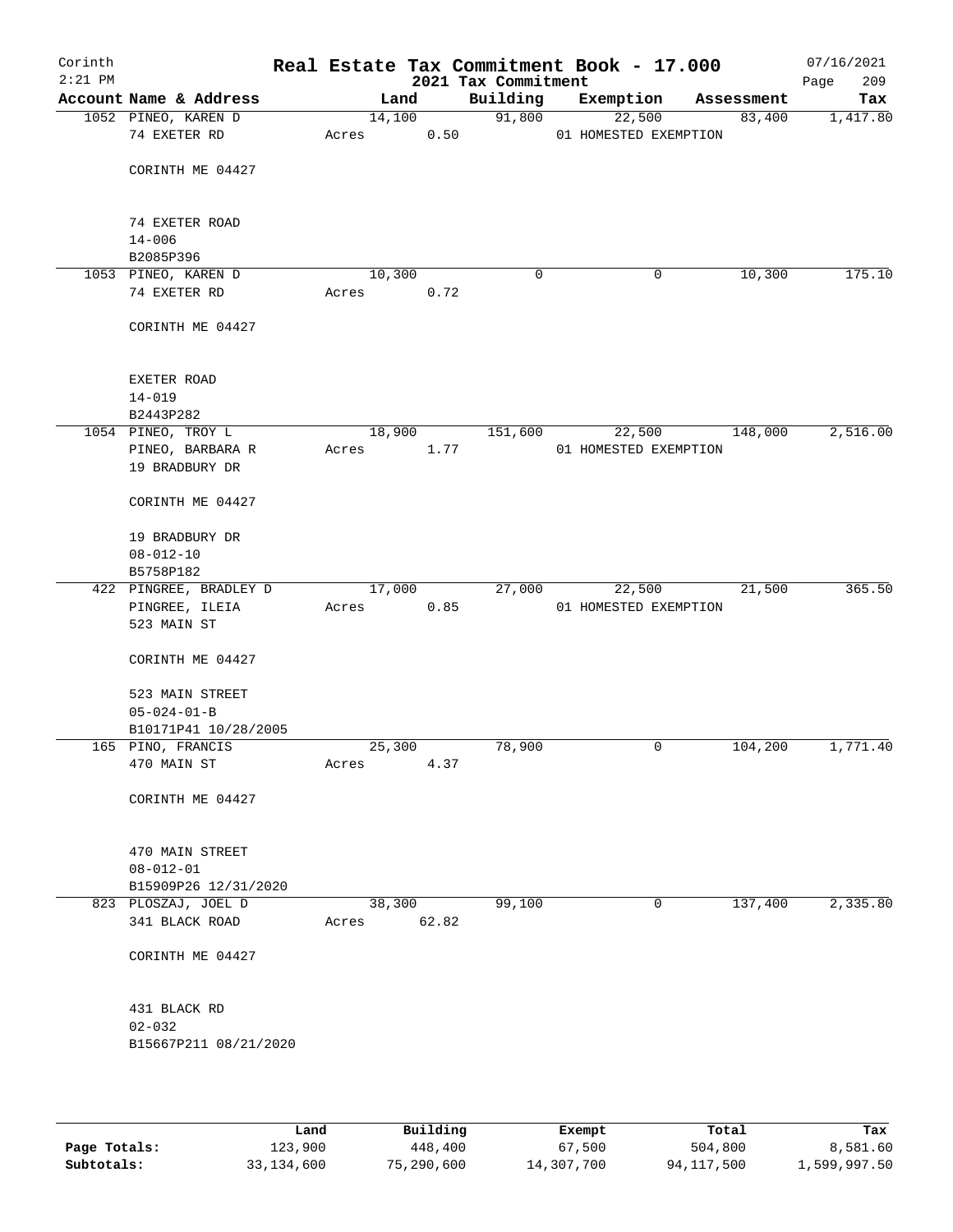# Real Estate Tax Commitment Book - 17.000

Corinth
2:21 PM

2021 Tax Commitment

07/16/2021

| Account Name & Address | Land | Building | Exemption | Assessment | Tax |
|---|---|---|---|---|---|
| 1052 PINEO, KAREN D<br>74 EXETER RD<br><br>CORINTH ME 04427<br><br>74 EXETER ROAD<br>14-006<br>B2085P396 | 14,100<br>Acres 0.50 | 91,800 | 22,500<br>01 HOMESTED EXEMPTION | 83,400 | 1,417.80 |
| 1053 PINEO, KAREN D<br>74 EXETER RD<br><br>CORINTH ME 04427<br><br>EXETER ROAD<br>14-019<br>B2443P282 | 10,300<br>Acres 0.72 | 0 | 0 | 10,300 | 175.10 |
| 1054 PINEO, TROY L<br>PINEO, BARBARA R<br>19 BRADBURY DR<br><br>CORINTH ME 04427<br><br>19 BRADBURY DR<br>08-012-10<br>B5758P182 | 18,900<br>Acres 1.77 | 151,600 | 22,500<br>01 HOMESTED EXEMPTION | 148,000 | 2,516.00 |
| 422 PINGREE, BRADLEY D<br>PINGREE, ILEIA<br>523 MAIN ST<br><br>CORINTH ME 04427<br><br>523 MAIN STREET<br>05-024-01-B<br>B10171P41 10/28/2005 | 17,000<br>Acres 0.85 | 27,000 | 22,500<br>01 HOMESTED EXEMPTION | 21,500 | 365.50 |
| 165 PINO, FRANCIS<br>470 MAIN ST<br><br>CORINTH ME 04427<br><br>470 MAIN STREET<br>08-012-01<br>B15909P26 12/31/2020 | 25,300<br>Acres 4.37 | 78,900 | 0 | 104,200 | 1,771.40 |
| 823 PLOSZAJ, JOEL D<br>341 BLACK ROAD<br><br>CORINTH ME 04427<br><br>431 BLACK RD<br>02-032<br>B15667P211 08/21/2020 | 38,300<br>Acres 62.82 | 99,100 | 0 | 137,400 | 2,335.80 |

| | Land | Building | Exempt | Total | Tax |
|---|---|---|---|---|---|
| Page Totals: | 123,900 | 448,400 | 67,500 | 504,800 | 8,581.60 |
| Subtotals: | 33,134,600 | 75,290,600 | 14,307,700 | 94,117,500 | 1,599,997.50 |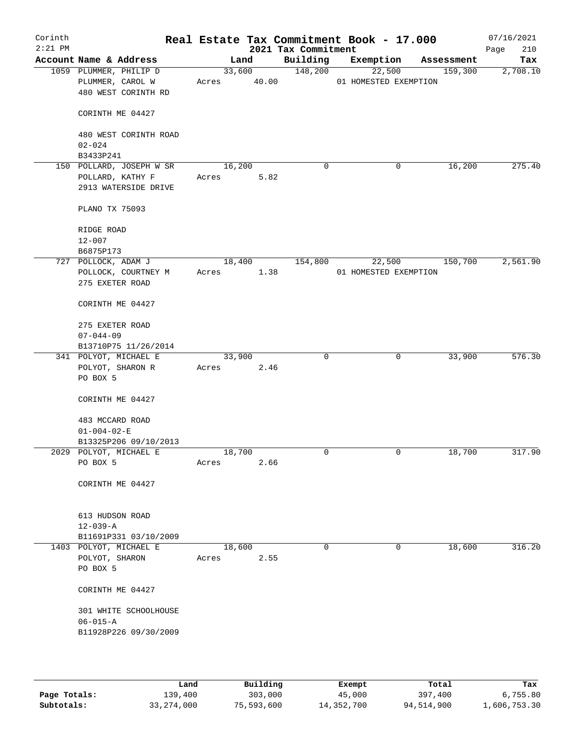# Corinth — Real Estate Tax Commitment Book - 17.000

2021 Tax Commitment — 2:21 PM — 07/16/2021

| Account Name & Address | Land | Building | Exemption | Assessment | Tax |
|---|---|---|---|---|---|
| 1059 PLUMMER, PHILIP D<br>PLUMMER, CAROL W<br>480 WEST CORINTH RD<br><br>CORINTH ME 04427<br><br>480 WEST CORINTH ROAD<br>02-024<br>B3433P241 | 33,600<br>Acres 40.00 | 148,200 | 22,500<br>01 HOMESTED EXEMPTION | 159,300 | 2,708.10 |
| 150 POLLARD, JOSEPH W SR<br>POLLARD, KATHY F<br>2913 WATERSIDE DRIVE<br><br>PLANO TX 75093<br><br>RIDGE ROAD<br>12-007<br>B6875P173 | 16,200<br>Acres 5.82 | 0 | 0 | 16,200 | 275.40 |
| 727 POLLOCK, ADAM J<br>POLLOCK, COURTNEY M<br>275 EXETER ROAD<br><br>CORINTH ME 04427<br><br>275 EXETER ROAD<br>07-044-09<br>B13710P75 11/26/2014 | 18,400<br>Acres 1.38 | 154,800 | 22,500<br>01 HOMESTED EXEMPTION | 150,700 | 2,561.90 |
| 341 POLYOT, MICHAEL E<br>POLYOT, SHARON R<br>PO BOX 5<br><br>CORINTH ME 04427<br><br>483 MCCARD ROAD<br>01-004-02-E<br>B13325P206 09/10/2013 | 33,900<br>Acres 2.46 | 0 | 0 | 33,900 | 576.30 |
| 2029 POLYOT, MICHAEL E<br>PO BOX 5<br><br>CORINTH ME 04427<br><br>613 HUDSON ROAD<br>12-039-A<br>B11691P331 03/10/2009 | 18,700<br>Acres 2.66 | 0 | 0 | 18,700 | 317.90 |
| 1403 POLYOT, MICHAEL E<br>POLYOT, SHARON<br>PO BOX 5<br><br>CORINTH ME 04427<br><br>301 WHITE SCHOOLHOUSE<br>06-015-A<br>B11928P226 09/30/2009 | 18,600<br>Acres 2.55 | 0 | 0 | 18,600 | 316.20 |

| | Land | Building | Exempt | Total | Tax |
|---|---|---|---|---|---|
| Page Totals: | 139,400 | 303,000 | 45,000 | 397,400 | 6,755.80 |
| Subtotals: | 33,274,000 | 75,593,600 | 14,352,700 | 94,514,900 | 1,606,753.30 |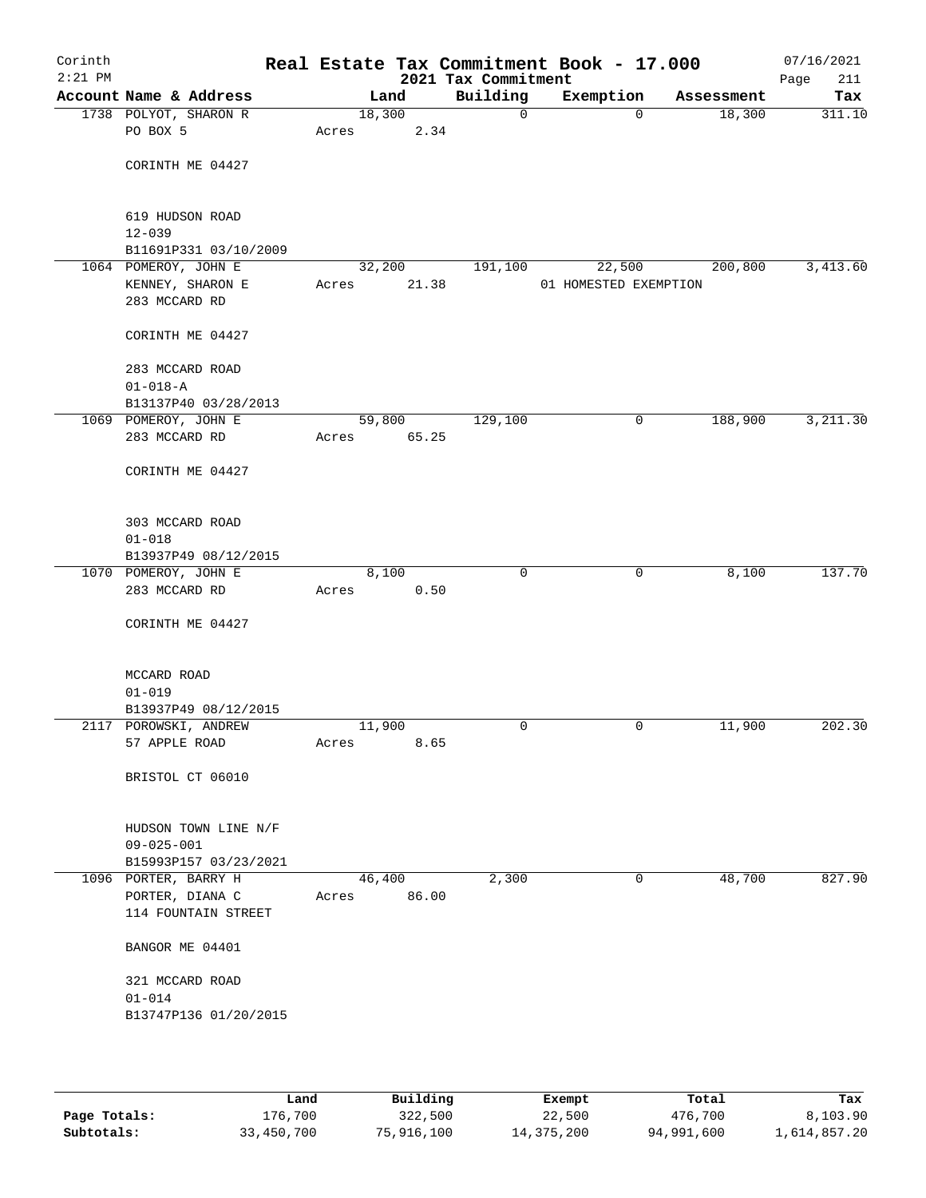Corinth
2:21 PM

# Real Estate Tax Commitment Book - 17.000

2021 Tax Commitment

07/16/2021

| Account | Name & Address | Land | Building | Exemption | Assessment | Tax |
|---|---|---|---|---|---|---|
| 1738 | POLYOT, SHARON R<br>PO BOX 5<br><br>CORINTH ME 04427<br><br>619 HUDSON ROAD<br>12-039<br>B11691P331 03/10/2009 | 18,300<br>Acres 2.34 | 0 | 0 | 18,300 | 311.10 |
| 1064 | POMEROY, JOHN E<br>KENNEY, SHARON E<br>283 MCCARD RD<br><br>CORINTH ME 04427<br><br>283 MCCARD ROAD<br>01-018-A<br>B13137P40 03/28/2013 | 32,200<br>Acres 21.38 | 191,100 | 22,500<br>01 HOMESTED EXEMPTION | 200,800 | 3,413.60 |
| 1069 | POMEROY, JOHN E<br>283 MCCARD RD<br><br>CORINTH ME 04427<br><br>303 MCCARD ROAD<br>01-018<br>B13937P49 08/12/2015 | 59,800<br>Acres 65.25 | 129,100 | 0 | 188,900 | 3,211.30 |
| 1070 | POMEROY, JOHN E<br>283 MCCARD RD<br><br>CORINTH ME 04427<br><br>MCCARD ROAD<br>01-019<br>B13937P49 08/12/2015 | 8,100<br>Acres 0.50 | 0 | 0 | 8,100 | 137.70 |
| 2117 | POROWSKI, ANDREW<br>57 APPLE ROAD<br><br>BRISTOL CT 06010<br><br>HUDSON TOWN LINE N/F<br>09-025-001<br>B15993P157 03/23/2021 | 11,900<br>Acres 8.65 | 0 | 0 | 11,900 | 202.30 |
| 1096 | PORTER, BARRY H<br>PORTER, DIANA C<br>114 FOUNTAIN STREET<br><br>BANGOR ME 04401<br><br>321 MCCARD ROAD<br>01-014<br>B13747P136 01/20/2015 | 46,400<br>Acres 86.00 | 2,300 | 0 | 48,700 | 827.90 |

|  | Land | Building | Exempt | Total | Tax |
|---|---|---|---|---|---|
| Page Totals: | 176,700 | 322,500 | 22,500 | 476,700 | 8,103.90 |
| Subtotals: | 33,450,700 | 75,916,100 | 14,375,200 | 94,991,600 | 1,614,857.20 |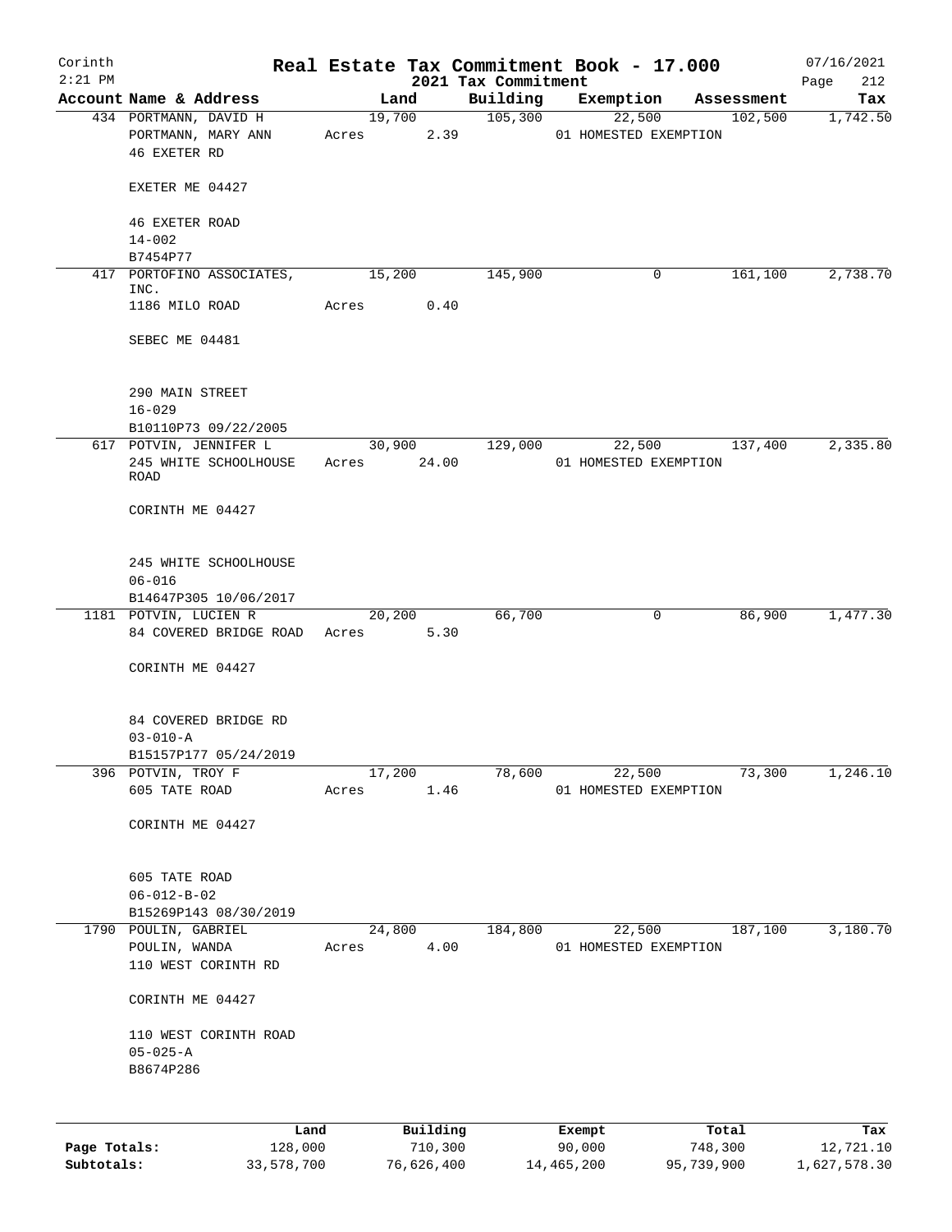# Real Estate Tax Commitment Book - 17.000

Corinth 2:21 PM — 2021 Tax Commitment — 07/16/2021

| Account Name & Address | Land | Building | Exemption | Assessment | Tax |
|---|---|---|---|---|---|
| 434 PORTMANN, DAVID H<br>PORTMANN, MARY ANN<br>46 EXETER RD<br><br>EXETER ME 04427<br><br>46 EXETER ROAD<br>14-002<br>B7454P77 | 19,700<br>Acres 2.39 | 105,300 | 22,500<br>01 HOMESTED EXEMPTION | 102,500 | 1,742.50 |
| 417 PORTOFINO ASSOCIATES, INC.<br>1186 MILO ROAD<br><br>SEBEC ME 04481<br><br>290 MAIN STREET<br>16-029<br>B10110P73 09/22/2005 | 15,200<br>Acres 0.40 | 145,900 | 0 | 161,100 | 2,738.70 |
| 617 POTVIN, JENNIFER L<br>245 WHITE SCHOOLHOUSE ROAD<br><br>CORINTH ME 04427<br><br>245 WHITE SCHOOLHOUSE<br>06-016<br>B14647P305 10/06/2017 | 30,900<br>Acres 24.00 | 129,000 | 22,500<br>01 HOMESTED EXEMPTION | 137,400 | 2,335.80 |
| 1181 POTVIN, LUCIEN R<br>84 COVERED BRIDGE ROAD<br><br>CORINTH ME 04427<br><br>84 COVERED BRIDGE RD<br>03-010-A<br>B15157P177 05/24/2019 | 20,200<br>Acres 5.30 | 66,700 | 0 | 86,900 | 1,477.30 |
| 396 POTVIN, TROY F<br>605 TATE ROAD<br><br>CORINTH ME 04427<br><br>605 TATE ROAD<br>06-012-B-02<br>B15269P143 08/30/2019 | 17,200<br>Acres 1.46 | 78,600 | 22,500<br>01 HOMESTED EXEMPTION | 73,300 | 1,246.10 |
| 1790 POULIN, GABRIEL<br>POULIN, WANDA<br>110 WEST CORINTH RD<br><br>CORINTH ME 04427<br><br>110 WEST CORINTH ROAD<br>05-025-A<br>B8674P286 | 24,800<br>Acres 4.00 | 184,800 | 22,500<br>01 HOMESTED EXEMPTION | 187,100 | 3,180.70 |

| | Land | Building | Exempt | Total | Tax |
|---|---|---|---|---|---|
| Page Totals: | 128,000 | 710,300 | 90,000 | 748,300 | 12,721.10 |
| Subtotals: | 33,578,700 | 76,626,400 | 14,465,200 | 95,739,900 | 1,627,578.30 |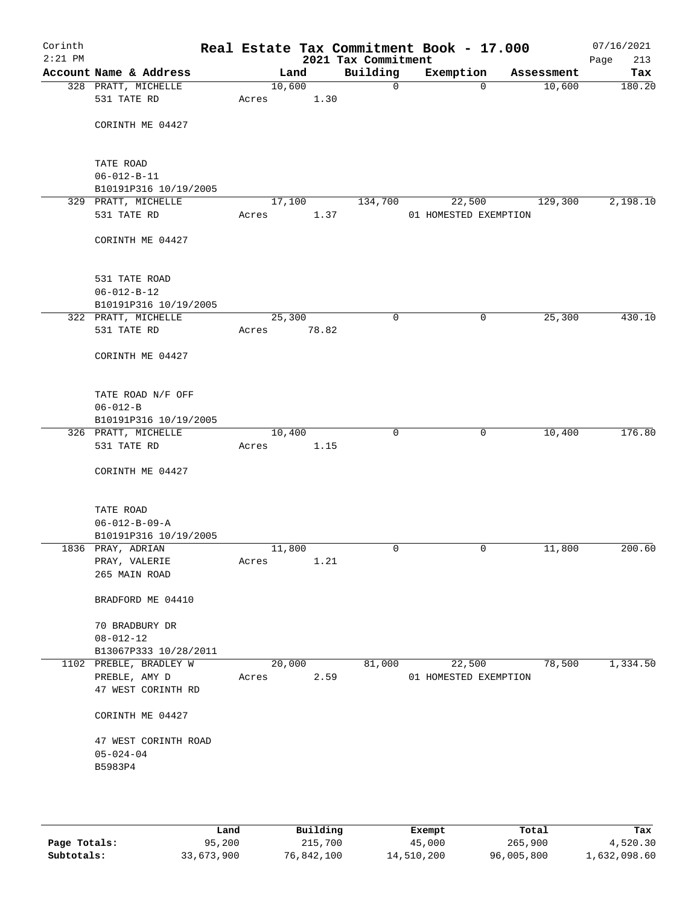# Real Estate Tax Commitment Book - 17.000

Corinth
2:21 PM

2021 Tax Commitment

07/16/2021

| Account Name & Address | Land | Building | Exemption | Assessment | Tax |
|---|---|---|---|---|---|
| 328 PRATT, MICHELLE<br>531 TATE RD<br><br>CORINTH ME 04427<br><br>TATE ROAD<br>06-012-B-11<br>B10191P316 10/19/2005 | 10,600<br>Acres 1.30 | 0 | 0 | 10,600 | 180.20 |
| 329 PRATT, MICHELLE<br>531 TATE RD<br><br>CORINTH ME 04427<br><br>531 TATE ROAD<br>06-012-B-12<br>B10191P316 10/19/2005 | 17,100<br>Acres 1.37 | 134,700 | 22,500<br>01 HOMESTED EXEMPTION | 129,300 | 2,198.10 |
| 322 PRATT, MICHELLE<br>531 TATE RD<br><br>CORINTH ME 04427<br><br>TATE ROAD N/F OFF<br>06-012-B<br>B10191P316 10/19/2005 | 25,300<br>Acres 78.82 | 0 | 0 | 25,300 | 430.10 |
| 326 PRATT, MICHELLE<br>531 TATE RD<br><br>CORINTH ME 04427<br><br>TATE ROAD<br>06-012-B-09-A<br>B10191P316 10/19/2005 | 10,400<br>Acres 1.15 | 0 | 0 | 10,400 | 176.80 |
| 1836 PRAY, ADRIAN<br>PRAY, VALERIE<br>265 MAIN ROAD<br><br>BRADFORD ME 04410<br><br>70 BRADBURY DR<br>08-012-12<br>B13067P333 10/28/2011 | 11,800<br>Acres 1.21 | 0 | 0 | 11,800 | 200.60 |
| 1102 PREBLE, BRADLEY W<br>PREBLE, AMY D<br>47 WEST CORINTH RD<br><br>CORINTH ME 04427<br><br>47 WEST CORINTH ROAD<br>05-024-04<br>B5983P4 | 20,000<br>Acres 2.59 | 81,000 | 22,500<br>01 HOMESTED EXEMPTION | 78,500 | 1,334.50 |

| | Land | Building | Exempt | Total | Tax |
|---|---|---|---|---|---|
| Page Totals: | 95,200 | 215,700 | 45,000 | 265,900 | 4,520.30 |
| Subtotals: | 33,673,900 | 76,842,100 | 14,510,200 | 96,005,800 | 1,632,098.60 |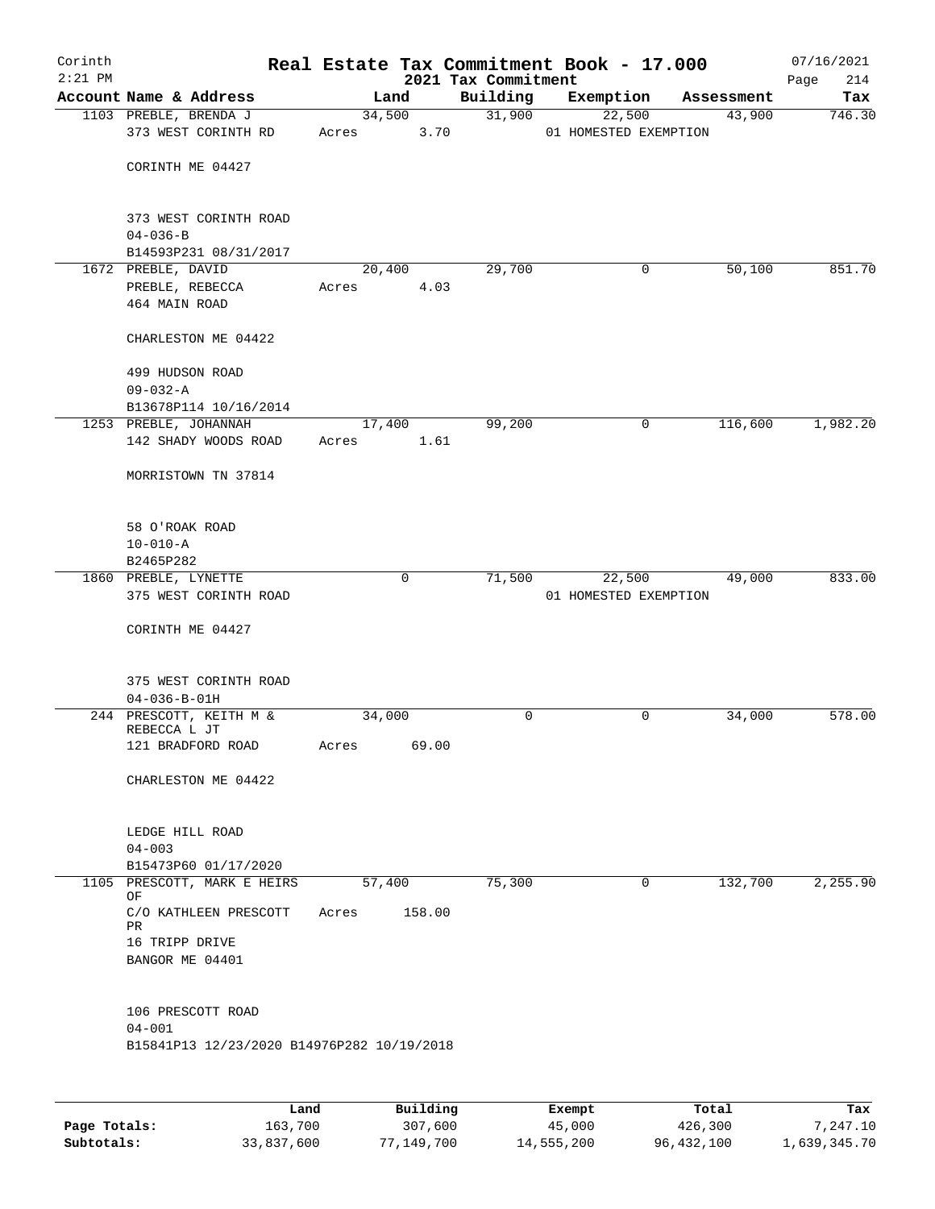Corinth 2:21 PM

# Real Estate Tax Commitment Book - 17.000

07/16/2021

2021 Tax Commitment

| Account Name & Address | Land | Building | Exemption | Assessment | Tax |
|---|---|---|---|---|---|
| 1103 PREBLE, BRENDA J<br>373 WEST CORINTH RD<br><br>CORINTH ME 04427<br><br>373 WEST CORINTH ROAD<br>04-036-B<br>B14593P231 08/31/2017 | 34,500<br>Acres 3.70 | 31,900 | 22,500<br>01 HOMESTED EXEMPTION | 43,900 | 746.30 |
| 1672 PREBLE, DAVID<br>PREBLE, REBECCA<br>464 MAIN ROAD<br><br>CHARLESTON ME 04422<br><br>499 HUDSON ROAD<br>09-032-A<br>B13678P114 10/16/2014 | 20,400<br>Acres 4.03 | 29,700 | 0 | 50,100 | 851.70 |
| 1253 PREBLE, JOHANNAH<br>142 SHADY WOODS ROAD<br><br>MORRISTOWN TN 37814<br><br>58 O'ROAK ROAD<br>10-010-A<br>B2465P282 | 17,400<br>Acres 1.61 | 99,200 | 0 | 116,600 | 1,982.20 |
| 1860 PREBLE, LYNETTE<br>375 WEST CORINTH ROAD<br><br>CORINTH ME 04427<br><br>375 WEST CORINTH ROAD<br>04-036-B-01H | 0 | 71,500 | 22,500<br>01 HOMESTED EXEMPTION | 49,000 | 833.00 |
| 244 PRESCOTT, KEITH M &<br>REBECCA L JT<br>121 BRADFORD ROAD<br><br>CHARLESTON ME 04422<br><br>LEDGE HILL ROAD<br>04-003<br>B15473P60 01/17/2020 | 34,000<br>Acres 69.00 | 0 | 0 | 34,000 | 578.00 |
| 1105 PRESCOTT, MARK E HEIRS OF<br>C/O KATHLEEN PRESCOTT PR<br>16 TRIPP DRIVE<br>BANGOR ME 04401<br><br>106 PRESCOTT ROAD<br>04-001<br>B15841P13 12/23/2020 B14976P282 10/19/2018 | 57,400<br>Acres 158.00 | 75,300 | 0 | 132,700 | 2,255.90 |

| | Land | Building | Exempt | Total | Tax |
|---|---|---|---|---|---|
| Page Totals: | 163,700 | 307,600 | 45,000 | 426,300 | 7,247.10 |
| Subtotals: | 33,837,600 | 77,149,700 | 14,555,200 | 96,432,100 | 1,639,345.70 |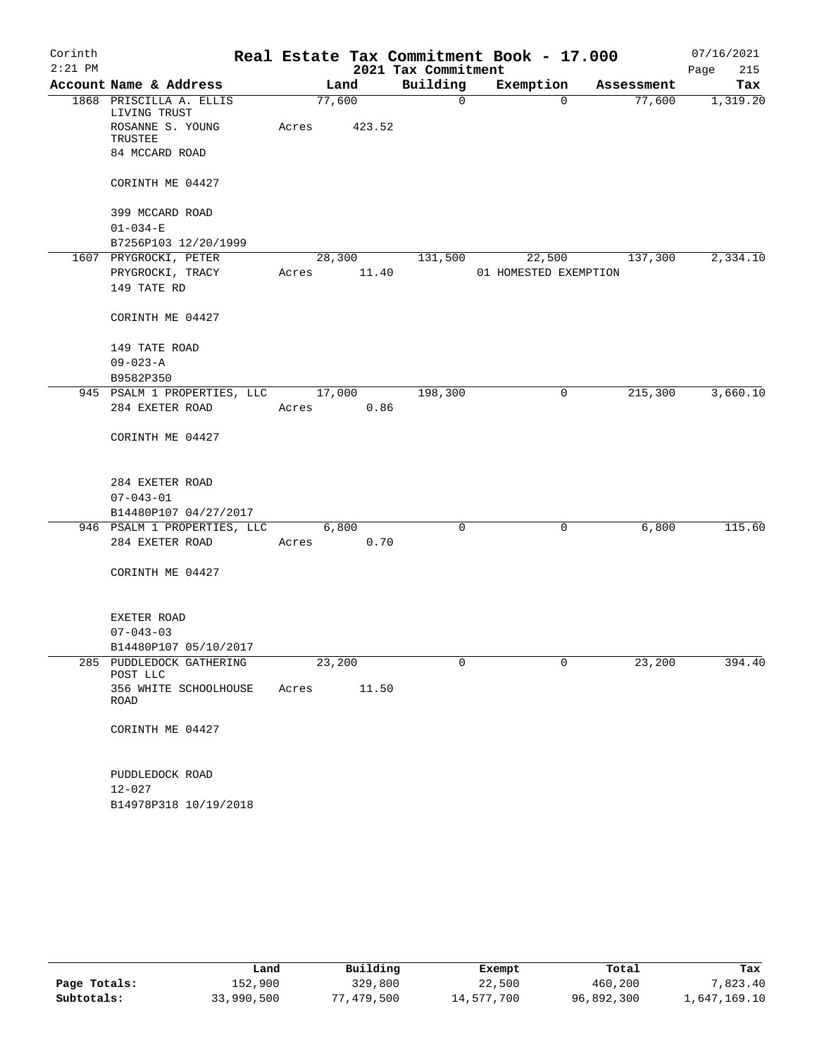# Real Estate Tax Commitment Book - 17.000

Corinth
2:21 PM

2021 Tax Commitment

07/16/2021

| Account Name & Address | Land | Building | Exemption | Assessment | Tax |
|---|---|---|---|---|---|
| 1868 PRISCILLA A. ELLIS LIVING TRUST<br>ROSANNE S. YOUNG TRUSTEE<br>84 MCCARD ROAD<br><br>CORINTH ME 04427<br><br>399 MCCARD ROAD<br>01-034-E<br>B7256P103 12/20/1999 | 77,600<br>Acres 423.52 | 0 | 0 | 77,600 | 1,319.20 |
| 1607 PRYGROCKI, PETER<br>PRYGROCKI, TRACY<br>149 TATE RD<br><br>CORINTH ME 04427<br><br>149 TATE ROAD<br>09-023-A<br>B9582P350 | 28,300<br>Acres 11.40 | 131,500 | 22,500<br>01 HOMESTED EXEMPTION | 137,300 | 2,334.10 |
| 945 PSALM 1 PROPERTIES, LLC<br>284 EXETER ROAD<br><br>CORINTH ME 04427<br><br>284 EXETER ROAD<br>07-043-01<br>B14480P107 04/27/2017 | 17,000<br>Acres 0.86 | 198,300 | 0 | 215,300 | 3,660.10 |
| 946 PSALM 1 PROPERTIES, LLC<br>284 EXETER ROAD<br><br>CORINTH ME 04427<br><br>EXETER ROAD<br>07-043-03<br>B14480P107 05/10/2017 | 6,800<br>Acres 0.70 | 0 | 0 | 6,800 | 115.60 |
| 285 PUDDLEDOCK GATHERING POST LLC<br>356 WHITE SCHOOLHOUSE ROAD<br><br>CORINTH ME 04427<br><br>PUDDLEDOCK ROAD<br>12-027<br>B14978P318 10/19/2018 | 23,200<br>Acres 11.50 | 0 | 0 | 23,200 | 394.40 |

| | Land | Building | Exempt | Total | Tax |
|---|---|---|---|---|---|
| Page Totals: | 152,900 | 329,800 | 22,500 | 460,200 | 7,823.40 |
| Subtotals: | 33,990,500 | 77,479,500 | 14,577,700 | 96,892,300 | 1,647,169.10 |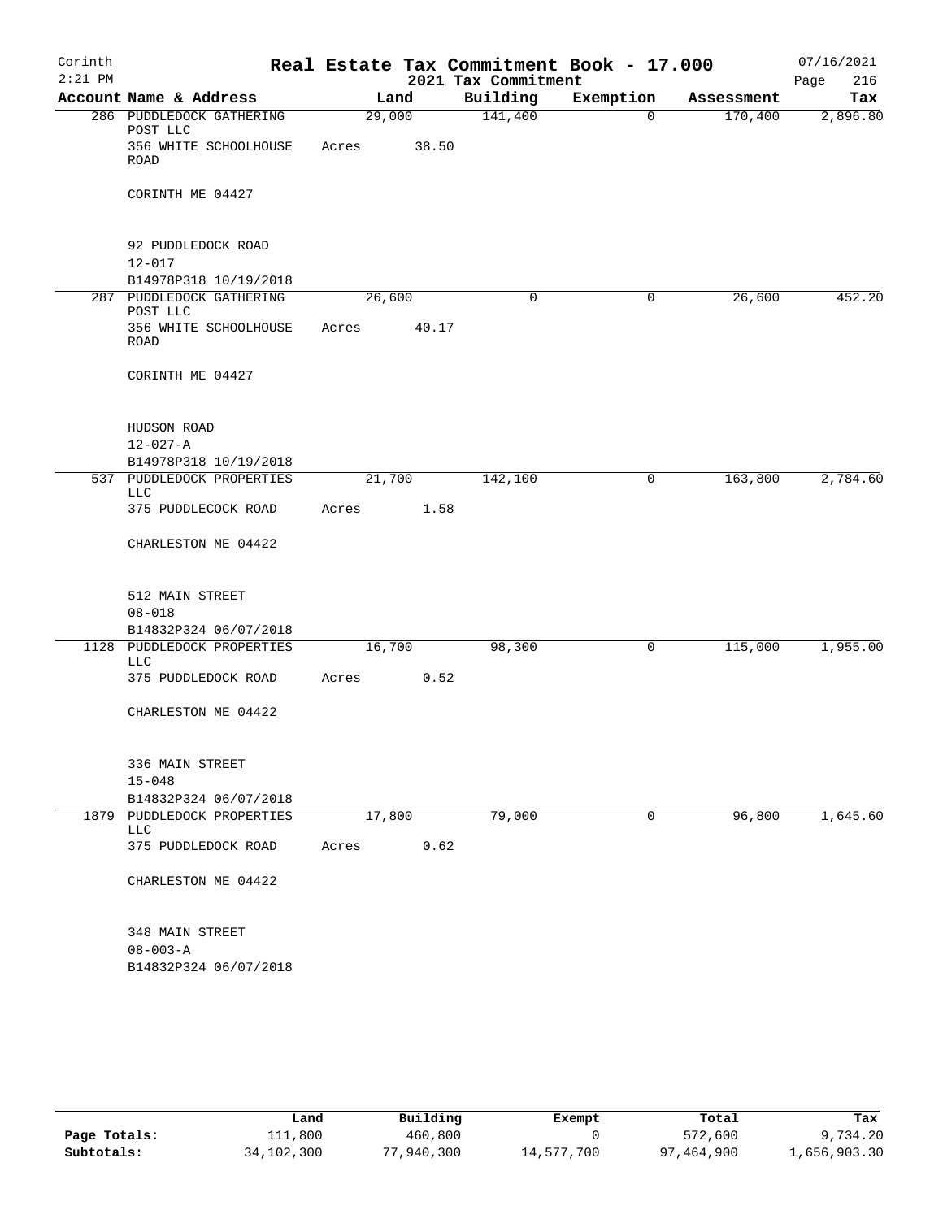# Real Estate Tax Commitment Book - 17.000

Corinth 2:21 PM — 2021 Tax Commitment — 07/16/2021

| Account | Name & Address | Land | Building | Exemption | Assessment | Tax |
|---|---|---|---|---|---|---|
| 286 | PUDDLEDOCK GATHERING POST LLC<br>356 WHITE SCHOOLHOUSE ROAD<br>CORINTH ME 04427<br><br>92 PUDDLEDOCK ROAD<br>12-017<br>B14978P318 10/19/2018 | 29,000<br>Acres 38.50 | 141,400 | 0 | 170,400 | 2,896.80 |
| 287 | PUDDLEDOCK GATHERING POST LLC<br>356 WHITE SCHOOLHOUSE ROAD<br>CORINTH ME 04427<br><br>HUDSON ROAD<br>12-027-A<br>B14978P318 10/19/2018 | 26,600<br>Acres 40.17 | 0 | 0 | 26,600 | 452.20 |
| 537 | PUDDLEDOCK PROPERTIES LLC<br>375 PUDDLECOCK ROAD<br>CHARLESTON ME 04422<br><br>512 MAIN STREET<br>08-018<br>B14832P324 06/07/2018 | 21,700<br>Acres 1.58 | 142,100 | 0 | 163,800 | 2,784.60 |
| 1128 | PUDDLEDOCK PROPERTIES LLC<br>375 PUDDLEDOCK ROAD<br>CHARLESTON ME 04422<br><br>336 MAIN STREET<br>15-048<br>B14832P324 06/07/2018 | 16,700<br>Acres 0.52 | 98,300 | 0 | 115,000 | 1,955.00 |
| 1879 | PUDDLEDOCK PROPERTIES LLC<br>375 PUDDLEDOCK ROAD<br>CHARLESTON ME 04422<br><br>348 MAIN STREET<br>08-003-A<br>B14832P324 06/07/2018 | 17,800<br>Acres 0.62 | 79,000 | 0 | 96,800 | 1,645.60 |

| | Land | Building | Exempt | Total | Tax |
|---|---|---|---|---|---|
| Page Totals: | 111,800 | 460,800 | 0 | 572,600 | 9,734.20 |
| Subtotals: | 34,102,300 | 77,940,300 | 14,577,700 | 97,464,900 | 1,656,903.30 |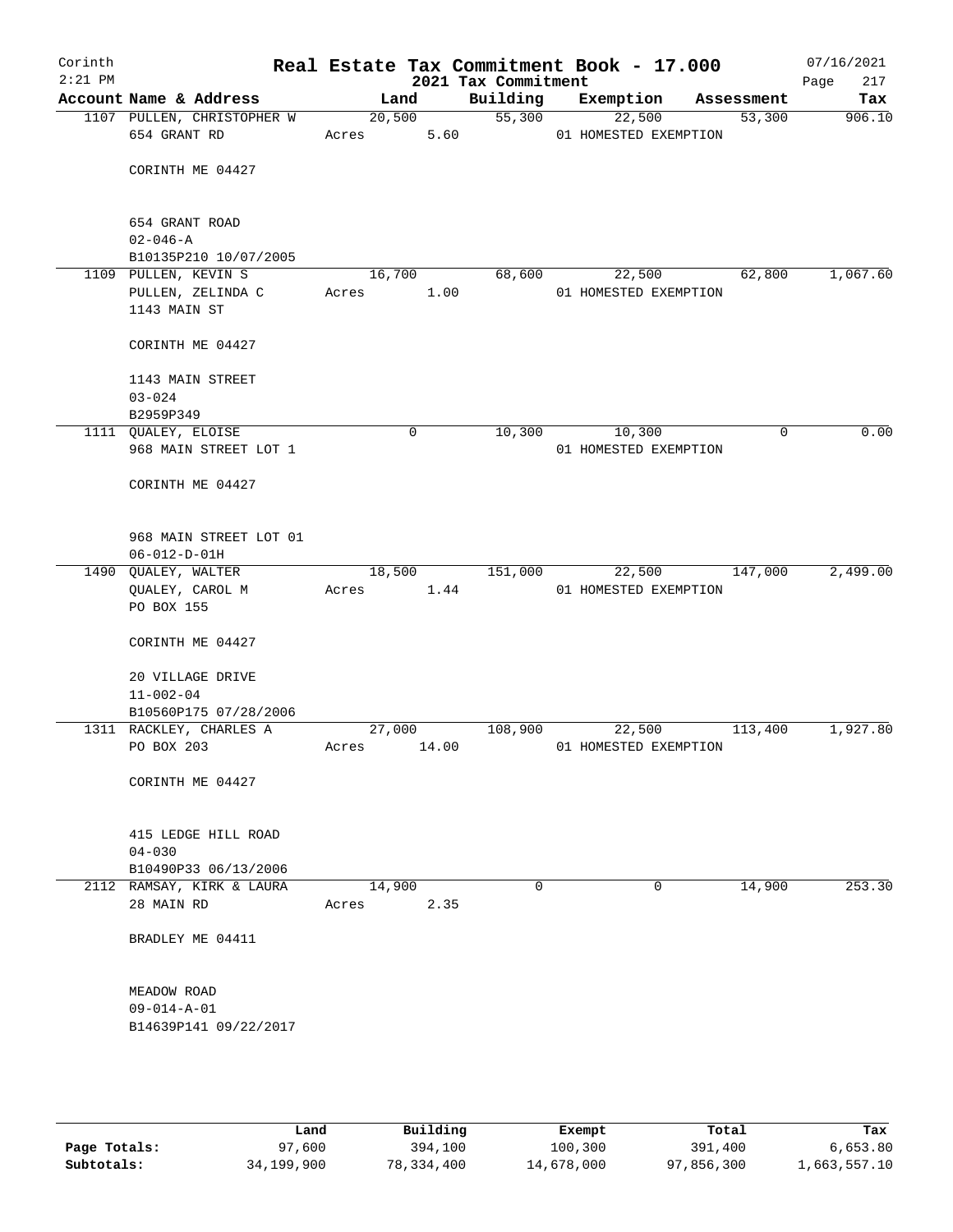Corinth
2:21 PM

# Real Estate Tax Commitment Book - 17.000

2021 Tax Commitment

07/16/2021

| Account Name & Address | Land | Building | Exemption | Assessment | Tax |
|---|---|---|---|---|---|
| 1107 PULLEN, CHRISTOPHER W<br>654 GRANT RD<br><br>CORINTH ME 04427<br><br>654 GRANT ROAD<br>02-046-A<br>B10135P210 10/07/2005 | 20,500<br>Acres 5.60 | 55,300 | 22,500<br>01 HOMESTED EXEMPTION | 53,300 | 906.10 |
| 1109 PULLEN, KEVIN S<br>PULLEN, ZELINDA C<br>1143 MAIN ST<br><br>CORINTH ME 04427<br><br>1143 MAIN STREET<br>03-024<br>B2959P349 | 16,700<br>Acres 1.00 | 68,600 | 22,500<br>01 HOMESTED EXEMPTION | 62,800 | 1,067.60 |
| 1111 QUALEY, ELOISE<br>968 MAIN STREET LOT 1<br><br>CORINTH ME 04427<br><br>968 MAIN STREET LOT 01<br>06-012-D-01H | 0 | 10,300 | 10,300<br>01 HOMESTED EXEMPTION | 0 | 0.00 |
| 1490 QUALEY, WALTER<br>QUALEY, CAROL M<br>PO BOX 155<br><br>CORINTH ME 04427<br><br>20 VILLAGE DRIVE<br>11-002-04<br>B10560P175 07/28/2006 | 18,500<br>Acres 1.44 | 151,000 | 22,500<br>01 HOMESTED EXEMPTION | 147,000 | 2,499.00 |
| 1311 RACKLEY, CHARLES A<br>PO BOX 203<br><br>CORINTH ME 04427<br><br>415 LEDGE HILL ROAD<br>04-030<br>B10490P33 06/13/2006 | 27,000<br>Acres 14.00 | 108,900 | 22,500<br>01 HOMESTED EXEMPTION | 113,400 | 1,927.80 |
| 2112 RAMSAY, KIRK & LAURA<br>28 MAIN RD<br><br>BRADLEY ME 04411<br><br>MEADOW ROAD<br>09-014-A-01<br>B14639P141 09/22/2017 | 14,900<br>Acres 2.35 | 0 | 0 | 14,900 | 253.30 |

| | Land | Building | Exempt | Total | Tax |
|---|---|---|---|---|---|
| Page Totals: | 97,600 | 394,100 | 100,300 | 391,400 | 6,653.80 |
| Subtotals: | 34,199,900 | 78,334,400 | 14,678,000 | 97,856,300 | 1,663,557.10 |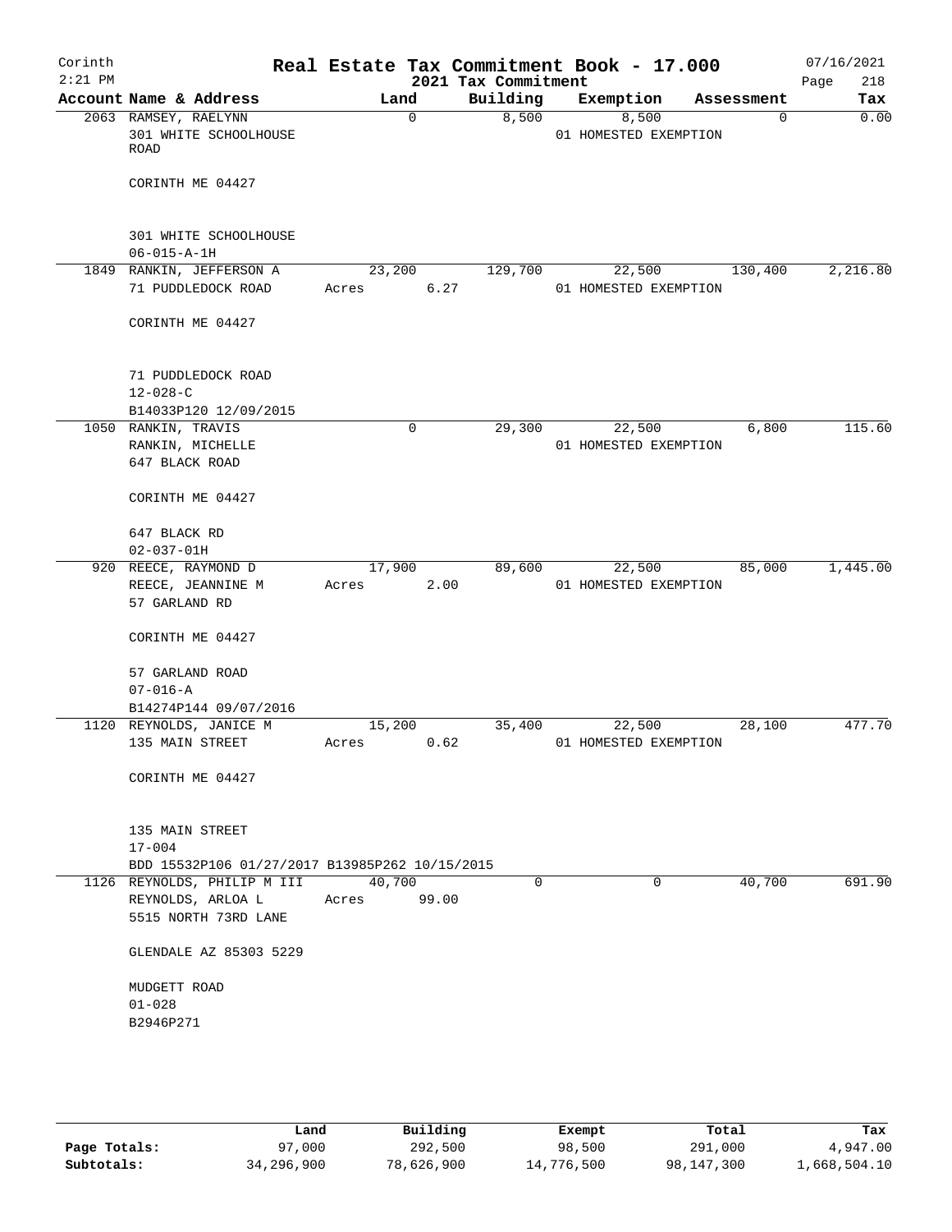# Real Estate Tax Commitment Book - 17.000

Corinth
2:21 PM

2021 Tax Commitment

07/16/2021
Page 218

| Account Name & Address | Land | Building | Exemption | Assessment | Tax |
|---|---|---|---|---|---|
| 2063 RAMSEY, RAELYNN<br>301 WHITE SCHOOLHOUSE ROAD<br><br>CORINTH ME 04427<br><br>301 WHITE SCHOOLHOUSE<br>06-015-A-1H | 0 | 8,500 | 8,500<br>01 HOMESTED EXEMPTION | 0 | 0.00 |
| 1849 RANKIN, JEFFERSON A<br>71 PUDDLEDOCK ROAD<br><br>CORINTH ME 04427<br><br>71 PUDDLEDOCK ROAD<br>12-028-C<br>B14033P120 12/09/2015 | 23,200<br>Acres 6.27 | 129,700 | 22,500<br>01 HOMESTED EXEMPTION | 130,400 | 2,216.80 |
| 1050 RANKIN, TRAVIS<br>RANKIN, MICHELLE<br>647 BLACK ROAD<br><br>CORINTH ME 04427<br><br>647 BLACK RD<br>02-037-01H | 0 | 29,300 | 22,500<br>01 HOMESTED EXEMPTION | 6,800 | 115.60 |
| 920 REECE, RAYMOND D<br>REECE, JEANNINE M<br>57 GARLAND RD<br><br>CORINTH ME 04427<br><br>57 GARLAND ROAD<br>07-016-A<br>B14274P144 09/07/2016 | 17,900<br>Acres 2.00 | 89,600 | 22,500<br>01 HOMESTED EXEMPTION | 85,000 | 1,445.00 |
| 1120 REYNOLDS, JANICE M<br>135 MAIN STREET<br><br>CORINTH ME 04427<br><br>135 MAIN STREET<br>17-004<br>BDD 15532P106 01/27/2017 B13985P262 10/15/2015 | 15,200<br>Acres 0.62 | 35,400 | 22,500<br>01 HOMESTED EXEMPTION | 28,100 | 477.70 |
| 1126 REYNOLDS, PHILIP M III<br>REYNOLDS, ARLOA L<br>5515 NORTH 73RD LANE<br><br>GLENDALE AZ 85303 5229<br><br>MUDGETT ROAD<br>01-028<br>B2946P271 | 40,700<br>Acres 99.00 | 0 | 0 | 40,700 | 691.90 |

| | Land | Building | Exempt | Total | Tax |
|---|---|---|---|---|---|
| Page Totals: | 97,000 | 292,500 | 98,500 | 291,000 | 4,947.00 |
| Subtotals: | 34,296,900 | 78,626,900 | 14,776,500 | 98,147,300 | 1,668,504.10 |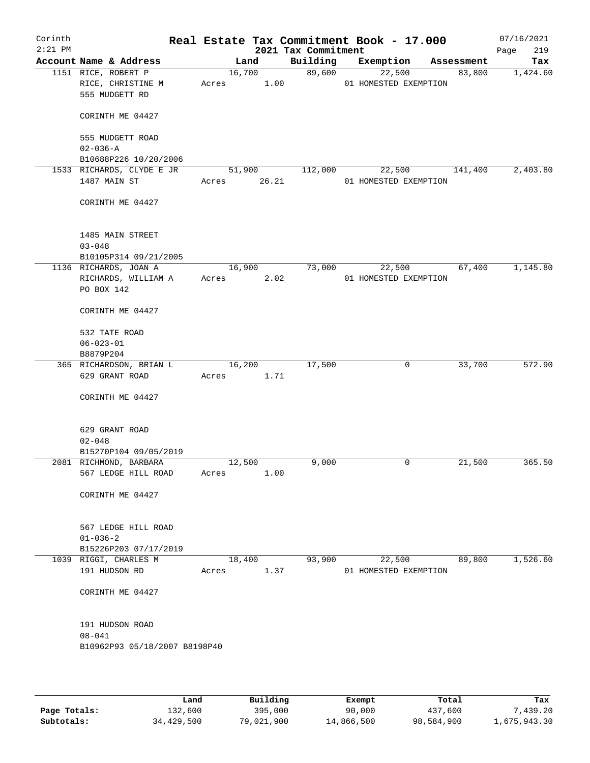Corinth
2:21 PM

# Real Estate Tax Commitment Book - 17.000

2021 Tax Commitment

07/16/2021

| Account | Name & Address | Land | Building | Exemption | Assessment | Tax |
|---|---|---|---|---|---|---|
| 1151 | RICE, ROBERT P<br>RICE, CHRISTINE M<br>555 MUDGETT RD<br><br>CORINTH ME 04427<br><br>555 MUDGETT ROAD<br>02-036-A<br>B10688P226 10/20/2006 | 16,700<br>Acres 1.00 | 89,600 | 22,500<br>01 HOMESTED EXEMPTION | 83,800 | 1,424.60 |
| 1533 | RICHARDS, CLYDE E JR<br>1487 MAIN ST<br><br>CORINTH ME 04427<br><br>1485 MAIN STREET<br>03-048<br>B10105P314 09/21/2005 | 51,900<br>Acres 26.21 | 112,000 | 22,500<br>01 HOMESTED EXEMPTION | 141,400 | 2,403.80 |
| 1136 | RICHARDS, JOAN A<br>RICHARDS, WILLIAM A<br>PO BOX 142<br><br>CORINTH ME 04427<br><br>532 TATE ROAD<br>06-023-01<br>B8879P204 | 16,900<br>Acres 2.02 | 73,000 | 22,500<br>01 HOMESTED EXEMPTION | 67,400 | 1,145.80 |
| 365 | RICHARDSON, BRIAN L<br>629 GRANT ROAD<br><br>CORINTH ME 04427<br><br>629 GRANT ROAD<br>02-048<br>B15270P104 09/05/2019 | 16,200<br>Acres 1.71 | 17,500 | 0 | 33,700 | 572.90 |
| 2081 | RICHMOND, BARBARA<br>567 LEDGE HILL ROAD<br><br>CORINTH ME 04427<br><br>567 LEDGE HILL ROAD<br>01-036-2<br>B15226P203 07/17/2019 | 12,500<br>Acres 1.00 | 9,000 | 0 | 21,500 | 365.50 |
| 1039 | RIGGI, CHARLES M<br>191 HUDSON RD<br><br>CORINTH ME 04427<br><br>191 HUDSON ROAD<br>08-041<br>B10962P93 05/18/2007 B8198P40 | 18,400<br>Acres 1.37 | 93,900 | 22,500<br>01 HOMESTED EXEMPTION | 89,800 | 1,526.60 |

| | Land | Building | Exempt | Total | Tax |
|---|---|---|---|---|---|
| Page Totals: | 132,600 | 395,000 | 90,000 | 437,600 | 7,439.20 |
| Subtotals: | 34,429,500 | 79,021,900 | 14,866,500 | 98,584,900 | 1,675,943.30 |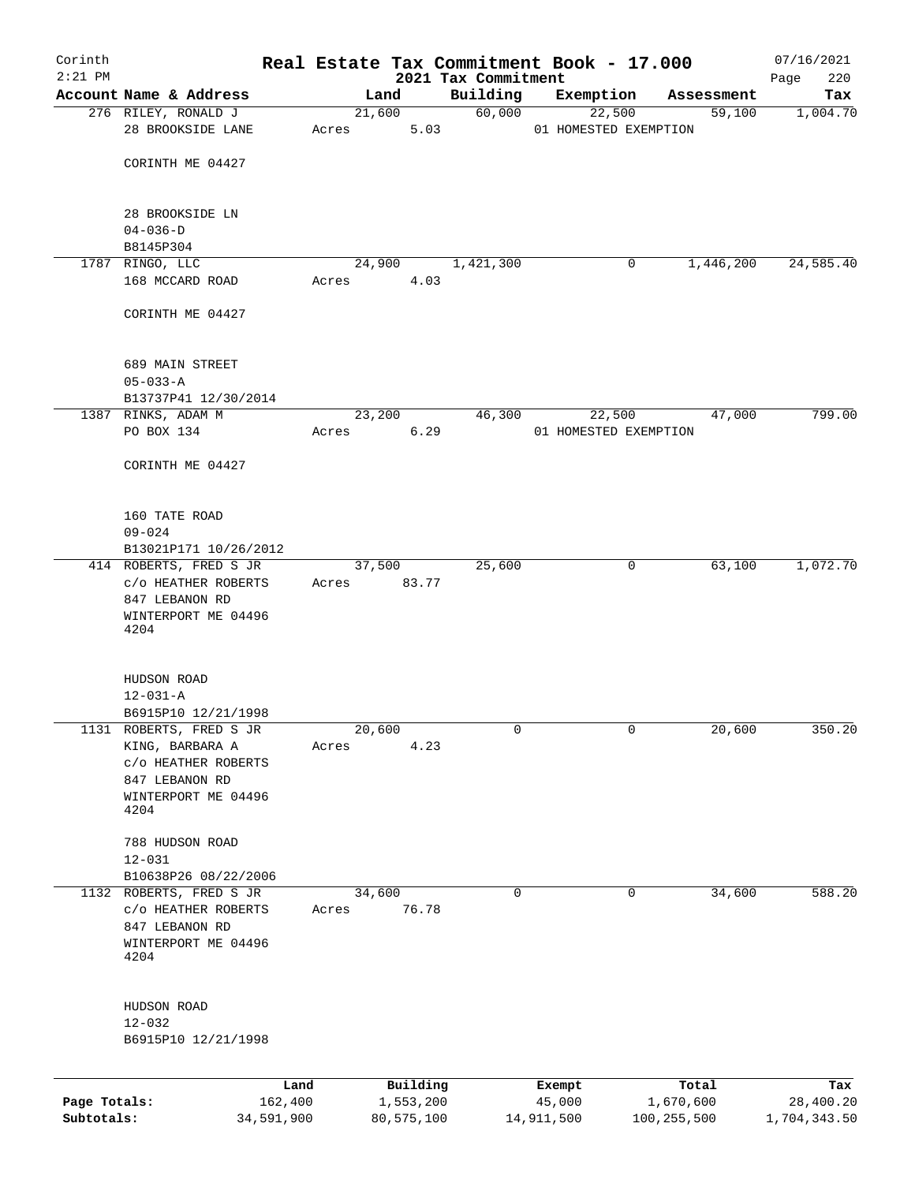Corinth
2:21 PM

# Real Estate Tax Commitment Book - 17.000
## 2021 Tax Commitment

07/16/2021

| Account Name & Address | Land | Building | Exemption | Assessment | Tax |
|---|---|---|---|---|---|
| 276 RILEY, RONALD J<br>28 BROOKSIDE LANE<br><br>CORINTH ME 04427<br><br>28 BROOKSIDE LN<br>04-036-D<br>B8145P304 | 21,600<br>Acres 5.03 | 60,000 | 22,500<br>01 HOMESTED EXEMPTION | 59,100 | 1,004.70 |
| 1787 RINGO, LLC<br>168 MCCARD ROAD<br><br>CORINTH ME 04427<br><br>689 MAIN STREET<br>05-033-A<br>B13737P41 12/30/2014 | 24,900<br>Acres 4.03 | 1,421,300 | 0 | 1,446,200 | 24,585.40 |
| 1387 RINKS, ADAM M<br>PO BOX 134<br><br>CORINTH ME 04427<br><br>160 TATE ROAD<br>09-024<br>B13021P171 10/26/2012 | 23,200<br>Acres 6.29 | 46,300 | 22,500<br>01 HOMESTED EXEMPTION | 47,000 | 799.00 |
| 414 ROBERTS, FRED S JR<br>c/o HEATHER ROBERTS<br>847 LEBANON RD<br>WINTERPORT ME 04496 4204<br><br>HUDSON ROAD<br>12-031-A<br>B6915P10 12/21/1998 | 37,500<br>Acres 83.77 | 25,600 | 0 | 63,100 | 1,072.70 |
| 1131 ROBERTS, FRED S JR<br>KING, BARBARA A<br>c/o HEATHER ROBERTS<br>847 LEBANON RD<br>WINTERPORT ME 04496 4204<br><br>788 HUDSON ROAD<br>12-031<br>B10638P26 08/22/2006 | 20,600<br>Acres 4.23 | 0 | 0 | 20,600 | 350.20 |
| 1132 ROBERTS, FRED S JR<br>c/o HEATHER ROBERTS<br>847 LEBANON RD<br>WINTERPORT ME 04496 4204<br><br>HUDSON ROAD<br>12-032<br>B6915P10 12/21/1998 | 34,600<br>Acres 76.78 | 0 | 0 | 34,600 | 588.20 |

| | Land | Building | Exempt | Total | Tax |
|---|---|---|---|---|---|
| **Page Totals:** | 162,400 | 1,553,200 | 45,000 | 1,670,600 | 28,400.20 |
| **Subtotals:** | 34,591,900 | 80,575,100 | 14,911,500 | 100,255,500 | 1,704,343.50 |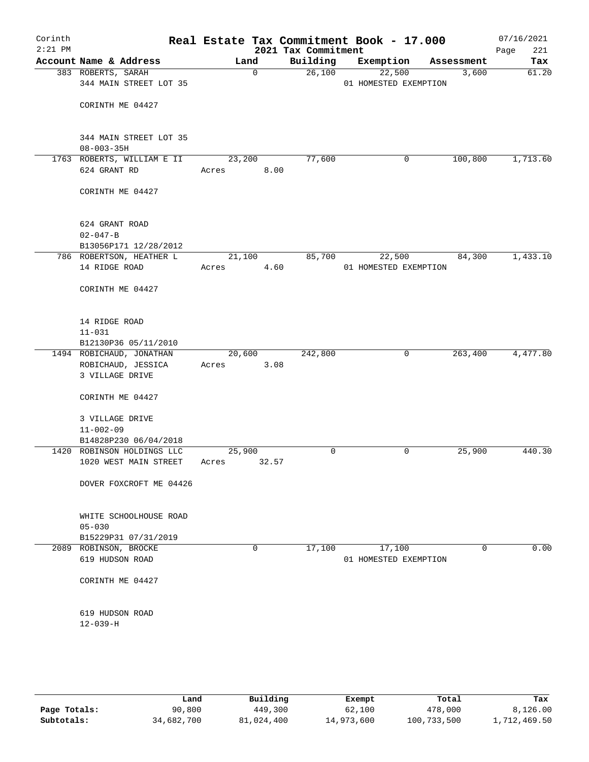# Real Estate Tax Commitment Book - 17.000

Corinth 2:21 PM — 2021 Tax Commitment — 07/16/2021

| Account Name & Address | Land | Building | Exemption | Assessment | Tax |
|---|---|---|---|---|---|
| 383 ROBERTS, SARAH<br>344 MAIN STREET LOT 35<br><br>CORINTH ME 04427<br><br>344 MAIN STREET LOT 35<br>08-003-35H | 0 | 26,100 | 22,500<br>01 HOMESTED EXEMPTION | 3,600 | 61.20 |
| 1763 ROBERTS, WILLIAM E II<br>624 GRANT RD<br><br>CORINTH ME 04427<br><br>624 GRANT ROAD<br>02-047-B<br>B13056P171 12/28/2012 | 23,200<br>Acres 8.00 | 77,600 | 0 | 100,800 | 1,713.60 |
| 786 ROBERTSON, HEATHER L<br>14 RIDGE ROAD<br><br>CORINTH ME 04427<br><br>14 RIDGE ROAD<br>11-031<br>B12130P36 05/11/2010 | 21,100<br>Acres 4.60 | 85,700 | 22,500<br>01 HOMESTED EXEMPTION | 84,300 | 1,433.10 |
| 1494 ROBICHAUD, JONATHAN<br>ROBICHAUD, JESSICA<br>3 VILLAGE DRIVE<br><br>CORINTH ME 04427<br><br>3 VILLAGE DRIVE<br>11-002-09<br>B14828P230 06/04/2018 | 20,600<br>Acres 3.08 | 242,800 | 0 | 263,400 | 4,477.80 |
| 1420 ROBINSON HOLDINGS LLC<br>1020 WEST MAIN STREET<br><br>DOVER FOXCROFT ME 04426<br><br>WHITE SCHOOLHOUSE ROAD<br>05-030<br>B15229P31 07/31/2019 | 25,900<br>Acres 32.57 | 0 | 0 | 25,900 | 440.30 |
| 2089 ROBINSON, BROCKE<br>619 HUDSON ROAD<br><br>CORINTH ME 04427<br><br>619 HUDSON ROAD<br>12-039-H | 0 | 17,100 | 17,100<br>01 HOMESTED EXEMPTION | 0 | 0.00 |

| | Land | Building | Exempt | Total | Tax |
|---|---|---|---|---|---|
| Page Totals: | 90,800 | 449,300 | 62,100 | 478,000 | 8,126.00 |
| Subtotals: | 34,682,700 | 81,024,400 | 14,973,600 | 100,733,500 | 1,712,469.50 |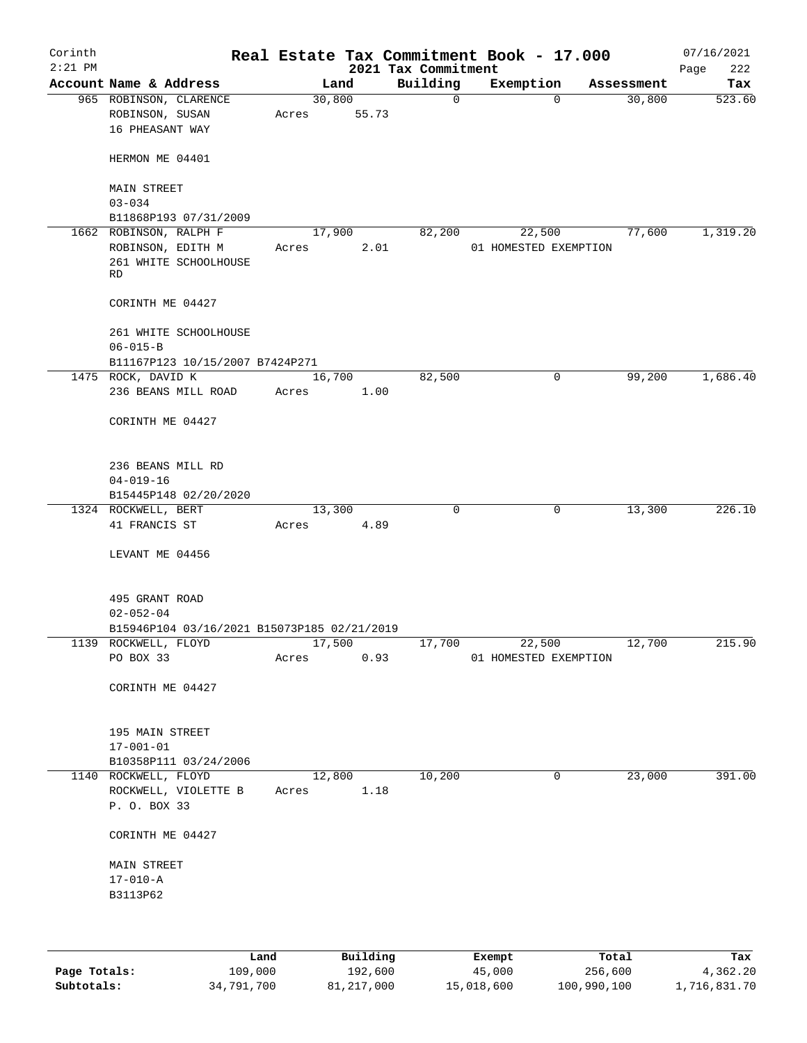# Real Estate Tax Commitment Book - 17.000

## 2021 Tax Commitment

Corinth 2:21 PM — 07/16/2021

| Account Name & Address | Land | Building | Exemption | Assessment | Tax |
|---|---|---|---|---|---|
| 965 ROBINSON, CLARENCE<br>ROBINSON, SUSAN<br>16 PHEASANT WAY<br><br>HERMON ME 04401<br><br>MAIN STREET<br>03-034<br>B11868P193 07/31/2009 | 30,800<br>Acres 55.73 | 0 | 0 | 30,800 | 523.60 |
| 1662 ROBINSON, RALPH F<br>ROBINSON, EDITH M<br>261 WHITE SCHOOLHOUSE RD<br><br>CORINTH ME 04427<br><br>261 WHITE SCHOOLHOUSE<br>06-015-B<br>B11167P123 10/15/2007 B7424P271 | 17,900<br>Acres 2.01 | 82,200 | 22,500<br>01 HOMESTED EXEMPTION | 77,600 | 1,319.20 |
| 1475 ROCK, DAVID K<br>236 BEANS MILL ROAD<br><br>CORINTH ME 04427<br><br>236 BEANS MILL RD<br>04-019-16<br>B15445P148 02/20/2020 | 16,700<br>Acres 1.00 | 82,500 | 0 | 99,200 | 1,686.40 |
| 1324 ROCKWELL, BERT<br>41 FRANCIS ST<br><br>LEVANT ME 04456<br><br>495 GRANT ROAD<br>02-052-04<br>B15946P104 03/16/2021 B15073P185 02/21/2019 | 13,300<br>Acres 4.89 | 0 | 0 | 13,300 | 226.10 |
| 1139 ROCKWELL, FLOYD<br>PO BOX 33<br><br>CORINTH ME 04427<br><br>195 MAIN STREET<br>17-001-01<br>B10358P111 03/24/2006 | 17,500<br>Acres 0.93 | 17,700 | 22,500<br>01 HOMESTED EXEMPTION | 12,700 | 215.90 |
| 1140 ROCKWELL, FLOYD<br>ROCKWELL, VIOLETTE B<br>P. O. BOX 33<br><br>CORINTH ME 04427<br><br>MAIN STREET<br>17-010-A<br>B3113P62 | 12,800<br>Acres 1.18 | 10,200 | 0 | 23,000 | 391.00 |

| | Land | Building | Exempt | Total | Tax |
|---|---|---|---|---|---|
| Page Totals: | 109,000 | 192,600 | 45,000 | 256,600 | 4,362.20 |
| Subtotals: | 34,791,700 | 81,217,000 | 15,018,600 | 100,990,100 | 1,716,831.70 |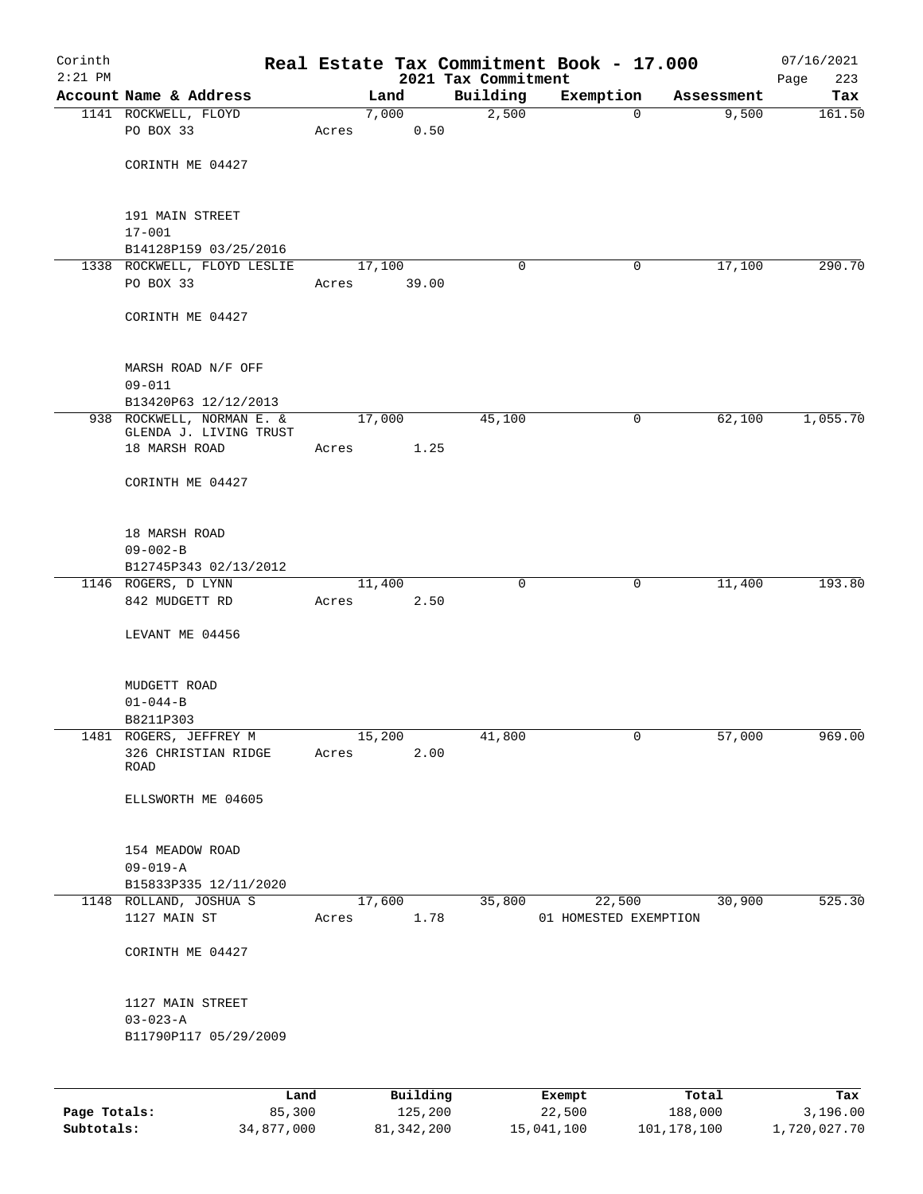# Corinth — Real Estate Tax Commitment Book - 17.000

2021 Tax Commitment

| Account | Name & Address | Land | Building | Exemption | Assessment | Tax |
|---|---|---|---|---|---|---|
| 1141 | ROCKWELL, FLOYD<br>PO BOX 33<br>CORINTH ME 04427<br>191 MAIN STREET<br>17-001<br>B14128P159 03/25/2016 | 7,000<br>Acres 0.50 | 2,500 | 0 | 9,500 | 161.50 |
| 1338 | ROCKWELL, FLOYD LESLIE<br>PO BOX 33<br>CORINTH ME 04427<br>MARSH ROAD N/F OFF<br>09-011<br>B13420P63 12/12/2013 | 17,100<br>Acres 39.00 | 0 | 0 | 17,100 | 290.70 |
| 938 | ROCKWELL, NORMAN E. &<br>GLENDA J. LIVING TRUST<br>18 MARSH ROAD<br>CORINTH ME 04427<br>18 MARSH ROAD<br>09-002-B<br>B12745P343 02/13/2012 | 17,000<br>Acres 1.25 | 45,100 | 0 | 62,100 | 1,055.70 |
| 1146 | ROGERS, D LYNN<br>842 MUDGETT RD<br>LEVANT ME 04456<br>MUDGETT ROAD<br>01-044-B<br>B8211P303 | 11,400<br>Acres 2.50 | 0 | 0 | 11,400 | 193.80 |
| 1481 | ROGERS, JEFFREY M<br>326 CHRISTIAN RIDGE ROAD<br>ELLSWORTH ME 04605<br>154 MEADOW ROAD<br>09-019-A<br>B15833P335 12/11/2020 | 15,200<br>Acres 2.00 | 41,800 | 0 | 57,000 | 969.00 |
| 1148 | ROLLAND, JOSHUA S<br>1127 MAIN ST<br>CORINTH ME 04427<br>1127 MAIN STREET<br>03-023-A<br>B11790P117 05/29/2009 | 17,600<br>Acres 1.78 | 35,800 | 22,500<br>01 HOMESTED EXEMPTION | 30,900 | 525.30 |

| | Land | Building | Exempt | Total | Tax |
|---|---|---|---|---|---|
| Page Totals: | 85,300 | 125,200 | 22,500 | 188,000 | 3,196.00 |
| Subtotals: | 34,877,000 | 81,342,200 | 15,041,100 | 101,178,100 | 1,720,027.70 |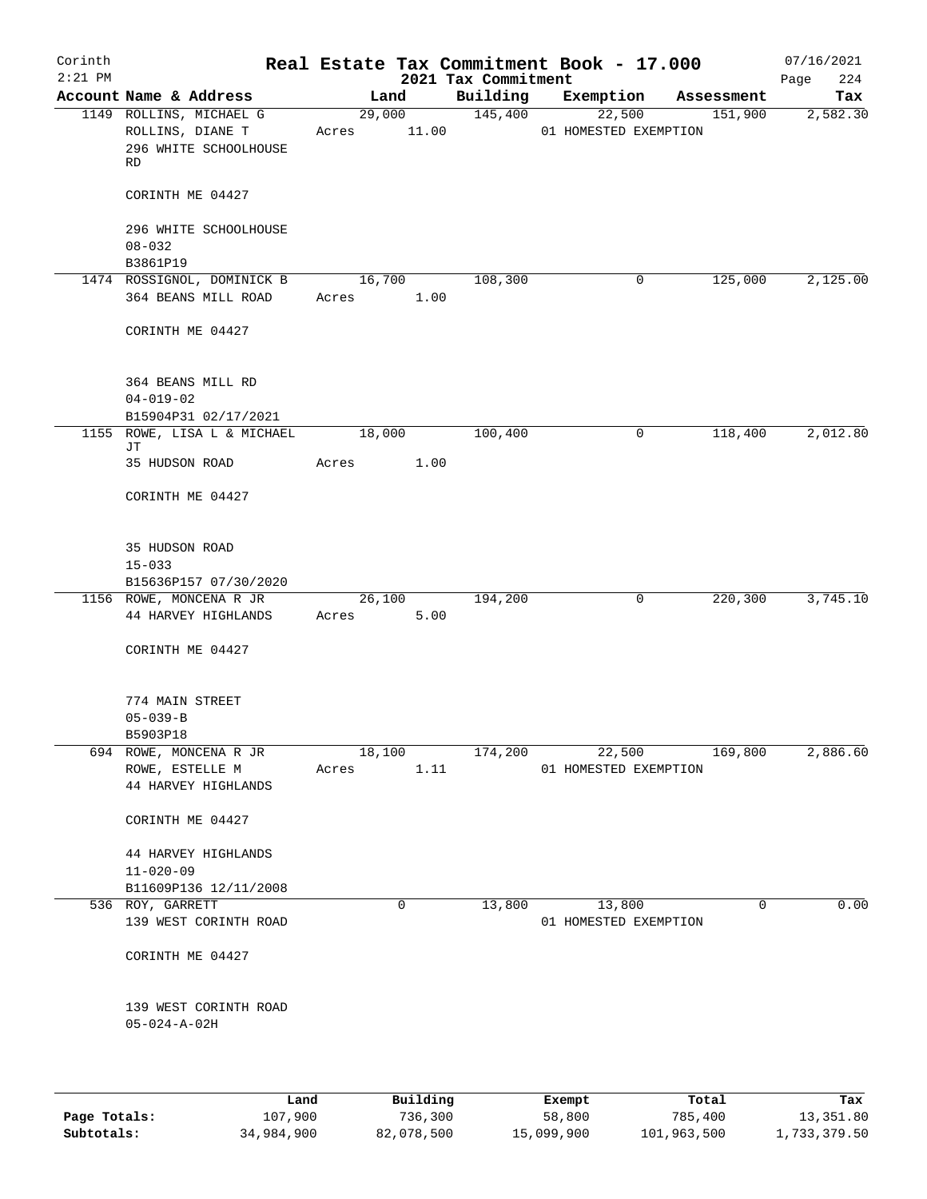Corinth 2:21 PM

# Real Estate Tax Commitment Book - 17.000

2021 Tax Commitment

07/16/2021 Page 224

| Account | Name & Address | Land | Building | Exemption | Assessment | Tax |
|---|---|---|---|---|---|---|
| 1149 | ROLLINS, MICHAEL G<br>ROLLINS, DIANE T<br>296 WHITE SCHOOLHOUSE RD<br><br>CORINTH ME 04427<br><br>296 WHITE SCHOOLHOUSE<br>08-032<br>B3861P19 | 29,000<br>Acres 11.00 | 145,400 | 22,500<br>01 HOMESTED EXEMPTION | 151,900 | 2,582.30 |
| 1474 | ROSSIGNOL, DOMINICK B<br>364 BEANS MILL ROAD<br><br>CORINTH ME 04427<br><br>364 BEANS MILL RD<br>04-019-02<br>B15904P31 02/17/2021 | 16,700<br>Acres 1.00 | 108,300 | 0 | 125,000 | 2,125.00 |
| 1155 | ROWE, LISA L & MICHAEL JT<br>35 HUDSON ROAD<br><br>CORINTH ME 04427<br><br>35 HUDSON ROAD<br>15-033<br>B15636P157 07/30/2020 | 18,000<br>Acres 1.00 | 100,400 | 0 | 118,400 | 2,012.80 |
| 1156 | ROWE, MONCENA R JR<br>44 HARVEY HIGHLANDS<br><br>CORINTH ME 04427<br><br>774 MAIN STREET<br>05-039-B<br>B5903P18 | 26,100<br>Acres 5.00 | 194,200 | 0 | 220,300 | 3,745.10 |
| 694 | ROWE, MONCENA R JR<br>ROWE, ESTELLE M<br>44 HARVEY HIGHLANDS<br><br>CORINTH ME 04427<br><br>44 HARVEY HIGHLANDS<br>11-020-09<br>B11609P136 12/11/2008 | 18,100<br>Acres 1.11 | 174,200 | 22,500<br>01 HOMESTED EXEMPTION | 169,800 | 2,886.60 |
| 536 | ROY, GARRETT<br>139 WEST CORINTH ROAD<br><br>CORINTH ME 04427<br><br>139 WEST CORINTH ROAD<br>05-024-A-02H | 0 | 13,800 | 13,800<br>01 HOMESTED EXEMPTION | 0 | 0.00 |

| | Land | Building | Exempt | Total | Tax |
|---|---|---|---|---|---|
| Page Totals: | 107,900 | 736,300 | 58,800 | 785,400 | 13,351.80 |
| Subtotals: | 34,984,900 | 82,078,500 | 15,099,900 | 101,963,500 | 1,733,379.50 |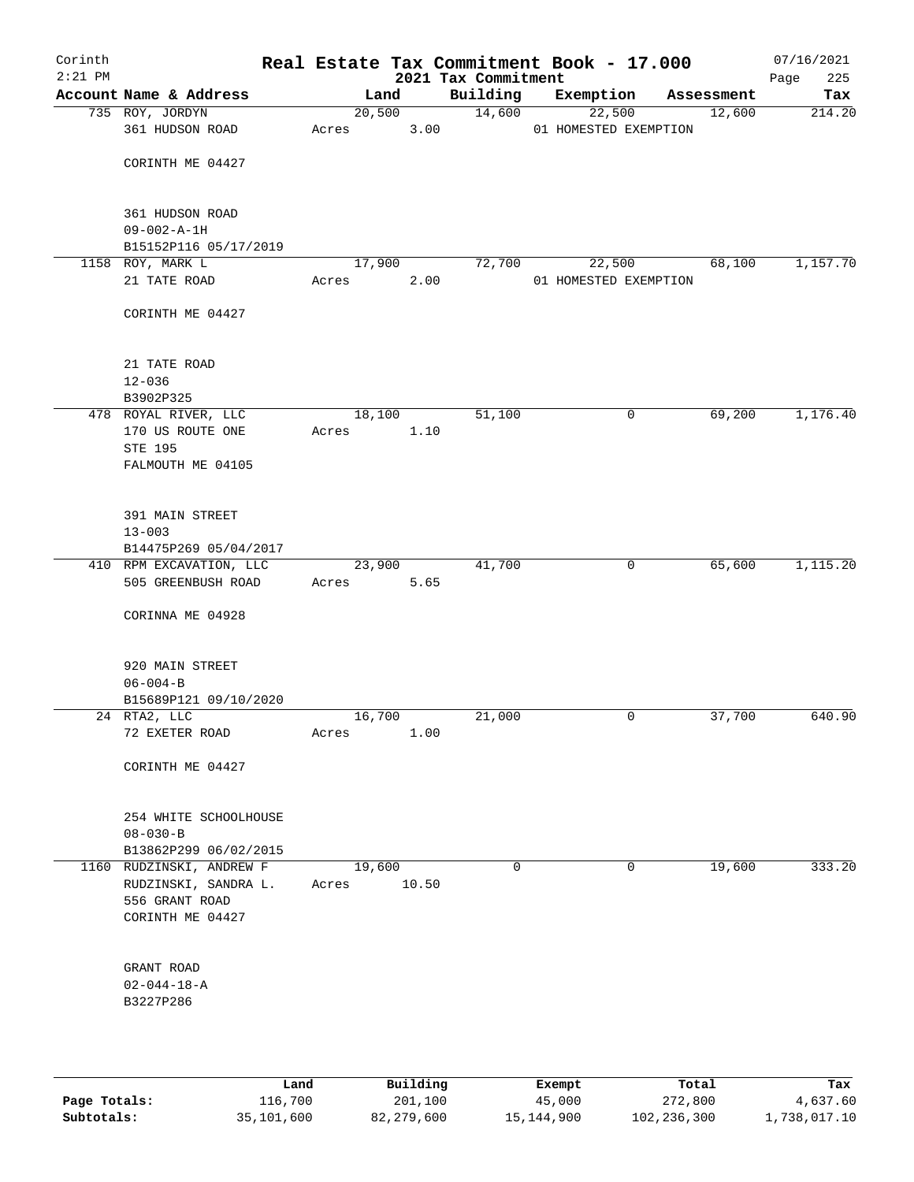# Real Estate Tax Commitment Book - 17.000

Corinth
2:21 PM

2021 Tax Commitment

07/16/2021

| Account Name & Address | Land | Building | Exemption | Assessment | Tax |
|---|---|---|---|---|---|
| 735 ROY, JORDYN<br>361 HUDSON ROAD<br><br>CORINTH ME 04427<br><br>361 HUDSON ROAD<br>09-002-A-1H<br>B15152P116 05/17/2019 | 20,500<br>Acres 3.00 | 14,600 | 22,500<br>01 HOMESTED EXEMPTION | 12,600 | 214.20 |
| 1158 ROY, MARK L<br>21 TATE ROAD<br><br>CORINTH ME 04427<br><br>21 TATE ROAD<br>12-036<br>B3902P325 | 17,900<br>Acres 2.00 | 72,700 | 22,500<br>01 HOMESTED EXEMPTION | 68,100 | 1,157.70 |
| 478 ROYAL RIVER, LLC<br>170 US ROUTE ONE<br>STE 195<br>FALMOUTH ME 04105<br><br>391 MAIN STREET<br>13-003<br>B14475P269 05/04/2017 | 18,100<br>Acres 1.10 | 51,100 | 0 | 69,200 | 1,176.40 |
| 410 RPM EXCAVATION, LLC<br>505 GREENBUSH ROAD<br><br>CORINNA ME 04928<br><br>920 MAIN STREET<br>06-004-B<br>B15689P121 09/10/2020 | 23,900<br>Acres 5.65 | 41,700 | 0 | 65,600 | 1,115.20 |
| 24 RTA2, LLC<br>72 EXETER ROAD<br><br>CORINTH ME 04427<br><br>254 WHITE SCHOOLHOUSE<br>08-030-B<br>B13862P299 06/02/2015 | 16,700<br>Acres 1.00 | 21,000 | 0 | 37,700 | 640.90 |
| 1160 RUDZINSKI, ANDREW F<br>RUDZINSKI, SANDRA L.<br>556 GRANT ROAD<br>CORINTH ME 04427<br><br>GRANT ROAD<br>02-044-18-A<br>B3227P286 | 19,600<br>Acres 10.50 | 0 | 0 | 19,600 | 333.20 |

| | Land | Building | Exempt | Total | Tax |
|---|---|---|---|---|---|
| Page Totals: | 116,700 | 201,100 | 45,000 | 272,800 | 4,637.60 |
| Subtotals: | 35,101,600 | 82,279,600 | 15,144,900 | 102,236,300 | 1,738,017.10 |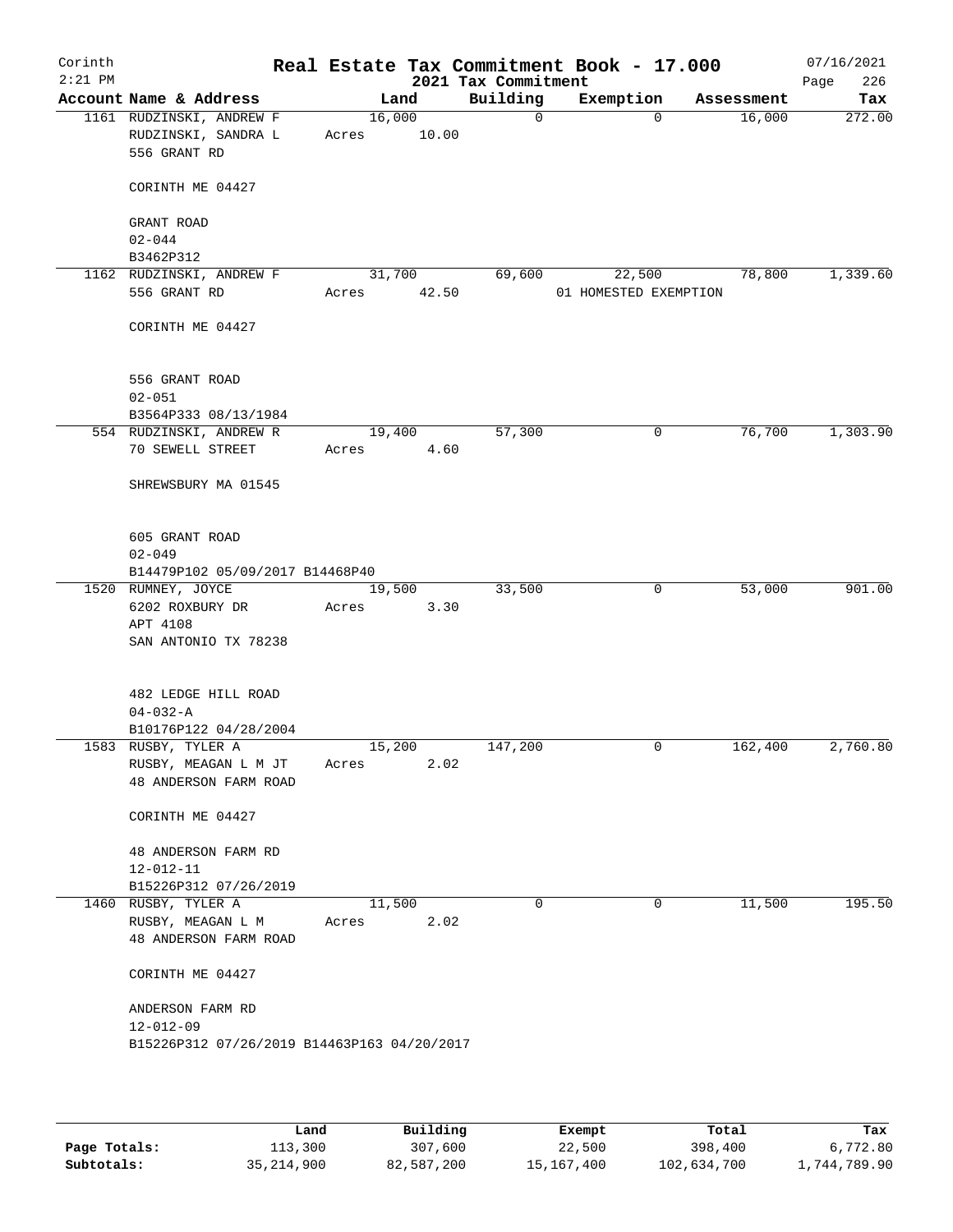# Real Estate Tax Commitment Book - 17.000

Corinth
2:21 PM

2021 Tax Commitment

07/16/2021

| Account Name & Address | Land | Building | Exemption | Assessment | Tax |
|---|---|---|---|---|---|
| 1161 RUDZINSKI, ANDREW F<br>RUDZINSKI, SANDRA L<br>556 GRANT RD<br><br>CORINTH ME 04427<br><br>GRANT ROAD<br>02-044<br>B3462P312 | 16,000<br>Acres 10.00 | 0 | 0 | 16,000 | 272.00 |
| 1162 RUDZINSKI, ANDREW F<br>556 GRANT RD<br><br>CORINTH ME 04427<br><br>556 GRANT ROAD<br>02-051<br>B3564P333 08/13/1984 | 31,700<br>Acres 42.50 | 69,600 | 22,500<br>01 HOMESTED EXEMPTION | 78,800 | 1,339.60 |
| 554 RUDZINSKI, ANDREW R<br>70 SEWELL STREET<br><br>SHREWSBURY MA 01545<br><br>605 GRANT ROAD<br>02-049<br>B14479P102 05/09/2017 B14468P40 | 19,400<br>Acres 4.60 | 57,300 | 0 | 76,700 | 1,303.90 |
| 1520 RUMNEY, JOYCE<br>6202 ROXBURY DR<br>APT 4108<br>SAN ANTONIO TX 78238<br><br>482 LEDGE HILL ROAD<br>04-032-A<br>B10176P122 04/28/2004 | 19,500<br>Acres 3.30 | 33,500 | 0 | 53,000 | 901.00 |
| 1583 RUSBY, TYLER A<br>RUSBY, MEAGAN L M JT<br>48 ANDERSON FARM ROAD<br><br>CORINTH ME 04427<br><br>48 ANDERSON FARM RD<br>12-012-11<br>B15226P312 07/26/2019 | 15,200<br>Acres 2.02 | 147,200 | 0 | 162,400 | 2,760.80 |
| 1460 RUSBY, TYLER A<br>RUSBY, MEAGAN L M<br>48 ANDERSON FARM ROAD<br><br>CORINTH ME 04427<br><br>ANDERSON FARM RD<br>12-012-09<br>B15226P312 07/26/2019 B14463P163 04/20/2017 | 11,500<br>Acres 2.02 | 0 | 0 | 11,500 | 195.50 |

| | Land | Building | Exempt | Total | Tax |
|---|---|---|---|---|---|
| Page Totals: | 113,300 | 307,600 | 22,500 | 398,400 | 6,772.80 |
| Subtotals: | 35,214,900 | 82,587,200 | 15,167,400 | 102,634,700 | 1,744,789.90 |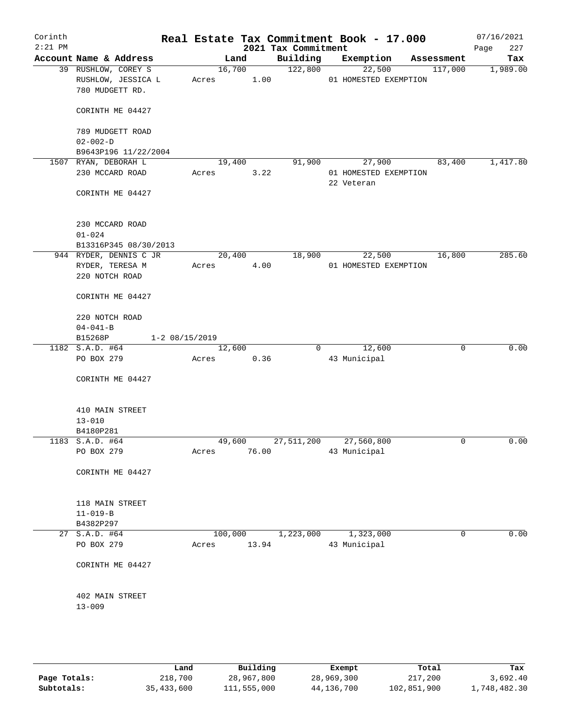# Real Estate Tax Commitment Book - 17.000

Corinth 2:21 PM — 2021 Tax Commitment — 07/16/2021

| Account Name & Address | Land | Building | Exemption | Assessment | Tax |
|---|---|---|---|---|---|
| 39 RUSHLOW, COREY S<br>RUSHLOW, JESSICA L<br>780 MUDGETT RD.<br><br>CORINTH ME 04427<br><br>789 MUDGETT ROAD<br>02-002-D<br>B9643P196 11/22/2004 | 16,700<br>Acres 1.00 | 122,800 | 22,500<br>01 HOMESTED EXEMPTION | 117,000 | 1,989.00 |
| 1507 RYAN, DEBORAH L<br>230 MCCARD ROAD<br><br>CORINTH ME 04427<br><br>230 MCCARD ROAD<br>01-024<br>B13316P345 08/30/2013 | 19,400<br>Acres 3.22 | 91,900 | 27,900<br>01 HOMESTED EXEMPTION<br>22 Veteran | 83,400 | 1,417.80 |
| 944 RYDER, DENNIS C JR<br>RYDER, TERESA M<br>220 NOTCH ROAD<br><br>CORINTH ME 04427<br><br>220 NOTCH ROAD<br>04-041-B<br>B15268P 1-2 08/15/2019 | 20,400<br>Acres 4.00 | 18,900 | 22,500<br>01 HOMESTED EXEMPTION | 16,800 | 285.60 |
| 1182 S.A.D. #64<br>PO BOX 279<br><br>CORINTH ME 04427<br><br>410 MAIN STREET<br>13-010<br>B4180P281 | 12,600<br>Acres 0.36 | 0 | 12,600<br>43 Municipal | 0 | 0.00 |
| 1183 S.A.D. #64<br>PO BOX 279<br><br>CORINTH ME 04427<br><br>118 MAIN STREET<br>11-019-B<br>B4382P297 | 49,600<br>Acres 76.00 | 27,511,200 | 27,560,800<br>43 Municipal | 0 | 0.00 |
| 27 S.A.D. #64<br>PO BOX 279<br><br>CORINTH ME 04427<br><br>402 MAIN STREET<br>13-009 | 100,000<br>Acres 13.94 | 1,223,000 | 1,323,000<br>43 Municipal | 0 | 0.00 |

| | Land | Building | Exempt | Total | Tax |
|---|---|---|---|---|---|
| Page Totals: | 218,700 | 28,967,800 | 28,969,300 | 217,200 | 3,692.40 |
| Subtotals: | 35,433,600 | 111,555,000 | 44,136,700 | 102,851,900 | 1,748,482.30 |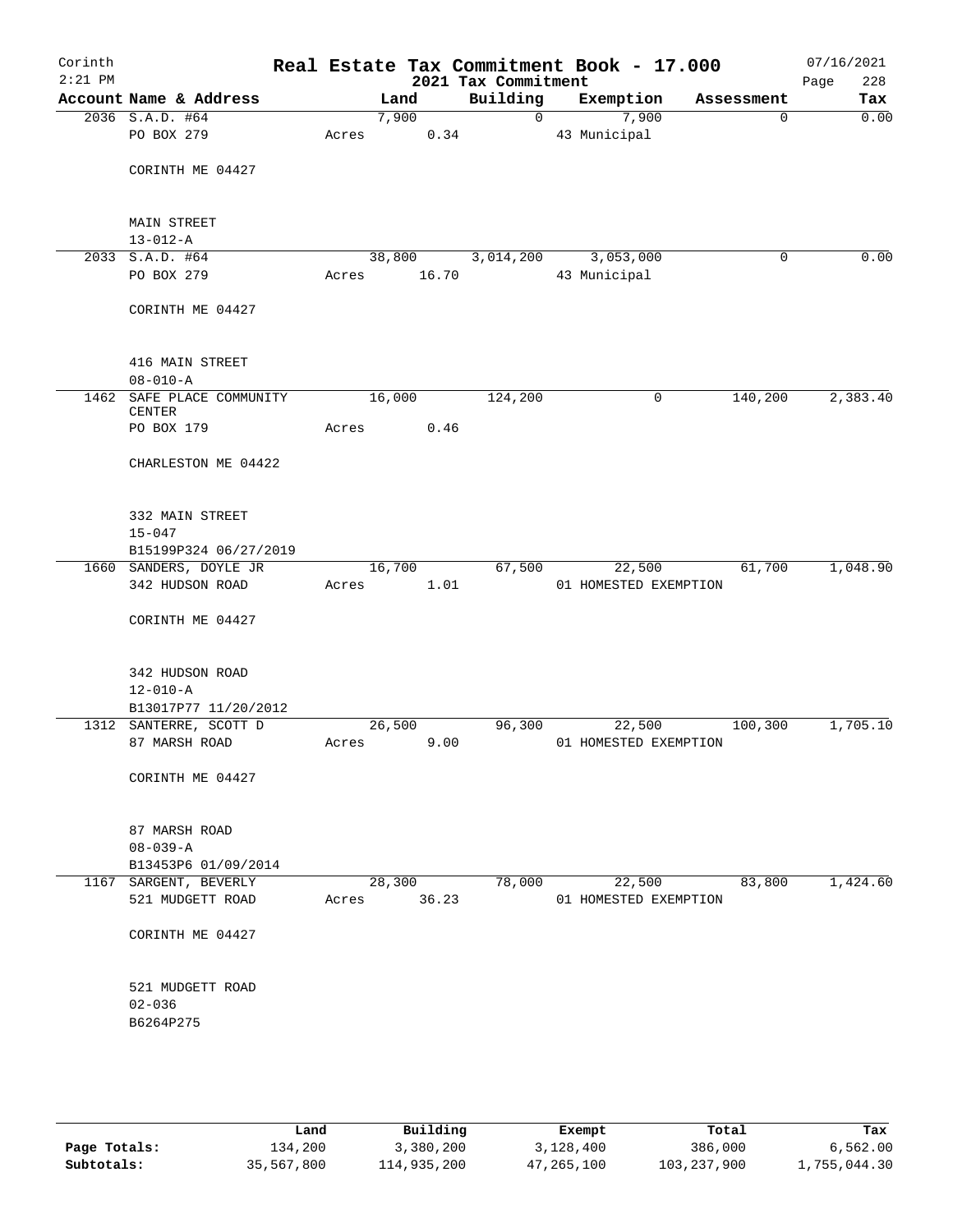Corinth
2:21 PM

# Real Estate Tax Commitment Book - 17.000

2021 Tax Commitment

07/16/2021
Page 228

| Account | Name & Address | Land | Building | Exemption | Assessment | Tax |
|---|---|---|---|---|---|---|
| 2036 | S.A.D. #64<br>PO BOX 279<br><br>CORINTH ME 04427<br><br>MAIN STREET<br>13-012-A | 7,900<br>Acres 0.34 | 0 | 7,900<br>43 Municipal | 0 | 0.00 |
| 2033 | S.A.D. #64<br>PO BOX 279<br><br>CORINTH ME 04427<br><br>416 MAIN STREET<br>08-010-A | 38,800<br>Acres 16.70 | 3,014,200 | 3,053,000<br>43 Municipal | 0 | 0.00 |
| 1462 | SAFE PLACE COMMUNITY CENTER<br>PO BOX 179<br><br>CHARLESTON ME 04422<br><br>332 MAIN STREET<br>15-047<br>B15199P324 06/27/2019 | 16,000<br>Acres 0.46 | 124,200 | 0 | 140,200 | 2,383.40 |
| 1660 | SANDERS, DOYLE JR<br>342 HUDSON ROAD<br><br>CORINTH ME 04427<br><br>342 HUDSON ROAD<br>12-010-A<br>B13017P77 11/20/2012 | 16,700<br>Acres 1.01 | 67,500 | 22,500<br>01 HOMESTED EXEMPTION | 61,700 | 1,048.90 |
| 1312 | SANTERRE, SCOTT D<br>87 MARSH ROAD<br><br>CORINTH ME 04427<br><br>87 MARSH ROAD<br>08-039-A<br>B13453P6 01/09/2014 | 26,500<br>Acres 9.00 | 96,300 | 22,500<br>01 HOMESTED EXEMPTION | 100,300 | 1,705.10 |
| 1167 | SARGENT, BEVERLY<br>521 MUDGETT ROAD<br><br>CORINTH ME 04427<br><br>521 MUDGETT ROAD<br>02-036<br>B6264P275 | 28,300<br>Acres 36.23 | 78,000 | 22,500<br>01 HOMESTED EXEMPTION | 83,800 | 1,424.60 |

| | Land | Building | Exempt | Total | Tax |
|---|---|---|---|---|---|
| Page Totals: | 134,200 | 3,380,200 | 3,128,400 | 386,000 | 6,562.00 |
| Subtotals: | 35,567,800 | 114,935,200 | 47,265,100 | 103,237,900 | 1,755,044.30 |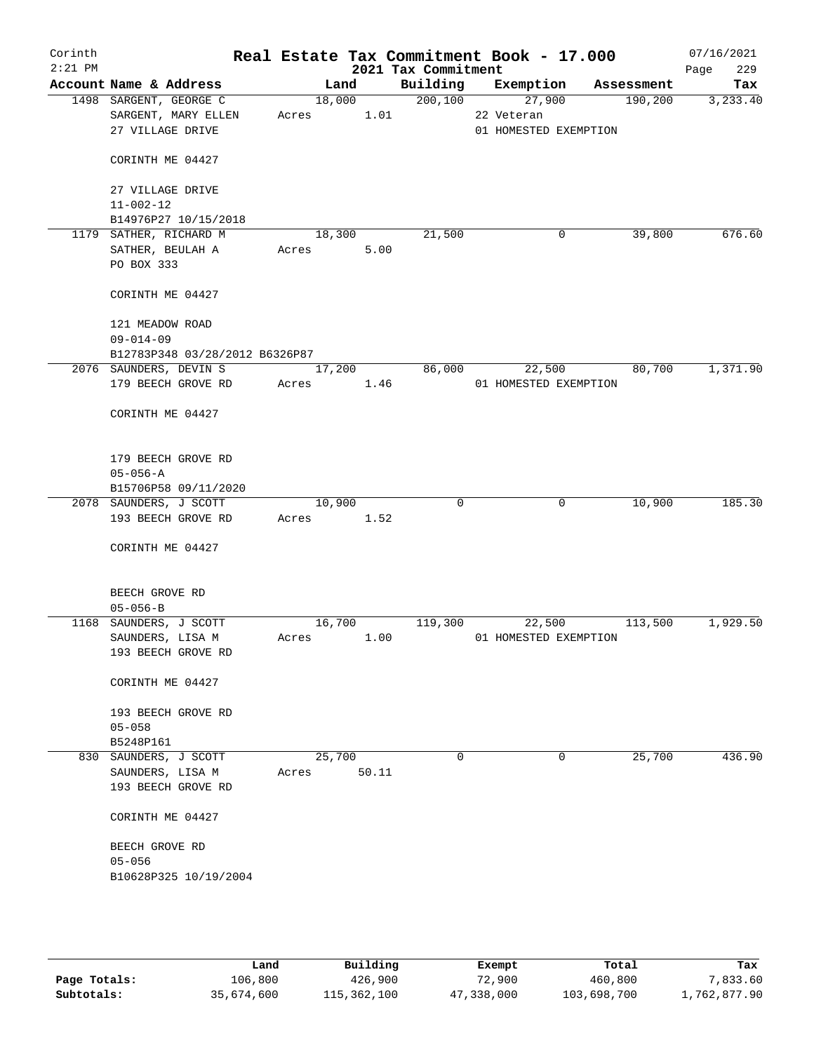Corinth 2:21 PM

# Real Estate Tax Commitment Book - 17.000

2021 Tax Commitment

07/16/2021

| Account | Name & Address | Land | Building | Exemption | Assessment | Tax |
|---|---|---|---|---|---|---|
| 1498 | SARGENT, GEORGE C<br>SARGENT, MARY ELLEN<br>27 VILLAGE DRIVE<br><br>CORINTH ME 04427<br><br>27 VILLAGE DRIVE<br>11-002-12<br>B14976P27 10/15/2018 | 18,000<br>Acres 1.01 | 200,100 | 27,900<br>22 Veteran<br>01 HOMESTED EXEMPTION | 190,200 | 3,233.40 |
| 1179 | SATHER, RICHARD M<br>SATHER, BEULAH A<br>PO BOX 333<br><br>CORINTH ME 04427<br><br>121 MEADOW ROAD<br>09-014-09<br>B12783P348 03/28/2012 B6326P87 | 18,300<br>Acres 5.00 | 21,500 | 0 | 39,800 | 676.60 |
| 2076 | SAUNDERS, DEVIN S<br>179 BEECH GROVE RD<br><br>CORINTH ME 04427<br><br>179 BEECH GROVE RD<br>05-056-A<br>B15706P58 09/11/2020 | 17,200<br>Acres 1.46 | 86,000 | 22,500<br>01 HOMESTED EXEMPTION | 80,700 | 1,371.90 |
| 2078 | SAUNDERS, J SCOTT<br>193 BEECH GROVE RD<br><br>CORINTH ME 04427<br><br>BEECH GROVE RD<br>05-056-B | 10,900<br>Acres 1.52 | 0 | 0 | 10,900 | 185.30 |
| 1168 | SAUNDERS, J SCOTT<br>SAUNDERS, LISA M<br>193 BEECH GROVE RD<br><br>CORINTH ME 04427<br><br>193 BEECH GROVE RD<br>05-058<br>B5248P161 | 16,700<br>Acres 1.00 | 119,300 | 22,500<br>01 HOMESTED EXEMPTION | 113,500 | 1,929.50 |
| 830 | SAUNDERS, J SCOTT<br>SAUNDERS, LISA M<br>193 BEECH GROVE RD<br><br>CORINTH ME 04427<br><br>BEECH GROVE RD<br>05-056<br>B10628P325 10/19/2004 | 25,700<br>Acres 50.11 | 0 | 0 | 25,700 | 436.90 |

| | Land | Building | Exempt | Total | Tax |
|---|---|---|---|---|---|
| Page Totals: | 106,800 | 426,900 | 72,900 | 460,800 | 7,833.60 |
| Subtotals: | 35,674,600 | 115,362,100 | 47,338,000 | 103,698,700 | 1,762,877.90 |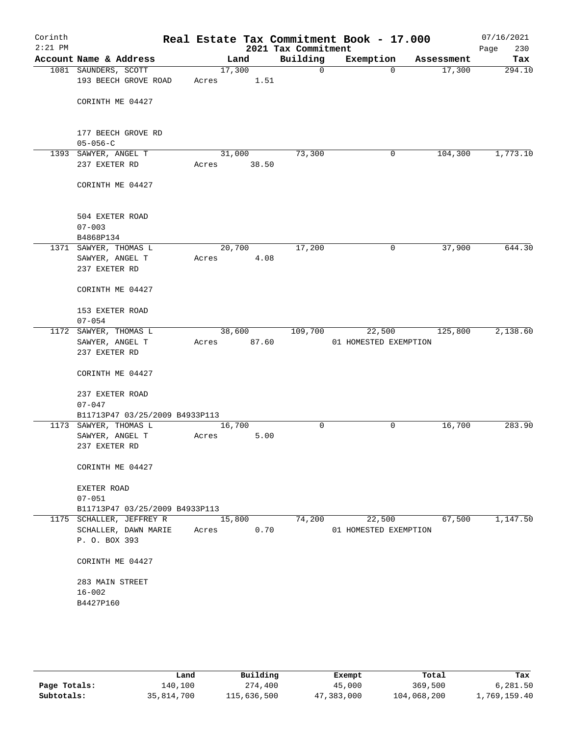# Real Estate Tax Commitment Book - 17.000

## 2021 Tax Commitment

Corinth 2:21 PM — 07/16/2021

| Account | Name & Address | Land | Building | Exemption | Assessment | Tax |
|---|---|---|---|---|---|---|
| 1081 | SAUNDERS, SCOTT<br>193 BEECH GROVE ROAD<br><br>CORINTH ME 04427<br><br>177 BEECH GROVE RD<br>05-056-C | 17,300<br>Acres 1.51 | 0 | 0 | 17,300 | 294.10 |
| 1393 | SAWYER, ANGEL T<br>237 EXETER RD<br><br>CORINTH ME 04427<br><br>504 EXETER ROAD<br>07-003<br>B4868P134 | 31,000<br>Acres 38.50 | 73,300 | 0 | 104,300 | 1,773.10 |
| 1371 | SAWYER, THOMAS L<br>SAWYER, ANGEL T<br>237 EXETER RD<br><br>CORINTH ME 04427<br><br>153 EXETER ROAD<br>07-054 | 20,700<br>Acres 4.08 | 17,200 | 0 | 37,900 | 644.30 |
| 1172 | SAWYER, THOMAS L<br>SAWYER, ANGEL T<br>237 EXETER RD<br><br>CORINTH ME 04427<br><br>237 EXETER ROAD<br>07-047<br>B11713P47 03/25/2009 B4933P113 | 38,600<br>Acres 87.60 | 109,700 | 22,500<br>01 HOMESTED EXEMPTION | 125,800 | 2,138.60 |
| 1173 | SAWYER, THOMAS L<br>SAWYER, ANGEL T<br>237 EXETER RD<br><br>CORINTH ME 04427<br><br>EXETER ROAD<br>07-051<br>B11713P47 03/25/2009 B4933P113 | 16,700<br>Acres 5.00 | 0 | 0 | 16,700 | 283.90 |
| 1175 | SCHALLER, JEFFREY R<br>SCHALLER, DAWN MARIE<br>P. O. BOX 393<br><br>CORINTH ME 04427<br><br>283 MAIN STREET<br>16-002<br>B4427P160 | 15,800<br>Acres 0.70 | 74,200 | 22,500<br>01 HOMESTED EXEMPTION | 67,500 | 1,147.50 |

| | Land | Building | Exempt | Total | Tax |
|---|---|---|---|---|---|
| Page Totals: | 140,100 | 274,400 | 45,000 | 369,500 | 6,281.50 |
| Subtotals: | 35,814,700 | 115,636,500 | 47,383,000 | 104,068,200 | 1,769,159.40 |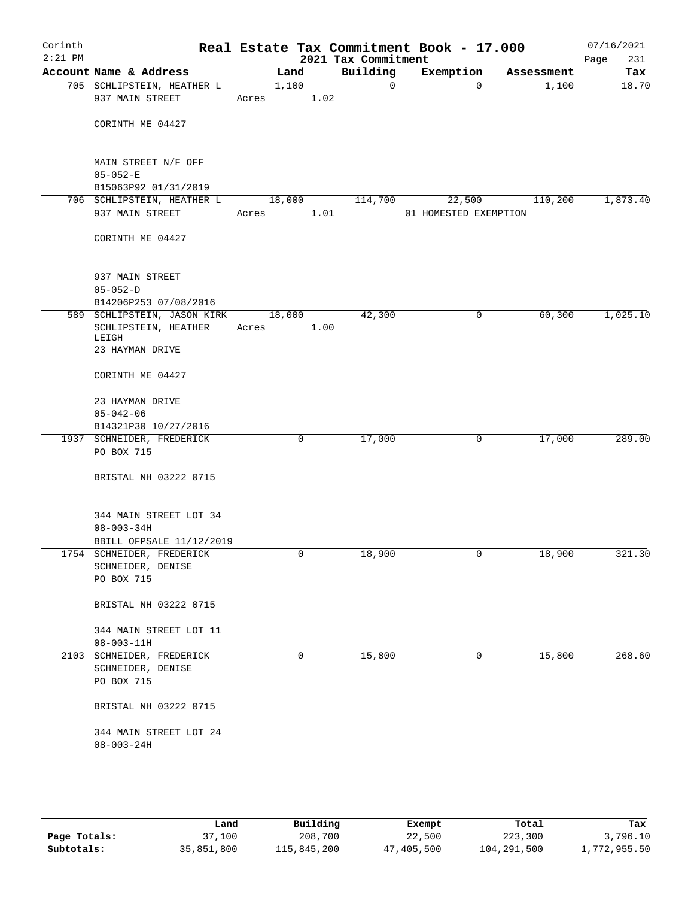# Real Estate Tax Commitment Book - 17.000

Corinth 2:21 PM — 2021 Tax Commitment — 07/16/2021

| Account Name & Address | Land | Building | Exemption | Assessment | Tax |
|---|---|---|---|---|---|
| 705 SCHLIPSTEIN, HEATHER L<br>937 MAIN STREET<br><br>CORINTH ME 04427<br><br>MAIN STREET N/F OFF<br>05-052-E<br>B15063P92 01/31/2019 | 1,100<br>Acres 1.02 | 0 | 0 | 1,100 | 18.70 |
| 706 SCHLIPSTEIN, HEATHER L<br>937 MAIN STREET<br><br>CORINTH ME 04427<br><br>937 MAIN STREET<br>05-052-D<br>B14206P253 07/08/2016 | 18,000<br>Acres 1.01 | 114,700 | 22,500<br>01 HOMESTED EXEMPTION | 110,200 | 1,873.40 |
| 589 SCHLIPSTEIN, JASON KIRK<br>SCHLIPSTEIN, HEATHER LEIGH<br>23 HAYMAN DRIVE<br><br>CORINTH ME 04427<br><br>23 HAYMAN DRIVE<br>05-042-06<br>B14321P30 10/27/2016 | 18,000<br>Acres 1.00 | 42,300 | 0 | 60,300 | 1,025.10 |
| 1937 SCHNEIDER, FREDERICK<br>PO BOX 715<br><br>BRISTAL NH 03222 0715<br><br>344 MAIN STREET LOT 34<br>08-003-34H<br>BBILL OFPSALE 11/12/2019 | 0 | 17,000 | 0 | 17,000 | 289.00 |
| 1754 SCHNEIDER, FREDERICK<br>SCHNEIDER, DENISE<br>PO BOX 715<br><br>BRISTAL NH 03222 0715<br><br>344 MAIN STREET LOT 11<br>08-003-11H | 0 | 18,900 | 0 | 18,900 | 321.30 |
| 2103 SCHNEIDER, FREDERICK<br>SCHNEIDER, DENISE<br>PO BOX 715<br><br>BRISTAL NH 03222 0715<br><br>344 MAIN STREET LOT 24<br>08-003-24H | 0 | 15,800 | 0 | 15,800 | 268.60 |

| | Land | Building | Exempt | Total | Tax |
|---|---|---|---|---|---|
| Page Totals: | 37,100 | 208,700 | 22,500 | 223,300 | 3,796.10 |
| Subtotals: | 35,851,800 | 115,845,200 | 47,405,500 | 104,291,500 | 1,772,955.50 |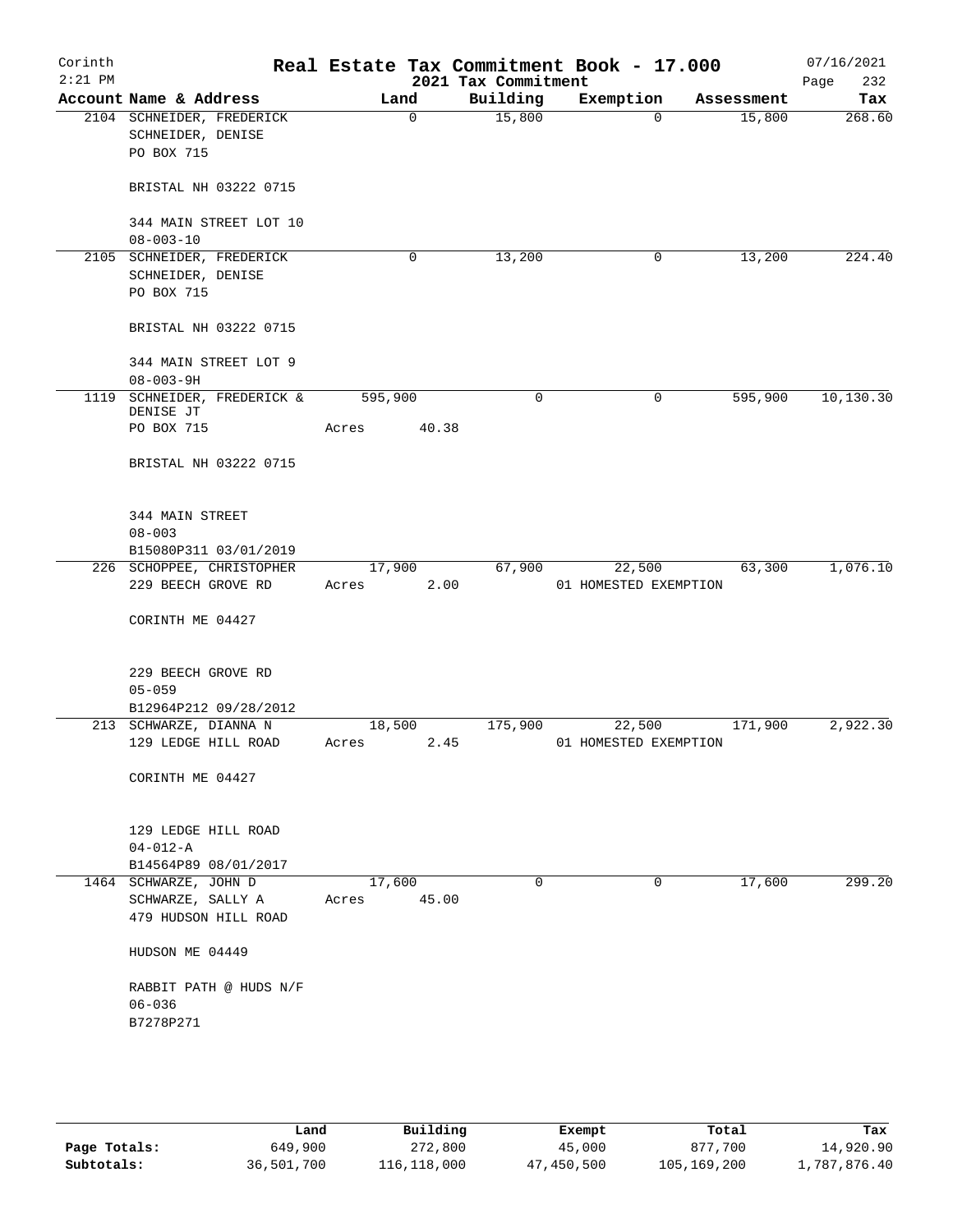Corinth 2:21 PM

# Real Estate Tax Commitment Book - 17.000

## 2021 Tax Commitment

07/16/2021

| Account | Name & Address | Land | Building | Exemption | Assessment | Tax |
|---|---|---|---|---|---|---|
| 2104 | SCHNEIDER, FREDERICK<br>SCHNEIDER, DENISE<br>PO BOX 715<br><br>BRISTAL NH 03222 0715<br><br>344 MAIN STREET LOT 10<br>08-003-10 | 0 | 15,800 | 0 | 15,800 | 268.60 |
| 2105 | SCHNEIDER, FREDERICK<br>SCHNEIDER, DENISE<br>PO BOX 715<br><br>BRISTAL NH 03222 0715<br><br>344 MAIN STREET LOT 9<br>08-003-9H | 0 | 13,200 | 0 | 13,200 | 224.40 |
| 1119 | SCHNEIDER, FREDERICK & DENISE JT<br>PO BOX 715<br><br>BRISTAL NH 03222 0715<br><br>344 MAIN STREET<br>08-003<br>B15080P311 03/01/2019 | 595,900<br>Acres 40.38 | 0 | 0 | 595,900 | 10,130.30 |
| 226 | SCHOPPEE, CHRISTOPHER<br>229 BEECH GROVE RD<br><br>CORINTH ME 04427<br><br>229 BEECH GROVE RD<br>05-059<br>B12964P212 09/28/2012 | 17,900<br>Acres 2.00 | 67,900 | 22,500<br>01 HOMESTED EXEMPTION | 63,300 | 1,076.10 |
| 213 | SCHWARZE, DIANNA N<br>129 LEDGE HILL ROAD<br><br>CORINTH ME 04427<br><br>129 LEDGE HILL ROAD<br>04-012-A<br>B14564P89 08/01/2017 | 18,500<br>Acres 2.45 | 175,900 | 22,500<br>01 HOMESTED EXEMPTION | 171,900 | 2,922.30 |
| 1464 | SCHWARZE, JOHN D<br>SCHWARZE, SALLY A<br>479 HUDSON HILL ROAD<br><br>HUDSON ME 04449<br><br>RABBIT PATH @ HUDS N/F<br>06-036<br>B7278P271 | 17,600<br>Acres 45.00 | 0 | 0 | 17,600 | 299.20 |

| | Land | Building | Exempt | Total | Tax |
|---|---|---|---|---|---|
| Page Totals: | 649,900 | 272,800 | 45,000 | 877,700 | 14,920.90 |
| Subtotals: | 36,501,700 | 116,118,000 | 47,450,500 | 105,169,200 | 1,787,876.40 |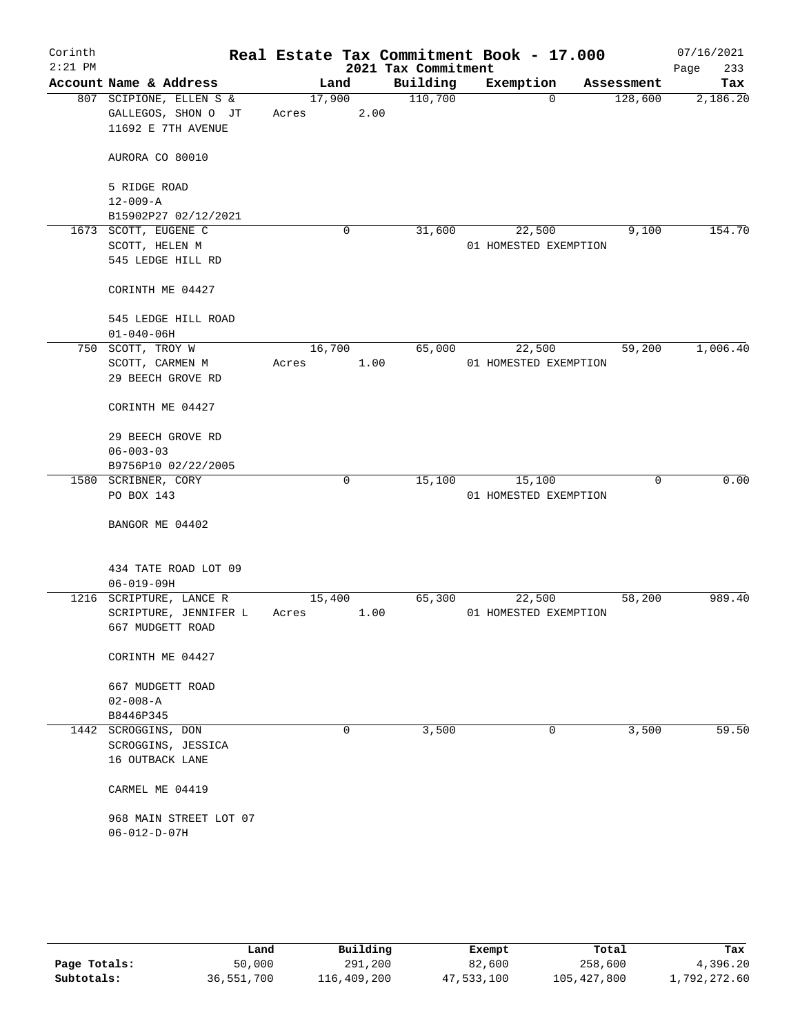Corinth 2:21 PM

# Real Estate Tax Commitment Book - 17.000

2021 Tax Commitment

07/16/2021

| Account | Name & Address | Land | Building | Exemption | Assessment | Tax |
|---|---|---|---|---|---|---|
| 807 | SCIPIONE, ELLEN S & GALLEGOS, SHON O JT 11692 E 7TH AVENUE AURORA CO 80010 5 RIDGE ROAD 12-009-A B15902P27 02/12/2021 | 17,900 Acres 2.00 | 110,700 | 0 | 128,600 | 2,186.20 |
| 1673 | SCOTT, EUGENE C SCOTT, HELEN M 545 LEDGE HILL RD CORINTH ME 04427 545 LEDGE HILL ROAD 01-040-06H | 0 | 31,600 | 22,500 01 HOMESTED EXEMPTION | 9,100 | 154.70 |
| 750 | SCOTT, TROY W SCOTT, CARMEN M 29 BEECH GROVE RD CORINTH ME 04427 29 BEECH GROVE RD 06-003-03 B9756P10 02/22/2005 | 16,700 Acres 1.00 | 65,000 | 22,500 01 HOMESTED EXEMPTION | 59,200 | 1,006.40 |
| 1580 | SCRIBNER, CORY PO BOX 143 BANGOR ME 04402 434 TATE ROAD LOT 09 06-019-09H | 0 | 15,100 | 15,100 01 HOMESTED EXEMPTION | 0 | 0.00 |
| 1216 | SCRIPTURE, LANCE R SCRIPTURE, JENNIFER L 667 MUDGETT ROAD CORINTH ME 04427 667 MUDGETT ROAD 02-008-A B8446P345 | 15,400 Acres 1.00 | 65,300 | 22,500 01 HOMESTED EXEMPTION | 58,200 | 989.40 |
| 1442 | SCROGGINS, DON SCROGGINS, JESSICA 16 OUTBACK LANE CARMEL ME 04419 968 MAIN STREET LOT 07 06-012-D-07H | 0 | 3,500 | 0 | 3,500 | 59.50 |

| | Land | Building | Exempt | Total | Tax |
|---|---|---|---|---|---|
| Page Totals: | 50,000 | 291,200 | 82,600 | 258,600 | 4,396.20 |
| Subtotals: | 36,551,700 | 116,409,200 | 47,533,100 | 105,427,800 | 1,792,272.60 |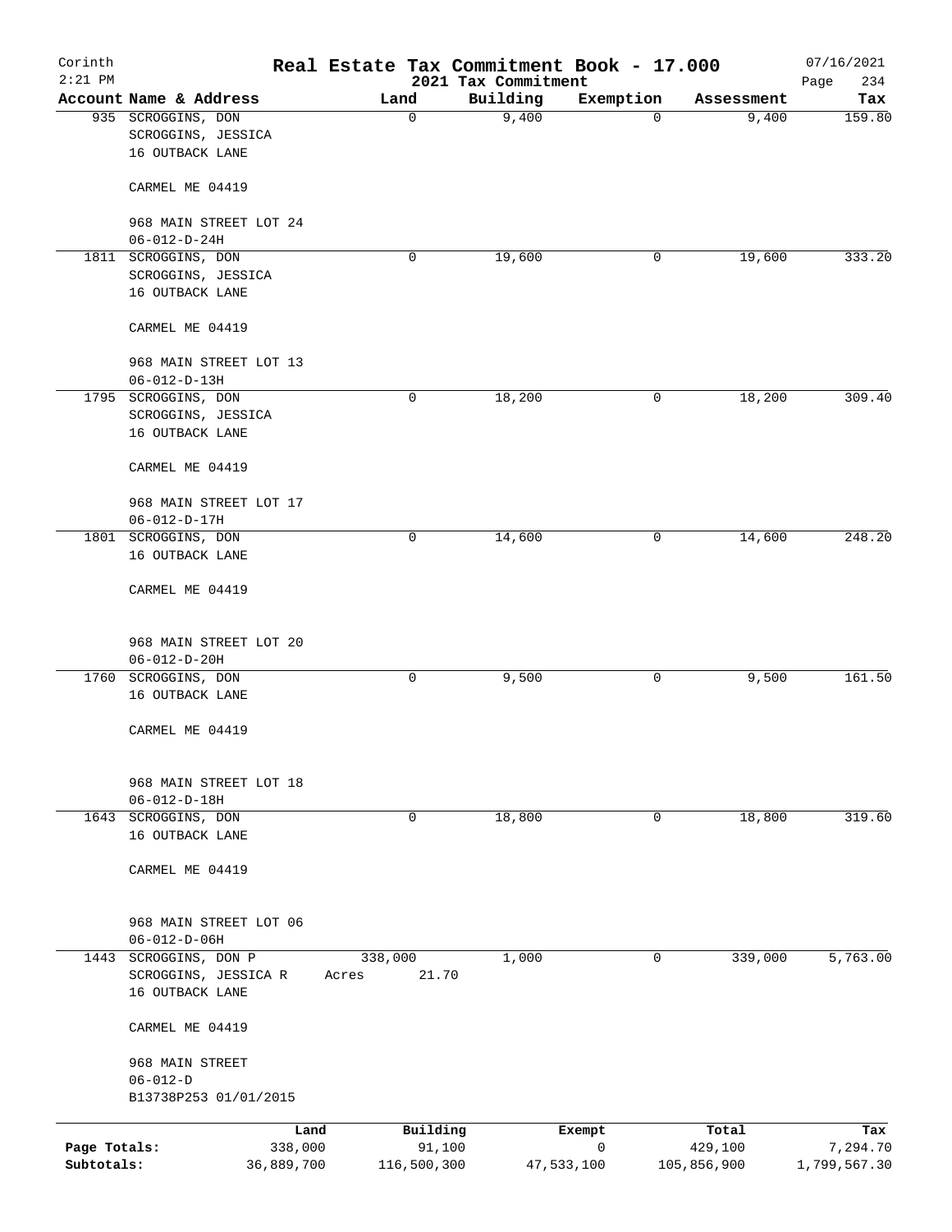# Real Estate Tax Commitment Book - 17.000

## 2021 Tax Commitment

Corinth
2:21 PM
07/16/2021

| Account | Name & Address | Land | Building | Exemption | Assessment | Tax |
|---|---|---|---|---|---|---|
| 935 | SCROGGINS, DON<br>SCROGGINS, JESSICA<br>16 OUTBACK LANE<br><br>CARMEL ME 04419<br><br>968 MAIN STREET LOT 24<br>06-012-D-24H | 0 | 9,400 | 0 | 9,400 | 159.80 |
| 1811 | SCROGGINS, DON<br>SCROGGINS, JESSICA<br>16 OUTBACK LANE<br><br>CARMEL ME 04419<br><br>968 MAIN STREET LOT 13<br>06-012-D-13H | 0 | 19,600 | 0 | 19,600 | 333.20 |
| 1795 | SCROGGINS, DON<br>SCROGGINS, JESSICA<br>16 OUTBACK LANE<br><br>CARMEL ME 04419<br><br>968 MAIN STREET LOT 17<br>06-012-D-17H | 0 | 18,200 | 0 | 18,200 | 309.40 |
| 1801 | SCROGGINS, DON<br>16 OUTBACK LANE<br><br>CARMEL ME 04419<br><br>968 MAIN STREET LOT 20<br>06-012-D-20H | 0 | 14,600 | 0 | 14,600 | 248.20 |
| 1760 | SCROGGINS, DON<br>16 OUTBACK LANE<br><br>CARMEL ME 04419<br><br>968 MAIN STREET LOT 18<br>06-012-D-18H | 0 | 9,500 | 0 | 9,500 | 161.50 |
| 1643 | SCROGGINS, DON<br>16 OUTBACK LANE<br><br>CARMEL ME 04419<br><br>968 MAIN STREET LOT 06<br>06-012-D-06H | 0 | 18,800 | 0 | 18,800 | 319.60 |
| 1443 | SCROGGINS, DON P<br>SCROGGINS, JESSICA R<br>16 OUTBACK LANE<br><br>CARMEL ME 04419<br><br>968 MAIN STREET<br>06-012-D<br>B13738P253 01/01/2015 | 338,000<br>Acres 21.70 | 1,000 | 0 | 339,000 | 5,763.00 |

| | Land | Building | Exempt | Total | Tax |
|---|---|---|---|---|---|
| **Page Totals:** | 338,000 | 91,100 | 0 | 429,100 | 7,294.70 |
| **Subtotals:** | 36,889,700 | 116,500,300 | 47,533,100 | 105,856,900 | 1,799,567.30 |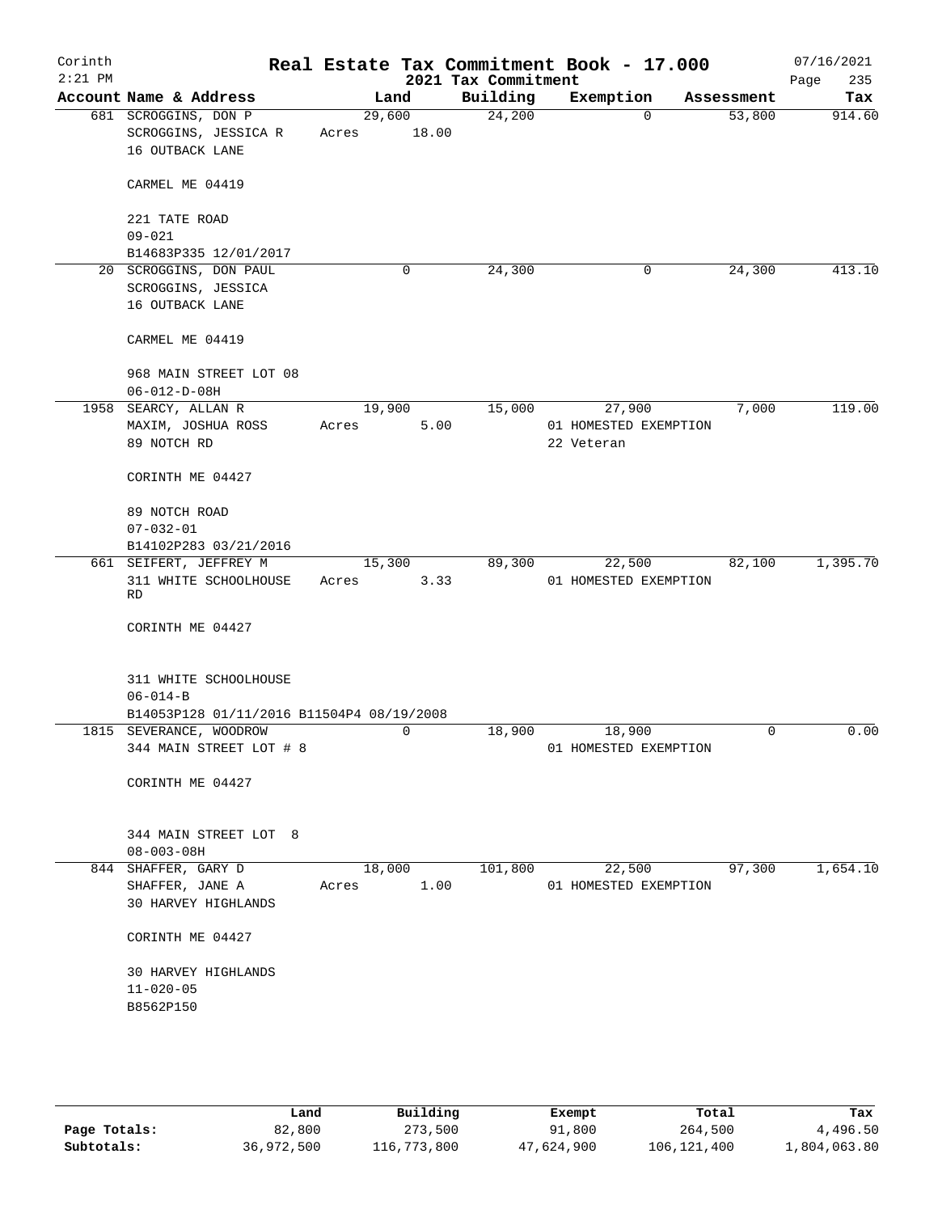Corinth 2:21 PM

# Real Estate Tax Commitment Book - 17.000

2021 Tax Commitment

07/16/2021

| Account Name & Address | Land | Building | Exemption | Assessment | Tax |
|---|---|---|---|---|---|
| 681 SCROGGINS, DON P<br>SCROGGINS, JESSICA R<br>16 OUTBACK LANE<br><br>CARMEL ME 04419<br><br>221 TATE ROAD<br>09-021<br>B14683P335 12/01/2017 | 29,600<br>Acres 18.00 | 24,200 | 0 | 53,800 | 914.60 |
| 20 SCROGGINS, DON PAUL<br>SCROGGINS, JESSICA<br>16 OUTBACK LANE<br><br>CARMEL ME 04419<br><br>968 MAIN STREET LOT 08<br>06-012-D-08H | 0 | 24,300 | 0 | 24,300 | 413.10 |
| 1958 SEARCY, ALLAN R<br>MAXIM, JOSHUA ROSS<br>89 NOTCH RD<br><br>CORINTH ME 04427<br><br>89 NOTCH ROAD<br>07-032-01<br>B14102P283 03/21/2016 | 19,900<br>Acres 5.00 | 15,000 | 27,900<br>01 HOMESTED EXEMPTION<br>22 Veteran | 7,000 | 119.00 |
| 661 SEIFERT, JEFFREY M<br>311 WHITE SCHOOLHOUSE RD<br><br>CORINTH ME 04427<br><br>311 WHITE SCHOOLHOUSE<br>06-014-B<br>B14053P128 01/11/2016 B11504P4 08/19/2008 | 15,300<br>Acres 3.33 | 89,300 | 22,500<br>01 HOMESTED EXEMPTION | 82,100 | 1,395.70 |
| 1815 SEVERANCE, WOODROW<br>344 MAIN STREET LOT # 8<br><br>CORINTH ME 04427<br><br>344 MAIN STREET LOT 8<br>08-003-08H | 0 | 18,900 | 18,900<br>01 HOMESTED EXEMPTION | 0 | 0.00 |
| 844 SHAFFER, GARY D<br>SHAFFER, JANE A<br>30 HARVEY HIGHLANDS<br><br>CORINTH ME 04427<br><br>30 HARVEY HIGHLANDS<br>11-020-05<br>B8562P150 | 18,000<br>Acres 1.00 | 101,800 | 22,500<br>01 HOMESTED EXEMPTION | 97,300 | 1,654.10 |

| | Land | Building | Exempt | Total | Tax |
|---|---|---|---|---|---|
| **Page Totals:** | 82,800 | 273,500 | 91,800 | 264,500 | 4,496.50 |
| **Subtotals:** | 36,972,500 | 116,773,800 | 47,624,900 | 106,121,400 | 1,804,063.80 |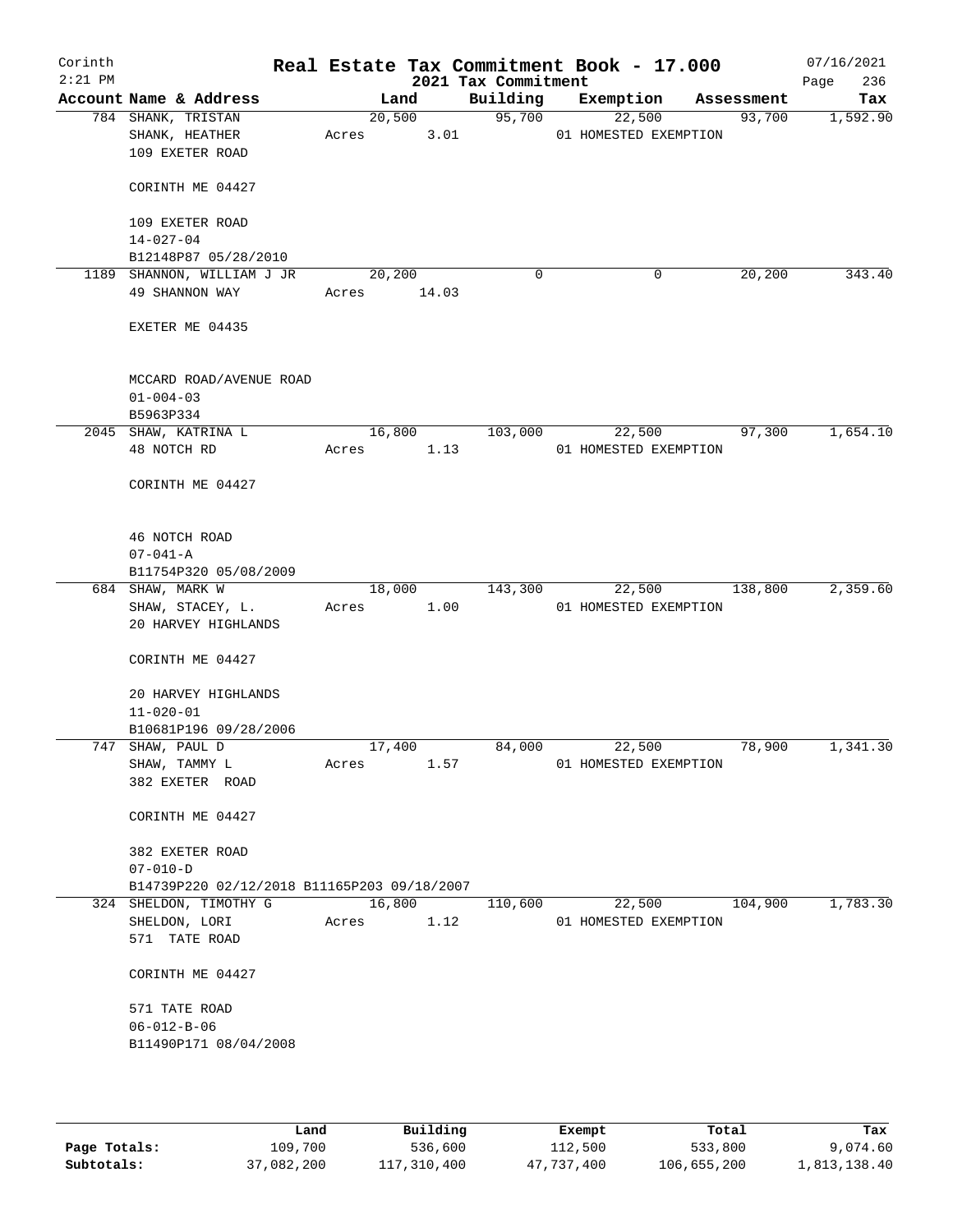Corinth 2:21 PM

# Real Estate Tax Commitment Book - 17.000

2021 Tax Commitment

07/16/2021

| Account Name & Address | Land | Building | Exemption | Assessment | Tax |
|---|---|---|---|---|---|
| 784 SHANK, TRISTAN<br>SHANK, HEATHER<br>109 EXETER ROAD<br><br>CORINTH ME 04427<br><br>109 EXETER ROAD<br>14-027-04<br>B12148P87 05/28/2010 | 20,500<br>Acres 3.01 | 95,700 | 22,500<br>01 HOMESTED EXEMPTION | 93,700 | 1,592.90 |
| 1189 SHANNON, WILLIAM J JR<br>49 SHANNON WAY<br><br>EXETER ME 04435<br><br>MCCARD ROAD/AVENUE ROAD<br>01-004-03<br>B5963P334 | 20,200<br>Acres 14.03 | 0 | 0 | 20,200 | 343.40 |
| 2045 SHAW, KATRINA L<br>48 NOTCH RD<br><br>CORINTH ME 04427<br><br>46 NOTCH ROAD<br>07-041-A<br>B11754P320 05/08/2009 | 16,800<br>Acres 1.13 | 103,000 | 22,500<br>01 HOMESTED EXEMPTION | 97,300 | 1,654.10 |
| 684 SHAW, MARK W<br>SHAW, STACEY, L.<br>20 HARVEY HIGHLANDS<br><br>CORINTH ME 04427<br><br>20 HARVEY HIGHLANDS<br>11-020-01<br>B10681P196 09/28/2006 | 18,000<br>Acres 1.00 | 143,300 | 22,500<br>01 HOMESTED EXEMPTION | 138,800 | 2,359.60 |
| 747 SHAW, PAUL D<br>SHAW, TAMMY L<br>382 EXETER ROAD<br><br>CORINTH ME 04427<br><br>382 EXETER ROAD<br>07-010-D<br>B14739P220 02/12/2018 B11165P203 09/18/2007 | 17,400<br>Acres 1.57 | 84,000 | 22,500<br>01 HOMESTED EXEMPTION | 78,900 | 1,341.30 |
| 324 SHELDON, TIMOTHY G<br>SHELDON, LORI<br>571 TATE ROAD<br><br>CORINTH ME 04427<br><br>571 TATE ROAD<br>06-012-B-06<br>B11490P171 08/04/2008 | 16,800<br>Acres 1.12 | 110,600 | 22,500<br>01 HOMESTED EXEMPTION | 104,900 | 1,783.30 |

| | Land | Building | Exempt | Total | Tax |
|---|---|---|---|---|---|
| Page Totals: | 109,700 | 536,600 | 112,500 | 533,800 | 9,074.60 |
| Subtotals: | 37,082,200 | 117,310,400 | 47,737,400 | 106,655,200 | 1,813,138.40 |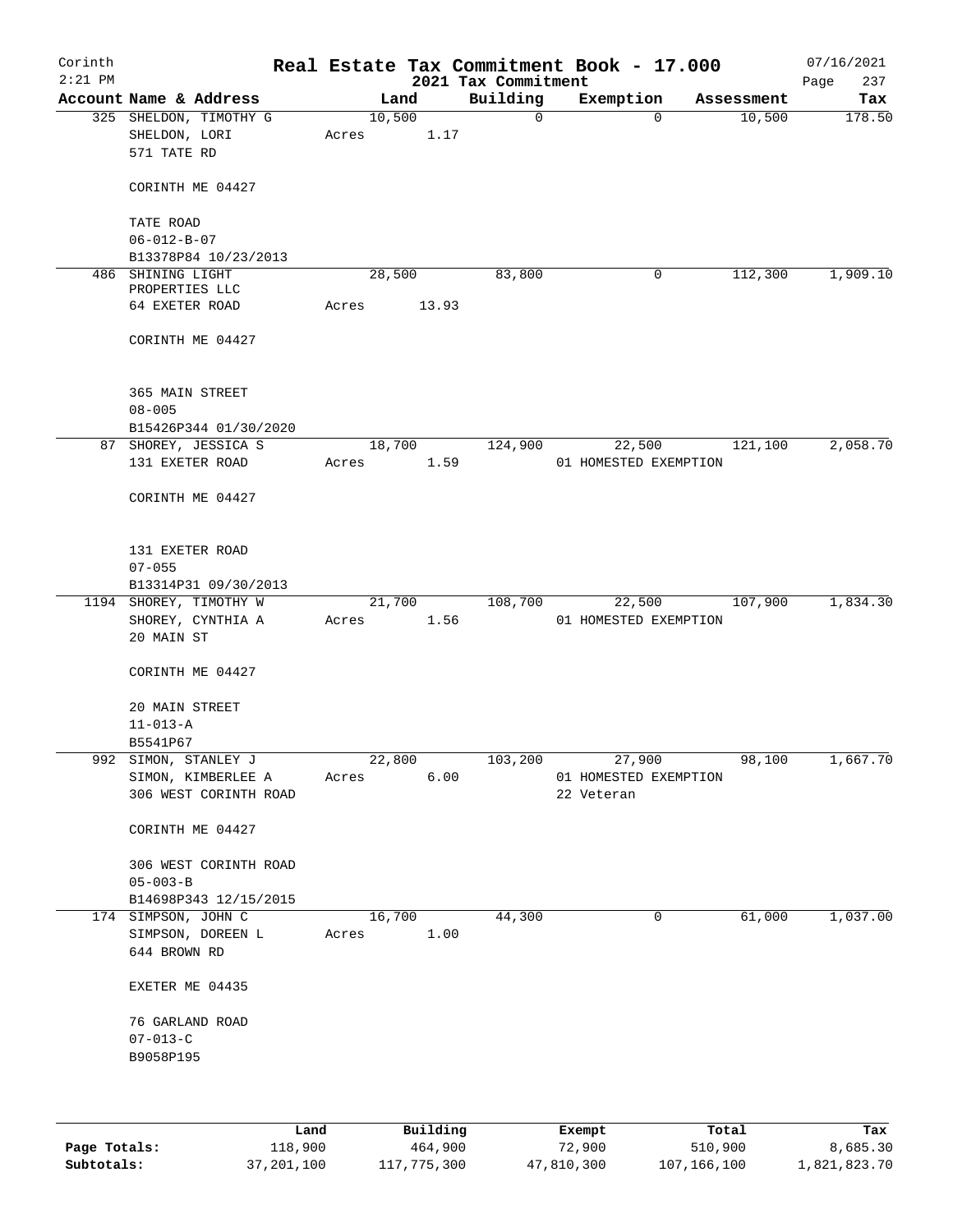# Real Estate Tax Commitment Book - 17.000

Corinth
2:21 PM
07/16/2021
2021 Tax Commitment

| Account Name & Address | Land | Building | Exemption | Assessment | Tax |
|---|---|---|---|---|---|
| 325 SHELDON, TIMOTHY G<br>SHELDON, LORI<br>571 TATE RD<br><br>CORINTH ME 04427<br><br>TATE ROAD<br>06-012-B-07<br>B13378P84 10/23/2013 | 10,500<br>Acres 1.17 | 0 | 0 | 10,500 | 178.50 |
| 486 SHINING LIGHT PROPERTIES LLC<br>64 EXETER ROAD<br><br>CORINTH ME 04427<br><br>365 MAIN STREET<br>08-005<br>B15426P344 01/30/2020 | 28,500<br>Acres 13.93 | 83,800 | 0 | 112,300 | 1,909.10 |
| 87 SHOREY, JESSICA S<br>131 EXETER ROAD<br><br>CORINTH ME 04427<br><br>131 EXETER ROAD<br>07-055<br>B13314P31 09/30/2013 | 18,700<br>Acres 1.59 | 124,900 | 22,500<br>01 HOMESTED EXEMPTION | 121,100 | 2,058.70 |
| 1194 SHOREY, TIMOTHY W<br>SHOREY, CYNTHIA A<br>20 MAIN ST<br><br>CORINTH ME 04427<br><br>20 MAIN STREET<br>11-013-A<br>B5541P67 | 21,700<br>Acres 1.56 | 108,700 | 22,500<br>01 HOMESTED EXEMPTION | 107,900 | 1,834.30 |
| 992 SIMON, STANLEY J<br>SIMON, KIMBERLEE A<br>306 WEST CORINTH ROAD<br><br>CORINTH ME 04427<br><br>306 WEST CORINTH ROAD<br>05-003-B<br>B14698P343 12/15/2015 | 22,800<br>Acres 6.00 | 103,200 | 27,900<br>01 HOMESTED EXEMPTION<br>22 Veteran | 98,100 | 1,667.70 |
| 174 SIMPSON, JOHN C<br>SIMPSON, DOREEN L<br>644 BROWN RD<br><br>EXETER ME 04435<br><br>76 GARLAND ROAD<br>07-013-C<br>B9058P195 | 16,700<br>Acres 1.00 | 44,300 | 0 | 61,000 | 1,037.00 |

| | Land | Building | Exempt | Total | Tax |
|---|---|---|---|---|---|
| Page Totals: | 118,900 | 464,900 | 72,900 | 510,900 | 8,685.30 |
| Subtotals: | 37,201,100 | 117,775,300 | 47,810,300 | 107,166,100 | 1,821,823.70 |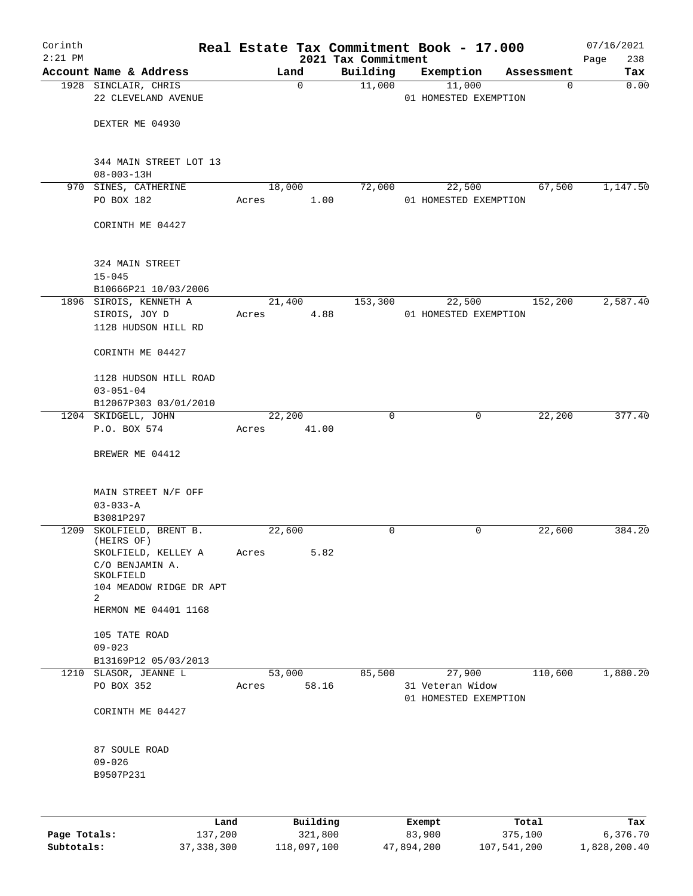# Real Estate Tax Commitment Book - 17.000

Corinth
2:21 PM

2021 Tax Commitment

07/16/2021

| Account | Name & Address | Land | Building | Exemption | Assessment | Tax |
|---|---|---|---|---|---|---|
| 1928 | SINCLAIR, CHRIS<br>22 CLEVELAND AVENUE<br><br>DEXTER ME 04930<br><br>344 MAIN STREET LOT 13<br>08-003-13H | 0 | 11,000 | 11,000<br>01 HOMESTED EXEMPTION | 0 | 0.00 |
| 970 | SINES, CATHERINE<br>PO BOX 182<br><br>CORINTH ME 04427<br><br>324 MAIN STREET<br>15-045<br>B10666P21 10/03/2006 | 18,000<br>Acres 1.00 | 72,000 | 22,500<br>01 HOMESTED EXEMPTION | 67,500 | 1,147.50 |
| 1896 | SIROIS, KENNETH A<br>SIROIS, JOY D<br>1128 HUDSON HILL RD<br><br>CORINTH ME 04427<br><br>1128 HUDSON HILL ROAD<br>03-051-04<br>B12067P303 03/01/2010 | 21,400<br>Acres 4.88 | 153,300 | 22,500<br>01 HOMESTED EXEMPTION | 152,200 | 2,587.40 |
| 1204 | SKIDGELL, JOHN<br>P.O. BOX 574<br><br>BREWER ME 04412<br><br>MAIN STREET N/F OFF<br>03-033-A<br>B3081P297 | 22,200<br>Acres 41.00 | 0 | 0 | 22,200 | 377.40 |
| 1209 | SKOLFIELD, BRENT B. (HEIRS OF)<br>SKOLFIELD, KELLEY A<br>C/O BENJAMIN A. SKOLFIELD<br>104 MEADOW RIDGE DR APT 2<br>HERMON ME 04401 1168<br><br>105 TATE ROAD<br>09-023<br>B13169P12 05/03/2013 | 22,600<br>Acres 5.82 | 0 | 0 | 22,600 | 384.20 |
| 1210 | SLASOR, JEANNE L<br>PO BOX 352<br><br>CORINTH ME 04427<br><br>87 SOULE ROAD<br>09-026<br>B9507P231 | 53,000<br>Acres 58.16 | 85,500 | 27,900<br>31 Veteran Widow<br>01 HOMESTED EXEMPTION | 110,600 | 1,880.20 |

| | Land | Building | Exempt | Total | Tax |
|---|---|---|---|---|---|
| Page Totals: | 137,200 | 321,800 | 83,900 | 375,100 | 6,376.70 |
| Subtotals: | 37,338,300 | 118,097,100 | 47,894,200 | 107,541,200 | 1,828,200.40 |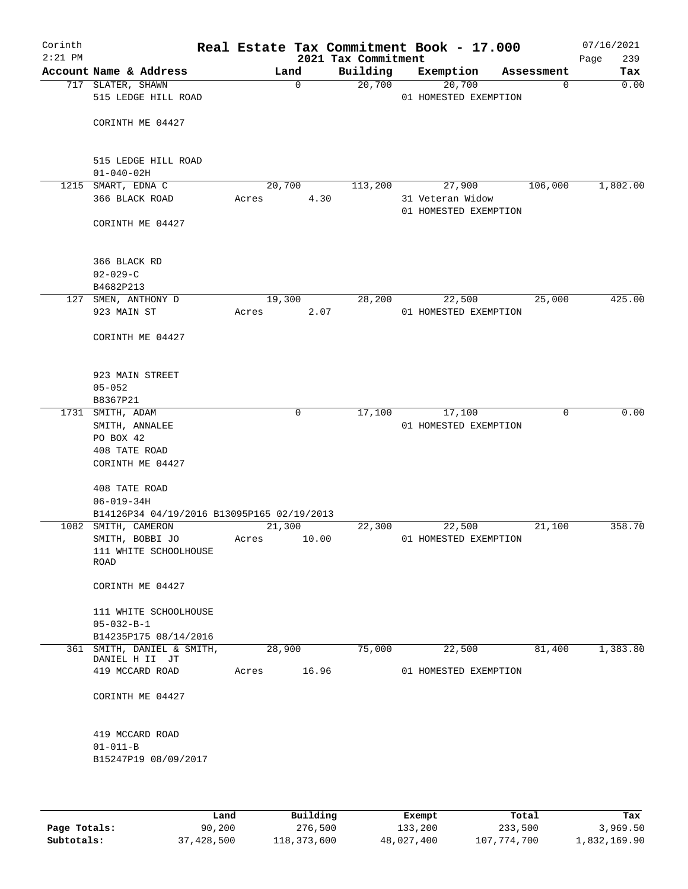Corinth 2:21 PM

# Real Estate Tax Commitment Book - 17.000

2021 Tax Commitment

07/16/2021

| Account | Name & Address | Land | Building | Exemption | Assessment | Tax |
|---|---|---|---|---|---|---|
| 717 | SLATER, SHAWN<br>515 LEDGE HILL ROAD<br><br>CORINTH ME 04427<br><br>515 LEDGE HILL ROAD<br>01-040-02H | 0 | 20,700 | 20,700<br>01 HOMESTED EXEMPTION | 0 | 0.00 |
| 1215 | SMART, EDNA C<br>366 BLACK ROAD<br><br>CORINTH ME 04427<br><br>366 BLACK RD<br>02-029-C<br>B4682P213 | 20,700<br>Acres 4.30 | 113,200 | 27,900<br>31 Veteran Widow<br>01 HOMESTED EXEMPTION | 106,000 | 1,802.00 |
| 127 | SMEN, ANTHONY D<br>923 MAIN ST<br><br>CORINTH ME 04427<br><br>923 MAIN STREET<br>05-052<br>B8367P21 | 19,300<br>Acres 2.07 | 28,200 | 22,500<br>01 HOMESTED EXEMPTION | 25,000 | 425.00 |
| 1731 | SMITH, ADAM<br>SMITH, ANNALEE<br>PO BOX 42<br>408 TATE ROAD<br>CORINTH ME 04427<br><br>408 TATE ROAD<br>06-019-34H<br>B14126P34 04/19/2016 B13095P165 02/19/2013 | 0 | 17,100 | 17,100<br>01 HOMESTED EXEMPTION | 0 | 0.00 |
| 1082 | SMITH, CAMERON<br>SMITH, BOBBI JO<br>111 WHITE SCHOOLHOUSE ROAD<br><br>CORINTH ME 04427<br><br>111 WHITE SCHOOLHOUSE<br>05-032-B-1<br>B14235P175 08/14/2016 | 21,300<br>Acres 10.00 | 22,300 | 22,500<br>01 HOMESTED EXEMPTION | 21,100 | 358.70 |
| 361 | SMITH, DANIEL & SMITH, DANIEL H II JT<br>419 MCCARD ROAD<br><br>CORINTH ME 04427<br><br>419 MCCARD ROAD<br>01-011-B<br>B15247P19 08/09/2017 | 28,900<br>Acres 16.96 | 75,000 | 22,500<br>01 HOMESTED EXEMPTION | 81,400 | 1,383.80 |

| | Land | Building | Exempt | Total | Tax |
|---|---|---|---|---|---|
| Page Totals: | 90,200 | 276,500 | 133,200 | 233,500 | 3,969.50 |
| Subtotals: | 37,428,500 | 118,373,600 | 48,027,400 | 107,774,700 | 1,832,169.90 |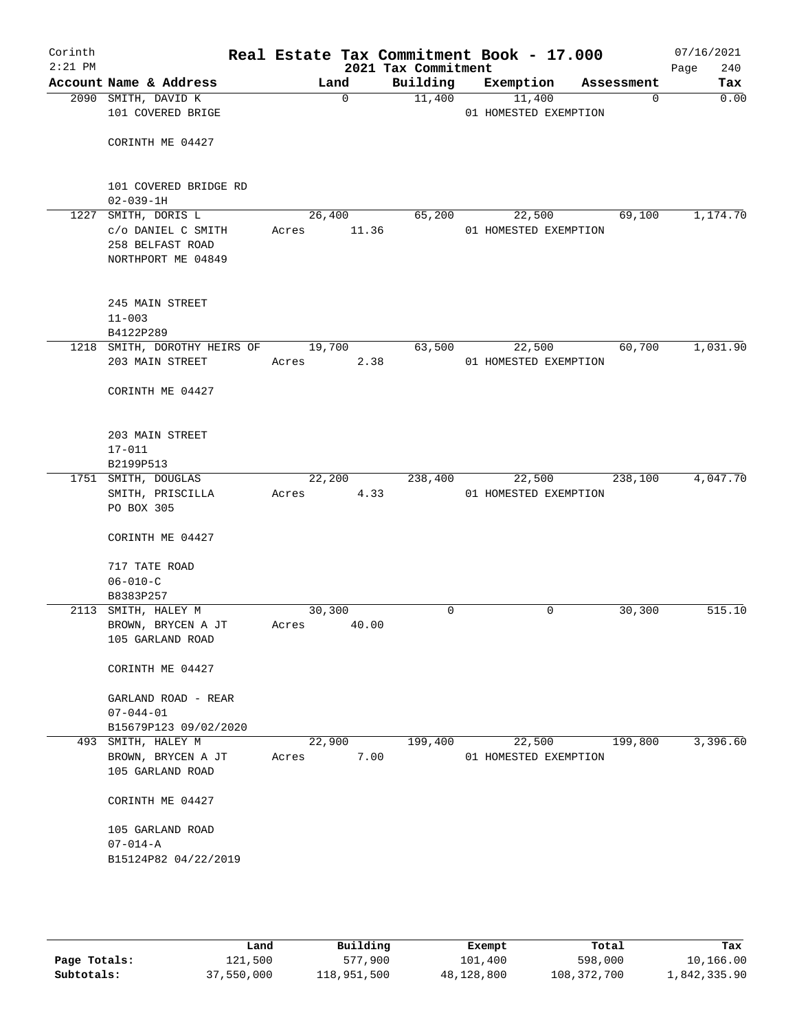# Real Estate Tax Commitment Book - 17.000

Corinth
2:21 PM

2021 Tax Commitment

07/16/2021

| Account | Name & Address | Land | Building | Exemption | Assessment | Tax |
|---|---|---|---|---|---|---|
| 2090 | SMITH, DAVID K<br>101 COVERED BRIGE<br><br>CORINTH ME 04427<br><br>101 COVERED BRIDGE RD<br>02-039-1H | 0 | 11,400 | 11,400<br>01 HOMESTED EXEMPTION | 0 | 0.00 |
| 1227 | SMITH, DORIS L<br>c/o DANIEL C SMITH<br>258 BELFAST ROAD<br>NORTHPORT ME 04849<br><br>245 MAIN STREET<br>11-003<br>B4122P289 | 26,400<br>Acres 11.36 | 65,200 | 22,500<br>01 HOMESTED EXEMPTION | 69,100 | 1,174.70 |
| 1218 | SMITH, DOROTHY HEIRS OF<br>203 MAIN STREET<br><br>CORINTH ME 04427<br><br>203 MAIN STREET<br>17-011<br>B2199P513 | 19,700<br>Acres 2.38 | 63,500 | 22,500<br>01 HOMESTED EXEMPTION | 60,700 | 1,031.90 |
| 1751 | SMITH, DOUGLAS<br>SMITH, PRISCILLA<br>PO BOX 305<br><br>CORINTH ME 04427<br><br>717 TATE ROAD<br>06-010-C<br>B8383P257 | 22,200<br>Acres 4.33 | 238,400 | 22,500<br>01 HOMESTED EXEMPTION | 238,100 | 4,047.70 |
| 2113 | SMITH, HALEY M<br>BROWN, BRYCEN A JT<br>105 GARLAND ROAD<br><br>CORINTH ME 04427<br><br>GARLAND ROAD - REAR<br>07-044-01<br>B15679P123 09/02/2020 | 30,300<br>Acres 40.00 | 0 | 0 | 30,300 | 515.10 |
| 493 | SMITH, HALEY M<br>BROWN, BRYCEN A JT<br>105 GARLAND ROAD<br><br>CORINTH ME 04427<br><br>105 GARLAND ROAD<br>07-014-A<br>B15124P82 04/22/2019 | 22,900<br>Acres 7.00 | 199,400 | 22,500<br>01 HOMESTED EXEMPTION | 199,800 | 3,396.60 |

| | Land | Building | Exempt | Total | Tax |
|---|---|---|---|---|---|
| Page Totals: | 121,500 | 577,900 | 101,400 | 598,000 | 10,166.00 |
| Subtotals: | 37,550,000 | 118,951,500 | 48,128,800 | 108,372,700 | 1,842,335.90 |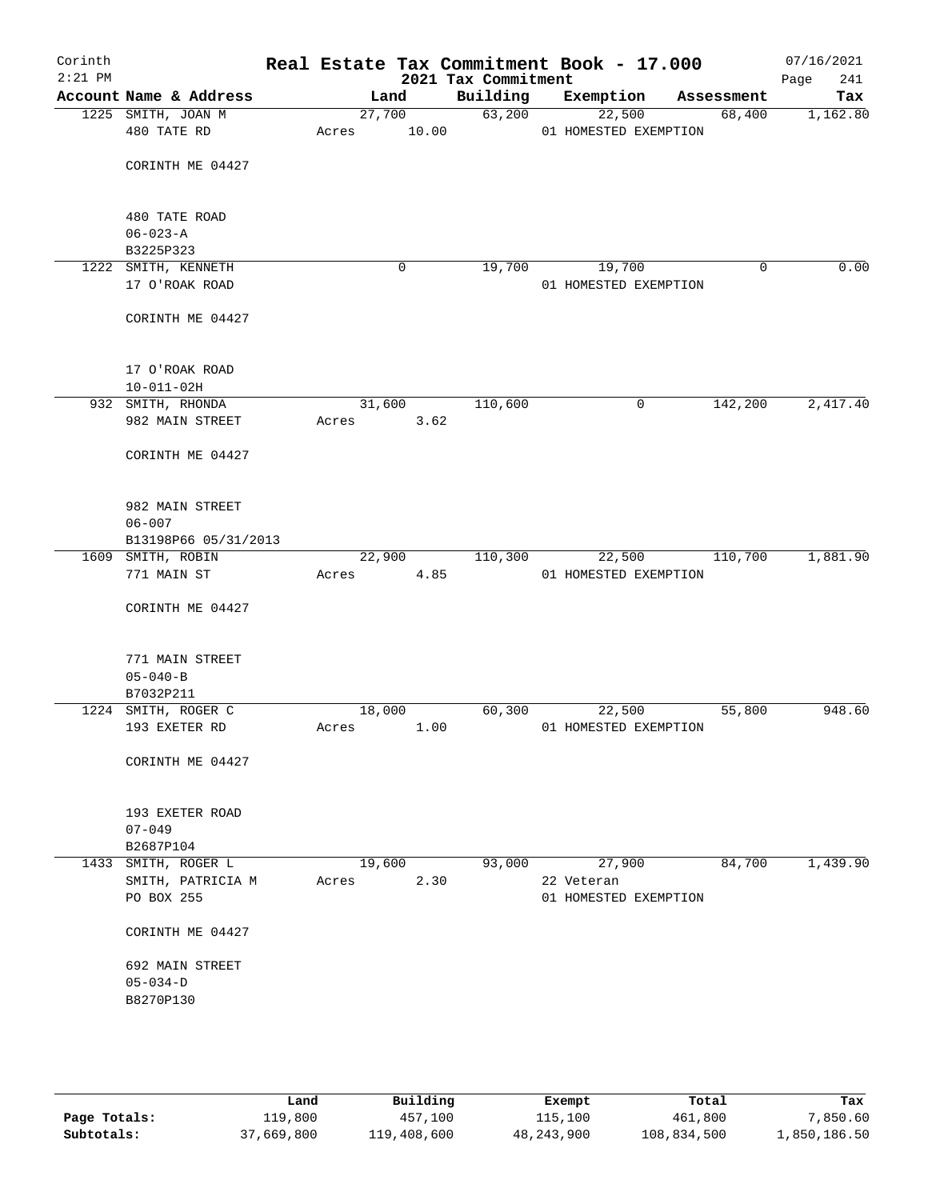# Real Estate Tax Commitment Book - 17.000

Corinth
2:21 PM

2021 Tax Commitment

07/16/2021

| Account | Name & Address | Land | Building | Exemption | Assessment | Tax |
|---|---|---|---|---|---|---|
| 1225 | SMITH, JOAN M<br>480 TATE RD<br><br>CORINTH ME 04427<br><br>480 TATE ROAD<br>06-023-A<br>B3225P323 | 27,700<br>Acres 10.00 | 63,200 | 22,500<br>01 HOMESTED EXEMPTION | 68,400 | 1,162.80 |
| 1222 | SMITH, KENNETH<br>17 O'ROAK ROAD<br><br>CORINTH ME 04427<br><br>17 O'ROAK ROAD<br>10-011-02H | 0 | 19,700 | 19,700<br>01 HOMESTED EXEMPTION | 0 | 0.00 |
| 932 | SMITH, RHONDA<br>982 MAIN STREET<br><br>CORINTH ME 04427<br><br>982 MAIN STREET<br>06-007<br>B13198P66 05/31/2013 | 31,600<br>Acres 3.62 | 110,600 | 0 | 142,200 | 2,417.40 |
| 1609 | SMITH, ROBIN<br>771 MAIN ST<br><br>CORINTH ME 04427<br><br>771 MAIN STREET<br>05-040-B<br>B7032P211 | 22,900<br>Acres 4.85 | 110,300 | 22,500<br>01 HOMESTED EXEMPTION | 110,700 | 1,881.90 |
| 1224 | SMITH, ROGER C<br>193 EXETER RD<br><br>CORINTH ME 04427<br><br>193 EXETER ROAD<br>07-049<br>B2687P104 | 18,000<br>Acres 1.00 | 60,300 | 22,500<br>01 HOMESTED EXEMPTION | 55,800 | 948.60 |
| 1433 | SMITH, ROGER L<br>SMITH, PATRICIA M<br>PO BOX 255<br><br>CORINTH ME 04427<br><br>692 MAIN STREET<br>05-034-D<br>B8270P130 | 19,600<br>Acres 2.30 | 93,000 | 27,900<br>22 Veteran<br>01 HOMESTED EXEMPTION | 84,700 | 1,439.90 |

| | Land | Building | Exempt | Total | Tax |
|---|---|---|---|---|---|
| Page Totals: | 119,800 | 457,100 | 115,100 | 461,800 | 7,850.60 |
| Subtotals: | 37,669,800 | 119,408,600 | 48,243,900 | 108,834,500 | 1,850,186.50 |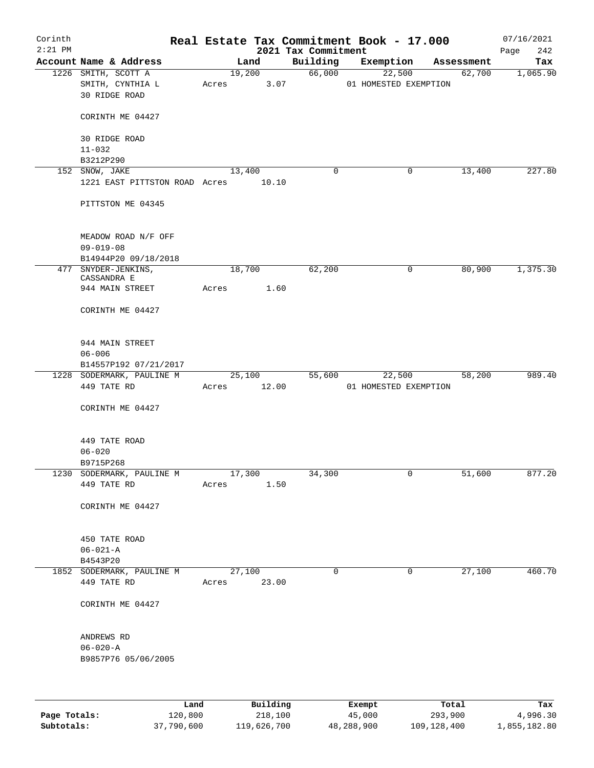Corinth
2:21 PM

# Real Estate Tax Commitment Book - 17.000

## 2021 Tax Commitment

07/16/2021

| Account | Name & Address | Land | Building | Exemption | Assessment | Tax |
|---|---|---|---|---|---|---|
| 1226 | SMITH, SCOTT A<br>SMITH, CYNTHIA L<br>30 RIDGE ROAD<br><br>CORINTH ME 04427<br><br>30 RIDGE ROAD<br>11-032<br>B3212P290 | 19,200<br>Acres 3.07 | 66,000 | 22,500<br>01 HOMESTED EXEMPTION | 62,700 | 1,065.90 |
| 152 | SNOW, JAKE<br>1221 EAST PITTSTON ROAD<br><br>PITTSTON ME 04345<br><br>MEADOW ROAD N/F OFF<br>09-019-08<br>B14944P20 09/18/2018 | 13,400<br>Acres 10.10 | 0 | 0 | 13,400 | 227.80 |
| 477 | SNYDER-JENKINS, CASSANDRA E<br>944 MAIN STREET<br><br>CORINTH ME 04427<br><br>944 MAIN STREET<br>06-006<br>B14557P192 07/21/2017 | 18,700<br>Acres 1.60 | 62,200 | 0 | 80,900 | 1,375.30 |
| 1228 | SODERMARK, PAULINE M<br>449 TATE RD<br><br>CORINTH ME 04427<br><br>449 TATE ROAD<br>06-020<br>B9715P268 | 25,100<br>Acres 12.00 | 55,600 | 22,500<br>01 HOMESTED EXEMPTION | 58,200 | 989.40 |
| 1230 | SODERMARK, PAULINE M<br>449 TATE RD<br><br>CORINTH ME 04427<br><br>450 TATE ROAD<br>06-021-A<br>B4543P20 | 17,300<br>Acres 1.50 | 34,300 | 0 | 51,600 | 877.20 |
| 1852 | SODERMARK, PAULINE M<br>449 TATE RD<br><br>CORINTH ME 04427<br><br>ANDREWS RD<br>06-020-A<br>B9857P76 05/06/2005 | 27,100<br>Acres 23.00 | 0 | 0 | 27,100 | 460.70 |

| | Land | Building | Exempt | Total | Tax |
|---|---|---|---|---|---|
| Page Totals: | 120,800 | 218,100 | 45,000 | 293,900 | 4,996.30 |
| Subtotals: | 37,790,600 | 119,626,700 | 48,288,900 | 109,128,400 | 1,855,182.80 |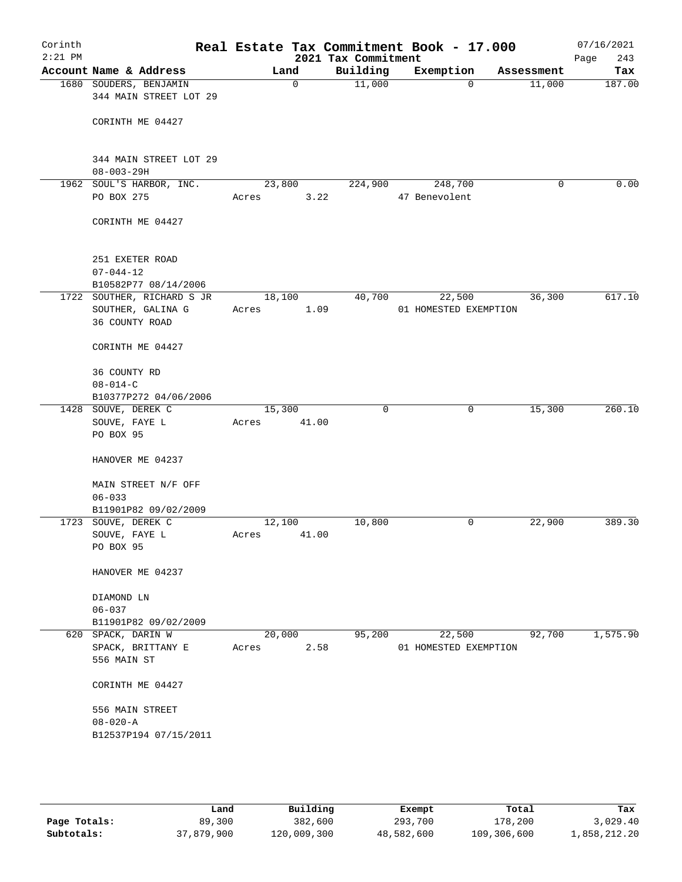# Corinth — Real Estate Tax Commitment Book - 17.000

2:21 PM — 2021 Tax Commitment — 07/16/2021

| Account Name & Address | Land | Building | Exemption | Assessment | Tax |
|---|---|---|---|---|---|
| 1680 SOUDERS, BENJAMIN<br>344 MAIN STREET LOT 29<br><br>CORINTH ME 04427<br><br>344 MAIN STREET LOT 29<br>08-003-29H | 0 | 11,000 | 0 | 11,000 | 187.00 |
| 1962 SOUL'S HARBOR, INC.<br>PO BOX 275<br><br>CORINTH ME 04427<br><br>251 EXETER ROAD<br>07-044-12<br>B10582P77 08/14/2006 | 23,800<br>Acres 3.22 | 224,900 | 248,700<br>47 Benevolent | 0 | 0.00 |
| 1722 SOUTHER, RICHARD S JR<br>SOUTHER, GALINA G<br>36 COUNTY ROAD<br><br>CORINTH ME 04427<br><br>36 COUNTY RD<br>08-014-C<br>B10377P272 04/06/2006 | 18,100<br>Acres 1.09 | 40,700 | 22,500<br>01 HOMESTED EXEMPTION | 36,300 | 617.10 |
| 1428 SOUVE, DEREK C<br>SOUVE, FAYE L<br>PO BOX 95<br><br>HANOVER ME 04237<br><br>MAIN STREET N/F OFF<br>06-033<br>B11901P82 09/02/2009 | 15,300<br>Acres 41.00 | 0 | 0 | 15,300 | 260.10 |
| 1723 SOUVE, DEREK C<br>SOUVE, FAYE L<br>PO BOX 95<br><br>HANOVER ME 04237<br><br>DIAMOND LN<br>06-037<br>B11901P82 09/02/2009 | 12,100<br>Acres 41.00 | 10,800 | 0 | 22,900 | 389.30 |
| 620 SPACK, DARIN W<br>SPACK, BRITTANY E<br>556 MAIN ST<br><br>CORINTH ME 04427<br><br>556 MAIN STREET<br>08-020-A<br>B12537P194 07/15/2011 | 20,000<br>Acres 2.58 | 95,200 | 22,500<br>01 HOMESTED EXEMPTION | 92,700 | 1,575.90 |

| | Land | Building | Exempt | Total | Tax |
|---|---|---|---|---|---|
| Page Totals: | 89,300 | 382,600 | 293,700 | 178,200 | 3,029.40 |
| Subtotals: | 37,879,900 | 120,009,300 | 48,582,600 | 109,306,600 | 1,858,212.20 |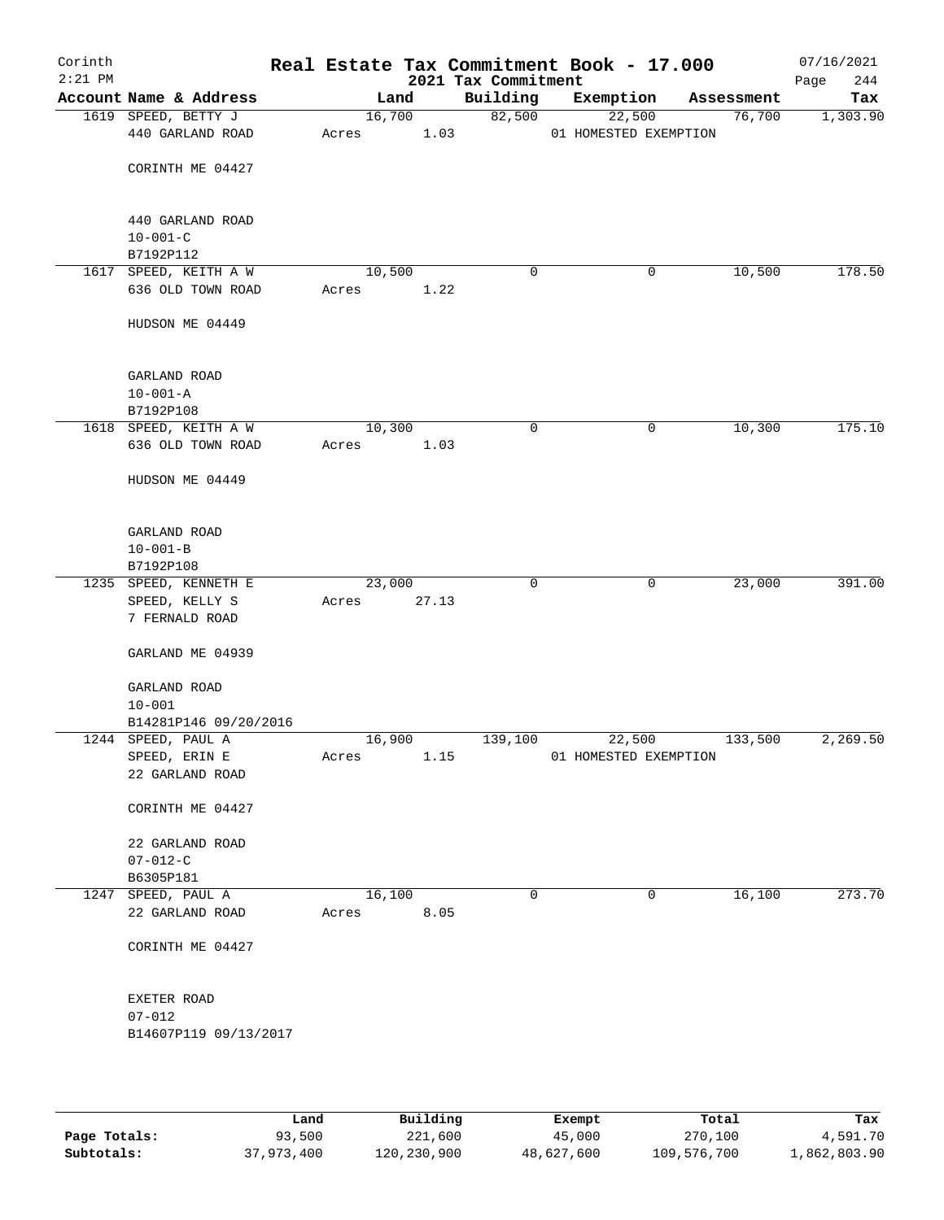Corinth
2:21 PM

# Real Estate Tax Commitment Book - 17.000

2021 Tax Commitment

07/16/2021

| Account | Name & Address | Land | Building | Exemption | Assessment | Tax |
|---|---|---|---|---|---|---|
| 1619 | SPEED, BETTY J<br>440 GARLAND ROAD<br><br>CORINTH ME 04427<br><br>440 GARLAND ROAD<br>10-001-C<br>B7192P112 | 16,700<br>Acres 1.03 | 82,500 | 22,500<br>01 HOMESTED EXEMPTION | 76,700 | 1,303.90 |
| 1617 | SPEED, KEITH A W<br>636 OLD TOWN ROAD<br><br>HUDSON ME 04449<br><br>GARLAND ROAD<br>10-001-A<br>B7192P108 | 10,500<br>Acres 1.22 | 0 | 0 | 10,500 | 178.50 |
| 1618 | SPEED, KEITH A W<br>636 OLD TOWN ROAD<br><br>HUDSON ME 04449<br><br>GARLAND ROAD<br>10-001-B<br>B7192P108 | 10,300<br>Acres 1.03 | 0 | 0 | 10,300 | 175.10 |
| 1235 | SPEED, KENNETH E<br>SPEED, KELLY S<br>7 FERNALD ROAD<br><br>GARLAND ME 04939<br><br>GARLAND ROAD<br>10-001<br>B14281P146 09/20/2016 | 23,000<br>Acres 27.13 | 0 | 0 | 23,000 | 391.00 |
| 1244 | SPEED, PAUL A<br>SPEED, ERIN E<br>22 GARLAND ROAD<br><br>CORINTH ME 04427<br><br>22 GARLAND ROAD<br>07-012-C<br>B6305P181 | 16,900<br>Acres 1.15 | 139,100 | 22,500<br>01 HOMESTED EXEMPTION | 133,500 | 2,269.50 |
| 1247 | SPEED, PAUL A<br>22 GARLAND ROAD<br><br>CORINTH ME 04427<br><br>EXETER ROAD<br>07-012<br>B14607P119 09/13/2017 | 16,100<br>Acres 8.05 | 0 | 0 | 16,100 | 273.70 |

| | Land | Building | Exempt | Total | Tax |
|---|---|---|---|---|---|
| Page Totals: | 93,500 | 221,600 | 45,000 | 270,100 | 4,591.70 |
| Subtotals: | 37,973,400 | 120,230,900 | 48,627,600 | 109,576,700 | 1,862,803.90 |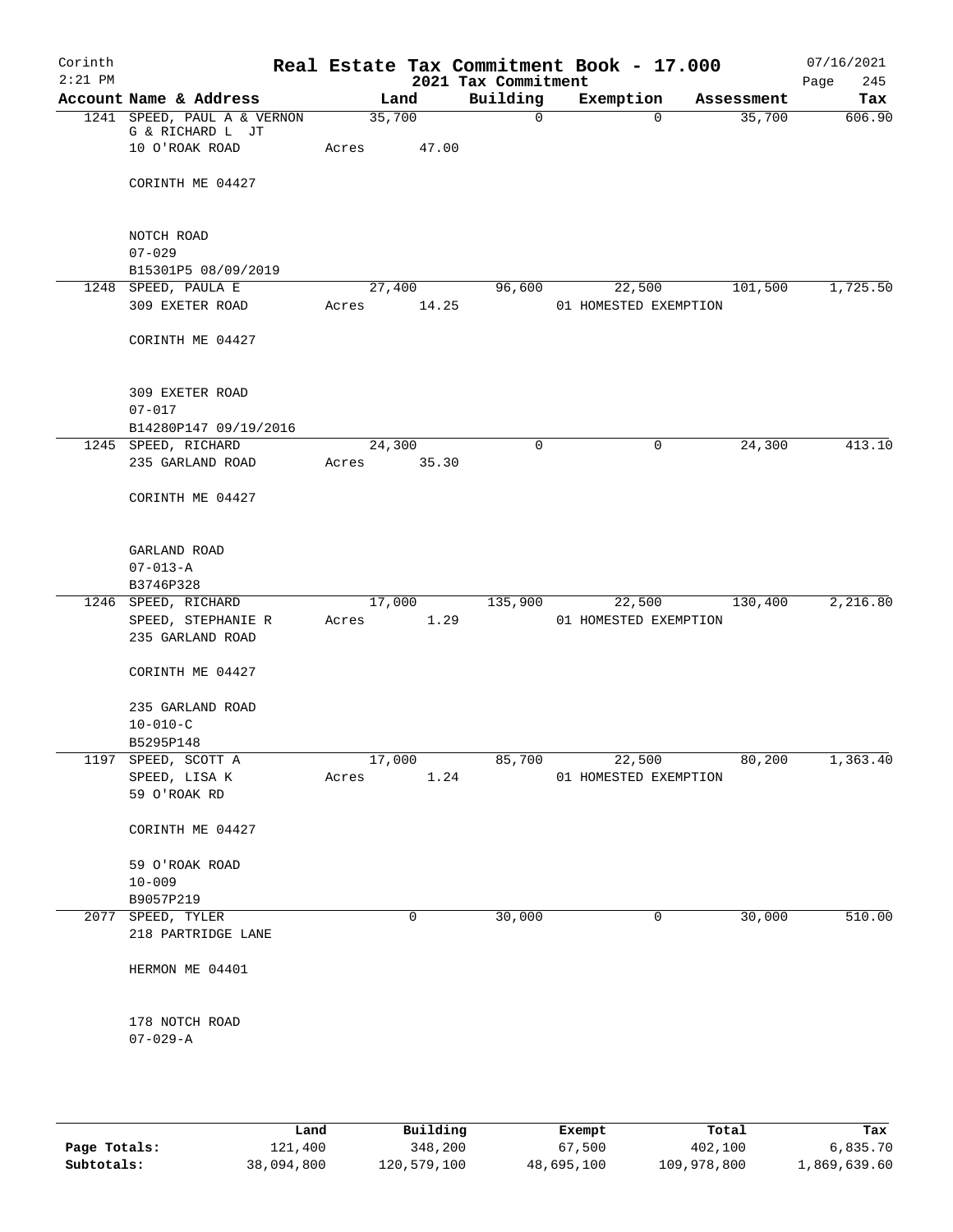Corinth
2:21 PM

# Real Estate Tax Commitment Book - 17.000

2021 Tax Commitment

07/16/2021

| Account | Name & Address | Land | Building | Exemption | Assessment | Tax |
|---|---|---|---|---|---|---|
| 1241 | SPEED, PAUL A & VERNON G & RICHARD L JT<br>10 O'ROAK ROAD<br><br>CORINTH ME 04427<br><br>NOTCH ROAD<br>07-029<br>B15301P5 08/09/2019 | 35,700<br>Acres 47.00 | 0 | 0 | 35,700 | 606.90 |
| 1248 | SPEED, PAULA E<br>309 EXETER ROAD<br><br>CORINTH ME 04427<br><br>309 EXETER ROAD<br>07-017<br>B14280P147 09/19/2016 | 27,400<br>Acres 14.25 | 96,600 | 22,500<br>01 HOMESTED EXEMPTION | 101,500 | 1,725.50 |
| 1245 | SPEED, RICHARD<br>235 GARLAND ROAD<br><br>CORINTH ME 04427<br><br>GARLAND ROAD<br>07-013-A<br>B3746P328 | 24,300<br>Acres 35.30 | 0 | 0 | 24,300 | 413.10 |
| 1246 | SPEED, RICHARD<br>SPEED, STEPHANIE R<br>235 GARLAND ROAD<br><br>CORINTH ME 04427<br><br>235 GARLAND ROAD<br>10-010-C<br>B5295P148 | 17,000<br>Acres 1.29 | 135,900 | 22,500<br>01 HOMESTED EXEMPTION | 130,400 | 2,216.80 |
| 1197 | SPEED, SCOTT A<br>SPEED, LISA K<br>59 O'ROAK RD<br><br>CORINTH ME 04427<br><br>59 O'ROAK ROAD<br>10-009<br>B9057P219 | 17,000<br>Acres 1.24 | 85,700 | 22,500<br>01 HOMESTED EXEMPTION | 80,200 | 1,363.40 |
| 2077 | SPEED, TYLER<br>218 PARTRIDGE LANE<br><br>HERMON ME 04401<br><br>178 NOTCH ROAD<br>07-029-A | 0 | 30,000 | 0 | 30,000 | 510.00 |

| | Land | Building | Exempt | Total | Tax |
|---|---|---|---|---|---|
| Page Totals: | 121,400 | 348,200 | 67,500 | 402,100 | 6,835.70 |
| Subtotals: | 38,094,800 | 120,579,100 | 48,695,100 | 109,978,800 | 1,869,639.60 |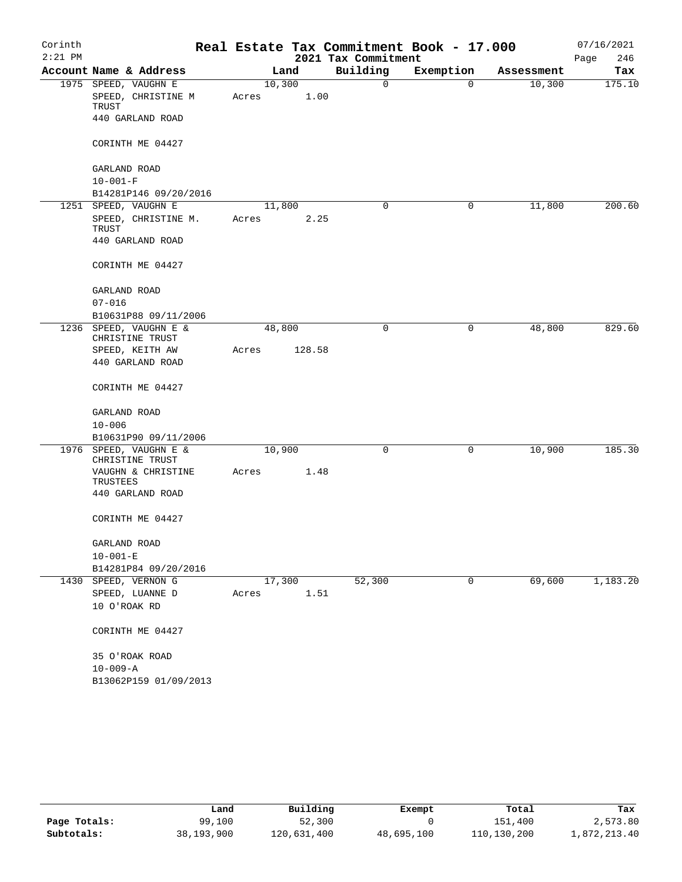Corinth 2:21 PM

# Real Estate Tax Commitment Book - 17.000

2021 Tax Commitment

07/16/2021

| Account | Name & Address | Land | Building | Exemption | Assessment | Tax |
|---|---|---|---|---|---|---|
| 1975 | SPEED, VAUGHN E<br>SPEED, CHRISTINE M TRUST<br>440 GARLAND ROAD<br><br>CORINTH ME 04427<br><br>GARLAND ROAD<br>10-001-F<br>B14281P146 09/20/2016 | 10,300<br>Acres 1.00 | 0 | 0 | 10,300 | 175.10 |
| 1251 | SPEED, VAUGHN E<br>SPEED, CHRISTINE M. TRUST<br>440 GARLAND ROAD<br><br>CORINTH ME 04427<br><br>GARLAND ROAD<br>07-016<br>B10631P88 09/11/2006 | 11,800<br>Acres 2.25 | 0 | 0 | 11,800 | 200.60 |
| 1236 | SPEED, VAUGHN E & CHRISTINE TRUST<br>SPEED, KEITH AW<br>440 GARLAND ROAD<br><br>CORINTH ME 04427<br><br>GARLAND ROAD<br>10-006<br>B10631P90 09/11/2006 | 48,800<br>Acres 128.58 | 0 | 0 | 48,800 | 829.60 |
| 1976 | SPEED, VAUGHN E & CHRISTINE TRUST<br>VAUGHN & CHRISTINE TRUSTEES<br>440 GARLAND ROAD<br><br>CORINTH ME 04427<br><br>GARLAND ROAD<br>10-001-E<br>B14281P84 09/20/2016 | 10,900<br>Acres 1.48 | 0 | 0 | 10,900 | 185.30 |
| 1430 | SPEED, VERNON G<br>SPEED, LUANNE D<br>10 O'ROAK RD<br><br>CORINTH ME 04427<br><br>35 O'ROAK ROAD<br>10-009-A<br>B13062P159 01/09/2013 | 17,300<br>Acres 1.51 | 52,300 | 0 | 69,600 | 1,183.20 |

| | Land | Building | Exempt | Total | Tax |
|---|---|---|---|---|---|
| Page Totals: | 99,100 | 52,300 | 0 | 151,400 | 2,573.80 |
| Subtotals: | 38,193,900 | 120,631,400 | 48,695,100 | 110,130,200 | 1,872,213.40 |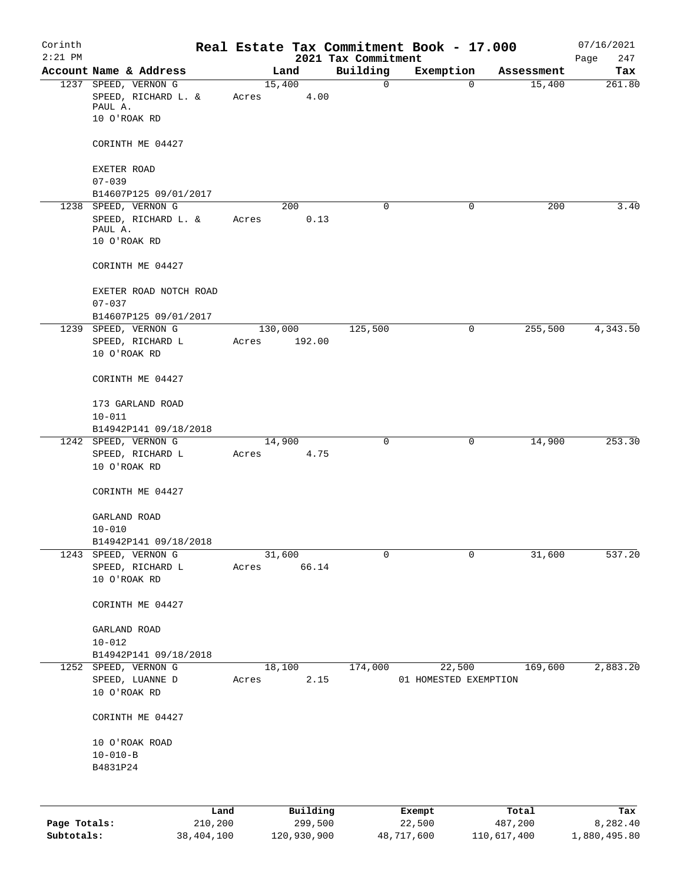Corinth
2:21 PM

# Real Estate Tax Commitment Book - 17.000

2021 Tax Commitment

07/16/2021

| Account Name & Address | Land | Building | Exemption | Assessment | Tax |
|---|---|---|---|---|---|
| 1237 SPEED, VERNON G<br>SPEED, RICHARD L. & PAUL A.<br>10 O'ROAK RD<br><br>CORINTH ME 04427<br><br>EXETER ROAD<br>07-039<br>B14607P125 09/01/2017 | 15,400<br>Acres 4.00 | 0 | 0 | 15,400 | 261.80 |
| 1238 SPEED, VERNON G<br>SPEED, RICHARD L. & PAUL A.<br>10 O'ROAK RD<br><br>CORINTH ME 04427<br><br>EXETER ROAD NOTCH ROAD<br>07-037<br>B14607P125 09/01/2017 | 200<br>Acres 0.13 | 0 | 0 | 200 | 3.40 |
| 1239 SPEED, VERNON G<br>SPEED, RICHARD L<br>10 O'ROAK RD<br><br>CORINTH ME 04427<br><br>173 GARLAND ROAD<br>10-011<br>B14942P141 09/18/2018 | 130,000<br>Acres 192.00 | 125,500 | 0 | 255,500 | 4,343.50 |
| 1242 SPEED, VERNON G<br>SPEED, RICHARD L<br>10 O'ROAK RD<br><br>CORINTH ME 04427<br><br>GARLAND ROAD<br>10-010<br>B14942P141 09/18/2018 | 14,900<br>Acres 4.75 | 0 | 0 | 14,900 | 253.30 |
| 1243 SPEED, VERNON G<br>SPEED, RICHARD L<br>10 O'ROAK RD<br><br>CORINTH ME 04427<br><br>GARLAND ROAD<br>10-012<br>B14942P141 09/18/2018 | 31,600<br>Acres 66.14 | 0 | 0 | 31,600 | 537.20 |
| 1252 SPEED, VERNON G<br>SPEED, LUANNE D<br>10 O'ROAK RD<br><br>CORINTH ME 04427<br><br>10 O'ROAK ROAD<br>10-010-B<br>B4831P24 | 18,100<br>Acres 2.15 | 174,000 | 22,500<br>01 HOMESTED EXEMPTION | 169,600 | 2,883.20 |

| | Land | Building | Exempt | Total | Tax |
|---|---|---|---|---|---|
| Page Totals: | 210,200 | 299,500 | 22,500 | 487,200 | 8,282.40 |
| Subtotals: | 38,404,100 | 120,930,900 | 48,717,600 | 110,617,400 | 1,880,495.80 |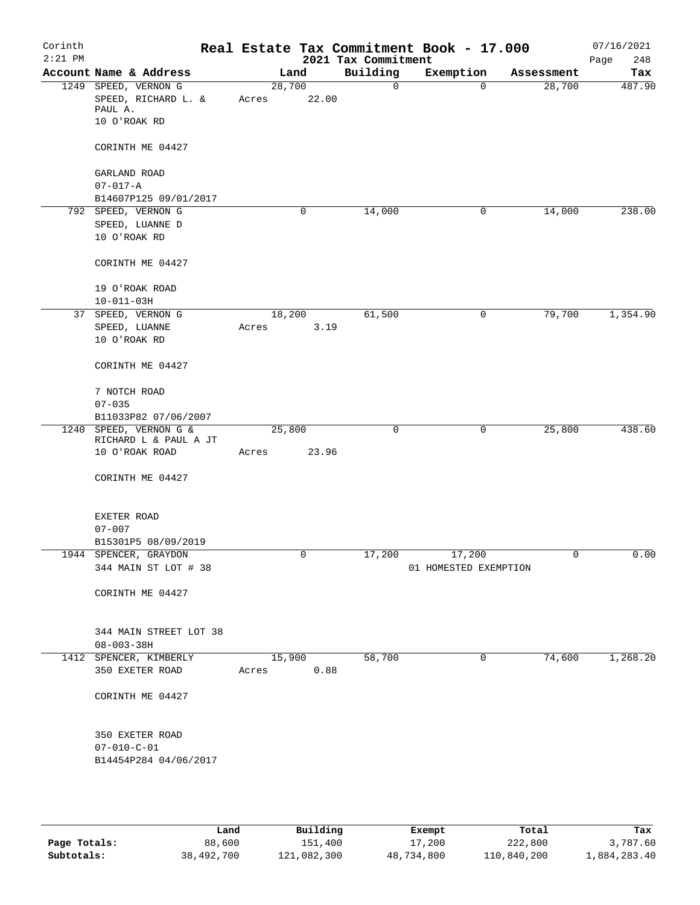Corinth 2:21 PM

# Real Estate Tax Commitment Book - 17.000

2021 Tax Commitment

07/16/2021 Page 248

| Account Name & Address | Land | Building | Exemption | Assessment | Tax |
|---|---|---|---|---|---|
| 1249 SPEED, VERNON G<br>SPEED, RICHARD L. & PAUL A.<br>10 O'ROAK RD<br><br>CORINTH ME 04427<br><br>GARLAND ROAD<br>07-017-A<br>B14607P125 09/01/2017 | 28,700<br>Acres 22.00 | 0 | 0 | 28,700 | 487.90 |
| 792 SPEED, VERNON G<br>SPEED, LUANNE D<br>10 O'ROAK RD<br><br>CORINTH ME 04427<br><br>19 O'ROAK ROAD<br>10-011-03H | 0 | 14,000 | 0 | 14,000 | 238.00 |
| 37 SPEED, VERNON G<br>SPEED, LUANNE<br>10 O'ROAK RD<br><br>CORINTH ME 04427<br><br>7 NOTCH ROAD<br>07-035<br>B11033P82 07/06/2007 | 18,200<br>Acres 3.19 | 61,500 | 0 | 79,700 | 1,354.90 |
| 1240 SPEED, VERNON G &<br>RICHARD L & PAUL A JT<br>10 O'ROAK ROAD<br><br>CORINTH ME 04427<br><br>EXETER ROAD<br>07-007<br>B15301P5 08/09/2019 | 25,800<br>Acres 23.96 | 0 | 0 | 25,800 | 438.60 |
| 1944 SPENCER, GRAYDON<br>344 MAIN ST LOT # 38<br><br>CORINTH ME 04427<br><br>344 MAIN STREET LOT 38<br>08-003-38H | 0 | 17,200 | 17,200<br>01 HOMESTED EXEMPTION | 0 | 0.00 |
| 1412 SPENCER, KIMBERLY<br>350 EXETER ROAD<br><br>CORINTH ME 04427<br><br>350 EXETER ROAD<br>07-010-C-01<br>B14454P284 04/06/2017 | 15,900<br>Acres 0.88 | 58,700 | 0 | 74,600 | 1,268.20 |

| | Land | Building | Exempt | Total | Tax |
|---|---|---|---|---|---|
| **Page Totals:** | 88,600 | 151,400 | 17,200 | 222,800 | 3,787.60 |
| **Subtotals:** | 38,492,700 | 121,082,300 | 48,734,800 | 110,840,200 | 1,884,283.40 |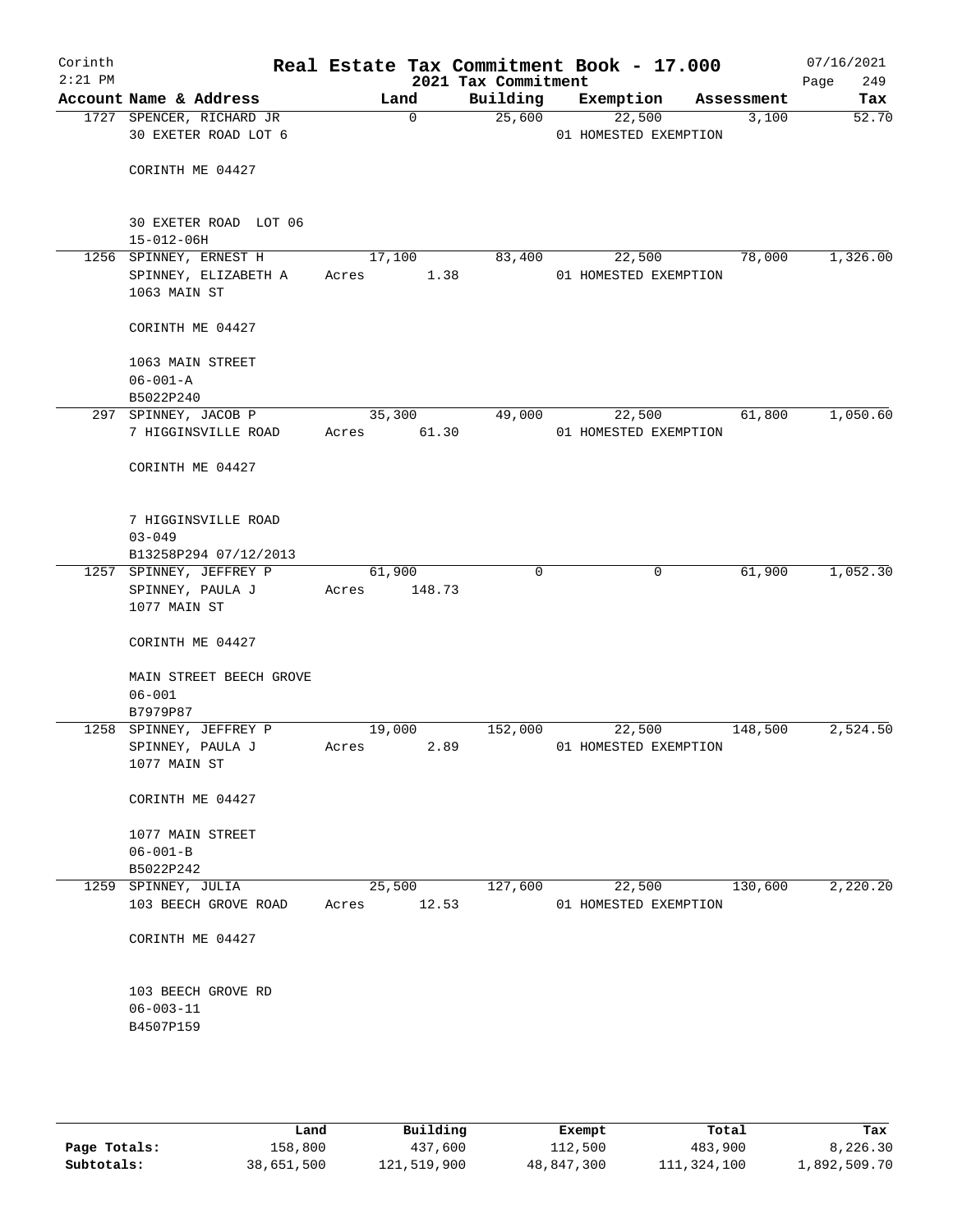Corinth
2:21 PM

# Real Estate Tax Commitment Book - 17.000

2021 Tax Commitment

07/16/2021

| Account Name & Address | Land | Building | Exemption | Assessment | Tax |
|---|---|---|---|---|---|
| 1727 SPENCER, RICHARD JR<br>30 EXETER ROAD LOT 6<br><br>CORINTH ME 04427<br><br>30 EXETER ROAD LOT 06<br>15-012-06H | 0 | 25,600 | 22,500<br>01 HOMESTED EXEMPTION | 3,100 | 52.70 |
| 1256 SPINNEY, ERNEST H<br>SPINNEY, ELIZABETH A<br>1063 MAIN ST<br><br>CORINTH ME 04427<br><br>1063 MAIN STREET<br>06-001-A<br>B5022P240 | 17,100<br>Acres 1.38 | 83,400 | 22,500<br>01 HOMESTED EXEMPTION | 78,000 | 1,326.00 |
| 297 SPINNEY, JACOB P<br>7 HIGGINSVILLE ROAD<br><br>CORINTH ME 04427<br><br>7 HIGGINSVILLE ROAD<br>03-049<br>B13258P294 07/12/2013 | 35,300<br>Acres 61.30 | 49,000 | 22,500<br>01 HOMESTED EXEMPTION | 61,800 | 1,050.60 |
| 1257 SPINNEY, JEFFREY P<br>SPINNEY, PAULA J<br>1077 MAIN ST<br><br>CORINTH ME 04427<br><br>MAIN STREET BEECH GROVE<br>06-001<br>B7979P87 | 61,900<br>Acres 148.73 | 0 | 0 | 61,900 | 1,052.30 |
| 1258 SPINNEY, JEFFREY P<br>SPINNEY, PAULA J<br>1077 MAIN ST<br><br>CORINTH ME 04427<br><br>1077 MAIN STREET<br>06-001-B<br>B5022P242 | 19,000<br>Acres 2.89 | 152,000 | 22,500<br>01 HOMESTED EXEMPTION | 148,500 | 2,524.50 |
| 1259 SPINNEY, JULIA<br>103 BEECH GROVE ROAD<br><br>CORINTH ME 04427<br><br>103 BEECH GROVE RD<br>06-003-11<br>B4507P159 | 25,500<br>Acres 12.53 | 127,600 | 22,500<br>01 HOMESTED EXEMPTION | 130,600 | 2,220.20 |

| | Land | Building | Exempt | Total | Tax |
|---|---|---|---|---|---|
| Page Totals: | 158,800 | 437,600 | 112,500 | 483,900 | 8,226.30 |
| Subtotals: | 38,651,500 | 121,519,900 | 48,847,300 | 111,324,100 | 1,892,509.70 |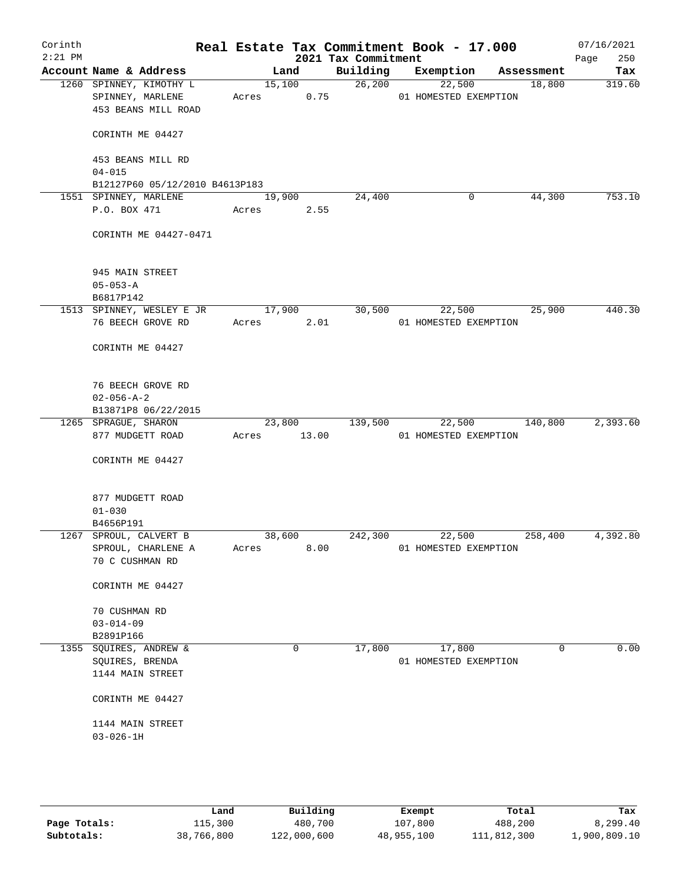# Real Estate Tax Commitment Book - 17.000

Corinth
2:21 PM

2021 Tax Commitment

07/16/2021

| Account Name & Address | Land | Building | Exemption | Assessment | Tax |
|---|---|---|---|---|---|
| 1260 SPINNEY, KIMOTHY L<br>SPINNEY, MARLENE<br>453 BEANS MILL ROAD<br><br>CORINTH ME 04427<br><br>453 BEANS MILL RD<br>04-015<br>B12127P60 05/12/2010 B4613P183 | 15,100<br>Acres 0.75 | 26,200 | 22,500<br>01 HOMESTED EXEMPTION | 18,800 | 319.60 |
| 1551 SPINNEY, MARLENE<br>P.O. BOX 471<br><br>CORINTH ME 04427-0471<br><br>945 MAIN STREET<br>05-053-A<br>B6817P142 | 19,900<br>Acres 2.55 | 24,400 | 0 | 44,300 | 753.10 |
| 1513 SPINNEY, WESLEY E JR<br>76 BEECH GROVE RD<br><br>CORINTH ME 04427<br><br>76 BEECH GROVE RD<br>02-056-A-2<br>B13871P8 06/22/2015 | 17,900<br>Acres 2.01 | 30,500 | 22,500<br>01 HOMESTED EXEMPTION | 25,900 | 440.30 |
| 1265 SPRAGUE, SHARON<br>877 MUDGETT ROAD<br><br>CORINTH ME 04427<br><br>877 MUDGETT ROAD<br>01-030<br>B4656P191 | 23,800<br>Acres 13.00 | 139,500 | 22,500<br>01 HOMESTED EXEMPTION | 140,800 | 2,393.60 |
| 1267 SPROUL, CALVERT B<br>SPROUL, CHARLENE A<br>70 C CUSHMAN RD<br><br>CORINTH ME 04427<br><br>70 CUSHMAN RD<br>03-014-09<br>B2891P166 | 38,600<br>Acres 8.00 | 242,300 | 22,500<br>01 HOMESTED EXEMPTION | 258,400 | 4,392.80 |
| 1355 SQUIRES, ANDREW &<br>SQUIRES, BRENDA<br>1144 MAIN STREET<br><br>CORINTH ME 04427<br><br>1144 MAIN STREET<br>03-026-1H | 0 | 17,800 | 17,800<br>01 HOMESTED EXEMPTION | 0 | 0.00 |

| | Land | Building | Exempt | Total | Tax |
|---|---|---|---|---|---|
| Page Totals: | 115,300 | 480,700 | 107,800 | 488,200 | 8,299.40 |
| Subtotals: | 38,766,800 | 122,000,600 | 48,955,100 | 111,812,300 | 1,900,809.10 |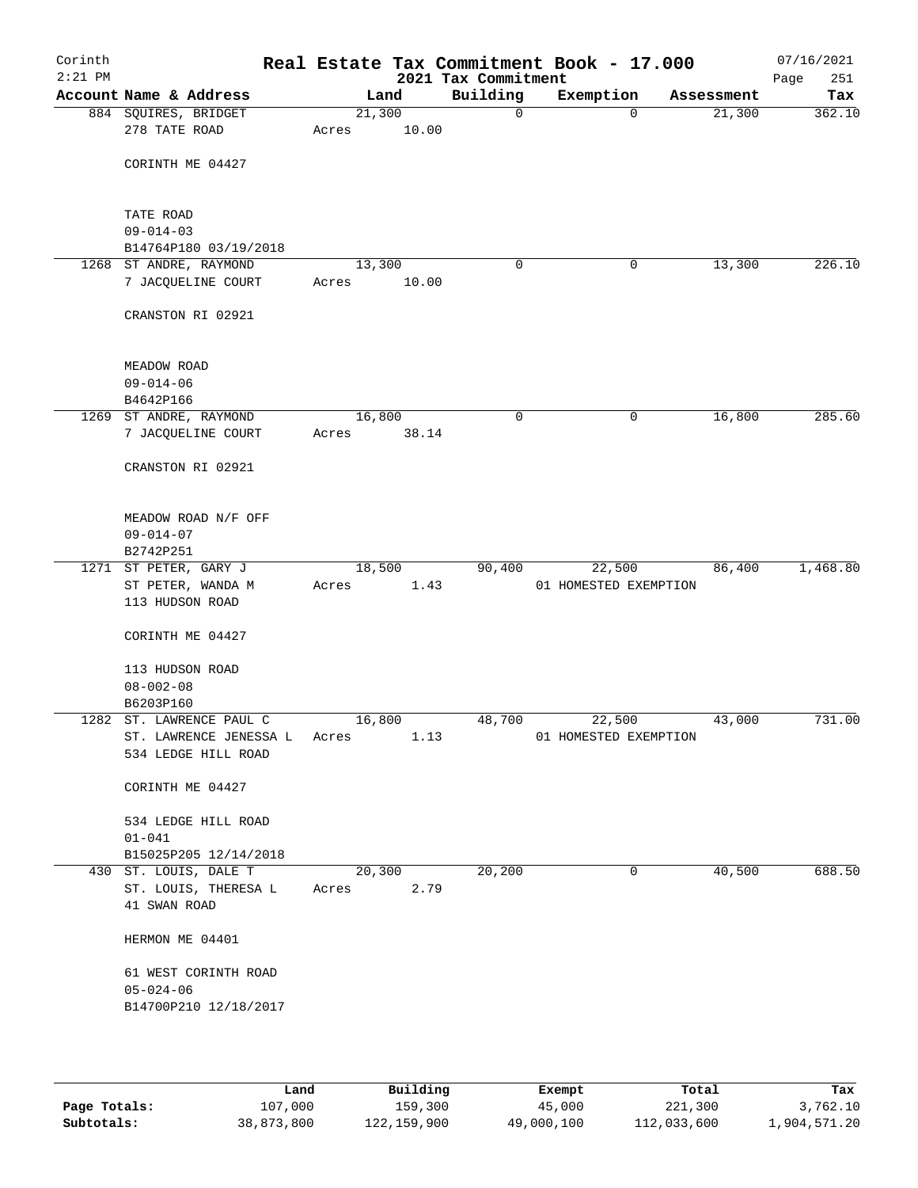Corinth
2:21 PM

# Real Estate Tax Commitment Book - 17.000
## 2021 Tax Commitment

07/16/2021

| Account Name & Address | Land | Building | Exemption | Assessment | Tax |
|---|---|---|---|---|---|
| 884 SQUIRES, BRIDGET<br>278 TATE ROAD<br><br>CORINTH ME 04427<br><br>TATE ROAD<br>09-014-03<br>B14764P180 03/19/2018 | 21,300<br>Acres 10.00 | 0 | 0 | 21,300 | 362.10 |
| 1268 ST ANDRE, RAYMOND<br>7 JACQUELINE COURT<br><br>CRANSTON RI 02921<br><br>MEADOW ROAD<br>09-014-06<br>B4642P166 | 13,300<br>Acres 10.00 | 0 | 0 | 13,300 | 226.10 |
| 1269 ST ANDRE, RAYMOND<br>7 JACQUELINE COURT<br><br>CRANSTON RI 02921<br><br>MEADOW ROAD N/F OFF<br>09-014-07<br>B2742P251 | 16,800<br>Acres 38.14 | 0 | 0 | 16,800 | 285.60 |
| 1271 ST PETER, GARY J<br>ST PETER, WANDA M<br>113 HUDSON ROAD<br><br>CORINTH ME 04427<br><br>113 HUDSON ROAD<br>08-002-08<br>B6203P160 | 18,500<br>Acres 1.43 | 90,400 | 22,500<br>01 HOMESTED EXEMPTION | 86,400 | 1,468.80 |
| 1282 ST. LAWRENCE PAUL C<br>ST. LAWRENCE JENESSA L<br>534 LEDGE HILL ROAD<br><br>CORINTH ME 04427<br><br>534 LEDGE HILL ROAD<br>01-041<br>B15025P205 12/14/2018 | 16,800<br>Acres 1.13 | 48,700 | 22,500<br>01 HOMESTED EXEMPTION | 43,000 | 731.00 |
| 430 ST. LOUIS, DALE T<br>ST. LOUIS, THERESA L<br>41 SWAN ROAD<br><br>HERMON ME 04401<br><br>61 WEST CORINTH ROAD<br>05-024-06<br>B14700P210 12/18/2017 | 20,300<br>Acres 2.79 | 20,200 | 0 | 40,500 | 688.50 |

| | Land | Building | Exempt | Total | Tax |
|---|---|---|---|---|---|
| Page Totals: | 107,000 | 159,300 | 45,000 | 221,300 | 3,762.10 |
| Subtotals: | 38,873,800 | 122,159,900 | 49,000,100 | 112,033,600 | 1,904,571.20 |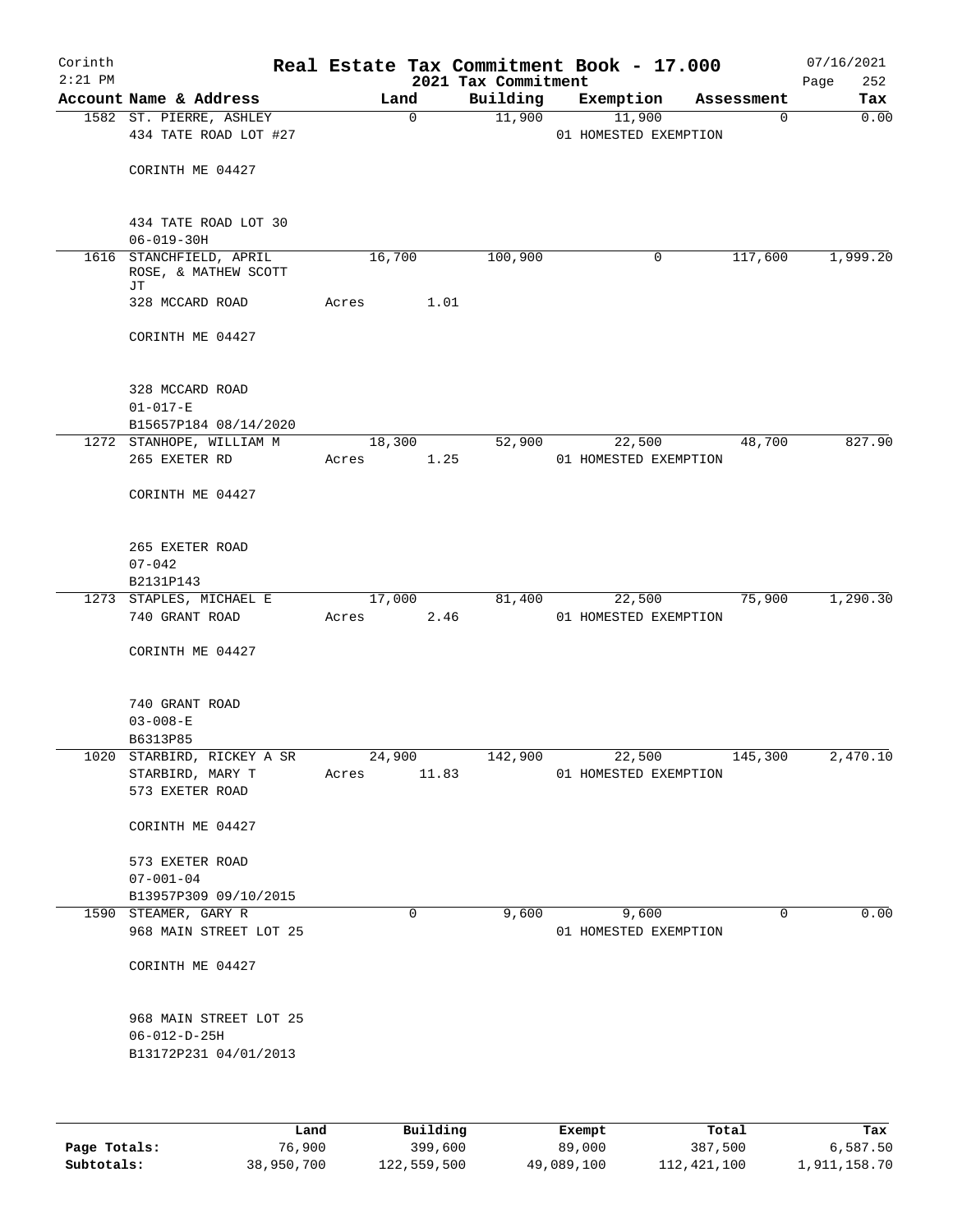# Real Estate Tax Commitment Book - 17.000

Corinth
2:21 PM

2021 Tax Commitment

07/16/2021
Page 252

| Account Name & Address | Land | Building | Exemption | Assessment | Tax |
|---|---|---|---|---|---|
| 1582 ST. PIERRE, ASHLEY<br>434 TATE ROAD LOT #27<br><br>CORINTH ME 04427<br><br>434 TATE ROAD LOT 30<br>06-019-30H | 0 | 11,900 | 11,900<br>01 HOMESTED EXEMPTION | 0 | 0.00 |
| 1616 STANCHFIELD, APRIL ROSE, & MATHEW SCOTT JT<br>328 MCCARD ROAD<br><br>CORINTH ME 04427<br><br>328 MCCARD ROAD<br>01-017-E<br>B15657P184 08/14/2020 | 16,700<br>Acres 1.01 | 100,900 | 0 | 117,600 | 1,999.20 |
| 1272 STANHOPE, WILLIAM M<br>265 EXETER RD<br><br>CORINTH ME 04427<br><br>265 EXETER ROAD<br>07-042<br>B2131P143 | 18,300<br>Acres 1.25 | 52,900 | 22,500<br>01 HOMESTED EXEMPTION | 48,700 | 827.90 |
| 1273 STAPLES, MICHAEL E<br>740 GRANT ROAD<br><br>CORINTH ME 04427<br><br>740 GRANT ROAD<br>03-008-E<br>B6313P85 | 17,000<br>Acres 2.46 | 81,400 | 22,500<br>01 HOMESTED EXEMPTION | 75,900 | 1,290.30 |
| 1020 STARBIRD, RICKEY A SR<br>STARBIRD, MARY T<br>573 EXETER ROAD<br><br>CORINTH ME 04427<br><br>573 EXETER ROAD<br>07-001-04<br>B13957P309 09/10/2015 | 24,900<br>Acres 11.83 | 142,900 | 22,500<br>01 HOMESTED EXEMPTION | 145,300 | 2,470.10 |
| 1590 STEAMER, GARY R<br>968 MAIN STREET LOT 25<br><br>CORINTH ME 04427<br><br>968 MAIN STREET LOT 25<br>06-012-D-25H<br>B13172P231 04/01/2013 | 0 | 9,600 | 9,600<br>01 HOMESTED EXEMPTION | 0 | 0.00 |

| | Land | Building | Exempt | Total | Tax |
|---|---|---|---|---|---|
| Page Totals: | 76,900 | 399,600 | 89,000 | 387,500 | 6,587.50 |
| Subtotals: | 38,950,700 | 122,559,500 | 49,089,100 | 112,421,100 | 1,911,158.70 |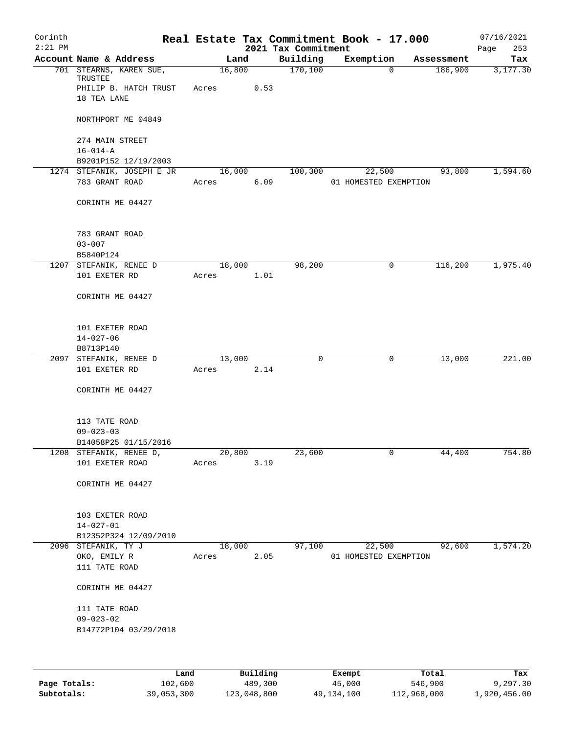# Real Estate Tax Commitment Book - 17.000

Corinth
2:21 PM

2021 Tax Commitment

07/16/2021

| Account Name & Address | Land | Building | Exemption | Assessment | Tax |
|---|---|---|---|---|---|
| 701 STEARNS, KAREN SUE, TRUSTEE | 16,800 | 170,100 | 0 | 186,900 | 3,177.30 |
| PHILIP B. HATCH TRUST | Acres 0.53 | | | | |
| 18 TEA LANE | | | | | |
| NORTHPORT ME 04849 | | | | | |
| 274 MAIN STREET | | | | | |
| 16-014-A | | | | | |
| B9201P152 12/19/2003 | | | | | |
| 1274 STEFANIK, JOSEPH E JR | 16,000 | 100,300 | 22,500 | 93,800 | 1,594.60 |
| 783 GRANT ROAD | Acres 6.09 | | 01 HOMESTED EXEMPTION | | |
| CORINTH ME 04427 | | | | | |
| 783 GRANT ROAD | | | | | |
| 03-007 | | | | | |
| B5840P124 | | | | | |
| 1207 STEFANIK, RENEE D | 18,000 | 98,200 | 0 | 116,200 | 1,975.40 |
| 101 EXETER RD | Acres 1.01 | | | | |
| CORINTH ME 04427 | | | | | |
| 101 EXETER ROAD | | | | | |
| 14-027-06 | | | | | |
| B8713P140 | | | | | |
| 2097 STEFANIK, RENEE D | 13,000 | 0 | 0 | 13,000 | 221.00 |
| 101 EXETER RD | Acres 2.14 | | | | |
| CORINTH ME 04427 | | | | | |
| 113 TATE ROAD | | | | | |
| 09-023-03 | | | | | |
| B14058P25 01/15/2016 | | | | | |
| 1208 STEFANIK, RENEE D, | 20,800 | 23,600 | 0 | 44,400 | 754.80 |
| 101 EXETER ROAD | Acres 3.19 | | | | |
| CORINTH ME 04427 | | | | | |
| 103 EXETER ROAD | | | | | |
| 14-027-01 | | | | | |
| B12352P324 12/09/2010 | | | | | |
| 2096 STEFANIK, TY J | 18,000 | 97,100 | 22,500 | 92,600 | 1,574.20 |
| OKO, EMILY R | Acres 2.05 | | 01 HOMESTED EXEMPTION | | |
| 111 TATE ROAD | | | | | |
| CORINTH ME 04427 | | | | | |
| 111 TATE ROAD | | | | | |
| 09-023-02 | | | | | |
| B14772P104 03/29/2018 | | | | | |

| | Land | Building | Exempt | Total | Tax |
|---|---|---|---|---|---|
| Page Totals: | 102,600 | 489,300 | 45,000 | 546,900 | 9,297.30 |
| Subtotals: | 39,053,300 | 123,048,800 | 49,134,100 | 112,968,000 | 1,920,456.00 |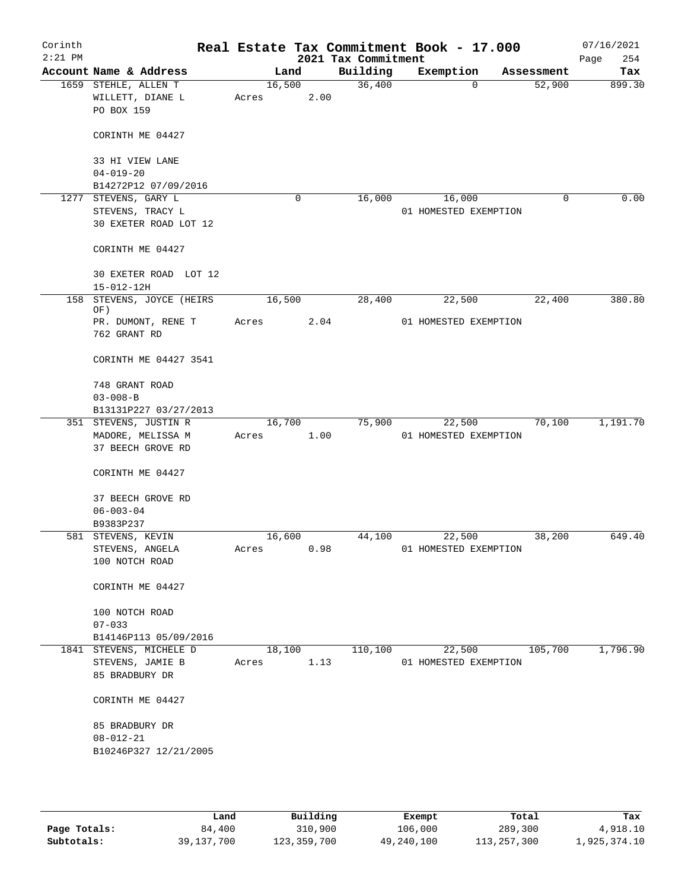# Corinth — Real Estate Tax Commitment Book - 17.000 — 2021 Tax Commitment

2:21 PM — 07/16/2021

| Account | Name & Address | Land | Building | Exemption | Assessment | Tax |
|---|---|---|---|---|---|---|
| 1659 | STEHLE, ALLEN T<br>WILLETT, DIANE L<br>PO BOX 159<br><br>CORINTH ME 04427<br><br>33 HI VIEW LANE<br>04-019-20<br>B14272P12 07/09/2016 | 16,500<br>Acres 2.00 | 36,400 | 0 | 52,900 | 899.30 |
| 1277 | STEVENS, GARY L<br>STEVENS, TRACY L<br>30 EXETER ROAD LOT 12<br><br>CORINTH ME 04427<br><br>30 EXETER ROAD LOT 12<br>15-012-12H | 0 | 16,000 | 16,000<br>01 HOMESTED EXEMPTION | 0 | 0.00 |
| 158 | STEVENS, JOYCE (HEIRS OF)<br>PR. DUMONT, RENE T<br>762 GRANT RD<br><br>CORINTH ME 04427 3541<br><br>748 GRANT ROAD<br>03-008-B<br>B13131P227 03/27/2013 | 16,500<br>Acres 2.04 | 28,400 | 22,500<br>01 HOMESTED EXEMPTION | 22,400 | 380.80 |
| 351 | STEVENS, JUSTIN R<br>MADORE, MELISSA M<br>37 BEECH GROVE RD<br><br>CORINTH ME 04427<br><br>37 BEECH GROVE RD<br>06-003-04<br>B9383P237 | 16,700<br>Acres 1.00 | 75,900 | 22,500<br>01 HOMESTED EXEMPTION | 70,100 | 1,191.70 |
| 581 | STEVENS, KEVIN<br>STEVENS, ANGELA<br>100 NOTCH ROAD<br><br>CORINTH ME 04427<br><br>100 NOTCH ROAD<br>07-033<br>B14146P113 05/09/2016 | 16,600<br>Acres 0.98 | 44,100 | 22,500<br>01 HOMESTED EXEMPTION | 38,200 | 649.40 |
| 1841 | STEVENS, MICHELE D<br>STEVENS, JAMIE B<br>85 BRADBURY DR<br><br>CORINTH ME 04427<br><br>85 BRADBURY DR<br>08-012-21<br>B10246P327 12/21/2005 | 18,100<br>Acres 1.13 | 110,100 | 22,500<br>01 HOMESTED EXEMPTION | 105,700 | 1,796.90 |

| | Land | Building | Exempt | Total | Tax |
|---|---|---|---|---|---|
| Page Totals: | 84,400 | 310,900 | 106,000 | 289,300 | 4,918.10 |
| Subtotals: | 39,137,700 | 123,359,700 | 49,240,100 | 113,257,300 | 1,925,374.10 |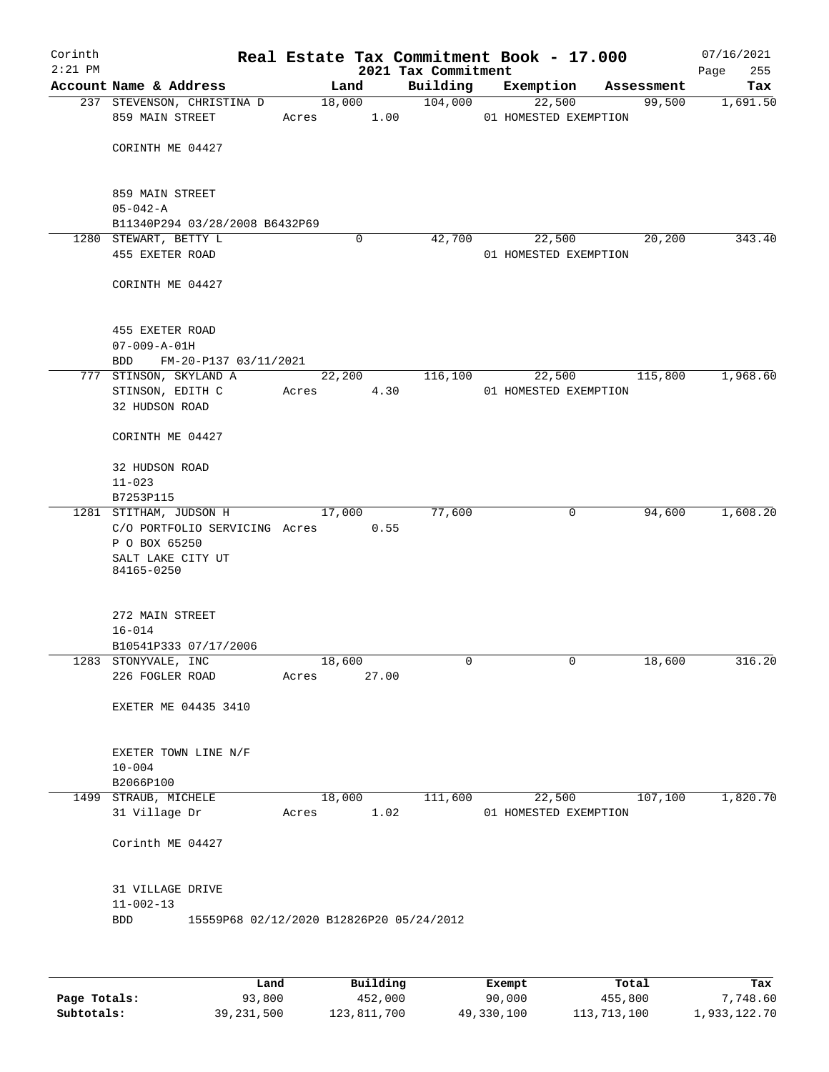# Real Estate Tax Commitment Book - 17.000

Corinth 2:21 PM — 2021 Tax Commitment — 07/16/2021

| Account Name & Address | Land | Building | Exemption | Assessment | Tax |
|---|---|---|---|---|---|
| 237 STEVENSON, CHRISTINA D<br>859 MAIN STREET<br><br>CORINTH ME 04427<br><br>859 MAIN STREET<br>05-042-A<br>B11340P294 03/28/2008 B6432P69 | 18,000<br>Acres 1.00 | 104,000 | 22,500<br>01 HOMESTED EXEMPTION | 99,500 | 1,691.50 |
| 1280 STEWART, BETTY L<br>455 EXETER ROAD<br><br>CORINTH ME 04427<br><br>455 EXETER ROAD<br>07-009-A-01H<br>BDD FM-20-P137 03/11/2021 | 0 | 42,700 | 22,500<br>01 HOMESTED EXEMPTION | 20,200 | 343.40 |
| 777 STINSON, SKYLAND A<br>STINSON, EDITH C<br>32 HUDSON ROAD<br><br>CORINTH ME 04427<br><br>32 HUDSON ROAD<br>11-023<br>B7253P115 | 22,200<br>Acres 4.30 | 116,100 | 22,500<br>01 HOMESTED EXEMPTION | 115,800 | 1,968.60 |
| 1281 STITHAM, JUDSON H<br>C/O PORTFOLIO SERVICING<br>P O BOX 65250<br>SALT LAKE CITY UT 84165-0250<br><br>272 MAIN STREET<br>16-014<br>B10541P333 07/17/2006 | 17,000<br>Acres 0.55 | 77,600 | 0 | 94,600 | 1,608.20 |
| 1283 STONYVALE, INC<br>226 FOGLER ROAD<br><br>EXETER ME 04435 3410<br><br>EXETER TOWN LINE N/F<br>10-004<br>B2066P100 | 18,600<br>Acres 27.00 | 0 | 0 | 18,600 | 316.20 |
| 1499 STRAUB, MICHELE<br>31 Village Dr<br><br>Corinth ME 04427<br><br>31 VILLAGE DRIVE<br>11-002-13<br>BDD 15559P68 02/12/2020 B12826P20 05/24/2012 | 18,000<br>Acres 1.02 | 111,600 | 22,500<br>01 HOMESTED EXEMPTION | 107,100 | 1,820.70 |

| | Land | Building | Exempt | Total | Tax |
|---|---|---|---|---|---|
| Page Totals: | 93,800 | 452,000 | 90,000 | 455,800 | 7,748.60 |
| Subtotals: | 39,231,500 | 123,811,700 | 49,330,100 | 113,713,100 | 1,933,122.70 |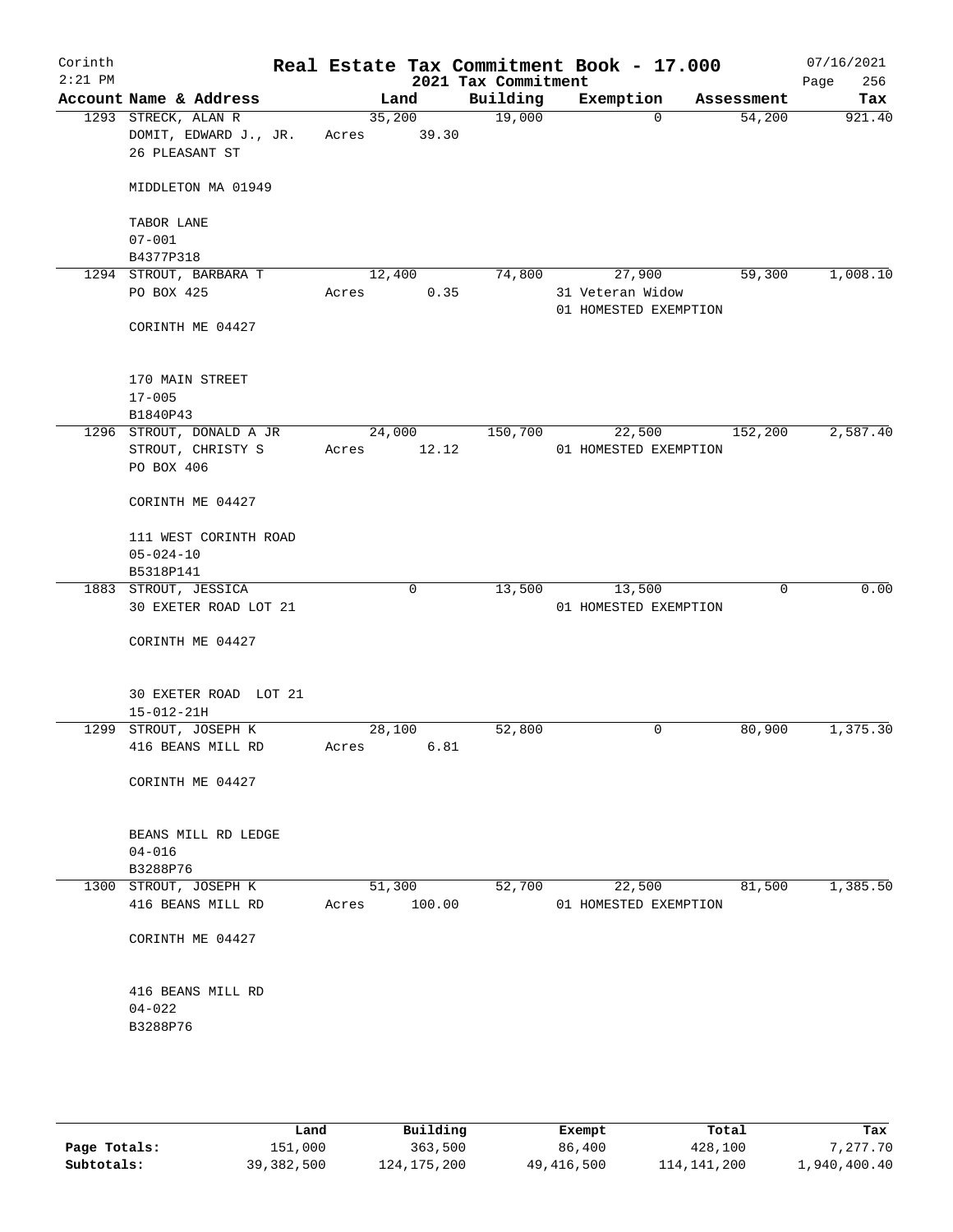Corinth 2:21 PM

# Real Estate Tax Commitment Book - 17.000

2021 Tax Commitment

07/16/2021

| Account Name & Address | Land | Building | Exemption | Assessment | Tax |
|---|---|---|---|---|---|
| 1293 STRECK, ALAN R<br>DOMIT, EDWARD J., JR.<br>26 PLEASANT ST<br><br>MIDDLETON MA 01949<br><br>TABOR LANE<br>07-001<br>B4377P318 | 35,200<br>Acres 39.30 | 19,000 | 0 | 54,200 | 921.40 |
| 1294 STROUT, BARBARA T<br>PO BOX 425<br><br>CORINTH ME 04427<br><br>170 MAIN STREET<br>17-005<br>B1840P43 | 12,400<br>Acres 0.35 | 74,800 | 27,900<br>31 Veteran Widow<br>01 HOMESTED EXEMPTION | 59,300 | 1,008.10 |
| 1296 STROUT, DONALD A JR<br>STROUT, CHRISTY S<br>PO BOX 406<br><br>CORINTH ME 04427<br><br>111 WEST CORINTH ROAD<br>05-024-10<br>B5318P141 | 24,000<br>Acres 12.12 | 150,700 | 22,500<br>01 HOMESTED EXEMPTION | 152,200 | 2,587.40 |
| 1883 STROUT, JESSICA<br>30 EXETER ROAD LOT 21<br><br>CORINTH ME 04427<br><br>30 EXETER ROAD LOT 21<br>15-012-21H | 0 | 13,500 | 13,500<br>01 HOMESTED EXEMPTION | 0 | 0.00 |
| 1299 STROUT, JOSEPH K<br>416 BEANS MILL RD<br><br>CORINTH ME 04427<br><br>BEANS MILL RD LEDGE<br>04-016<br>B3288P76 | 28,100<br>Acres 6.81 | 52,800 | 0 | 80,900 | 1,375.30 |
| 1300 STROUT, JOSEPH K<br>416 BEANS MILL RD<br><br>CORINTH ME 04427<br><br>416 BEANS MILL RD<br>04-022<br>B3288P76 | 51,300<br>Acres 100.00 | 52,700 | 22,500<br>01 HOMESTED EXEMPTION | 81,500 | 1,385.50 |

| | Land | Building | Exempt | Total | Tax |
|---|---|---|---|---|---|
| Page Totals: | 151,000 | 363,500 | 86,400 | 428,100 | 7,277.70 |
| Subtotals: | 39,382,500 | 124,175,200 | 49,416,500 | 114,141,200 | 1,940,400.40 |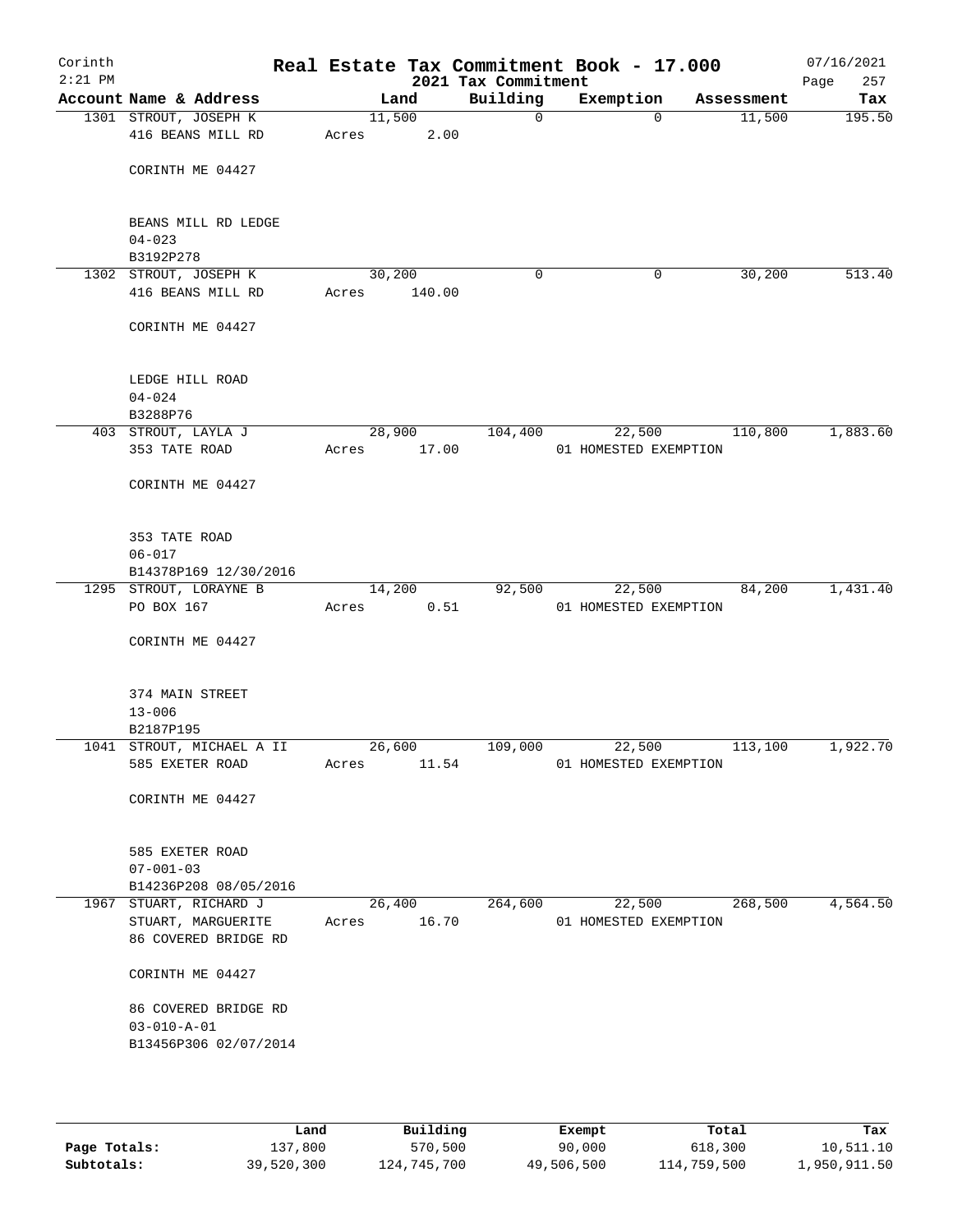# Corinth — Real Estate Tax Commitment Book - 17.000

2:21 PM — 2021 Tax Commitment — 07/16/2021

| Account | Name & Address | Land | Building | Exemption | Assessment | Tax |
|---|---|---|---|---|---|---|
| 1301 | STROUT, JOSEPH K<br>416 BEANS MILL RD<br><br>CORINTH ME 04427<br><br>BEANS MILL RD LEDGE<br>04-023<br>B3192P278 | 11,500<br>Acres 2.00 | 0 | 0 | 11,500 | 195.50 |
| 1302 | STROUT, JOSEPH K<br>416 BEANS MILL RD<br><br>CORINTH ME 04427<br><br>LEDGE HILL ROAD<br>04-024<br>B3288P76 | 30,200<br>Acres 140.00 | 0 | 0 | 30,200 | 513.40 |
| 403 | STROUT, LAYLA J<br>353 TATE ROAD<br><br>CORINTH ME 04427<br><br>353 TATE ROAD<br>06-017<br>B14378P169 12/30/2016 | 28,900<br>Acres 17.00 | 104,400 | 22,500<br>01 HOMESTED EXEMPTION | 110,800 | 1,883.60 |
| 1295 | STROUT, LORAYNE B<br>PO BOX 167<br><br>CORINTH ME 04427<br><br>374 MAIN STREET<br>13-006<br>B2187P195 | 14,200<br>Acres 0.51 | 92,500 | 22,500<br>01 HOMESTED EXEMPTION | 84,200 | 1,431.40 |
| 1041 | STROUT, MICHAEL A II<br>585 EXETER ROAD<br><br>CORINTH ME 04427<br><br>585 EXETER ROAD<br>07-001-03<br>B14236P208 08/05/2016 | 26,600<br>Acres 11.54 | 109,000 | 22,500<br>01 HOMESTED EXEMPTION | 113,100 | 1,922.70 |
| 1967 | STUART, RICHARD J<br>STUART, MARGUERITE<br>86 COVERED BRIDGE RD<br><br>CORINTH ME 04427<br><br>86 COVERED BRIDGE RD<br>03-010-A-01<br>B13456P306 02/07/2014 | 26,400<br>Acres 16.70 | 264,600 | 22,500<br>01 HOMESTED EXEMPTION | 268,500 | 4,564.50 |

| | Land | Building | Exempt | Total | Tax |
|---|---|---|---|---|---|
| Page Totals: | 137,800 | 570,500 | 90,000 | 618,300 | 10,511.10 |
| Subtotals: | 39,520,300 | 124,745,700 | 49,506,500 | 114,759,500 | 1,950,911.50 |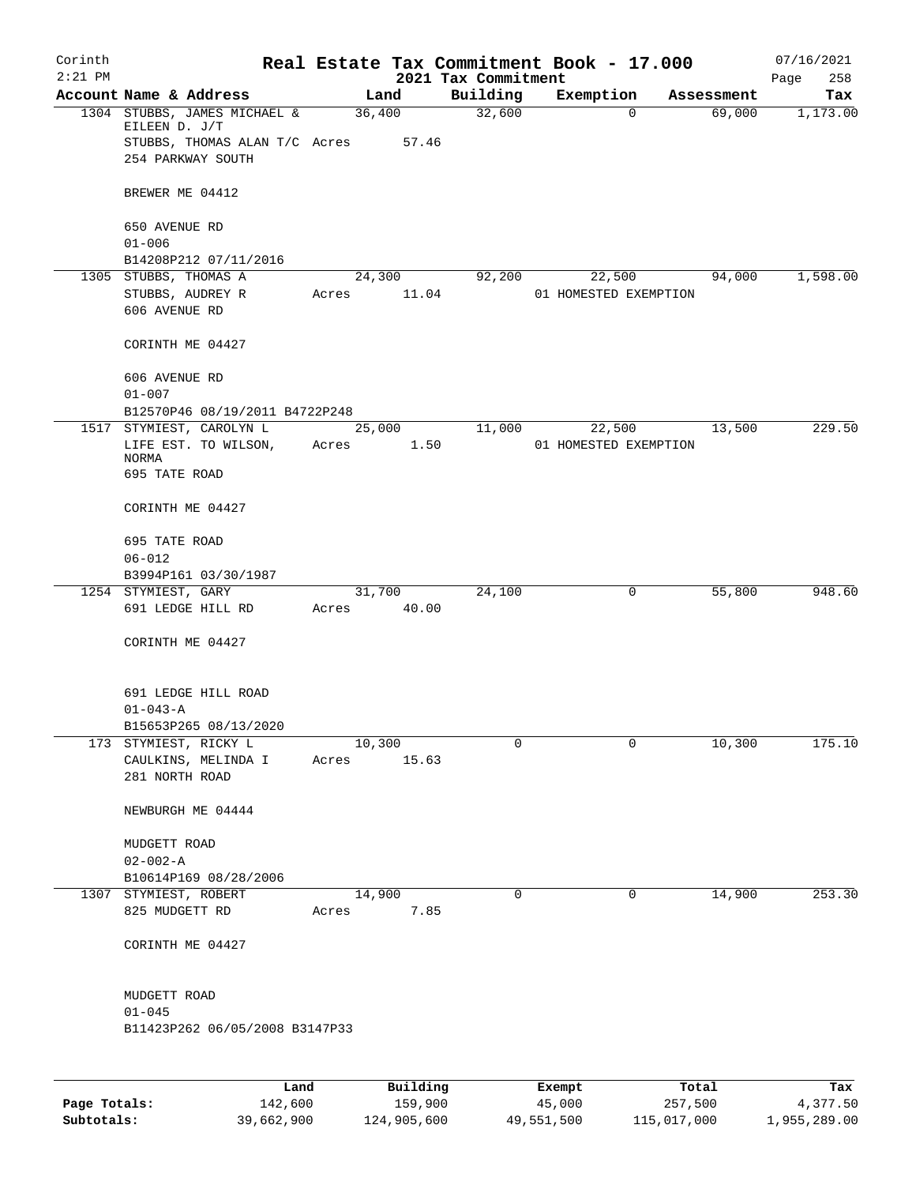# Real Estate Tax Commitment Book - 17.000

Corinth 2:21 PM — 2021 Tax Commitment — 07/16/2021 Page 258

| Account Name & Address | Land | Building | Exemption | Assessment | Tax |
|---|---|---|---|---|---|
| 1304 STUBBS, JAMES MICHAEL & EILEEN D. J/T<br>STUBBS, THOMAS ALAN T/C<br>254 PARKWAY SOUTH<br><br>BREWER ME 04412<br><br>650 AVENUE RD<br>01-006<br>B14208P212 07/11/2016 | 36,400<br>Acres 57.46 | 32,600 | 0 | 69,000 | 1,173.00 |
| 1305 STUBBS, THOMAS A<br>STUBBS, AUDREY R<br>606 AVENUE RD<br><br>CORINTH ME 04427<br><br>606 AVENUE RD<br>01-007<br>B12570P46 08/19/2011 B4722P248 | 24,300<br>Acres 11.04 | 92,200 | 22,500<br>01 HOMESTED EXEMPTION | 94,000 | 1,598.00 |
| 1517 STYMIEST, CAROLYN L<br>LIFE EST. TO WILSON, NORMA<br>695 TATE ROAD<br><br>CORINTH ME 04427<br><br>695 TATE ROAD<br>06-012<br>B3994P161 03/30/1987 | 25,000<br>Acres 1.50 | 11,000 | 22,500<br>01 HOMESTED EXEMPTION | 13,500 | 229.50 |
| 1254 STYMIEST, GARY<br>691 LEDGE HILL RD<br><br>CORINTH ME 04427<br><br>691 LEDGE HILL ROAD<br>01-043-A<br>B15653P265 08/13/2020 | 31,700<br>Acres 40.00 | 24,100 | 0 | 55,800 | 948.60 |
| 173 STYMIEST, RICKY L<br>CAULKINS, MELINDA I<br>281 NORTH ROAD<br><br>NEWBURGH ME 04444<br><br>MUDGETT ROAD<br>02-002-A<br>B10614P169 08/28/2006 | 10,300<br>Acres 15.63 | 0 | 0 | 10,300 | 175.10 |
| 1307 STYMIEST, ROBERT<br>825 MUDGETT RD<br><br>CORINTH ME 04427<br><br>MUDGETT ROAD<br>01-045<br>B11423P262 06/05/2008 B3147P33 | 14,900<br>Acres 7.85 | 0 | 0 | 14,900 | 253.30 |

| | Land | Building | Exempt | Total | Tax |
|---|---|---|---|---|---|
| Page Totals: | 142,600 | 159,900 | 45,000 | 257,500 | 4,377.50 |
| Subtotals: | 39,662,900 | 124,905,600 | 49,551,500 | 115,017,000 | 1,955,289.00 |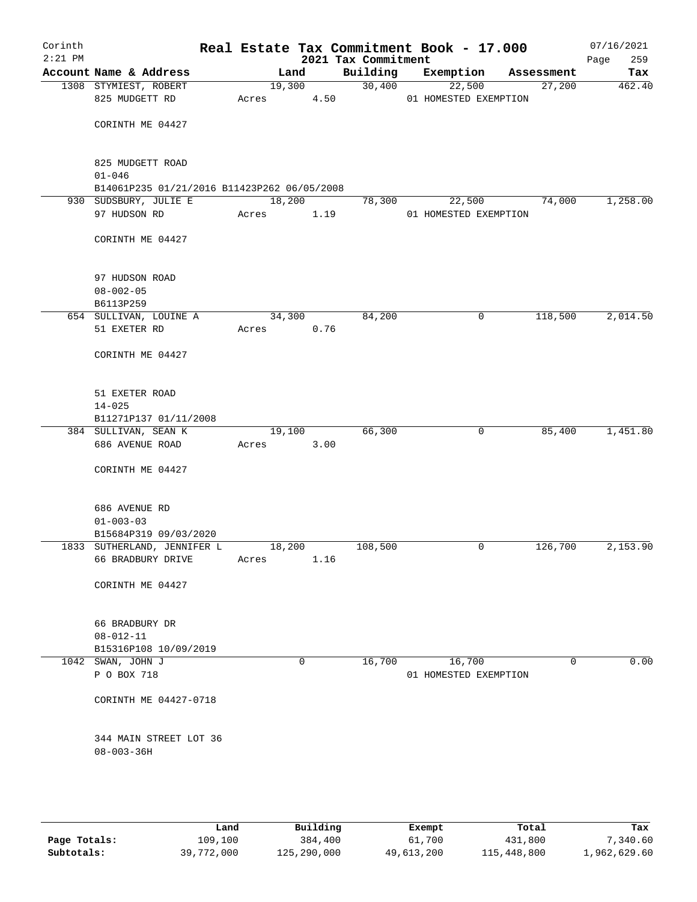Corinth 2:21 PM

# Real Estate Tax Commitment Book - 17.000

## 2021 Tax Commitment

07/16/2021

| Account Name & Address | Land | Building | Exemption | Assessment | Tax |
|---|---|---|---|---|---|
| 1308 STYMIEST, ROBERT | 19,300 | 30,400 | 22,500 | 27,200 | 462.40 |
| 825 MUDGETT RD | Acres 4.50 | | 01 HOMESTED EXEMPTION | | |
| CORINTH ME 04427 | | | | | |
| 825 MUDGETT ROAD | | | | | |
| 01-046 | | | | | |
| B14061P235 01/21/2016 B11423P262 06/05/2008 | | | | | |
| 930 SUDSBURY, JULIE E | 18,200 | 78,300 | 22,500 | 74,000 | 1,258.00 |
| 97 HUDSON RD | Acres 1.19 | | 01 HOMESTED EXEMPTION | | |
| CORINTH ME 04427 | | | | | |
| 97 HUDSON ROAD | | | | | |
| 08-002-05 | | | | | |
| B6113P259 | | | | | |
| 654 SULLIVAN, LOUINE A | 34,300 | 84,200 | 0 | 118,500 | 2,014.50 |
| 51 EXETER RD | Acres 0.76 | | | | |
| CORINTH ME 04427 | | | | | |
| 51 EXETER ROAD | | | | | |
| 14-025 | | | | | |
| B11271P137 01/11/2008 | | | | | |
| 384 SULLIVAN, SEAN K | 19,100 | 66,300 | 0 | 85,400 | 1,451.80 |
| 686 AVENUE ROAD | Acres 3.00 | | | | |
| CORINTH ME 04427 | | | | | |
| 686 AVENUE RD | | | | | |
| 01-003-03 | | | | | |
| B15684P319 09/03/2020 | | | | | |
| 1833 SUTHERLAND, JENNIFER L | 18,200 | 108,500 | 0 | 126,700 | 2,153.90 |
| 66 BRADBURY DRIVE | Acres 1.16 | | | | |
| CORINTH ME 04427 | | | | | |
| 66 BRADBURY DR | | | | | |
| 08-012-11 | | | | | |
| B15316P108 10/09/2019 | | | | | |
| 1042 SWAN, JOHN J | 0 | 16,700 | 16,700 | 0 | 0.00 |
| P O BOX 718 | | | 01 HOMESTED EXEMPTION | | |
| CORINTH ME 04427-0718 | | | | | |
| 344 MAIN STREET LOT 36 | | | | | |
| 08-003-36H | | | | | |

| | Land | Building | Exempt | Total | Tax |
|---|---|---|---|---|---|
| Page Totals: | 109,100 | 384,400 | 61,700 | 431,800 | 7,340.60 |
| Subtotals: | 39,772,000 | 125,290,000 | 49,613,200 | 115,448,800 | 1,962,629.60 |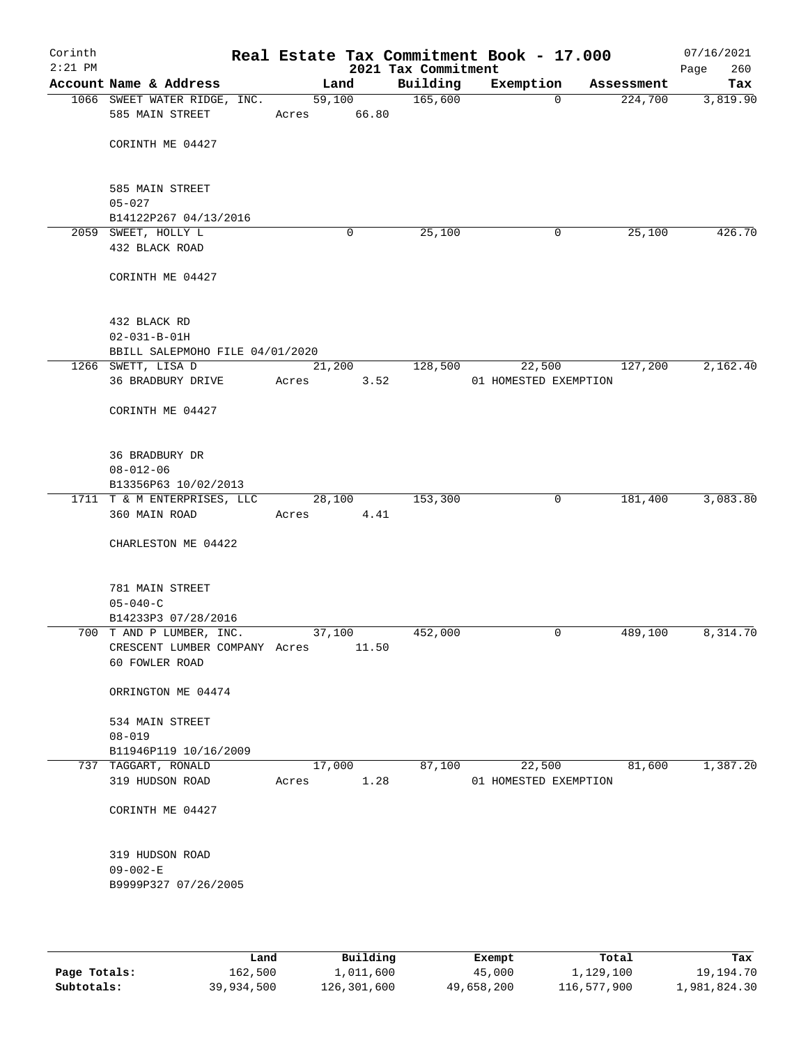Corinth 2:21 PM

# Real Estate Tax Commitment Book - 17.000

2021 Tax Commitment

07/16/2021

| Account | Name & Address | Land | Building | Exemption | Assessment | Tax |
|---|---|---|---|---|---|---|
| 1066 | SWEET WATER RIDGE, INC.<br>585 MAIN STREET<br><br>CORINTH ME 04427<br><br>585 MAIN STREET<br>05-027<br>B14122P267 04/13/2016 | 59,100<br>Acres 66.80 | 165,600 | 0 | 224,700 | 3,819.90 |
| 2059 | SWEET, HOLLY L<br>432 BLACK ROAD<br><br>CORINTH ME 04427<br><br>432 BLACK RD<br>02-031-B-01H<br>BBILL SALEPMOHO FILE 04/01/2020 | 0 | 25,100 | 0 | 25,100 | 426.70 |
| 1266 | SWETT, LISA D<br>36 BRADBURY DRIVE<br><br>CORINTH ME 04427<br><br>36 BRADBURY DR<br>08-012-06<br>B13356P63 10/02/2013 | 21,200<br>Acres 3.52 | 128,500 | 22,500<br>01 HOMESTED EXEMPTION | 127,200 | 2,162.40 |
| 1711 | T & M ENTERPRISES, LLC<br>360 MAIN ROAD<br><br>CHARLESTON ME 04422<br><br>781 MAIN STREET<br>05-040-C<br>B14233P3 07/28/2016 | 28,100<br>Acres 4.41 | 153,300 | 0 | 181,400 | 3,083.80 |
| 700 | T AND P LUMBER, INC.<br>CRESCENT LUMBER COMPANY<br>60 FOWLER ROAD<br><br>ORRINGTON ME 04474<br><br>534 MAIN STREET<br>08-019<br>B11946P119 10/16/2009 | 37,100<br>Acres 11.50 | 452,000 | 0 | 489,100 | 8,314.70 |
| 737 | TAGGART, RONALD<br>319 HUDSON ROAD<br><br>CORINTH ME 04427<br><br>319 HUDSON ROAD<br>09-002-E<br>B9999P327 07/26/2005 | 17,000<br>Acres 1.28 | 87,100 | 22,500<br>01 HOMESTED EXEMPTION | 81,600 | 1,387.20 |

| | Land | Building | Exempt | Total | Tax |
|---|---|---|---|---|---|
| Page Totals: | 162,500 | 1,011,600 | 45,000 | 1,129,100 | 19,194.70 |
| Subtotals: | 39,934,500 | 126,301,600 | 49,658,200 | 116,577,900 | 1,981,824.30 |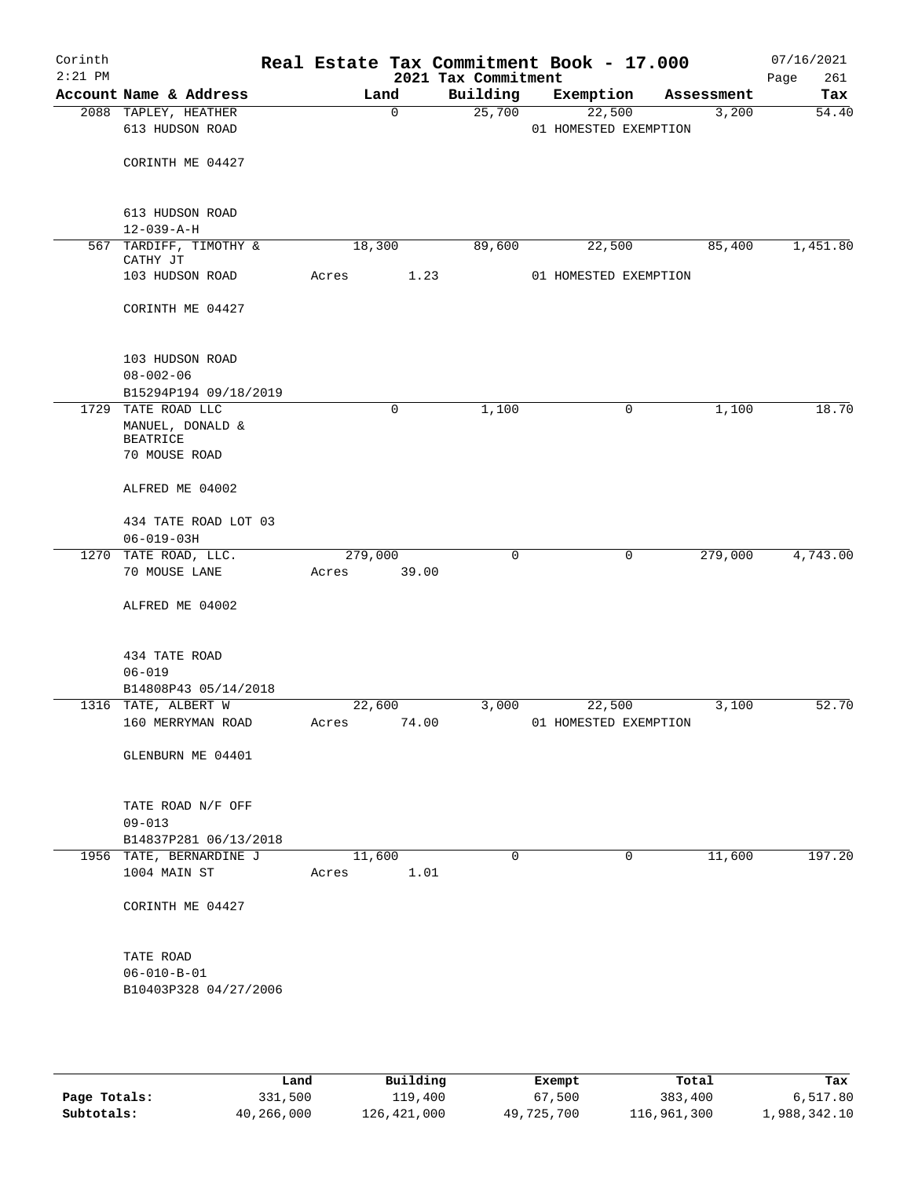Corinth
2:21 PM

# Real Estate Tax Commitment Book - 17.000

2021 Tax Commitment

07/16/2021

| Account Name & Address | Land | Building | Exemption | Assessment | Tax |
|---|---|---|---|---|---|
| 2088 TAPLEY, HEATHER<br>613 HUDSON ROAD<br><br>CORINTH ME 04427<br><br>613 HUDSON ROAD<br>12-039-A-H | 0 | 25,700 | 22,500<br>01 HOMESTED EXEMPTION | 3,200 | 54.40 |
| 567 TARDIFF, TIMOTHY &<br>CATHY JT<br>103 HUDSON ROAD<br><br>CORINTH ME 04427<br><br>103 HUDSON ROAD<br>08-002-06<br>B15294P194 09/18/2019 | 18,300<br>Acres 1.23 | 89,600 | 22,500<br>01 HOMESTED EXEMPTION | 85,400 | 1,451.80 |
| 1729 TATE ROAD LLC<br>MANUEL, DONALD &<br>BEATRICE<br>70 MOUSE ROAD<br><br>ALFRED ME 04002<br><br>434 TATE ROAD LOT 03<br>06-019-03H | 0 | 1,100 | 0 | 1,100 | 18.70 |
| 1270 TATE ROAD, LLC.<br>70 MOUSE LANE<br><br>ALFRED ME 04002<br><br>434 TATE ROAD<br>06-019<br>B14808P43 05/14/2018 | 279,000<br>Acres 39.00 | 0 | 0 | 279,000 | 4,743.00 |
| 1316 TATE, ALBERT W<br>160 MERRYMAN ROAD<br><br>GLENBURN ME 04401<br><br>TATE ROAD N/F OFF<br>09-013<br>B14837P281 06/13/2018 | 22,600<br>Acres 74.00 | 3,000 | 22,500<br>01 HOMESTED EXEMPTION | 3,100 | 52.70 |
| 1956 TATE, BERNARDINE J<br>1004 MAIN ST<br><br>CORINTH ME 04427<br><br>TATE ROAD<br>06-010-B-01<br>B10403P328 04/27/2006 | 11,600<br>Acres 1.01 | 0 | 0 | 11,600 | 197.20 |

| | Land | Building | Exempt | Total | Tax |
|---|---|---|---|---|---|
| Page Totals: | 331,500 | 119,400 | 67,500 | 383,400 | 6,517.80 |
| Subtotals: | 40,266,000 | 126,421,000 | 49,725,700 | 116,961,300 | 1,988,342.10 |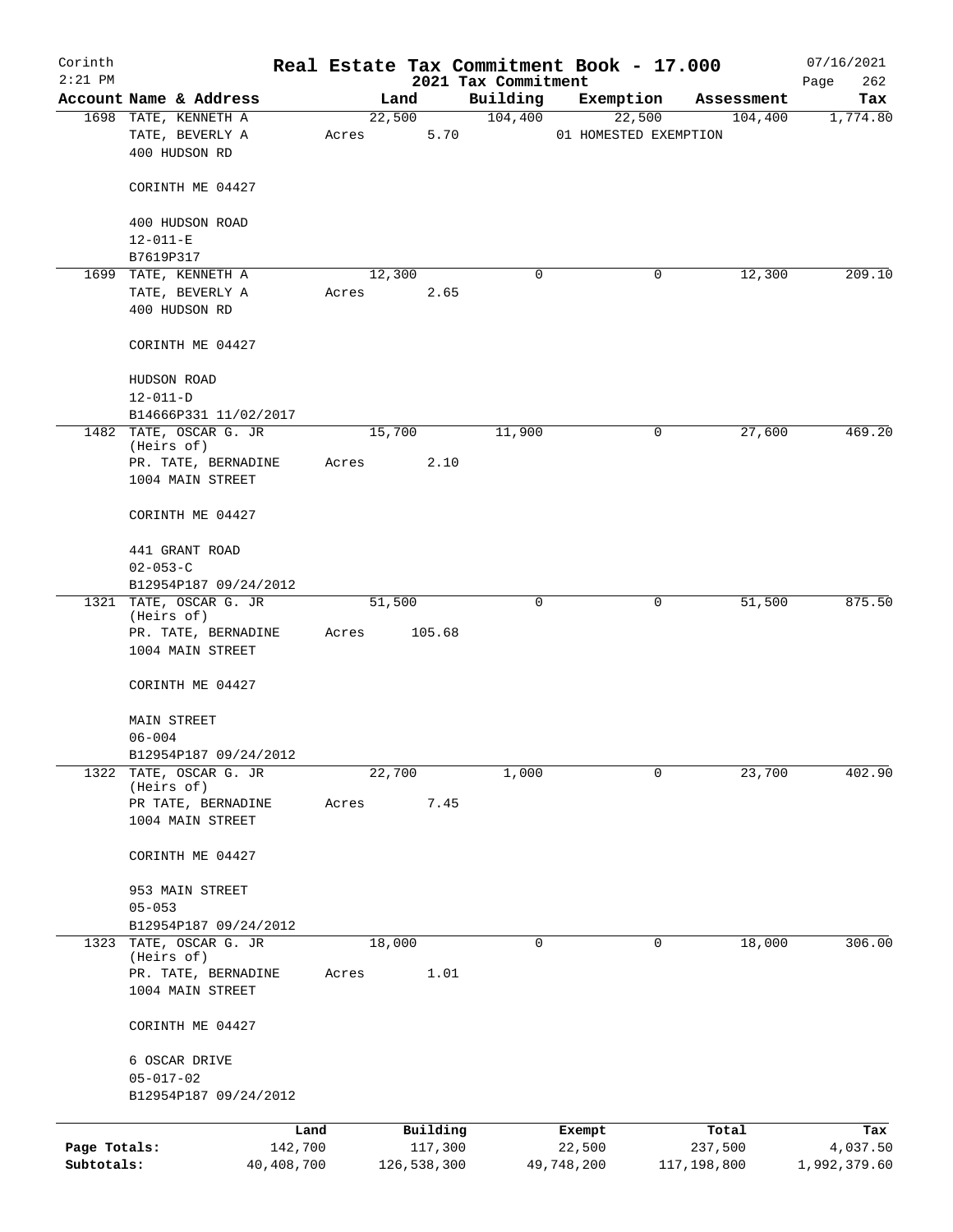Corinth 2:21 PM

# Real Estate Tax Commitment Book - 17.000

2021 Tax Commitment

07/16/2021

| Account Name & Address | Land | Building | Exemption | Assessment | Tax |
|---|---|---|---|---|---|
| 1698 TATE, KENNETH A<br>TATE, BEVERLY A<br>400 HUDSON RD<br><br>CORINTH ME 04427<br><br>400 HUDSON ROAD<br>12-011-E<br>B7619P317 | 22,500<br>Acres 5.70 | 104,400 | 22,500<br>01 HOMESTED EXEMPTION | 104,400 | 1,774.80 |
| 1699 TATE, KENNETH A<br>TATE, BEVERLY A<br>400 HUDSON RD<br><br>CORINTH ME 04427<br><br>HUDSON ROAD<br>12-011-D<br>B14666P331 11/02/2017 | 12,300<br>Acres 2.65 | 0 | 0 | 12,300 | 209.10 |
| 1482 TATE, OSCAR G. JR (Heirs of)<br>PR. TATE, BERNADINE<br>1004 MAIN STREET<br><br>CORINTH ME 04427<br><br>441 GRANT ROAD<br>02-053-C<br>B12954P187 09/24/2012 | 15,700<br>Acres 2.10 | 11,900 | 0 | 27,600 | 469.20 |
| 1321 TATE, OSCAR G. JR (Heirs of)<br>PR. TATE, BERNADINE<br>1004 MAIN STREET<br><br>CORINTH ME 04427<br><br>MAIN STREET<br>06-004<br>B12954P187 09/24/2012 | 51,500<br>Acres 105.68 | 0 | 0 | 51,500 | 875.50 |
| 1322 TATE, OSCAR G. JR (Heirs of)<br>PR TATE, BERNADINE<br>1004 MAIN STREET<br><br>CORINTH ME 04427<br><br>953 MAIN STREET<br>05-053<br>B12954P187 09/24/2012 | 22,700<br>Acres 7.45 | 1,000 | 0 | 23,700 | 402.90 |
| 1323 TATE, OSCAR G. JR (Heirs of)<br>PR. TATE, BERNADINE<br>1004 MAIN STREET<br><br>CORINTH ME 04427<br><br>6 OSCAR DRIVE<br>05-017-02<br>B12954P187 09/24/2012 | 18,000<br>Acres 1.01 | 0 | 0 | 18,000 | 306.00 |

| | Land | Building | Exempt | Total | Tax |
|---|---|---|---|---|---|
| Page Totals: | 142,700 | 117,300 | 22,500 | 237,500 | 4,037.50 |
| Subtotals: | 40,408,700 | 126,538,300 | 49,748,200 | 117,198,800 | 1,992,379.60 |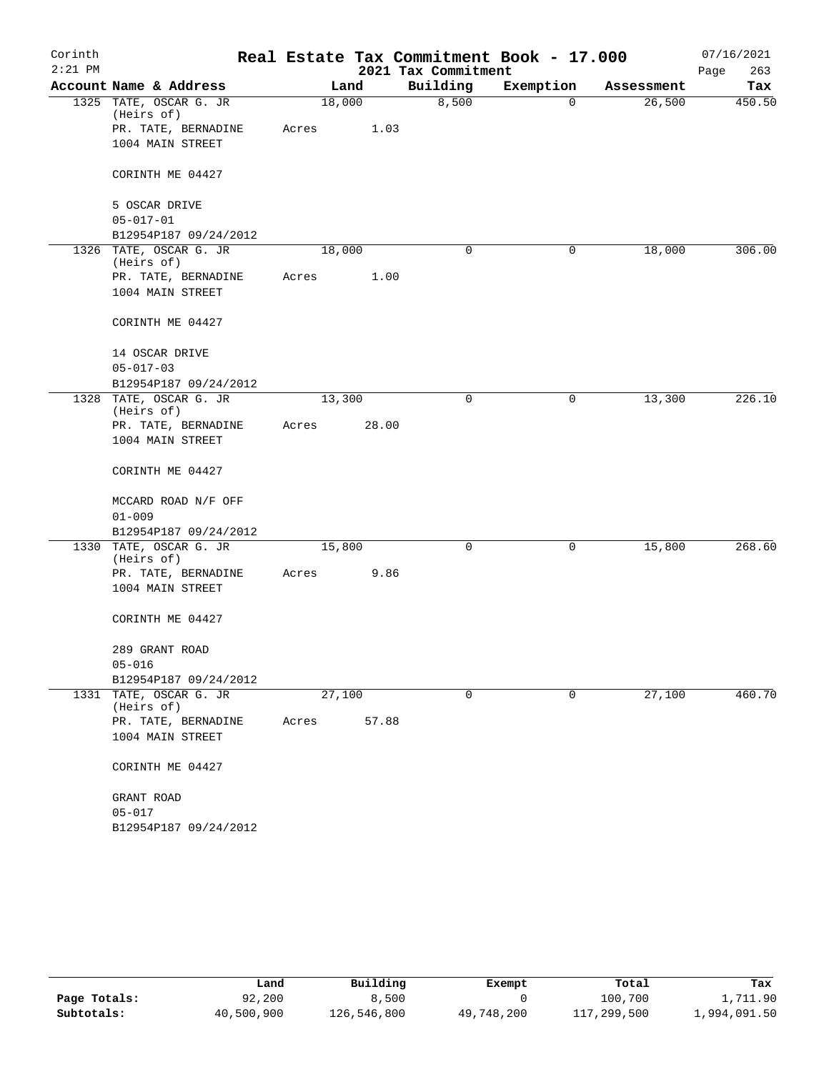# Real Estate Tax Commitment Book - 17.000

Corinth 2:21 PM — 2021 Tax Commitment — 07/16/2021

| Account | Name & Address | Land | Building | Exemption | Assessment | Tax |
|---|---|---|---|---|---|---|
| 1325 | TATE, OSCAR G. JR (Heirs of) PR. TATE, BERNADINE 1004 MAIN STREET CORINTH ME 04427 5 OSCAR DRIVE 05-017-01 B12954P187 09/24/2012 | 18,000 Acres 1.03 | 8,500 | 0 | 26,500 | 450.50 |
| 1326 | TATE, OSCAR G. JR (Heirs of) PR. TATE, BERNADINE 1004 MAIN STREET CORINTH ME 04427 14 OSCAR DRIVE 05-017-03 B12954P187 09/24/2012 | 18,000 Acres 1.00 | 0 | 0 | 18,000 | 306.00 |
| 1328 | TATE, OSCAR G. JR (Heirs of) PR. TATE, BERNADINE 1004 MAIN STREET CORINTH ME 04427 MCCARD ROAD N/F OFF 01-009 B12954P187 09/24/2012 | 13,300 Acres 28.00 | 0 | 0 | 13,300 | 226.10 |
| 1330 | TATE, OSCAR G. JR (Heirs of) PR. TATE, BERNADINE 1004 MAIN STREET CORINTH ME 04427 289 GRANT ROAD 05-016 B12954P187 09/24/2012 | 15,800 Acres 9.86 | 0 | 0 | 15,800 | 268.60 |
| 1331 | TATE, OSCAR G. JR (Heirs of) PR. TATE, BERNADINE 1004 MAIN STREET CORINTH ME 04427 GRANT ROAD 05-017 B12954P187 09/24/2012 | 27,100 Acres 57.88 | 0 | 0 | 27,100 | 460.70 |

| | Land | Building | Exempt | Total | Tax |
|---|---|---|---|---|---|
| Page Totals: | 92,200 | 8,500 | 0 | 100,700 | 1,711.90 |
| Subtotals: | 40,500,900 | 126,546,800 | 49,748,200 | 117,299,500 | 1,994,091.50 |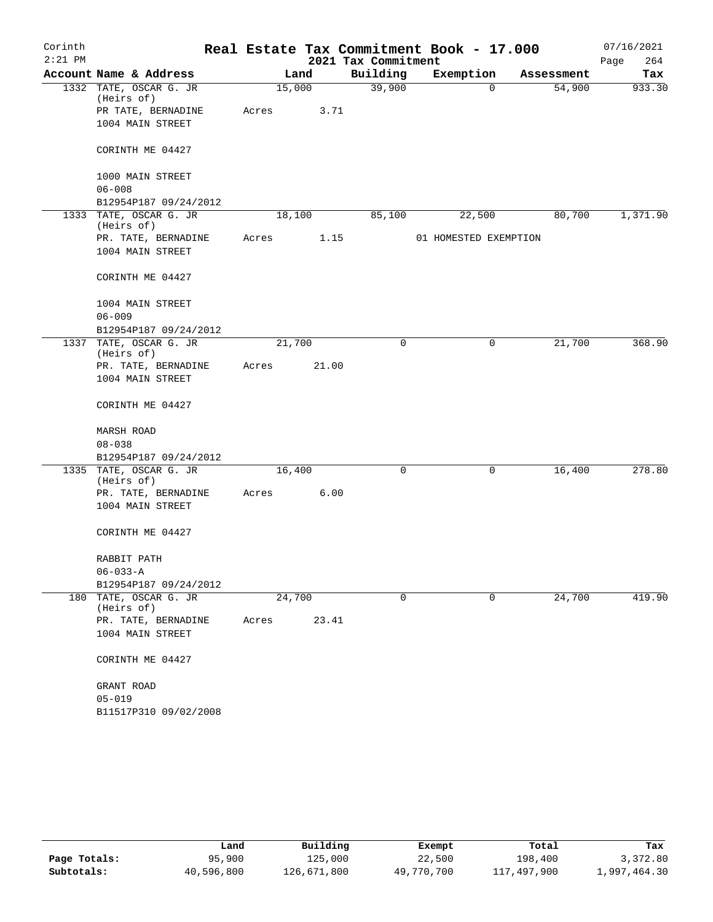# Real Estate Tax Commitment Book - 17.000

Corinth 2:21 PM — 2021 Tax Commitment — 07/16/2021

| Account | Name & Address | Land | Building | Exemption | Assessment | Tax |
|---|---|---|---|---|---|---|
| 1332 | TATE, OSCAR G. JR (Heirs of)<br>PR TATE, BERNADINE<br>1004 MAIN STREET<br>CORINTH ME 04427<br>1000 MAIN STREET<br>06-008<br>B12954P187 09/24/2012 | 15,000<br>Acres 3.71 | 39,900 | 0 | 54,900 | 933.30 |
| 1333 | TATE, OSCAR G. JR (Heirs of)<br>PR. TATE, BERNADINE<br>1004 MAIN STREET<br>CORINTH ME 04427<br>1004 MAIN STREET<br>06-009<br>B12954P187 09/24/2012 | 18,100<br>Acres 1.15 | 85,100 | 22,500<br>01 HOMESTED EXEMPTION | 80,700 | 1,371.90 |
| 1337 | TATE, OSCAR G. JR (Heirs of)<br>PR. TATE, BERNADINE<br>1004 MAIN STREET<br>CORINTH ME 04427<br>MARSH ROAD<br>08-038<br>B12954P187 09/24/2012 | 21,700<br>Acres 21.00 | 0 | 0 | 21,700 | 368.90 |
| 1335 | TATE, OSCAR G. JR (Heirs of)<br>PR. TATE, BERNADINE<br>1004 MAIN STREET<br>CORINTH ME 04427<br>RABBIT PATH<br>06-033-A<br>B12954P187 09/24/2012 | 16,400<br>Acres 6.00 | 0 | 0 | 16,400 | 278.80 |
| 180 | TATE, OSCAR G. JR (Heirs of)<br>PR. TATE, BERNADINE<br>1004 MAIN STREET<br>CORINTH ME 04427<br>GRANT ROAD<br>05-019<br>B11517P310 09/02/2008 | 24,700<br>Acres 23.41 | 0 | 0 | 24,700 | 419.90 |

| | Land | Building | Exempt | Total | Tax |
|---|---|---|---|---|---|
| Page Totals: | 95,900 | 125,000 | 22,500 | 198,400 | 3,372.80 |
| Subtotals: | 40,596,800 | 126,671,800 | 49,770,700 | 117,497,900 | 1,997,464.30 |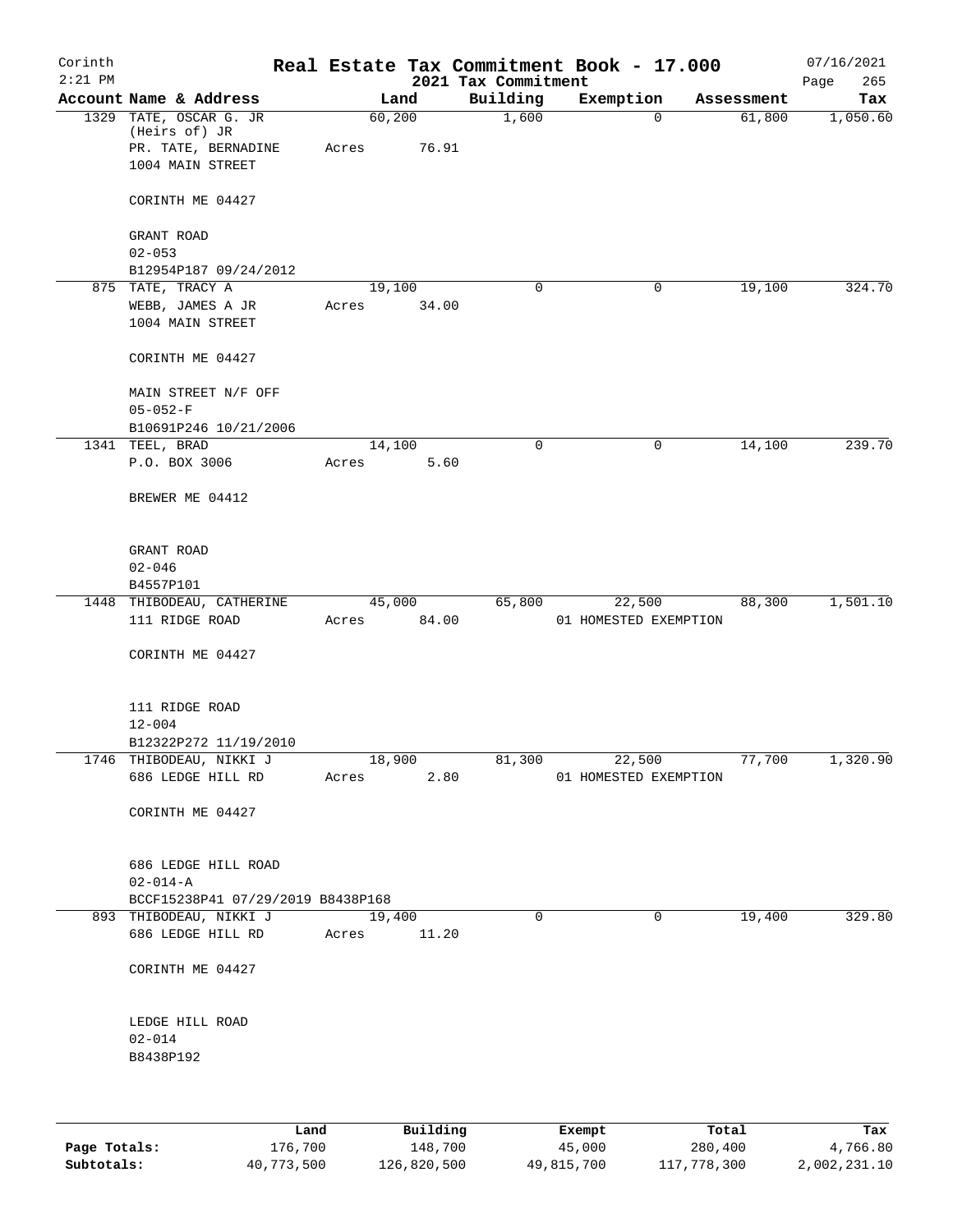# Real Estate Tax Commitment Book - 17.000

Corinth 2:21 PM — 2021 Tax Commitment — 07/16/2021 Page 265

| Account Name & Address | Land | Building | Exemption | Assessment | Tax |
|---|---|---|---|---|---|
| 1329 TATE, OSCAR G. JR<br>(Heirs of) JR<br>PR. TATE, BERNADINE<br>1004 MAIN STREET<br><br>CORINTH ME 04427<br><br>GRANT ROAD<br>02-053<br>B12954P187 09/24/2012 | 60,200<br>Acres 76.91 | 1,600 | 0 | 61,800 | 1,050.60 |
| 875 TATE, TRACY A<br>WEBB, JAMES A JR<br>1004 MAIN STREET<br><br>CORINTH ME 04427<br><br>MAIN STREET N/F OFF<br>05-052-F<br>B10691P246 10/21/2006 | 19,100<br>Acres 34.00 | 0 | 0 | 19,100 | 324.70 |
| 1341 TEEL, BRAD<br>P.O. BOX 3006<br><br>BREWER ME 04412<br><br>GRANT ROAD<br>02-046<br>B4557P101 | 14,100<br>Acres 5.60 | 0 | 0 | 14,100 | 239.70 |
| 1448 THIBODEAU, CATHERINE<br>111 RIDGE ROAD<br><br>CORINTH ME 04427<br><br>111 RIDGE ROAD<br>12-004<br>B12322P272 11/19/2010 | 45,000<br>Acres 84.00 | 65,800 | 22,500<br>01 HOMESTED EXEMPTION | 88,300 | 1,501.10 |
| 1746 THIBODEAU, NIKKI J<br>686 LEDGE HILL RD<br><br>CORINTH ME 04427<br><br>686 LEDGE HILL ROAD<br>02-014-A<br>BCCF15238P41 07/29/2019 B8438P168 | 18,900<br>Acres 2.80 | 81,300 | 22,500<br>01 HOMESTED EXEMPTION | 77,700 | 1,320.90 |
| 893 THIBODEAU, NIKKI J<br>686 LEDGE HILL RD<br><br>CORINTH ME 04427<br><br>LEDGE HILL ROAD<br>02-014<br>B8438P192 | 19,400<br>Acres 11.20 | 0 | 0 | 19,400 | 329.80 |

| | Land | Building | Exempt | Total | Tax |
|---|---|---|---|---|---|
| Page Totals: | 176,700 | 148,700 | 45,000 | 280,400 | 4,766.80 |
| Subtotals: | 40,773,500 | 126,820,500 | 49,815,700 | 117,778,300 | 2,002,231.10 |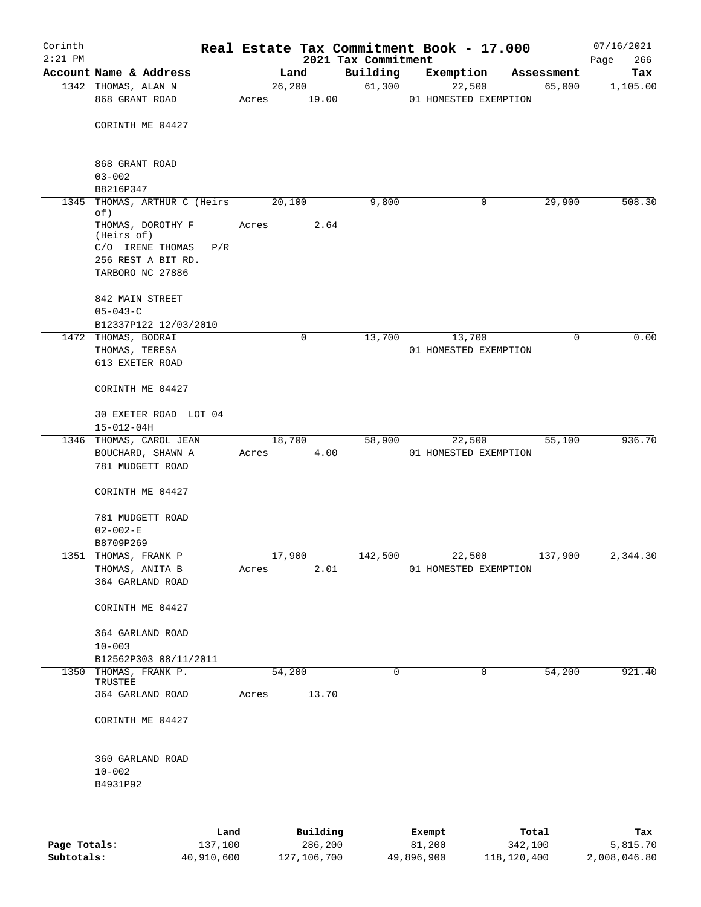# Real Estate Tax Commitment Book - 17.000

Corinth 2:21 PM — 2021 Tax Commitment — 07/16/2021

| Account | Name & Address | Land | Building | Exemption | Assessment | Tax |
|---|---|---|---|---|---|---|
| 1342 | THOMAS, ALAN N<br>868 GRANT ROAD<br>CORINTH ME 04427<br>868 GRANT ROAD<br>03-002<br>B8216P347 | 26,200<br>Acres 19.00 | 61,300 | 22,500<br>01 HOMESTED EXEMPTION | 65,000 | 1,105.00 |
| 1345 | THOMAS, ARTHUR C (Heirs of)<br>THOMAS, DOROTHY F (Heirs of)<br>C/O IRENE THOMAS P/R<br>256 REST A BIT RD.<br>TARBORO NC 27886<br>842 MAIN STREET<br>05-043-C<br>B12337P122 12/03/2010 | 20,100<br>Acres 2.64 | 9,800 | 0 | 29,900 | 508.30 |
| 1472 | THOMAS, BODRAI<br>THOMAS, TERESA<br>613 EXETER ROAD<br>CORINTH ME 04427<br>30 EXETER ROAD LOT 04<br>15-012-04H | 0 | 13,700 | 13,700<br>01 HOMESTED EXEMPTION | 0 | 0.00 |
| 1346 | THOMAS, CAROL JEAN<br>BOUCHARD, SHAWN A<br>781 MUDGETT ROAD<br>CORINTH ME 04427<br>781 MUDGETT ROAD<br>02-002-E<br>B8709P269 | 18,700<br>Acres 4.00 | 58,900 | 22,500<br>01 HOMESTED EXEMPTION | 55,100 | 936.70 |
| 1351 | THOMAS, FRANK P<br>THOMAS, ANITA B<br>364 GARLAND ROAD<br>CORINTH ME 04427<br>364 GARLAND ROAD<br>10-003<br>B12562P303 08/11/2011 | 17,900<br>Acres 2.01 | 142,500 | 22,500<br>01 HOMESTED EXEMPTION | 137,900 | 2,344.30 |
| 1350 | THOMAS, FRANK P. TRUSTEE<br>364 GARLAND ROAD<br>CORINTH ME 04427<br>360 GARLAND ROAD<br>10-002<br>B4931P92 | 54,200<br>Acres 13.70 | 0 | 0 | 54,200 | 921.40 |

| | Land | Building | Exempt | Total | Tax |
|---|---|---|---|---|---|
| Page Totals: | 137,100 | 286,200 | 81,200 | 342,100 | 5,815.70 |
| Subtotals: | 40,910,600 | 127,106,700 | 49,896,900 | 118,120,400 | 2,008,046.80 |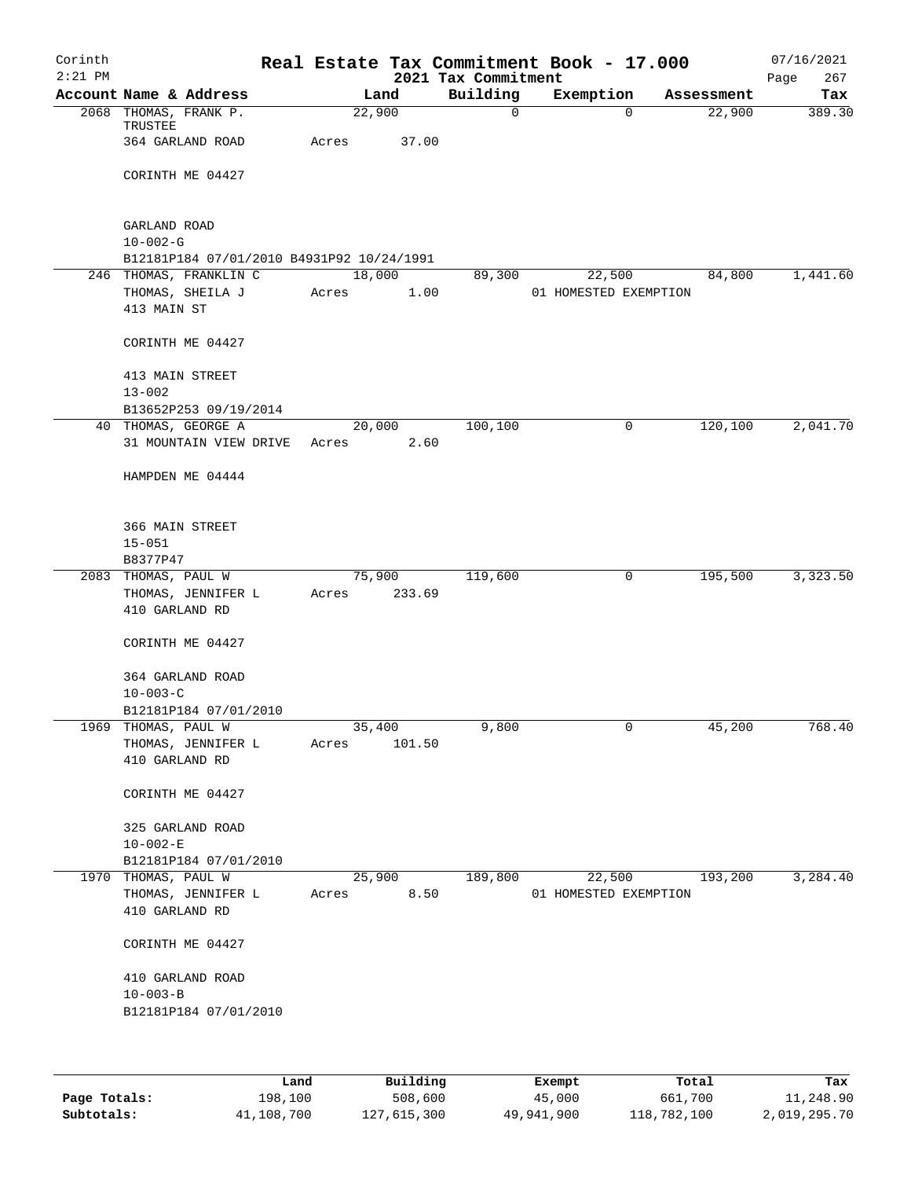# Corinth — Real Estate Tax Commitment Book - 17.000

2:21 PM — 2021 Tax Commitment — 07/16/2021

| Account Name & Address | Land | Building | Exemption | Assessment | Tax |
|---|---|---|---|---|---|
| 2068 THOMAS, FRANK P. TRUSTEE<br>364 GARLAND ROAD<br>CORINTH ME 04427<br>GARLAND ROAD<br>10-002-G<br>B12181P184 07/01/2010 B4931P92 10/24/1991 | 22,900<br>Acres 37.00 | 0 | 0 | 22,900 | 389.30 |
| 246 THOMAS, FRANKLIN C<br>THOMAS, SHEILA J<br>413 MAIN ST<br>CORINTH ME 04427<br>413 MAIN STREET<br>13-002<br>B13652P253 09/19/2014 | 18,000<br>Acres 1.00 | 89,300 | 22,500<br>01 HOMESTED EXEMPTION | 84,800 | 1,441.60 |
| 40 THOMAS, GEORGE A<br>31 MOUNTAIN VIEW DRIVE<br>HAMPDEN ME 04444<br>366 MAIN STREET<br>15-051<br>B8377P47 | 20,000<br>Acres 2.60 | 100,100 | 0 | 120,100 | 2,041.70 |
| 2083 THOMAS, PAUL W<br>THOMAS, JENNIFER L<br>410 GARLAND RD<br>CORINTH ME 04427<br>364 GARLAND ROAD<br>10-003-C<br>B12181P184 07/01/2010 | 75,900<br>Acres 233.69 | 119,600 | 0 | 195,500 | 3,323.50 |
| 1969 THOMAS, PAUL W<br>THOMAS, JENNIFER L<br>410 GARLAND RD<br>CORINTH ME 04427<br>325 GARLAND ROAD<br>10-002-E<br>B12181P184 07/01/2010 | 35,400<br>Acres 101.50 | 9,800 | 0 | 45,200 | 768.40 |
| 1970 THOMAS, PAUL W<br>THOMAS, JENNIFER L<br>410 GARLAND RD<br>CORINTH ME 04427<br>410 GARLAND ROAD<br>10-003-B<br>B12181P184 07/01/2010 | 25,900<br>Acres 8.50 | 189,800 | 22,500<br>01 HOMESTED EXEMPTION | 193,200 | 3,284.40 |

| | Land | Building | Exempt | Total | Tax |
|---|---|---|---|---|---|
| Page Totals: | 198,100 | 508,600 | 45,000 | 661,700 | 11,248.90 |
| Subtotals: | 41,108,700 | 127,615,300 | 49,941,900 | 118,782,100 | 2,019,295.70 |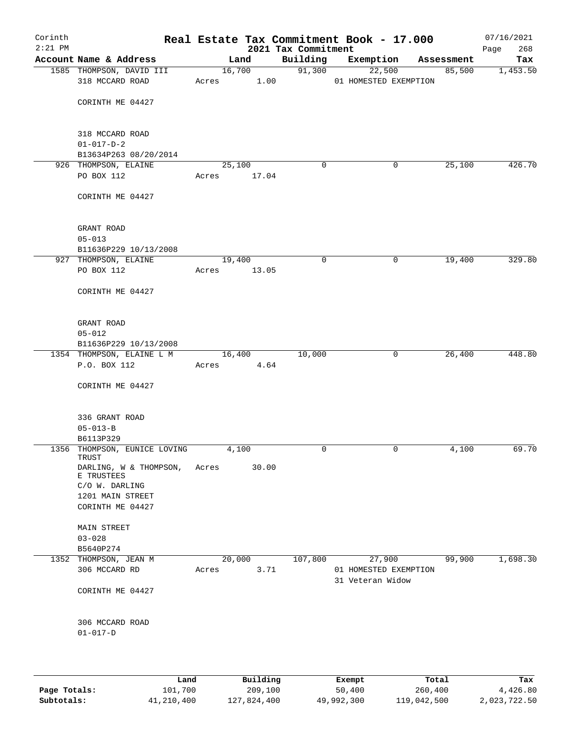# Real Estate Tax Commitment Book - 17.000

Corinth
2:21 PM

2021 Tax Commitment

07/16/2021

| Account Name & Address | Land | Building | Exemption | Assessment | Tax |
|---|---|---|---|---|---|
| 1585 THOMPSON, DAVID III<br>318 MCCARD ROAD<br><br>CORINTH ME 04427<br><br>318 MCCARD ROAD<br>01-017-D-2<br>B13634P263 08/20/2014 | 16,700<br>Acres 1.00 | 91,300 | 22,500<br>01 HOMESTED EXEMPTION | 85,500 | 1,453.50 |
| 926 THOMPSON, ELAINE<br>PO BOX 112<br><br>CORINTH ME 04427<br><br>GRANT ROAD<br>05-013<br>B11636P229 10/13/2008 | 25,100<br>Acres 17.04 | 0 | 0 | 25,100 | 426.70 |
| 927 THOMPSON, ELAINE<br>PO BOX 112<br><br>CORINTH ME 04427<br><br>GRANT ROAD<br>05-012<br>B11636P229 10/13/2008 | 19,400<br>Acres 13.05 | 0 | 0 | 19,400 | 329.80 |
| 1354 THOMPSON, ELAINE L M<br>P.O. BOX 112<br><br>CORINTH ME 04427<br><br>336 GRANT ROAD<br>05-013-B<br>B6113P329 | 16,400<br>Acres 4.64 | 10,000 | 0 | 26,400 | 448.80 |
| 1356 THOMPSON, EUNICE LOVING TRUST<br>DARLING, W & THOMPSON, E TRUSTEES<br>C/O W. DARLING<br>1201 MAIN STREET<br>CORINTH ME 04427<br><br>MAIN STREET<br>03-028<br>B5640P274 | 4,100<br>Acres 30.00 | 0 | 0 | 4,100 | 69.70 |
| 1352 THOMPSON, JEAN M<br>306 MCCARD RD<br><br>CORINTH ME 04427<br><br>306 MCCARD ROAD<br>01-017-D | 20,000<br>Acres 3.71 | 107,800 | 27,900<br>01 HOMESTED EXEMPTION<br>31 Veteran Widow | 99,900 | 1,698.30 |

| | Land | Building | Exempt | Total | Tax |
|---|---|---|---|---|---|
| Page Totals: | 101,700 | 209,100 | 50,400 | 260,400 | 4,426.80 |
| Subtotals: | 41,210,400 | 127,824,400 | 49,992,300 | 119,042,500 | 2,023,722.50 |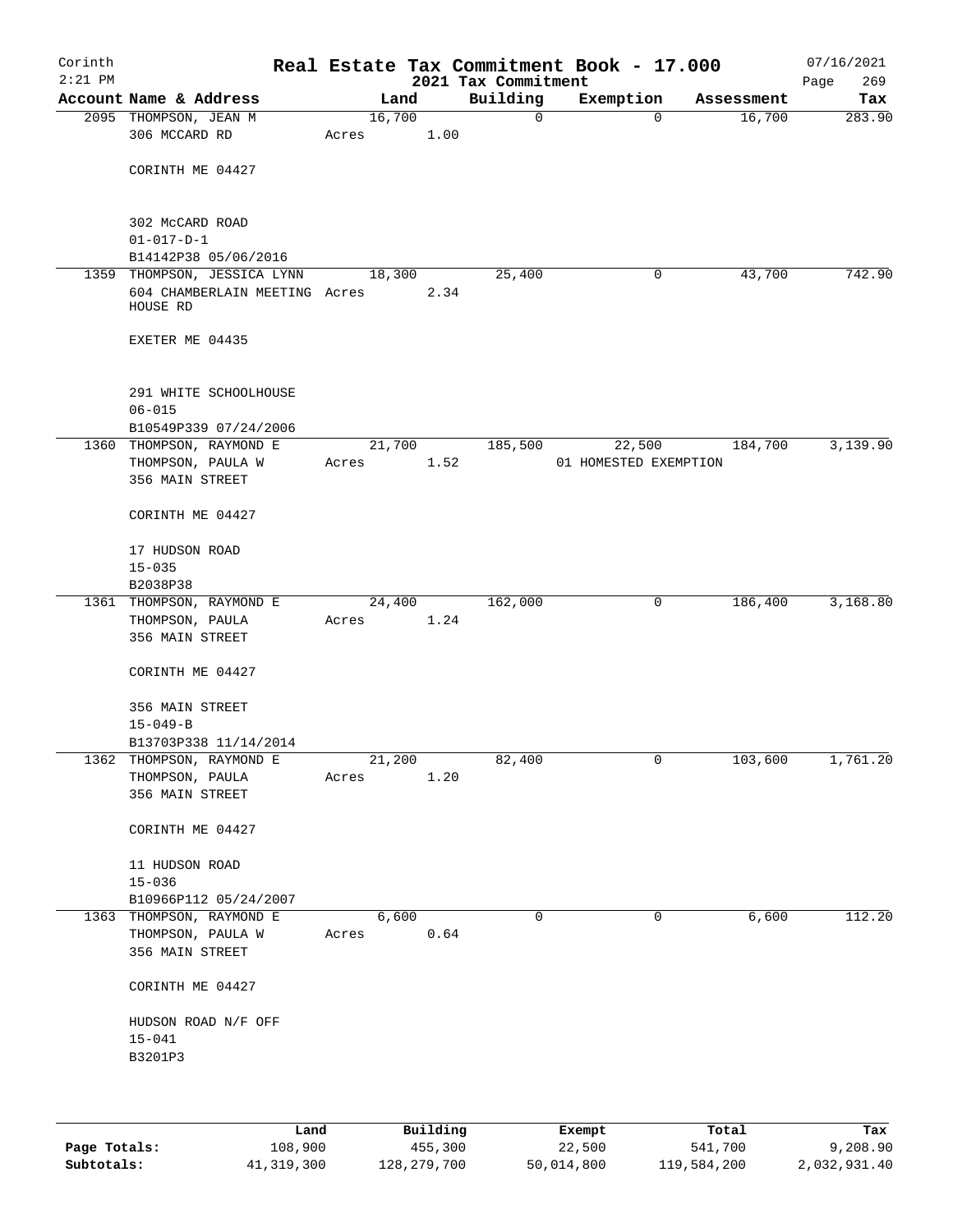# Real Estate Tax Commitment Book - 17.000

Corinth
2:21 PM

2021 Tax Commitment

07/16/2021

| Account Name & Address | Land | Building | Exemption | Assessment | Tax |
|---|---|---|---|---|---|
| 2095 THOMPSON, JEAN M<br>306 MCCARD RD<br><br>CORINTH ME 04427<br><br>302 McCARD ROAD<br>01-017-D-1<br>B14142P38 05/06/2016 | 16,700<br>Acres 1.00 | 0 | 0 | 16,700 | 283.90 |
| 1359 THOMPSON, JESSICA LYNN<br>604 CHAMBERLAIN MEETING HOUSE RD<br><br>EXETER ME 04435<br><br>291 WHITE SCHOOLHOUSE<br>06-015<br>B10549P339 07/24/2006 | 18,300<br>Acres 2.34 | 25,400 | 0 | 43,700 | 742.90 |
| 1360 THOMPSON, RAYMOND E<br>THOMPSON, PAULA W<br>356 MAIN STREET<br><br>CORINTH ME 04427<br><br>17 HUDSON ROAD<br>15-035<br>B2038P38 | 21,700<br>Acres 1.52 | 185,500 | 22,500<br>01 HOMESTED EXEMPTION | 184,700 | 3,139.90 |
| 1361 THOMPSON, RAYMOND E<br>THOMPSON, PAULA<br>356 MAIN STREET<br><br>CORINTH ME 04427<br><br>356 MAIN STREET<br>15-049-B<br>B13703P338 11/14/2014 | 24,400<br>Acres 1.24 | 162,000 | 0 | 186,400 | 3,168.80 |
| 1362 THOMPSON, RAYMOND E<br>THOMPSON, PAULA<br>356 MAIN STREET<br><br>CORINTH ME 04427<br><br>11 HUDSON ROAD<br>15-036<br>B10966P112 05/24/2007 | 21,200<br>Acres 1.20 | 82,400 | 0 | 103,600 | 1,761.20 |
| 1363 THOMPSON, RAYMOND E<br>THOMPSON, PAULA W<br>356 MAIN STREET<br><br>CORINTH ME 04427<br><br>HUDSON ROAD N/F OFF<br>15-041<br>B3201P3 | 6,600<br>Acres 0.64 | 0 | 0 | 6,600 | 112.20 |

| | Land | Building | Exempt | Total | Tax |
|---|---|---|---|---|---|
| Page Totals: | 108,900 | 455,300 | 22,500 | 541,700 | 9,208.90 |
| Subtotals: | 41,319,300 | 128,279,700 | 50,014,800 | 119,584,200 | 2,032,931.40 |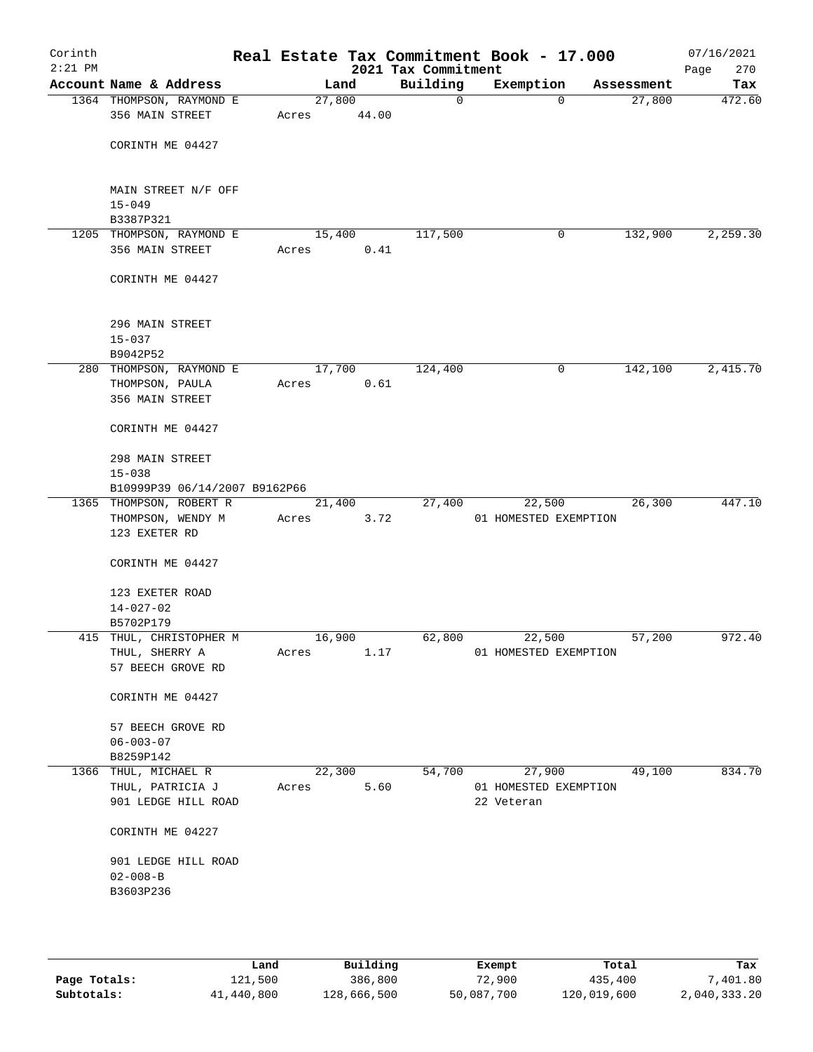# Real Estate Tax Commitment Book - 17.000

Corinth
2:21 PM

2021 Tax Commitment

07/16/2021

| Account | Name & Address | Land | Building | Exemption | Assessment | Tax |
|---|---|---|---|---|---|---|
| 1364 | THOMPSON, RAYMOND E<br>356 MAIN STREET<br><br>CORINTH ME 04427<br><br>MAIN STREET N/F OFF<br>15-049<br>B3387P321 | 27,800<br>Acres 44.00 | 0 | 0 | 27,800 | 472.60 |
| 1205 | THOMPSON, RAYMOND E<br>356 MAIN STREET<br><br>CORINTH ME 04427<br><br>296 MAIN STREET<br>15-037<br>B9042P52 | 15,400<br>Acres 0.41 | 117,500 | 0 | 132,900 | 2,259.30 |
| 280 | THOMPSON, RAYMOND E<br>THOMPSON, PAULA<br>356 MAIN STREET<br><br>CORINTH ME 04427<br><br>298 MAIN STREET<br>15-038<br>B10999P39 06/14/2007 B9162P66 | 17,700<br>Acres 0.61 | 124,400 | 0 | 142,100 | 2,415.70 |
| 1365 | THOMPSON, ROBERT R<br>THOMPSON, WENDY M<br>123 EXETER RD<br><br>CORINTH ME 04427<br><br>123 EXETER ROAD<br>14-027-02<br>B5702P179 | 21,400<br>Acres 3.72 | 27,400 | 22,500<br>01 HOMESTED EXEMPTION | 26,300 | 447.10 |
| 415 | THUL, CHRISTOPHER M<br>THUL, SHERRY A<br>57 BEECH GROVE RD<br><br>CORINTH ME 04427<br><br>57 BEECH GROVE RD<br>06-003-07<br>B8259P142 | 16,900<br>Acres 1.17 | 62,800 | 22,500<br>01 HOMESTED EXEMPTION | 57,200 | 972.40 |
| 1366 | THUL, MICHAEL R<br>THUL, PATRICIA J<br>901 LEDGE HILL ROAD<br><br>CORINTH ME 04227<br><br>901 LEDGE HILL ROAD<br>02-008-B<br>B3603P236 | 22,300<br>Acres 5.60 | 54,700 | 27,900<br>01 HOMESTED EXEMPTION<br>22 Veteran | 49,100 | 834.70 |

| | Land | Building | Exempt | Total | Tax |
|---|---|---|---|---|---|
| **Page Totals:** | 121,500 | 386,800 | 72,900 | 435,400 | 7,401.80 |
| **Subtotals:** | 41,440,800 | 128,666,500 | 50,087,700 | 120,019,600 | 2,040,333.20 |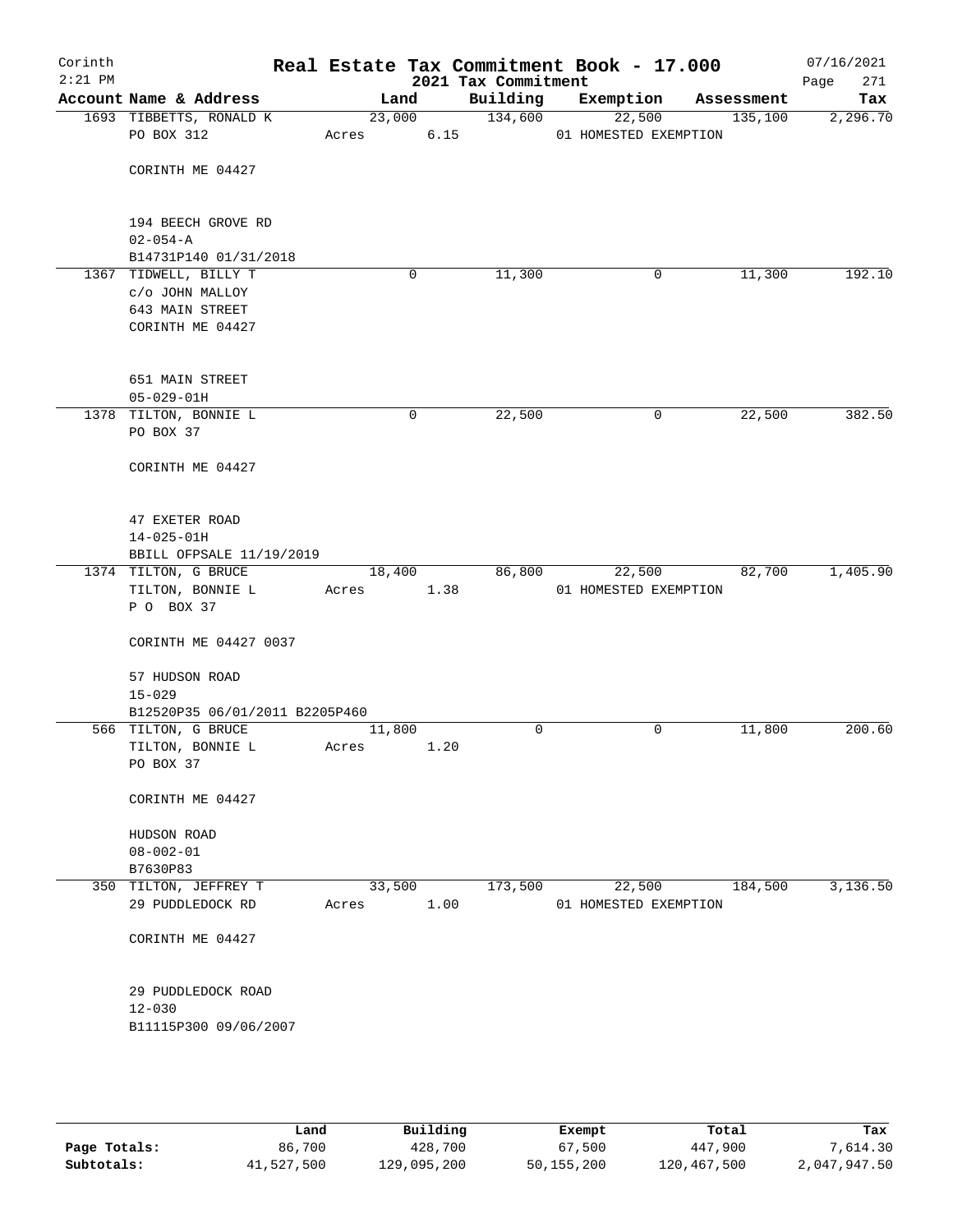# Real Estate Tax Commitment Book - 17.000

Corinth 2:21 PM — 2021 Tax Commitment — 07/16/2021

| Account Name & Address | Land | Building | Exemption | Assessment | Tax |
|---|---|---|---|---|---|
| 1693 TIBBETTS, RONALD K<br>PO BOX 312<br><br>CORINTH ME 04427<br><br>194 BEECH GROVE RD<br>02-054-A<br>B14731P140 01/31/2018 | 23,000<br>Acres 6.15 | 134,600 | 22,500<br>01 HOMESTED EXEMPTION | 135,100 | 2,296.70 |
| 1367 TIDWELL, BILLY T<br>c/o JOHN MALLOY<br>643 MAIN STREET<br>CORINTH ME 04427<br><br>651 MAIN STREET<br>05-029-01H | 0 | 11,300 | 0 | 11,300 | 192.10 |
| 1378 TILTON, BONNIE L<br>PO BOX 37<br><br>CORINTH ME 04427<br><br>47 EXETER ROAD<br>14-025-01H<br>BBILL OFPSALE 11/19/2019 | 0 | 22,500 | 0 | 22,500 | 382.50 |
| 1374 TILTON, G BRUCE<br>TILTON, BONNIE L<br>P O BOX 37<br><br>CORINTH ME 04427 0037<br><br>57 HUDSON ROAD<br>15-029<br>B12520P35 06/01/2011 B2205P460 | 18,400<br>Acres 1.38 | 86,800 | 22,500<br>01 HOMESTED EXEMPTION | 82,700 | 1,405.90 |
| 566 TILTON, G BRUCE<br>TILTON, BONNIE L<br>PO BOX 37<br><br>CORINTH ME 04427<br><br>HUDSON ROAD<br>08-002-01<br>B7630P83 | 11,800<br>Acres 1.20 | 0 | 0 | 11,800 | 200.60 |
| 350 TILTON, JEFFREY T<br>29 PUDDLEDOCK RD<br><br>CORINTH ME 04427<br><br>29 PUDDLEDOCK ROAD<br>12-030<br>B11115P300 09/06/2007 | 33,500<br>Acres 1.00 | 173,500 | 22,500<br>01 HOMESTED EXEMPTION | 184,500 | 3,136.50 |

| | Land | Building | Exempt | Total | Tax |
|---|---|---|---|---|---|
| Page Totals: | 86,700 | 428,700 | 67,500 | 447,900 | 7,614.30 |
| Subtotals: | 41,527,500 | 129,095,200 | 50,155,200 | 120,467,500 | 2,047,947.50 |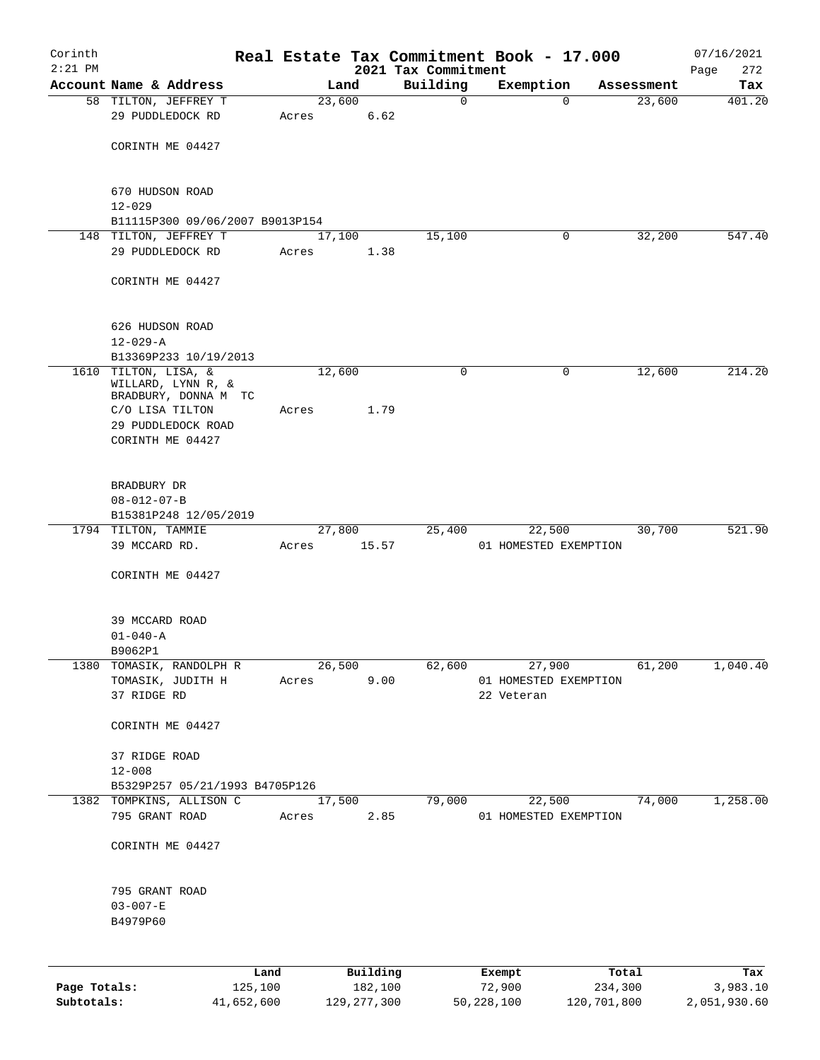Corinth
2:21 PM

# Real Estate Tax Commitment Book - 17.000

2021 Tax Commitment

07/16/2021

| Account | Name & Address | Land | Building | Exemption | Assessment | Tax |
|---|---|---|---|---|---|---|
| 58 | TILTON, JEFFREY T<br>29 PUDDLEDOCK RD<br><br>CORINTH ME 04427<br><br>670 HUDSON ROAD<br>12-029<br>B11115P300 09/06/2007 B9013P154 | 23,600<br>Acres 6.62 | 0 | 0 | 23,600 | 401.20 |
| 148 | TILTON, JEFFREY T<br>29 PUDDLEDOCK RD<br><br>CORINTH ME 04427<br><br>626 HUDSON ROAD<br>12-029-A<br>B13369P233 10/19/2013 | 17,100<br>Acres 1.38 | 15,100 | 0 | 32,200 | 547.40 |
| 1610 | TILTON, LISA, &<br>WILLARD, LYNN R, &<br>BRADBURY, DONNA M TC<br>C/O LISA TILTON<br>29 PUDDLEDOCK ROAD<br>CORINTH ME 04427<br><br>BRADBURY DR<br>08-012-07-B<br>B15381P248 12/05/2019 | 12,600<br>Acres 1.79 | 0 | 0 | 12,600 | 214.20 |
| 1794 | TILTON, TAMMIE<br>39 MCCARD RD.<br><br>CORINTH ME 04427<br><br>39 MCCARD ROAD<br>01-040-A<br>B9062P1 | 27,800<br>Acres 15.57 | 25,400 | 22,500<br>01 HOMESTED EXEMPTION | 30,700 | 521.90 |
| 1380 | TOMASIK, RANDOLPH R<br>TOMASIK, JUDITH H<br>37 RIDGE RD<br><br>CORINTH ME 04427<br><br>37 RIDGE ROAD<br>12-008<br>B5329P257 05/21/1993 B4705P126 | 26,500<br>Acres 9.00 | 62,600 | 27,900<br>01 HOMESTED EXEMPTION<br>22 Veteran | 61,200 | 1,040.40 |
| 1382 | TOMPKINS, ALLISON C<br>795 GRANT ROAD<br><br>CORINTH ME 04427<br><br>795 GRANT ROAD<br>03-007-E<br>B4979P60 | 17,500<br>Acres 2.85 | 79,000 | 22,500<br>01 HOMESTED EXEMPTION | 74,000 | 1,258.00 |

| | Land | Building | Exempt | Total | Tax |
|---|---|---|---|---|---|
| **Page Totals:** | 125,100 | 182,100 | 72,900 | 234,300 | 3,983.10 |
| **Subtotals:** | 41,652,600 | 129,277,300 | 50,228,100 | 120,701,800 | 2,051,930.60 |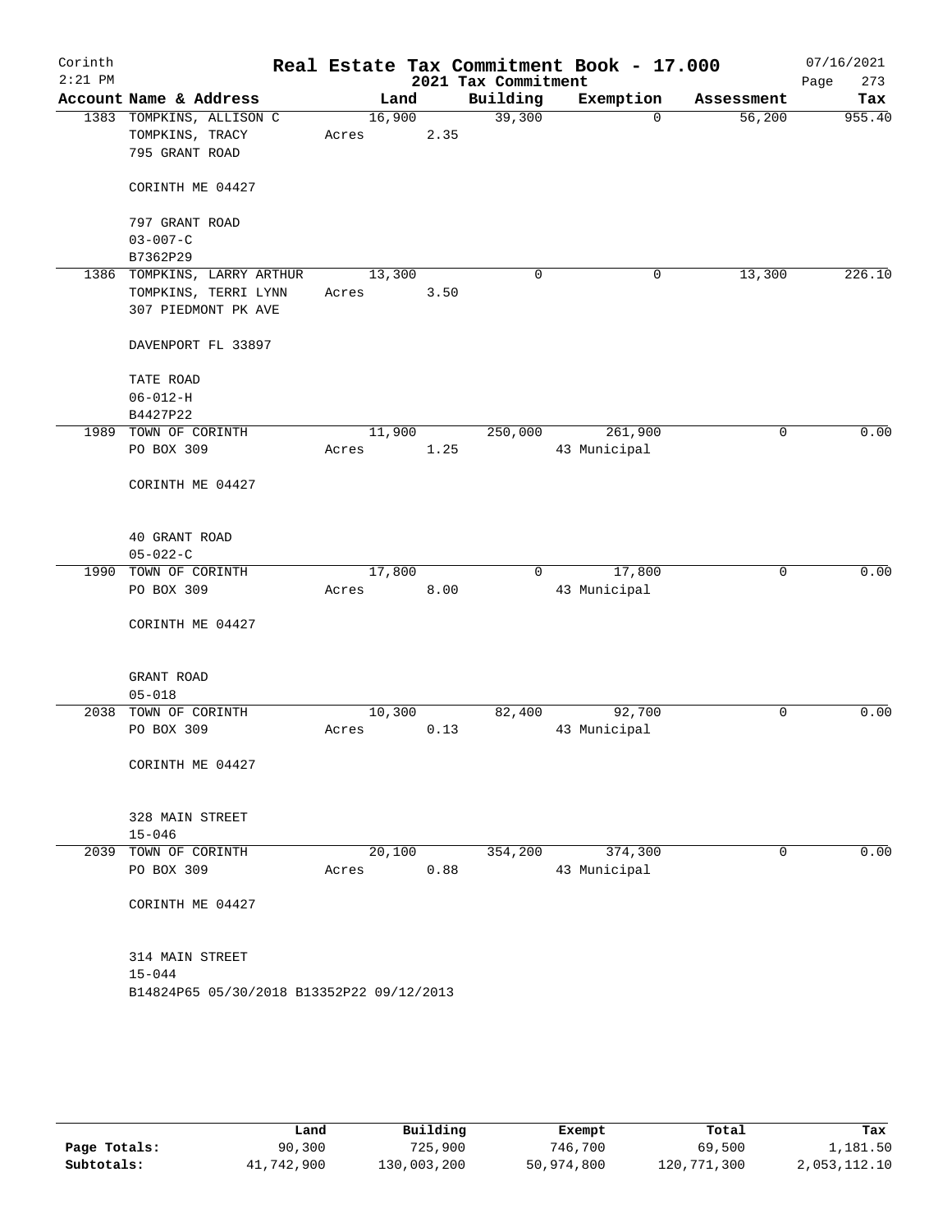# Real Estate Tax Commitment Book - 17.000

Corinth
2:21 PM

2021 Tax Commitment

07/16/2021

| Account | Name & Address | Land | Building | Exemption | Assessment | Tax |
|---|---|---|---|---|---|---|
| 1383 | TOMPKINS, ALLISON C<br>TOMPKINS, TRACY<br>795 GRANT ROAD<br><br>CORINTH ME 04427<br><br>797 GRANT ROAD<br>03-007-C<br>B7362P29 | 16,900<br>Acres 2.35 | 39,300 | 0 | 56,200 | 955.40 |
| 1386 | TOMPKINS, LARRY ARTHUR<br>TOMPKINS, TERRI LYNN<br>307 PIEDMONT PK AVE<br><br>DAVENPORT FL 33897<br><br>TATE ROAD<br>06-012-H<br>B4427P22 | 13,300<br>Acres 3.50 | 0 | 0 | 13,300 | 226.10 |
| 1989 | TOWN OF CORINTH<br>PO BOX 309<br><br>CORINTH ME 04427<br><br>40 GRANT ROAD<br>05-022-C | 11,900<br>Acres 1.25 | 250,000 | 261,900<br>43 Municipal | 0 | 0.00 |
| 1990 | TOWN OF CORINTH<br>PO BOX 309<br><br>CORINTH ME 04427<br><br>GRANT ROAD<br>05-018 | 17,800<br>Acres 8.00 | 0 | 17,800<br>43 Municipal | 0 | 0.00 |
| 2038 | TOWN OF CORINTH<br>PO BOX 309<br><br>CORINTH ME 04427<br><br>328 MAIN STREET<br>15-046 | 10,300<br>Acres 0.13 | 82,400 | 92,700<br>43 Municipal | 0 | 0.00 |
| 2039 | TOWN OF CORINTH<br>PO BOX 309<br><br>CORINTH ME 04427<br><br>314 MAIN STREET<br>15-044<br>B14824P65 05/30/2018 B13352P22 09/12/2013 | 20,100<br>Acres 0.88 | 354,200 | 374,300<br>43 Municipal | 0 | 0.00 |

| | Land | Building | Exempt | Total | Tax |
|---|---|---|---|---|---|
| Page Totals: | 90,300 | 725,900 | 746,700 | 69,500 | 1,181.50 |
| Subtotals: | 41,742,900 | 130,003,200 | 50,974,800 | 120,771,300 | 2,053,112.10 |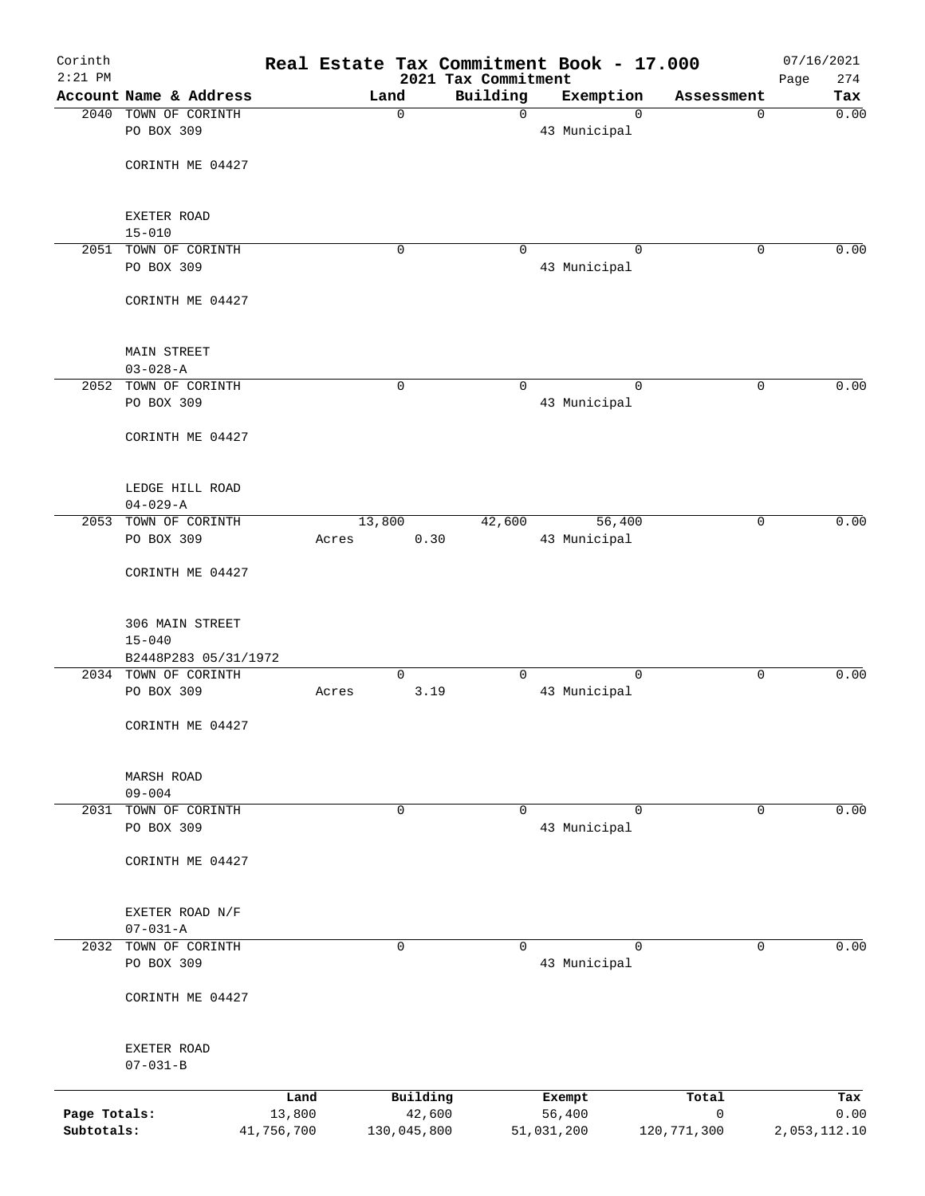# Real Estate Tax Commitment Book - 17.000

Corinth
2:21 PM

2021 Tax Commitment

07/16/2021

| Account | Name & Address | Land | Building | Exemption | Assessment | Tax |
|---|---|---|---|---|---|---|
| 2040 | TOWN OF CORINTH<br>PO BOX 309<br><br>CORINTH ME 04427<br><br>EXETER ROAD<br>15-010 | 0 | 0 | 0<br>43 Municipal | 0 | 0.00 |
| 2051 | TOWN OF CORINTH<br>PO BOX 309<br><br>CORINTH ME 04427<br><br>MAIN STREET<br>03-028-A | 0 | 0 | 0<br>43 Municipal | 0 | 0.00 |
| 2052 | TOWN OF CORINTH<br>PO BOX 309<br><br>CORINTH ME 04427<br><br>LEDGE HILL ROAD<br>04-029-A | 0 | 0 | 0<br>43 Municipal | 0 | 0.00 |
| 2053 | TOWN OF CORINTH<br>PO BOX 309<br><br>CORINTH ME 04427<br><br>306 MAIN STREET<br>15-040<br>B2448P283 05/31/1972 | 13,800<br>Acres 0.30 | 42,600 | 56,400<br>43 Municipal | 0 | 0.00 |
| 2034 | TOWN OF CORINTH<br>PO BOX 309<br><br>CORINTH ME 04427<br><br>MARSH ROAD<br>09-004 | 0<br>Acres 3.19 | 0 | 0<br>43 Municipal | 0 | 0.00 |
| 2031 | TOWN OF CORINTH<br>PO BOX 309<br><br>CORINTH ME 04427<br><br>EXETER ROAD N/F<br>07-031-A | 0 | 0 | 0<br>43 Municipal | 0 | 0.00 |
| 2032 | TOWN OF CORINTH<br>PO BOX 309<br><br>CORINTH ME 04427<br><br>EXETER ROAD<br>07-031-B | 0 | 0 | 0<br>43 Municipal | 0 | 0.00 |

| | Land | Building | Exempt | Total | Tax |
|---|---|---|---|---|---|
| **Page Totals:** | 13,800 | 42,600 | 56,400 | 0 | 0.00 |
| **Subtotals:** | 41,756,700 | 130,045,800 | 51,031,200 | 120,771,300 | 2,053,112.10 |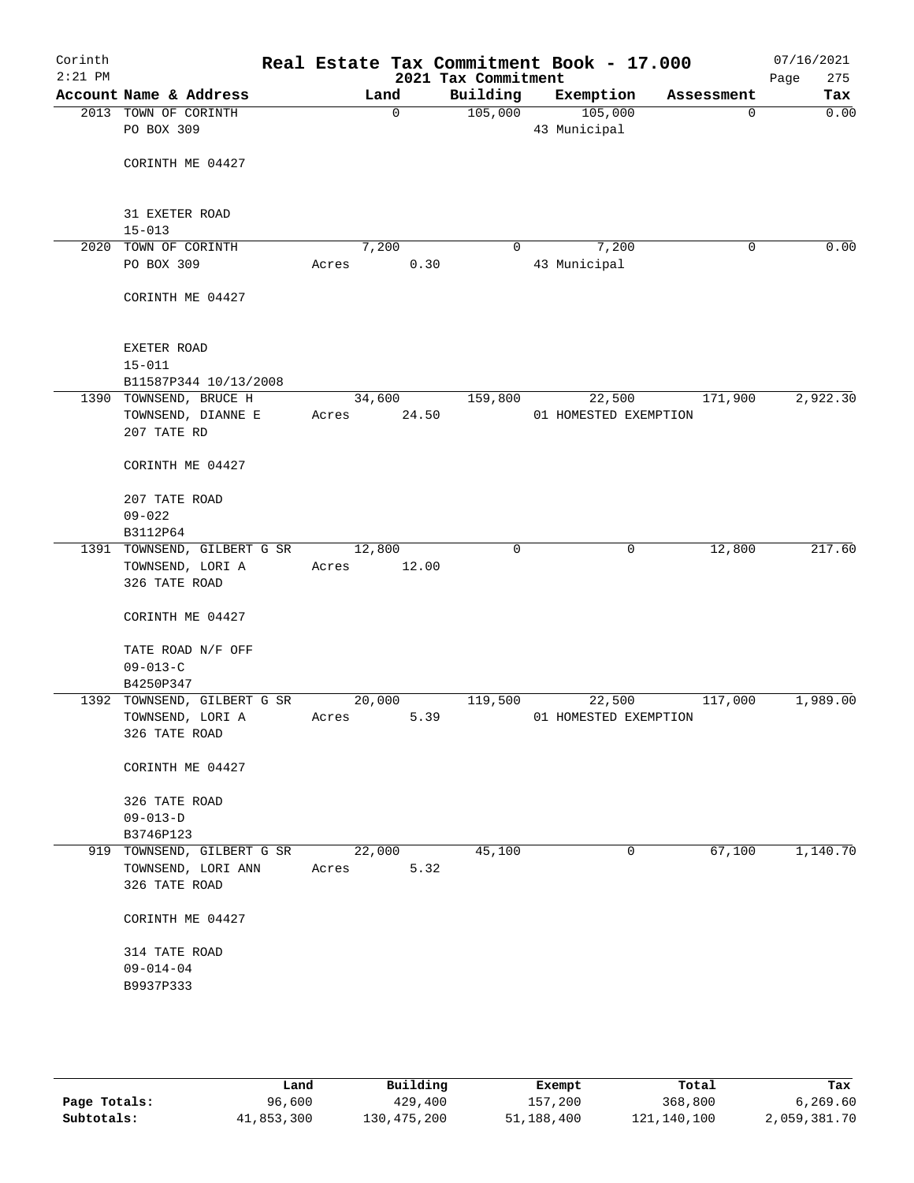# Corinth — Real Estate Tax Commitment Book - 17.000

2:21 PM — 2021 Tax Commitment — 07/16/2021

| Account | Name & Address | Land | Building | Exemption | Assessment | Tax |
|---|---|---|---|---|---|---|
| 2013 | TOWN OF CORINTH<br>PO BOX 309<br><br>CORINTH ME 04427<br><br>31 EXETER ROAD<br>15-013 | 0 | 105,000 | 105,000<br>43 Municipal | 0 | 0.00 |
| 2020 | TOWN OF CORINTH<br>PO BOX 309<br><br>CORINTH ME 04427<br><br>EXETER ROAD<br>15-011<br>B11587P344 10/13/2008 | 7,200<br>Acres 0.30 | 0 | 7,200<br>43 Municipal | 0 | 0.00 |
| 1390 | TOWNSEND, BRUCE H<br>TOWNSEND, DIANNE E<br>207 TATE RD<br><br>CORINTH ME 04427<br><br>207 TATE ROAD<br>09-022<br>B3112P64 | 34,600<br>Acres 24.50 | 159,800 | 22,500<br>01 HOMESTED EXEMPTION | 171,900 | 2,922.30 |
| 1391 | TOWNSEND, GILBERT G SR<br>TOWNSEND, LORI A<br>326 TATE ROAD<br><br>CORINTH ME 04427<br><br>TATE ROAD N/F OFF<br>09-013-C<br>B4250P347 | 12,800<br>Acres 12.00 | 0 | 0 | 12,800 | 217.60 |
| 1392 | TOWNSEND, GILBERT G SR<br>TOWNSEND, LORI A<br>326 TATE ROAD<br><br>CORINTH ME 04427<br><br>326 TATE ROAD<br>09-013-D<br>B3746P123 | 20,000<br>Acres 5.39 | 119,500 | 22,500<br>01 HOMESTED EXEMPTION | 117,000 | 1,989.00 |
| 919 | TOWNSEND, GILBERT G SR<br>TOWNSEND, LORI ANN<br>326 TATE ROAD<br><br>CORINTH ME 04427<br><br>314 TATE ROAD<br>09-014-04<br>B9937P333 | 22,000<br>Acres 5.32 | 45,100 | 0 | 67,100 | 1,140.70 |

| | Land | Building | Exempt | Total | Tax |
|---|---|---|---|---|---|
| **Page Totals:** | 96,600 | 429,400 | 157,200 | 368,800 | 6,269.60 |
| **Subtotals:** | 41,853,300 | 130,475,200 | 51,188,400 | 121,140,100 | 2,059,381.70 |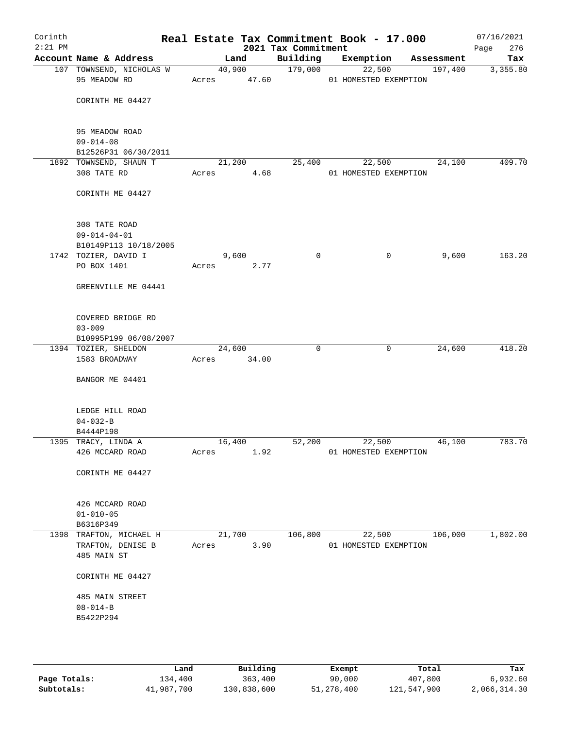# Real Estate Tax Commitment Book - 17.000

Corinth
2:21 PM

2021 Tax Commitment

07/16/2021

| Account Name & Address | Land | Building | Exemption | Assessment | Tax |
|---|---|---|---|---|---|
| 107 TOWNSEND, NICHOLAS W<br>95 MEADOW RD<br><br>CORINTH ME 04427<br><br>95 MEADOW ROAD<br>09-014-08<br>B12526P31 06/30/2011 | 40,900<br>Acres 47.60 | 179,000 | 22,500<br>01 HOMESTED EXEMPTION | 197,400 | 3,355.80 |
| 1892 TOWNSEND, SHAUN T<br>308 TATE RD<br><br>CORINTH ME 04427<br><br>308 TATE ROAD<br>09-014-04-01<br>B10149P113 10/18/2005 | 21,200<br>Acres 4.68 | 25,400 | 22,500<br>01 HOMESTED EXEMPTION | 24,100 | 409.70 |
| 1742 TOZIER, DAVID I<br>PO BOX 1401<br><br>GREENVILLE ME 04441<br><br>COVERED BRIDGE RD<br>03-009<br>B10995P199 06/08/2007 | 9,600<br>Acres 2.77 | 0 | 0 | 9,600 | 163.20 |
| 1394 TOZIER, SHELDON<br>1583 BROADWAY<br><br>BANGOR ME 04401<br><br>LEDGE HILL ROAD<br>04-032-B<br>B4444P198 | 24,600<br>Acres 34.00 | 0 | 0 | 24,600 | 418.20 |
| 1395 TRACY, LINDA A<br>426 MCCARD ROAD<br><br>CORINTH ME 04427<br><br>426 MCCARD ROAD<br>01-010-05<br>B6316P349 | 16,400<br>Acres 1.92 | 52,200 | 22,500<br>01 HOMESTED EXEMPTION | 46,100 | 783.70 |
| 1398 TRAFTON, MICHAEL H<br>TRAFTON, DENISE B<br>485 MAIN ST<br><br>CORINTH ME 04427<br><br>485 MAIN STREET<br>08-014-B<br>B5422P294 | 21,700<br>Acres 3.90 | 106,800 | 22,500<br>01 HOMESTED EXEMPTION | 106,000 | 1,802.00 |

| | Land | Building | Exempt | Total | Tax |
|---|---|---|---|---|---|
| **Page Totals:** | 134,400 | 363,400 | 90,000 | 407,800 | 6,932.60 |
| **Subtotals:** | 41,987,700 | 130,838,600 | 51,278,400 | 121,547,900 | 2,066,314.30 |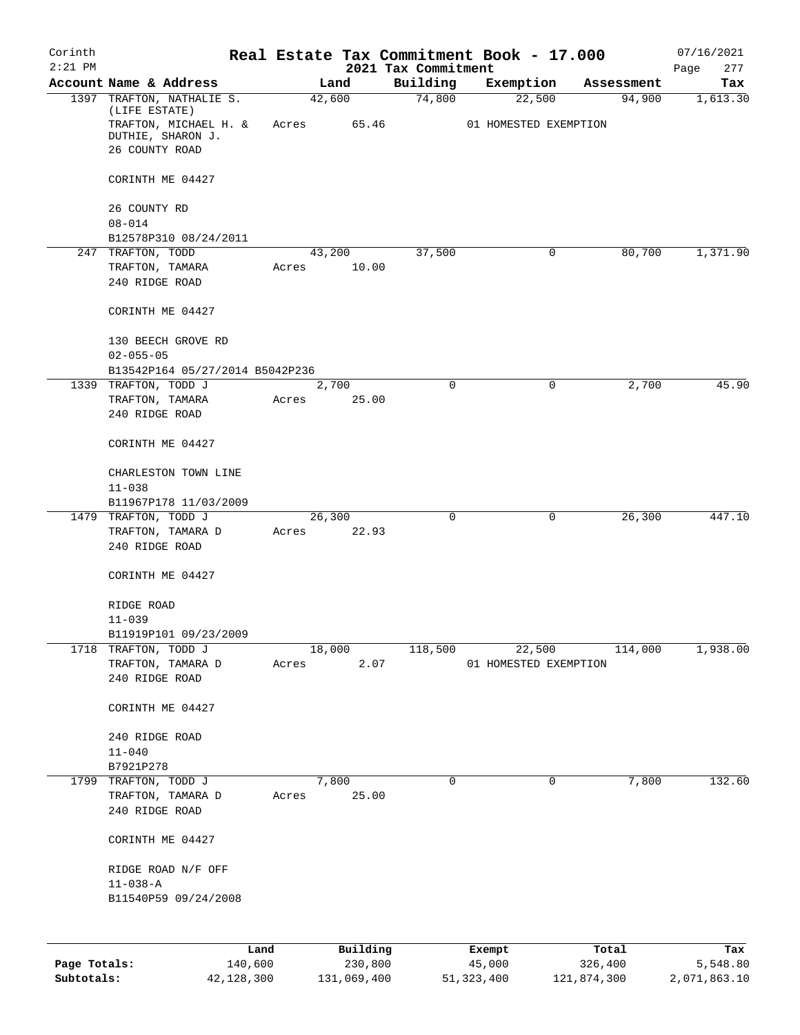# Real Estate Tax Commitment Book - 17.000

Corinth
2:21 PM

2021 Tax Commitment

07/16/2021

| Account Name & Address | Land | Building | Exemption | Assessment | Tax |
|---|---|---|---|---|---|
| 1397 TRAFTON, NATHALIE S. (LIFE ESTATE) | 42,600 | 74,800 | 22,500 | 94,900 | 1,613.30 |
| TRAFTON, MICHAEL H. & DUTHIE, SHARON J. | Acres 65.46 | | 01 HOMESTED EXEMPTION | | |
| 26 COUNTY ROAD | | | | | |
| CORINTH ME 04427 | | | | | |
| 26 COUNTY RD | | | | | |
| 08-014 | | | | | |
| B12578P310 08/24/2011 | | | | | |
| 247 TRAFTON, TODD | 43,200 | 37,500 | 0 | 80,700 | 1,371.90 |
| TRAFTON, TAMARA | Acres 10.00 | | | | |
| 240 RIDGE ROAD | | | | | |
| CORINTH ME 04427 | | | | | |
| 130 BEECH GROVE RD | | | | | |
| 02-055-05 | | | | | |
| B13542P164 05/27/2014 B5042P236 | | | | | |
| 1339 TRAFTON, TODD J | 2,700 | 0 | 0 | 2,700 | 45.90 |
| TRAFTON, TAMARA | Acres 25.00 | | | | |
| 240 RIDGE ROAD | | | | | |
| CORINTH ME 04427 | | | | | |
| CHARLESTON TOWN LINE | | | | | |
| 11-038 | | | | | |
| B11967P178 11/03/2009 | | | | | |
| 1479 TRAFTON, TODD J | 26,300 | 0 | 0 | 26,300 | 447.10 |
| TRAFTON, TAMARA D | Acres 22.93 | | | | |
| 240 RIDGE ROAD | | | | | |
| CORINTH ME 04427 | | | | | |
| RIDGE ROAD | | | | | |
| 11-039 | | | | | |
| B11919P101 09/23/2009 | | | | | |
| 1718 TRAFTON, TODD J | 18,000 | 118,500 | 22,500 | 114,000 | 1,938.00 |
| TRAFTON, TAMARA D | Acres 2.07 | | 01 HOMESTED EXEMPTION | | |
| 240 RIDGE ROAD | | | | | |
| CORINTH ME 04427 | | | | | |
| 240 RIDGE ROAD | | | | | |
| 11-040 | | | | | |
| B7921P278 | | | | | |
| 1799 TRAFTON, TODD J | 7,800 | 0 | 0 | 7,800 | 132.60 |
| TRAFTON, TAMARA D | Acres 25.00 | | | | |
| 240 RIDGE ROAD | | | | | |
| CORINTH ME 04427 | | | | | |
| RIDGE ROAD N/F OFF | | | | | |
| 11-038-A | | | | | |
| B11540P59 09/24/2008 | | | | | |

| | Land | Building | Exempt | Total | Tax |
|---|---|---|---|---|---|
| Page Totals: | 140,600 | 230,800 | 45,000 | 326,400 | 5,548.80 |
| Subtotals: | 42,128,300 | 131,069,400 | 51,323,400 | 121,874,300 | 2,071,863.10 |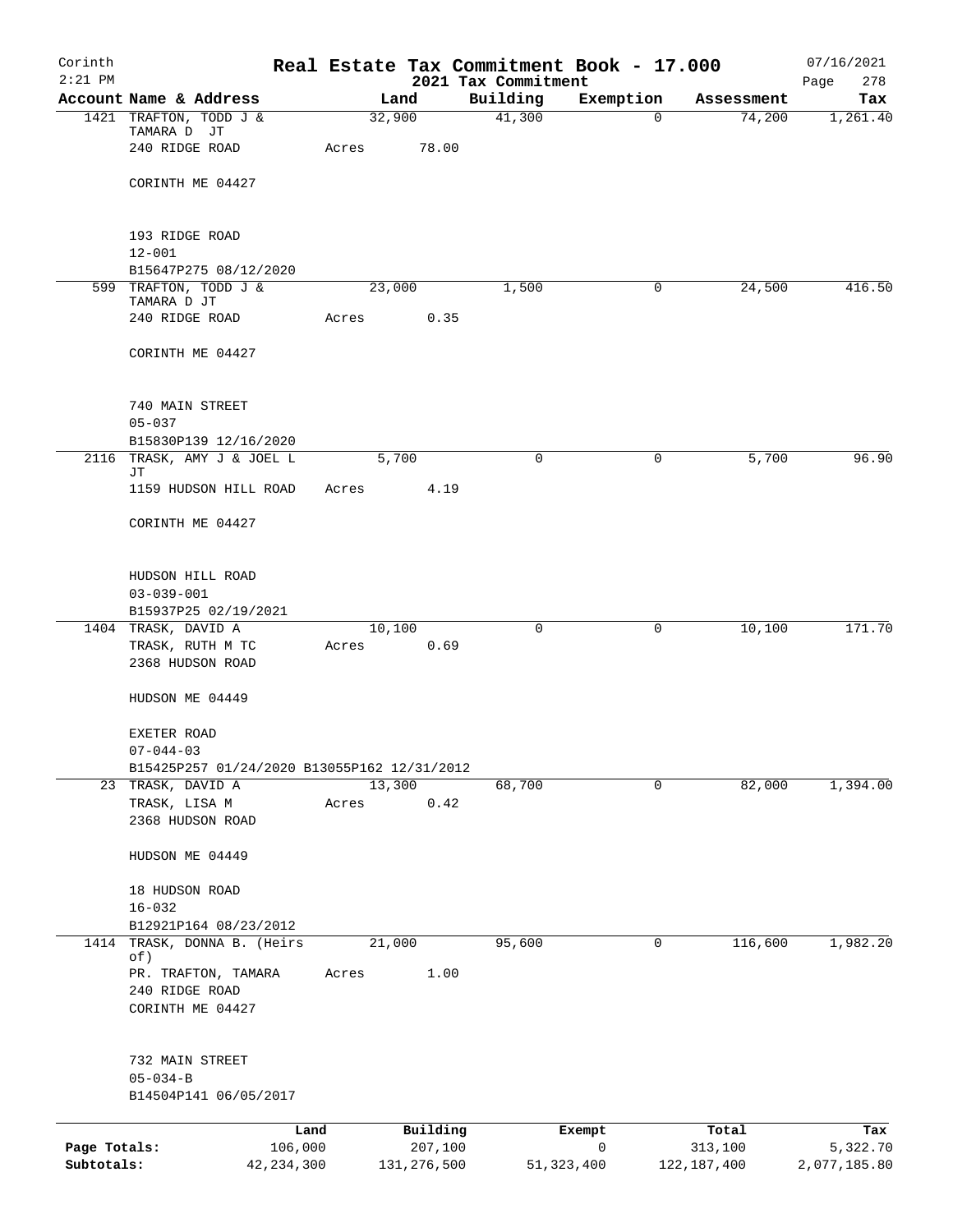Corinth
2:21 PM

# Real Estate Tax Commitment Book - 17.000

2021 Tax Commitment

07/16/2021

| Account | Name & Address | Land | Building | Exemption | Assessment | Tax |
|---|---|---|---|---|---|---|
| 1421 | TRAFTON, TODD J & TAMARA D JT<br>240 RIDGE ROAD<br>CORINTH ME 04427<br><br>193 RIDGE ROAD<br>12-001<br>B15647P275 08/12/2020 | 32,900<br>Acres 78.00 | 41,300 | 0 | 74,200 | 1,261.40 |
| 599 | TRAFTON, TODD J & TAMARA D JT<br>240 RIDGE ROAD<br>CORINTH ME 04427<br><br>740 MAIN STREET<br>05-037<br>B15830P139 12/16/2020 | 23,000<br>Acres 0.35 | 1,500 | 0 | 24,500 | 416.50 |
| 2116 | TRASK, AMY J & JOEL L JT<br>1159 HUDSON HILL ROAD<br>CORINTH ME 04427<br><br>HUDSON HILL ROAD<br>03-039-001<br>B15937P25 02/19/2021 | 5,700<br>Acres 4.19 | 0 | 0 | 5,700 | 96.90 |
| 1404 | TRASK, DAVID A<br>TRASK, RUTH M TC<br>2368 HUDSON ROAD<br>HUDSON ME 04449<br><br>EXETER ROAD<br>07-044-03<br>B15425P257 01/24/2020 B13055P162 12/31/2012 | 10,100<br>Acres 0.69 | 0 | 0 | 10,100 | 171.70 |
| 23 | TRASK, DAVID A<br>TRASK, LISA M<br>2368 HUDSON ROAD<br>HUDSON ME 04449<br><br>18 HUDSON ROAD<br>16-032<br>B12921P164 08/23/2012 | 13,300<br>Acres 0.42 | 68,700 | 0 | 82,000 | 1,394.00 |
| 1414 | TRASK, DONNA B. (Heirs of)<br>PR. TRAFTON, TAMARA<br>240 RIDGE ROAD<br>CORINTH ME 04427<br><br>732 MAIN STREET<br>05-034-B<br>B14504P141 06/05/2017 | 21,000<br>Acres 1.00 | 95,600 | 0 | 116,600 | 1,982.20 |

| | Land | Building | Exempt | Total | Tax |
|---|---|---|---|---|---|
| **Page Totals:** | 106,000 | 207,100 | 0 | 313,100 | 5,322.70 |
| **Subtotals:** | 42,234,300 | 131,276,500 | 51,323,400 | 122,187,400 | 2,077,185.80 |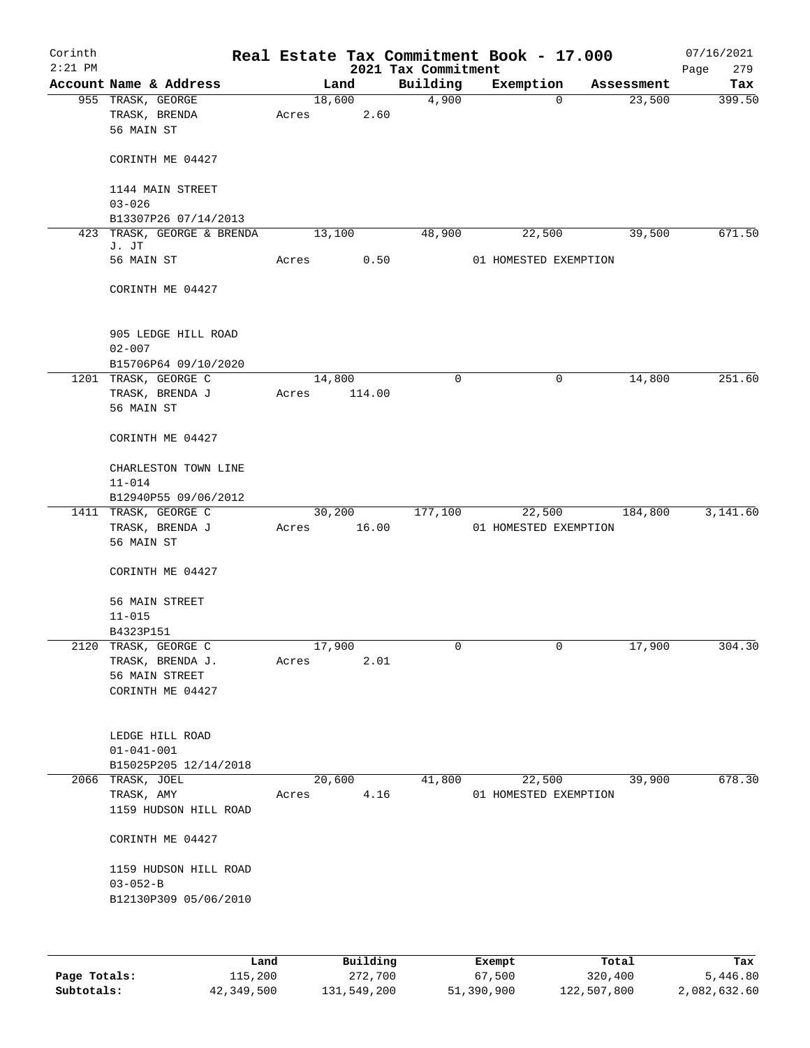Corinth 2:21 PM

# Real Estate Tax Commitment Book - 17.000

2021 Tax Commitment

07/16/2021

| Account Name & Address | Land | Building | Exemption | Assessment | Tax |
|---|---|---|---|---|---|
| 955 TRASK, GEORGE<br>TRASK, BRENDA<br>56 MAIN ST<br><br>CORINTH ME 04427<br><br>1144 MAIN STREET<br>03-026<br>B13307P26 07/14/2013 | 18,600<br>Acres 2.60 | 4,900 | 0 | 23,500 | 399.50 |
| 423 TRASK, GEORGE & BRENDA J. JT<br>56 MAIN ST<br><br>CORINTH ME 04427<br><br>905 LEDGE HILL ROAD<br>02-007<br>B15706P64 09/10/2020 | 13,100<br>Acres 0.50 | 48,900 | 22,500<br>01 HOMESTED EXEMPTION | 39,500 | 671.50 |
| 1201 TRASK, GEORGE C<br>TRASK, BRENDA J<br>56 MAIN ST<br><br>CORINTH ME 04427<br><br>CHARLESTON TOWN LINE<br>11-014<br>B12940P55 09/06/2012 | 14,800<br>Acres 114.00 | 0 | 0 | 14,800 | 251.60 |
| 1411 TRASK, GEORGE C<br>TRASK, BRENDA J<br>56 MAIN ST<br><br>CORINTH ME 04427<br><br>56 MAIN STREET<br>11-015<br>B4323P151 | 30,200<br>Acres 16.00 | 177,100 | 22,500<br>01 HOMESTED EXEMPTION | 184,800 | 3,141.60 |
| 2120 TRASK, GEORGE C<br>TRASK, BRENDA J.<br>56 MAIN STREET<br>CORINTH ME 04427<br><br>LEDGE HILL ROAD<br>01-041-001<br>B15025P205 12/14/2018 | 17,900<br>Acres 2.01 | 0 | 0 | 17,900 | 304.30 |
| 2066 TRASK, JOEL<br>TRASK, AMY<br>1159 HUDSON HILL ROAD<br><br>CORINTH ME 04427<br><br>1159 HUDSON HILL ROAD<br>03-052-B<br>B12130P309 05/06/2010 | 20,600<br>Acres 4.16 | 41,800 | 22,500<br>01 HOMESTED EXEMPTION | 39,900 | 678.30 |

| | Land | Building | Exempt | Total | Tax |
|---|---|---|---|---|---|
| Page Totals: | 115,200 | 272,700 | 67,500 | 320,400 | 5,446.80 |
| Subtotals: | 42,349,500 | 131,549,200 | 51,390,900 | 122,507,800 | 2,082,632.60 |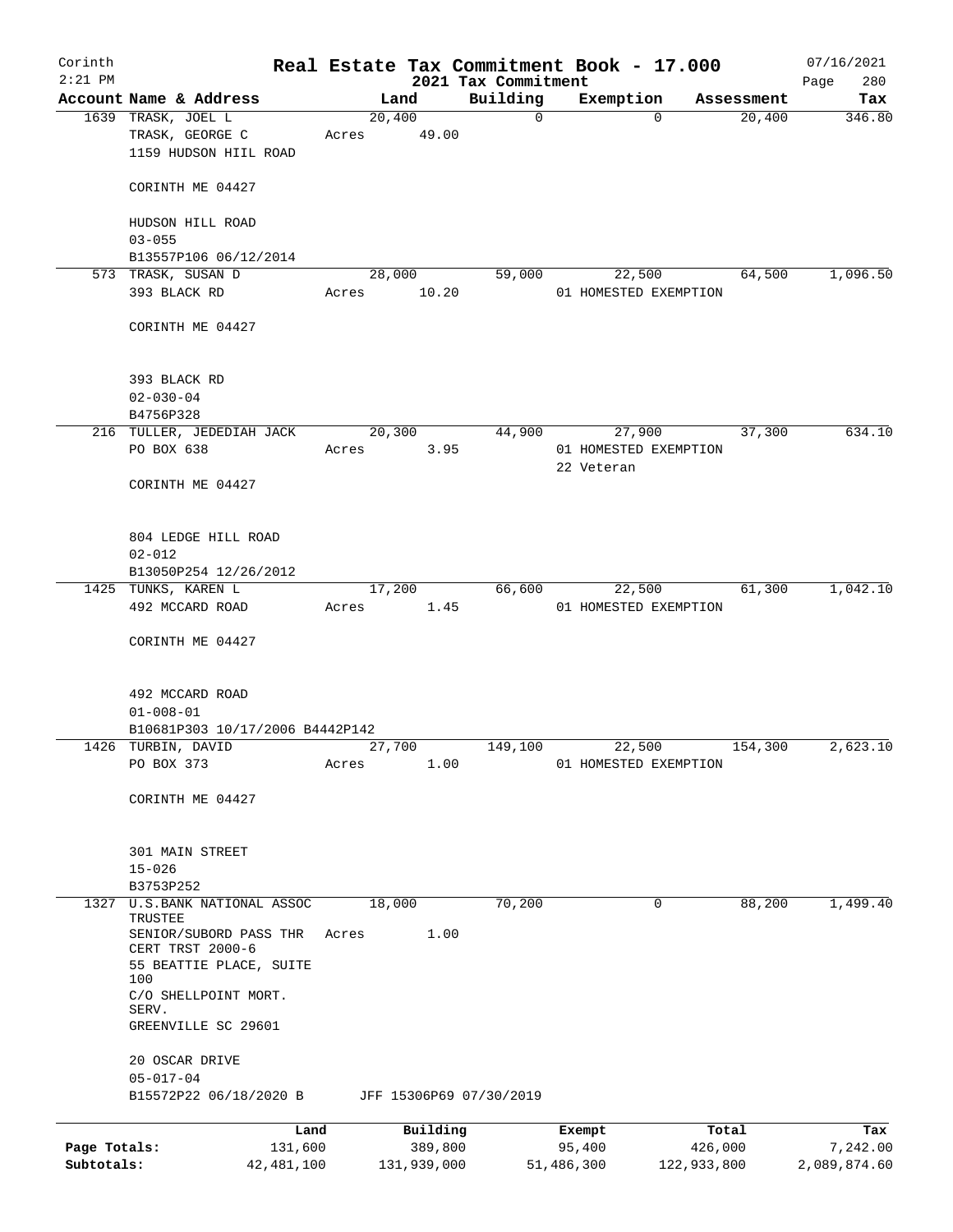Corinth 2:21 PM

# Real Estate Tax Commitment Book - 17.000

2021 Tax Commitment

07/16/2021 Page 280

| Account | Name & Address | Land | Building | Exemption | Assessment | Tax |
|---|---|---|---|---|---|---|
| 1639 | TRASK, JOEL L<br>TRASK, GEORGE C<br>1159 HUDSON HIIL ROAD<br><br>CORINTH ME 04427<br><br>HUDSON HILL ROAD<br>03-055<br>B13557P106 06/12/2014 | 20,400<br>Acres 49.00 | 0 | 0 | 20,400 | 346.80 |
| 573 | TRASK, SUSAN D<br>393 BLACK RD<br><br>CORINTH ME 04427<br><br>393 BLACK RD<br>02-030-04<br>B4756P328 | 28,000<br>Acres 10.20 | 59,000 | 22,500<br>01 HOMESTED EXEMPTION | 64,500 | 1,096.50 |
| 216 | TULLER, JEDEDIAH JACK<br>PO BOX 638<br><br>CORINTH ME 04427<br><br>804 LEDGE HILL ROAD<br>02-012<br>B13050P254 12/26/2012 | 20,300<br>Acres 3.95 | 44,900 | 27,900<br>01 HOMESTED EXEMPTION<br>22 Veteran | 37,300 | 634.10 |
| 1425 | TUNKS, KAREN L<br>492 MCCARD ROAD<br><br>CORINTH ME 04427<br><br>492 MCCARD ROAD<br>01-008-01<br>B10681P303 10/17/2006 B4442P142 | 17,200<br>Acres 1.45 | 66,600 | 22,500<br>01 HOMESTED EXEMPTION | 61,300 | 1,042.10 |
| 1426 | TURBIN, DAVID<br>PO BOX 373<br><br>CORINTH ME 04427<br><br>301 MAIN STREET<br>15-026<br>B3753P252 | 27,700<br>Acres 1.00 | 149,100 | 22,500<br>01 HOMESTED EXEMPTION | 154,300 | 2,623.10 |
| 1327 | U.S.BANK NATIONAL ASSOC TRUSTEE<br>SENIOR/SUBORD PASS THR CERT TRST 2000-6<br>55 BEATTIE PLACE, SUITE 100<br>C/O SHELLPOINT MORT. SERV.<br>GREENVILLE SC 29601<br><br>20 OSCAR DRIVE<br>05-017-04<br>B15572P22 06/18/2020 B JFF 15306P69 07/30/2019 | 18,000<br>Acres 1.00 | 70,200 | 0 | 88,200 | 1,499.40 |

| | Land | Building | Exempt | Total | Tax |
|---|---|---|---|---|---|
| Page Totals: | 131,600 | 389,800 | 95,400 | 426,000 | 7,242.00 |
| Subtotals: | 42,481,100 | 131,939,000 | 51,486,300 | 122,933,800 | 2,089,874.60 |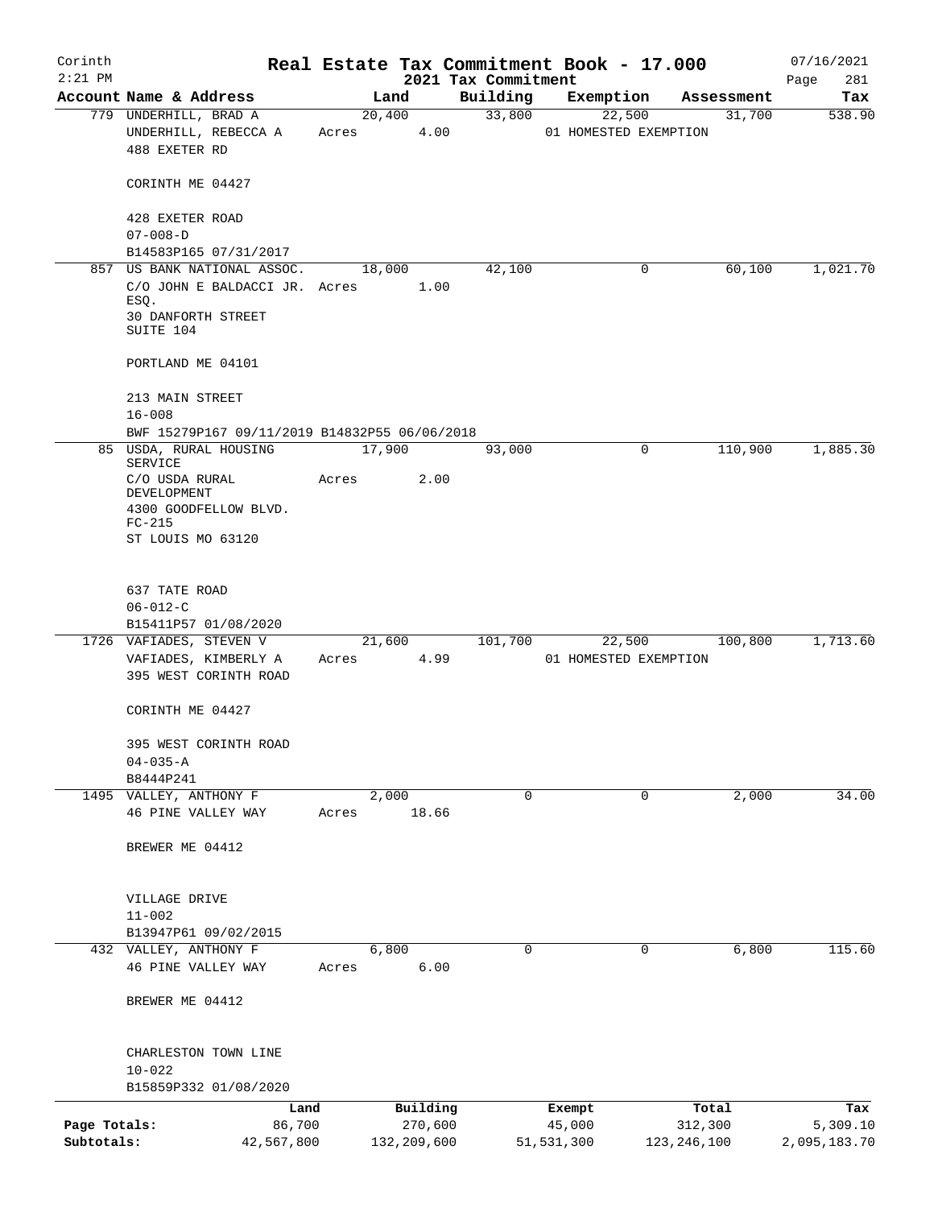# Real Estate Tax Commitment Book - 17.000

## 2021 Tax Commitment

Corinth 2:21 PM — 07/16/2021 Page 281

| Account Name & Address | Land | Building | Exemption | Assessment | Tax |
|---|---|---|---|---|---|
| 779 UNDERHILL, BRAD A<br>UNDERHILL, REBECCA A<br>488 EXETER RD<br><br>CORINTH ME 04427<br><br>428 EXETER ROAD<br>07-008-D<br>B14583P165 07/31/2017 | 20,400<br>Acres 4.00 | 33,800 | 22,500<br>01 HOMESTED EXEMPTION | 31,700 | 538.90 |
| 857 US BANK NATIONAL ASSOC.<br>C/O JOHN E BALDACCI JR. ESQ.<br>30 DANFORTH STREET<br>SUITE 104<br><br>PORTLAND ME 04101<br><br>213 MAIN STREET<br>16-008<br>BWF 15279P167 09/11/2019 B14832P55 06/06/2018 | 18,000<br>Acres 1.00 | 42,100 | 0 | 60,100 | 1,021.70 |
| 85 USDA, RURAL HOUSING SERVICE<br>C/O USDA RURAL DEVELOPMENT<br>4300 GOODFELLOW BLVD. FC-215<br>ST LOUIS MO 63120<br><br>637 TATE ROAD<br>06-012-C<br>B15411P57 01/08/2020 | 17,900<br>Acres 2.00 | 93,000 | 0 | 110,900 | 1,885.30 |
| 1726 VAFIADES, STEVEN V<br>VAFIADES, KIMBERLY A<br>395 WEST CORINTH ROAD<br><br>CORINTH ME 04427<br><br>395 WEST CORINTH ROAD<br>04-035-A<br>B8444P241 | 21,600<br>Acres 4.99 | 101,700 | 22,500<br>01 HOMESTED EXEMPTION | 100,800 | 1,713.60 |
| 1495 VALLEY, ANTHONY F<br>46 PINE VALLEY WAY<br><br>BREWER ME 04412<br><br>VILLAGE DRIVE<br>11-002<br>B13947P61 09/02/2015 | 2,000<br>Acres 18.66 | 0 | 0 | 2,000 | 34.00 |
| 432 VALLEY, ANTHONY F<br>46 PINE VALLEY WAY<br><br>BREWER ME 04412<br><br>CHARLESTON TOWN LINE<br>10-022<br>B15859P332 01/08/2020 | 6,800<br>Acres 6.00 | 0 | 0 | 6,800 | 115.60 |

| | Land | Building | Exempt | Total | Tax |
|---|---|---|---|---|---|
| Page Totals: | 86,700 | 270,600 | 45,000 | 312,300 | 5,309.10 |
| Subtotals: | 42,567,800 | 132,209,600 | 51,531,300 | 123,246,100 | 2,095,183.70 |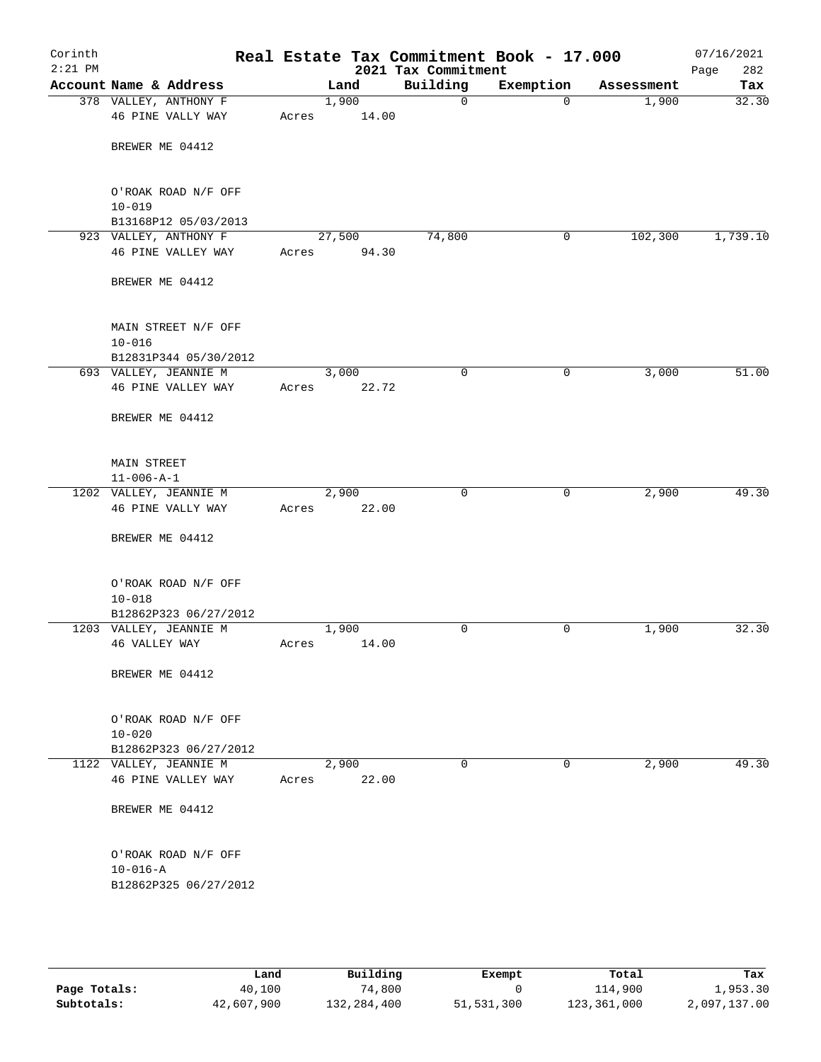Corinth 2:21 PM

# Real Estate Tax Commitment Book - 17.000

## 2021 Tax Commitment

07/16/2021

| Account Name & Address | Land | Building | Exemption | Assessment | Tax |
|---|---|---|---|---|---|
| 378 VALLEY, ANTHONY F<br>46 PINE VALLY WAY<br><br>BREWER ME 04412<br><br>O'ROAK ROAD N/F OFF<br>10-019<br>B13168P12 05/03/2013 | 1,900<br>Acres 14.00 | 0 | 0 | 1,900 | 32.30 |
| 923 VALLEY, ANTHONY F<br>46 PINE VALLEY WAY<br><br>BREWER ME 04412<br><br>MAIN STREET N/F OFF<br>10-016<br>B12831P344 05/30/2012 | 27,500<br>Acres 94.30 | 74,800 | 0 | 102,300 | 1,739.10 |
| 693 VALLEY, JEANNIE M<br>46 PINE VALLEY WAY<br><br>BREWER ME 04412<br><br>MAIN STREET<br>11-006-A-1 | 3,000<br>Acres 22.72 | 0 | 0 | 3,000 | 51.00 |
| 1202 VALLEY, JEANNIE M<br>46 PINE VALLY WAY<br><br>BREWER ME 04412<br><br>O'ROAK ROAD N/F OFF<br>10-018<br>B12862P323 06/27/2012 | 2,900<br>Acres 22.00 | 0 | 0 | 2,900 | 49.30 |
| 1203 VALLEY, JEANNIE M<br>46 VALLEY WAY<br><br>BREWER ME 04412<br><br>O'ROAK ROAD N/F OFF<br>10-020<br>B12862P323 06/27/2012 | 1,900<br>Acres 14.00 | 0 | 0 | 1,900 | 32.30 |
| 1122 VALLEY, JEANNIE M<br>46 PINE VALLEY WAY<br><br>BREWER ME 04412<br><br>O'ROAK ROAD N/F OFF<br>10-016-A<br>B12862P325 06/27/2012 | 2,900<br>Acres 22.00 | 0 | 0 | 2,900 | 49.30 |

| | Land | Building | Exempt | Total | Tax |
|---|---|---|---|---|---|
| **Page Totals:** | 40,100 | 74,800 | 0 | 114,900 | 1,953.30 |
| **Subtotals:** | 42,607,900 | 132,284,400 | 51,531,300 | 123,361,000 | 2,097,137.00 |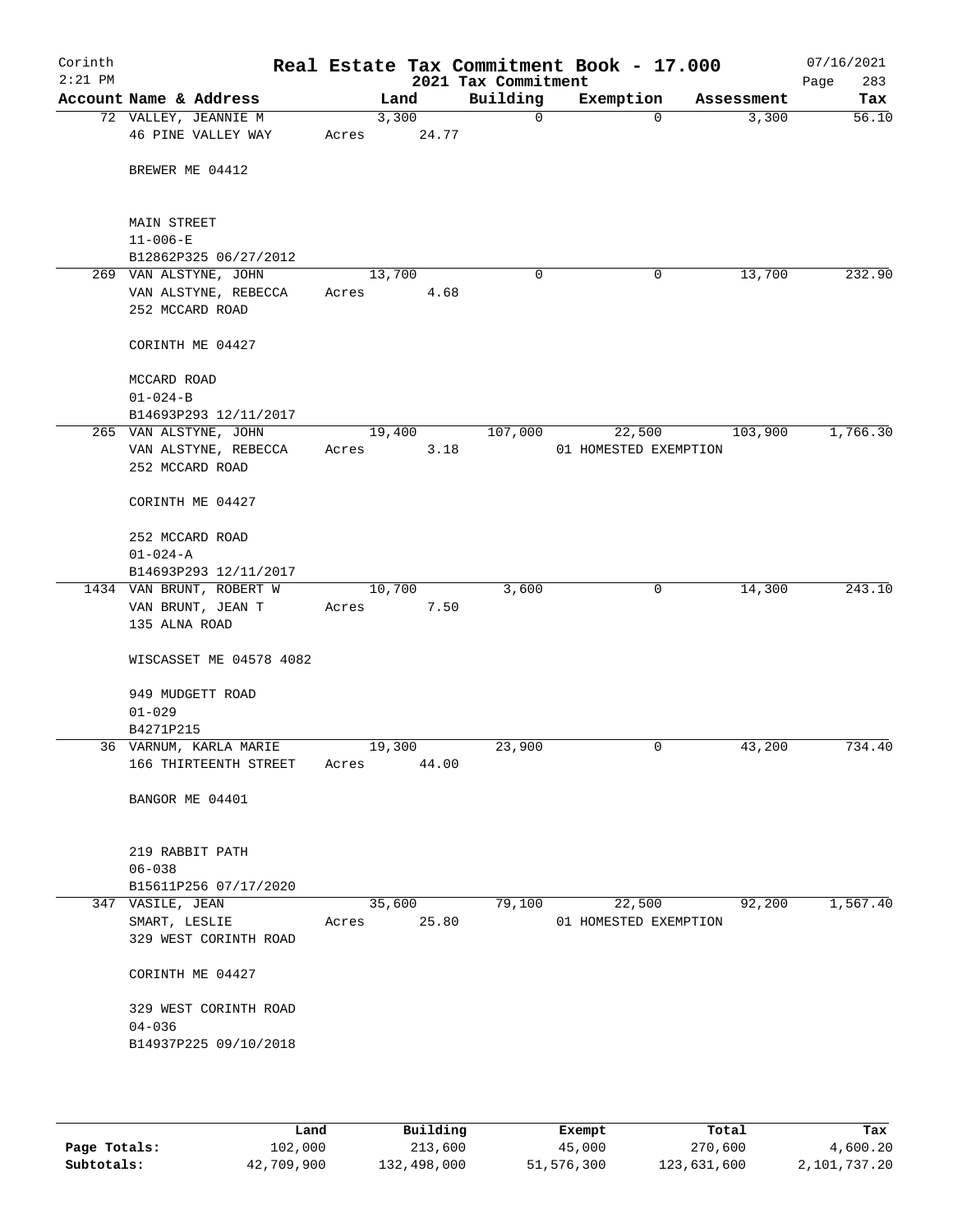# Real Estate Tax Commitment Book - 17.000

Corinth 2:21 PM — 2021 Tax Commitment — 07/16/2021

| Account Name & Address | Land | Building | Exemption | Assessment | Tax |
|---|---|---|---|---|---|
| 72 VALLEY, JEANNIE M<br>46 PINE VALLEY WAY<br><br>BREWER ME 04412<br><br>MAIN STREET<br>11-006-E<br>B12862P325 06/27/2012 | 3,300<br>Acres 24.77 | 0 | 0 | 3,300 | 56.10 |
| 269 VAN ALSTYNE, JOHN<br>VAN ALSTYNE, REBECCA<br>252 MCCARD ROAD<br><br>CORINTH ME 04427<br><br>MCCARD ROAD<br>01-024-B<br>B14693P293 12/11/2017 | 13,700<br>Acres 4.68 | 0 | 0 | 13,700 | 232.90 |
| 265 VAN ALSTYNE, JOHN<br>VAN ALSTYNE, REBECCA<br>252 MCCARD ROAD<br><br>CORINTH ME 04427<br><br>252 MCCARD ROAD<br>01-024-A<br>B14693P293 12/11/2017 | 19,400<br>Acres 3.18 | 107,000 | 22,500<br>01 HOMESTED EXEMPTION | 103,900 | 1,766.30 |
| 1434 VAN BRUNT, ROBERT W<br>VAN BRUNT, JEAN T<br>135 ALNA ROAD<br><br>WISCASSET ME 04578 4082<br><br>949 MUDGETT ROAD<br>01-029<br>B4271P215 | 10,700<br>Acres 7.50 | 3,600 | 0 | 14,300 | 243.10 |
| 36 VARNUM, KARLA MARIE<br>166 THIRTEENTH STREET<br><br>BANGOR ME 04401<br><br>219 RABBIT PATH<br>06-038<br>B15611P256 07/17/2020 | 19,300<br>Acres 44.00 | 23,900 | 0 | 43,200 | 734.40 |
| 347 VASILE, JEAN<br>SMART, LESLIE<br>329 WEST CORINTH ROAD<br><br>CORINTH ME 04427<br><br>329 WEST CORINTH ROAD<br>04-036<br>B14937P225 09/10/2018 | 35,600<br>Acres 25.80 | 79,100 | 22,500<br>01 HOMESTED EXEMPTION | 92,200 | 1,567.40 |

| | Land | Building | Exempt | Total | Tax |
|---|---|---|---|---|---|
| Page Totals: | 102,000 | 213,600 | 45,000 | 270,600 | 4,600.20 |
| Subtotals: | 42,709,900 | 132,498,000 | 51,576,300 | 123,631,600 | 2,101,737.20 |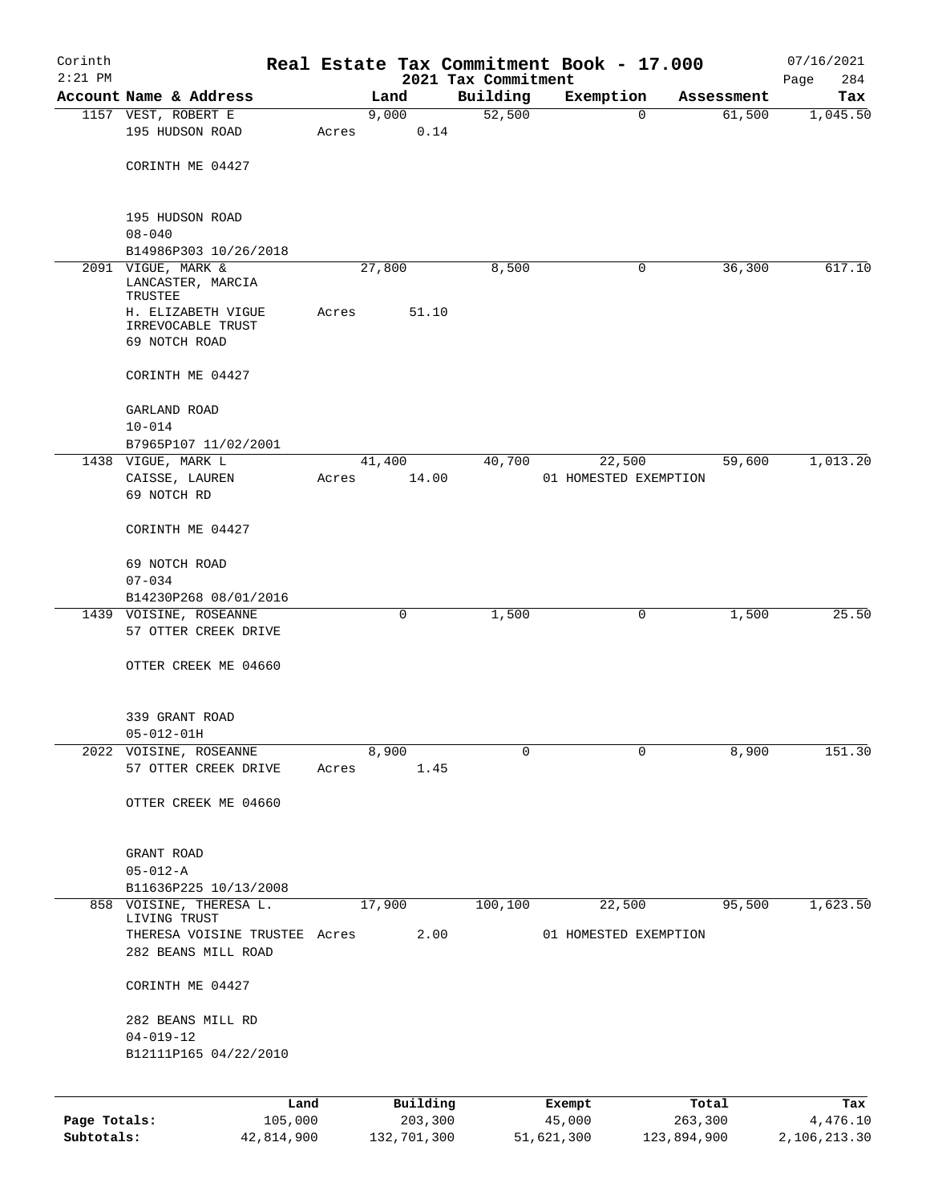Corinth 2:21 PM

# Real Estate Tax Commitment Book - 17.000

2021 Tax Commitment

07/16/2021

| Account | Name & Address | Land | Building | Exemption | Assessment | Tax |
|---|---|---|---|---|---|---|
| 1157 | VEST, ROBERT E<br>195 HUDSON ROAD<br><br>CORINTH ME 04427<br><br>195 HUDSON ROAD<br>08-040<br>B14986P303 10/26/2018 | 9,000<br>Acres 0.14 | 52,500 | 0 | 61,500 | 1,045.50 |
| 2091 | VIGUE, MARK &<br>LANCASTER, MARCIA TRUSTEE<br>H. ELIZABETH VIGUE IRREVOCABLE TRUST<br>69 NOTCH ROAD<br><br>CORINTH ME 04427<br><br>GARLAND ROAD<br>10-014<br>B7965P107 11/02/2001 | 27,800<br>Acres 51.10 | 8,500 | 0 | 36,300 | 617.10 |
| 1438 | VIGUE, MARK L<br>CAISSE, LAUREN<br>69 NOTCH RD<br><br>CORINTH ME 04427<br><br>69 NOTCH ROAD<br>07-034<br>B14230P268 08/01/2016 | 41,400<br>Acres 14.00 | 40,700 | 22,500<br>01 HOMESTED EXEMPTION | 59,600 | 1,013.20 |
| 1439 | VOISINE, ROSEANNE<br>57 OTTER CREEK DRIVE<br><br>OTTER CREEK ME 04660<br><br>339 GRANT ROAD<br>05-012-01H | 0 | 1,500 | 0 | 1,500 | 25.50 |
| 2022 | VOISINE, ROSEANNE<br>57 OTTER CREEK DRIVE<br><br>OTTER CREEK ME 04660<br><br>GRANT ROAD<br>05-012-A<br>B11636P225 10/13/2008 | 8,900<br>Acres 1.45 | 0 | 0 | 8,900 | 151.30 |
| 858 | VOISINE, THERESA L. LIVING TRUST<br>THERESA VOISINE TRUSTEE<br>282 BEANS MILL ROAD<br><br>CORINTH ME 04427<br><br>282 BEANS MILL RD<br>04-019-12<br>B12111P165 04/22/2010 | 17,900<br>Acres 2.00 | 100,100 | 22,500<br>01 HOMESTED EXEMPTION | 95,500 | 1,623.50 |

| | Land | Building | Exempt | Total | Tax |
|---|---|---|---|---|---|
| Page Totals: | 105,000 | 203,300 | 45,000 | 263,300 | 4,476.10 |
| Subtotals: | 42,814,900 | 132,701,300 | 51,621,300 | 123,894,900 | 2,106,213.30 |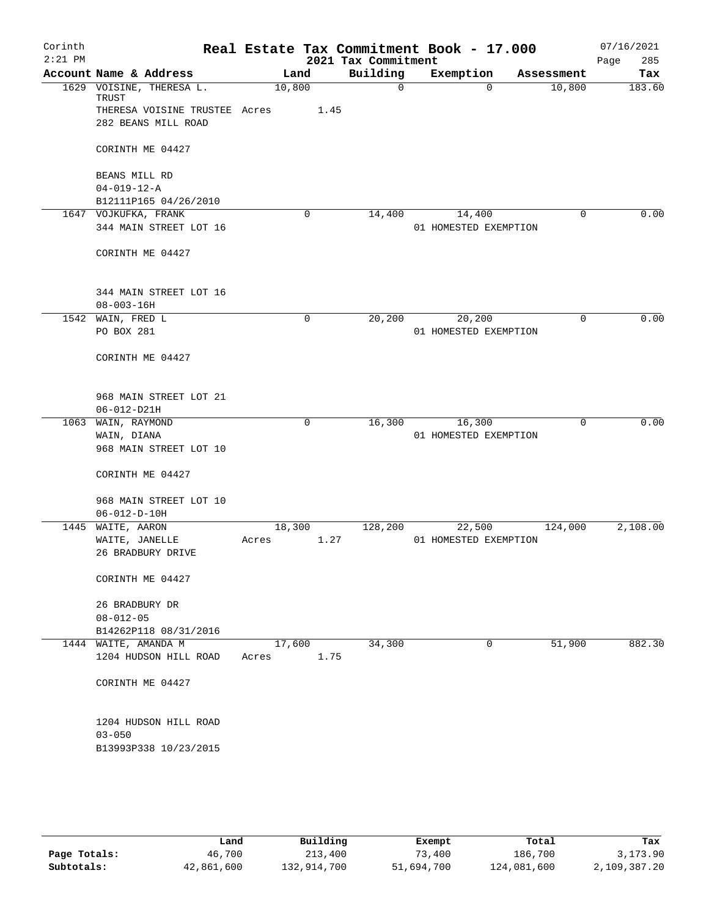# Real Estate Tax Commitment Book - 17.000

Corinth 2:21 PM — 2021 Tax Commitment — 07/16/2021

| Account Name & Address | Land | Building | Exemption | Assessment | Tax |
|---|---|---|---|---|---|
| 1629 VOISINE, THERESA L. TRUST<br>THERESA VOISINE TRUSTEE<br>282 BEANS MILL ROAD<br><br>CORINTH ME 04427<br><br>BEANS MILL RD<br>04-019-12-A<br>B12111P165 04/26/2010 | 10,800<br>Acres 1.45 | 0 | 0 | 10,800 | 183.60 |
| 1647 VOJKUFKA, FRANK<br>344 MAIN STREET LOT 16<br><br>CORINTH ME 04427<br><br>344 MAIN STREET LOT 16<br>08-003-16H | 0 | 14,400 | 14,400<br>01 HOMESTED EXEMPTION | 0 | 0.00 |
| 1542 WAIN, FRED L<br>PO BOX 281<br><br>CORINTH ME 04427<br><br>968 MAIN STREET LOT 21<br>06-012-D21H | 0 | 20,200 | 20,200<br>01 HOMESTED EXEMPTION | 0 | 0.00 |
| 1063 WAIN, RAYMOND<br>WAIN, DIANA<br>968 MAIN STREET LOT 10<br><br>CORINTH ME 04427<br><br>968 MAIN STREET LOT 10<br>06-012-D-10H | 0 | 16,300 | 16,300<br>01 HOMESTED EXEMPTION | 0 | 0.00 |
| 1445 WAITE, AARON<br>WAITE, JANELLE<br>26 BRADBURY DRIVE<br><br>CORINTH ME 04427<br><br>26 BRADBURY DR<br>08-012-05<br>B14262P118 08/31/2016 | 18,300<br>Acres 1.27 | 128,200 | 22,500<br>01 HOMESTED EXEMPTION | 124,000 | 2,108.00 |
| 1444 WAITE, AMANDA M<br>1204 HUDSON HILL ROAD<br><br>CORINTH ME 04427<br><br>1204 HUDSON HILL ROAD<br>03-050<br>B13993P338 10/23/2015 | 17,600<br>Acres 1.75 | 34,300 | 0 | 51,900 | 882.30 |

| | Land | Building | Exempt | Total | Tax |
|---|---|---|---|---|---|
| Page Totals: | 46,700 | 213,400 | 73,400 | 186,700 | 3,173.90 |
| Subtotals: | 42,861,600 | 132,914,700 | 51,694,700 | 124,081,600 | 2,109,387.20 |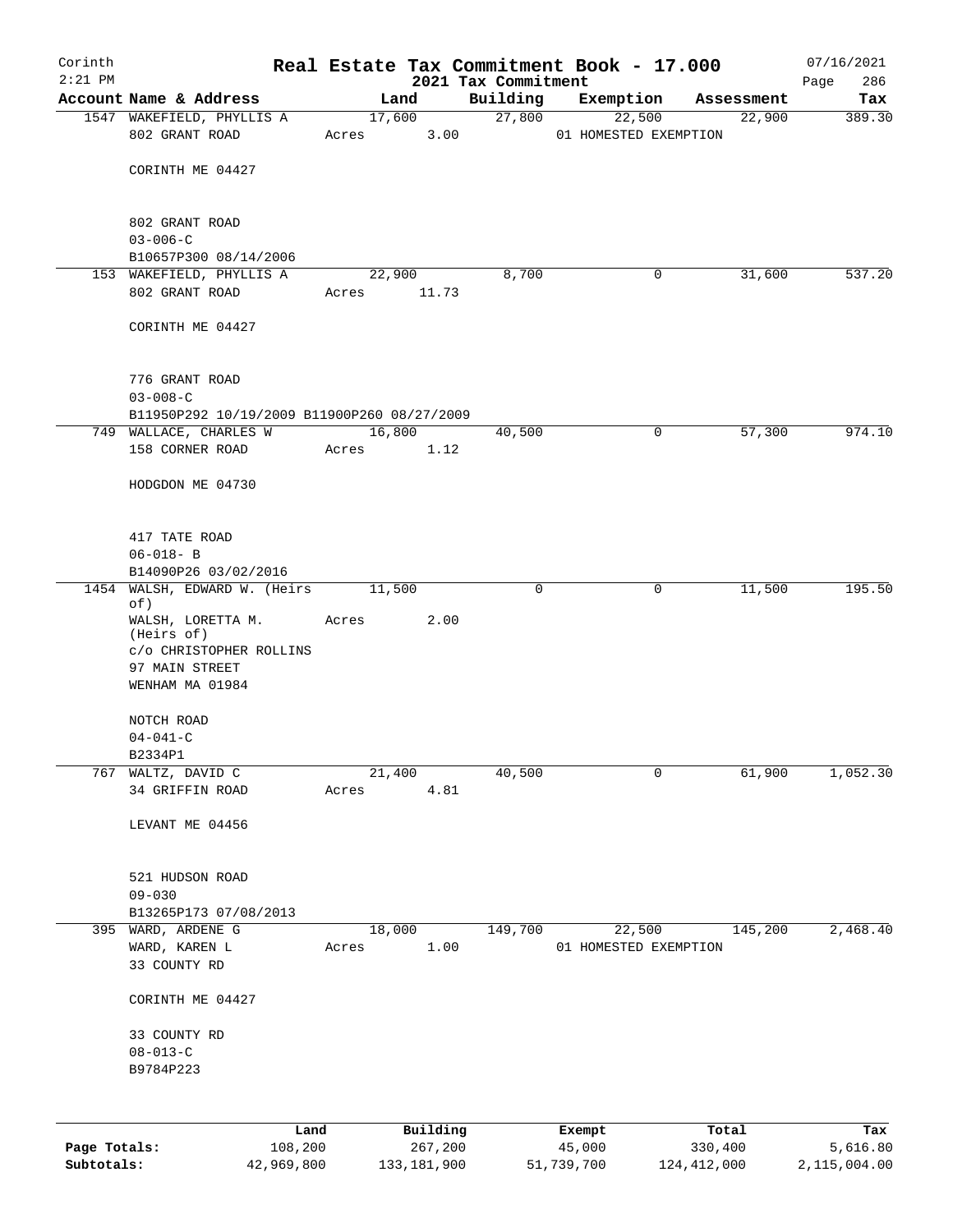Corinth 2:21 PM

# Real Estate Tax Commitment Book - 17.000

## 2021 Tax Commitment

07/16/2021

| Account | Name & Address | Land | Building | Exemption | Assessment | Tax |
|---|---|---|---|---|---|---|
| 1547 | WAKEFIELD, PHYLLIS A<br>802 GRANT ROAD<br><br>CORINTH ME 04427<br><br>802 GRANT ROAD<br>03-006-C<br>B10657P300 08/14/2006 | 17,600<br>Acres 3.00 | 27,800 | 22,500<br>01 HOMESTED EXEMPTION | 22,900 | 389.30 |
| 153 | WAKEFIELD, PHYLLIS A<br>802 GRANT ROAD<br><br>CORINTH ME 04427<br><br>776 GRANT ROAD<br>03-008-C<br>B11950P292 10/19/2009 B11900P260 08/27/2009 | 22,900<br>Acres 11.73 | 8,700 | 0 | 31,600 | 537.20 |
| 749 | WALLACE, CHARLES W<br>158 CORNER ROAD<br><br>HODGDON ME 04730<br><br>417 TATE ROAD<br>06-018- B<br>B14090P26 03/02/2016 | 16,800<br>Acres 1.12 | 40,500 | 0 | 57,300 | 974.10 |
| 1454 | WALSH, EDWARD W. (Heirs of)<br>WALSH, LORETTA M. (Heirs of)<br>c/o CHRISTOPHER ROLLINS<br>97 MAIN STREET<br>WENHAM MA 01984<br><br>NOTCH ROAD<br>04-041-C<br>B2334P1 | 11,500<br>Acres 2.00 | 0 | 0 | 11,500 | 195.50 |
| 767 | WALTZ, DAVID C<br>34 GRIFFIN ROAD<br><br>LEVANT ME 04456<br><br>521 HUDSON ROAD<br>09-030<br>B13265P173 07/08/2013 | 21,400<br>Acres 4.81 | 40,500 | 0 | 61,900 | 1,052.30 |
| 395 | WARD, ARDENE G<br>WARD, KAREN L<br>33 COUNTY RD<br><br>CORINTH ME 04427<br><br>33 COUNTY RD<br>08-013-C<br>B9784P223 | 18,000<br>Acres 1.00 | 149,700 | 22,500<br>01 HOMESTED EXEMPTION | 145,200 | 2,468.40 |

| | Land | Building | Exempt | Total | Tax |
|---|---|---|---|---|---|
| Page Totals: | 108,200 | 267,200 | 45,000 | 330,400 | 5,616.80 |
| Subtotals: | 42,969,800 | 133,181,900 | 51,739,700 | 124,412,000 | 2,115,004.00 |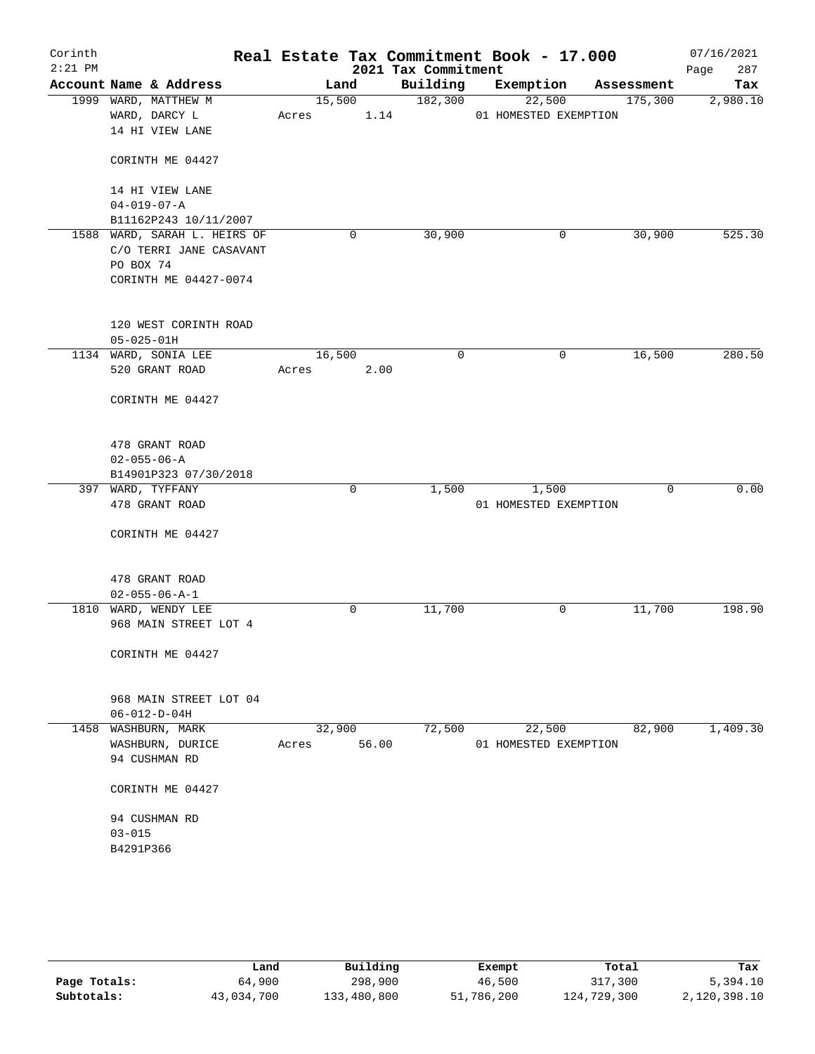# Real Estate Tax Commitment Book - 17.000

Corinth
2:21 PM

2021 Tax Commitment

07/16/2021

| Account Name & Address | Land | Building | Exemption | Assessment | Tax |
|---|---|---|---|---|---|
| 1999 WARD, MATTHEW M<br>WARD, DARCY L<br>14 HI VIEW LANE<br><br>CORINTH ME 04427<br><br>14 HI VIEW LANE<br>04-019-07-A<br>B11162P243 10/11/2007 | 15,500<br>Acres 1.14 | 182,300 | 22,500<br>01 HOMESTED EXEMPTION | 175,300 | 2,980.10 |
| 1588 WARD, SARAH L. HEIRS OF<br>C/O TERRI JANE CASAVANT<br>PO BOX 74<br>CORINTH ME 04427-0074<br><br>120 WEST CORINTH ROAD<br>05-025-01H | 0 | 30,900 | 0 | 30,900 | 525.30 |
| 1134 WARD, SONIA LEE<br>520 GRANT ROAD<br><br>CORINTH ME 04427<br><br>478 GRANT ROAD<br>02-055-06-A<br>B14901P323 07/30/2018 | 16,500<br>Acres 2.00 | 0 | 0 | 16,500 | 280.50 |
| 397 WARD, TYFFANY<br>478 GRANT ROAD<br><br>CORINTH ME 04427<br><br>478 GRANT ROAD<br>02-055-06-A-1 | 0 | 1,500 | 1,500<br>01 HOMESTED EXEMPTION | 0 | 0.00 |
| 1810 WARD, WENDY LEE<br>968 MAIN STREET LOT 4<br><br>CORINTH ME 04427<br><br>968 MAIN STREET LOT 04<br>06-012-D-04H | 0 | 11,700 | 0 | 11,700 | 198.90 |
| 1458 WASHBURN, MARK<br>WASHBURN, DURICE<br>94 CUSHMAN RD<br><br>CORINTH ME 04427<br><br>94 CUSHMAN RD<br>03-015<br>B4291P366 | 32,900<br>Acres 56.00 | 72,500 | 22,500<br>01 HOMESTED EXEMPTION | 82,900 | 1,409.30 |

| | Land | Building | Exempt | Total | Tax |
|---|---|---|---|---|---|
| Page Totals: | 64,900 | 298,900 | 46,500 | 317,300 | 5,394.10 |
| Subtotals: | 43,034,700 | 133,480,800 | 51,786,200 | 124,729,300 | 2,120,398.10 |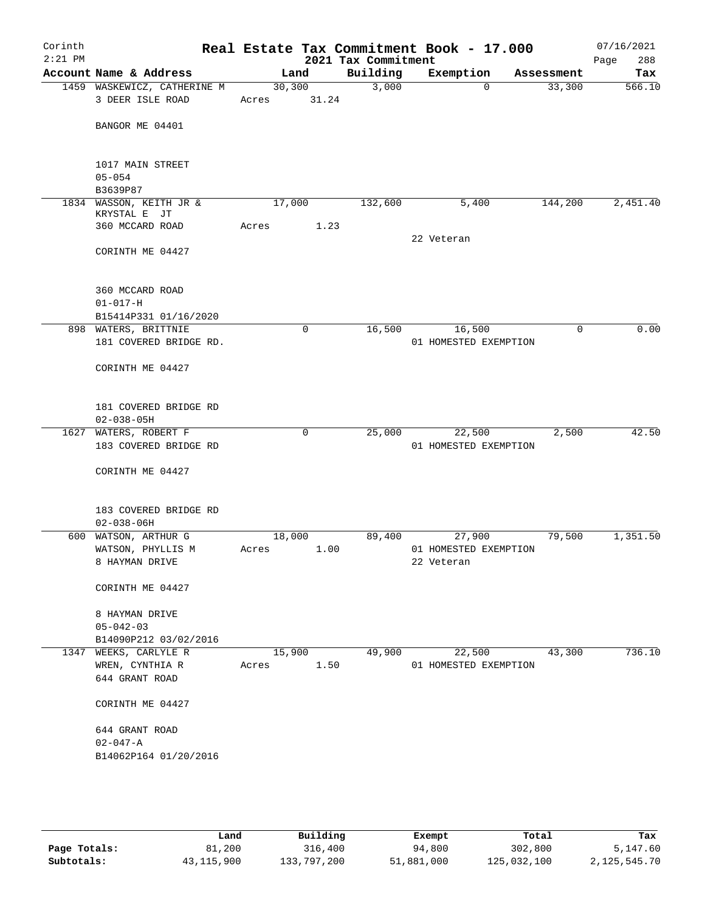# Real Estate Tax Commitment Book - 17.000

Corinth
2:21 PM

2021 Tax Commitment

07/16/2021

| Account | Name & Address | Land | Building | Exemption | Assessment | Tax |
|---|---|---|---|---|---|---|
| 1459 | WASKEWICZ, CATHERINE M<br>3 DEER ISLE ROAD<br><br>BANGOR ME 04401<br><br>1017 MAIN STREET<br>05-054<br>B3639P87 | 30,300<br>Acres 31.24 | 3,000 | 0 | 33,300 | 566.10 |
| 1834 | WASSON, KEITH JR &<br>KRYSTAL E JT<br>360 MCCARD ROAD<br><br>CORINTH ME 04427<br><br>360 MCCARD ROAD<br>01-017-H<br>B15414P331 01/16/2020 | 17,000<br>Acres 1.23 | 132,600 | 5,400<br>22 Veteran | 144,200 | 2,451.40 |
| 898 | WATERS, BRITTNIE<br>181 COVERED BRIDGE RD.<br><br>CORINTH ME 04427<br><br>181 COVERED BRIDGE RD<br>02-038-05H | 0 | 16,500 | 16,500<br>01 HOMESTED EXEMPTION | 0 | 0.00 |
| 1627 | WATERS, ROBERT F<br>183 COVERED BRIDGE RD<br><br>CORINTH ME 04427<br><br>183 COVERED BRIDGE RD<br>02-038-06H | 0 | 25,000 | 22,500<br>01 HOMESTED EXEMPTION | 2,500 | 42.50 |
| 600 | WATSON, ARTHUR G<br>WATSON, PHYLLIS M<br>8 HAYMAN DRIVE<br><br>CORINTH ME 04427<br><br>8 HAYMAN DRIVE<br>05-042-03<br>B14090P212 03/02/2016 | 18,000<br>Acres 1.00 | 89,400 | 27,900<br>01 HOMESTED EXEMPTION<br>22 Veteran | 79,500 | 1,351.50 |
| 1347 | WEEKS, CARLYLE R<br>WREN, CYNTHIA R<br>644 GRANT ROAD<br><br>CORINTH ME 04427<br><br>644 GRANT ROAD<br>02-047-A<br>B14062P164 01/20/2016 | 15,900<br>Acres 1.50 | 49,900 | 22,500<br>01 HOMESTED EXEMPTION | 43,300 | 736.10 |

| | Land | Building | Exempt | Total | Tax |
|---|---|---|---|---|---|
| **Page Totals:** | 81,200 | 316,400 | 94,800 | 302,800 | 5,147.60 |
| **Subtotals:** | 43,115,900 | 133,797,200 | 51,881,000 | 125,032,100 | 2,125,545.70 |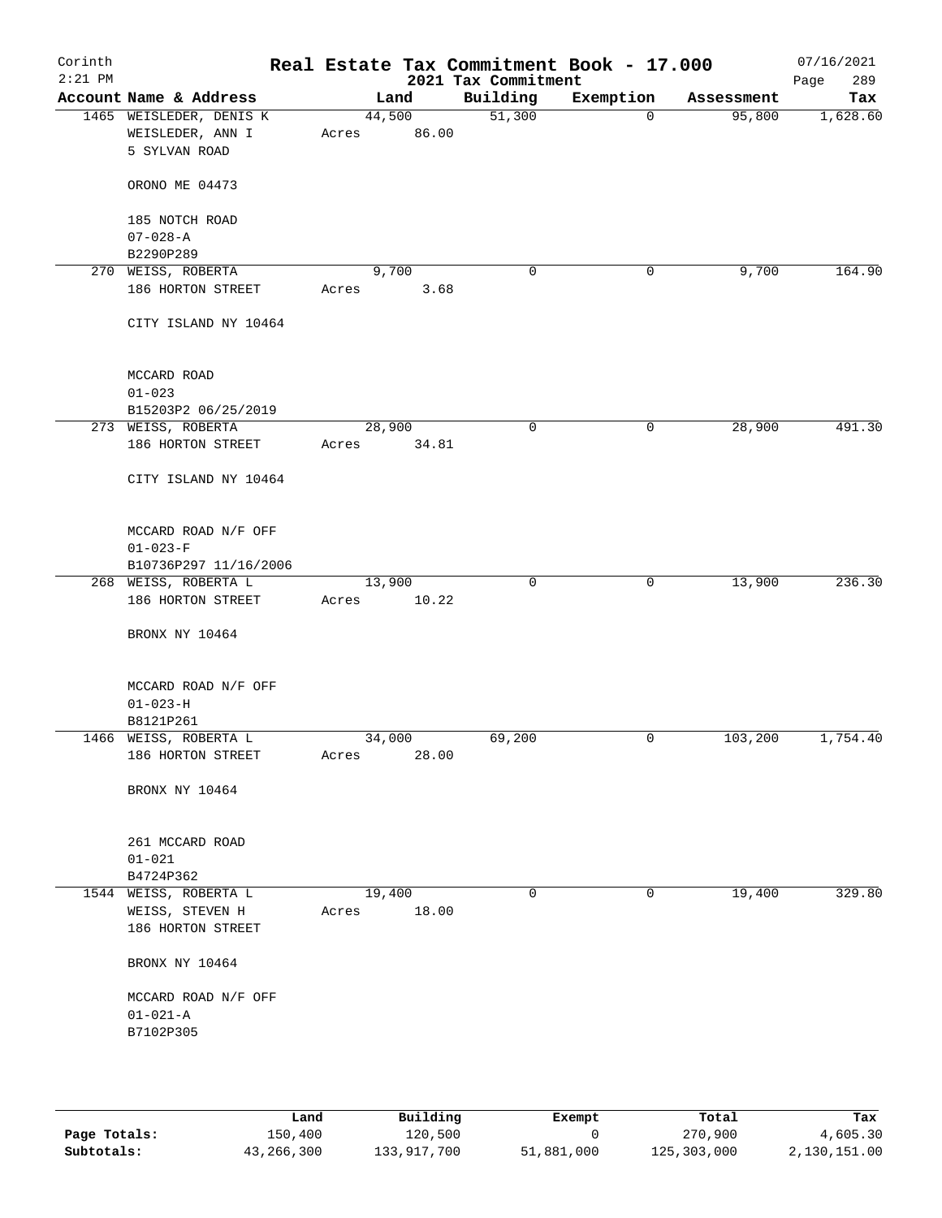# Real Estate Tax Commitment Book - 17.000

Corinth
2:21 PM

2021 Tax Commitment

07/16/2021

| Account Name & Address | Land | Building | Exemption | Assessment | Tax |
|---|---|---|---|---|---|
| 1465 WEISLEDER, DENIS K<br>WEISLEDER, ANN I<br>5 SYLVAN ROAD<br><br>ORONO ME 04473<br><br>185 NOTCH ROAD<br>07-028-A<br>B2290P289 | 44,500<br>Acres 86.00 | 51,300 | 0 | 95,800 | 1,628.60 |
| 270 WEISS, ROBERTA<br>186 HORTON STREET<br><br>CITY ISLAND NY 10464<br><br>MCCARD ROAD<br>01-023<br>B15203P2 06/25/2019 | 9,700<br>Acres 3.68 | 0 | 0 | 9,700 | 164.90 |
| 273 WEISS, ROBERTA<br>186 HORTON STREET<br><br>CITY ISLAND NY 10464<br><br>MCCARD ROAD N/F OFF<br>01-023-F<br>B10736P297 11/16/2006 | 28,900<br>Acres 34.81 | 0 | 0 | 28,900 | 491.30 |
| 268 WEISS, ROBERTA L<br>186 HORTON STREET<br><br>BRONX NY 10464<br><br>MCCARD ROAD N/F OFF<br>01-023-H<br>B8121P261 | 13,900<br>Acres 10.22 | 0 | 0 | 13,900 | 236.30 |
| 1466 WEISS, ROBERTA L<br>186 HORTON STREET<br><br>BRONX NY 10464<br><br>261 MCCARD ROAD<br>01-021<br>B4724P362 | 34,000<br>Acres 28.00 | 69,200 | 0 | 103,200 | 1,754.40 |
| 1544 WEISS, ROBERTA L<br>WEISS, STEVEN H<br>186 HORTON STREET<br><br>BRONX NY 10464<br><br>MCCARD ROAD N/F OFF<br>01-021-A<br>B7102P305 | 19,400<br>Acres 18.00 | 0 | 0 | 19,400 | 329.80 |

| | Land | Building | Exempt | Total | Tax |
|---|---|---|---|---|---|
| Page Totals: | 150,400 | 120,500 | 0 | 270,900 | 4,605.30 |
| Subtotals: | 43,266,300 | 133,917,700 | 51,881,000 | 125,303,000 | 2,130,151.00 |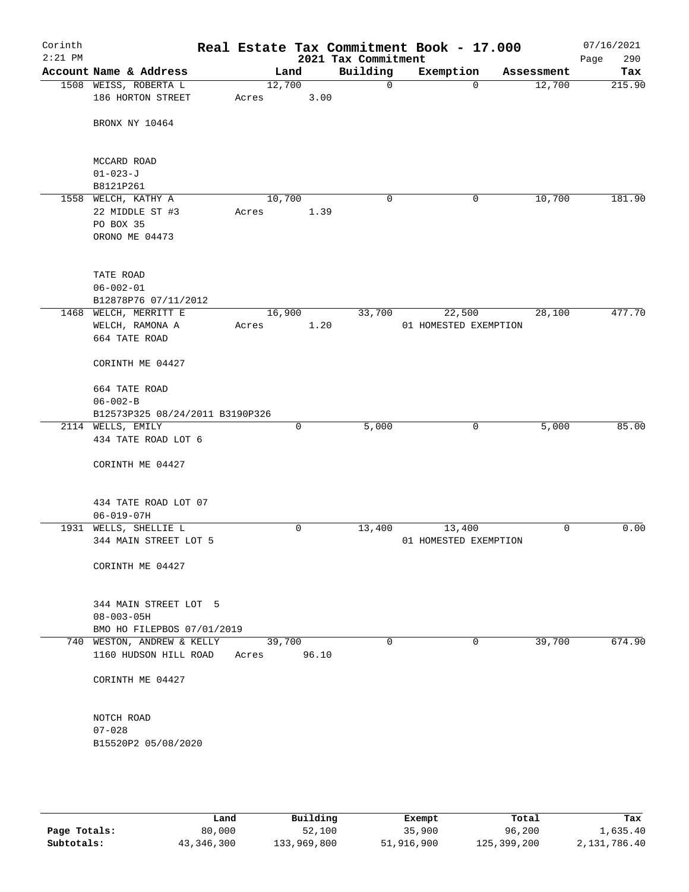Corinth
2:21 PM

# Real Estate Tax Commitment Book - 17.000

2021 Tax Commitment

07/16/2021

| Account | Name & Address | Land | Building | Exemption | Assessment | Tax |
|---|---|---|---|---|---|---|
| 1508 | WEISS, ROBERTA L<br>186 HORTON STREET<br><br>BRONX NY 10464<br><br>MCCARD ROAD<br>01-023-J<br>B8121P261 | 12,700<br>Acres 3.00 | 0 | 0 | 12,700 | 215.90 |
| 1558 | WELCH, KATHY A<br>22 MIDDLE ST #3<br>PO BOX 35<br>ORONO ME 04473<br><br>TATE ROAD<br>06-002-01<br>B12878P76 07/11/2012 | 10,700<br>Acres 1.39 | 0 | 0 | 10,700 | 181.90 |
| 1468 | WELCH, MERRITT E<br>WELCH, RAMONA A<br>664 TATE ROAD<br><br>CORINTH ME 04427<br><br>664 TATE ROAD<br>06-002-B<br>B12573P325 08/24/2011 B3190P326 | 16,900<br>Acres 1.20 | 33,700 | 22,500<br>01 HOMESTED EXEMPTION | 28,100 | 477.70 |
| 2114 | WELLS, EMILY<br>434 TATE ROAD LOT 6<br><br>CORINTH ME 04427<br><br>434 TATE ROAD LOT 07<br>06-019-07H | 0 | 5,000 | 0 | 5,000 | 85.00 |
| 1931 | WELLS, SHELLIE L<br>344 MAIN STREET LOT 5<br><br>CORINTH ME 04427<br><br>344 MAIN STREET LOT 5<br>08-003-05H<br>BMO HO FILEPBOS 07/01/2019 | 0 | 13,400 | 13,400<br>01 HOMESTED EXEMPTION | 0 | 0.00 |
| 740 | WESTON, ANDREW & KELLY<br>1160 HUDSON HILL ROAD<br><br>CORINTH ME 04427<br><br>NOTCH ROAD<br>07-028<br>B15520P2 05/08/2020 | 39,700<br>Acres 96.10 | 0 | 0 | 39,700 | 674.90 |

| | Land | Building | Exempt | Total | Tax |
|---|---|---|---|---|---|
| Page Totals: | 80,000 | 52,100 | 35,900 | 96,200 | 1,635.40 |
| Subtotals: | 43,346,300 | 133,969,800 | 51,916,900 | 125,399,200 | 2,131,786.40 |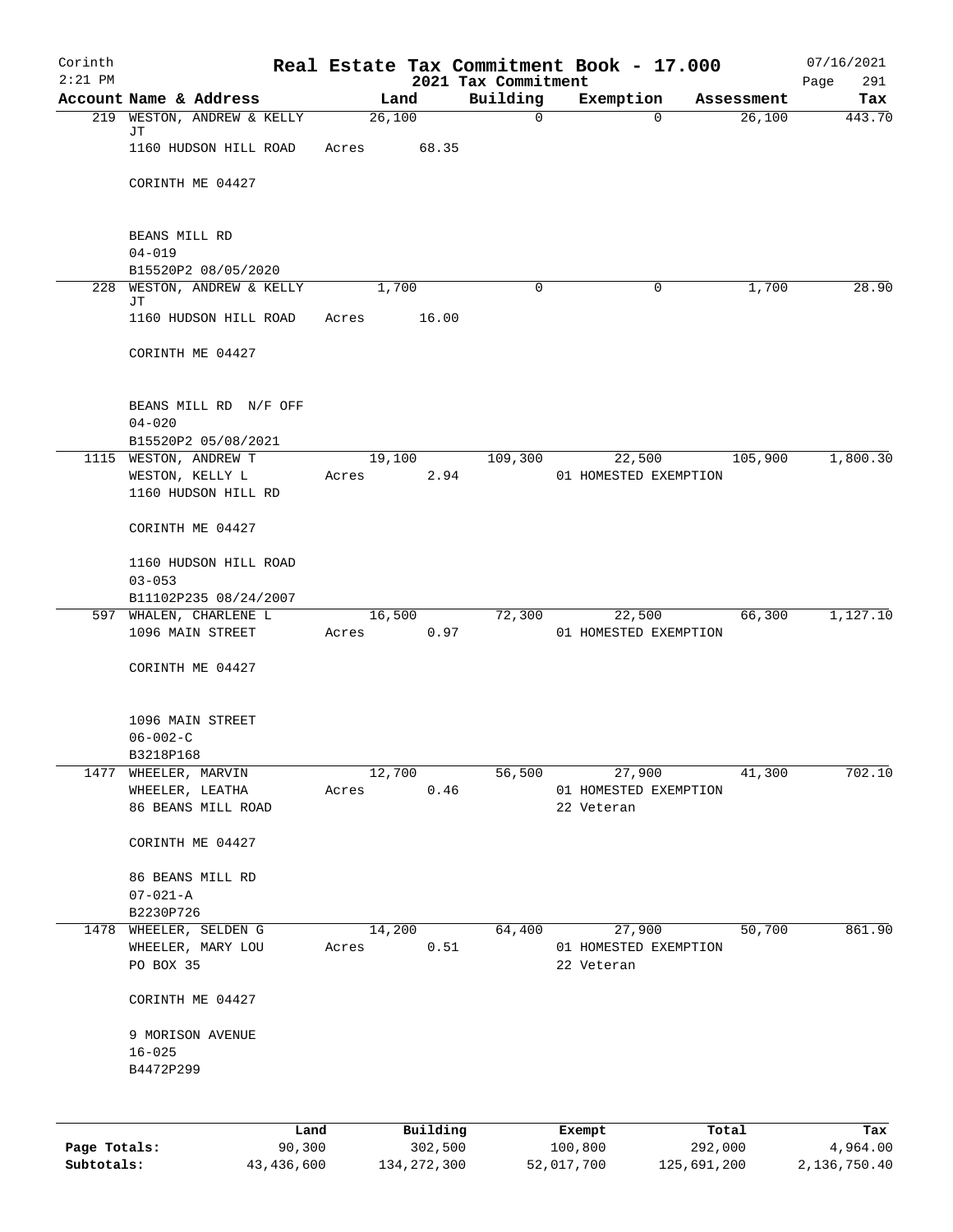Corinth
2:21 PM

# Real Estate Tax Commitment Book - 17.000

2021 Tax Commitment

07/16/2021

| Account | Name & Address | Land | Building | Exemption | Assessment | Tax |
|---|---|---|---|---|---|---|
| 219 | WESTON, ANDREW & KELLY JT<br>1160 HUDSON HILL ROAD<br><br>CORINTH ME 04427<br><br>BEANS MILL RD<br>04-019<br>B15520P2 08/05/2020 | 26,100<br>Acres 68.35 | 0 | 0 | 26,100 | 443.70 |
| 228 | WESTON, ANDREW & KELLY JT<br>1160 HUDSON HILL ROAD<br><br>CORINTH ME 04427<br><br>BEANS MILL RD N/F OFF<br>04-020<br>B15520P2 05/08/2021 | 1,700<br>Acres 16.00 | 0 | 0 | 1,700 | 28.90 |
| 1115 | WESTON, ANDREW T<br>WESTON, KELLY L<br>1160 HUDSON HILL RD<br><br>CORINTH ME 04427<br><br>1160 HUDSON HILL ROAD<br>03-053<br>B11102P235 08/24/2007 | 19,100<br>Acres 2.94 | 109,300 | 22,500<br>01 HOMESTED EXEMPTION | 105,900 | 1,800.30 |
| 597 | WHALEN, CHARLENE L<br>1096 MAIN STREET<br><br>CORINTH ME 04427<br><br>1096 MAIN STREET<br>06-002-C<br>B3218P168 | 16,500<br>Acres 0.97 | 72,300 | 22,500<br>01 HOMESTED EXEMPTION | 66,300 | 1,127.10 |
| 1477 | WHEELER, MARVIN<br>WHEELER, LEATHA<br>86 BEANS MILL ROAD<br><br>CORINTH ME 04427<br><br>86 BEANS MILL RD<br>07-021-A<br>B2230P726 | 12,700<br>Acres 0.46 | 56,500 | 27,900<br>01 HOMESTED EXEMPTION<br>22 Veteran | 41,300 | 702.10 |
| 1478 | WHEELER, SELDEN G<br>WHEELER, MARY LOU<br>PO BOX 35<br><br>CORINTH ME 04427<br><br>9 MORISON AVENUE<br>16-025<br>B4472P299 | 14,200<br>Acres 0.51 | 64,400 | 27,900<br>01 HOMESTED EXEMPTION<br>22 Veteran | 50,700 | 861.90 |

| | Land | Building | Exempt | Total | Tax |
|---|---|---|---|---|---|
| Page Totals: | 90,300 | 302,500 | 100,800 | 292,000 | 4,964.00 |
| Subtotals: | 43,436,600 | 134,272,300 | 52,017,700 | 125,691,200 | 2,136,750.40 |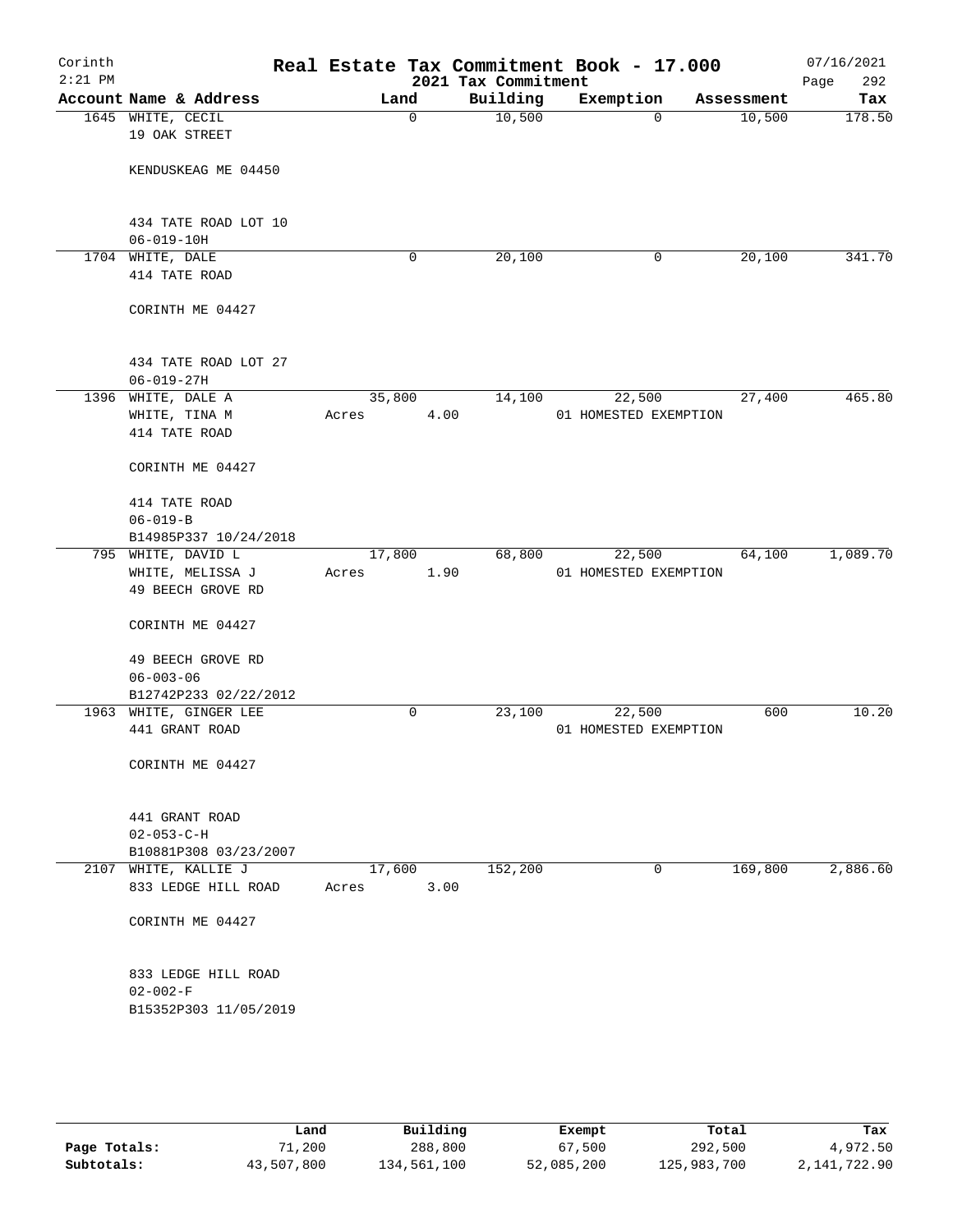Corinth 2:21 PM

# Real Estate Tax Commitment Book - 17.000

## 2021 Tax Commitment

07/16/2021

| Account | Name & Address | Land | Building | Exemption | Assessment | Tax |
|---|---|---|---|---|---|---|
| 1645 | WHITE, CECIL<br>19 OAK STREET<br><br>KENDUSKEAG ME 04450<br><br>434 TATE ROAD LOT 10<br>06-019-10H | 0 | 10,500 | 0 | 10,500 | 178.50 |
| 1704 | WHITE, DALE<br>414 TATE ROAD<br><br>CORINTH ME 04427<br><br>434 TATE ROAD LOT 27<br>06-019-27H | 0 | 20,100 | 0 | 20,100 | 341.70 |
| 1396 | WHITE, DALE A<br>WHITE, TINA M<br>414 TATE ROAD<br><br>CORINTH ME 04427<br><br>414 TATE ROAD<br>06-019-B<br>B14985P337 10/24/2018 | 35,800<br>Acres 4.00 | 14,100 | 22,500<br>01 HOMESTED EXEMPTION | 27,400 | 465.80 |
| 795 | WHITE, DAVID L<br>WHITE, MELISSA J<br>49 BEECH GROVE RD<br><br>CORINTH ME 04427<br><br>49 BEECH GROVE RD<br>06-003-06<br>B12742P233 02/22/2012 | 17,800<br>Acres 1.90 | 68,800 | 22,500<br>01 HOMESTED EXEMPTION | 64,100 | 1,089.70 |
| 1963 | WHITE, GINGER LEE<br>441 GRANT ROAD<br><br>CORINTH ME 04427<br><br>441 GRANT ROAD<br>02-053-C-H<br>B10881P308 03/23/2007 | 0 | 23,100 | 22,500<br>01 HOMESTED EXEMPTION | 600 | 10.20 |
| 2107 | WHITE, KALLIE J<br>833 LEDGE HILL ROAD<br><br>CORINTH ME 04427<br><br>833 LEDGE HILL ROAD<br>02-002-F<br>B15352P303 11/05/2019 | 17,600<br>Acres 3.00 | 152,200 | 0 | 169,800 | 2,886.60 |

| | Land | Building | Exempt | Total | Tax |
|---|---|---|---|---|---|
| **Page Totals:** | 71,200 | 288,800 | 67,500 | 292,500 | 4,972.50 |
| **Subtotals:** | 43,507,800 | 134,561,100 | 52,085,200 | 125,983,700 | 2,141,722.90 |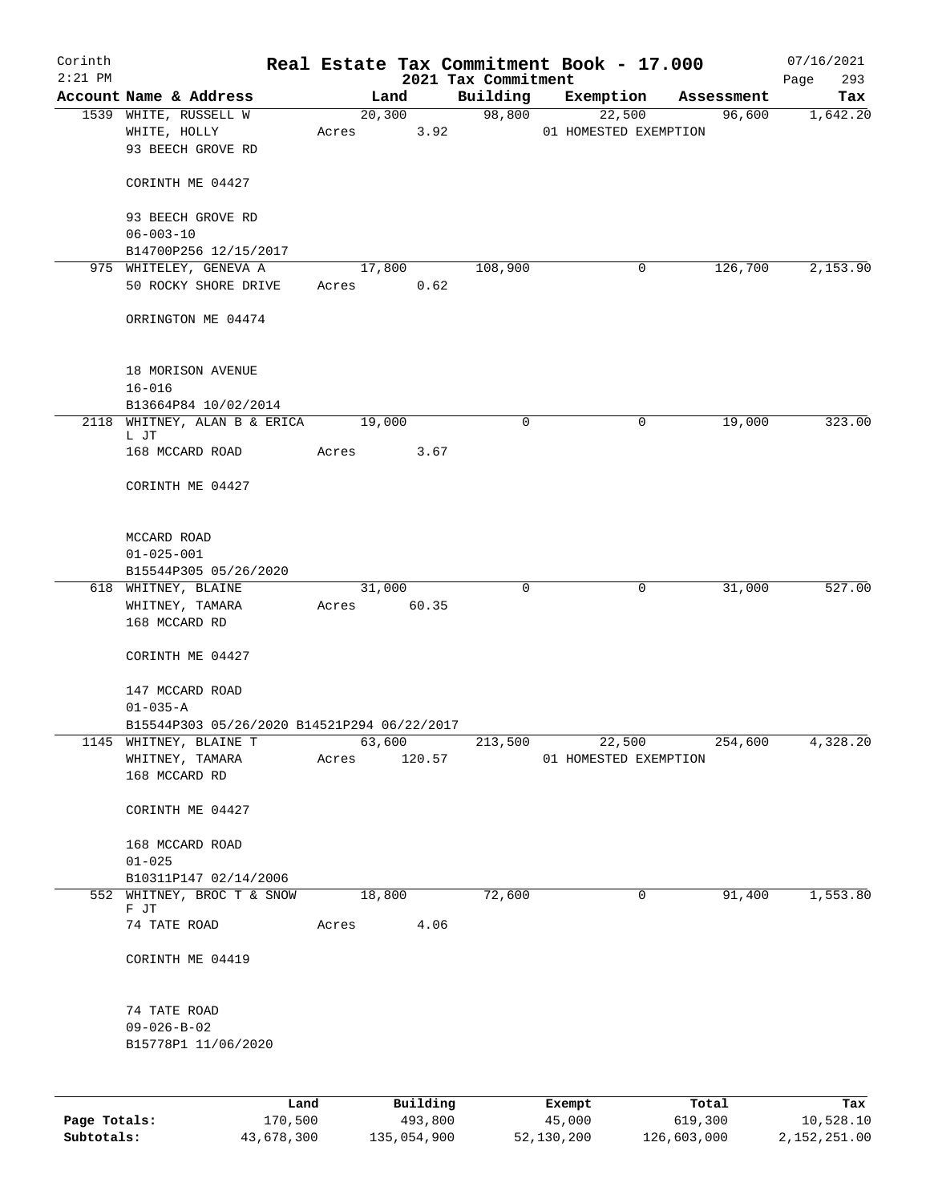# Real Estate Tax Commitment Book - 17.000

Corinth 2:21 PM — 2021 Tax Commitment — 07/16/2021 Page 293

| Account Name & Address | Land | Building | Exemption | Assessment | Tax |
|---|---|---|---|---|---|
| 1539 WHITE, RUSSELL W<br>WHITE, HOLLY<br>93 BEECH GROVE RD<br><br>CORINTH ME 04427<br><br>93 BEECH GROVE RD<br>06-003-10<br>B14700P256 12/15/2017 | 20,300<br>Acres 3.92 | 98,800 | 22,500<br>01 HOMESTED EXEMPTION | 96,600 | 1,642.20 |
| 975 WHITELEY, GENEVA A<br>50 ROCKY SHORE DRIVE<br><br>ORRINGTON ME 04474<br><br>18 MORISON AVENUE<br>16-016<br>B13664P84 10/02/2014 | 17,800<br>Acres 0.62 | 108,900 | 0 | 126,700 | 2,153.90 |
| 2118 WHITNEY, ALAN B & ERICA L JT<br>168 MCCARD ROAD<br><br>CORINTH ME 04427<br><br>MCCARD ROAD<br>01-025-001<br>B15544P305 05/26/2020 | 19,000<br>Acres 3.67 | 0 | 0 | 19,000 | 323.00 |
| 618 WHITNEY, BLAINE<br>WHITNEY, TAMARA<br>168 MCCARD RD<br><br>CORINTH ME 04427<br><br>147 MCCARD ROAD<br>01-035-A<br>B15544P303 05/26/2020 B14521P294 06/22/2017 | 31,000<br>Acres 60.35 | 0 | 0 | 31,000 | 527.00 |
| 1145 WHITNEY, BLAINE T<br>WHITNEY, TAMARA<br>168 MCCARD RD<br><br>CORINTH ME 04427<br><br>168 MCCARD ROAD<br>01-025<br>B10311P147 02/14/2006 | 63,600<br>Acres 120.57 | 213,500 | 22,500<br>01 HOMESTED EXEMPTION | 254,600 | 4,328.20 |
| 552 WHITNEY, BROC T & SNOW F JT<br>74 TATE ROAD<br><br>CORINTH ME 04419<br><br>74 TATE ROAD<br>09-026-B-02<br>B15778P1 11/06/2020 | 18,800<br>Acres 4.06 | 72,600 | 0 | 91,400 | 1,553.80 |

| | Land | Building | Exempt | Total | Tax |
|---|---|---|---|---|---|
| Page Totals: | 170,500 | 493,800 | 45,000 | 619,300 | 10,528.10 |
| Subtotals: | 43,678,300 | 135,054,900 | 52,130,200 | 126,603,000 | 2,152,251.00 |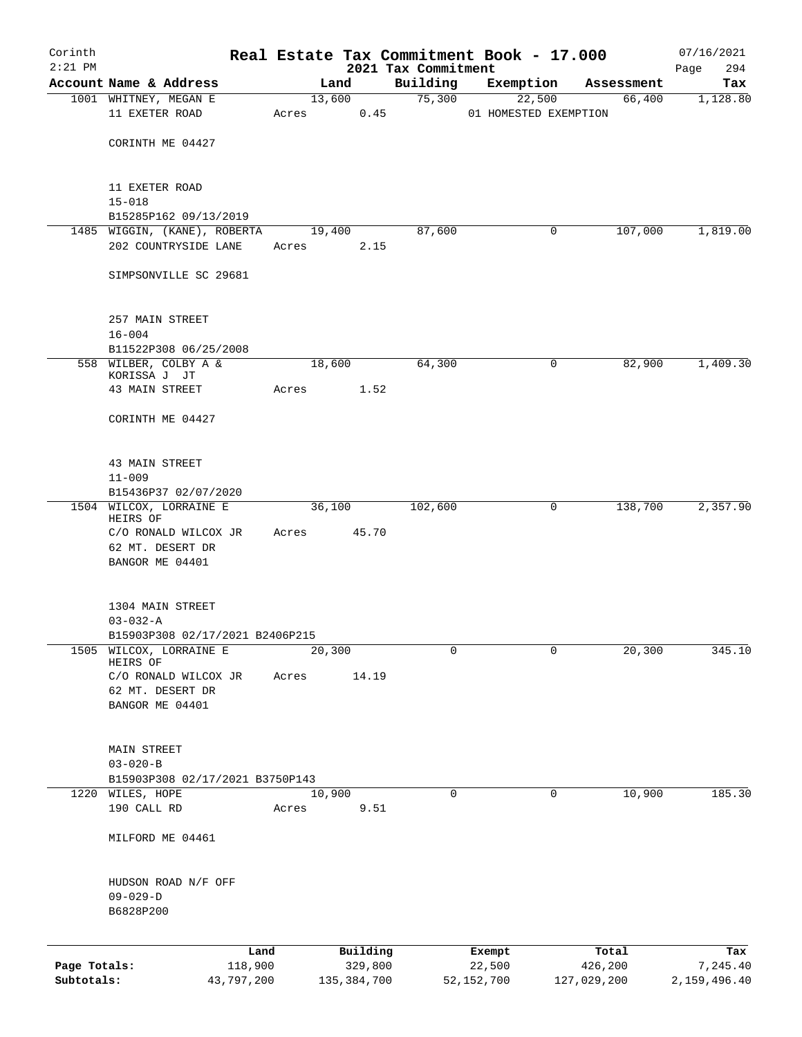# Real Estate Tax Commitment Book - 17.000

Corinth 2:21 PM — 2021 Tax Commitment — 07/16/2021 Page 294

| Account | Name & Address | Land | Building | Exemption | Assessment | Tax |
|---|---|---|---|---|---|---|
| 1001 | WHITNEY, MEGAN E<br>11 EXETER ROAD<br>CORINTH ME 04427<br><br>11 EXETER ROAD<br>15-018<br>B15285P162 09/13/2019 | 13,600<br>Acres 0.45 | 75,300 | 22,500<br>01 HOMESTED EXEMPTION | 66,400 | 1,128.80 |
| 1485 | WIGGIN, (KANE), ROBERTA<br>202 COUNTRYSIDE LANE<br>SIMPSONVILLE SC 29681<br><br>257 MAIN STREET<br>16-004<br>B11522P308 06/25/2008 | 19,400<br>Acres 2.15 | 87,600 | 0 | 107,000 | 1,819.00 |
| 558 | WILBER, COLBY A &<br>KORISSA J JT<br>43 MAIN STREET<br>CORINTH ME 04427<br><br>43 MAIN STREET<br>11-009<br>B15436P37 02/07/2020 | 18,600<br>Acres 1.52 | 64,300 | 0 | 82,900 | 1,409.30 |
| 1504 | WILCOX, LORRAINE E<br>HEIRS OF<br>C/O RONALD WILCOX JR<br>62 MT. DESERT DR<br>BANGOR ME 04401<br><br>1304 MAIN STREET<br>03-032-A<br>B15903P308 02/17/2021 B2406P215 | 36,100<br>Acres 45.70 | 102,600 | 0 | 138,700 | 2,357.90 |
| 1505 | WILCOX, LORRAINE E<br>HEIRS OF<br>C/O RONALD WILCOX JR<br>62 MT. DESERT DR<br>BANGOR ME 04401<br><br>MAIN STREET<br>03-020-B<br>B15903P308 02/17/2021 B3750P143 | 20,300<br>Acres 14.19 | 0 | 0 | 20,300 | 345.10 |
| 1220 | WILES, HOPE<br>190 CALL RD<br>MILFORD ME 04461<br><br>HUDSON ROAD N/F OFF<br>09-029-D<br>B6828P200 | 10,900<br>Acres 9.51 | 0 | 0 | 10,900 | 185.30 |

| | Land | Building | Exempt | Total | Tax |
|---|---|---|---|---|---|
| Page Totals: | 118,900 | 329,800 | 22,500 | 426,200 | 7,245.40 |
| Subtotals: | 43,797,200 | 135,384,700 | 52,152,700 | 127,029,200 | 2,159,496.40 |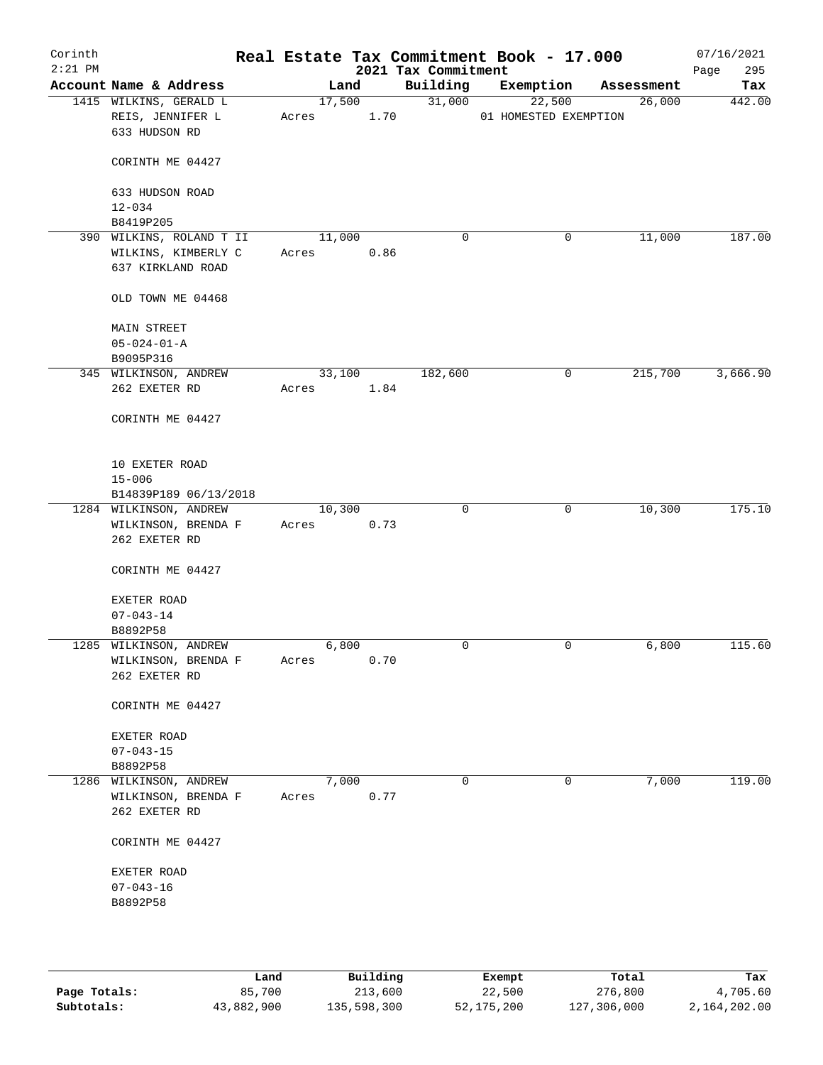# Real Estate Tax Commitment Book - 17.000

Corinth
2:21 PM

2021 Tax Commitment

07/16/2021

| Account Name & Address | Land | Building | Exemption | Assessment | Tax |
|---|---|---|---|---|---|
| 1415 WILKINS, GERALD L<br>REIS, JENNIFER L<br>633 HUDSON RD<br><br>CORINTH ME 04427<br><br>633 HUDSON ROAD<br>12-034<br>B8419P205 | 17,500<br>Acres 1.70 | 31,000 | 22,500<br>01 HOMESTED EXEMPTION | 26,000 | 442.00 |
| 390 WILKINS, ROLAND T II<br>WILKINS, KIMBERLY C<br>637 KIRKLAND ROAD<br><br>OLD TOWN ME 04468<br><br>MAIN STREET<br>05-024-01-A<br>B9095P316 | 11,000<br>Acres 0.86 | 0 | 0 | 11,000 | 187.00 |
| 345 WILKINSON, ANDREW<br>262 EXETER RD<br><br>CORINTH ME 04427<br><br>10 EXETER ROAD<br>15-006<br>B14839P189 06/13/2018 | 33,100<br>Acres 1.84 | 182,600 | 0 | 215,700 | 3,666.90 |
| 1284 WILKINSON, ANDREW<br>WILKINSON, BRENDA F<br>262 EXETER RD<br><br>CORINTH ME 04427<br><br>EXETER ROAD<br>07-043-14<br>B8892P58 | 10,300<br>Acres 0.73 | 0 | 0 | 10,300 | 175.10 |
| 1285 WILKINSON, ANDREW<br>WILKINSON, BRENDA F<br>262 EXETER RD<br><br>CORINTH ME 04427<br><br>EXETER ROAD<br>07-043-15<br>B8892P58 | 6,800<br>Acres 0.70 | 0 | 0 | 6,800 | 115.60 |
| 1286 WILKINSON, ANDREW<br>WILKINSON, BRENDA F<br>262 EXETER RD<br><br>CORINTH ME 04427<br><br>EXETER ROAD<br>07-043-16<br>B8892P58 | 7,000<br>Acres 0.77 | 0 | 0 | 7,000 | 119.00 |

| | Land | Building | Exempt | Total | Tax |
|---|---|---|---|---|---|
| **Page Totals:** | 85,700 | 213,600 | 22,500 | 276,800 | 4,705.60 |
| **Subtotals:** | 43,882,900 | 135,598,300 | 52,175,200 | 127,306,000 | 2,164,202.00 |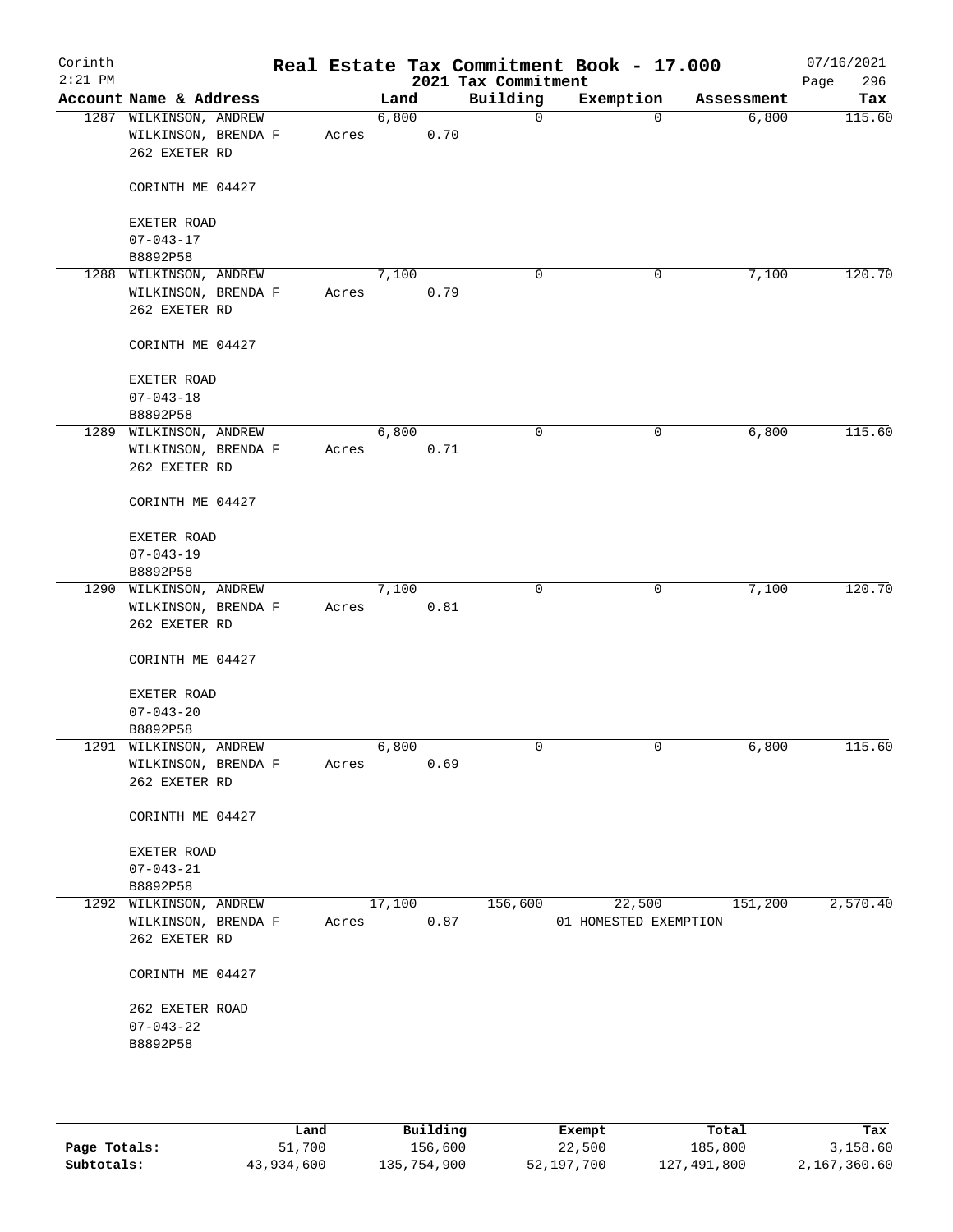Corinth
2:21 PM

# Real Estate Tax Commitment Book - 17.000

## 2021 Tax Commitment

07/16/2021
Page 296

| Account | Name & Address | Land | Building | Exemption | Assessment | Tax |
|---|---|---|---|---|---|---|
| 1287 | WILKINSON, ANDREW<br>WILKINSON, BRENDA F<br>262 EXETER RD<br><br>CORINTH ME 04427<br><br>EXETER ROAD<br>07-043-17<br>B8892P58 | 6,800<br>Acres 0.70 | 0 | 0 | 6,800 | 115.60 |
| 1288 | WILKINSON, ANDREW<br>WILKINSON, BRENDA F<br>262 EXETER RD<br><br>CORINTH ME 04427<br><br>EXETER ROAD<br>07-043-18<br>B8892P58 | 7,100<br>Acres 0.79 | 0 | 0 | 7,100 | 120.70 |
| 1289 | WILKINSON, ANDREW<br>WILKINSON, BRENDA F<br>262 EXETER RD<br><br>CORINTH ME 04427<br><br>EXETER ROAD<br>07-043-19<br>B8892P58 | 6,800<br>Acres 0.71 | 0 | 0 | 6,800 | 115.60 |
| 1290 | WILKINSON, ANDREW<br>WILKINSON, BRENDA F<br>262 EXETER RD<br><br>CORINTH ME 04427<br><br>EXETER ROAD<br>07-043-20<br>B8892P58 | 7,100<br>Acres 0.81 | 0 | 0 | 7,100 | 120.70 |
| 1291 | WILKINSON, ANDREW<br>WILKINSON, BRENDA F<br>262 EXETER RD<br><br>CORINTH ME 04427<br><br>EXETER ROAD<br>07-043-21<br>B8892P58 | 6,800<br>Acres 0.69 | 0 | 0 | 6,800 | 115.60 |
| 1292 | WILKINSON, ANDREW<br>WILKINSON, BRENDA F<br>262 EXETER RD<br><br>CORINTH ME 04427<br><br>262 EXETER ROAD<br>07-043-22<br>B8892P58 | 17,100<br>Acres 0.87 | 156,600 | 22,500<br>01 HOMESTED EXEMPTION | 151,200 | 2,570.40 |

| | Land | Building | Exempt | Total | Tax |
|---|---|---|---|---|---|
| **Page Totals:** | 51,700 | 156,600 | 22,500 | 185,800 | 3,158.60 |
| **Subtotals:** | 43,934,600 | 135,754,900 | 52,197,700 | 127,491,800 | 2,167,360.60 |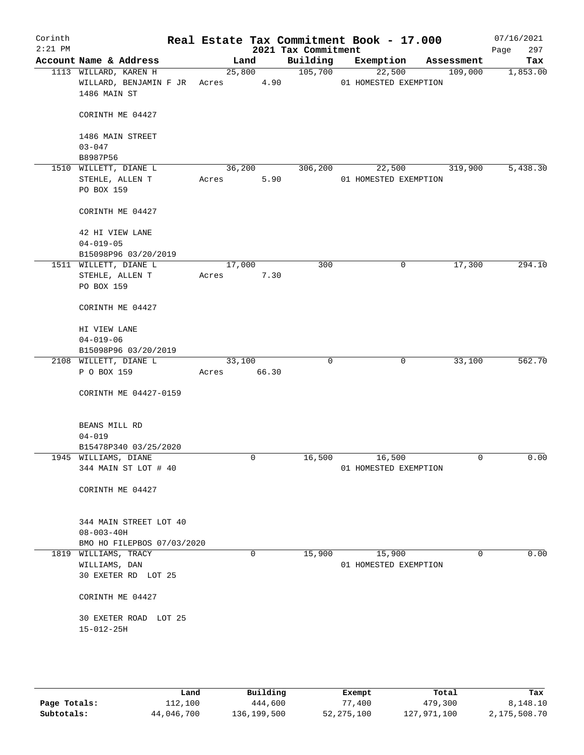Corinth 2:21 PM

# Real Estate Tax Commitment Book - 17.000

2021 Tax Commitment

07/16/2021

| Account | Name & Address | Land | Building | Exemption | Assessment | Tax |
|---|---|---|---|---|---|---|
| 1113 | WILLARD, KAREN H<br>WILLARD, BENJAMIN F JR<br>1486 MAIN ST<br><br>CORINTH ME 04427<br><br>1486 MAIN STREET<br>03-047<br>B8987P56 | 25,800<br>Acres 4.90 | 105,700 | 22,500<br>01 HOMESTED EXEMPTION | 109,000 | 1,853.00 |
| 1510 | WILLETT, DIANE L<br>STEHLE, ALLEN T<br>PO BOX 159<br><br>CORINTH ME 04427<br><br>42 HI VIEW LANE<br>04-019-05<br>B15098P96 03/20/2019 | 36,200<br>Acres 5.90 | 306,200 | 22,500<br>01 HOMESTED EXEMPTION | 319,900 | 5,438.30 |
| 1511 | WILLETT, DIANE L<br>STEHLE, ALLEN T<br>PO BOX 159<br><br>CORINTH ME 04427<br><br>HI VIEW LANE<br>04-019-06<br>B15098P96 03/20/2019 | 17,000<br>Acres 7.30 | 300 | 0 | 17,300 | 294.10 |
| 2108 | WILLETT, DIANE L<br>P O BOX 159<br><br>CORINTH ME 04427-0159<br><br>BEANS MILL RD<br>04-019<br>B15478P340 03/25/2020 | 33,100<br>Acres 66.30 | 0 | 0 | 33,100 | 562.70 |
| 1945 | WILLIAMS, DIANE<br>344 MAIN ST LOT # 40<br><br>CORINTH ME 04427<br><br>344 MAIN STREET LOT 40<br>08-003-40H<br>BMO HO FILEPBOS 07/03/2020 | 0 | 16,500 | 16,500<br>01 HOMESTED EXEMPTION | 0 | 0.00 |
| 1819 | WILLIAMS, TRACY<br>WILLIAMS, DAN<br>30 EXETER RD LOT 25<br><br>CORINTH ME 04427<br><br>30 EXETER ROAD LOT 25<br>15-012-25H | 0 | 15,900 | 15,900<br>01 HOMESTED EXEMPTION | 0 | 0.00 |

| | Land | Building | Exempt | Total | Tax |
|---|---|---|---|---|---|
| **Page Totals:** | 112,100 | 444,600 | 77,400 | 479,300 | 8,148.10 |
| **Subtotals:** | 44,046,700 | 136,199,500 | 52,275,100 | 127,971,100 | 2,175,508.70 |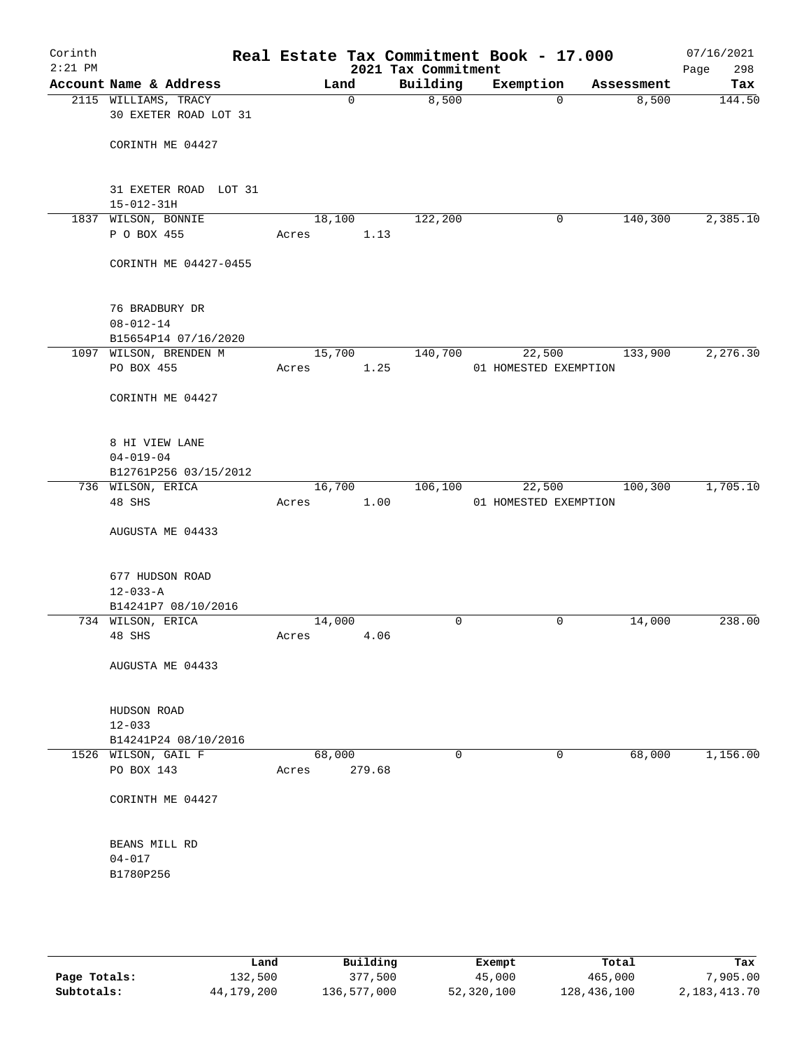# Real Estate Tax Commitment Book - 17.000

Corinth
2:21 PM

2021 Tax Commitment

07/16/2021

| Account | Name & Address | Land | Building | Exemption | Assessment | Tax |
|---|---|---|---|---|---|---|
| 2115 | WILLIAMS, TRACY<br>30 EXETER ROAD LOT 31<br><br>CORINTH ME 04427<br><br>31 EXETER ROAD LOT 31<br>15-012-31H | 0 | 8,500 | 0 | 8,500 | 144.50 |
| 1837 | WILSON, BONNIE<br>P O BOX 455<br><br>CORINTH ME 04427-0455<br><br>76 BRADBURY DR<br>08-012-14<br>B15654P14 07/16/2020 | 18,100<br>Acres 1.13 | 122,200 | 0 | 140,300 | 2,385.10 |
| 1097 | WILSON, BRENDEN M<br>PO BOX 455<br><br>CORINTH ME 04427<br><br>8 HI VIEW LANE<br>04-019-04<br>B12761P256 03/15/2012 | 15,700<br>Acres 1.25 | 140,700 | 22,500<br>01 HOMESTED EXEMPTION | 133,900 | 2,276.30 |
| 736 | WILSON, ERICA<br>48 SHS<br><br>AUGUSTA ME 04433<br><br>677 HUDSON ROAD<br>12-033-A<br>B14241P7 08/10/2016 | 16,700<br>Acres 1.00 | 106,100 | 22,500<br>01 HOMESTED EXEMPTION | 100,300 | 1,705.10 |
| 734 | WILSON, ERICA<br>48 SHS<br><br>AUGUSTA ME 04433<br><br>HUDSON ROAD<br>12-033<br>B14241P24 08/10/2016 | 14,000<br>Acres 4.06 | 0 | 0 | 14,000 | 238.00 |
| 1526 | WILSON, GAIL F<br>PO BOX 143<br><br>CORINTH ME 04427<br><br>BEANS MILL RD<br>04-017<br>B1780P256 | 68,000<br>Acres 279.68 | 0 | 0 | 68,000 | 1,156.00 |

| | Land | Building | Exempt | Total | Tax |
|---|---|---|---|---|---|
| Page Totals: | 132,500 | 377,500 | 45,000 | 465,000 | 7,905.00 |
| Subtotals: | 44,179,200 | 136,577,000 | 52,320,100 | 128,436,100 | 2,183,413.70 |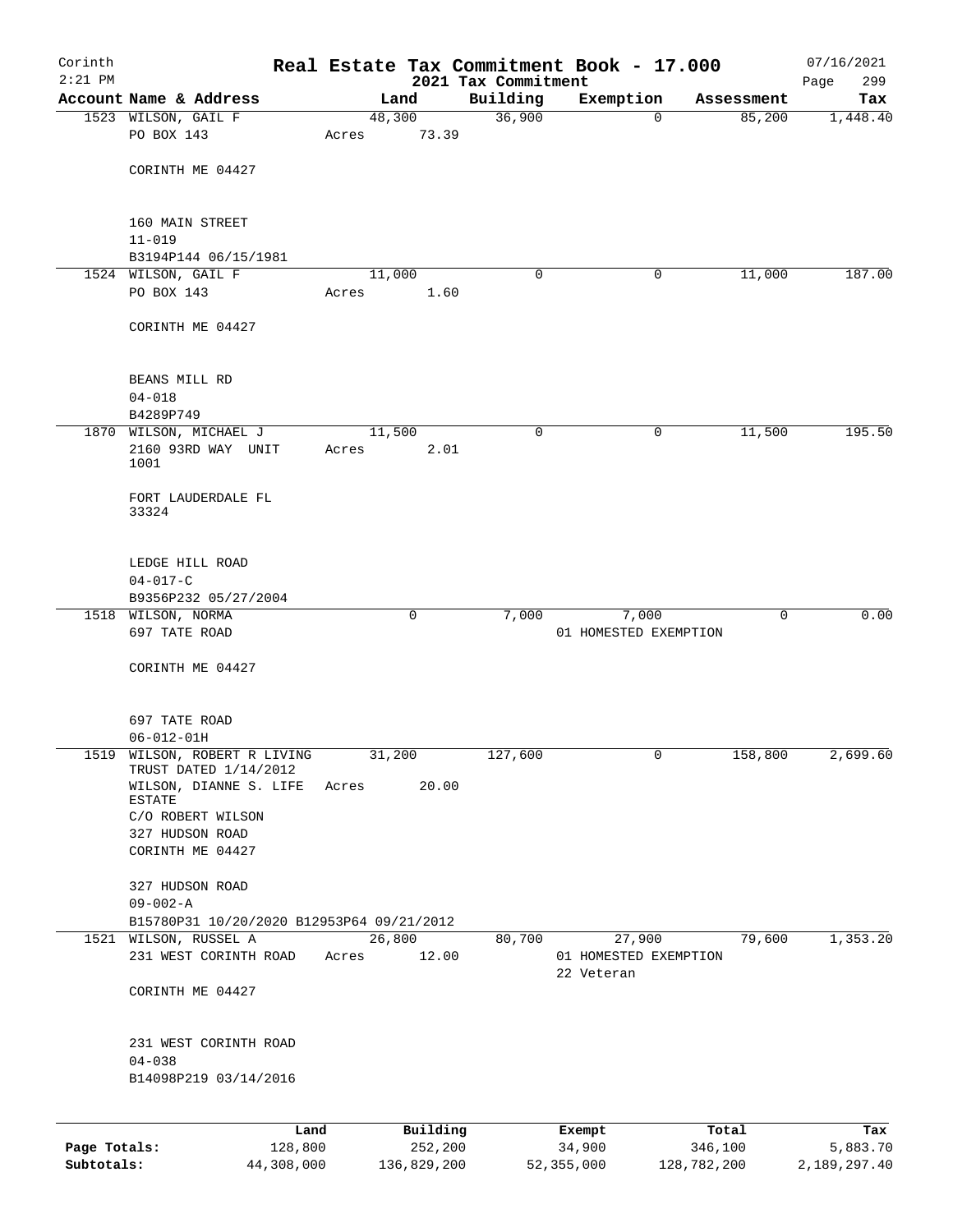Corinth
2:21 PM

# Real Estate Tax Commitment Book - 17.000

2021 Tax Commitment

07/16/2021

| Account Name & Address | Land | Building | Exemption | Assessment | Tax |
|---|---|---|---|---|---|
| 1523 WILSON, GAIL F<br>PO BOX 143<br><br>CORINTH ME 04427<br><br>160 MAIN STREET<br>11-019<br>B3194P144 06/15/1981 | 48,300<br>Acres 73.39 | 36,900 | 0 | 85,200 | 1,448.40 |
| 1524 WILSON, GAIL F<br>PO BOX 143<br><br>CORINTH ME 04427<br><br>BEANS MILL RD<br>04-018<br>B4289P749 | 11,000<br>Acres 1.60 | 0 | 0 | 11,000 | 187.00 |
| 1870 WILSON, MICHAEL J<br>2160 93RD WAY UNIT 1001<br><br>FORT LAUDERDALE FL 33324<br><br>LEDGE HILL ROAD<br>04-017-C<br>B9356P232 05/27/2004 | 11,500<br>Acres 2.01 | 0 | 0 | 11,500 | 195.50 |
| 1518 WILSON, NORMA<br>697 TATE ROAD<br><br>CORINTH ME 04427<br><br>697 TATE ROAD<br>06-012-01H | 0 | 7,000 | 7,000<br>01 HOMESTED EXEMPTION | 0 | 0.00 |
| 1519 WILSON, ROBERT R LIVING TRUST DATED 1/14/2012<br>WILSON, DIANNE S. LIFE ESTATE<br>C/O ROBERT WILSON<br>327 HUDSON ROAD<br>CORINTH ME 04427<br><br>327 HUDSON ROAD<br>09-002-A<br>B15780P31 10/20/2020 B12953P64 09/21/2012 | 31,200<br>Acres 20.00 | 127,600 | 0 | 158,800 | 2,699.60 |
| 1521 WILSON, RUSSEL A<br>231 WEST CORINTH ROAD<br><br>CORINTH ME 04427<br><br>231 WEST CORINTH ROAD<br>04-038<br>B14098P219 03/14/2016 | 26,800<br>Acres 12.00 | 80,700 | 27,900<br>01 HOMESTED EXEMPTION<br>22 Veteran | 79,600 | 1,353.20 |

| | Land | Building | Exempt | Total | Tax |
|---|---|---|---|---|---|
| Page Totals: | 128,800 | 252,200 | 34,900 | 346,100 | 5,883.70 |
| Subtotals: | 44,308,000 | 136,829,200 | 52,355,000 | 128,782,200 | 2,189,297.40 |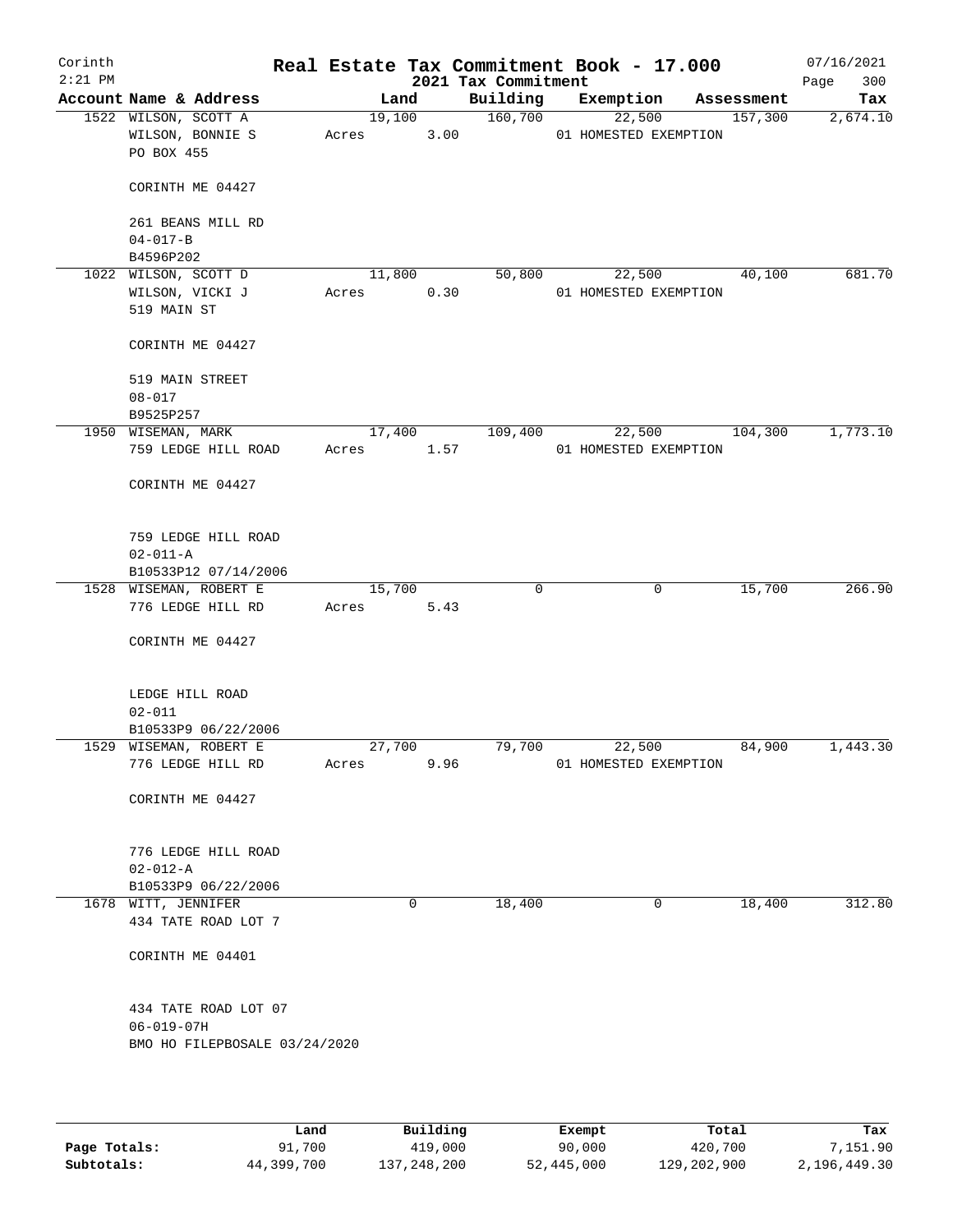Corinth
2:21 PM

# Real Estate Tax Commitment Book - 17.000

2021 Tax Commitment

07/16/2021

| Account | Name & Address | Land | Building | Exemption | Assessment | Tax |
|---|---|---|---|---|---|---|
| 1522 | WILSON, SCOTT A<br>WILSON, BONNIE S<br>PO BOX 455<br><br>CORINTH ME 04427<br><br>261 BEANS MILL RD<br>04-017-B<br>B4596P202 | 19,100<br>Acres 3.00 | 160,700 | 22,500<br>01 HOMESTED EXEMPTION | 157,300 | 2,674.10 |
| 1022 | WILSON, SCOTT D<br>WILSON, VICKI J<br>519 MAIN ST<br><br>CORINTH ME 04427<br><br>519 MAIN STREET<br>08-017<br>B9525P257 | 11,800<br>Acres 0.30 | 50,800 | 22,500<br>01 HOMESTED EXEMPTION | 40,100 | 681.70 |
| 1950 | WISEMAN, MARK<br>759 LEDGE HILL ROAD<br><br>CORINTH ME 04427<br><br>759 LEDGE HILL ROAD<br>02-011-A<br>B10533P12 07/14/2006 | 17,400<br>Acres 1.57 | 109,400 | 22,500<br>01 HOMESTED EXEMPTION | 104,300 | 1,773.10 |
| 1528 | WISEMAN, ROBERT E<br>776 LEDGE HILL RD<br><br>CORINTH ME 04427<br><br>LEDGE HILL ROAD<br>02-011<br>B10533P9 06/22/2006 | 15,700<br>Acres 5.43 | 0 | 0 | 15,700 | 266.90 |
| 1529 | WISEMAN, ROBERT E<br>776 LEDGE HILL RD<br><br>CORINTH ME 04427<br><br>776 LEDGE HILL ROAD<br>02-012-A<br>B10533P9 06/22/2006 | 27,700<br>Acres 9.96 | 79,700 | 22,500<br>01 HOMESTED EXEMPTION | 84,900 | 1,443.30 |
| 1678 | WITT, JENNIFER<br>434 TATE ROAD LOT 7<br><br>CORINTH ME 04401<br><br>434 TATE ROAD LOT 07<br>06-019-07H<br>BMO HO FILEPBOSALE 03/24/2020 | 0 | 18,400 | 0 | 18,400 | 312.80 |

| | Land | Building | Exempt | Total | Tax |
|---|---|---|---|---|---|
| Page Totals: | 91,700 | 419,000 | 90,000 | 420,700 | 7,151.90 |
| Subtotals: | 44,399,700 | 137,248,200 | 52,445,000 | 129,202,900 | 2,196,449.30 |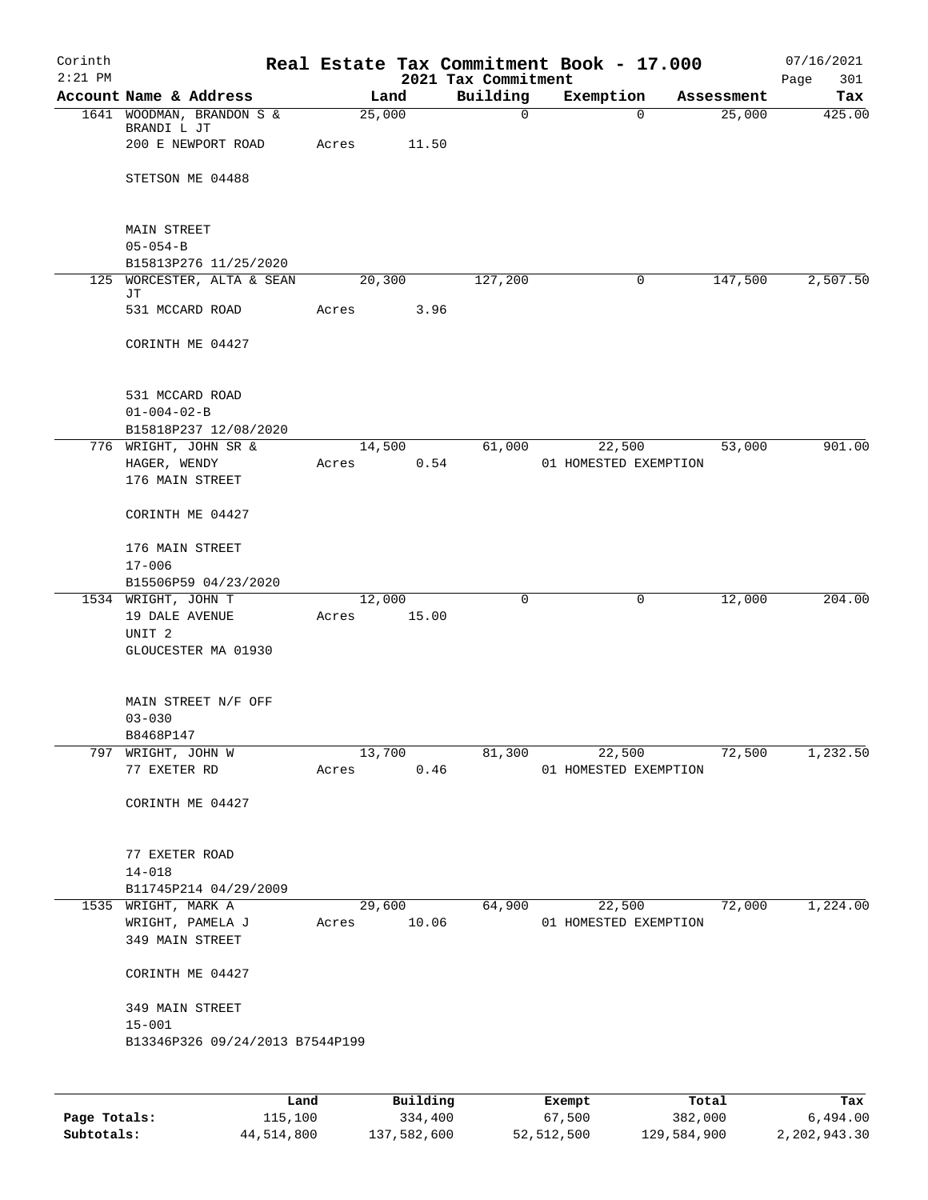Corinth 2:21 PM

# Real Estate Tax Commitment Book - 17.000

2021 Tax Commitment

07/16/2021 Page 301

| Account | Name & Address | Land | Building | Exemption | Assessment | Tax |
|---|---|---|---|---|---|---|
| 1641 | WOODMAN, BRANDON S & BRANDI L JT<br>200 E NEWPORT ROAD<br>STETSON ME 04488<br>MAIN STREET<br>05-054-B<br>B15813P276 11/25/2020 | 25,000<br>Acres 11.50 | 0 | 0 | 25,000 | 425.00 |
| 125 | WORCESTER, ALTA & SEAN JT<br>531 MCCARD ROAD<br>CORINTH ME 04427<br>531 MCCARD ROAD<br>01-004-02-B<br>B15818P237 12/08/2020 | 20,300<br>Acres 3.96 | 127,200 | 0 | 147,500 | 2,507.50 |
| 776 | WRIGHT, JOHN SR &<br>HAGER, WENDY<br>176 MAIN STREET<br>CORINTH ME 04427<br>176 MAIN STREET<br>17-006<br>B15506P59 04/23/2020 | 14,500<br>Acres 0.54 | 61,000 | 22,500<br>01 HOMESTED EXEMPTION | 53,000 | 901.00 |
| 1534 | WRIGHT, JOHN T<br>19 DALE AVENUE<br>UNIT 2<br>GLOUCESTER MA 01930<br>MAIN STREET N/F OFF<br>03-030<br>B8468P147 | 12,000<br>Acres 15.00 | 0 | 0 | 12,000 | 204.00 |
| 797 | WRIGHT, JOHN W<br>77 EXETER RD<br>CORINTH ME 04427<br>77 EXETER ROAD<br>14-018<br>B11745P214 04/29/2009 | 13,700<br>Acres 0.46 | 81,300 | 22,500<br>01 HOMESTED EXEMPTION | 72,500 | 1,232.50 |
| 1535 | WRIGHT, MARK A<br>WRIGHT, PAMELA J<br>349 MAIN STREET<br>CORINTH ME 04427<br>349 MAIN STREET<br>15-001<br>B13346P326 09/24/2013 B7544P199 | 29,600<br>Acres 10.06 | 64,900 | 22,500<br>01 HOMESTED EXEMPTION | 72,000 | 1,224.00 |

| | Land | Building | Exempt | Total | Tax |
|---|---|---|---|---|---|
| Page Totals: | 115,100 | 334,400 | 67,500 | 382,000 | 6,494.00 |
| Subtotals: | 44,514,800 | 137,582,600 | 52,512,500 | 129,584,900 | 2,202,943.30 |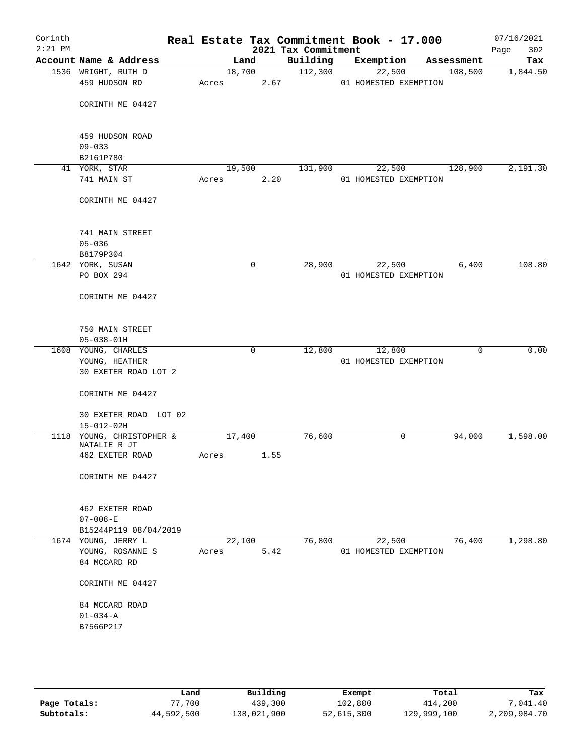Corinth
2:21 PM

# Real Estate Tax Commitment Book - 17.000

2021 Tax Commitment

07/16/2021

| Account | Name & Address | Land | Building | Exemption | Assessment | Tax |
|---|---|---|---|---|---|---|
| 1536 | WRIGHT, RUTH D<br>459 HUDSON RD<br><br>CORINTH ME 04427<br><br>459 HUDSON ROAD<br>09-033<br>B2161P780 | 18,700<br>Acres 2.67 | 112,300 | 22,500<br>01 HOMESTED EXEMPTION | 108,500 | 1,844.50 |
| 41 | YORK, STAR<br>741 MAIN ST<br><br>CORINTH ME 04427<br><br>741 MAIN STREET<br>05-036<br>B8179P304 | 19,500<br>Acres 2.20 | 131,900 | 22,500<br>01 HOMESTED EXEMPTION | 128,900 | 2,191.30 |
| 1642 | YORK, SUSAN<br>PO BOX 294<br><br>CORINTH ME 04427<br><br>750 MAIN STREET<br>05-038-01H | 0 | 28,900 | 22,500<br>01 HOMESTED EXEMPTION | 6,400 | 108.80 |
| 1608 | YOUNG, CHARLES<br>YOUNG, HEATHER<br>30 EXETER ROAD LOT 2<br><br>CORINTH ME 04427<br><br>30 EXETER ROAD LOT 02<br>15-012-02H | 0 | 12,800 | 12,800<br>01 HOMESTED EXEMPTION | 0 | 0.00 |
| 1118 | YOUNG, CHRISTOPHER &<br>NATALIE R JT<br>462 EXETER ROAD<br><br>CORINTH ME 04427<br><br>462 EXETER ROAD<br>07-008-E<br>B15244P119 08/04/2019 | 17,400<br>Acres 1.55 | 76,600 | 0 | 94,000 | 1,598.00 |
| 1674 | YOUNG, JERRY L<br>YOUNG, ROSANNE S<br>84 MCCARD RD<br><br>CORINTH ME 04427<br><br>84 MCCARD ROAD<br>01-034-A<br>B7566P217 | 22,100<br>Acres 5.42 | 76,800 | 22,500<br>01 HOMESTED EXEMPTION | 76,400 | 1,298.80 |

| | Land | Building | Exempt | Total | Tax |
|---|---|---|---|---|---|
| Page Totals: | 77,700 | 439,300 | 102,800 | 414,200 | 7,041.40 |
| Subtotals: | 44,592,500 | 138,021,900 | 52,615,300 | 129,999,100 | 2,209,984.70 |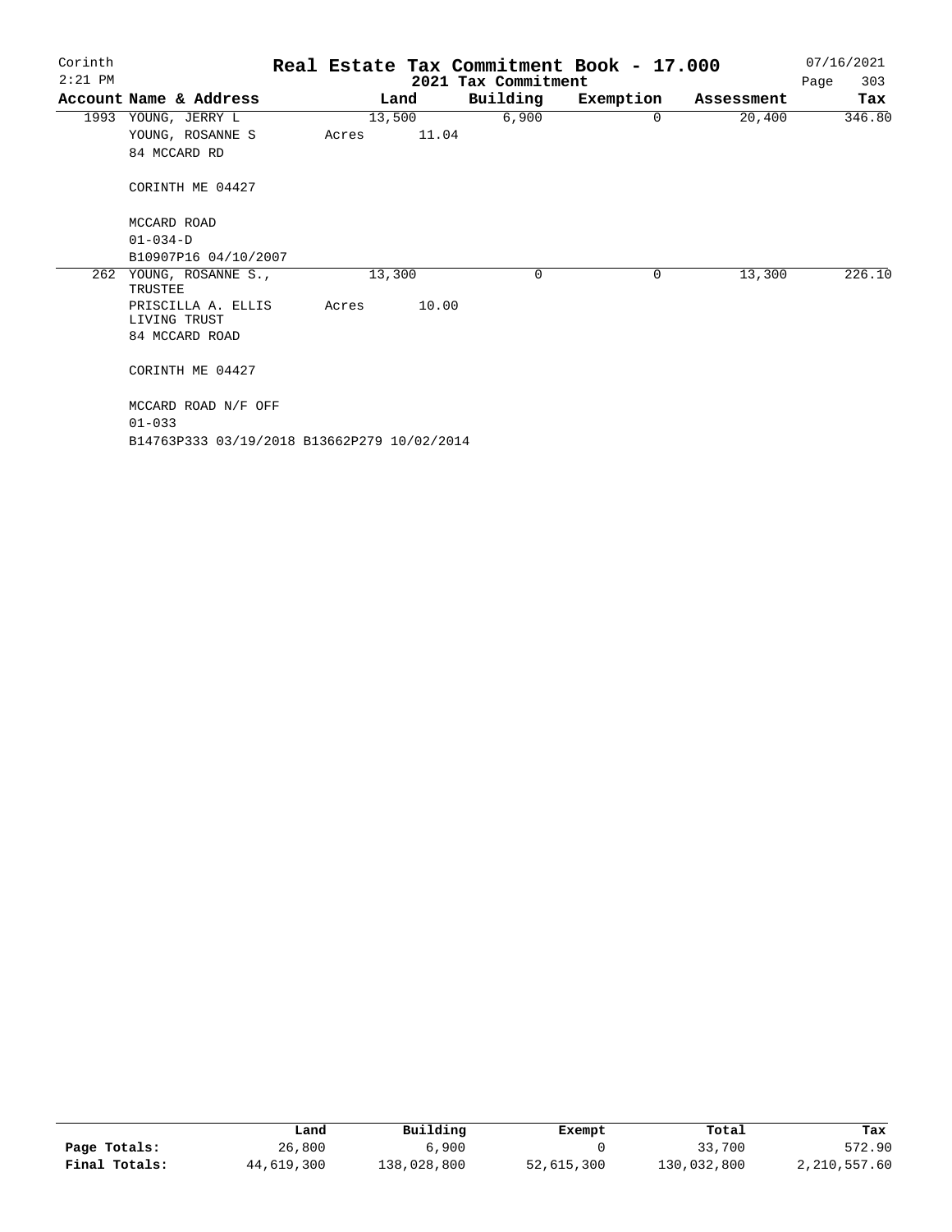Corinth 2:21 PM

# Real Estate Tax Commitment Book - 17.000

## 2021 Tax Commitment

07/16/2021

| Account Name & Address | Land | Building | Exemption | Assessment | Tax |
|---|---|---|---|---|---|
| 1993 YOUNG, JERRY L | 13,500 | 6,900 | 0 | 20,400 | 346.80 |
| YOUNG, ROSANNE S | Acres 11.04 | | | | |
| 84 MCCARD RD | | | | | |
| CORINTH ME 04427 | | | | | |
| MCCARD ROAD | | | | | |
| 01-034-D | | | | | |
| B10907P16 04/10/2007 | | | | | |
| 262 YOUNG, ROSANNE S., TRUSTEE | 13,300 | 0 | 0 | 13,300 | 226.10 |
| PRISCILLA A. ELLIS LIVING TRUST | Acres 10.00 | | | | |
| 84 MCCARD ROAD | | | | | |
| CORINTH ME 04427 | | | | | |
| MCCARD ROAD N/F OFF | | | | | |
| 01-033 | | | | | |
| B14763P333 03/19/2018 B13662P279 10/02/2014 | | | | | |

| | Land | Building | Exempt | Total | Tax |
|---|---|---|---|---|---|
| Page Totals: | 26,800 | 6,900 | 0 | 33,700 | 572.90 |
| Final Totals: | 44,619,300 | 138,028,800 | 52,615,300 | 130,032,800 | 2,210,557.60 |